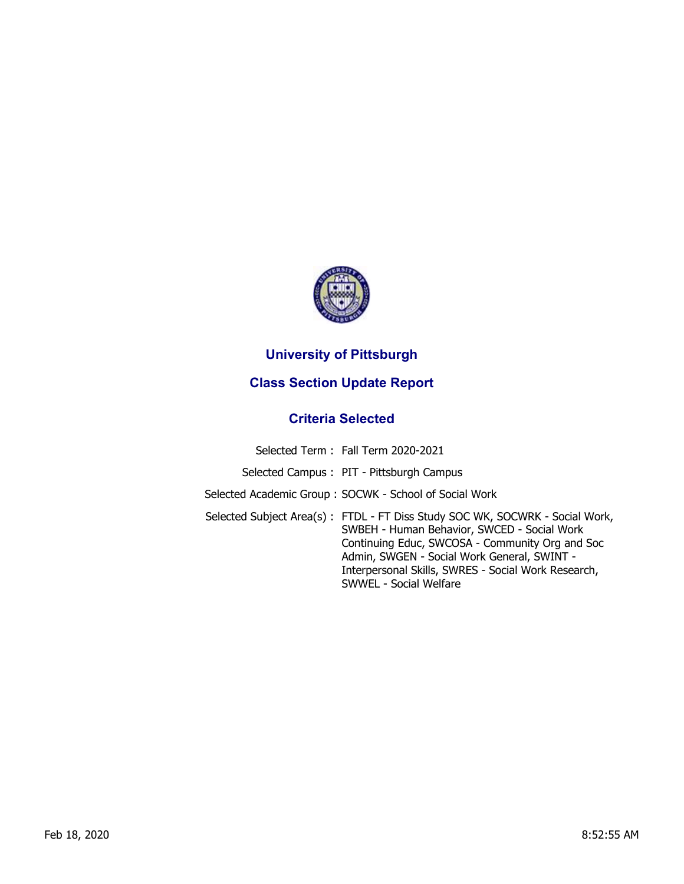# University of Pittsburgh

## Class Section Update Report

### Criteria Selected

| | |
|---|---|
| Selected Term : | Fall Term 2020-2021 |
| Selected Campus : | PIT - Pittsburgh Campus |
| Selected Academic Group : | SOCWK - School of Social Work |
| Selected Subject Area(s) : | FTDL - FT Diss Study SOC WK, SOCWRK - Social Work, SWBEH - Human Behavior, SWCED - Social Work Continuing Educ, SWCOSA - Community Org and Soc Admin, SWGEN - Social Work General, SWINT - Interpersonal Skills, SWRES - Social Work Research, SWWEL - Social Welfare |

Feb 18, 2020 8:52:55 AM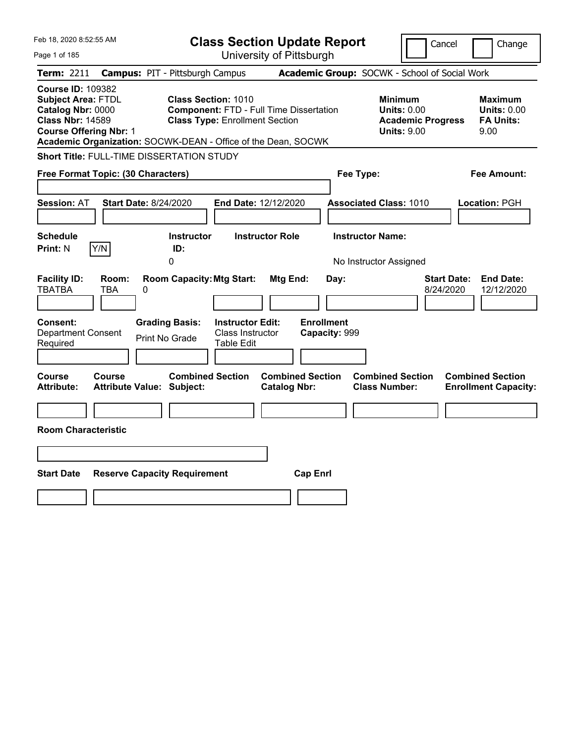# Class Section Update Report

University of Pittsburgh

Feb 18, 2020 8:52:55 AM

Cancel | Change

**Term:** 2211 **Campus:** PIT - Pittsburgh Campus **Academic Group:** SOCWK - School of Social Work

**Course ID:** 109382
**Subject Area:** FTDL
**Catalog Nbr:** 0000
**Class Nbr:** 14589
**Course Offering Nbr:** 1
**Academic Organization:** SOCWK-DEAN - Office of the Dean, SOCWK

**Class Section:** 1010
**Component:** FTD - Full Time Dissertation
**Class Type:** Enrollment Section

**Minimum Units:** 0.00
**Academic Progress Units:** 9.00

**Maximum Units:** 0.00
**FA Units:** 9.00

**Short Title:** FULL-TIME DISSERTATION STUDY

**Free Format Topic: (30 Characters)** **Fee Type:** **Fee Amount:**

**Session:** AT **Start Date:** 8/24/2020 **End Date:** 12/12/2020 **Associated Class:** 1010 **Location:** PGH

| Schedule Print | Instructor ID | Instructor Role | Instructor Name |
|---|---|---|---|
| N (Y/N) | 0 | | No Instructor Assigned |

| Facility ID | Room | Room Capacity | Mtg Start | Mtg End | Day | Start Date | End Date |
|---|---|---|---|---|---|---|---|
| TBATBA | TBA | 0 | | | | 8/24/2020 | 12/12/2020 |

| Consent | Grading Basis | Instructor Edit | Enrollment Capacity |
|---|---|---|---|
| Department Consent Required | Print No Grade | Class Instructor Table Edit | 999 |

| Course Attribute | Course Attribute Value | Combined Section Subject | Combined Section Catalog Nbr | Combined Section Class Number | Combined Section Enrollment Capacity |
|---|---|---|---|---|---|
| | | | | | |

**Room Characteristic**

| Start Date | Reserve Capacity Requirement | Cap Enrl |
|---|---|---|
| | | |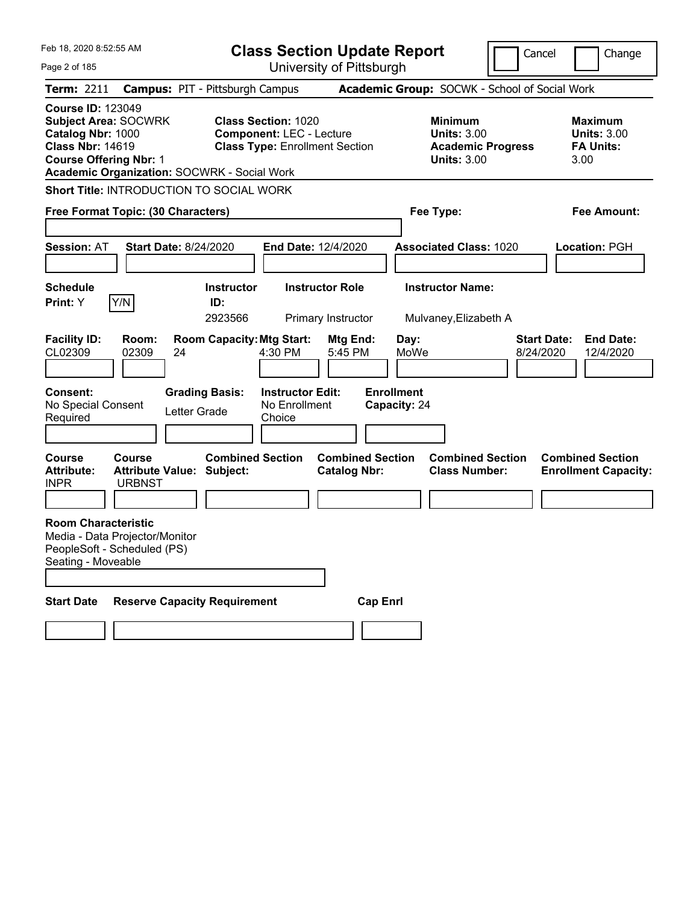Feb 18, 2020 8:52:55 AM

# Class Section Update Report

University of Pittsburgh

Cancel | Change

**Term:** 2211 **Campus:** PIT - Pittsburgh Campus **Academic Group:** SOCWK - School of Social Work

**Course ID:** 123049
**Subject Area:** SOCWRK
**Catalog Nbr:** 1000
**Class Nbr:** 14619
**Course Offering Nbr:** 1
**Academic Organization:** SOCWRK - Social Work

**Class Section:** 1020
**Component:** LEC - Lecture
**Class Type:** Enrollment Section

**Minimum**
**Units:** 3.00
**Academic Progress Units:** 3.00

**Maximum**
**Units:** 3.00
**FA Units:** 3.00

**Short Title:** INTRODUCTION TO SOCIAL WORK

**Free Format Topic: (30 Characters)**

**Fee Type:**

**Fee Amount:**

**Session:** AT **Start Date:** 8/24/2020 **End Date:** 12/4/2020 **Associated Class:** 1020 **Location:** PGH

**Schedule Print:** Y Y/N

| Instructor ID | Instructor Role | Instructor Name |
|---|---|---|
| 2923566 | Primary Instructor | Mulvaney,Elizabeth A |

| Facility ID | Room | Room Capacity | Mtg Start | Mtg End | Day | Start Date | End Date |
|---|---|---|---|---|---|---|---|
| CL02309 | 02309 | 24 | 4:30 PM | 5:45 PM | MoWe | 8/24/2020 | 12/4/2020 |

**Consent:** No Special Consent Required
**Grading Basis:** Letter Grade
**Instructor Edit:** No Enrollment Choice
**Enrollment Capacity:** 24

| Course Attribute | Course Attribute Value | Combined Section Subject | Combined Section Catalog Nbr | Combined Section Class Number | Combined Section Enrollment Capacity |
|---|---|---|---|---|---|
| INPR | URBNST | | | | |

**Room Characteristic**
Media - Data Projector/Monitor
PeopleSoft - Scheduled (PS)
Seating - Moveable

| Start Date | Reserve Capacity Requirement | Cap Enrl |
|---|---|---|
| | | |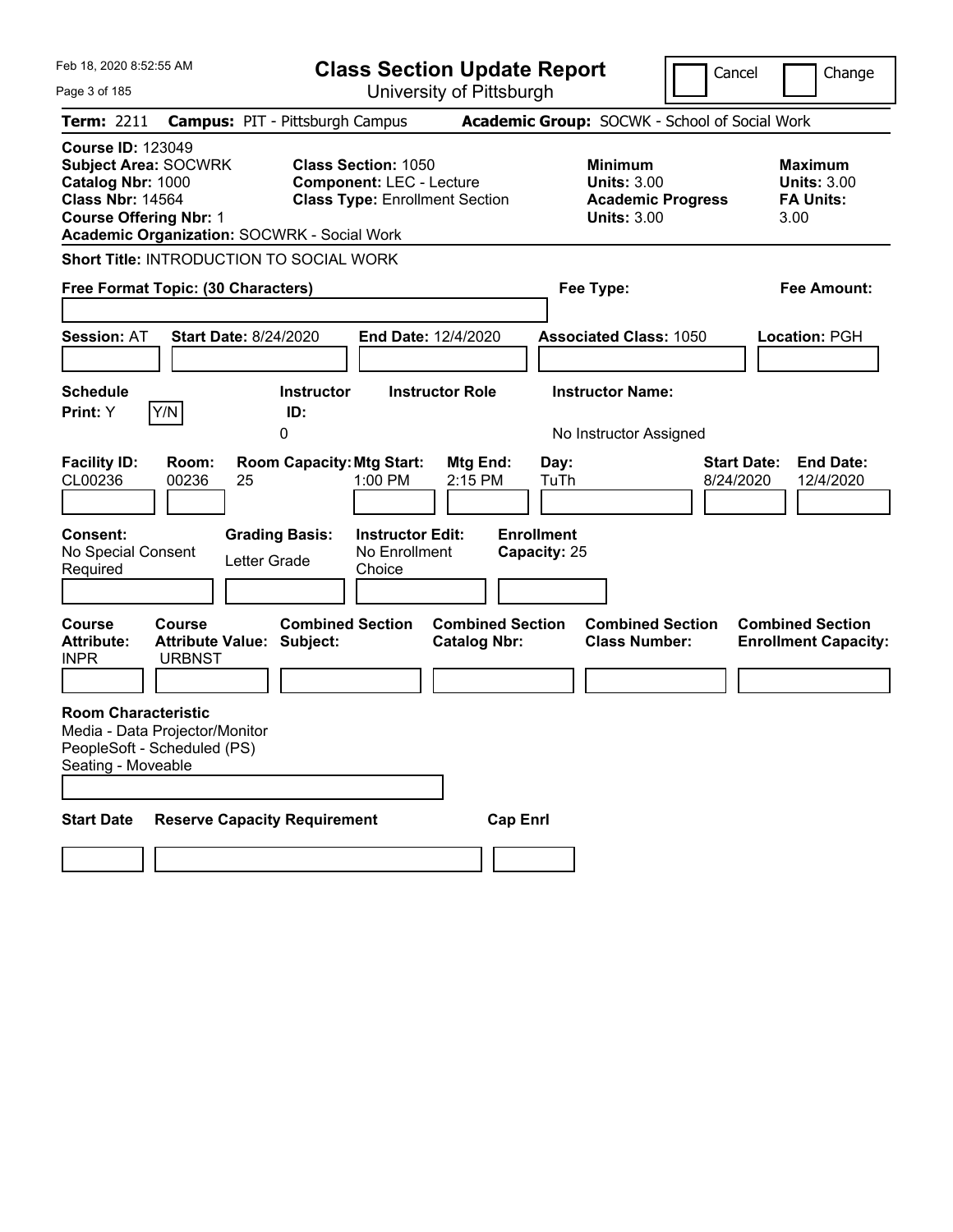# Class Section Update Report

University of Pittsburgh

Feb 18, 2020 8:52:55 AM

Cancel | Change

**Term:** 2211 **Campus:** PIT - Pittsburgh Campus **Academic Group:** SOCWK - School of Social Work

**Course ID:** 123049
**Subject Area:** SOCWRK
**Catalog Nbr:** 1000
**Class Nbr:** 14564
**Course Offering Nbr:** 1
**Academic Organization:** SOCWRK - Social Work

**Class Section:** 1050
**Component:** LEC - Lecture
**Class Type:** Enrollment Section

**Minimum Units:** 3.00
**Academic Progress Units:** 3.00

**Maximum Units:** 3.00
**FA Units:** 3.00

**Short Title:** INTRODUCTION TO SOCIAL WORK

**Free Format Topic: (30 Characters)**

**Fee Type:**

**Fee Amount:**

**Session:** AT **Start Date:** 8/24/2020 **End Date:** 12/4/2020 **Associated Class:** 1050 **Location:** PGH

| Schedule Print: | Instructor ID: | Instructor Role | Instructor Name: |
|---|---|---|---|
| Y Y/N | 0 | | No Instructor Assigned |

| Facility ID: | Room: | Room Capacity: | Mtg Start: | Mtg End: | Day: | Start Date: | End Date: |
|---|---|---|---|---|---|---|---|
| CL00236 | 00236 | 25 | 1:00 PM | 2:15 PM | TuTh | 8/24/2020 | 12/4/2020 |

| Consent: | Grading Basis: | Instructor Edit: | Enrollment Capacity: |
|---|---|---|---|
| No Special Consent Required | Letter Grade | No Enrollment Choice | 25 |

| Course Attribute: | Course Attribute Value: | Combined Section Subject: | Combined Section Catalog Nbr: | Combined Section Class Number: | Combined Section Enrollment Capacity: |
|---|---|---|---|---|---|
| INPR | URBNST | | | | |

**Room Characteristic**
Media - Data Projector/Monitor
PeopleSoft - Scheduled (PS)
Seating - Moveable

| Start Date | Reserve Capacity Requirement | Cap Enrl |
|---|---|---|
| | | |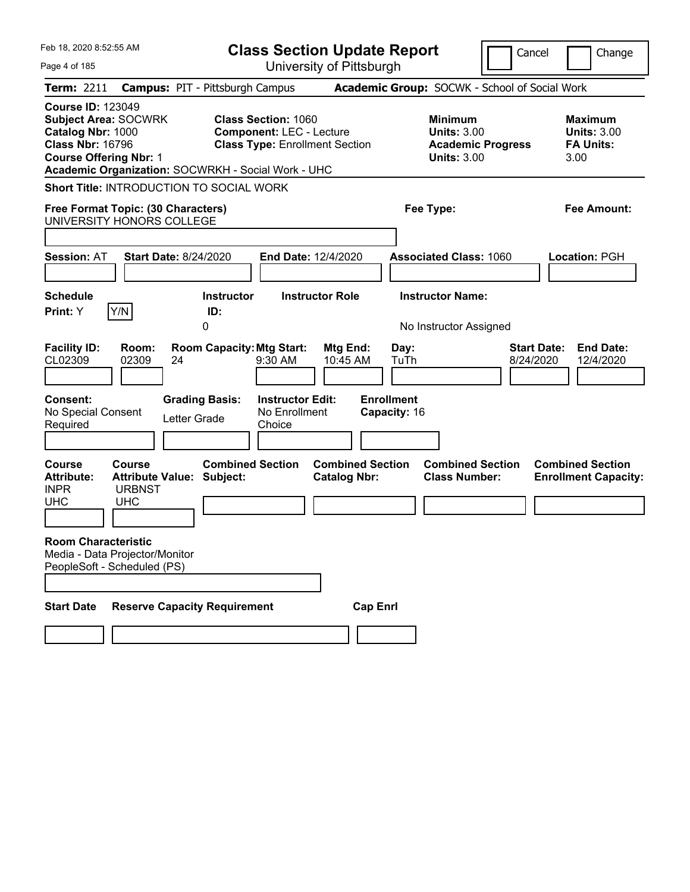Feb 18, 2020 8:52:55 AM

# Class Section Update Report

University of Pittsburgh

Cancel | Change

**Term:** 2211 **Campus:** PIT - Pittsburgh Campus **Academic Group:** SOCWK - School of Social Work

**Course ID:** 123049
**Subject Area:** SOCWRK
**Catalog Nbr:** 1000
**Class Nbr:** 16796
**Course Offering Nbr:** 1
**Academic Organization:** SOCWRKH - Social Work - UHC

**Class Section:** 1060
**Component:** LEC - Lecture
**Class Type:** Enrollment Section

**Minimum**
**Units:** 3.00
**Academic Progress Units:** 3.00

**Maximum**
**Units:** 3.00
**FA Units:** 3.00

**Short Title:** INTRODUCTION TO SOCIAL WORK

**Free Format Topic: (30 Characters)** UNIVERSITY HONORS COLLEGE

**Fee Type:**

**Fee Amount:**

**Session:** AT **Start Date:** 8/24/2020 **End Date:** 12/4/2020 **Associated Class:** 1060 **Location:** PGH

| Schedule | Instructor ID | Instructor Role | Instructor Name |
|---|---|---|---|
| Print: Y (Y/N) | 0 | | No Instructor Assigned |

| Facility ID | Room | Room Capacity | Mtg Start | Mtg End | Day | Start Date | End Date |
|---|---|---|---|---|---|---|---|
| CL02309 | 02309 | 24 | 9:30 AM | 10:45 AM | TuTh | 8/24/2020 | 12/4/2020 |

**Consent:** No Special Consent Required
**Grading Basis:** Letter Grade
**Instructor Edit:** No Enrollment Choice
**Enrollment Capacity:** 16

| Course Attribute | Course Attribute Value | Combined Section Subject | Combined Section Catalog Nbr | Combined Section Class Number | Combined Section Enrollment Capacity |
|---|---|---|---|---|---|
| INPR | URBNST | | | | |
| UHC | UHC | | | | |

**Room Characteristic**
Media - Data Projector/Monitor
PeopleSoft - Scheduled (PS)

| Start Date | Reserve Capacity Requirement | Cap Enrl |
|---|---|---|
| | | |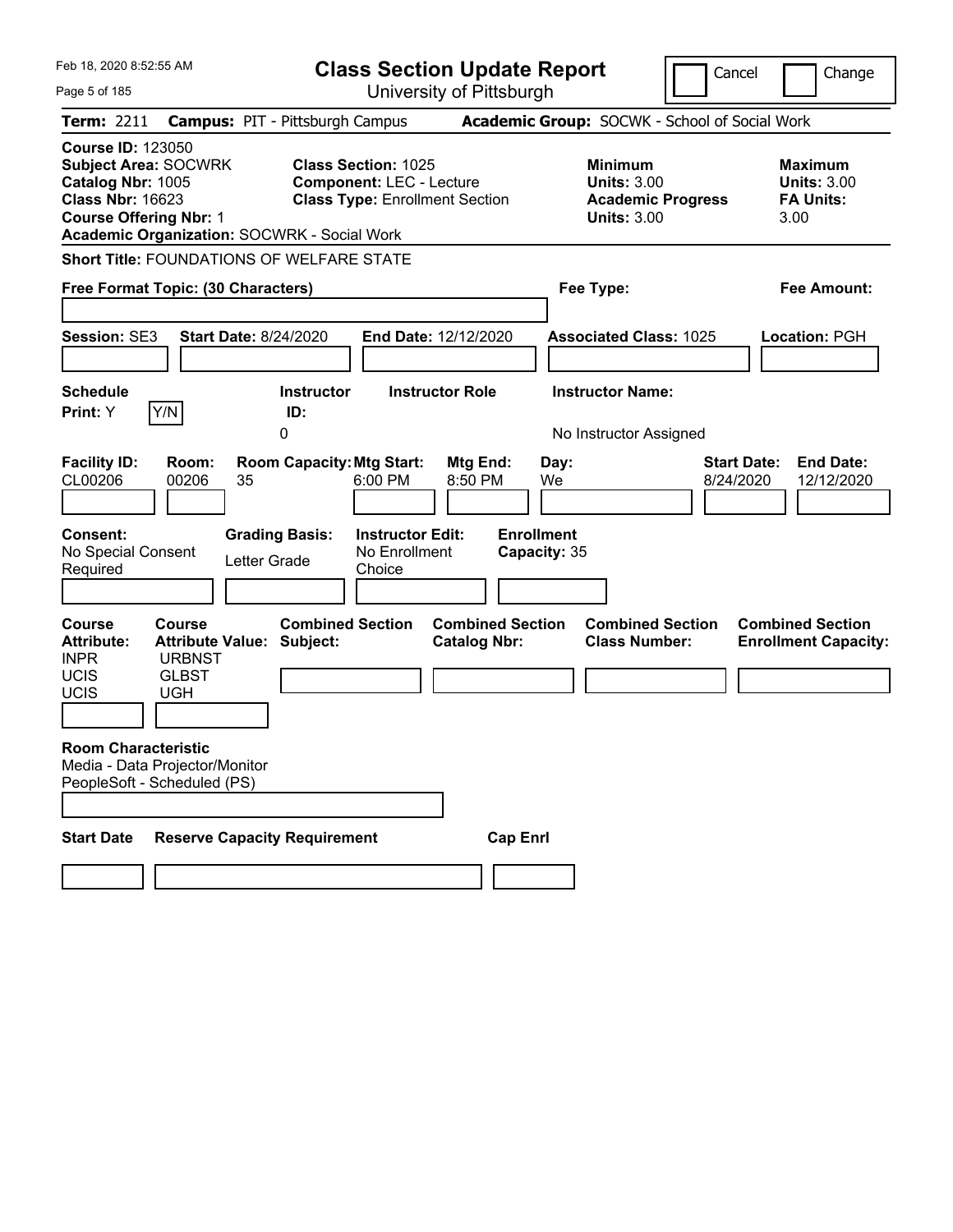Feb 18, 2020 8:52:55 AM

# Class Section Update Report

University of Pittsburgh

Cancel | Change

**Term:** 2211 **Campus:** PIT - Pittsburgh Campus **Academic Group:** SOCWK - School of Social Work

**Course ID:** 123050
**Subject Area:** SOCWRK
**Catalog Nbr:** 1005
**Class Nbr:** 16623
**Course Offering Nbr:** 1
**Academic Organization:** SOCWRK - Social Work

**Class Section:** 1025
**Component:** LEC - Lecture
**Class Type:** Enrollment Section

**Minimum**
**Units:** 3.00
**Academic Progress Units:** 3.00

**Maximum**
**Units:** 3.00
**FA Units:** 3.00

**Short Title:** FOUNDATIONS OF WELFARE STATE

**Free Format Topic: (30 Characters)**

**Fee Type:**

**Fee Amount:**

**Session:** SE3 **Start Date:** 8/24/2020 **End Date:** 12/12/2020 **Associated Class:** 1025 **Location:** PGH

| Schedule Print: | Instructor ID: | Instructor Role | Instructor Name: |
|---|---|---|---|
| Y  Y/N | 0 | | No Instructor Assigned |

| Facility ID: | Room: | Room Capacity: | Mtg Start: | Mtg End: | Day: | Start Date: | End Date: |
|---|---|---|---|---|---|---|---|
| CL00206 | 00206 | 35 | 6:00 PM | 8:50 PM | We | 8/24/2020 | 12/12/2020 |

| Consent: | Grading Basis: | Instructor Edit: | Enrollment Capacity: |
|---|---|---|---|
| No Special Consent Required | Letter Grade | No Enrollment Choice | 35 |

| Course Attribute: | Course Attribute Value: | Combined Section Subject: | Combined Section Catalog Nbr: | Combined Section Class Number: | Combined Section Enrollment Capacity: |
|---|---|---|---|---|---|
| INPR | URBNST | | | | |
| UCIS | GLBST | | | | |
| UCIS | UGH | | | | |

**Room Characteristic**
Media - Data Projector/Monitor
PeopleSoft - Scheduled (PS)

| Start Date | Reserve Capacity Requirement | Cap Enrl |
|---|---|---|
| | | |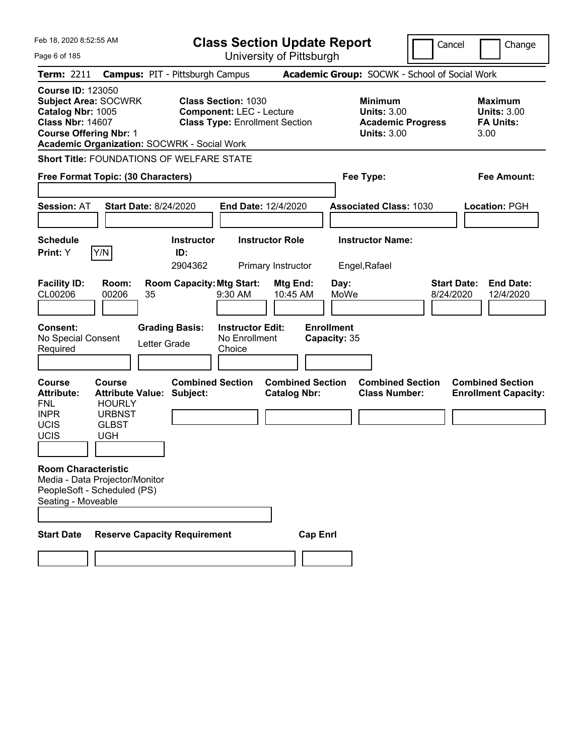# Class Section Update Report

University of Pittsburgh

Feb 18, 2020 8:52:55 AM

Cancel | Change

**Term:** 2211 **Campus:** PIT - Pittsburgh Campus **Academic Group:** SOCWK - School of Social Work

**Course ID:** 123050
**Subject Area:** SOCWRK
**Catalog Nbr:** 1005
**Class Nbr:** 14607
**Course Offering Nbr:** 1
**Academic Organization:** SOCWRK - Social Work

**Class Section:** 1030
**Component:** LEC - Lecture
**Class Type:** Enrollment Section

**Minimum Units:** 3.00
**Academic Progress Units:** 3.00

**Maximum Units:** 3.00
**FA Units:** 3.00

**Short Title:** FOUNDATIONS OF WELFARE STATE

**Free Format Topic: (30 Characters)**

**Fee Type:**

**Fee Amount:**

**Session:** AT **Start Date:** 8/24/2020 **End Date:** 12/4/2020 **Associated Class:** 1030 **Location:** PGH

| Schedule Print | Instructor ID | Instructor Role | Instructor Name |
|---|---|---|---|
| Y (Y/N) | 2904362 | Primary Instructor | Engel,Rafael |

| Facility ID | Room | Room Capacity | Mtg Start | Mtg End | Day | Start Date | End Date |
|---|---|---|---|---|---|---|---|
| CL00206 | 00206 | 35 | 9:30 AM | 10:45 AM | MoWe | 8/24/2020 | 12/4/2020 |

**Consent:** No Special Consent Required
**Grading Basis:** Letter Grade
**Instructor Edit:** No Enrollment Choice
**Enrollment Capacity:** 35

| Course Attribute | Course Attribute Value |
|---|---|
| FNL | HOURLY |
| INPR | URBNST |
| UCIS | GLBST |
| UCIS | UGH |

**Combined Section Subject:**
**Combined Section Catalog Nbr:**
**Combined Section Class Number:**
**Combined Section Enrollment Capacity:**

**Room Characteristic**
Media - Data Projector/Monitor
PeopleSoft - Scheduled (PS)
Seating - Moveable

**Start Date** | **Reserve Capacity Requirement** | **Cap Enrl**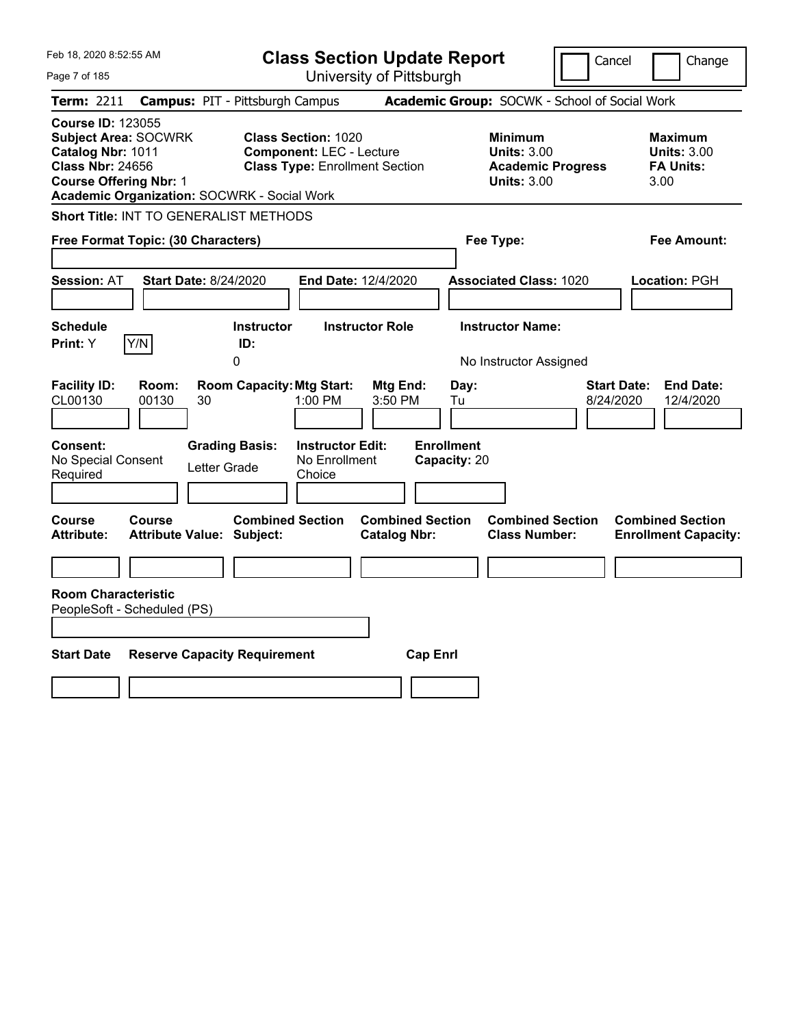Feb 18, 2020 8:52:55 AM

# Class Section Update Report

University of Pittsburgh

Cancel   Change

**Term:** 2211 **Campus:** PIT - Pittsburgh Campus **Academic Group:** SOCWK - School of Social Work

**Course ID:** 123055
**Subject Area:** SOCWRK
**Catalog Nbr:** 1011
**Class Nbr:** 24656
**Course Offering Nbr:** 1
**Academic Organization:** SOCWRK - Social Work

**Class Section:** 1020
**Component:** LEC - Lecture
**Class Type:** Enrollment Section

**Minimum Units:** 3.00
**Academic Progress Units:** 3.00

**Maximum Units:** 3.00
**FA Units:** 3.00

**Short Title:** INT TO GENERALIST METHODS

**Free Format Topic: (30 Characters)**

**Fee Type:**

**Fee Amount:**

**Session:** AT **Start Date:** 8/24/2020 **End Date:** 12/4/2020 **Associated Class:** 1020 **Location:** PGH

| Schedule Print: | Instructor ID: | Instructor Role | Instructor Name: |
|---|---|---|---|
| Y Y/N | 0 | | No Instructor Assigned |

| Facility ID: | Room: | Room Capacity: | Mtg Start: | Mtg End: | Day: | Start Date: | End Date: |
|---|---|---|---|---|---|---|---|
| CL00130 | 00130 | 30 | 1:00 PM | 3:50 PM | Tu | 8/24/2020 | 12/4/2020 |

| Consent: | Grading Basis: | Instructor Edit: | Enrollment Capacity: |
|---|---|---|---|
| No Special Consent Required | Letter Grade | No Enrollment Choice | 20 |

| Course Attribute: | Course Attribute Value: | Combined Section Subject: | Combined Section Catalog Nbr: | Combined Section Class Number: | Combined Section Enrollment Capacity: |
|---|---|---|---|---|---|
| | | | | | |

**Room Characteristic**
PeopleSoft - Scheduled (PS)

| Start Date | Reserve Capacity Requirement | Cap Enrl |
|---|---|---|
| | | |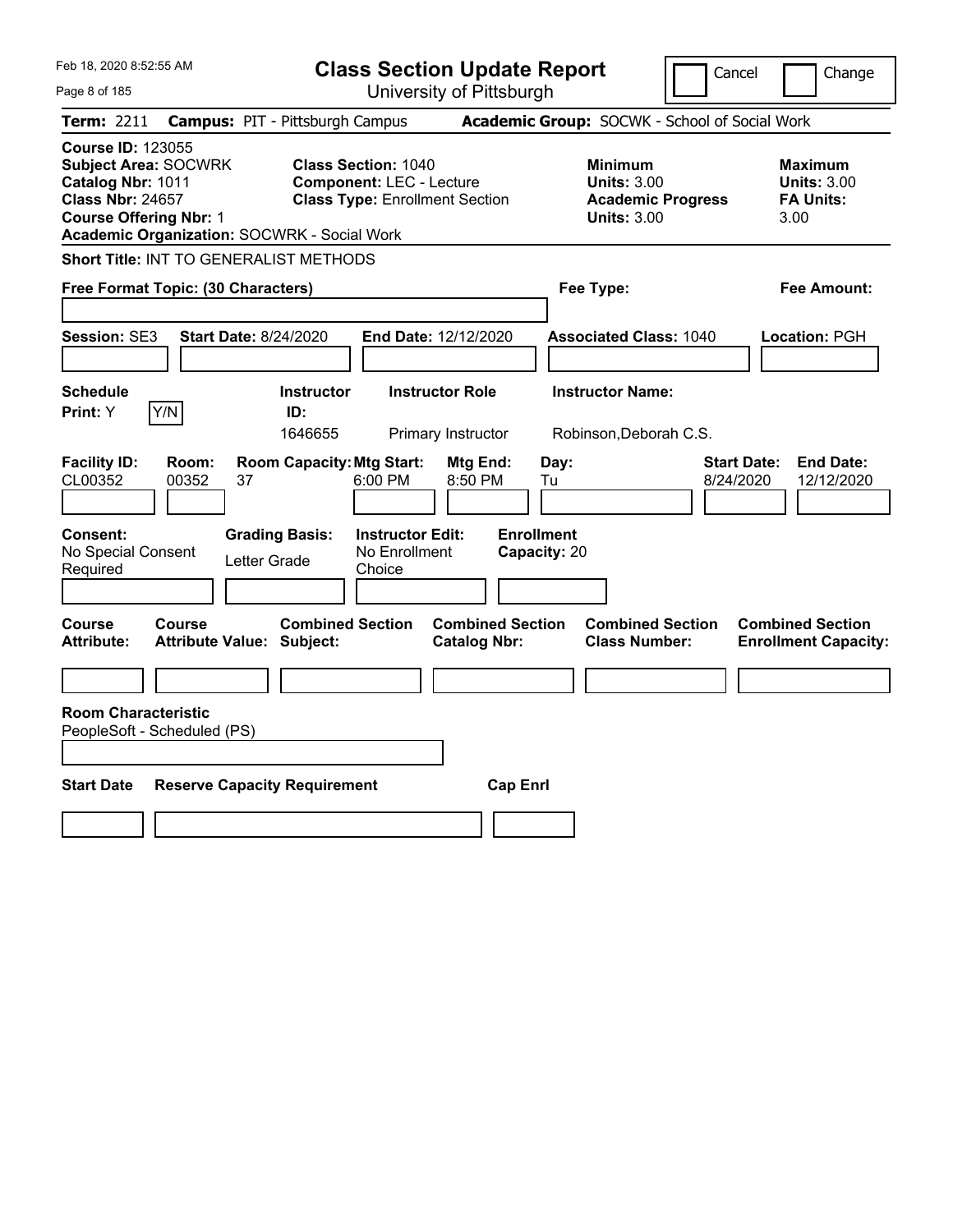# Class Section Update Report

University of Pittsburgh

Cancel | Change

**Term:** 2211 **Campus:** PIT - Pittsburgh Campus **Academic Group:** SOCWK - School of Social Work

**Course ID:** 123055
**Subject Area:** SOCWRK
**Catalog Nbr:** 1011
**Class Nbr:** 24657
**Course Offering Nbr:** 1
**Academic Organization:** SOCWRK - Social Work

**Class Section:** 1040
**Component:** LEC - Lecture
**Class Type:** Enrollment Section

**Minimum Units:** 3.00
**Academic Progress Units:** 3.00

**Maximum Units:** 3.00
**FA Units:** 3.00

**Short Title:** INT TO GENERALIST METHODS

**Free Format Topic: (30 Characters)**

**Fee Type:**

**Fee Amount:**

**Session:** SE3 **Start Date:** 8/24/2020 **End Date:** 12/12/2020 **Associated Class:** 1040 **Location:** PGH

| Schedule Print | Instructor ID | Instructor Role | Instructor Name |
|---|---|---|---|
| Y | 1646655 | Primary Instructor | Robinson,Deborah C.S. |

| Facility ID | Room | Room Capacity | Mtg Start | Mtg End | Day | Start Date | End Date |
|---|---|---|---|---|---|---|---|
| CL00352 | 00352 | 37 | 6:00 PM | 8:50 PM | Tu | 8/24/2020 | 12/12/2020 |

**Consent:** No Special Consent Required
**Grading Basis:** Letter Grade
**Instructor Edit:** No Enrollment Choice
**Enrollment Capacity:** 20

| Course Attribute | Course Attribute Value | Combined Section Subject | Combined Section Catalog Nbr | Combined Section Class Number | Combined Section Enrollment Capacity |
|---|---|---|---|---|---|
| | | | | | |

**Room Characteristic**
PeopleSoft - Scheduled (PS)

| Start Date | Reserve Capacity Requirement | Cap Enrl |
|---|---|---|
| | | |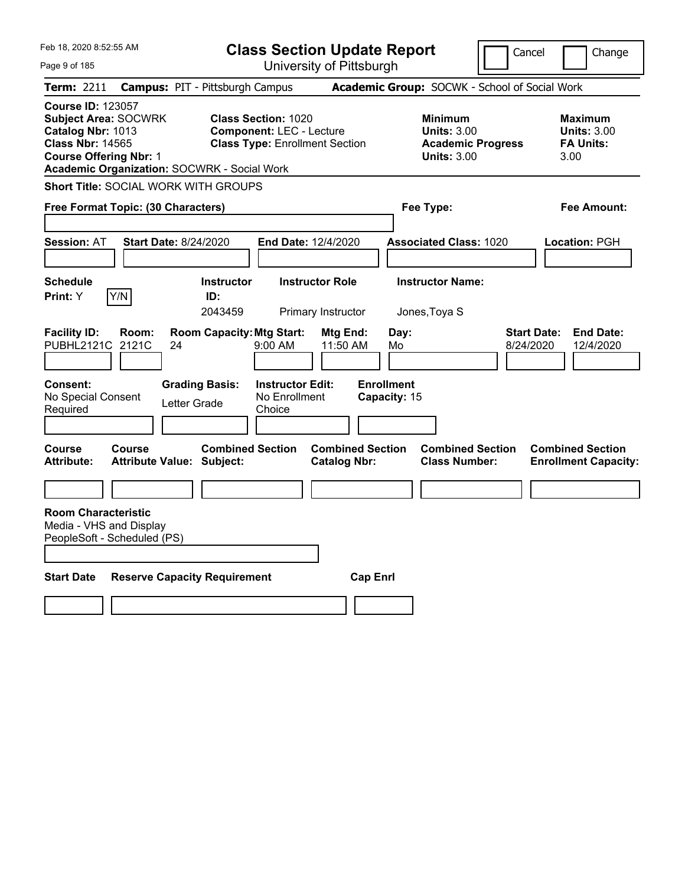# Class Section Update Report

University of Pittsburgh

Cancel | Change

**Term:** 2211 **Campus:** PIT - Pittsburgh Campus **Academic Group:** SOCWK - School of Social Work

**Course ID:** 123057
**Subject Area:** SOCWRK
**Catalog Nbr:** 1013
**Class Nbr:** 14565
**Course Offering Nbr:** 1
**Academic Organization:** SOCWRK - Social Work

**Class Section:** 1020
**Component:** LEC - Lecture
**Class Type:** Enrollment Section

**Minimum Units:** 3.00
**Academic Progress Units:** 3.00

**Maximum Units:** 3.00
**FA Units:** 3.00

**Short Title:** SOCIAL WORK WITH GROUPS

**Free Format Topic: (30 Characters)**

**Fee Type:**

**Fee Amount:**

**Session:** AT **Start Date:** 8/24/2020 **End Date:** 12/4/2020 **Associated Class:** 1020 **Location:** PGH

| Schedule Print | Instructor ID | Instructor Role | Instructor Name |
|---|---|---|---|
| Y (Y/N) | 2043459 | Primary Instructor | Jones,Toya S |

| Facility ID | Room | Room Capacity | Mtg Start | Mtg End | Day | Start Date | End Date |
|---|---|---|---|---|---|---|---|
| PUBHL2121C | 2121C | 24 | 9:00 AM | 11:50 AM | Mo | 8/24/2020 | 12/4/2020 |

**Consent:** No Special Consent Required
**Grading Basis:** Letter Grade
**Instructor Edit:** No Enrollment Choice
**Enrollment Capacity:** 15

| Course Attribute | Course Attribute Value | Combined Section Subject | Combined Section Catalog Nbr | Combined Section Class Number | Combined Section Enrollment Capacity |
|---|---|---|---|---|---|
| | | | | | |

**Room Characteristic**
Media - VHS and Display
PeopleSoft - Scheduled (PS)

| Start Date | Reserve Capacity Requirement | Cap Enrl |
|---|---|---|
| | | |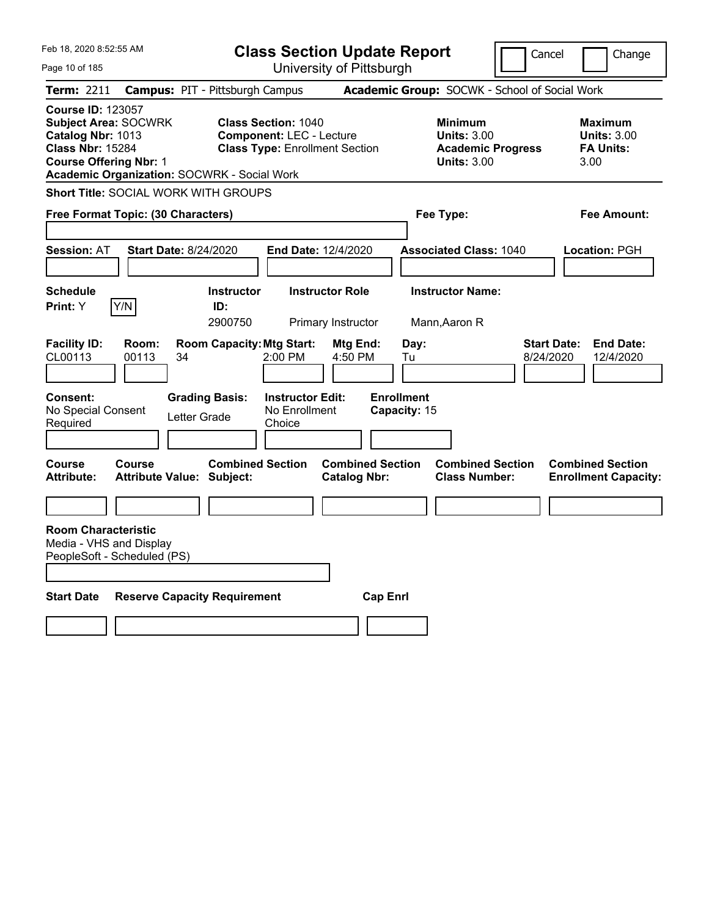# Class Section Update Report

University of Pittsburgh

Cancel ☐ Change ☐

**Term:** 2211 **Campus:** PIT - Pittsburgh Campus **Academic Group:** SOCWK - School of Social Work

**Course ID:** 123057
**Subject Area:** SOCWRK
**Catalog Nbr:** 1013
**Class Nbr:** 15284
**Course Offering Nbr:** 1
**Academic Organization:** SOCWRK - Social Work

**Class Section:** 1040
**Component:** LEC - Lecture
**Class Type:** Enrollment Section

**Minimum Units:** 3.00
**Academic Progress Units:** 3.00

**Maximum Units:** 3.00
**FA Units:** 3.00

**Short Title:** SOCIAL WORK WITH GROUPS

**Free Format Topic: (30 Characters)**

**Fee Type:**

**Fee Amount:**

**Session:** AT **Start Date:** 8/24/2020 **End Date:** 12/4/2020 **Associated Class:** 1040 **Location:** PGH

| Schedule Print | Instructor ID | Instructor Role | Instructor Name |
|---|---|---|---|
| Y (Y/N) | 2900750 | Primary Instructor | Mann,Aaron R |

| Facility ID | Room | Room Capacity | Mtg Start | Mtg End | Day | Start Date | End Date |
|---|---|---|---|---|---|---|---|
| CL00113 | 00113 | 34 | 2:00 PM | 4:50 PM | Tu | 8/24/2020 | 12/4/2020 |

**Consent:** No Special Consent Required

**Grading Basis:** Letter Grade

**Instructor Edit:** No Enrollment Choice

**Enrollment Capacity:** 15

| Course Attribute | Course Attribute Value | Combined Section Subject | Combined Section Catalog Nbr | Combined Section Class Number | Combined Section Enrollment Capacity |
|---|---|---|---|---|---|
| | | | | | |

**Room Characteristic**
Media - VHS and Display
PeopleSoft - Scheduled (PS)

| Start Date | Reserve Capacity Requirement | Cap Enrl |
|---|---|---|
| | | |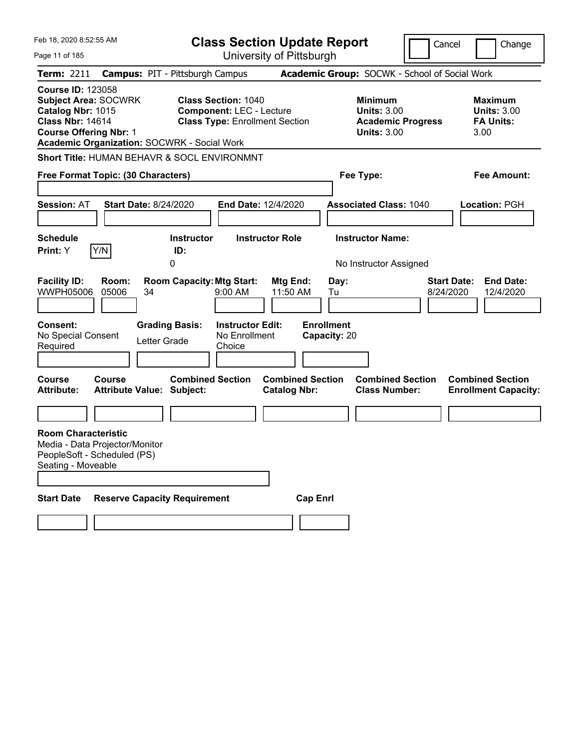Feb 18, 2020 8:52:55 AM

# Class Section Update Report

University of Pittsburgh

Cancel | Change

**Term:** 2211 **Campus:** PIT - Pittsburgh Campus **Academic Group:** SOCWK - School of Social Work

**Course ID:** 123058
**Subject Area:** SOCWRK
**Catalog Nbr:** 1015
**Class Nbr:** 14614
**Course Offering Nbr:** 1
**Academic Organization:** SOCWRK - Social Work

**Class Section:** 1040
**Component:** LEC - Lecture
**Class Type:** Enrollment Section

**Minimum Units:** 3.00
**Academic Progress Units:** 3.00

**Maximum Units:** 3.00
**FA Units:** 3.00

**Short Title:** HUMAN BEHAVR & SOCL ENVIRONMNT

**Free Format Topic: (30 Characters)**

**Fee Type:**

**Fee Amount:**

**Session:** AT **Start Date:** 8/24/2020 **End Date:** 12/4/2020 **Associated Class:** 1040 **Location:** PGH

| Schedule Print: | Instructor ID: | Instructor Role | Instructor Name: |
|---|---|---|---|
| Y (Y/N) | 0 | | No Instructor Assigned |

| Facility ID: | Room: | Room Capacity: | Mtg Start: | Mtg End: | Day: | Start Date: | End Date: |
|---|---|---|---|---|---|---|---|
| WWPH05006 | 05006 | 34 | 9:00 AM | 11:50 AM | Tu | 8/24/2020 | 12/4/2020 |

| Consent: | Grading Basis: | Instructor Edit: | Enrollment Capacity: |
|---|---|---|---|
| No Special Consent Required | Letter Grade | No Enrollment Choice | 20 |

| Course Attribute: | Course Attribute Value: | Combined Section Subject: | Combined Section Catalog Nbr: | Combined Section Class Number: | Combined Section Enrollment Capacity: |
|---|---|---|---|---|---|
| | | | | | |

**Room Characteristic**
Media - Data Projector/Monitor
PeopleSoft - Scheduled (PS)
Seating - Moveable

| Start Date | Reserve Capacity Requirement | Cap Enrl |
|---|---|---|
| | | |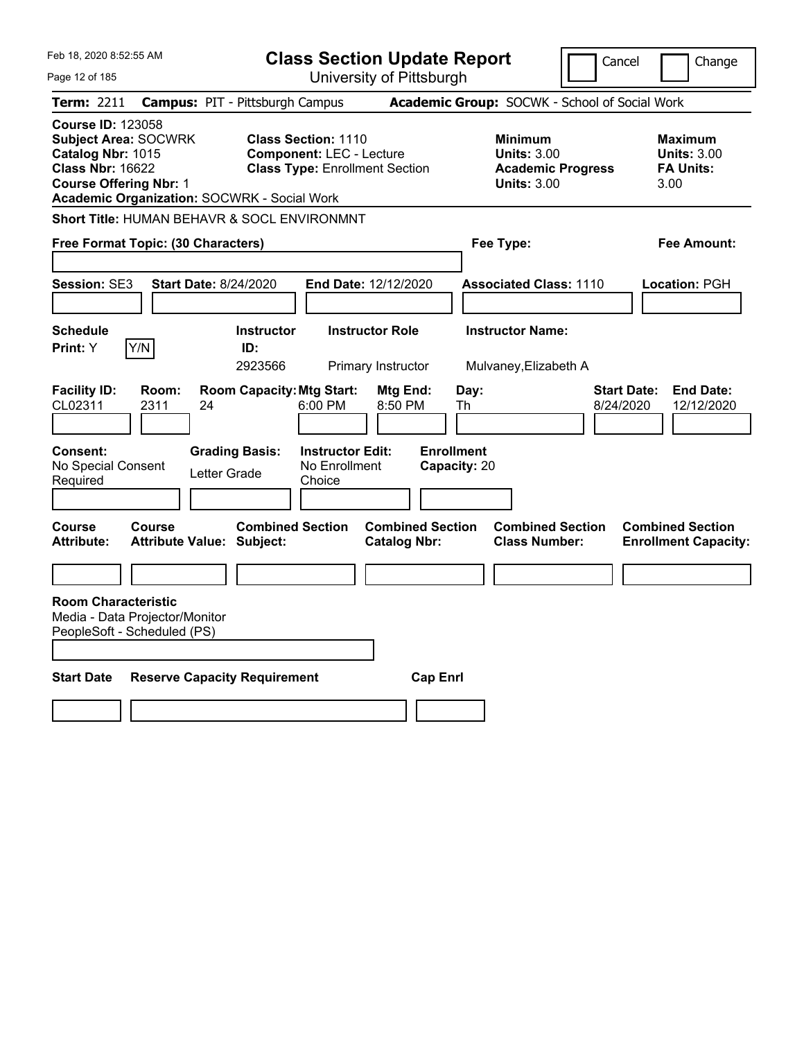# Class Section Update Report

University of Pittsburgh

Feb 18, 2020 8:52:55 AM

Cancel | Change

**Term:** 2211 **Campus:** PIT - Pittsburgh Campus **Academic Group:** SOCWK - School of Social Work

**Course ID:** 123058
**Subject Area:** SOCWRK
**Catalog Nbr:** 1015
**Class Nbr:** 16622
**Course Offering Nbr:** 1
**Academic Organization:** SOCWRK - Social Work

**Class Section:** 1110
**Component:** LEC - Lecture
**Class Type:** Enrollment Section

**Minimum Units:** 3.00
**Academic Progress Units:** 3.00

**Maximum Units:** 3.00
**FA Units:** 3.00

**Short Title:** HUMAN BEHAVR & SOCL ENVIRONMNT

**Free Format Topic: (30 Characters)**

**Fee Type:**

**Fee Amount:**

**Session:** SE3 **Start Date:** 8/24/2020 **End Date:** 12/12/2020 **Associated Class:** 1110 **Location:** PGH

**Schedule Print:** Y Y/N

| Instructor ID | Instructor Role | Instructor Name |
|---|---|---|
| 2923566 | Primary Instructor | Mulvaney,Elizabeth A |

| Facility ID | Room | Room Capacity | Mtg Start | Mtg End | Day | Start Date | End Date |
|---|---|---|---|---|---|---|---|
| CL02311 | 2311 | 24 | 6:00 PM | 8:50 PM | Th | 8/24/2020 | 12/12/2020 |

**Consent:** No Special Consent Required
**Grading Basis:** Letter Grade
**Instructor Edit:** No Enrollment Choice
**Enrollment Capacity:** 20

| Course Attribute | Course Attribute Value | Combined Section Subject | Combined Section Catalog Nbr | Combined Section Class Number | Combined Section Enrollment Capacity |
|---|---|---|---|---|---|
| | | | | | |

**Room Characteristic**
Media - Data Projector/Monitor
PeopleSoft - Scheduled (PS)

| Start Date | Reserve Capacity Requirement | Cap Enrl |
|---|---|---|
| | | |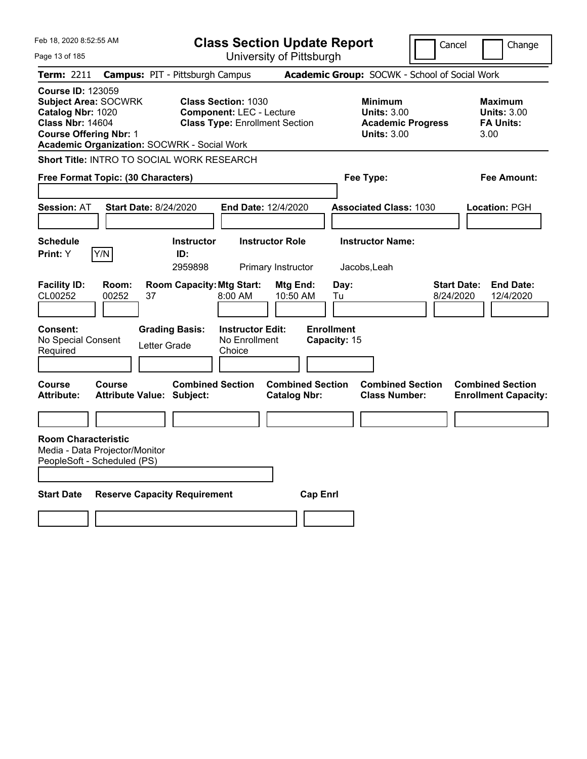# Class Section Update Report

University of Pittsburgh

Cancel / Change

**Term:** 2211 **Campus:** PIT - Pittsburgh Campus **Academic Group:** SOCWK - School of Social Work

**Course ID:** 123059
**Subject Area:** SOCWRK
**Catalog Nbr:** 1020
**Class Nbr:** 14604
**Course Offering Nbr:** 1
**Academic Organization:** SOCWRK - Social Work

**Class Section:** 1030
**Component:** LEC - Lecture
**Class Type:** Enrollment Section

**Minimum Units:** 3.00
**Academic Progress Units:** 3.00

**Maximum Units:** 3.00
**FA Units:** 3.00

**Short Title:** INTRO TO SOCIAL WORK RESEARCH

**Free Format Topic: (30 Characters)**

**Fee Type:**

**Fee Amount:**

**Session:** AT **Start Date:** 8/24/2020 **End Date:** 12/4/2020 **Associated Class:** 1030 **Location:** PGH

| Schedule Print | Y/N | Instructor ID | Instructor Role | Instructor Name |
|---|---|---|---|---|
| Y | | 2959898 | Primary Instructor | Jacobs,Leah |

| Facility ID | Room | Room Capacity | Mtg Start | Mtg End | Day | Start Date | End Date |
|---|---|---|---|---|---|---|---|
| CL00252 | 00252 | 37 | 8:00 AM | 10:50 AM | Tu | 8/24/2020 | 12/4/2020 |

| Consent | Grading Basis | Instructor Edit | Enrollment Capacity |
|---|---|---|---|
| No Special Consent Required | Letter Grade | No Enrollment Choice | 15 |

| Course Attribute | Course Attribute Value | Combined Section Subject | Combined Section Catalog Nbr | Combined Section Class Number | Combined Section Enrollment Capacity |
|---|---|---|---|---|---|
| | | | | | |

**Room Characteristic**
Media - Data Projector/Monitor
PeopleSoft - Scheduled (PS)

| Start Date | Reserve Capacity Requirement | Cap Enrl |
|---|---|---|
| | | |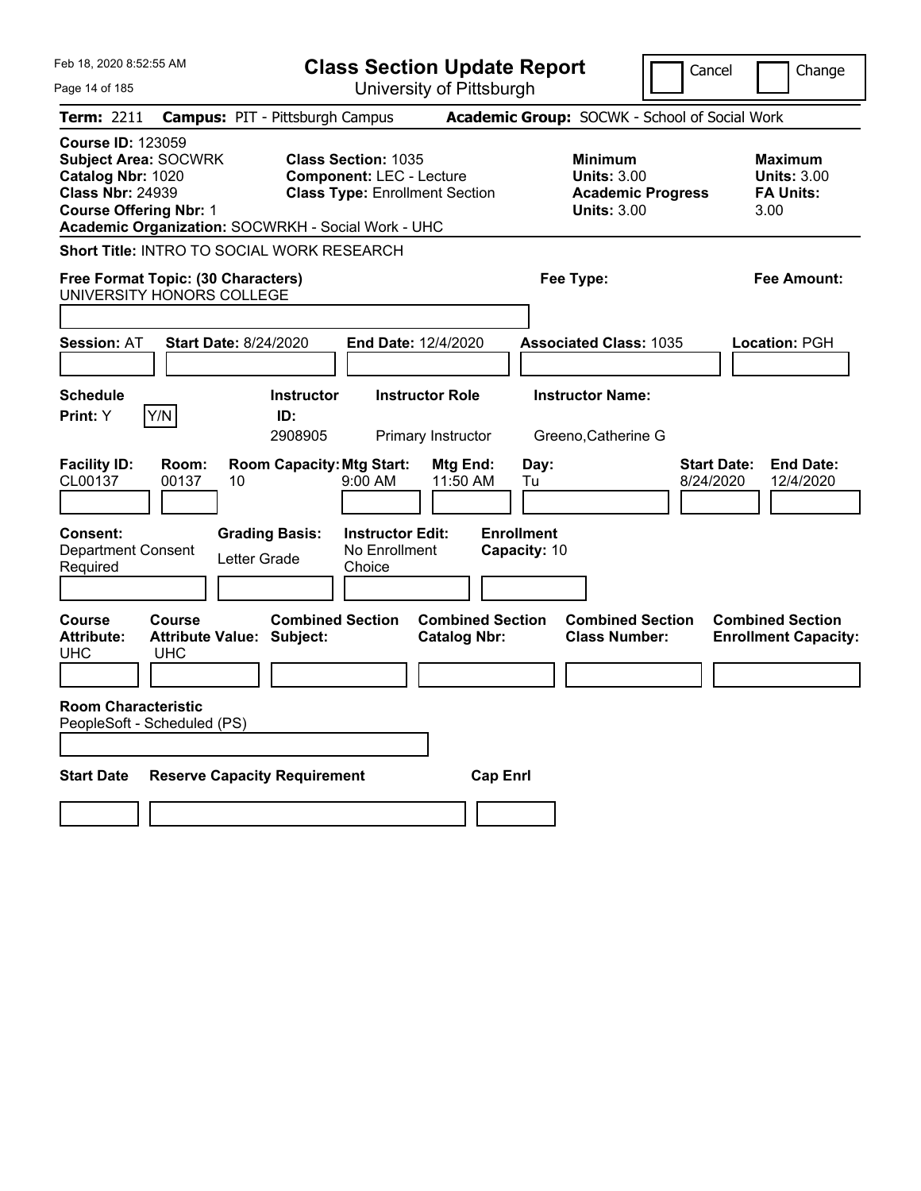Feb 18, 2020 8:52:55 AM

# Class Section Update Report

University of Pittsburgh

Cancel | Change

**Term:** 2211 **Campus:** PIT - Pittsburgh Campus **Academic Group:** SOCWK - School of Social Work

**Course ID:** 123059
**Subject Area:** SOCWRK
**Catalog Nbr:** 1020
**Class Nbr:** 24939
**Course Offering Nbr:** 1
**Academic Organization:** SOCWRKH - Social Work - UHC

**Class Section:** 1035
**Component:** LEC - Lecture
**Class Type:** Enrollment Section

**Minimum Units:** 3.00
**Academic Progress Units:** 3.00

**Maximum Units:** 3.00
**FA Units:** 3.00

**Short Title:** INTRO TO SOCIAL WORK RESEARCH

**Free Format Topic: (30 Characters)** UNIVERSITY HONORS COLLEGE

**Fee Type:**

**Fee Amount:**

**Session:** AT **Start Date:** 8/24/2020 **End Date:** 12/4/2020 **Associated Class:** 1035 **Location:** PGH

| Schedule Print | | Instructor ID | Instructor Role | Instructor Name |
|---|---|---|---|---|
| Y | Y/N | 2908905 | Primary Instructor | Greeno,Catherine G |

| Facility ID | Room | Room Capacity | Mtg Start | Mtg End | Day | Start Date | End Date |
|---|---|---|---|---|---|---|---|
| CL00137 | 00137 | 10 | 9:00 AM | 11:50 AM | Tu | 8/24/2020 | 12/4/2020 |

**Consent:** Department Consent Required
**Grading Basis:** Letter Grade
**Instructor Edit:** No Enrollment Choice
**Enrollment Capacity:** 10

| Course Attribute | Course Attribute Value | Combined Section Subject | Combined Section Catalog Nbr | Combined Section Class Number | Combined Section Enrollment Capacity |
|---|---|---|---|---|---|
| UHC | UHC | | | | |

**Room Characteristic**
PeopleSoft - Scheduled (PS)

| Start Date | Reserve Capacity Requirement | Cap Enrl |
|---|---|---|
| | | |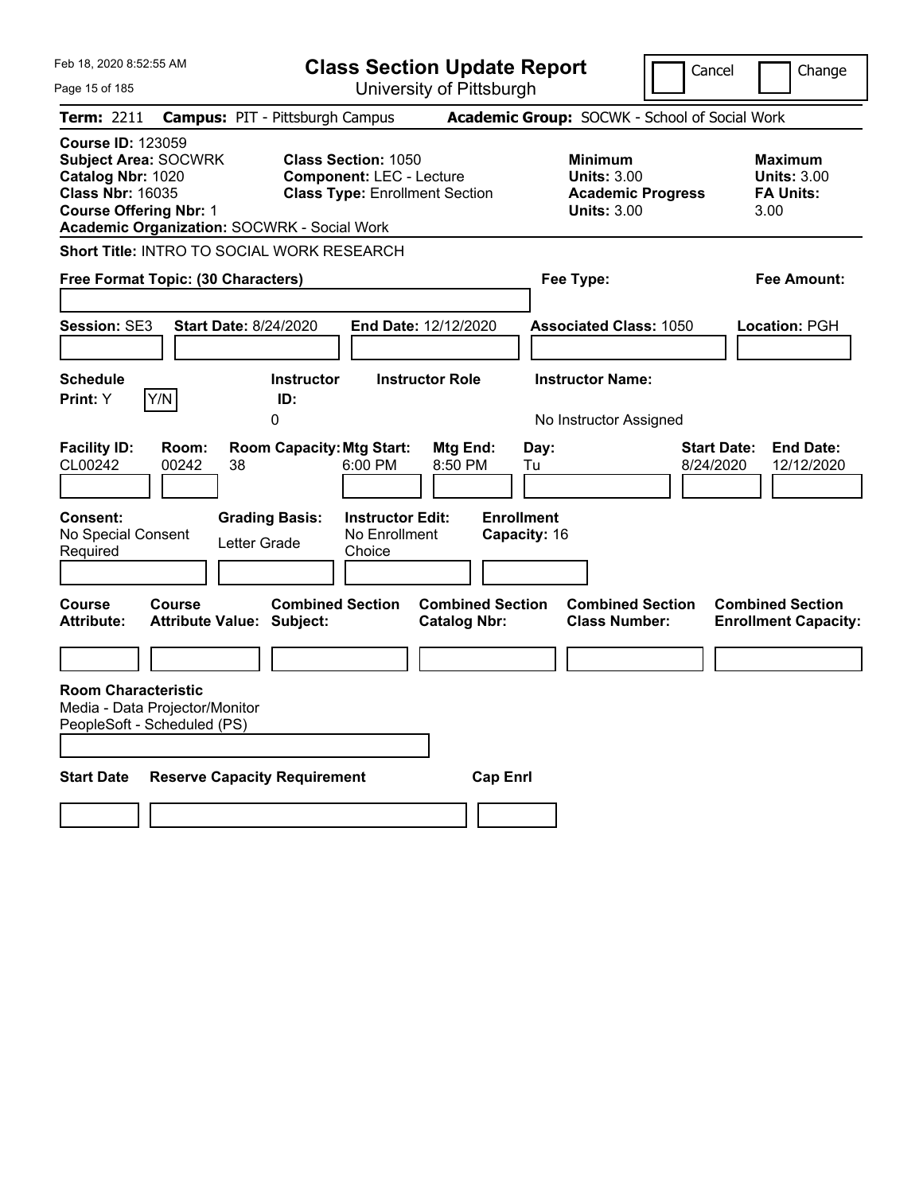Feb 18, 2020 8:52:55 AM

# Class Section Update Report

University of Pittsburgh

Cancel | Change

**Term:** 2211 **Campus:** PIT - Pittsburgh Campus **Academic Group:** SOCWK - School of Social Work

**Course ID:** 123059
**Subject Area:** SOCWRK
**Catalog Nbr:** 1020
**Class Nbr:** 16035
**Course Offering Nbr:** 1
**Academic Organization:** SOCWRK - Social Work

**Class Section:** 1050
**Component:** LEC - Lecture
**Class Type:** Enrollment Section

**Minimum Units:** 3.00
**Academic Progress Units:** 3.00

**Maximum Units:** 3.00
**FA Units:** 3.00

**Short Title:** INTRO TO SOCIAL WORK RESEARCH

**Free Format Topic: (30 Characters)**

**Fee Type:**

**Fee Amount:**

**Session:** SE3 **Start Date:** 8/24/2020 **End Date:** 12/12/2020 **Associated Class:** 1050 **Location:** PGH

| Schedule Print | Instructor ID | Instructor Role | Instructor Name |
|---|---|---|---|
| Y | 0 | | No Instructor Assigned |

| Facility ID | Room | Room Capacity | Mtg Start | Mtg End | Day | Start Date | End Date |
|---|---|---|---|---|---|---|---|
| CL00242 | 00242 | 38 | 6:00 PM | 8:50 PM | Tu | 8/24/2020 | 12/12/2020 |

| Consent | Grading Basis | Instructor Edit | Enrollment Capacity |
|---|---|---|---|
| No Special Consent Required | Letter Grade | No Enrollment Choice | 16 |

| Course Attribute | Course Attribute Value | Combined Section Subject | Combined Section Catalog Nbr | Combined Section Class Number | Combined Section Enrollment Capacity |
|---|---|---|---|---|---|
| | | | | | |

**Room Characteristic**
Media - Data Projector/Monitor
PeopleSoft - Scheduled (PS)

| Start Date | Reserve Capacity Requirement | Cap Enrl |
|---|---|---|
| | | |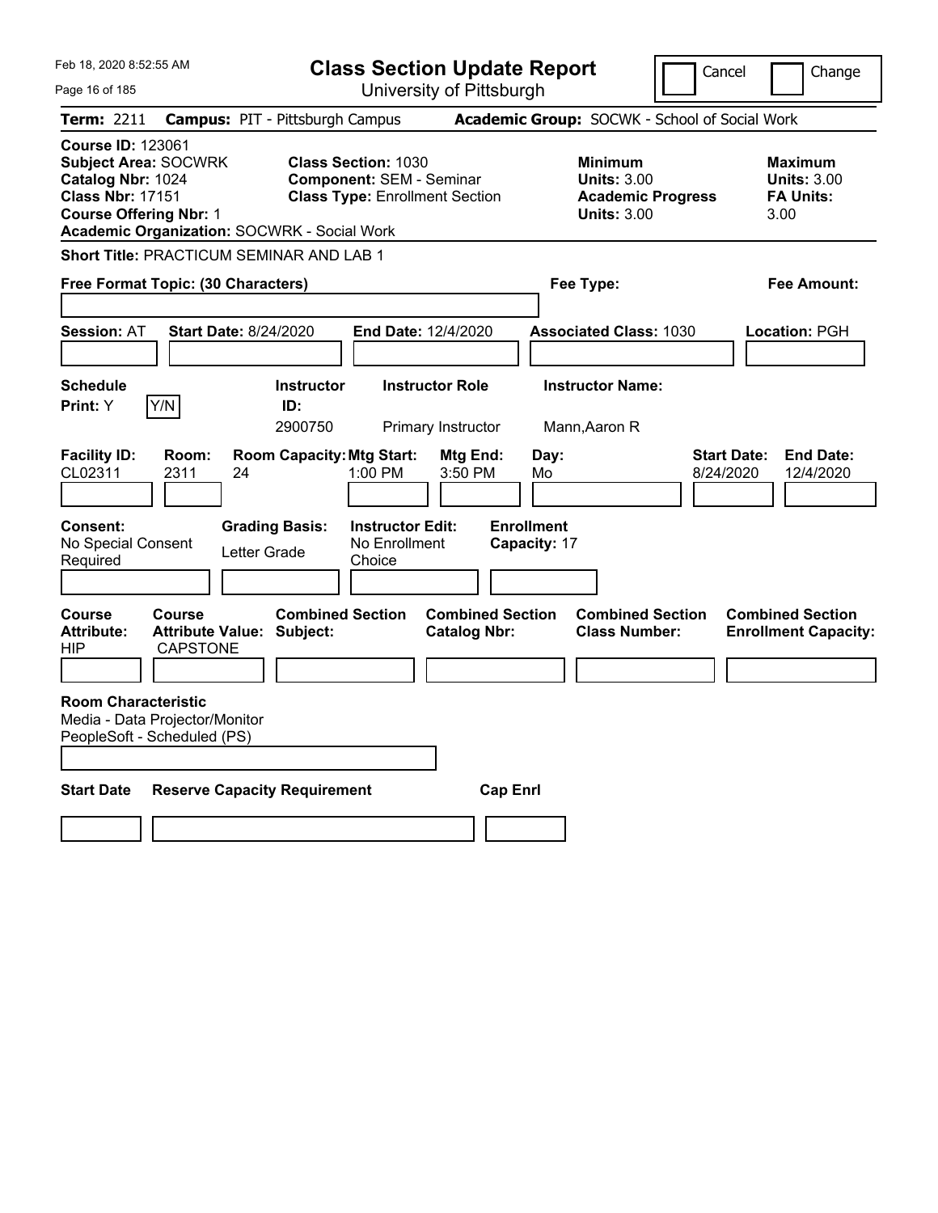Feb 18, 2020 8:52:55 AM

# Class Section Update Report

University of Pittsburgh

Cancel | Change

**Term:** 2211 **Campus:** PIT - Pittsburgh Campus **Academic Group:** SOCWK - School of Social Work

**Course ID:** 123061
**Subject Area:** SOCWRK
**Catalog Nbr:** 1024
**Class Nbr:** 17151
**Course Offering Nbr:** 1
**Academic Organization:** SOCWRK - Social Work

**Class Section:** 1030
**Component:** SEM - Seminar
**Class Type:** Enrollment Section

**Minimum Units:** 3.00
**Academic Progress Units:** 3.00

**Maximum Units:** 3.00
**FA Units:** 3.00

**Short Title:** PRACTICUM SEMINAR AND LAB 1

**Free Format Topic: (30 Characters)**

**Fee Type:**

**Fee Amount:**

**Session:** AT **Start Date:** 8/24/2020 **End Date:** 12/4/2020 **Associated Class:** 1030 **Location:** PGH

| Schedule Print | | Instructor ID | Instructor Role | Instructor Name |
|---|---|---|---|---|
| Y | Y/N | 2900750 | Primary Instructor | Mann,Aaron R |

| Facility ID | Room | Room Capacity | Mtg Start | Mtg End | Day | Start Date | End Date |
|---|---|---|---|---|---|---|---|
| CL02311 | 2311 | 24 | 1:00 PM | 3:50 PM | Mo | 8/24/2020 | 12/4/2020 |

| Consent | Grading Basis | Instructor Edit | Enrollment Capacity |
|---|---|---|---|
| No Special Consent Required | Letter Grade | No Enrollment Choice | 17 |

| Course Attribute | Course Attribute Value | Combined Section Subject | Combined Section Catalog Nbr | Combined Section Class Number | Combined Section Enrollment Capacity |
|---|---|---|---|---|---|
| HIP | CAPSTONE | | | | |

**Room Characteristic**
Media - Data Projector/Monitor
PeopleSoft - Scheduled (PS)

| Start Date | Reserve Capacity Requirement | Cap Enrl |
|---|---|---|
| | | |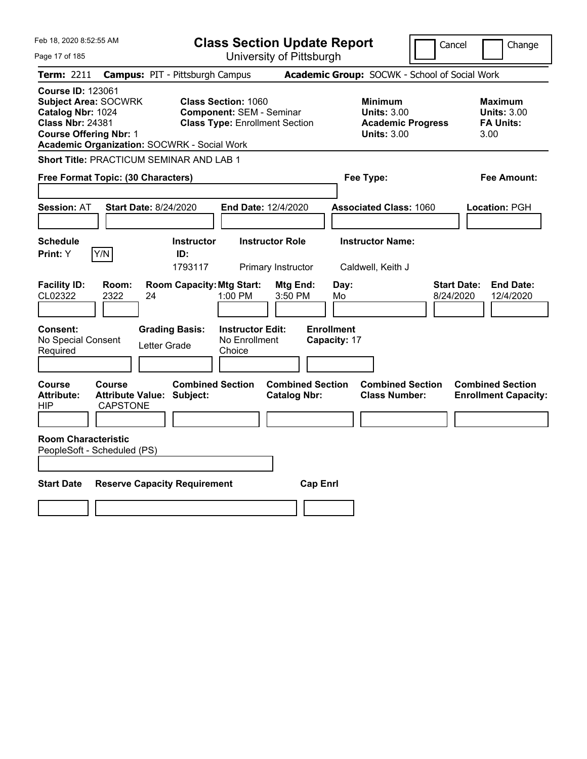Feb 18, 2020 8:52:55 AM

# Class Section Update Report

University of Pittsburgh

Cancel | Change

**Term:** 2211 **Campus:** PIT - Pittsburgh Campus **Academic Group:** SOCWK - School of Social Work

**Course ID:** 123061
**Subject Area:** SOCWRK
**Catalog Nbr:** 1024
**Class Nbr:** 24381
**Course Offering Nbr:** 1
**Academic Organization:** SOCWRK - Social Work

**Class Section:** 1060
**Component:** SEM - Seminar
**Class Type:** Enrollment Section

**Minimum Units:** 3.00
**Academic Progress Units:** 3.00

**Maximum Units:** 3.00
**FA Units:** 3.00

**Short Title:** PRACTICUM SEMINAR AND LAB 1

**Free Format Topic: (30 Characters)**

**Fee Type:**

**Fee Amount:**

**Session:** AT **Start Date:** 8/24/2020 **End Date:** 12/4/2020 **Associated Class:** 1060 **Location:** PGH

| Schedule Print | Instructor ID | Instructor Role | Instructor Name |
|---|---|---|---|
| Y (Y/N) | 1793117 | Primary Instructor | Caldwell, Keith J |

| Facility ID | Room | Room Capacity | Mtg Start | Mtg End | Day | Start Date | End Date |
|---|---|---|---|---|---|---|---|
| CL02322 | 2322 | 24 | 1:00 PM | 3:50 PM | Mo | 8/24/2020 | 12/4/2020 |

| Consent | Grading Basis | Instructor Edit | Enrollment Capacity |
|---|---|---|---|
| No Special Consent Required | Letter Grade | No Enrollment Choice | 17 |

| Course Attribute | Course Attribute Value | Combined Section Subject | Combined Section Catalog Nbr | Combined Section Class Number | Combined Section Enrollment Capacity |
|---|---|---|---|---|---|
| HIP | CAPSTONE | | | | |

**Room Characteristic**
PeopleSoft - Scheduled (PS)

| Start Date | Reserve Capacity Requirement | Cap Enrl |
|---|---|---|
| | | |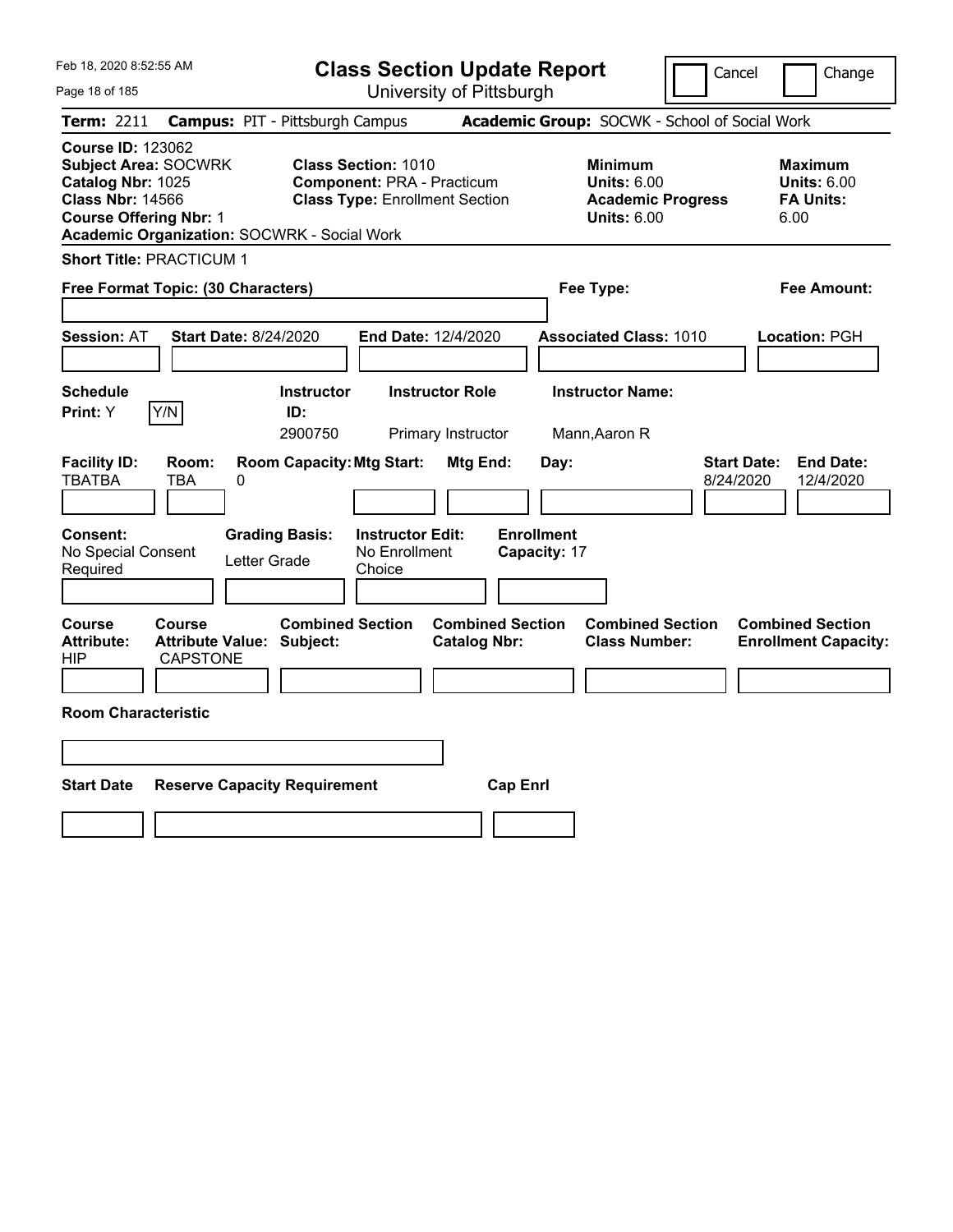Feb 18, 2020 8:52:55 AM

# Class Section Update Report

University of Pittsburgh

Cancel | Change

**Term:** 2211 **Campus:** PIT - Pittsburgh Campus **Academic Group:** SOCWK - School of Social Work

**Course ID:** 123062
**Subject Area:** SOCWRK
**Catalog Nbr:** 1025
**Class Nbr:** 14566
**Course Offering Nbr:** 1
**Academic Organization:** SOCWRK - Social Work

**Class Section:** 1010
**Component:** PRA - Practicum
**Class Type:** Enrollment Section

**Minimum Units:** 6.00
**Academic Progress Units:** 6.00

**Maximum Units:** 6.00
**FA Units:** 6.00

**Short Title:** PRACTICUM 1

**Free Format Topic: (30 Characters)**

**Fee Type:**

**Fee Amount:**

**Session:** AT **Start Date:** 8/24/2020 **End Date:** 12/4/2020 **Associated Class:** 1010 **Location:** PGH

| Schedule Print | Instructor ID | Instructor Role | Instructor Name |
| --- | --- | --- | --- |
| Y (Y/N) | 2900750 | Primary Instructor | Mann,Aaron R |

| Facility ID | Room | Room Capacity | Mtg Start | Mtg End | Day | Start Date | End Date |
| --- | --- | --- | --- | --- | --- | --- | --- |
| TBATBA | TBA | 0 | | | | 8/24/2020 | 12/4/2020 |

| Consent | Grading Basis | Instructor Edit | Enrollment Capacity |
| --- | --- | --- | --- |
| No Special Consent Required | Letter Grade | No Enrollment Choice | 17 |

| Course Attribute | Course Attribute Value | Combined Section Subject | Combined Section Catalog Nbr | Combined Section Class Number | Combined Section Enrollment Capacity |
| --- | --- | --- | --- | --- | --- |
| HIP | CAPSTONE | | | | |

**Room Characteristic**

| Start Date | Reserve Capacity Requirement | Cap Enrl |
| --- | --- | --- |
| | | |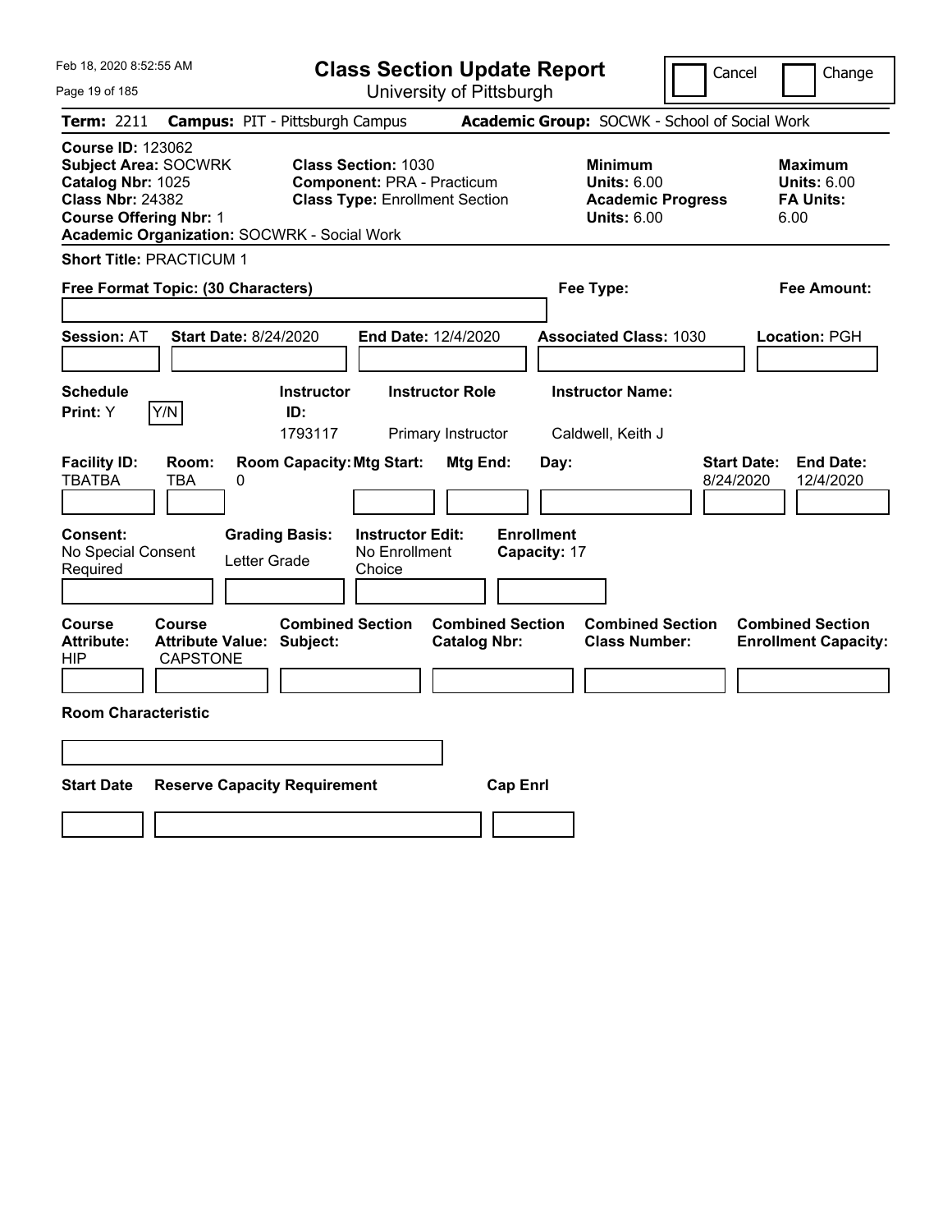# Class Section Update Report

University of Pittsburgh

Cancel | Change

**Term:** 2211 **Campus:** PIT - Pittsburgh Campus **Academic Group:** SOCWK - School of Social Work

**Course ID:** 123062
**Subject Area:** SOCWRK
**Catalog Nbr:** 1025
**Class Nbr:** 24382
**Course Offering Nbr:** 1
**Academic Organization:** SOCWRK - Social Work

**Class Section:** 1030
**Component:** PRA - Practicum
**Class Type:** Enrollment Section

**Minimum Units:** 6.00
**Academic Progress Units:** 6.00

**Maximum Units:** 6.00
**FA Units:** 6.00

**Short Title:** PRACTICUM 1

**Free Format Topic: (30 Characters)**

**Fee Type:**

**Fee Amount:**

**Session:** AT **Start Date:** 8/24/2020 **End Date:** 12/4/2020 **Associated Class:** 1030 **Location:** PGH

| Schedule Print | Instructor ID | Instructor Role | Instructor Name |
|---|---|---|---|
| Y (Y/N) | 1793117 | Primary Instructor | Caldwell, Keith J |

| Facility ID | Room | Room Capacity | Mtg Start | Mtg End | Day | Start Date | End Date |
|---|---|---|---|---|---|---|---|
| TBATBA | TBA | 0 | | | | 8/24/2020 | 12/4/2020 |

| Consent | Grading Basis | Instructor Edit | Enrollment Capacity |
|---|---|---|---|
| No Special Consent Required | Letter Grade | No Enrollment Choice | 17 |

| Course Attribute | Course Attribute Value | Combined Section Subject | Combined Section Catalog Nbr | Combined Section Class Number | Combined Section Enrollment Capacity |
|---|---|---|---|---|---|
| HIP | CAPSTONE | | | | |

**Room Characteristic**

| Start Date | Reserve Capacity Requirement | Cap Enrl |
|---|---|---|
| | | |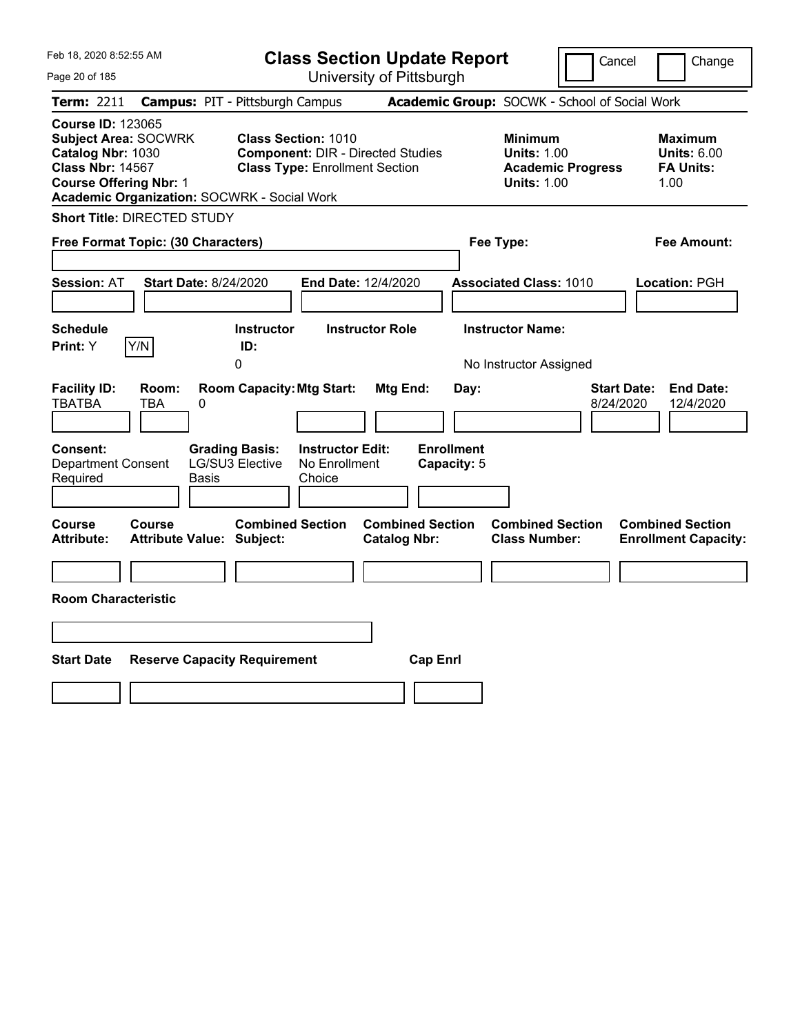# Class Section Update Report

University of Pittsburgh

Feb 18, 2020 8:52:55 AM

Cancel | Change

**Term:** 2211 **Campus:** PIT - Pittsburgh Campus **Academic Group:** SOCWK - School of Social Work

**Course ID:** 123065
**Subject Area:** SOCWRK
**Catalog Nbr:** 1030
**Class Nbr:** 14567
**Course Offering Nbr:** 1
**Academic Organization:** SOCWRK - Social Work

**Class Section:** 1010
**Component:** DIR - Directed Studies
**Class Type:** Enrollment Section

| | Minimum | Maximum |
|---|---|---|
| **Units:** | 1.00 | 6.00 |
| **Academic Progress Units:** | 1.00 | |
| **FA Units:** | | 1.00 |

**Short Title:** DIRECTED STUDY

**Free Format Topic: (30 Characters)**

**Fee Type:**

**Fee Amount:**

**Session:** AT **Start Date:** 8/24/2020 **End Date:** 12/4/2020 **Associated Class:** 1010 **Location:** PGH

| Schedule Print | | Instructor ID | Instructor Role | Instructor Name |
|---|---|---|---|---|
| Y | Y/N | 0 | | No Instructor Assigned |

| Facility ID | Room | Room Capacity | Mtg Start | Mtg End | Day | Start Date | End Date |
|---|---|---|---|---|---|---|---|
| TBATBA | TBA | 0 | | | | 8/24/2020 | 12/4/2020 |

| Consent | Grading Basis | Instructor Edit | Enrollment Capacity |
|---|---|---|---|
| Department Consent Required | LG/SU3 Elective Basis | No Enrollment Choice | 5 |

| Course Attribute | Course Attribute Value | Combined Section Subject | Combined Section Catalog Nbr | Combined Section Class Number | Combined Section Enrollment Capacity |
|---|---|---|---|---|---|
| | | | | | |

**Room Characteristic**

| Start Date | Reserve Capacity Requirement | Cap Enrl |
|---|---|---|
| | | |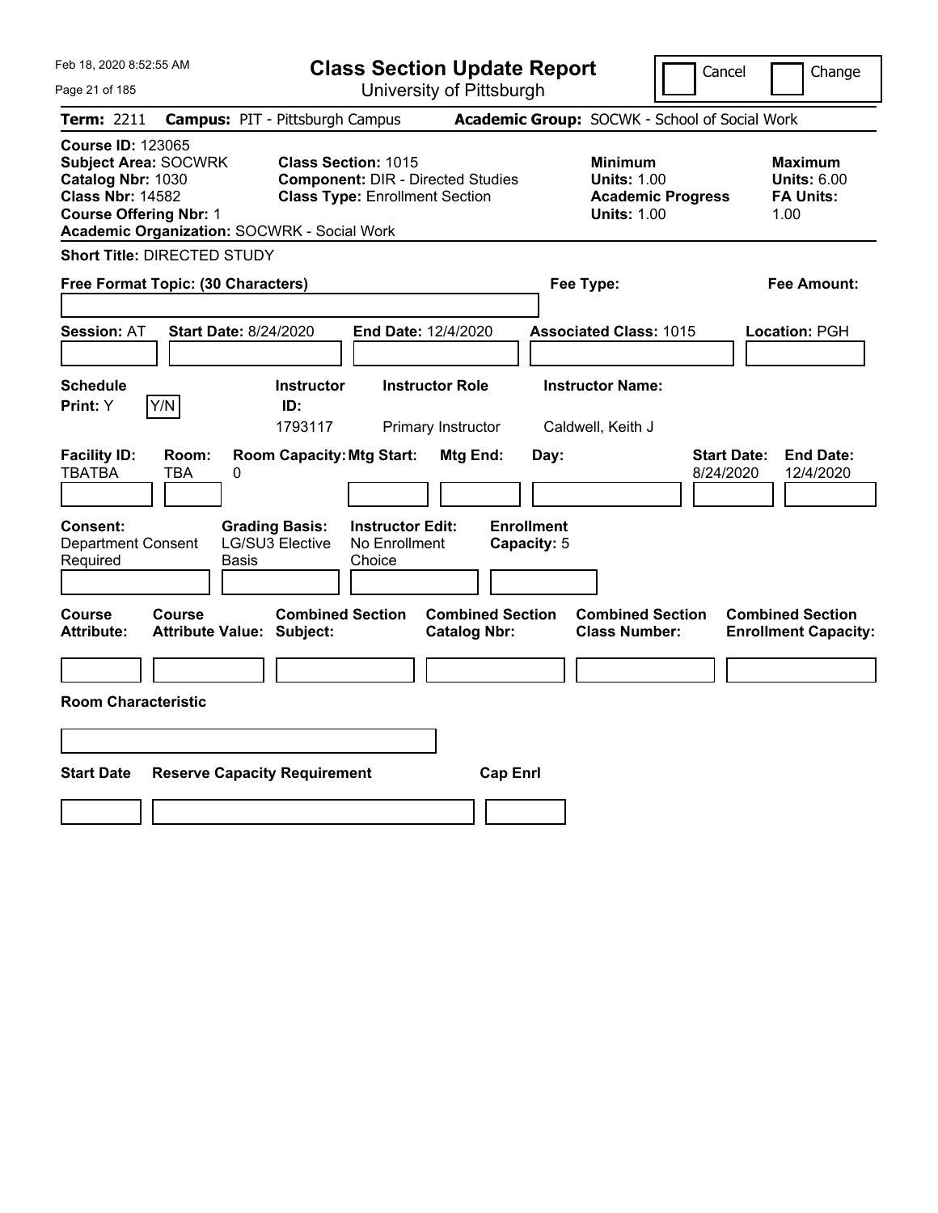Feb 18, 2020 8:52:55 AM

# Class Section Update Report

University of Pittsburgh

Cancel | Change

**Term:** 2211 **Campus:** PIT - Pittsburgh Campus **Academic Group:** SOCWK - School of Social Work

**Course ID:** 123065
**Subject Area:** SOCWRK
**Catalog Nbr:** 1030
**Class Nbr:** 14582
**Course Offering Nbr:** 1
**Academic Organization:** SOCWRK - Social Work

**Class Section:** 1015
**Component:** DIR - Directed Studies
**Class Type:** Enrollment Section

**Minimum**
**Units:** 1.00
**Academic Progress Units:** 1.00

**Maximum**
**Units:** 6.00
**FA Units:** 1.00

**Short Title:** DIRECTED STUDY

**Free Format Topic: (30 Characters)**

**Fee Type:**

**Fee Amount:**

**Session:** AT **Start Date:** 8/24/2020 **End Date:** 12/4/2020 **Associated Class:** 1015 **Location:** PGH

| Schedule Print: | Instructor ID: | Instructor Role | Instructor Name: |
|---|---|---|---|
| Y | 1793117 | Primary Instructor | Caldwell, Keith J |

| Facility ID: | Room: | Room Capacity: | Mtg Start: | Mtg End: | Day: | Start Date: | End Date: |
|---|---|---|---|---|---|---|---|
| TBATBA | TBA | 0 | | | | 8/24/2020 | 12/4/2020 |

**Consent:** Department Consent Required
**Grading Basis:** LG/SU3 Elective Basis
**Instructor Edit:** No Enrollment Choice
**Enrollment Capacity:** 5

| Course Attribute: | Course Attribute Value: | Combined Section Subject: | Combined Section Catalog Nbr: | Combined Section Class Number: | Combined Section Enrollment Capacity: |
|---|---|---|---|---|---|
| | | | | | |

**Room Characteristic**

| Start Date | Reserve Capacity Requirement | Cap Enrl |
|---|---|---|
| | | |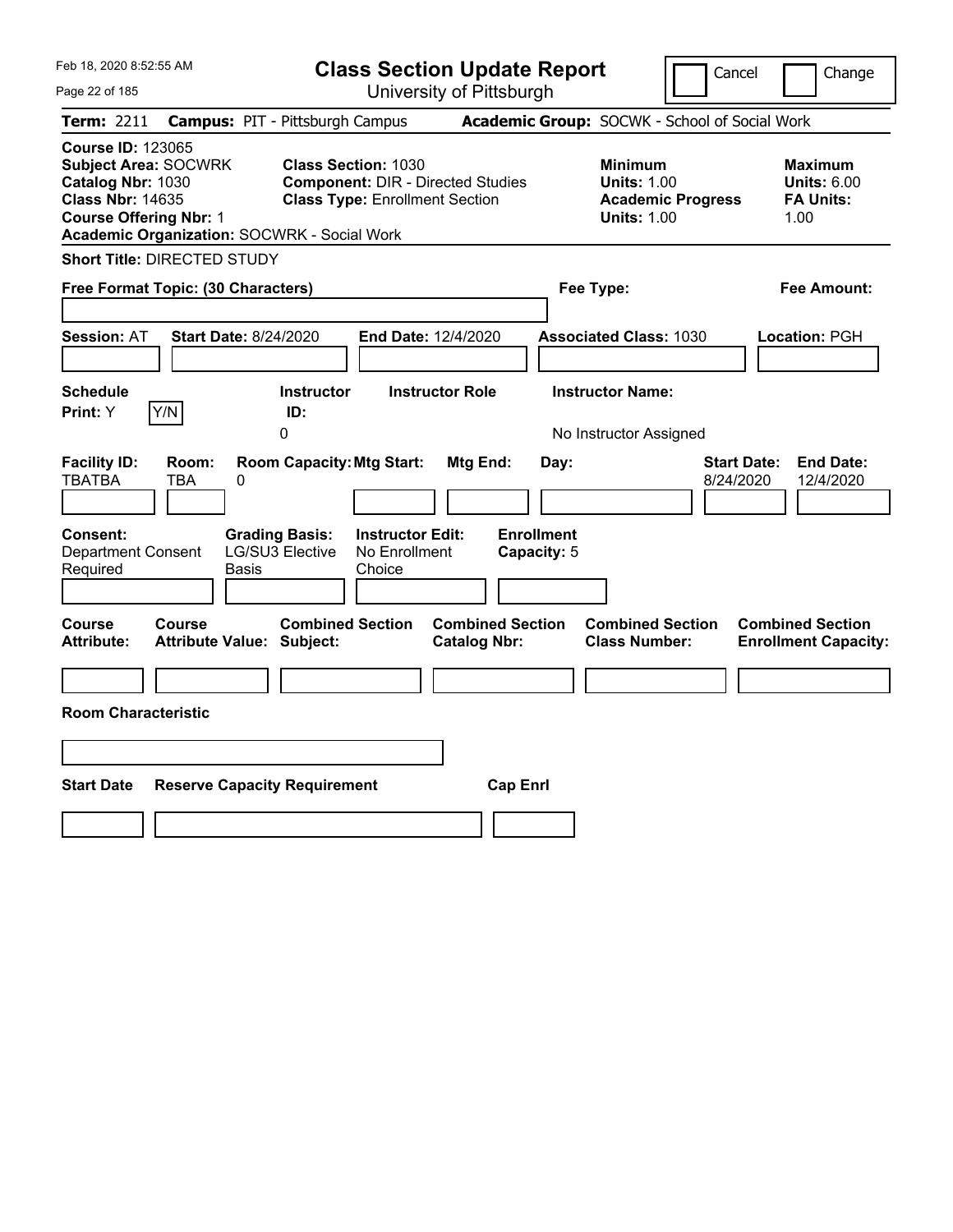Feb 18, 2020 8:52:55 AM

# Class Section Update Report

University of Pittsburgh

Cancel | Change

**Term:** 2211 **Campus:** PIT - Pittsburgh Campus **Academic Group:** SOCWK - School of Social Work

**Course ID:** 123065
**Subject Area:** SOCWRK
**Catalog Nbr:** 1030
**Class Nbr:** 14635
**Course Offering Nbr:** 1
**Academic Organization:** SOCWRK - Social Work

**Class Section:** 1030
**Component:** DIR - Directed Studies
**Class Type:** Enrollment Section

| | Minimum | Maximum |
|---|---|---|
| Units | 1.00 | 6.00 |
| Academic Progress Units / FA Units | 1.00 | 1.00 |

**Short Title:** DIRECTED STUDY

**Free Format Topic: (30 Characters)** **Fee Type:** **Fee Amount:**

**Session:** AT **Start Date:** 8/24/2020 **End Date:** 12/4/2020 **Associated Class:** 1030 **Location:** PGH

| Schedule Print | Instructor ID | Instructor Role | Instructor Name |
|---|---|---|---|
| Y (Y/N) | 0 | | No Instructor Assigned |

| Facility ID | Room | Room Capacity | Mtg Start | Mtg End | Day | Start Date | End Date |
|---|---|---|---|---|---|---|---|
| TBATBA | TBA | 0 | | | | 8/24/2020 | 12/4/2020 |

| Consent | Grading Basis | Instructor Edit | Enrollment Capacity |
|---|---|---|---|
| Department Consent Required | LG/SU3 Elective Basis | No Enrollment Choice | 5 |

| Course Attribute | Course Attribute Value | Combined Section Subject | Combined Section Catalog Nbr | Combined Section Class Number | Combined Section Enrollment Capacity |
|---|---|---|---|---|---|
| | | | | | |

**Room Characteristic**

| Start Date | Reserve Capacity Requirement | Cap Enrl |
|---|---|---|
| | | |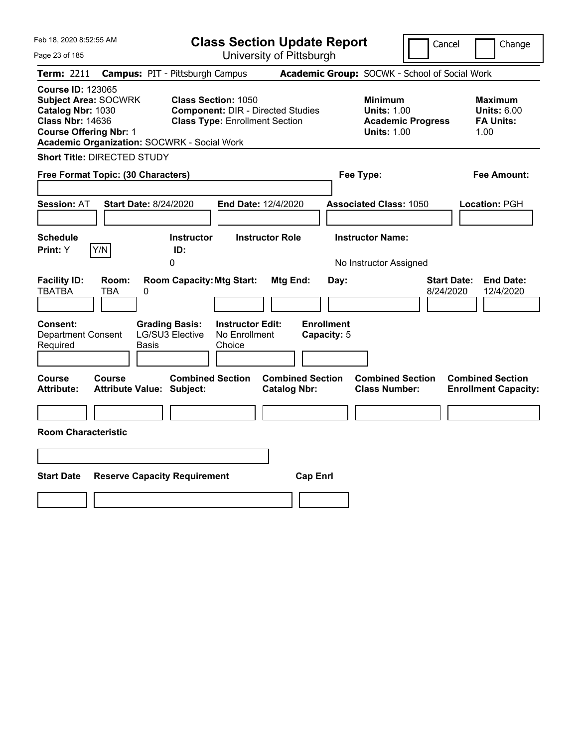# Class Section Update Report

University of Pittsburgh

Cancel | Change

**Term:** 2211 **Campus:** PIT - Pittsburgh Campus **Academic Group:** SOCWK - School of Social Work

**Course ID:** 123065
**Subject Area:** SOCWRK
**Catalog Nbr:** 1030
**Class Nbr:** 14636
**Course Offering Nbr:** 1
**Academic Organization:** SOCWRK - Social Work

**Class Section:** 1050
**Component:** DIR - Directed Studies
**Class Type:** Enrollment Section

**Minimum**
**Units:** 1.00
**Academic Progress Units:** 1.00

**Maximum**
**Units:** 6.00
**FA Units:** 1.00

**Short Title:** DIRECTED STUDY

**Free Format Topic: (30 Characters)**

**Fee Type:**

**Fee Amount:**

**Session:** AT **Start Date:** 8/24/2020 **End Date:** 12/4/2020 **Associated Class:** 1050 **Location:** PGH

| Schedule Print: | Instructor ID: | Instructor Role | Instructor Name: |
|---|---|---|---|
| Y | 0 | | No Instructor Assigned |

| Facility ID: | Room: | Room Capacity: | Mtg Start: | Mtg End: | Day: | Start Date: | End Date: |
|---|---|---|---|---|---|---|---|
| TBATBA | TBA | 0 | | | | 8/24/2020 | 12/4/2020 |

| Consent: | Grading Basis: | Instructor Edit: | Enrollment Capacity: |
|---|---|---|---|
| Department Consent Required | LG/SU3 Elective Basis | No Enrollment Choice | 5 |

| Course Attribute: | Course Attribute Value: | Combined Section Subject: | Combined Section Catalog Nbr: | Combined Section Class Number: | Combined Section Enrollment Capacity: |
|---|---|---|---|---|---|
| | | | | | |

**Room Characteristic**

| Start Date | Reserve Capacity Requirement | Cap Enrl |
|---|---|---|
| | | |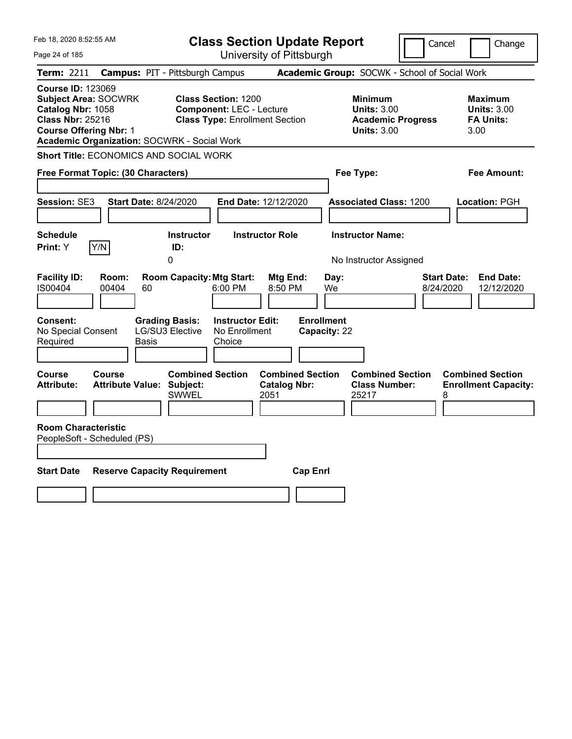# Class Section Update Report

University of Pittsburgh

Feb 18, 2020 8:52:55 AM

Cancel | Change

**Term:** 2211 **Campus:** PIT - Pittsburgh Campus **Academic Group:** SOCWK - School of Social Work

**Course ID:** 123069
**Subject Area:** SOCWRK
**Catalog Nbr:** 1058
**Class Nbr:** 25216
**Course Offering Nbr:** 1
**Academic Organization:** SOCWRK - Social Work

**Class Section:** 1200
**Component:** LEC - Lecture
**Class Type:** Enrollment Section

**Minimum Units:** 3.00
**Academic Progress Units:** 3.00

**Maximum Units:** 3.00
**FA Units:** 3.00

**Short Title:** ECONOMICS AND SOCIAL WORK

**Free Format Topic: (30 Characters)**

**Fee Type:**

**Fee Amount:**

**Session:** SE3 **Start Date:** 8/24/2020 **End Date:** 12/12/2020 **Associated Class:** 1200 **Location:** PGH

| Schedule Print | Instructor ID | Instructor Role | Instructor Name |
|---|---|---|---|
| Y | 0 | | No Instructor Assigned |

| Facility ID | Room | Room Capacity | Mtg Start | Mtg End | Day | Start Date | End Date |
|---|---|---|---|---|---|---|---|
| IS00404 | 00404 | 60 | 6:00 PM | 8:50 PM | We | 8/24/2020 | 12/12/2020 |

| Consent | Grading Basis | Instructor Edit | Enrollment Capacity |
|---|---|---|---|
| No Special Consent Required | LG/SU3 Elective Basis | No Enrollment Choice | 22 |

| Course Attribute | Course Attribute Value | Combined Section Subject | Combined Section Catalog Nbr | Combined Section Class Number | Combined Section Enrollment Capacity |
|---|---|---|---|---|---|
| | | SWWEL | 2051 | 25217 | 8 |

**Room Characteristic**
PeopleSoft - Scheduled (PS)

| Start Date | Reserve Capacity Requirement | Cap Enrl |
|---|---|---|
| | | |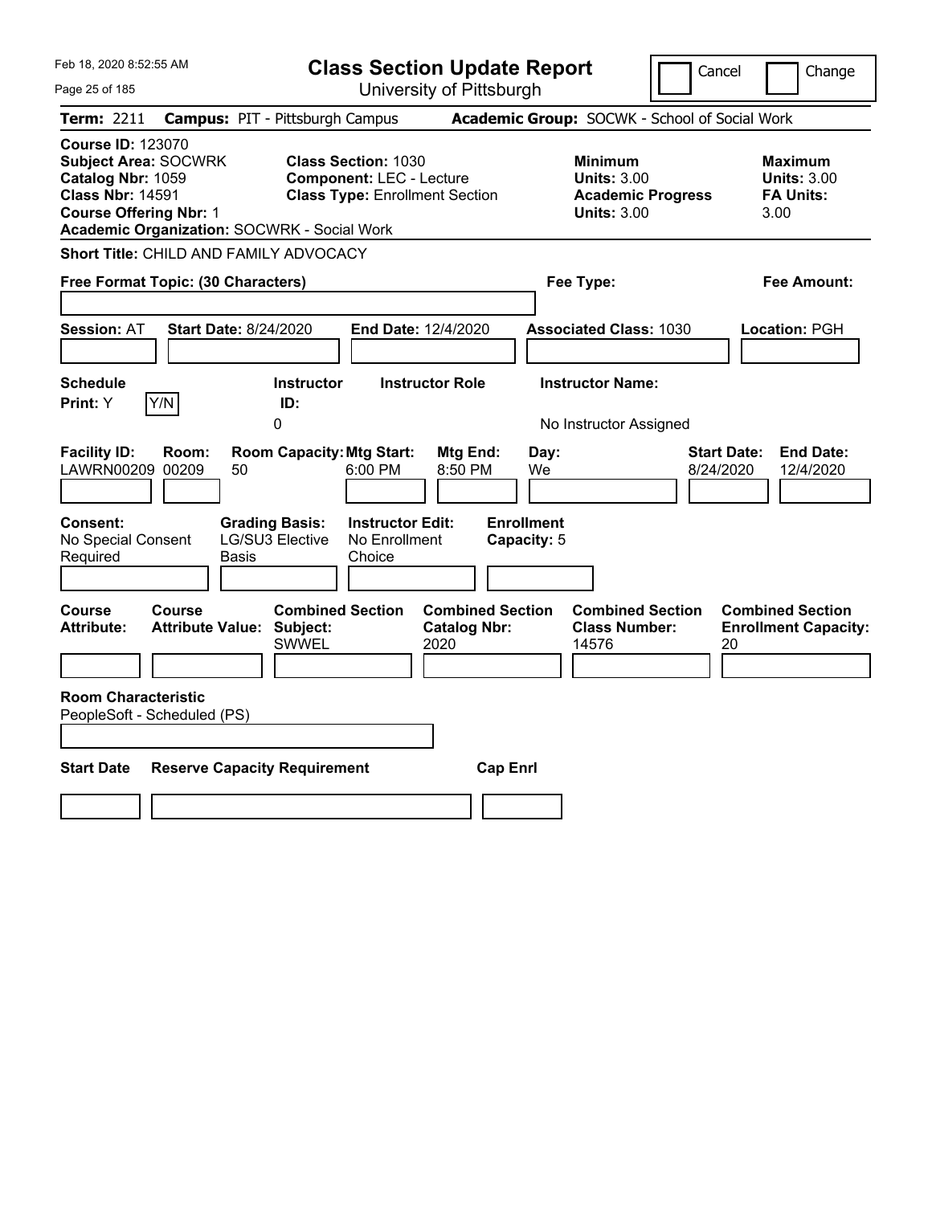Feb 18, 2020 8:52:55 AM

# Class Section Update Report

University of Pittsburgh

Cancel | Change

**Term:** 2211 **Campus:** PIT - Pittsburgh Campus **Academic Group:** SOCWK - School of Social Work

**Course ID:** 123070
**Subject Area:** SOCWRK
**Catalog Nbr:** 1059
**Class Nbr:** 14591
**Course Offering Nbr:** 1
**Academic Organization:** SOCWRK - Social Work

**Class Section:** 1030
**Component:** LEC - Lecture
**Class Type:** Enrollment Section

**Minimum**
**Units:** 3.00
**Academic Progress Units:** 3.00

**Maximum**
**Units:** 3.00
**FA Units:** 3.00

**Short Title:** CHILD AND FAMILY ADVOCACY

**Free Format Topic: (30 Characters)**

**Fee Type:**

**Fee Amount:**

**Session:** AT **Start Date:** 8/24/2020 **End Date:** 12/4/2020 **Associated Class:** 1030 **Location:** PGH

| Schedule Print: | Instructor ID: | Instructor Role | Instructor Name: |
|---|---|---|---|
| Y Y/N | 0 | | No Instructor Assigned |

| Facility ID: | Room: | Room Capacity: | Mtg Start: | Mtg End: | Day: | Start Date: | End Date: |
|---|---|---|---|---|---|---|---|
| LAWRN00209 | 00209 | 50 | 6:00 PM | 8:50 PM | We | 8/24/2020 | 12/4/2020 |

| Consent: | Grading Basis: | Instructor Edit: | Enrollment Capacity: |
|---|---|---|---|
| No Special Consent Required | LG/SU3 Elective Basis | No Enrollment Choice | 5 |

| Course Attribute: | Course Attribute Value: | Combined Section Subject: | Combined Section Catalog Nbr: | Combined Section Class Number: | Combined Section Enrollment Capacity: |
|---|---|---|---|---|---|
| | | SWWEL | 2020 | 14576 | 20 |

**Room Characteristic**
PeopleSoft - Scheduled (PS)

| Start Date | Reserve Capacity Requirement | Cap Enrl |
|---|---|---|
| | | |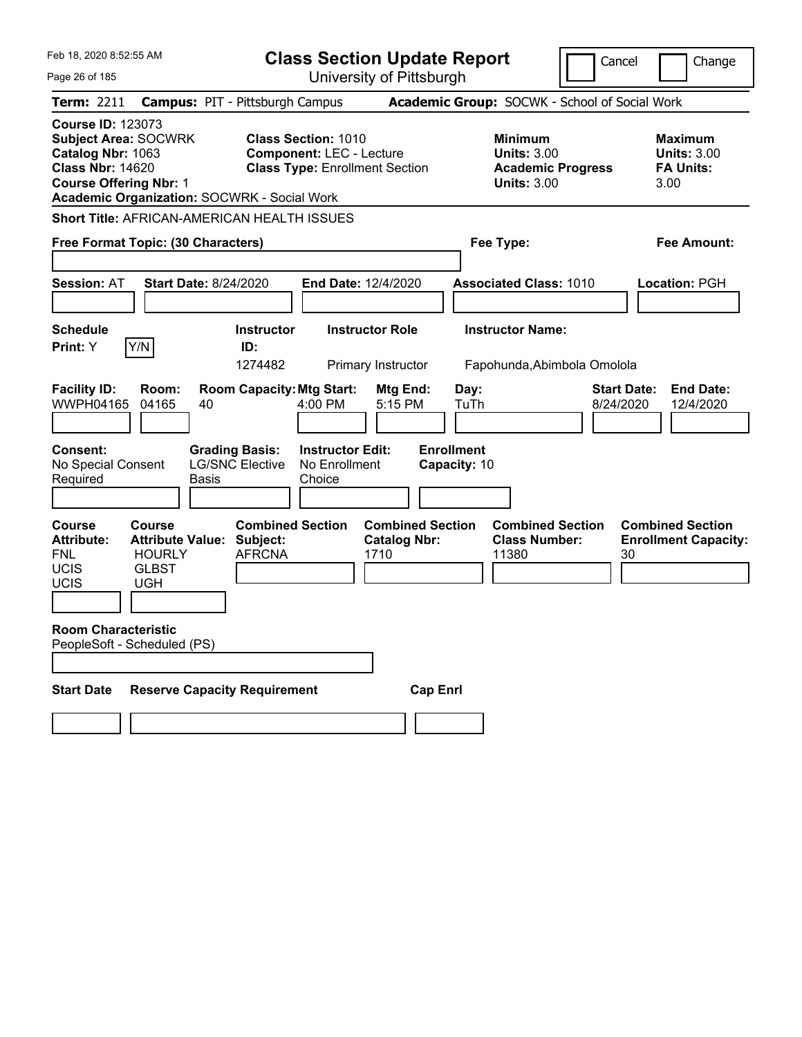Feb 18, 2020 8:52:55 AM

# Class Section Update Report

University of Pittsburgh

Cancel | Change

**Term:** 2211 **Campus:** PIT - Pittsburgh Campus **Academic Group:** SOCWK - School of Social Work

**Course ID:** 123073
**Subject Area:** SOCWRK
**Catalog Nbr:** 1063
**Class Nbr:** 14620
**Course Offering Nbr:** 1
**Academic Organization:** SOCWRK - Social Work

**Class Section:** 1010
**Component:** LEC - Lecture
**Class Type:** Enrollment Section

**Minimum Units:** 3.00
**Academic Progress Units:** 3.00

**Maximum Units:** 3.00
**FA Units:** 3.00

**Short Title:** AFRICAN-AMERICAN HEALTH ISSUES

**Free Format Topic: (30 Characters)**

**Fee Type:**

**Fee Amount:**

**Session:** AT **Start Date:** 8/24/2020 **End Date:** 12/4/2020 **Associated Class:** 1010 **Location:** PGH

| Schedule Print | Instructor ID | Instructor Role | Instructor Name |
|---|---|---|---|
| Y (Y/N) | 1274482 | Primary Instructor | Fapohunda,Abimbola Omolola |

| Facility ID | Room | Room Capacity | Mtg Start | Mtg End | Day | Start Date | End Date |
|---|---|---|---|---|---|---|---|
| WWPH04165 | 04165 | 40 | 4:00 PM | 5:15 PM | TuTh | 8/24/2020 | 12/4/2020 |

**Consent:** No Special Consent Required
**Grading Basis:** LG/SNC Elective Basis
**Instructor Edit:** No Enrollment Choice
**Enrollment Capacity:** 10

| Course Attribute | Course Attribute Value |
|---|---|
| FNL | HOURLY |
| UCIS | GLBST |
| UCIS | UGH |

| Combined Section Subject | Combined Section Catalog Nbr | Combined Section Class Number | Combined Section Enrollment Capacity |
|---|---|---|---|
| AFRCNA | 1710 | 11380 | 30 |

**Room Characteristic**
PeopleSoft - Scheduled (PS)

| Start Date | Reserve Capacity Requirement | Cap Enrl |
|---|---|---|
| | | |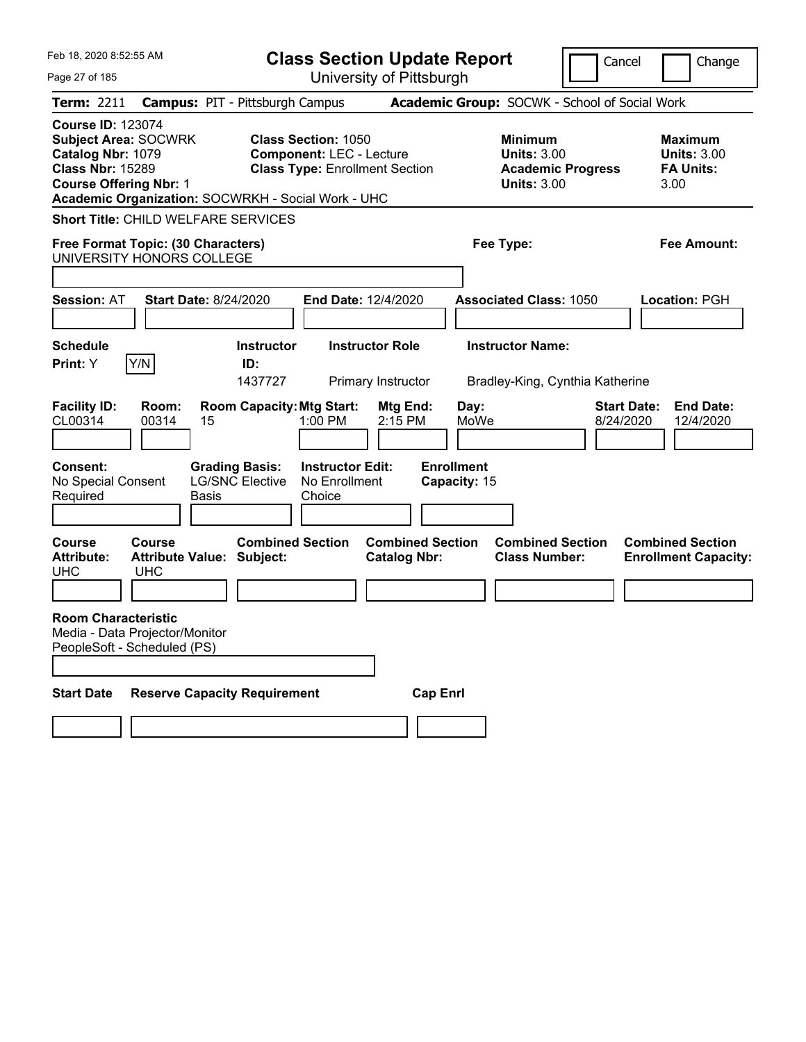# Class Section Update Report

University of Pittsburgh

Cancel | Change

**Term:** 2211 **Campus:** PIT - Pittsburgh Campus **Academic Group:** SOCWK - School of Social Work

**Course ID:** 123074
**Subject Area:** SOCWRK
**Catalog Nbr:** 1079
**Class Nbr:** 15289
**Course Offering Nbr:** 1
**Academic Organization:** SOCWRKH - Social Work - UHC

**Class Section:** 1050
**Component:** LEC - Lecture
**Class Type:** Enrollment Section

**Minimum Units:** 3.00
**Academic Progress Units:** 3.00

**Maximum Units:** 3.00
**FA Units:** 3.00

**Short Title:** CHILD WELFARE SERVICES

**Free Format Topic: (30 Characters)** UNIVERSITY HONORS COLLEGE

**Fee Type:**

**Fee Amount:**

**Session:** AT **Start Date:** 8/24/2020 **End Date:** 12/4/2020 **Associated Class:** 1050 **Location:** PGH

**Schedule Print:** Y Y/N

| Instructor ID | Instructor Role | Instructor Name |
|---|---|---|
| 1437727 | Primary Instructor | Bradley-King, Cynthia Katherine |

| Facility ID | Room | Room Capacity | Mtg Start | Mtg End | Day | Start Date | End Date |
|---|---|---|---|---|---|---|---|
| CL00314 | 00314 | 15 | 1:00 PM | 2:15 PM | MoWe | 8/24/2020 | 12/4/2020 |

**Consent:** No Special Consent Required
**Grading Basis:** LG/SNC Elective Basis
**Instructor Edit:** No Enrollment Choice
**Enrollment Capacity:** 15

| Course Attribute | Course Attribute Value | Combined Section Subject | Combined Section Catalog Nbr | Combined Section Class Number | Combined Section Enrollment Capacity |
|---|---|---|---|---|---|
| UHC | UHC | | | | |

**Room Characteristic**
Media - Data Projector/Monitor
PeopleSoft - Scheduled (PS)

| Start Date | Reserve Capacity Requirement | Cap Enrl |
|---|---|---|
| | | |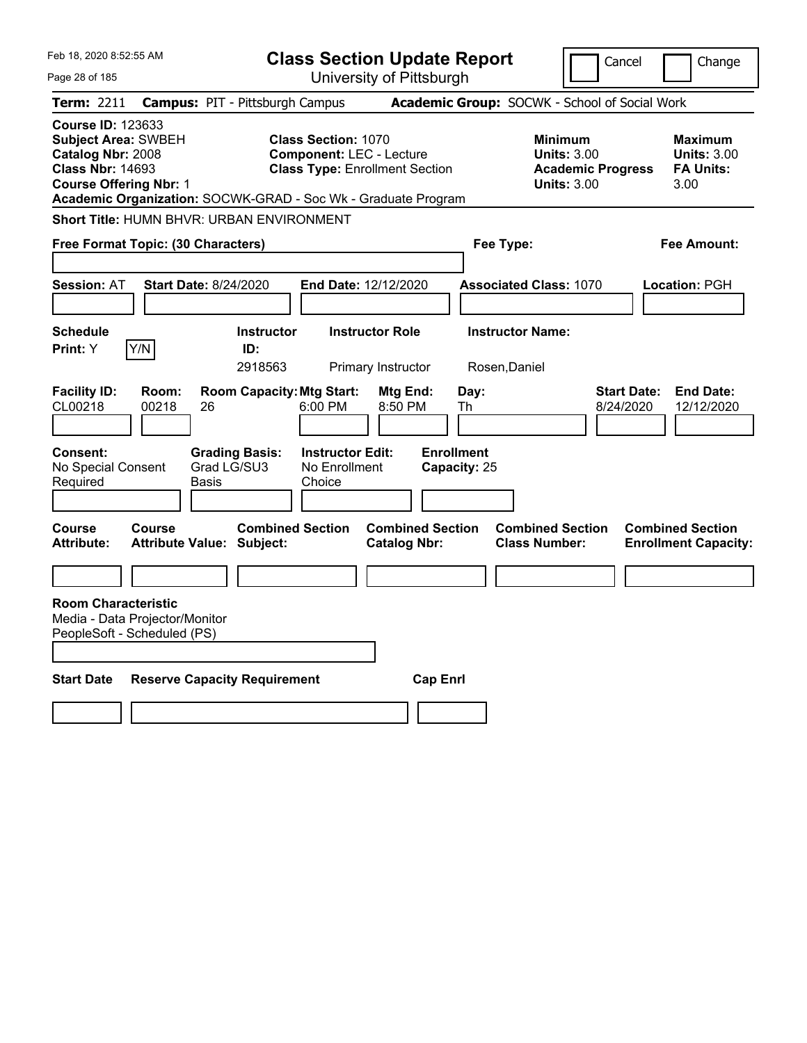Feb 18, 2020 8:52:55 AM

# Class Section Update Report

University of Pittsburgh

Cancel | Change

**Term:** 2211 **Campus:** PIT - Pittsburgh Campus **Academic Group:** SOCWK - School of Social Work

**Course ID:** 123633
**Subject Area:** SWBEH
**Catalog Nbr:** 2008
**Class Nbr:** 14693
**Course Offering Nbr:** 1

**Class Section:** 1070
**Component:** LEC - Lecture
**Class Type:** Enrollment Section

**Minimum Units:** 3.00
**Academic Progress Units:** 3.00

**Maximum Units:** 3.00
**FA Units:** 3.00

**Academic Organization:** SOCWK-GRAD - Soc Wk - Graduate Program

**Short Title:** HUMN BHVR: URBAN ENVIRONMENT

**Free Format Topic: (30 Characters)**

**Fee Type:**

**Fee Amount:**

**Session:** AT **Start Date:** 8/24/2020 **End Date:** 12/12/2020 **Associated Class:** 1070 **Location:** PGH

| Schedule Print: | Instructor ID: | Instructor Role | Instructor Name: |
|---|---|---|---|
| Y Y/N | 2918563 | Primary Instructor | Rosen,Daniel |

| Facility ID: | Room: | Room Capacity: | Mtg Start: | Mtg End: | Day: | Start Date: | End Date: |
|---|---|---|---|---|---|---|---|
| CL00218 | 00218 | 26 | 6:00 PM | 8:50 PM | Th | 8/24/2020 | 12/12/2020 |

| Consent: | Grading Basis: | Instructor Edit: | Enrollment Capacity: |
|---|---|---|---|
| No Special Consent Required | Grad LG/SU3 Basis | No Enrollment Choice | 25 |

| Course Attribute: | Course Attribute Value: | Combined Section Subject: | Combined Section Catalog Nbr: | Combined Section Class Number: | Combined Section Enrollment Capacity: |
|---|---|---|---|---|---|
| | | | | | |

**Room Characteristic**
Media - Data Projector/Monitor
PeopleSoft - Scheduled (PS)

| Start Date | Reserve Capacity Requirement | Cap Enrl |
|---|---|---|
| | | |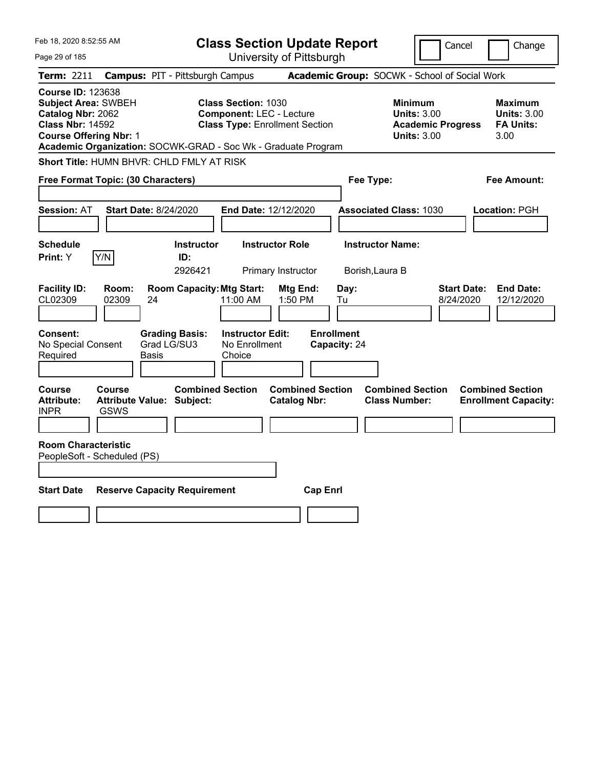Feb 18, 2020 8:52:55 AM

# Class Section Update Report

University of Pittsburgh

Cancel | Change

**Term:** 2211 **Campus:** PIT - Pittsburgh Campus **Academic Group:** SOCWK - School of Social Work

**Course ID:** 123638
**Subject Area:** SWBEH
**Catalog Nbr:** 2062
**Class Nbr:** 14592
**Course Offering Nbr:** 1

**Class Section:** 1030
**Component:** LEC - Lecture
**Class Type:** Enrollment Section

**Minimum Units:** 3.00
**Academic Progress Units:** 3.00

**Maximum Units:** 3.00
**FA Units:** 3.00

**Academic Organization:** SOCWK-GRAD - Soc Wk - Graduate Program

**Short Title:** HUMN BHVR: CHLD FMLY AT RISK

**Free Format Topic: (30 Characters)**

**Fee Type:**

**Fee Amount:**

**Session:** AT **Start Date:** 8/24/2020 **End Date:** 12/12/2020 **Associated Class:** 1030 **Location:** PGH

| Schedule Print: | Instructor ID: | Instructor Role | Instructor Name: |
|---|---|---|---|
| Y (Y/N) | 2926421 | Primary Instructor | Borish,Laura B |

| Facility ID: | Room: | Room Capacity: | Mtg Start: | Mtg End: | Day: | Start Date: | End Date: |
|---|---|---|---|---|---|---|---|
| CL02309 | 02309 | 24 | 11:00 AM | 1:50 PM | Tu | 8/24/2020 | 12/12/2020 |

| Consent: | Grading Basis: | Instructor Edit: | Enrollment Capacity: |
|---|---|---|---|
| No Special Consent Required | Grad LG/SU3 Basis | No Enrollment Choice | 24 |

| Course Attribute: | Course Attribute Value: | Combined Section Subject: | Combined Section Catalog Nbr: | Combined Section Class Number: | Combined Section Enrollment Capacity: |
|---|---|---|---|---|---|
| INPR | GSWS | | | | |

**Room Characteristic**
PeopleSoft - Scheduled (PS)

| Start Date | Reserve Capacity Requirement | Cap Enrl |
|---|---|---|
| | | |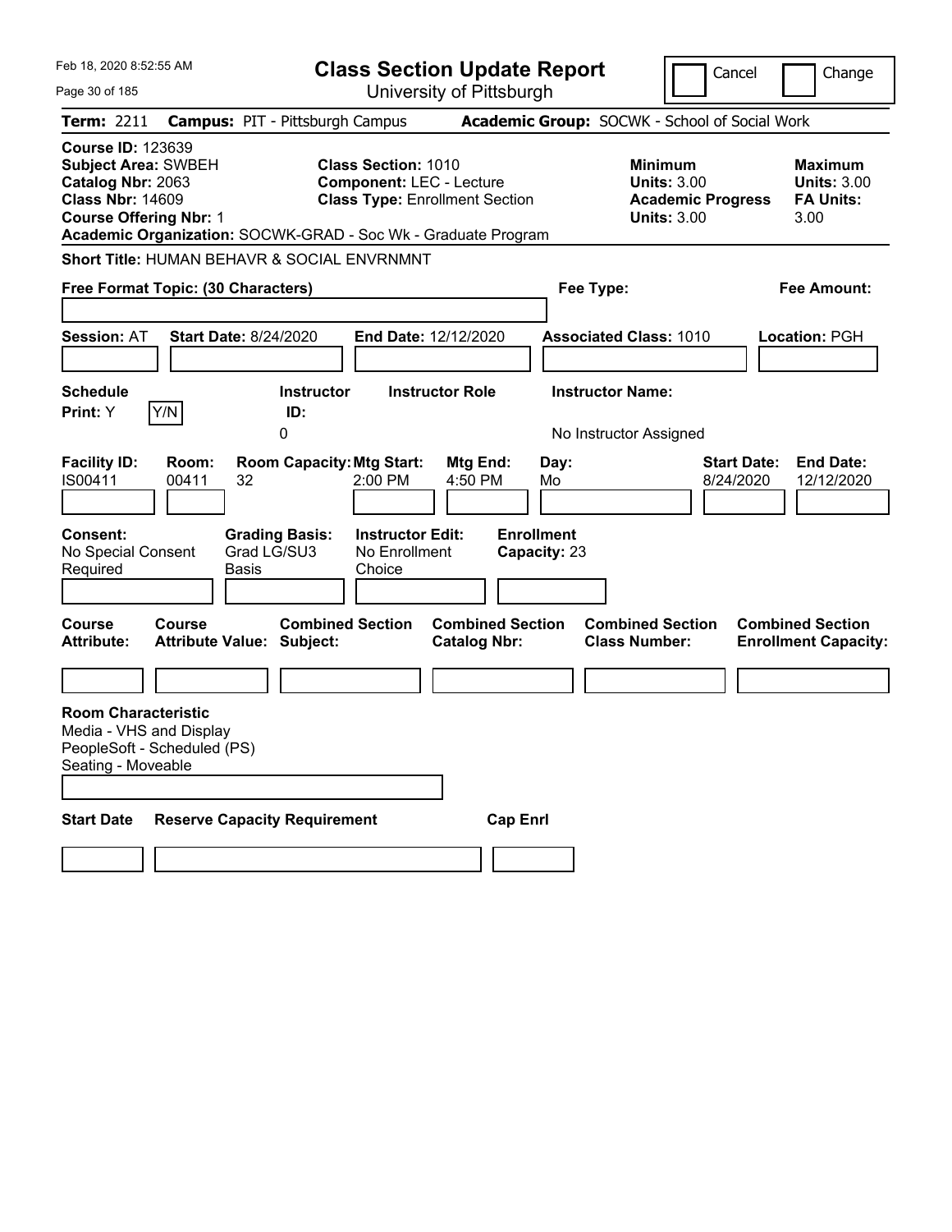Feb 18, 2020 8:52:55 AM

# Class Section Update Report

University of Pittsburgh

Cancel | Change

**Term:** 2211 **Campus:** PIT - Pittsburgh Campus **Academic Group:** SOCWK - School of Social Work

**Course ID:** 123639
**Subject Area:** SWBEH
**Catalog Nbr:** 2063
**Class Nbr:** 14609
**Course Offering Nbr:** 1

**Class Section:** 1010
**Component:** LEC - Lecture
**Class Type:** Enrollment Section

**Minimum Units:** 3.00
**Academic Progress Units:** 3.00

**Maximum Units:** 3.00
**FA Units:** 3.00

**Academic Organization:** SOCWK-GRAD - Soc Wk - Graduate Program

**Short Title:** HUMAN BEHAVR & SOCIAL ENVRNMNT

**Free Format Topic: (30 Characters)**

**Fee Type:**

**Fee Amount:**

**Session:** AT **Start Date:** 8/24/2020 **End Date:** 12/12/2020 **Associated Class:** 1010 **Location:** PGH

| Schedule Print: | Instructor ID: | Instructor Role | Instructor Name: |
|---|---|---|---|
| Y (Y/N) | 0 | | No Instructor Assigned |

| Facility ID: | Room: | Room Capacity: | Mtg Start: | Mtg End: | Day: | Start Date: | End Date: |
|---|---|---|---|---|---|---|---|
| IS00411 | 00411 | 32 | 2:00 PM | 4:50 PM | Mo | 8/24/2020 | 12/12/2020 |

| Consent: | Grading Basis: | Instructor Edit: | Enrollment Capacity: |
|---|---|---|---|
| No Special Consent Required | Grad LG/SU3 Basis | No Enrollment Choice | 23 |

| Course Attribute: | Course Attribute Value: | Combined Section Subject: | Combined Section Catalog Nbr: | Combined Section Class Number: | Combined Section Enrollment Capacity: |
|---|---|---|---|---|---|
| | | | | | |

**Room Characteristic**
Media - VHS and Display
PeopleSoft - Scheduled (PS)
Seating - Moveable

| Start Date | Reserve Capacity Requirement | Cap Enrl |
|---|---|---|
| | | |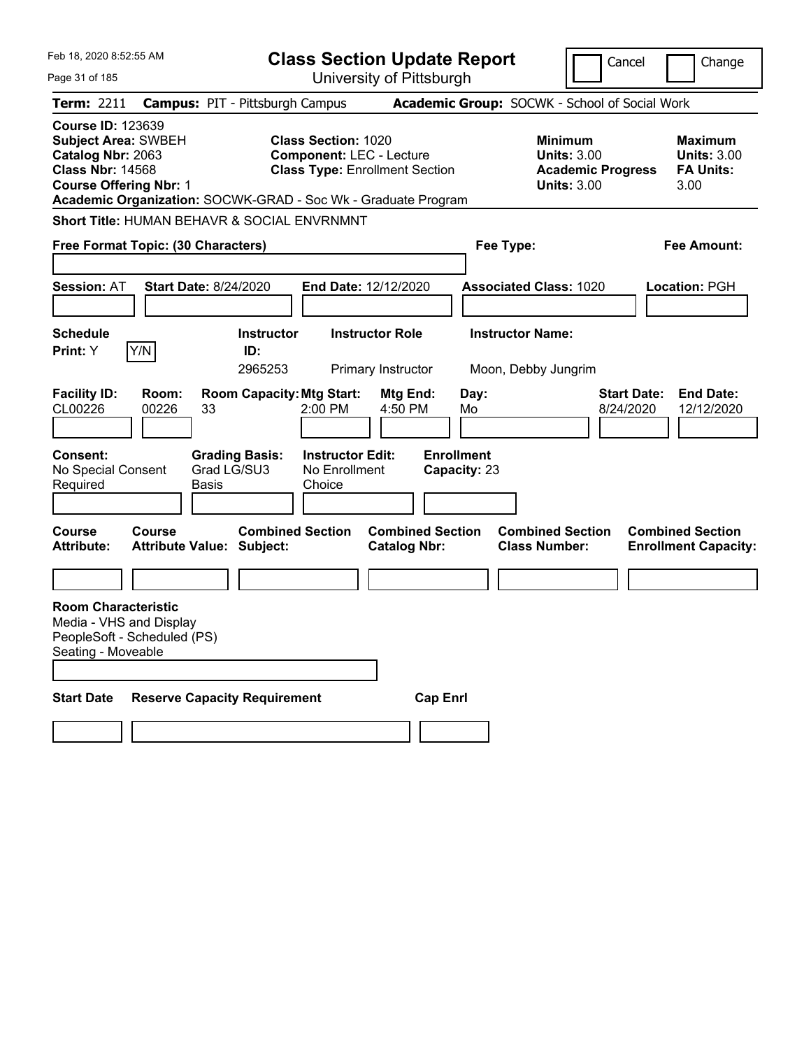Feb 18, 2020 8:52:55 AM

# Class Section Update Report

University of Pittsburgh

Cancel | Change

**Term:** 2211 **Campus:** PIT - Pittsburgh Campus **Academic Group:** SOCWK - School of Social Work

**Course ID:** 123639
**Subject Area:** SWBEH
**Catalog Nbr:** 2063
**Class Nbr:** 14568
**Course Offering Nbr:** 1

**Class Section:** 1020
**Component:** LEC - Lecture
**Class Type:** Enrollment Section

**Minimum Units:** 3.00
**Academic Progress Units:** 3.00

**Maximum Units:** 3.00
**FA Units:** 3.00

**Academic Organization:** SOCWK-GRAD - Soc Wk - Graduate Program

**Short Title:** HUMAN BEHAVR & SOCIAL ENVRNMNT

**Free Format Topic: (30 Characters)** **Fee Type:** **Fee Amount:**

**Session:** AT **Start Date:** 8/24/2020 **End Date:** 12/12/2020 **Associated Class:** 1020 **Location:** PGH

| Schedule Print: | Instructor ID: | Instructor Role | Instructor Name: |
|---|---|---|---|
| Y | 2965253 | Primary Instructor | Moon, Debby Jungrim |

| Facility ID: | Room: | Room Capacity: | Mtg Start: | Mtg End: | Day: | Start Date: | End Date: |
|---|---|---|---|---|---|---|---|
| CL00226 | 00226 | 33 | 2:00 PM | 4:50 PM | Mo | 8/24/2020 | 12/12/2020 |

| Consent: | Grading Basis: | Instructor Edit: | Enrollment Capacity: |
|---|---|---|---|
| No Special Consent Required | Grad LG/SU3 Basis | No Enrollment Choice | 23 |

| Course Attribute: | Course Attribute Value: | Combined Section Subject: | Combined Section Catalog Nbr: | Combined Section Class Number: | Combined Section Enrollment Capacity: |
|---|---|---|---|---|---|
| | | | | | |

**Room Characteristic**
Media - VHS and Display
PeopleSoft - Scheduled (PS)
Seating - Moveable

| Start Date | Reserve Capacity Requirement | Cap Enrl |
|---|---|---|
| | | |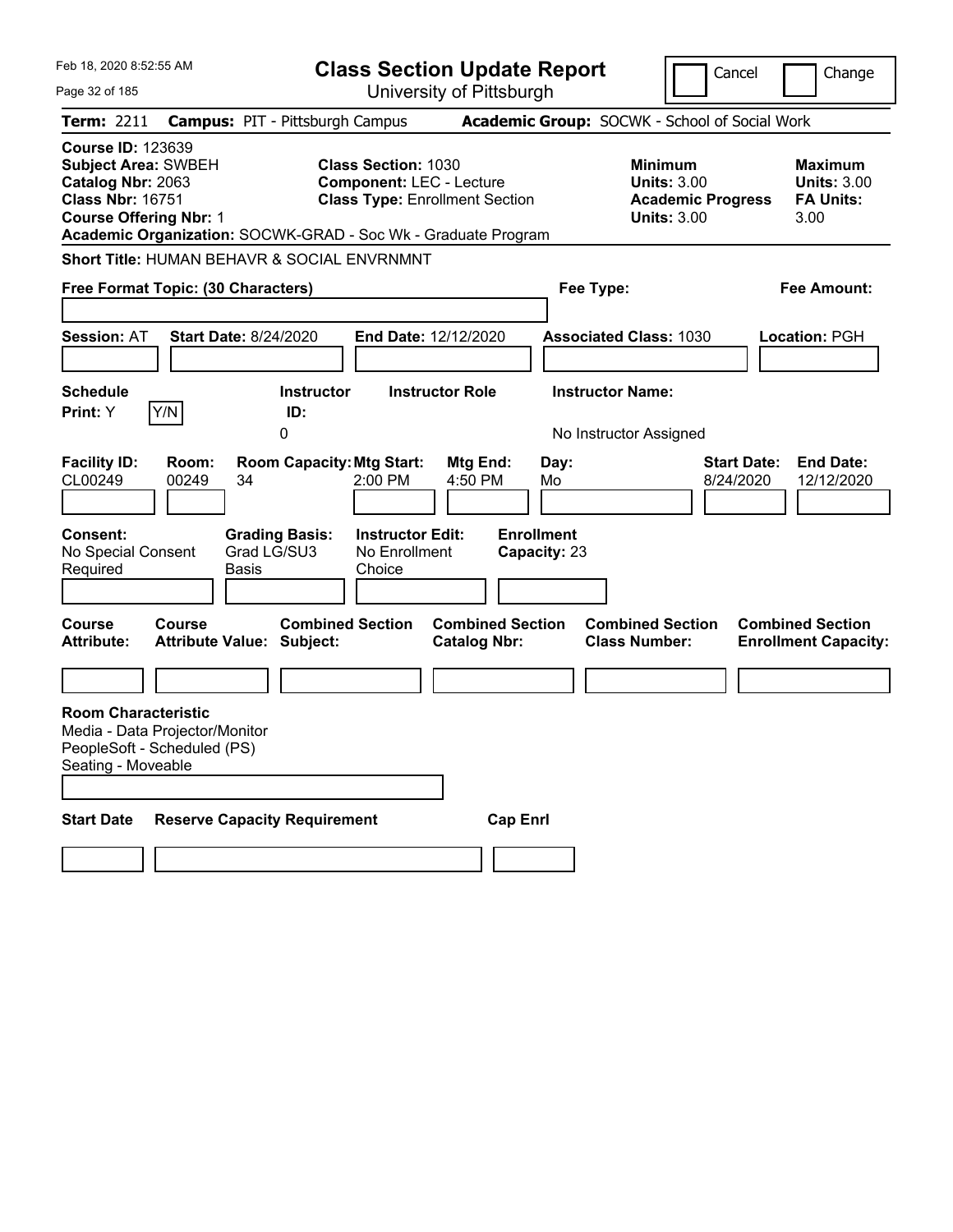Feb 18, 2020 8:52:55 AM

# Class Section Update Report

University of Pittsburgh

Cancel | Change

**Term:** 2211 **Campus:** PIT - Pittsburgh Campus **Academic Group:** SOCWK - School of Social Work

**Course ID:** 123639
**Subject Area:** SWBEH
**Catalog Nbr:** 2063
**Class Nbr:** 16751
**Course Offering Nbr:** 1

**Class Section:** 1030
**Component:** LEC - Lecture
**Class Type:** Enrollment Section

**Minimum Units:** 3.00
**Academic Progress Units:** 3.00

**Maximum Units:** 3.00
**FA Units:** 3.00

**Academic Organization:** SOCWK-GRAD - Soc Wk - Graduate Program

**Short Title:** HUMAN BEHAVR & SOCIAL ENVRNMNT

**Free Format Topic: (30 Characters)**

**Fee Type:**

**Fee Amount:**

**Session:** AT **Start Date:** 8/24/2020 **End Date:** 12/12/2020 **Associated Class:** 1030 **Location:** PGH

| Schedule Print: | Instructor ID: | Instructor Role | Instructor Name: |
|---|---|---|---|
| Y [Y/N] | 0 | | No Instructor Assigned |

| Facility ID: | Room: | Room Capacity: | Mtg Start: | Mtg End: | Day: | Start Date: | End Date: |
|---|---|---|---|---|---|---|---|
| CL00249 | 00249 | 34 | 2:00 PM | 4:50 PM | Mo | 8/24/2020 | 12/12/2020 |

| Consent: | Grading Basis: | Instructor Edit: | Enrollment Capacity: |
|---|---|---|---|
| No Special Consent Required | Grad LG/SU3 Basis | No Enrollment Choice | 23 |

| Course Attribute: | Course Attribute Value: | Combined Section Subject: | Combined Section Catalog Nbr: | Combined Section Class Number: | Combined Section Enrollment Capacity: |
|---|---|---|---|---|---|
| | | | | | |

**Room Characteristic**
Media - Data Projector/Monitor
PeopleSoft - Scheduled (PS)
Seating - Moveable

| Start Date | Reserve Capacity Requirement | Cap Enrl |
|---|---|---|
| | | |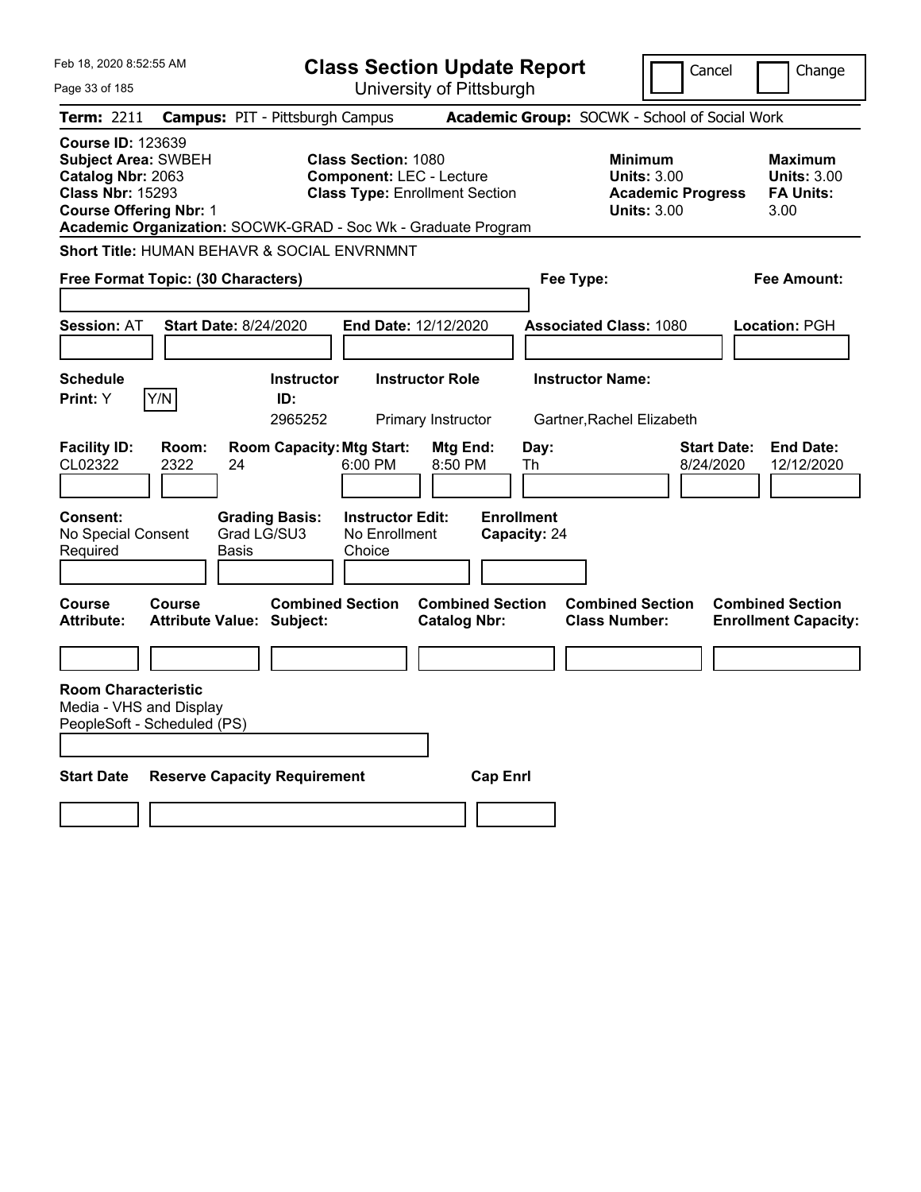Feb 18, 2020 8:52:55 AM

# Class Section Update Report

University of Pittsburgh

Cancel | Change

**Term:** 2211 **Campus:** PIT - Pittsburgh Campus **Academic Group:** SOCWK - School of Social Work

**Course ID:** 123639
**Subject Area:** SWBEH
**Catalog Nbr:** 2063
**Class Nbr:** 15293
**Course Offering Nbr:** 1

**Class Section:** 1080
**Component:** LEC - Lecture
**Class Type:** Enrollment Section

**Minimum Units:** 3.00
**Academic Progress Units:** 3.00

**Maximum Units:** 3.00
**FA Units:** 3.00

**Academic Organization:** SOCWK-GRAD - Soc Wk - Graduate Program

**Short Title:** HUMAN BEHAVR & SOCIAL ENVRNMNT

**Free Format Topic: (30 Characters)**

**Fee Type:**

**Fee Amount:**

**Session:** AT **Start Date:** 8/24/2020 **End Date:** 12/12/2020 **Associated Class:** 1080 **Location:** PGH

| Schedule Print | Instructor ID | Instructor Role | Instructor Name |
|---|---|---|---|
| Y | 2965252 | Primary Instructor | Gartner,Rachel Elizabeth |

| Facility ID | Room | Room Capacity | Mtg Start | Mtg End | Day | Start Date | End Date |
|---|---|---|---|---|---|---|---|
| CL02322 | 2322 | 24 | 6:00 PM | 8:50 PM | Th | 8/24/2020 | 12/12/2020 |

| Consent | Grading Basis | Instructor Edit | Enrollment Capacity |
|---|---|---|---|
| No Special Consent Required | Grad LG/SU3 Basis | No Enrollment Choice | 24 |

| Course Attribute | Course Attribute Value | Combined Section Subject | Combined Section Catalog Nbr | Combined Section Class Number | Combined Section Enrollment Capacity |
|---|---|---|---|---|---|
| | | | | | |

**Room Characteristic**
Media - VHS and Display
PeopleSoft - Scheduled (PS)

| Start Date | Reserve Capacity Requirement | Cap Enrl |
|---|---|---|
| | | |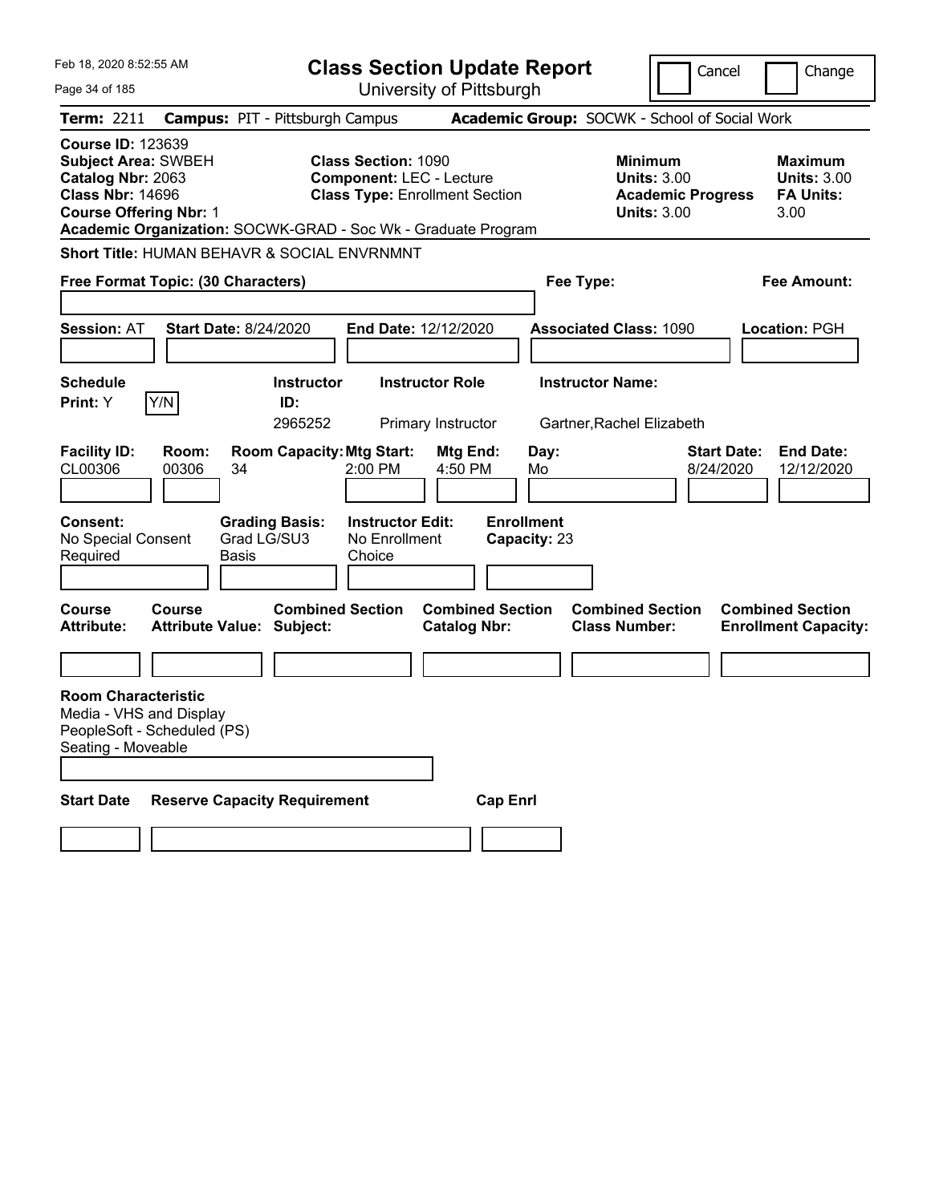Feb 18, 2020 8:52:55 AM

# Class Section Update Report

University of Pittsburgh

Cancel | Change

**Term:** 2211 **Campus:** PIT - Pittsburgh Campus **Academic Group:** SOCWK - School of Social Work

**Course ID:** 123639
**Subject Area:** SWBEH
**Catalog Nbr:** 2063
**Class Nbr:** 14696
**Course Offering Nbr:** 1

**Class Section:** 1090
**Component:** LEC - Lecture
**Class Type:** Enrollment Section

**Minimum Units:** 3.00
**Academic Progress Units:** 3.00

**Maximum Units:** 3.00
**FA Units:** 3.00

**Academic Organization:** SOCWK-GRAD - Soc Wk - Graduate Program

**Short Title:** HUMAN BEHAVR & SOCIAL ENVRNMNT

**Free Format Topic: (30 Characters)**

**Fee Type:**

**Fee Amount:**

**Session:** AT **Start Date:** 8/24/2020 **End Date:** 12/12/2020 **Associated Class:** 1090 **Location:** PGH

| Schedule Print: | Instructor ID: | Instructor Role | Instructor Name: |
|---|---|---|---|
| Y Y/N | 2965252 | Primary Instructor | Gartner,Rachel Elizabeth |

| Facility ID: | Room: | Room Capacity: | Mtg Start: | Mtg End: | Day: | Start Date: | End Date: |
|---|---|---|---|---|---|---|---|
| CL00306 | 00306 | 34 | 2:00 PM | 4:50 PM | Mo | 8/24/2020 | 12/12/2020 |

| Consent: | Grading Basis: | Instructor Edit: | Enrollment Capacity: |
|---|---|---|---|
| No Special Consent Required | Grad LG/SU3 Basis | No Enrollment Choice | 23 |

| Course Attribute: | Course Attribute Value: | Combined Section Subject: | Combined Section Catalog Nbr: | Combined Section Class Number: | Combined Section Enrollment Capacity: |
|---|---|---|---|---|---|
| | | | | | |

**Room Characteristic**
Media - VHS and Display
PeopleSoft - Scheduled (PS)
Seating - Moveable

| Start Date | Reserve Capacity Requirement | Cap Enrl |
|---|---|---|
| | | |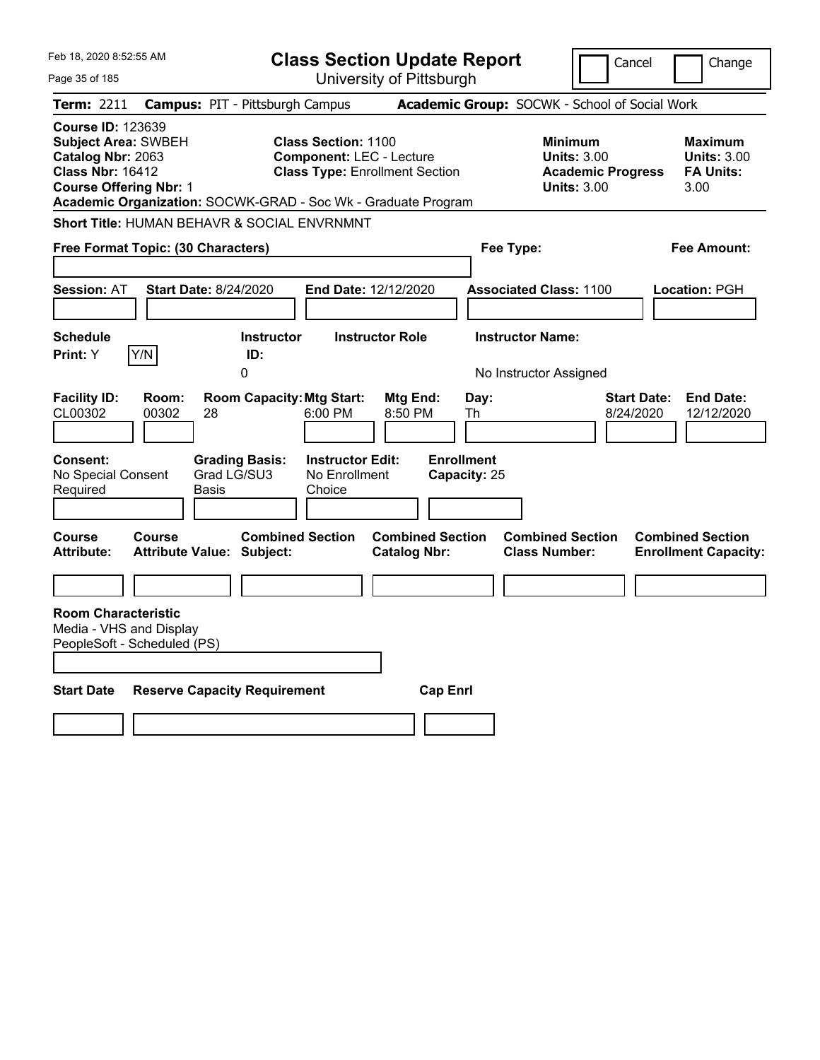Feb 18, 2020 8:52:55 AM

# Class Section Update Report

University of Pittsburgh

Cancel | Change

**Term:** 2211 **Campus:** PIT - Pittsburgh Campus **Academic Group:** SOCWK - School of Social Work

**Course ID:** 123639
**Subject Area:** SWBEH
**Catalog Nbr:** 2063
**Class Nbr:** 16412
**Course Offering Nbr:** 1
**Academic Organization:** SOCWK-GRAD - Soc Wk - Graduate Program

**Class Section:** 1100
**Component:** LEC - Lecture
**Class Type:** Enrollment Section

**Minimum Units:** 3.00
**Academic Progress Units:** 3.00

**Maximum Units:** 3.00
**FA Units:** 3.00

**Short Title:** HUMAN BEHAVR & SOCIAL ENVRNMNT

**Free Format Topic: (30 Characters)**

**Fee Type:**

**Fee Amount:**

**Session:** AT **Start Date:** 8/24/2020 **End Date:** 12/12/2020 **Associated Class:** 1100 **Location:** PGH

| Schedule Print | Instructor ID | Instructor Role | Instructor Name |
|---|---|---|---|
| Y | 0 | | No Instructor Assigned |

| Facility ID | Room | Room Capacity | Mtg Start | Mtg End | Day | Start Date | End Date |
|---|---|---|---|---|---|---|---|
| CL00302 | 00302 | 28 | 6:00 PM | 8:50 PM | Th | 8/24/2020 | 12/12/2020 |

| Consent | Grading Basis | Instructor Edit | Enrollment Capacity |
|---|---|---|---|
| No Special Consent Required | Grad LG/SU3 Basis | No Enrollment Choice | 25 |

| Course Attribute | Course Attribute Value | Combined Section Subject | Combined Section Catalog Nbr | Combined Section Class Number | Combined Section Enrollment Capacity |
|---|---|---|---|---|---|
| | | | | | |

**Room Characteristic**
Media - VHS and Display
PeopleSoft - Scheduled (PS)

| Start Date | Reserve Capacity Requirement | Cap Enrl |
|---|---|---|
| | | |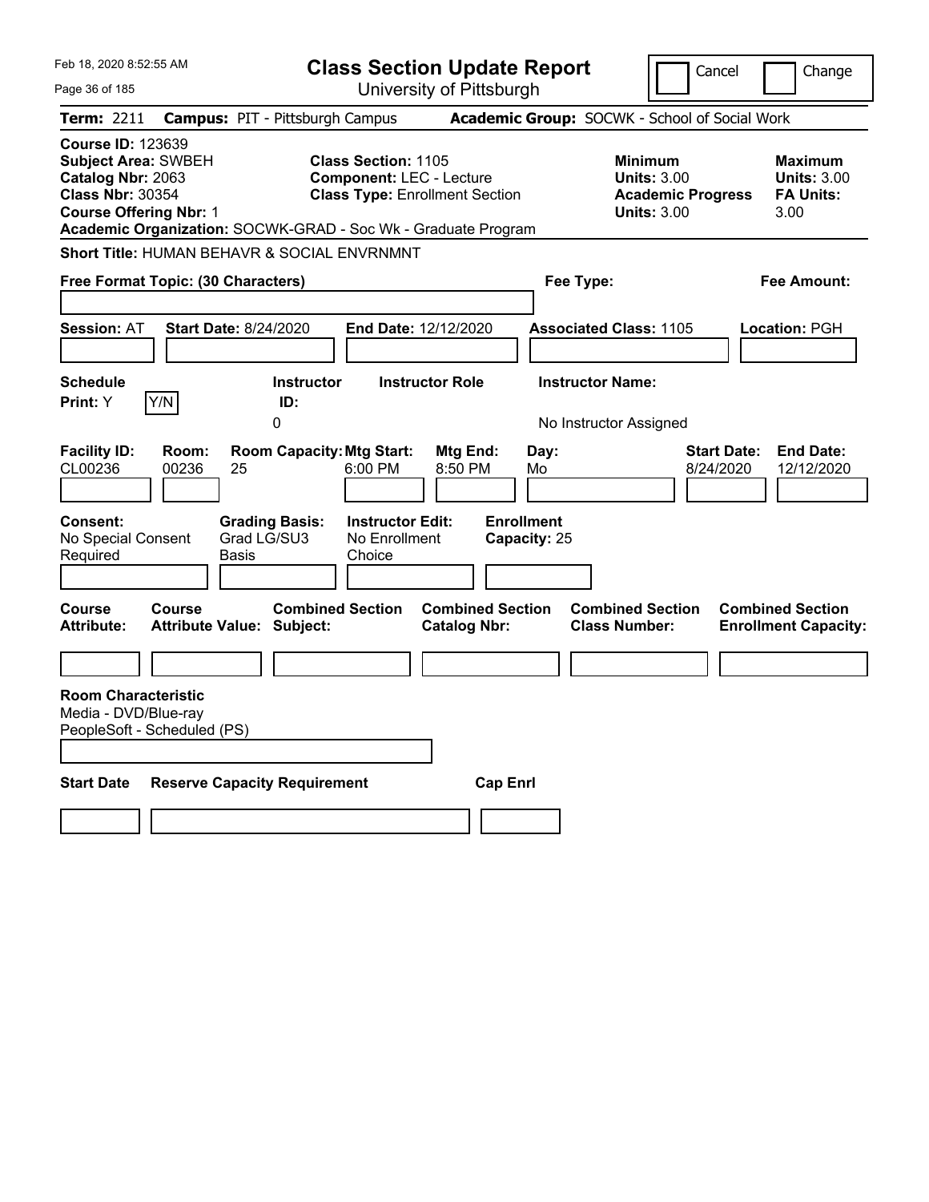Feb 18, 2020 8:52:55 AM

# Class Section Update Report

University of Pittsburgh

Cancel | Change

**Term:** 2211 **Campus:** PIT - Pittsburgh Campus **Academic Group:** SOCWK - School of Social Work

**Course ID:** 123639
**Subject Area:** SWBEH
**Catalog Nbr:** 2063
**Class Nbr:** 30354
**Course Offering Nbr:** 1

**Class Section:** 1105
**Component:** LEC - Lecture
**Class Type:** Enrollment Section

**Minimum Units:** 3.00
**Academic Progress Units:** 3.00

**Maximum Units:** 3.00
**FA Units:** 3.00

**Academic Organization:** SOCWK-GRAD - Soc Wk - Graduate Program

**Short Title:** HUMAN BEHAVR & SOCIAL ENVRNMNT

**Free Format Topic: (30 Characters)**

**Fee Type:**

**Fee Amount:**

**Session:** AT **Start Date:** 8/24/2020 **End Date:** 12/12/2020 **Associated Class:** 1105 **Location:** PGH

| Schedule Print: | Instructor ID: | Instructor Role | Instructor Name: |
|---|---|---|---|
| Y Y/N | 0 | | No Instructor Assigned |

| Facility ID: | Room: | Room Capacity: | Mtg Start: | Mtg End: | Day: | Start Date: | End Date: |
|---|---|---|---|---|---|---|---|
| CL00236 | 00236 | 25 | 6:00 PM | 8:50 PM | Mo | 8/24/2020 | 12/12/2020 |

| Consent: | Grading Basis: | Instructor Edit: | Enrollment Capacity: |
|---|---|---|---|
| No Special Consent Required | Grad LG/SU3 Basis | No Enrollment Choice | 25 |

| Course Attribute: | Course Attribute Value: | Combined Section Subject: | Combined Section Catalog Nbr: | Combined Section Class Number: | Combined Section Enrollment Capacity: |
|---|---|---|---|---|---|
| | | | | | |

**Room Characteristic**
Media - DVD/Blue-ray
PeopleSoft - Scheduled (PS)

| Start Date | Reserve Capacity Requirement | Cap Enrl |
|---|---|---|
| | | |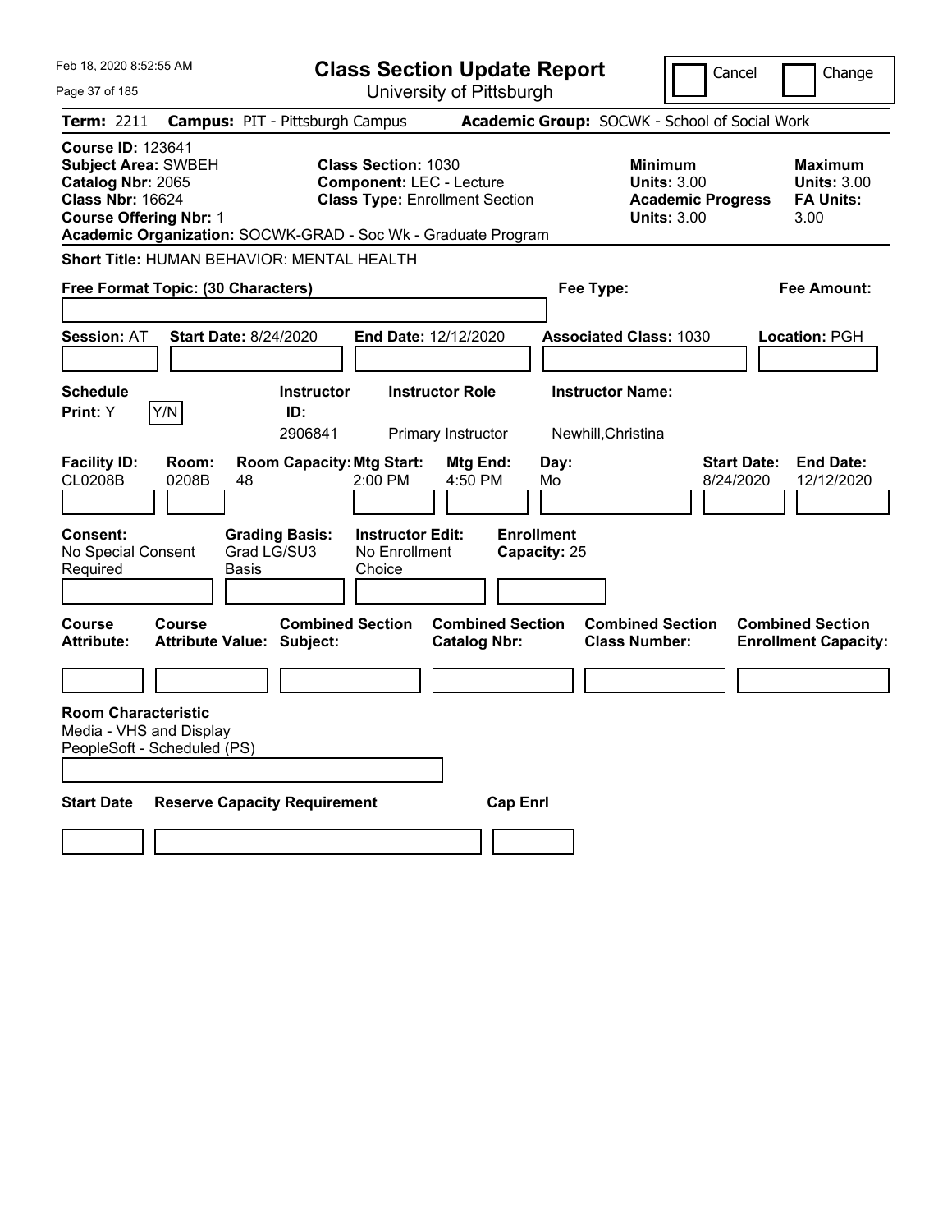Feb 18, 2020 8:52:55 AM

# Class Section Update Report

University of Pittsburgh

Cancel | Change

**Term:** 2211 **Campus:** PIT - Pittsburgh Campus **Academic Group:** SOCWK - School of Social Work

**Course ID:** 123641
**Subject Area:** SWBEH
**Catalog Nbr:** 2065
**Class Nbr:** 16624
**Course Offering Nbr:** 1

**Class Section:** 1030
**Component:** LEC - Lecture
**Class Type:** Enrollment Section

**Minimum Units:** 3.00
**Academic Progress Units:** 3.00

**Maximum Units:** 3.00
**FA Units:** 3.00

**Academic Organization:** SOCWK-GRAD - Soc Wk - Graduate Program

**Short Title:** HUMAN BEHAVIOR: MENTAL HEALTH

**Free Format Topic: (30 Characters)**

**Fee Type:**

**Fee Amount:**

**Session:** AT **Start Date:** 8/24/2020 **End Date:** 12/12/2020 **Associated Class:** 1030 **Location:** PGH

| Schedule Print | Instructor ID | Instructor Role | Instructor Name |
|---|---|---|---|
| Y (Y/N) | 2906841 | Primary Instructor | Newhill,Christina |

| Facility ID | Room | Room Capacity | Mtg Start | Mtg End | Day | Start Date | End Date |
|---|---|---|---|---|---|---|---|
| CL0208B | 0208B | 48 | 2:00 PM | 4:50 PM | Mo | 8/24/2020 | 12/12/2020 |

**Consent:** No Special Consent Required
**Grading Basis:** Grad LG/SU3 Basis
**Instructor Edit:** No Enrollment Choice
**Enrollment Capacity:** 25

| Course Attribute | Course Attribute Value | Combined Section Subject | Combined Section Catalog Nbr | Combined Section Class Number | Combined Section Enrollment Capacity |
|---|---|---|---|---|---|
| | | | | | |

**Room Characteristic**
Media - VHS and Display
PeopleSoft - Scheduled (PS)

| Start Date | Reserve Capacity Requirement | Cap Enrl |
|---|---|---|
| | | |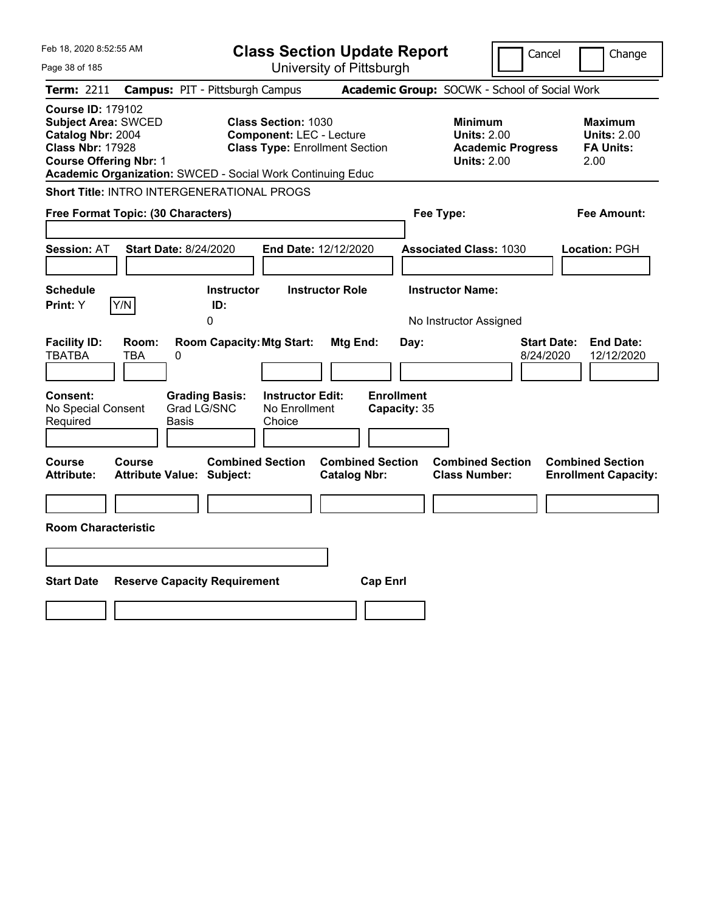Feb 18, 2020 8:52:55 AM

# Class Section Update Report

University of Pittsburgh

Cancel | Change

**Term:** 2211 **Campus:** PIT - Pittsburgh Campus **Academic Group:** SOCWK - School of Social Work

**Course ID:** 179102
**Subject Area:** SWCED
**Catalog Nbr:** 2004
**Class Nbr:** 17928
**Course Offering Nbr:** 1
**Academic Organization:** SWCED - Social Work Continuing Educ

**Class Section:** 1030
**Component:** LEC - Lecture
**Class Type:** Enrollment Section

**Minimum**
**Units:** 2.00
**Academic Progress Units:** 2.00

**Maximum**
**Units:** 2.00
**FA Units:** 2.00

**Short Title:** INTRO INTERGENERATIONAL PROGS

**Free Format Topic: (30 Characters)** **Fee Type:** **Fee Amount:**

**Session:** AT **Start Date:** 8/24/2020 **End Date:** 12/12/2020 **Associated Class:** 1030 **Location:** PGH

| Schedule Print: | Instructor ID: | Instructor Role | Instructor Name: |
|---|---|---|---|
| Y | 0 | | No Instructor Assigned |

| Facility ID: | Room: | Room Capacity: | Mtg Start: | Mtg End: | Day: | Start Date: | End Date: |
|---|---|---|---|---|---|---|---|
| TBATBA | TBA | 0 | | | | 8/24/2020 | 12/12/2020 |

| Consent: | Grading Basis: | Instructor Edit: | Enrollment Capacity: |
|---|---|---|---|
| No Special Consent Required | Grad LG/SNC Basis | No Enrollment Choice | 35 |

| Course Attribute: | Course Attribute Value: | Combined Section Subject: | Combined Section Catalog Nbr: | Combined Section Class Number: | Combined Section Enrollment Capacity: |
|---|---|---|---|---|---|
| | | | | | |

**Room Characteristic**

| Start Date | Reserve Capacity Requirement | Cap Enrl |
|---|---|---|
| | | |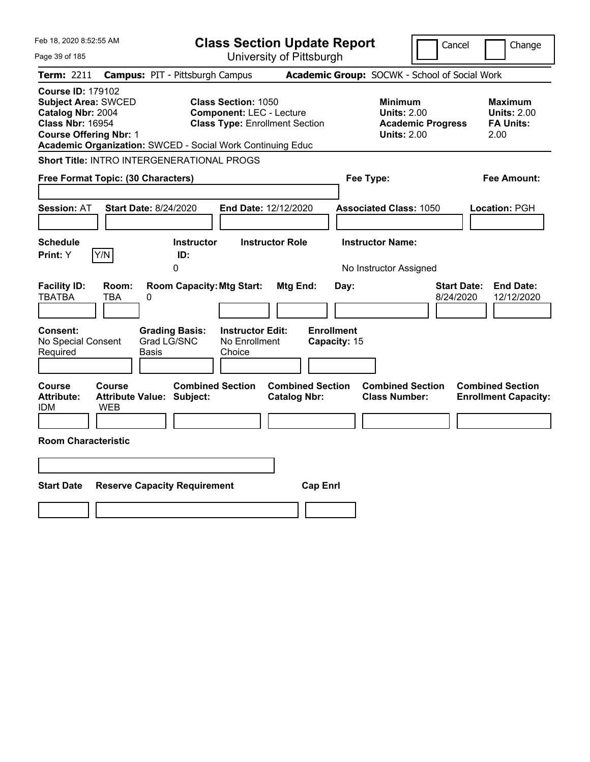Feb 18, 2020 8:52:55 AM

# Class Section Update Report

University of Pittsburgh

Cancel | Change

**Term:** 2211 **Campus:** PIT - Pittsburgh Campus **Academic Group:** SOCWK - School of Social Work

**Course ID:** 179102
**Subject Area:** SWCED
**Catalog Nbr:** 2004
**Class Nbr:** 16954
**Course Offering Nbr:** 1
**Academic Organization:** SWCED - Social Work Continuing Educ

**Class Section:** 1050
**Component:** LEC - Lecture
**Class Type:** Enrollment Section

**Minimum Units:** 2.00
**Academic Progress Units:** 2.00

**Maximum Units:** 2.00
**FA Units:** 2.00

**Short Title:** INTRO INTERGENERATIONAL PROGS

**Free Format Topic: (30 Characters)**

**Fee Type:**

**Fee Amount:**

**Session:** AT **Start Date:** 8/24/2020 **End Date:** 12/12/2020 **Associated Class:** 1050 **Location:** PGH

| Schedule Print: | Instructor ID: | Instructor Role | Instructor Name: |
|---|---|---|---|
| Y | 0 | | No Instructor Assigned |

| Facility ID: | Room: | Room Capacity: | Mtg Start: | Mtg End: | Day: | Start Date: | End Date: |
|---|---|---|---|---|---|---|---|
| TBATBA | TBA | 0 | | | | 8/24/2020 | 12/12/2020 |

| Consent: | Grading Basis: | Instructor Edit: | Enrollment Capacity: |
|---|---|---|---|
| No Special Consent Required | Grad LG/SNC Basis | No Enrollment Choice | 15 |

| Course Attribute: | Course Attribute Value: | Combined Section Subject: | Combined Section Catalog Nbr: | Combined Section Class Number: | Combined Section Enrollment Capacity: |
|---|---|---|---|---|---|
| IDM | WEB | | | | |

**Room Characteristic**

| Start Date | Reserve Capacity Requirement | Cap Enrl |
|---|---|---|
| | | |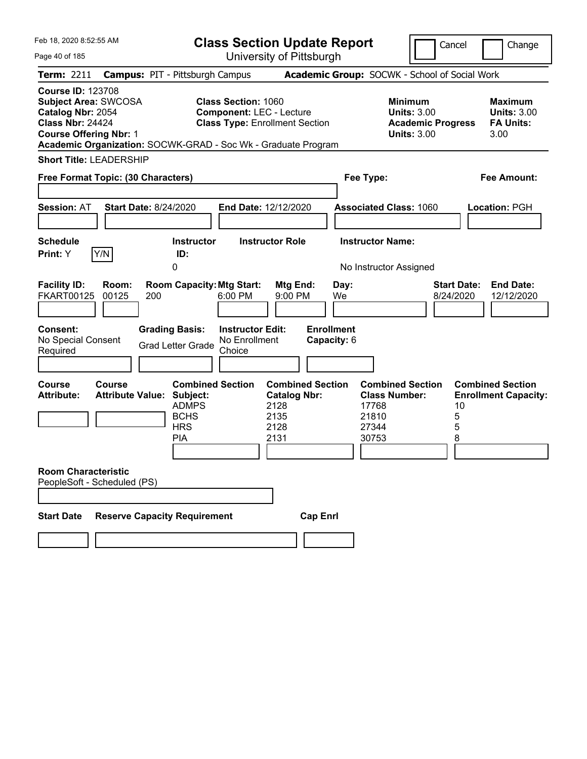Feb 18, 2020 8:52:55 AM

# Class Section Update Report

University of Pittsburgh

Cancel | Change

**Term:** 2211 **Campus:** PIT - Pittsburgh Campus **Academic Group:** SOCWK - School of Social Work

**Course ID:** 123708
**Subject Area:** SWCOSA
**Catalog Nbr:** 2054
**Class Nbr:** 24424
**Course Offering Nbr:** 1

**Class Section:** 1060
**Component:** LEC - Lecture
**Class Type:** Enrollment Section

**Minimum Units:** 3.00
**Academic Progress Units:** 3.00

**Maximum Units:** 3.00
**FA Units:** 3.00

**Academic Organization:** SOCWK-GRAD - Soc Wk - Graduate Program

**Short Title:** LEADERSHIP

**Free Format Topic: (30 Characters)**

**Fee Type:**

**Fee Amount:**

**Session:** AT **Start Date:** 8/24/2020 **End Date:** 12/12/2020 **Associated Class:** 1060 **Location:** PGH

| Schedule Print | Instructor ID | Instructor Role | Instructor Name |
|---|---|---|---|
| Y | 0 | | No Instructor Assigned |

| Facility ID | Room | Room Capacity | Mtg Start | Mtg End | Day | Start Date | End Date |
|---|---|---|---|---|---|---|---|
| FKART00125 | 00125 | 200 | 6:00 PM | 9:00 PM | We | 8/24/2020 | 12/12/2020 |

**Consent:** No Special Consent Required
**Grading Basis:** Grad Letter Grade
**Instructor Edit:** No Enrollment Choice
**Enrollment Capacity:** 6

| Course Attribute | Course Attribute Value | Combined Section Subject | Combined Section Catalog Nbr | Combined Section Class Number | Combined Section Enrollment Capacity |
|---|---|---|---|---|---|
| | | ADMPS | 2128 | 17768 | 10 |
| | | BCHS | 2135 | 21810 | 5 |
| | | HRS | 2128 | 27344 | 5 |
| | | PIA | 2131 | 30753 | 8 |

**Room Characteristic**
PeopleSoft - Scheduled (PS)

| Start Date | Reserve Capacity Requirement | Cap Enrl |
|---|---|---|
| | | |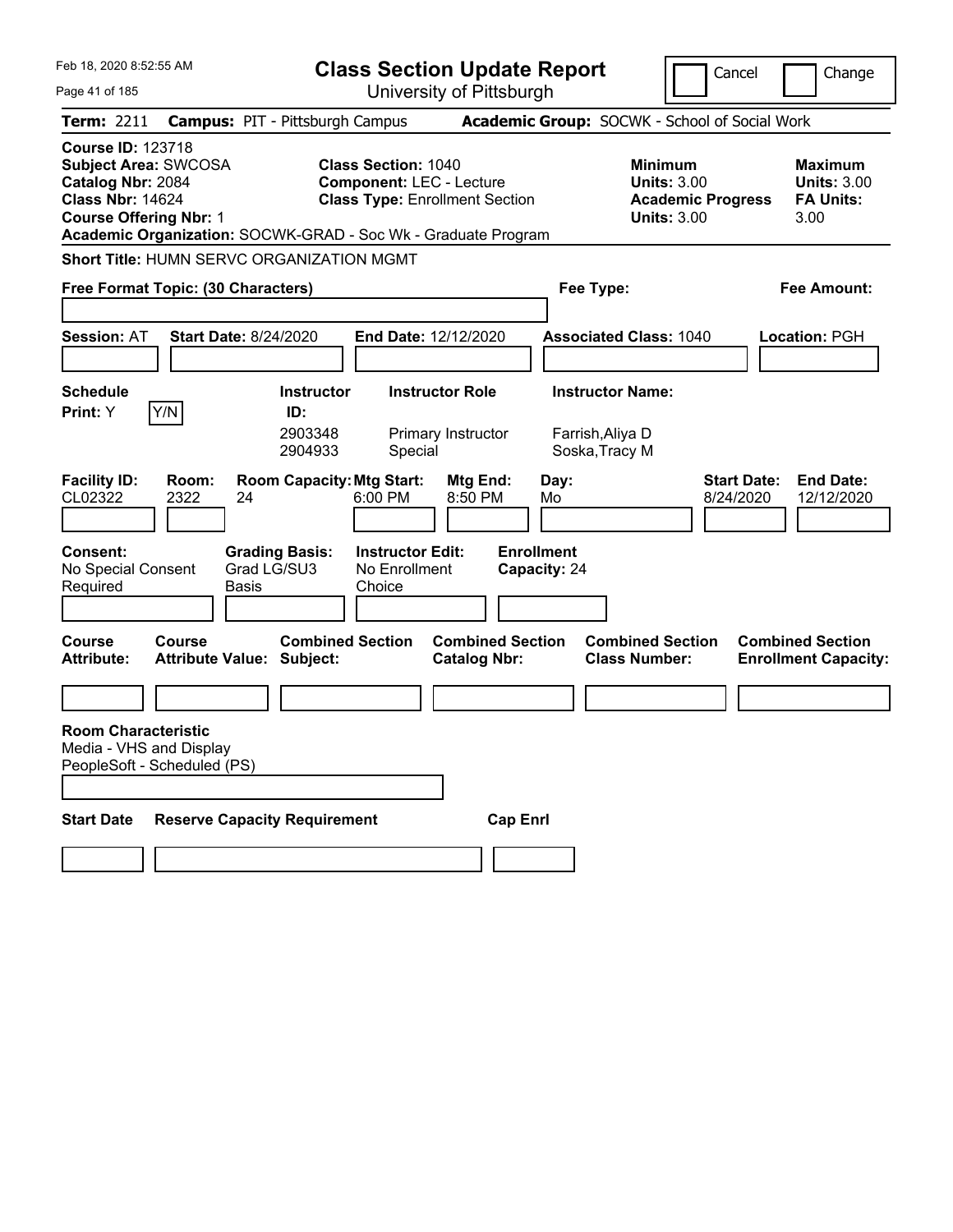Feb 18, 2020 8:52:55 AM

# Class Section Update Report

University of Pittsburgh

Cancel | Change

**Term:** 2211 **Campus:** PIT - Pittsburgh Campus **Academic Group:** SOCWK - School of Social Work

**Course ID:** 123718
**Subject Area:** SWCOSA
**Catalog Nbr:** 2084
**Class Nbr:** 14624
**Course Offering Nbr:** 1

**Class Section:** 1040
**Component:** LEC - Lecture
**Class Type:** Enrollment Section

**Minimum Units:** 3.00
**Academic Progress Units:** 3.00

**Maximum Units:** 3.00
**FA Units:** 3.00

**Academic Organization:** SOCWK-GRAD - Soc Wk - Graduate Program

**Short Title:** HUMN SERVC ORGANIZATION MGMT

**Free Format Topic: (30 Characters)**

**Fee Type:**

**Fee Amount:**

**Session:** AT **Start Date:** 8/24/2020 **End Date:** 12/12/2020 **Associated Class:** 1040 **Location:** PGH

| Schedule Print | Instructor ID | Instructor Role | Instructor Name |
|---|---|---|---|
| Y (Y/N) | 2903348 | Primary Instructor | Farrish,Aliya D |
| | 2904933 | Special | Soska,Tracy M |

| Facility ID | Room | Room Capacity | Mtg Start | Mtg End | Day | Start Date | End Date |
|---|---|---|---|---|---|---|---|
| CL02322 | 2322 | 24 | 6:00 PM | 8:50 PM | Mo | 8/24/2020 | 12/12/2020 |

**Consent:** No Special Consent Required
**Grading Basis:** Grad LG/SU3 Basis
**Instructor Edit:** No Enrollment Choice
**Enrollment Capacity:** 24

| Course Attribute | Course Attribute Value | Combined Section Subject | Combined Section Catalog Nbr | Combined Section Class Number | Combined Section Enrollment Capacity |
|---|---|---|---|---|---|
| | | | | | |

**Room Characteristic**
Media - VHS and Display
PeopleSoft - Scheduled (PS)

| Start Date | Reserve Capacity Requirement | Cap Enrl |
|---|---|---|
| | | |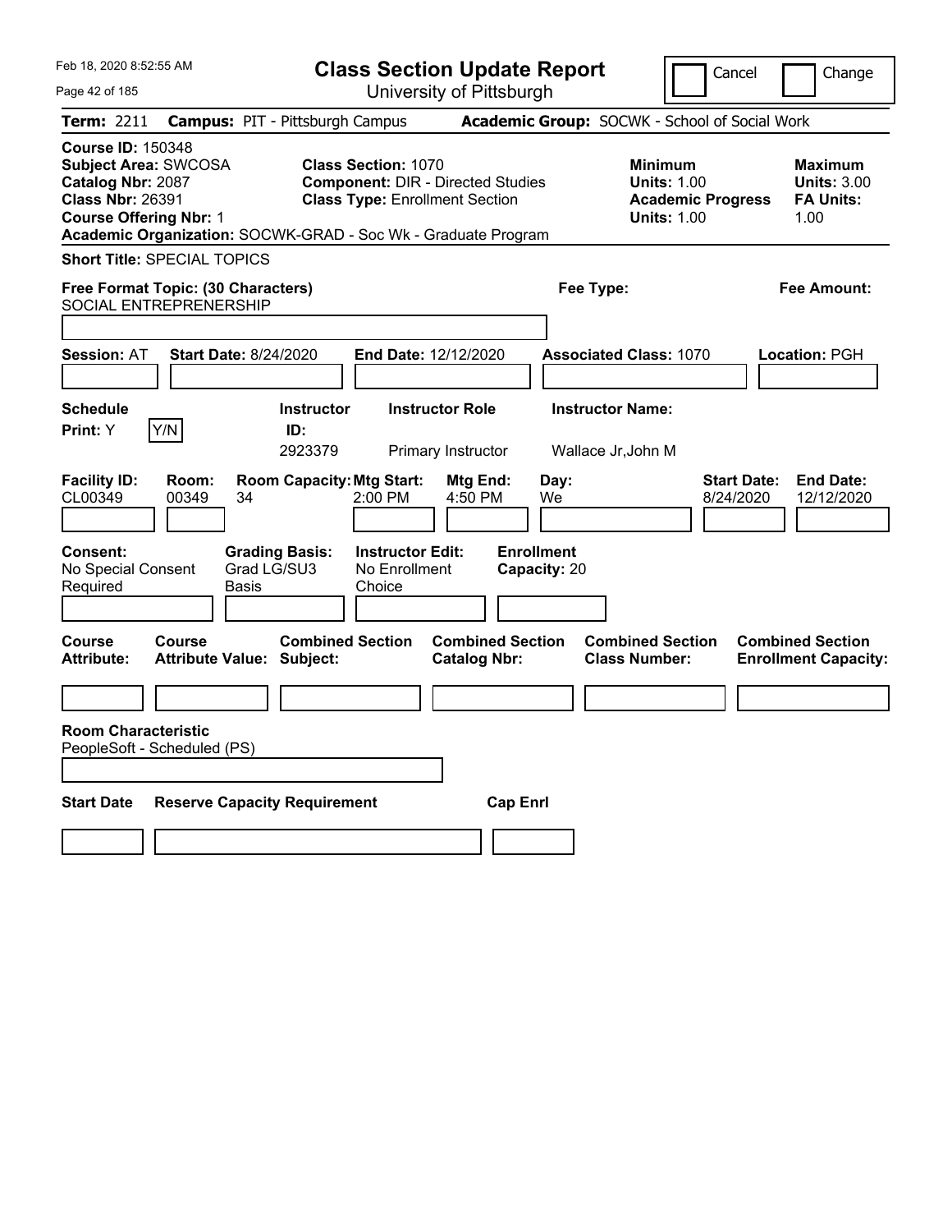# Class Section Update Report

University of Pittsburgh

Feb 18, 2020 8:52:55 AM

Cancel | Change

**Term:** 2211 **Campus:** PIT - Pittsburgh Campus **Academic Group:** SOCWK - School of Social Work

**Course ID:** 150348
**Subject Area:** SWCOSA
**Catalog Nbr:** 2087
**Class Nbr:** 26391
**Course Offering Nbr:** 1

**Class Section:** 1070
**Component:** DIR - Directed Studies
**Class Type:** Enrollment Section

**Minimum Units:** 1.00
**Academic Progress Units:** 1.00

**Maximum Units:** 3.00
**FA Units:** 1.00

**Academic Organization:** SOCWK-GRAD - Soc Wk - Graduate Program

**Short Title:** SPECIAL TOPICS

**Free Format Topic: (30 Characters)** SOCIAL ENTREPRENERSHIP

**Fee Type:**

**Fee Amount:**

**Session:** AT **Start Date:** 8/24/2020 **End Date:** 12/12/2020 **Associated Class:** 1070 **Location:** PGH

| Schedule Print | Instructor ID | Instructor Role | Instructor Name |
|---|---|---|---|
| Y (Y/N) | 2923379 | Primary Instructor | Wallace Jr,John M |

| Facility ID | Room | Room Capacity | Mtg Start | Mtg End | Day | Start Date | End Date |
|---|---|---|---|---|---|---|---|
| CL00349 | 00349 | 34 | 2:00 PM | 4:50 PM | We | 8/24/2020 | 12/12/2020 |

**Consent:** No Special Consent Required
**Grading Basis:** Grad LG/SU3 Basis
**Instructor Edit:** No Enrollment Choice
**Enrollment Capacity:** 20

| Course Attribute | Course Attribute Value | Combined Section Subject | Combined Section Catalog Nbr | Combined Section Class Number | Combined Section Enrollment Capacity |
|---|---|---|---|---|---|
| | | | | | |

**Room Characteristic**
PeopleSoft - Scheduled (PS)

| Start Date | Reserve Capacity Requirement | Cap Enrl |
|---|---|---|
| | | |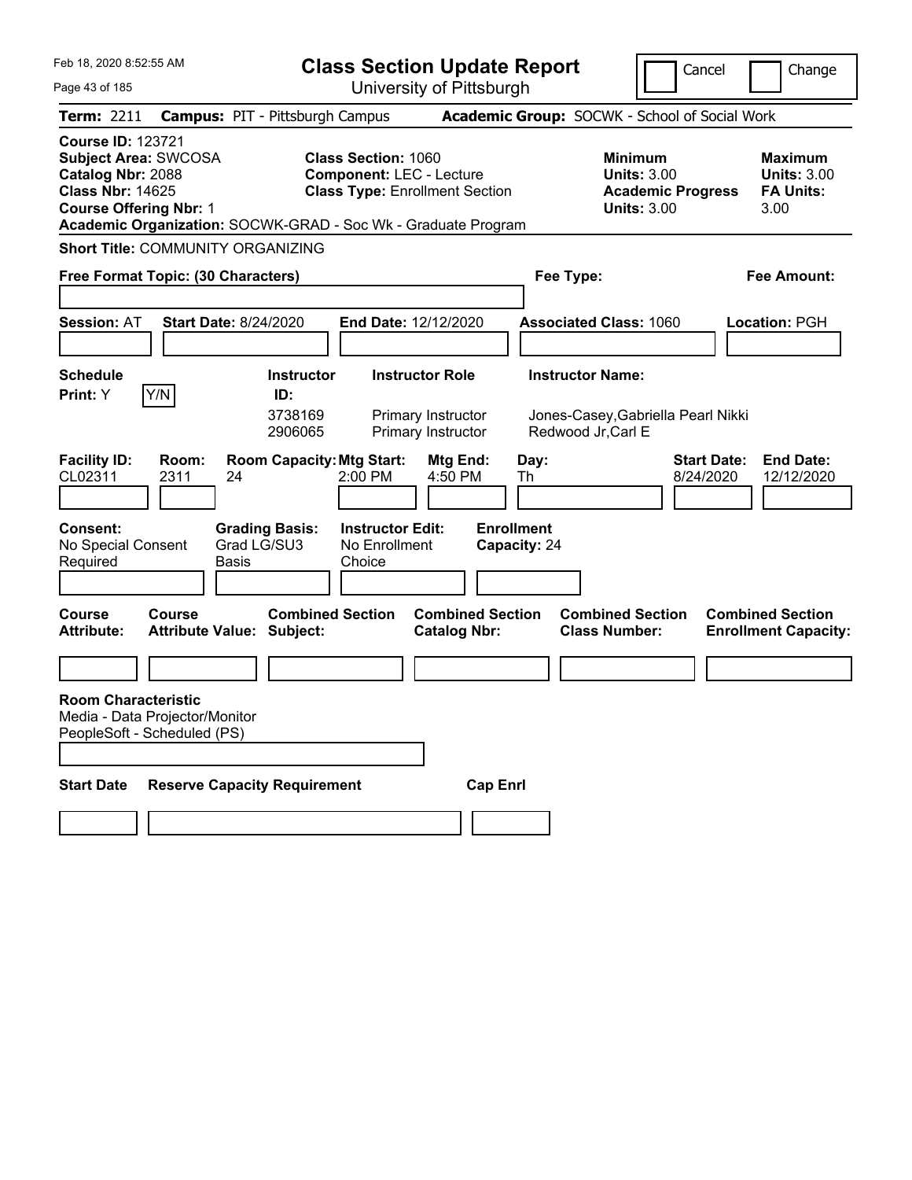Feb 18, 2020 8:52:55 AM

# Class Section Update Report

University of Pittsburgh

Cancel | Change

**Term:** 2211 **Campus:** PIT - Pittsburgh Campus **Academic Group:** SOCWK - School of Social Work

**Course ID:** 123721
**Subject Area:** SWCOSA
**Catalog Nbr:** 2088
**Class Nbr:** 14625
**Course Offering Nbr:** 1

**Class Section:** 1060
**Component:** LEC - Lecture
**Class Type:** Enrollment Section

**Minimum Units:** 3.00
**Academic Progress Units:** 3.00

**Maximum Units:** 3.00
**FA Units:** 3.00

**Academic Organization:** SOCWK-GRAD - Soc Wk - Graduate Program

**Short Title:** COMMUNITY ORGANIZING

**Free Format Topic: (30 Characters)**

**Fee Type:**

**Fee Amount:**

**Session:** AT **Start Date:** 8/24/2020 **End Date:** 12/12/2020 **Associated Class:** 1060 **Location:** PGH

**Schedule Print:** Y Y/N

| Instructor ID: | Instructor Role | Instructor Name: |
|---|---|---|
| 3738169 | Primary Instructor | Jones-Casey,Gabriella Pearl Nikki |
| 2906065 | Primary Instructor | Redwood Jr,Carl E |

| Facility ID: | Room: | Room Capacity: | Mtg Start: | Mtg End: | Day: | Start Date: | End Date: |
|---|---|---|---|---|---|---|---|
| CL02311 | 2311 | 24 | 2:00 PM | 4:50 PM | Th | 8/24/2020 | 12/12/2020 |

**Consent:** No Special Consent Required
**Grading Basis:** Grad LG/SU3 Basis
**Instructor Edit:** No Enrollment Choice
**Enrollment Capacity:** 24

| Course Attribute: | Course Attribute Value: | Combined Section Subject: | Combined Section Catalog Nbr: | Combined Section Class Number: | Combined Section Enrollment Capacity: |
|---|---|---|---|---|---|
| | | | | | |

**Room Characteristic**
Media - Data Projector/Monitor
PeopleSoft - Scheduled (PS)

| Start Date | Reserve Capacity Requirement | Cap Enrl |
|---|---|---|
| | | |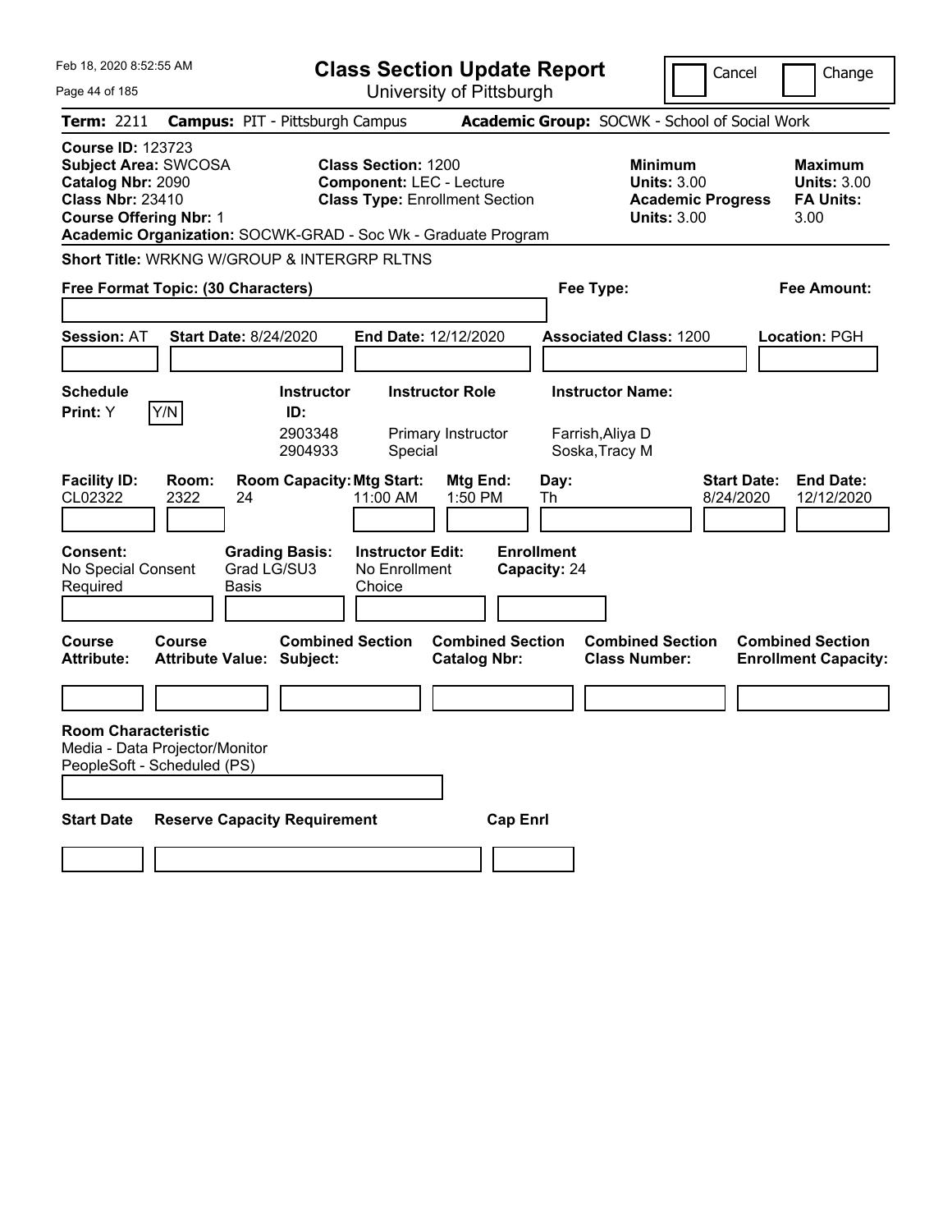# Class Section Update Report

University of Pittsburgh

Cancel | Change

**Term:** 2211 **Campus:** PIT - Pittsburgh Campus **Academic Group:** SOCWK - School of Social Work

**Course ID:** 123723
**Subject Area:** SWCOSA
**Catalog Nbr:** 2090
**Class Nbr:** 23410
**Course Offering Nbr:** 1

**Class Section:** 1200
**Component:** LEC - Lecture
**Class Type:** Enrollment Section

**Minimum Units:** 3.00
**Academic Progress Units:** 3.00

**Maximum Units:** 3.00
**FA Units:** 3.00

**Academic Organization:** SOCWK-GRAD - Soc Wk - Graduate Program

**Short Title:** WRKNG W/GROUP & INTERGRP RLTNS

**Free Format Topic: (30 Characters)**

**Fee Type:**

**Fee Amount:**

**Session:** AT **Start Date:** 8/24/2020 **End Date:** 12/12/2020 **Associated Class:** 1200 **Location:** PGH

**Schedule Print:** Y Y/N

| Instructor ID: | Instructor Role | Instructor Name: |
|---|---|---|
| 2903348 | Primary Instructor | Farrish,Aliya D |
| 2904933 | Special | Soska,Tracy M |

| Facility ID: | Room: | Room Capacity: | Mtg Start: | Mtg End: | Day: | Start Date: | End Date: |
|---|---|---|---|---|---|---|---|
| CL02322 | 2322 | 24 | 11:00 AM | 1:50 PM | Th | 8/24/2020 | 12/12/2020 |

**Consent:** No Special Consent Required
**Grading Basis:** Grad LG/SU3 Basis
**Instructor Edit:** No Enrollment Choice
**Enrollment Capacity:** 24

| Course Attribute: | Course Attribute Value: | Combined Section Subject: | Combined Section Catalog Nbr: | Combined Section Class Number: | Combined Section Enrollment Capacity: |
|---|---|---|---|---|---|
| | | | | | |

**Room Characteristic**
Media - Data Projector/Monitor
PeopleSoft - Scheduled (PS)

| Start Date | Reserve Capacity Requirement | Cap Enrl |
|---|---|---|
| | | |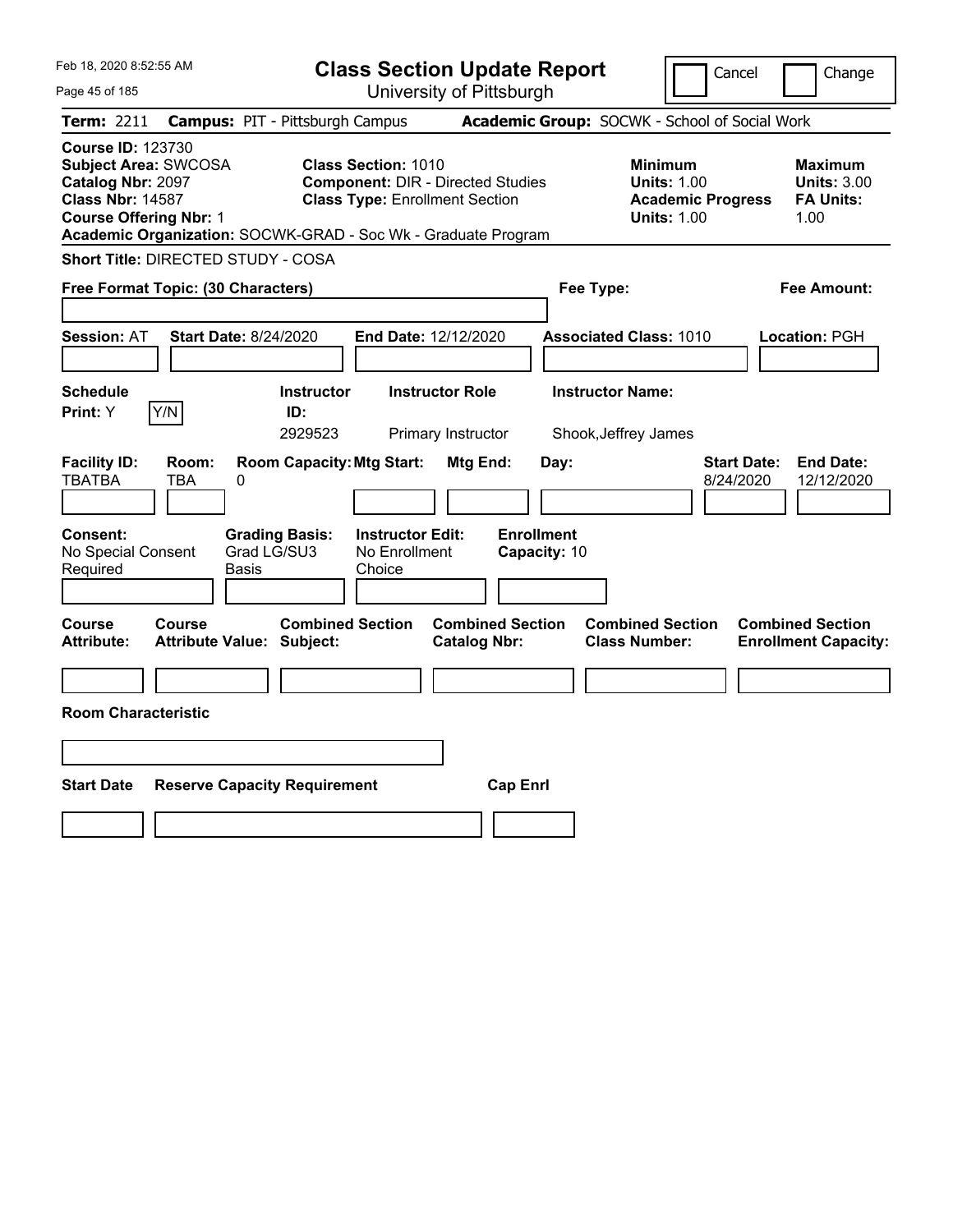# Class Section Update Report

University of Pittsburgh

Feb 18, 2020 8:52:55 AM

Cancel | Change

**Term:** 2211 **Campus:** PIT - Pittsburgh Campus **Academic Group:** SOCWK - School of Social Work

**Course ID:** 123730
**Subject Area:** SWCOSA
**Catalog Nbr:** 2097
**Class Nbr:** 14587
**Course Offering Nbr:** 1

**Class Section:** 1010
**Component:** DIR - Directed Studies
**Class Type:** Enrollment Section

**Minimum Units:** 1.00
**Academic Progress Units:** 1.00

**Maximum Units:** 3.00
**FA Units:** 1.00

**Academic Organization:** SOCWK-GRAD - Soc Wk - Graduate Program

**Short Title:** DIRECTED STUDY - COSA

**Free Format Topic: (30 Characters)**

**Fee Type:**

**Fee Amount:**

**Session:** AT **Start Date:** 8/24/2020 **End Date:** 12/12/2020 **Associated Class:** 1010 **Location:** PGH

| Schedule Print: | Instructor ID: | Instructor Role | Instructor Name: |
|---|---|---|---|
| Y (Y/N) | 2929523 | Primary Instructor | Shook,Jeffrey James |

| Facility ID: | Room: | Room Capacity: | Mtg Start: | Mtg End: | Day: | Start Date: | End Date: |
|---|---|---|---|---|---|---|---|
| TBATBA | TBA | 0 | | | | 8/24/2020 | 12/12/2020 |

| Consent: | Grading Basis: | Instructor Edit: | Enrollment Capacity: |
|---|---|---|---|
| No Special Consent Required | Grad LG/SU3 Basis | No Enrollment Choice | 10 |

| Course Attribute: | Course Attribute Value: | Combined Section Subject: | Combined Section Catalog Nbr: | Combined Section Class Number: | Combined Section Enrollment Capacity: |
|---|---|---|---|---|---|
| | | | | | |

**Room Characteristic**

| Start Date | Reserve Capacity Requirement | Cap Enrl |
|---|---|---|
| | | |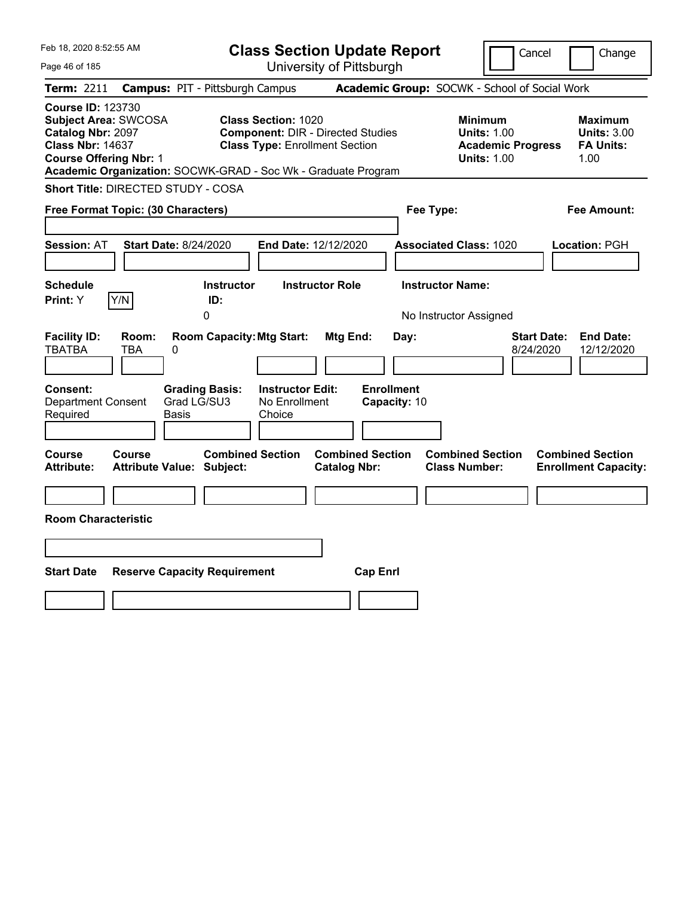Feb 18, 2020 8:52:55 AM

# Class Section Update Report

University of Pittsburgh

Cancel | Change

**Term:** 2211 **Campus:** PIT - Pittsburgh Campus **Academic Group:** SOCWK - School of Social Work

**Course ID:** 123730
**Subject Area:** SWCOSA
**Catalog Nbr:** 2097
**Class Nbr:** 14637
**Course Offering Nbr:** 1
**Academic Organization:** SOCWK-GRAD - Soc Wk - Graduate Program

**Class Section:** 1020
**Component:** DIR - Directed Studies
**Class Type:** Enrollment Section

**Minimum Units:** 1.00
**Academic Progress Units:** 1.00

**Maximum Units:** 3.00
**FA Units:** 1.00

**Short Title:** DIRECTED STUDY - COSA

**Free Format Topic: (30 Characters)**

**Fee Type:**

**Fee Amount:**

**Session:** AT **Start Date:** 8/24/2020 **End Date:** 12/12/2020 **Associated Class:** 1020 **Location:** PGH

| Schedule Print: | Instructor ID: | Instructor Role | Instructor Name: |
|---|---|---|---|
| Y (Y/N) | 0 | | No Instructor Assigned |

| Facility ID: | Room: | Room Capacity: | Mtg Start: | Mtg End: | Day: | Start Date: | End Date: |
|---|---|---|---|---|---|---|---|
| TBATBA | TBA | 0 | | | | 8/24/2020 | 12/12/2020 |

| Consent: | Grading Basis: | Instructor Edit: | Enrollment Capacity: |
|---|---|---|---|
| Department Consent Required | Grad LG/SU3 Basis | No Enrollment Choice | 10 |

| Course Attribute: | Course Attribute Value: | Combined Section Subject: | Combined Section Catalog Nbr: | Combined Section Class Number: | Combined Section Enrollment Capacity: |
|---|---|---|---|---|---|
| | | | | | |

**Room Characteristic**

| Start Date | Reserve Capacity Requirement | Cap Enrl |
|---|---|---|
| | | |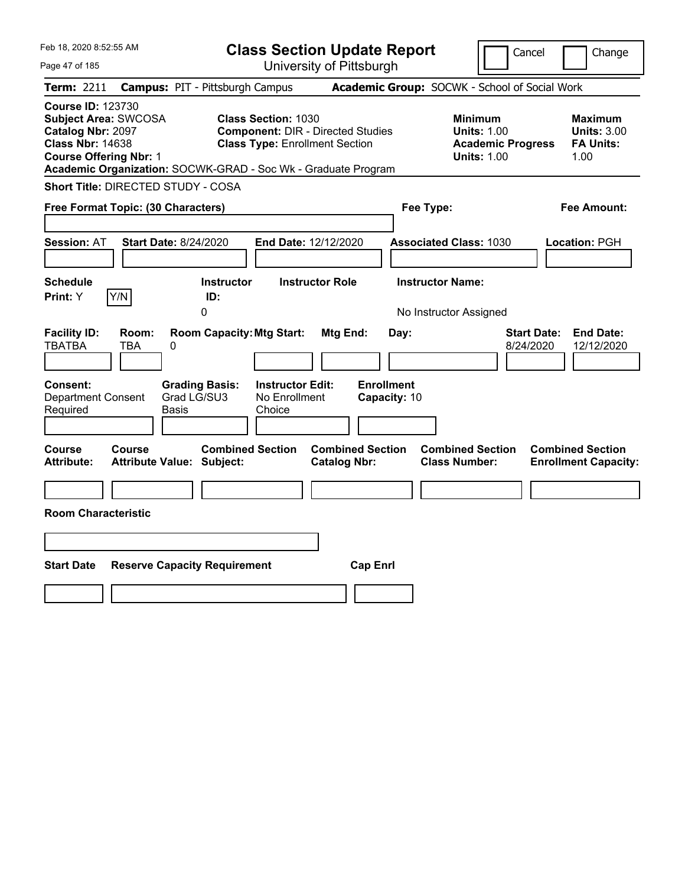Feb 18, 2020 8:52:55 AM

# Class Section Update Report

University of Pittsburgh

Cancel | Change

**Term:** 2211 **Campus:** PIT - Pittsburgh Campus **Academic Group:** SOCWK - School of Social Work

**Course ID:** 123730
**Subject Area:** SWCOSA
**Catalog Nbr:** 2097
**Class Nbr:** 14638
**Course Offering Nbr:** 1
**Academic Organization:** SOCWK-GRAD - Soc Wk - Graduate Program

**Class Section:** 1030
**Component:** DIR - Directed Studies
**Class Type:** Enrollment Section

**Minimum Units:** 1.00
**Academic Progress Units:** 1.00

**Maximum Units:** 3.00
**FA Units:** 1.00

**Short Title:** DIRECTED STUDY - COSA

**Free Format Topic: (30 Characters)**

**Fee Type:**

**Fee Amount:**

**Session:** AT **Start Date:** 8/24/2020 **End Date:** 12/12/2020 **Associated Class:** 1030 **Location:** PGH

| Schedule Print: | Instructor ID: | Instructor Role | Instructor Name: |
|---|---|---|---|
| Y | 0 | | No Instructor Assigned |

| Facility ID: | Room: | Room Capacity: | Mtg Start: | Mtg End: | Day: | Start Date: | End Date: |
|---|---|---|---|---|---|---|---|
| TBATBA | TBA | 0 | | | | 8/24/2020 | 12/12/2020 |

| Consent: | Grading Basis: | Instructor Edit: | Enrollment Capacity: |
|---|---|---|---|
| Department Consent Required | Grad LG/SU3 Basis | No Enrollment Choice | 10 |

| Course Attribute: | Course Attribute Value: | Combined Section Subject: | Combined Section Catalog Nbr: | Combined Section Class Number: | Combined Section Enrollment Capacity: |
|---|---|---|---|---|---|
| | | | | | |

**Room Characteristic**

| Start Date | Reserve Capacity Requirement | Cap Enrl |
|---|---|---|
| | | |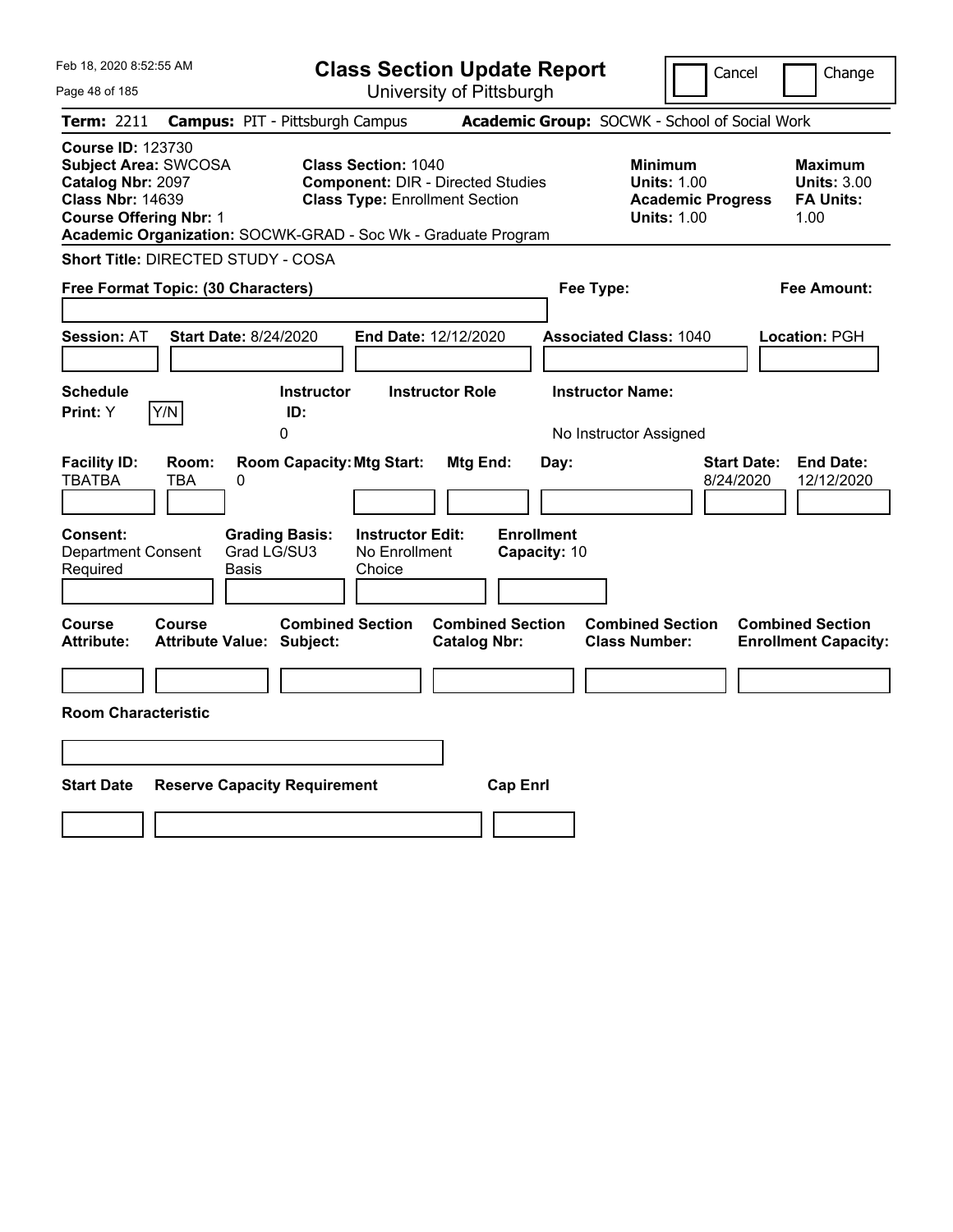# Class Section Update Report

University of Pittsburgh

Cancel | Change

**Term:** 2211 **Campus:** PIT - Pittsburgh Campus **Academic Group:** SOCWK - School of Social Work

**Course ID:** 123730
**Subject Area:** SWCOSA
**Catalog Nbr:** 2097
**Class Nbr:** 14639
**Course Offering Nbr:** 1

**Class Section:** 1040
**Component:** DIR - Directed Studies
**Class Type:** Enrollment Section

**Minimum Units:** 1.00
**Academic Progress Units:** 1.00

**Maximum Units:** 3.00
**FA Units:** 1.00

**Academic Organization:** SOCWK-GRAD - Soc Wk - Graduate Program

**Short Title:** DIRECTED STUDY - COSA

**Free Format Topic: (30 Characters)**

**Fee Type:**

**Fee Amount:**

**Session:** AT **Start Date:** 8/24/2020 **End Date:** 12/12/2020 **Associated Class:** 1040 **Location:** PGH

| Schedule Print: | Instructor ID: | Instructor Role | Instructor Name: |
|---|---|---|---|
| Y Y/N | 0 | | No Instructor Assigned |

| Facility ID: | Room: | Room Capacity: | Mtg Start: | Mtg End: | Day: | Start Date: | End Date: |
|---|---|---|---|---|---|---|---|
| TBATBA | TBA | 0 | | | | 8/24/2020 | 12/12/2020 |

| Consent: | Grading Basis: | Instructor Edit: | Enrollment Capacity: |
|---|---|---|---|
| Department Consent Required | Grad LG/SU3 Basis | No Enrollment Choice | 10 |

| Course Attribute: | Course Attribute Value: | Combined Section Subject: | Combined Section Catalog Nbr: | Combined Section Class Number: | Combined Section Enrollment Capacity: |
|---|---|---|---|---|---|
| | | | | | |

**Room Characteristic**

| Start Date | Reserve Capacity Requirement | Cap Enrl |
|---|---|---|
| | | |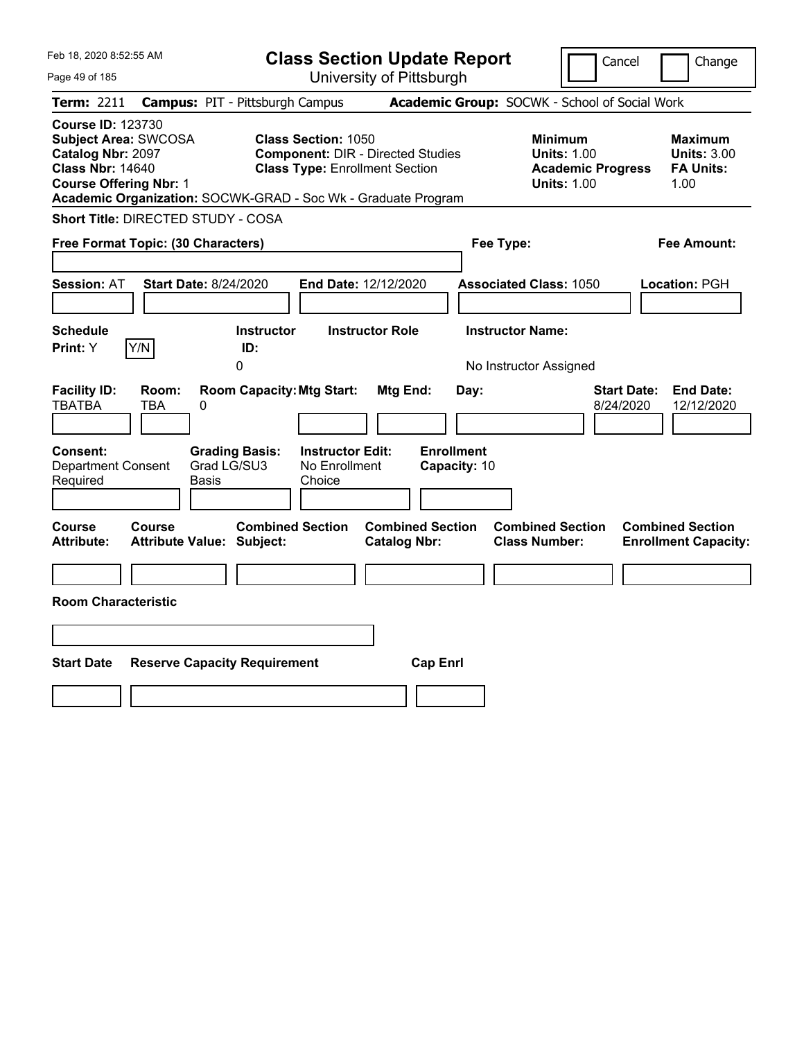Feb 18, 2020 8:52:55 AM

# Class Section Update Report

University of Pittsburgh

Cancel | Change

**Term:** 2211 **Campus:** PIT - Pittsburgh Campus **Academic Group:** SOCWK - School of Social Work

**Course ID:** 123730
**Subject Area:** SWCOSA
**Catalog Nbr:** 2097
**Class Nbr:** 14640
**Course Offering Nbr:** 1

**Class Section:** 1050
**Component:** DIR - Directed Studies
**Class Type:** Enrollment Section

**Minimum Units:** 1.00
**Academic Progress Units:** 1.00

**Maximum Units:** 3.00
**FA Units:** 1.00

**Academic Organization:** SOCWK-GRAD - Soc Wk - Graduate Program

**Short Title:** DIRECTED STUDY - COSA

**Free Format Topic: (30 Characters)**

**Fee Type:**

**Fee Amount:**

**Session:** AT **Start Date:** 8/24/2020 **End Date:** 12/12/2020 **Associated Class:** 1050 **Location:** PGH

| Schedule Print: | Instructor ID: | Instructor Role | Instructor Name: |
|---|---|---|---|
| Y (Y/N) | 0 | | No Instructor Assigned |

| Facility ID: | Room: | Room Capacity: | Mtg Start: | Mtg End: | Day: | Start Date: | End Date: |
|---|---|---|---|---|---|---|---|
| TBATBA | TBA | 0 | | | | 8/24/2020 | 12/12/2020 |

| Consent: | Grading Basis: | Instructor Edit: | Enrollment Capacity: |
|---|---|---|---|
| Department Consent Required | Grad LG/SU3 Basis | No Enrollment Choice | 10 |

| Course Attribute: | Course Attribute Value: | Combined Section Subject: | Combined Section Catalog Nbr: | Combined Section Class Number: | Combined Section Enrollment Capacity: |
|---|---|---|---|---|---|
| | | | | | |

**Room Characteristic**

| Start Date | Reserve Capacity Requirement | Cap Enrl |
|---|---|---|
| | | |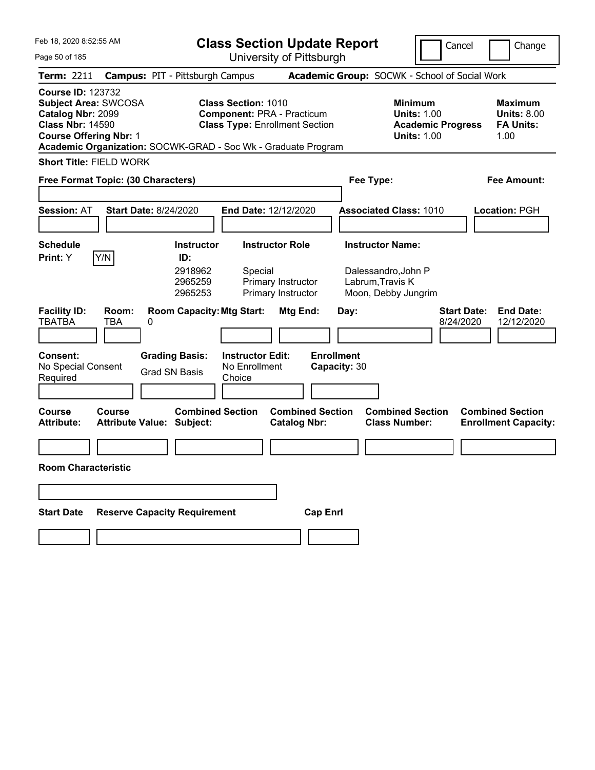# Class Section Update Report

University of Pittsburgh

Feb 18, 2020 8:52:55 AM

Cancel | Change

**Term:** 2211 **Campus:** PIT - Pittsburgh Campus **Academic Group:** SOCWK - School of Social Work

**Course ID:** 123732
**Subject Area:** SWCOSA
**Catalog Nbr:** 2099
**Class Nbr:** 14590
**Course Offering Nbr:** 1
**Academic Organization:** SOCWK-GRAD - Soc Wk - Graduate Program

**Class Section:** 1010
**Component:** PRA - Practicum
**Class Type:** Enrollment Section

**Minimum Units:** 1.00
**Academic Progress Units:** 1.00

**Maximum Units:** 8.00
**FA Units:** 1.00

**Short Title:** FIELD WORK

**Free Format Topic: (30 Characters)**

**Fee Type:**

**Fee Amount:**

**Session:** AT **Start Date:** 8/24/2020 **End Date:** 12/12/2020 **Associated Class:** 1010 **Location:** PGH

**Schedule Print:** Y [Y/N]

| Instructor ID: | Instructor Role | Instructor Name: |
|---|---|---|
| 2918962 | Special | Dalessandro,John P |
| 2965259 | Primary Instructor | Labrum,Travis K |
| 2965253 | Primary Instructor | Moon, Debby Jungrim |

| Facility ID: | Room: | Room Capacity: | Mtg Start: | Mtg End: | Day: | Start Date: | End Date: |
|---|---|---|---|---|---|---|---|
| TBATBA | TBA | 0 | | | | 8/24/2020 | 12/12/2020 |

**Consent:** No Special Consent Required

**Grading Basis:** Grad SN Basis

**Instructor Edit:** No Enrollment Choice

**Enrollment Capacity:** 30

| Course Attribute: | Course Attribute Value: | Combined Section Subject: | Combined Section Catalog Nbr: | Combined Section Class Number: | Combined Section Enrollment Capacity: |
|---|---|---|---|---|---|
| | | | | | |

**Room Characteristic**

| Start Date | Reserve Capacity Requirement | Cap Enrl |
|---|---|---|
| | | |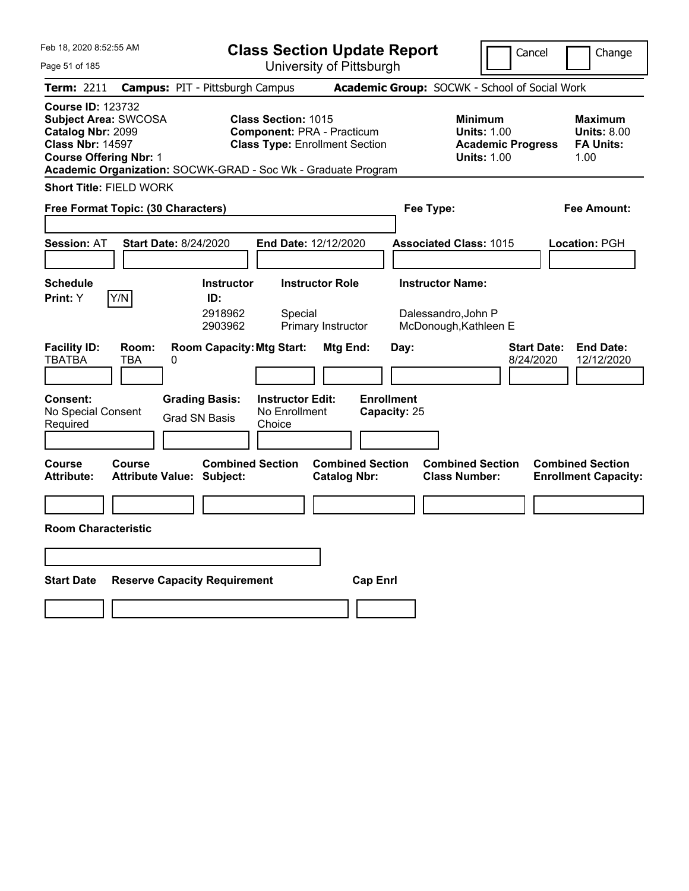Feb 18, 2020 8:52:55 AM

# Class Section Update Report

University of Pittsburgh

Cancel | Change

**Term:** 2211 **Campus:** PIT - Pittsburgh Campus **Academic Group:** SOCWK - School of Social Work

**Course ID:** 123732
**Subject Area:** SWCOSA
**Catalog Nbr:** 2099
**Class Nbr:** 14597
**Course Offering Nbr:** 1

**Class Section:** 1015
**Component:** PRA - Practicum
**Class Type:** Enrollment Section

**Minimum Units:** 1.00
**Academic Progress Units:** 1.00

**Maximum Units:** 8.00
**FA Units:** 1.00

**Academic Organization:** SOCWK-GRAD - Soc Wk - Graduate Program

**Short Title:** FIELD WORK

**Free Format Topic: (30 Characters)** **Fee Type:** **Fee Amount:**

**Session:** AT **Start Date:** 8/24/2020 **End Date:** 12/12/2020 **Associated Class:** 1015 **Location:** PGH

**Schedule Print:** Y [Y/N]

| Instructor ID | Instructor Role | Instructor Name |
|---|---|---|
| 2918962 | Special | Dalessandro,John P |
| 2903962 | Primary Instructor | McDonough,Kathleen E |

| Facility ID | Room | Room Capacity | Mtg Start | Mtg End | Day | Start Date | End Date |
|---|---|---|---|---|---|---|---|
| TBATBA | TBA | 0 | | | | 8/24/2020 | 12/12/2020 |

**Consent:** No Special Consent Required
**Grading Basis:** Grad SN Basis
**Instructor Edit:** No Enrollment Choice
**Enrollment Capacity:** 25

| Course Attribute | Course Attribute Value | Combined Section Subject | Combined Section Catalog Nbr | Combined Section Class Number | Combined Section Enrollment Capacity |
|---|---|---|---|---|---|
| | | | | | |

**Room Characteristic**

| Start Date | Reserve Capacity Requirement | Cap Enrl |
|---|---|---|
| | | |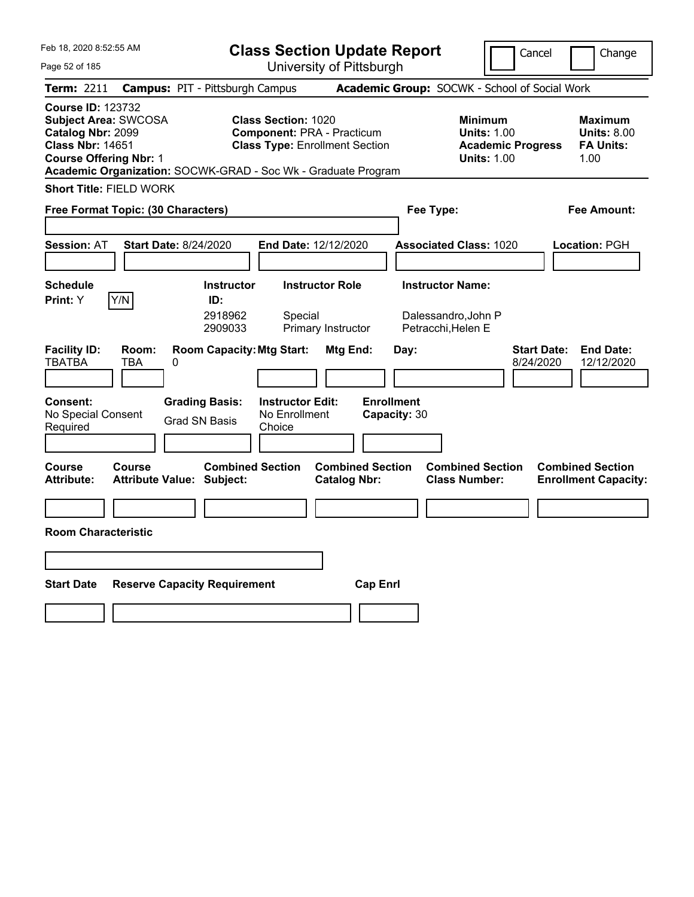Feb 18, 2020 8:52:55 AM

# Class Section Update Report

University of Pittsburgh

Cancel | Change

**Term:** 2211 **Campus:** PIT - Pittsburgh Campus **Academic Group:** SOCWK - School of Social Work

**Course ID:** 123732
**Subject Area:** SWCOSA
**Catalog Nbr:** 2099
**Class Nbr:** 14651
**Course Offering Nbr:** 1

**Class Section:** 1020
**Component:** PRA - Practicum
**Class Type:** Enrollment Section

**Minimum Units:** 1.00
**Academic Progress Units:** 1.00

**Maximum Units:** 8.00
**FA Units:** 1.00

**Academic Organization:** SOCWK-GRAD - Soc Wk - Graduate Program

**Short Title:** FIELD WORK

**Free Format Topic: (30 Characters)**

**Fee Type:**

**Fee Amount:**

**Session:** AT **Start Date:** 8/24/2020 **End Date:** 12/12/2020 **Associated Class:** 1020 **Location:** PGH

| Schedule Print | Instructor ID | Instructor Role | Instructor Name |
|---|---|---|---|
| Y (Y/N) | 2918962 | Special | Dalessandro,John P |
| | 2909033 | Primary Instructor | Petracchi,Helen E |

| Facility ID | Room | Room Capacity | Mtg Start | Mtg End | Day | Start Date | End Date |
|---|---|---|---|---|---|---|---|
| TBATBA | TBA | 0 | | | | 8/24/2020 | 12/12/2020 |

| Consent | Grading Basis | Instructor Edit | Enrollment Capacity |
|---|---|---|---|
| No Special Consent Required | Grad SN Basis | No Enrollment Choice | 30 |

| Course Attribute | Course Attribute Value | Combined Section Subject | Combined Section Catalog Nbr | Combined Section Class Number | Combined Section Enrollment Capacity |
|---|---|---|---|---|---|
| | | | | | |

**Room Characteristic**

| Start Date | Reserve Capacity Requirement | Cap Enrl |
|---|---|---|
| | | |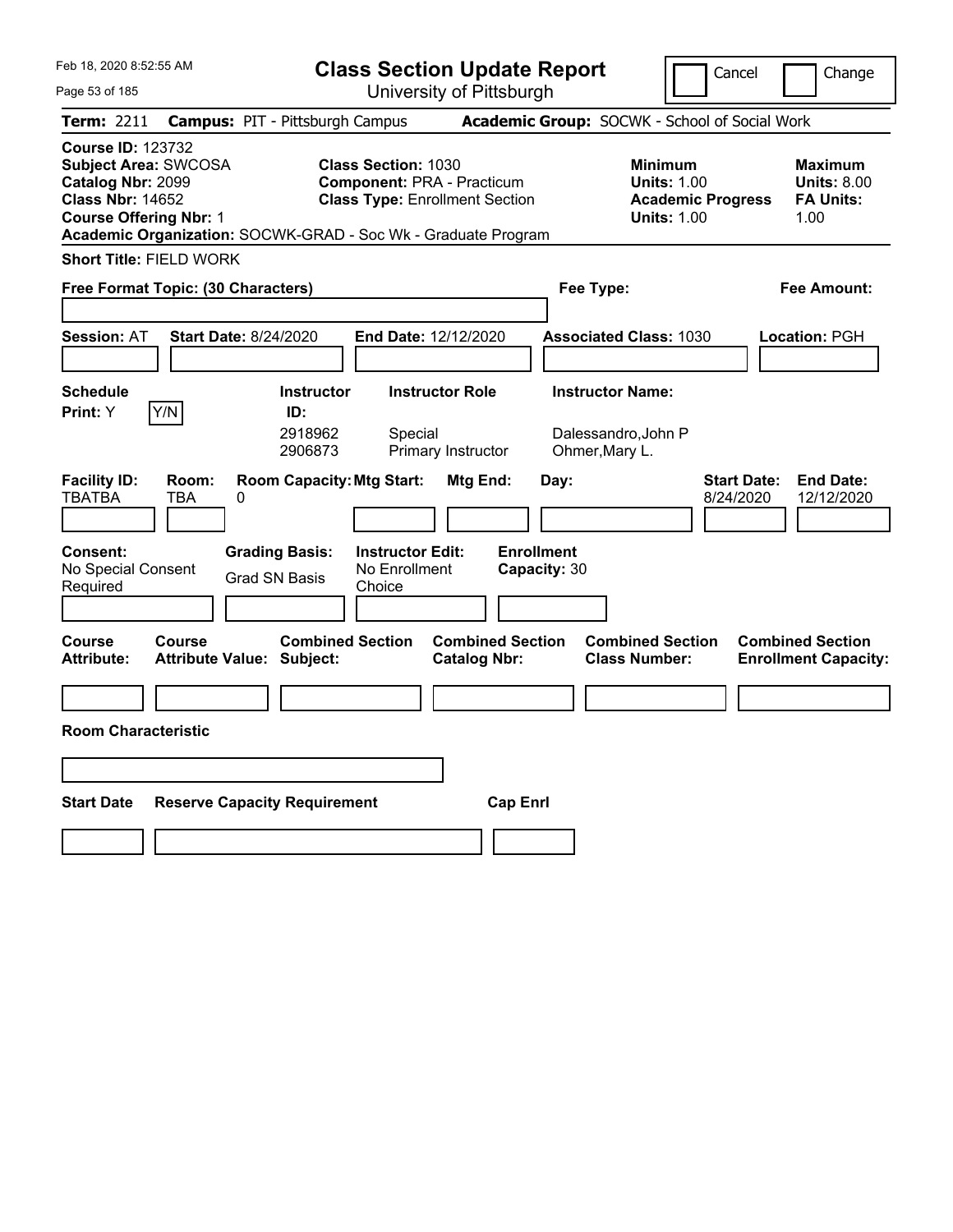# Class Section Update Report

University of Pittsburgh

Cancel | Change

**Term:** 2211 **Campus:** PIT - Pittsburgh Campus **Academic Group:** SOCWK - School of Social Work

**Course ID:** 123732
**Subject Area:** SWCOSA
**Catalog Nbr:** 2099
**Class Nbr:** 14652
**Course Offering Nbr:** 1

**Class Section:** 1030
**Component:** PRA - Practicum
**Class Type:** Enrollment Section

**Minimum Units:** 1.00
**Academic Progress Units:** 1.00

**Maximum Units:** 8.00
**FA Units:** 1.00

**Academic Organization:** SOCWK-GRAD - Soc Wk - Graduate Program

**Short Title:** FIELD WORK

**Free Format Topic: (30 Characters)**

**Fee Type:**

**Fee Amount:**

**Session:** AT **Start Date:** 8/24/2020 **End Date:** 12/12/2020 **Associated Class:** 1030 **Location:** PGH

**Schedule Print:** Y [Y/N]

| Instructor ID | Instructor Role | Instructor Name |
|---|---|---|
| 2918962 | Special | Dalessandro,John P |
| 2906873 | Primary Instructor | Ohmer,Mary L. |

| Facility ID | Room | Room Capacity | Mtg Start | Mtg End | Day | Start Date | End Date |
|---|---|---|---|---|---|---|---|
| TBATBA | TBA | 0 | | | | 8/24/2020 | 12/12/2020 |

**Consent:** No Special Consent Required
**Grading Basis:** Grad SN Basis
**Instructor Edit:** No Enrollment Choice
**Enrollment Capacity:** 30

| Course Attribute | Course Attribute Value | Combined Section Subject | Combined Section Catalog Nbr | Combined Section Class Number | Combined Section Enrollment Capacity |
|---|---|---|---|---|---|
| | | | | | |

**Room Characteristic**

| Start Date | Reserve Capacity Requirement | Cap Enrl |
|---|---|---|
| | | |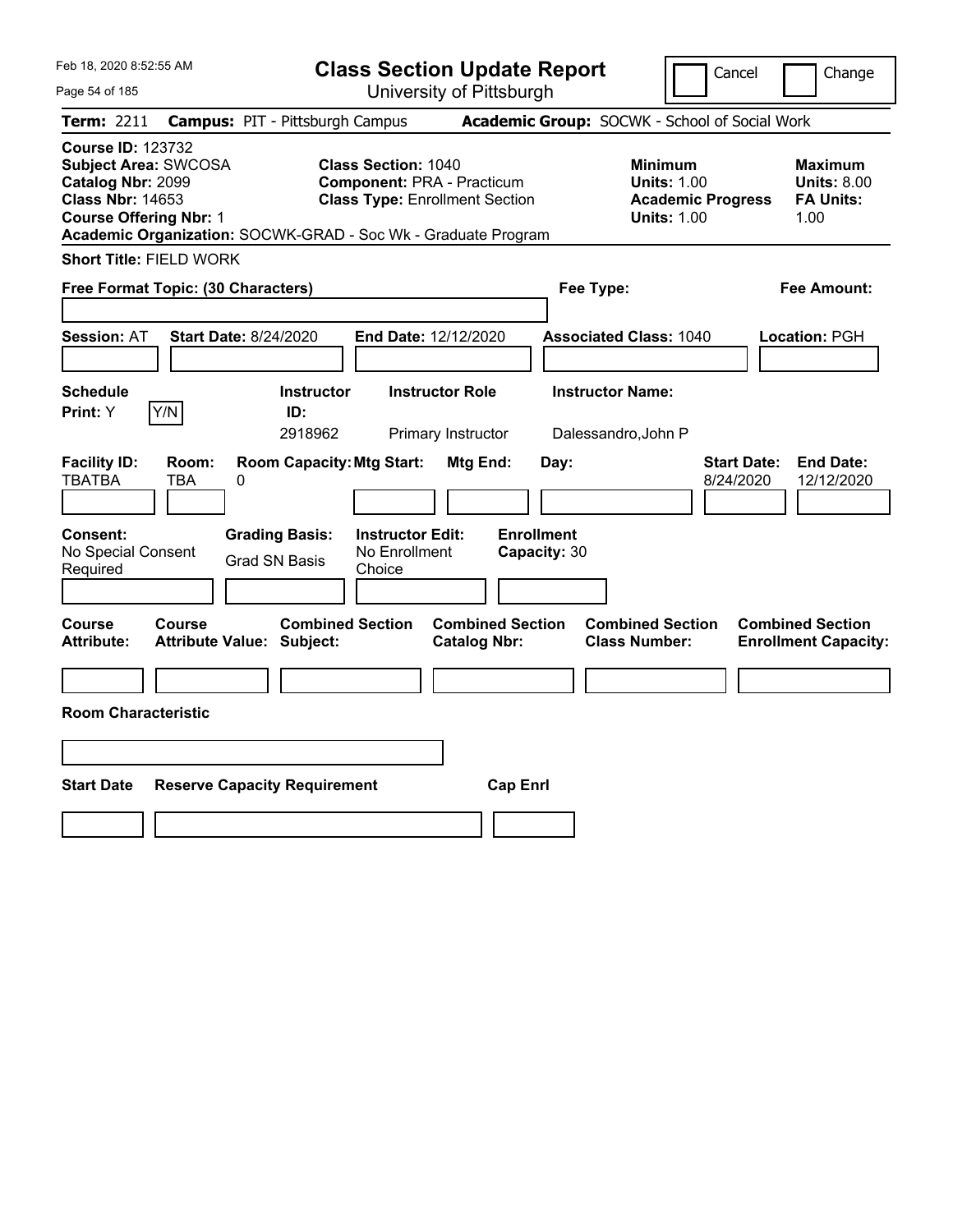# Class Section Update Report

University of Pittsburgh

Cancel | Change

**Term:** 2211 **Campus:** PIT - Pittsburgh Campus **Academic Group:** SOCWK - School of Social Work

**Course ID:** 123732
**Subject Area:** SWCOSA
**Catalog Nbr:** 2099
**Class Nbr:** 14653
**Course Offering Nbr:** 1

**Class Section:** 1040
**Component:** PRA - Practicum
**Class Type:** Enrollment Section

**Minimum Units:** 1.00
**Academic Progress Units:** 1.00

**Maximum Units:** 8.00
**FA Units:** 1.00

**Academic Organization:** SOCWK-GRAD - Soc Wk - Graduate Program

**Short Title:** FIELD WORK

**Free Format Topic: (30 Characters)**

**Fee Type:**

**Fee Amount:**

**Session:** AT **Start Date:** 8/24/2020 **End Date:** 12/12/2020 **Associated Class:** 1040 **Location:** PGH

| Schedule Print: | Y/N | Instructor ID: | Instructor Role | Instructor Name: |
|---|---|---|---|---|
| Y | | 2918962 | Primary Instructor | Dalessandro,John P |

| Facility ID: | Room: | Room Capacity: | Mtg Start: | Mtg End: | Day: | Start Date: | End Date: |
|---|---|---|---|---|---|---|---|
| TBATBA | TBA | 0 | | | | 8/24/2020 | 12/12/2020 |

| Consent: | Grading Basis: | Instructor Edit: | Enrollment Capacity: |
|---|---|---|---|
| No Special Consent Required | Grad SN Basis | No Enrollment Choice | 30 |

| Course Attribute: | Course Attribute Value: | Combined Section Subject: | Combined Section Catalog Nbr: | Combined Section Class Number: | Combined Section Enrollment Capacity: |
|---|---|---|---|---|---|
| | | | | | |

**Room Characteristic**

| Start Date | Reserve Capacity Requirement | Cap Enrl |
|---|---|---|
| | | |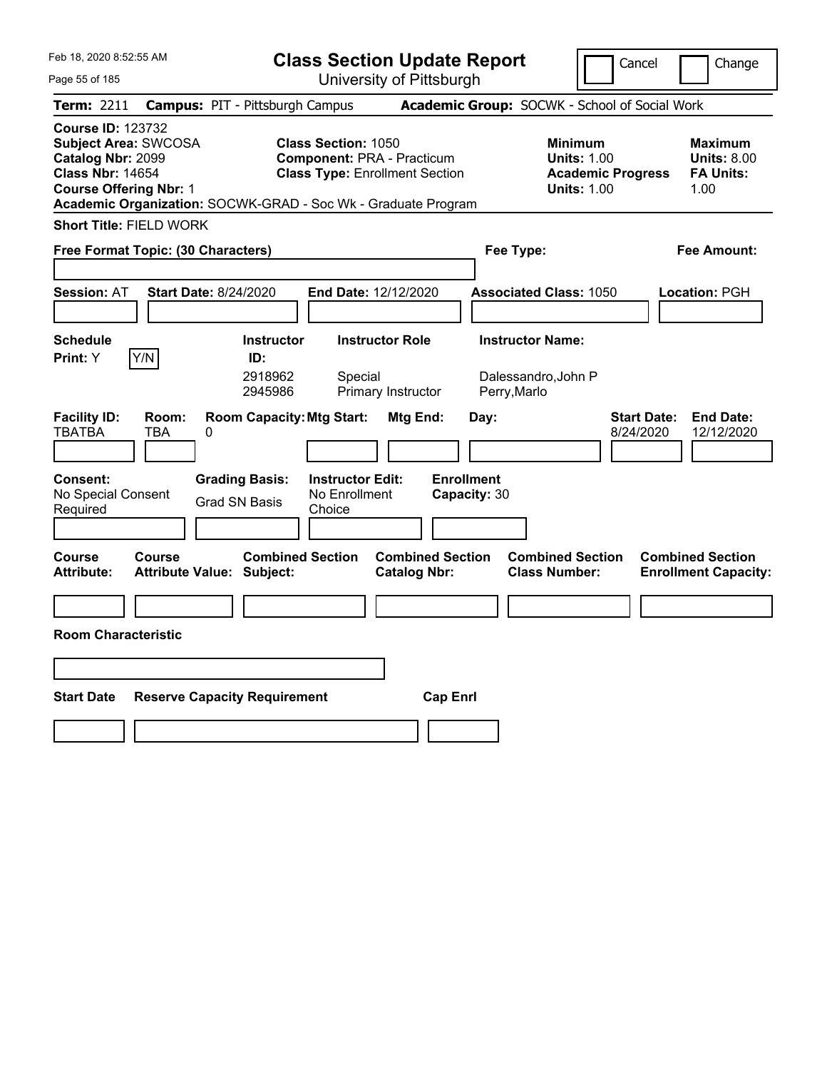Feb 18, 2020 8:52:55 AM

# Class Section Update Report

University of Pittsburgh

Cancel | Change

**Term:** 2211 **Campus:** PIT - Pittsburgh Campus **Academic Group:** SOCWK - School of Social Work

**Course ID:** 123732
**Subject Area:** SWCOSA
**Catalog Nbr:** 2099
**Class Nbr:** 14654
**Course Offering Nbr:** 1

**Class Section:** 1050
**Component:** PRA - Practicum
**Class Type:** Enrollment Section

**Minimum Units:** 1.00
**Academic Progress Units:** 1.00

**Maximum Units:** 8.00
**FA Units:** 1.00

**Academic Organization:** SOCWK-GRAD - Soc Wk - Graduate Program

**Short Title:** FIELD WORK

**Free Format Topic: (30 Characters)**

**Fee Type:**

**Fee Amount:**

**Session:** AT **Start Date:** 8/24/2020 **End Date:** 12/12/2020 **Associated Class:** 1050 **Location:** PGH

| Schedule Print | Instructor ID | Instructor Role | Instructor Name |
|---|---|---|---|
| Y (Y/N) | 2918962 | Special | Dalessandro,John P |
| | 2945986 | Primary Instructor | Perry,Marlo |

| Facility ID | Room | Room Capacity | Mtg Start | Mtg End | Day | Start Date | End Date |
|---|---|---|---|---|---|---|---|
| TBATBA | TBA | 0 | | | | 8/24/2020 | 12/12/2020 |

**Consent:** No Special Consent Required
**Grading Basis:** Grad SN Basis
**Instructor Edit:** No Enrollment Choice
**Enrollment Capacity:** 30

| Course Attribute | Course Attribute Value | Combined Section Subject | Combined Section Catalog Nbr | Combined Section Class Number | Combined Section Enrollment Capacity |
|---|---|---|---|---|---|
| | | | | | |

**Room Characteristic**

| Start Date | Reserve Capacity Requirement | Cap Enrl |
|---|---|---|
| | | |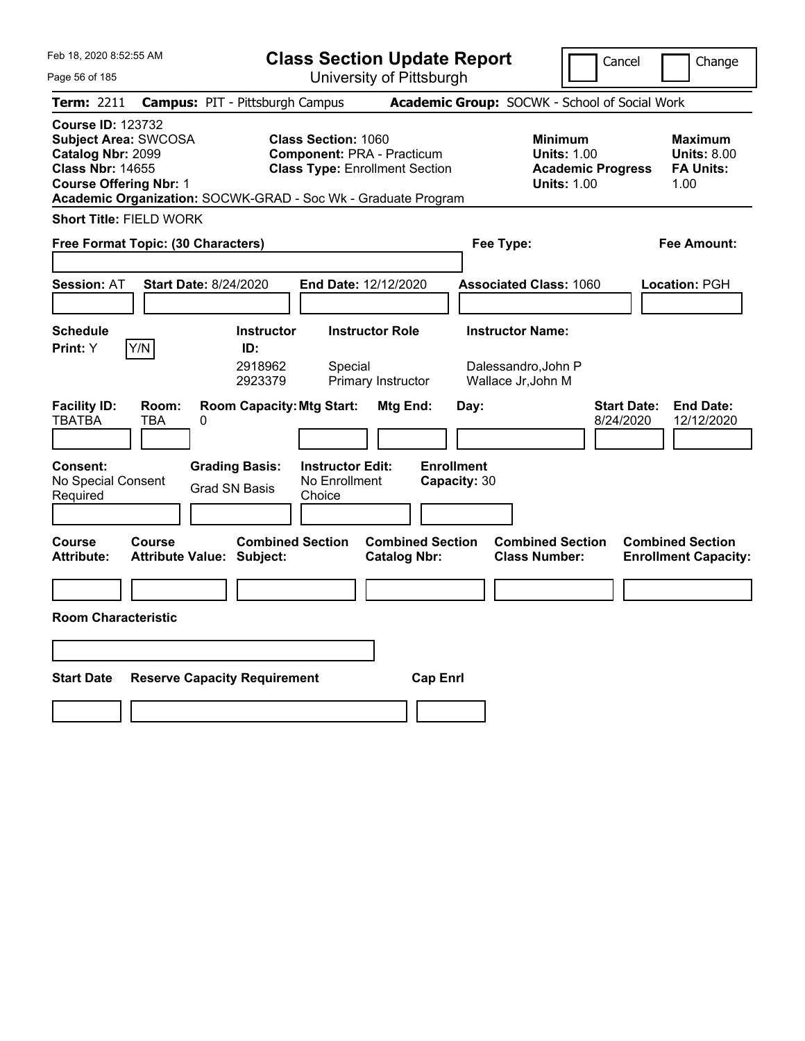Feb 18, 2020 8:52:55 AM

# Class Section Update Report

University of Pittsburgh

Cancel ☐ Change ☐

**Term:** 2211 **Campus:** PIT - Pittsburgh Campus **Academic Group:** SOCWK - School of Social Work

**Course ID:** 123732
**Subject Area:** SWCOSA
**Catalog Nbr:** 2099
**Class Nbr:** 14655
**Course Offering Nbr:** 1

**Class Section:** 1060
**Component:** PRA - Practicum
**Class Type:** Enrollment Section

**Minimum Units:** 1.00
**Academic Progress Units:** 1.00

**Maximum Units:** 8.00
**FA Units:** 1.00

**Academic Organization:** SOCWK-GRAD - Soc Wk - Graduate Program

**Short Title:** FIELD WORK

**Free Format Topic: (30 Characters)**

**Fee Type:**

**Fee Amount:**

**Session:** AT **Start Date:** 8/24/2020 **End Date:** 12/12/2020 **Associated Class:** 1060 **Location:** PGH

| Schedule Print | Instructor ID | Instructor Role | Instructor Name |
|---|---|---|---|
| Y (Y/N) | 2918962 | Special | Dalessandro,John P |
| | 2923379 | Primary Instructor | Wallace Jr,John M |

| Facility ID | Room | Room Capacity | Mtg Start | Mtg End | Day | Start Date | End Date |
|---|---|---|---|---|---|---|---|
| TBATBA | TBA | 0 | | | | 8/24/2020 | 12/12/2020 |

**Consent:** No Special Consent Required
**Grading Basis:** Grad SN Basis
**Instructor Edit:** No Enrollment Choice
**Enrollment Capacity:** 30

| Course Attribute | Course Attribute Value | Combined Section Subject | Combined Section Catalog Nbr | Combined Section Class Number | Combined Section Enrollment Capacity |
|---|---|---|---|---|---|
| | | | | | |

**Room Characteristic**

| Start Date | Reserve Capacity Requirement | Cap Enrl |
|---|---|---|
| | | |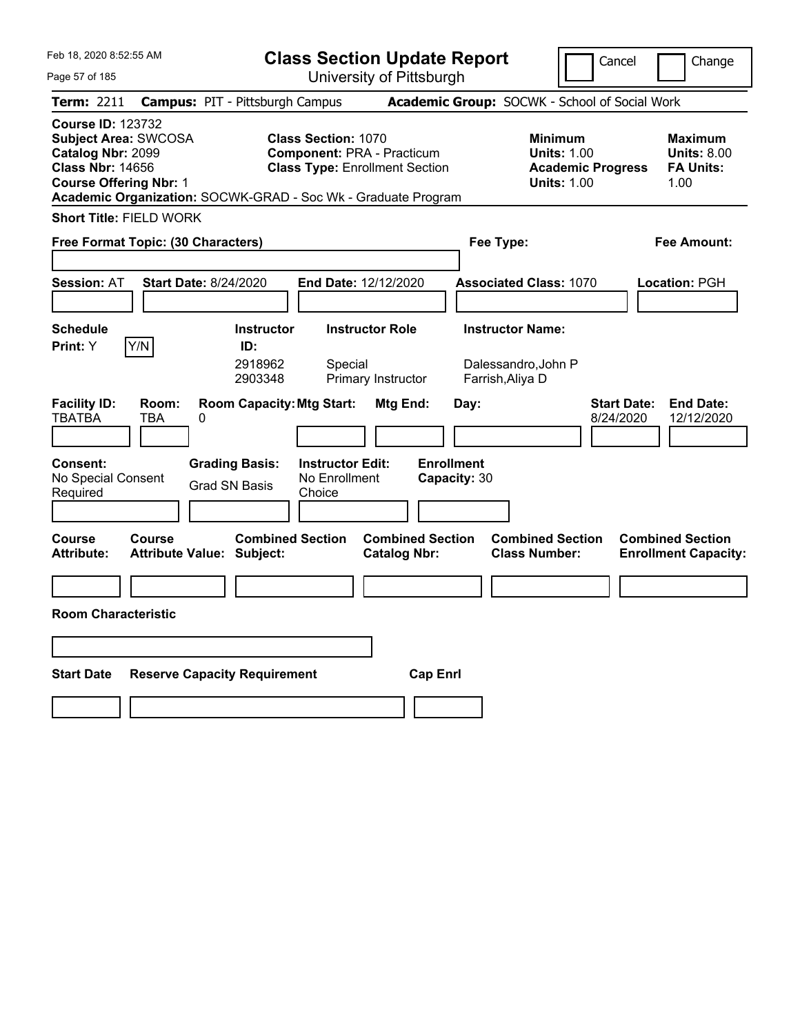Feb 18, 2020 8:52:55 AM

# Class Section Update Report

University of Pittsburgh

Cancel | Change

**Term:** 2211 **Campus:** PIT - Pittsburgh Campus **Academic Group:** SOCWK - School of Social Work

**Course ID:** 123732
**Subject Area:** SWCOSA
**Catalog Nbr:** 2099
**Class Nbr:** 14656
**Course Offering Nbr:** 1
**Academic Organization:** SOCWK-GRAD - Soc Wk - Graduate Program

**Class Section:** 1070
**Component:** PRA - Practicum
**Class Type:** Enrollment Section

**Minimum Units:** 1.00
**Academic Progress Units:** 1.00

**Maximum Units:** 8.00
**FA Units:** 1.00

**Short Title:** FIELD WORK

**Free Format Topic: (30 Characters)**

**Fee Type:**

**Fee Amount:**

**Session:** AT **Start Date:** 8/24/2020 **End Date:** 12/12/2020 **Associated Class:** 1070 **Location:** PGH

| Schedule Print: | Instructor ID: | Instructor Role | Instructor Name: |
|---|---|---|---|
| Y (Y/N) | 2918962 | Special | Dalessandro,John P |
| | 2903348 | Primary Instructor | Farrish,Aliya D |

| Facility ID: | Room: | Room Capacity: | Mtg Start: | Mtg End: | Day: | Start Date: | End Date: |
|---|---|---|---|---|---|---|---|
| TBATBA | TBA | 0 | | | | 8/24/2020 | 12/12/2020 |

**Consent:** No Special Consent Required
**Grading Basis:** Grad SN Basis
**Instructor Edit:** No Enrollment Choice
**Enrollment Capacity:** 30

| Course Attribute: | Course Attribute Value: | Combined Section Subject: | Combined Section Catalog Nbr: | Combined Section Class Number: | Combined Section Enrollment Capacity: |
|---|---|---|---|---|---|
| | | | | | |

**Room Characteristic**

| Start Date | Reserve Capacity Requirement | Cap Enrl |
|---|---|---|
| | | |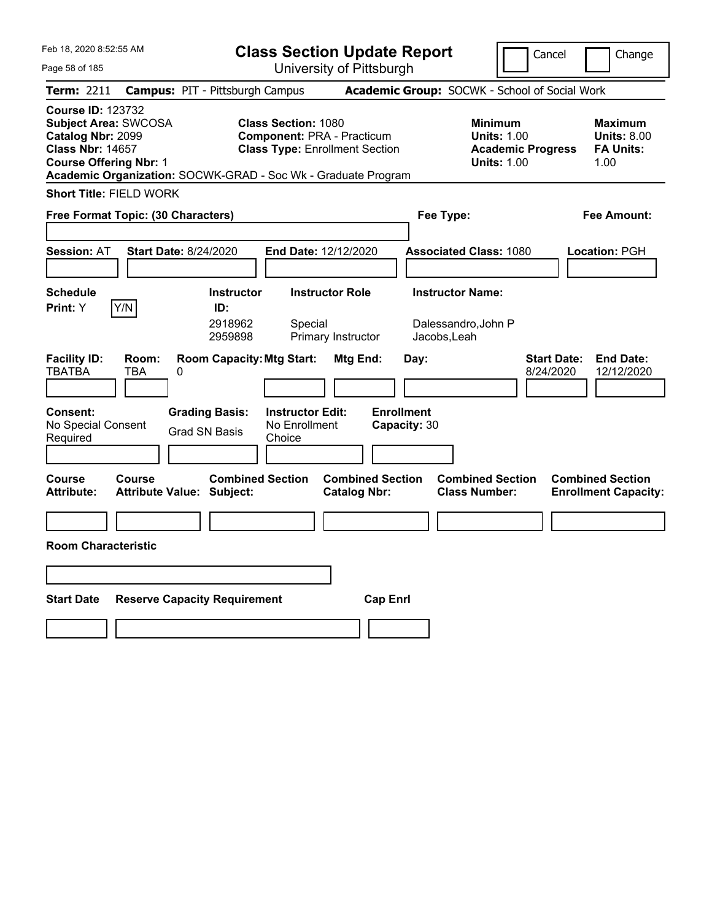Feb 18, 2020 8:52:55 AM

# Class Section Update Report

University of Pittsburgh

Cancel | Change

**Term:** 2211 **Campus:** PIT - Pittsburgh Campus **Academic Group:** SOCWK - School of Social Work

**Course ID:** 123732
**Subject Area:** SWCOSA
**Catalog Nbr:** 2099
**Class Nbr:** 14657
**Course Offering Nbr:** 1
**Academic Organization:** SOCWK-GRAD - Soc Wk - Graduate Program

**Class Section:** 1080
**Component:** PRA - Practicum
**Class Type:** Enrollment Section

**Minimum Units:** 1.00
**Academic Progress Units:** 1.00

**Maximum Units:** 8.00
**FA Units:** 1.00

**Short Title:** FIELD WORK

**Free Format Topic: (30 Characters)**

**Fee Type:**

**Fee Amount:**

**Session:** AT **Start Date:** 8/24/2020 **End Date:** 12/12/2020 **Associated Class:** 1080 **Location:** PGH

**Schedule Print:** Y [Y/N]

| Instructor ID: | Instructor Role | Instructor Name: |
|---|---|---|
| 2918962 | Special | Dalessandro,John P |
| 2959898 | Primary Instructor | Jacobs,Leah |

| Facility ID: | Room: | Room Capacity: | Mtg Start: | Mtg End: | Day: | Start Date: | End Date: |
|---|---|---|---|---|---|---|---|
| TBATBA | TBA | 0 | | | | 8/24/2020 | 12/12/2020 |

**Consent:** No Special Consent Required

**Grading Basis:** Grad SN Basis

**Instructor Edit:** No Enrollment Choice

**Enrollment Capacity:** 30

| Course Attribute: | Course Attribute Value: | Combined Section Subject: | Combined Section Catalog Nbr: | Combined Section Class Number: | Combined Section Enrollment Capacity: |
|---|---|---|---|---|---|
| | | | | | |

**Room Characteristic**

| Start Date | Reserve Capacity Requirement | Cap Enrl |
|---|---|---|
| | | |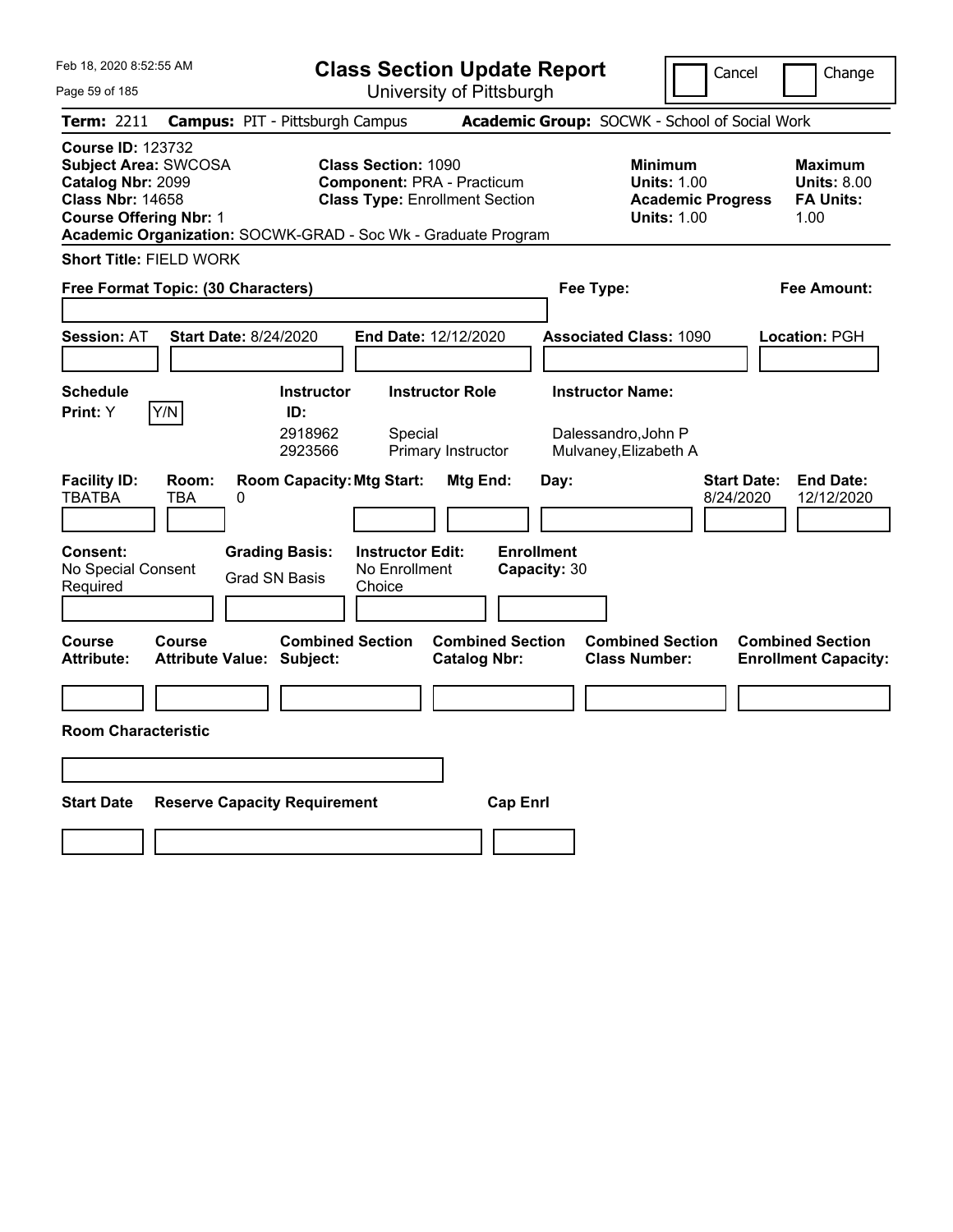Feb 18, 2020 8:52:55 AM

# Class Section Update Report

University of Pittsburgh

Cancel | Change

**Term:** 2211 **Campus:** PIT - Pittsburgh Campus **Academic Group:** SOCWK - School of Social Work

**Course ID:** 123732
**Subject Area:** SWCOSA
**Catalog Nbr:** 2099
**Class Nbr:** 14658
**Course Offering Nbr:** 1
**Academic Organization:** SOCWK-GRAD - Soc Wk - Graduate Program

**Class Section:** 1090
**Component:** PRA - Practicum
**Class Type:** Enrollment Section

**Minimum Units:** 1.00
**Academic Progress Units:** 1.00

**Maximum Units:** 8.00
**FA Units:** 1.00

**Short Title:** FIELD WORK

**Free Format Topic: (30 Characters)**

**Fee Type:**

**Fee Amount:**

**Session:** AT **Start Date:** 8/24/2020 **End Date:** 12/12/2020 **Associated Class:** 1090 **Location:** PGH

**Schedule Print:** Y Y/N

| Instructor ID: | Instructor Role | Instructor Name: |
|---|---|---|
| 2918962 | Special | Dalessandro,John P |
| 2923566 | Primary Instructor | Mulvaney,Elizabeth A |

| Facility ID: | Room: | Room Capacity: | Mtg Start: | Mtg End: | Day: | Start Date: | End Date: |
|---|---|---|---|---|---|---|---|
| TBATBA | TBA | 0 | | | | 8/24/2020 | 12/12/2020 |

**Consent:** No Special Consent Required
**Grading Basis:** Grad SN Basis
**Instructor Edit:** No Enrollment Choice
**Enrollment Capacity:** 30

| Course Attribute: | Course Attribute Value: | Combined Section Subject: | Combined Section Catalog Nbr: | Combined Section Class Number: | Combined Section Enrollment Capacity: |
|---|---|---|---|---|---|
| | | | | | |

**Room Characteristic**

| Start Date | Reserve Capacity Requirement | Cap Enrl |
|---|---|---|
| | | |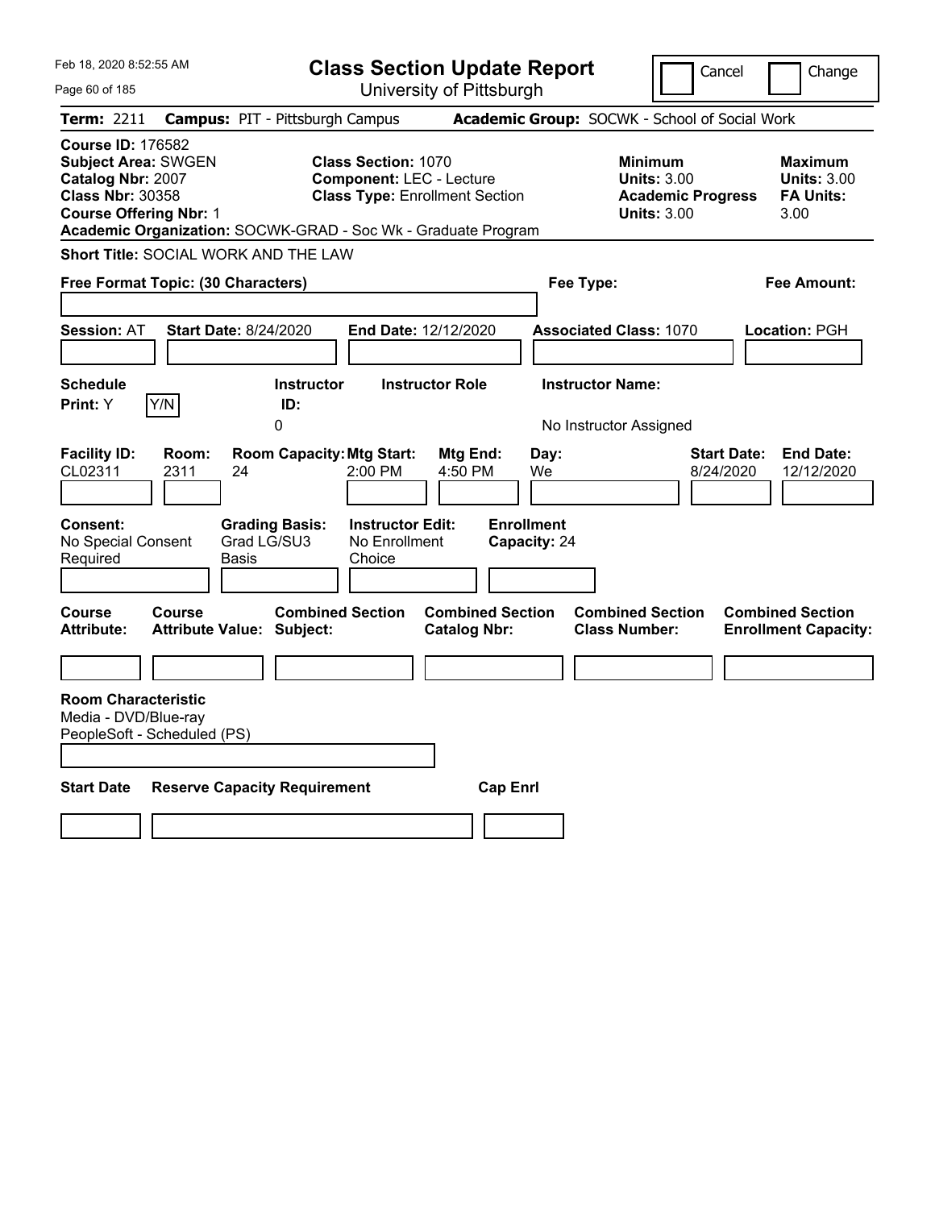Feb 18, 2020 8:52:55 AM

# Class Section Update Report

University of Pittsburgh

Cancel | Change

**Term:** 2211 **Campus:** PIT - Pittsburgh Campus **Academic Group:** SOCWK - School of Social Work

**Course ID:** 176582
**Subject Area:** SWGEN
**Catalog Nbr:** 2007
**Class Nbr:** 30358
**Course Offering Nbr:** 1

**Class Section:** 1070
**Component:** LEC - Lecture
**Class Type:** Enrollment Section

**Minimum Units:** 3.00
**Academic Progress Units:** 3.00

**Maximum Units:** 3.00
**FA Units:** 3.00

**Academic Organization:** SOCWK-GRAD - Soc Wk - Graduate Program

**Short Title:** SOCIAL WORK AND THE LAW

**Free Format Topic: (30 Characters)**

**Fee Type:**

**Fee Amount:**

**Session:** AT **Start Date:** 8/24/2020 **End Date:** 12/12/2020 **Associated Class:** 1070 **Location:** PGH

| Schedule Print | Instructor ID | Instructor Role | Instructor Name |
|---|---|---|---|
| Y (Y/N) | 0 | | No Instructor Assigned |

| Facility ID | Room | Room Capacity | Mtg Start | Mtg End | Day | Start Date | End Date |
|---|---|---|---|---|---|---|---|
| CL02311 | 2311 | 24 | 2:00 PM | 4:50 PM | We | 8/24/2020 | 12/12/2020 |

| Consent | Grading Basis | Instructor Edit | Enrollment Capacity |
|---|---|---|---|
| No Special Consent Required | Grad LG/SU3 Basis | No Enrollment Choice | 24 |

| Course Attribute | Course Attribute Value | Combined Section Subject | Combined Section Catalog Nbr | Combined Section Class Number | Combined Section Enrollment Capacity |
|---|---|---|---|---|---|
| | | | | | |

**Room Characteristic**
Media - DVD/Blue-ray
PeopleSoft - Scheduled (PS)

| Start Date | Reserve Capacity Requirement | Cap Enrl |
|---|---|---|
| | | |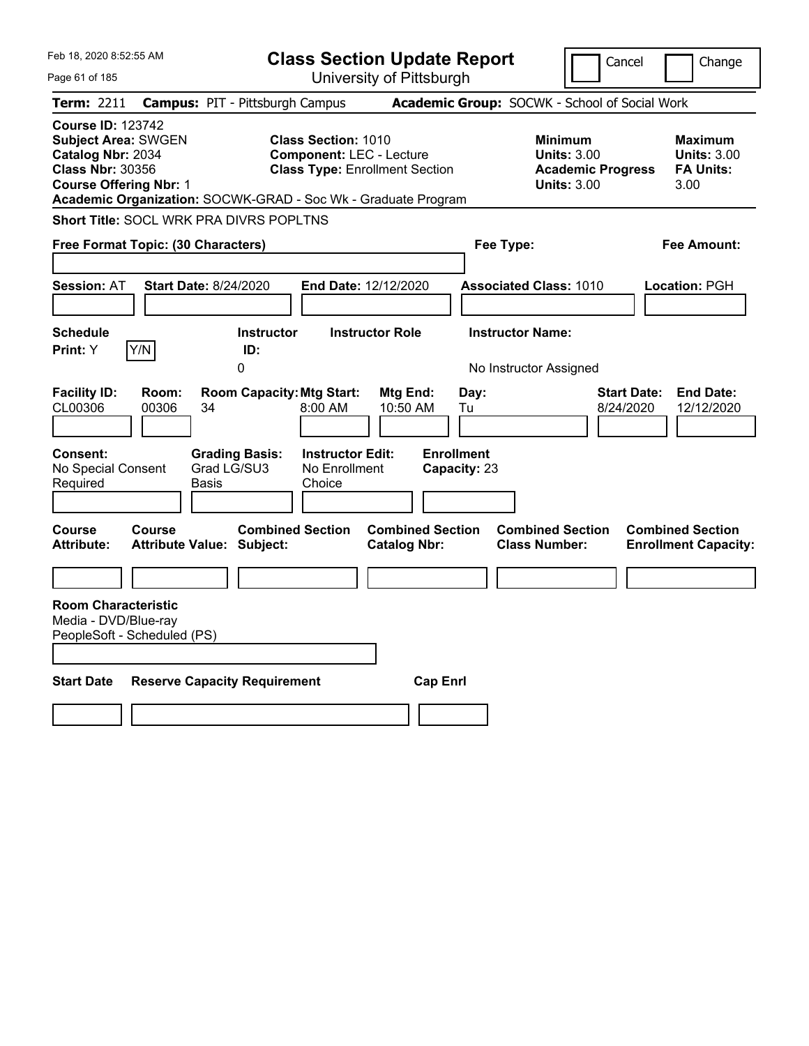Feb 18, 2020 8:52:55 AM

# Class Section Update Report

University of Pittsburgh

Cancel | Change

**Term:** 2211 **Campus:** PIT - Pittsburgh Campus **Academic Group:** SOCWK - School of Social Work

**Course ID:** 123742
**Subject Area:** SWGEN
**Catalog Nbr:** 2034
**Class Nbr:** 30356
**Course Offering Nbr:** 1
**Academic Organization:** SOCWK-GRAD - Soc Wk - Graduate Program

**Class Section:** 1010
**Component:** LEC - Lecture
**Class Type:** Enrollment Section

**Minimum Units:** 3.00
**Academic Progress Units:** 3.00

**Maximum Units:** 3.00
**FA Units:** 3.00

**Short Title:** SOCL WRK PRA DIVRS POPLTNS

**Free Format Topic: (30 Characters)**

**Fee Type:**

**Fee Amount:**

**Session:** AT **Start Date:** 8/24/2020 **End Date:** 12/12/2020 **Associated Class:** 1010 **Location:** PGH

| Schedule Print: | Instructor ID: | Instructor Role | Instructor Name: |
|---|---|---|---|
| Y Y/N | 0 | | No Instructor Assigned |

| Facility ID: | Room: | Room Capacity: | Mtg Start: | Mtg End: | Day: | Start Date: | End Date: |
|---|---|---|---|---|---|---|---|
| CL00306 | 00306 | 34 | 8:00 AM | 10:50 AM | Tu | 8/24/2020 | 12/12/2020 |

| Consent: | Grading Basis: | Instructor Edit: | Enrollment Capacity: |
|---|---|---|---|
| No Special Consent Required | Grad LG/SU3 Basis | No Enrollment Choice | 23 |

| Course Attribute: | Course Attribute Value: | Combined Section Subject: | Combined Section Catalog Nbr: | Combined Section Class Number: | Combined Section Enrollment Capacity: |
|---|---|---|---|---|---|
| | | | | | |

**Room Characteristic**
Media - DVD/Blue-ray
PeopleSoft - Scheduled (PS)

| Start Date | Reserve Capacity Requirement | Cap Enrl |
|---|---|---|
| | | |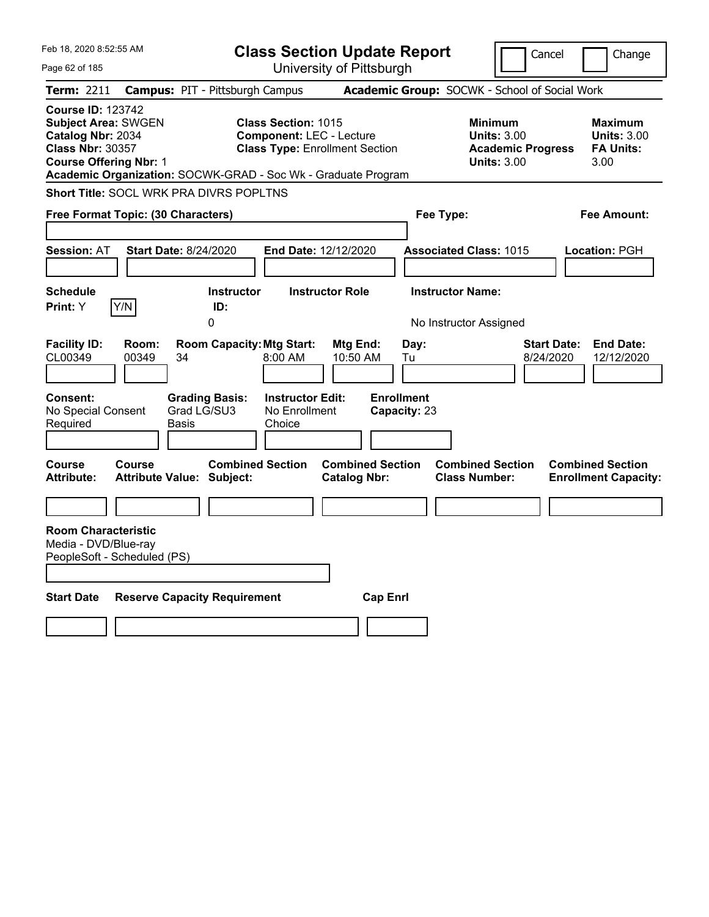Feb 18, 2020 8:52:55 AM

# Class Section Update Report

University of Pittsburgh

Cancel | Change

**Term:** 2211 **Campus:** PIT - Pittsburgh Campus **Academic Group:** SOCWK - School of Social Work

**Course ID:** 123742
**Subject Area:** SWGEN
**Catalog Nbr:** 2034
**Class Nbr:** 30357
**Course Offering Nbr:** 1

**Class Section:** 1015
**Component:** LEC - Lecture
**Class Type:** Enrollment Section

**Minimum Units:** 3.00
**Academic Progress Units:** 3.00

**Maximum Units:** 3.00
**FA Units:** 3.00

**Academic Organization:** SOCWK-GRAD - Soc Wk - Graduate Program

**Short Title:** SOCL WRK PRA DIVRS POPLTNS

**Free Format Topic: (30 Characters)**

**Fee Type:**

**Fee Amount:**

**Session:** AT **Start Date:** 8/24/2020 **End Date:** 12/12/2020 **Associated Class:** 1015 **Location:** PGH

| Schedule Print: | Instructor ID: | Instructor Role | Instructor Name: |
|---|---|---|---|
| Y Y/N | 0 | | No Instructor Assigned |

| Facility ID: | Room: | Room Capacity: | Mtg Start: | Mtg End: | Day: | Start Date: | End Date: |
|---|---|---|---|---|---|---|---|
| CL00349 | 00349 | 34 | 8:00 AM | 10:50 AM | Tu | 8/24/2020 | 12/12/2020 |

| Consent: | Grading Basis: | Instructor Edit: | Enrollment Capacity: |
|---|---|---|---|
| No Special Consent Required | Grad LG/SU3 Basis | No Enrollment Choice | 23 |

| Course Attribute: | Course Attribute Value: | Combined Section Subject: | Combined Section Catalog Nbr: | Combined Section Class Number: | Combined Section Enrollment Capacity: |
|---|---|---|---|---|---|
| | | | | | |

**Room Characteristic**
Media - DVD/Blue-ray
PeopleSoft - Scheduled (PS)

| Start Date | Reserve Capacity Requirement | Cap Enrl |
|---|---|---|
| | | |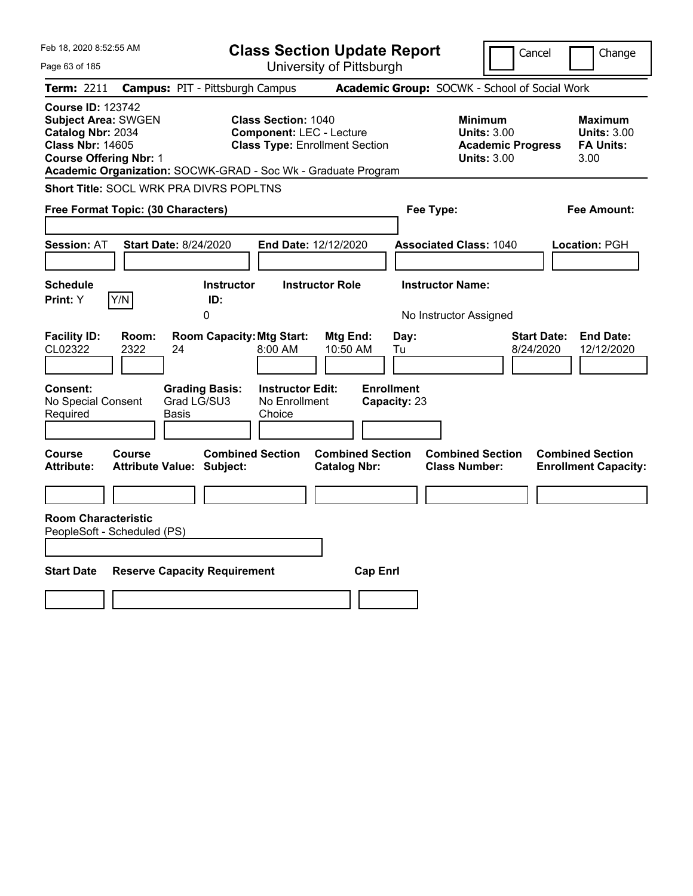Feb 18, 2020 8:52:55 AM

# Class Section Update Report

University of Pittsburgh

Cancel | Change

**Term:** 2211 **Campus:** PIT - Pittsburgh Campus **Academic Group:** SOCWK - School of Social Work

**Course ID:** 123742
**Subject Area:** SWGEN
**Catalog Nbr:** 2034
**Class Nbr:** 14605
**Course Offering Nbr:** 1

**Class Section:** 1040
**Component:** LEC - Lecture
**Class Type:** Enrollment Section

**Minimum Units:** 3.00
**Academic Progress Units:** 3.00

**Maximum Units:** 3.00
**FA Units:** 3.00

**Academic Organization:** SOCWK-GRAD - Soc Wk - Graduate Program

**Short Title:** SOCL WRK PRA DIVRS POPLTNS

**Free Format Topic: (30 Characters)**

**Fee Type:**

**Fee Amount:**

**Session:** AT **Start Date:** 8/24/2020 **End Date:** 12/12/2020 **Associated Class:** 1040 **Location:** PGH

| Schedule Print: | | Instructor ID: | Instructor Role | Instructor Name: |
|---|---|---|---|---|
| Y | Y/N | 0 | | No Instructor Assigned |

| Facility ID: | Room: | Room Capacity: | Mtg Start: | Mtg End: | Day: | Start Date: | End Date: |
|---|---|---|---|---|---|---|---|
| CL02322 | 2322 | 24 | 8:00 AM | 10:50 AM | Tu | 8/24/2020 | 12/12/2020 |

| Consent: | Grading Basis: | Instructor Edit: | Enrollment Capacity: |
|---|---|---|---|
| No Special Consent Required | Grad LG/SU3 Basis | No Enrollment Choice | 23 |

| Course Attribute: | Course Attribute Value: | Combined Section Subject: | Combined Section Catalog Nbr: | Combined Section Class Number: | Combined Section Enrollment Capacity: |
|---|---|---|---|---|---|
| | | | | | |

**Room Characteristic**
PeopleSoft - Scheduled (PS)

| Start Date | Reserve Capacity Requirement | Cap Enrl |
|---|---|---|
| | | |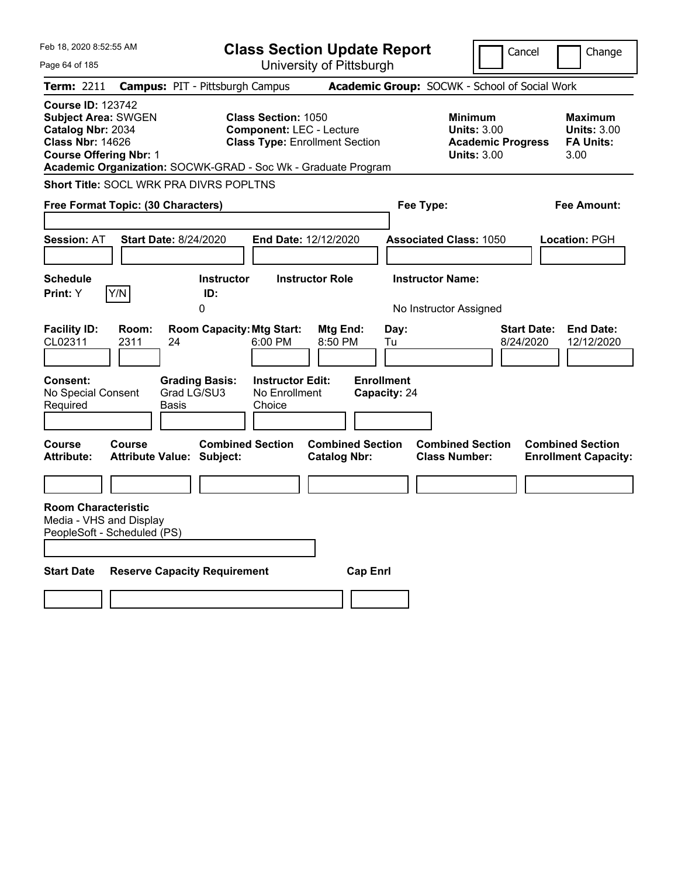Feb 18, 2020 8:52:55 AM

# Class Section Update Report

University of Pittsburgh

Cancel | Change

**Term:** 2211 **Campus:** PIT - Pittsburgh Campus **Academic Group:** SOCWK - School of Social Work

**Course ID:** 123742
**Subject Area:** SWGEN
**Catalog Nbr:** 2034
**Class Nbr:** 14626
**Course Offering Nbr:** 1

**Class Section:** 1050
**Component:** LEC - Lecture
**Class Type:** Enrollment Section

**Minimum Units:** 3.00
**Academic Progress Units:** 3.00

**Maximum Units:** 3.00
**FA Units:** 3.00

**Academic Organization:** SOCWK-GRAD - Soc Wk - Graduate Program

**Short Title:** SOCL WRK PRA DIVRS POPLTNS

**Free Format Topic: (30 Characters)**

**Fee Type:**

**Fee Amount:**

**Session:** AT **Start Date:** 8/24/2020 **End Date:** 12/12/2020 **Associated Class:** 1050 **Location:** PGH

| Schedule Print: | Instructor ID: | Instructor Role | Instructor Name: |
|---|---|---|---|
| Y [Y/N] | 0 | | No Instructor Assigned |

| Facility ID: | Room: | Room Capacity: | Mtg Start: | Mtg End: | Day: | Start Date: | End Date: |
|---|---|---|---|---|---|---|---|
| CL02311 | 2311 | 24 | 6:00 PM | 8:50 PM | Tu | 8/24/2020 | 12/12/2020 |

| Consent: | Grading Basis: | Instructor Edit: | Enrollment Capacity: |
|---|---|---|---|
| No Special Consent Required | Grad LG/SU3 Basis | No Enrollment Choice | 24 |

| Course Attribute: | Course Attribute Value: | Combined Section Subject: | Combined Section Catalog Nbr: | Combined Section Class Number: | Combined Section Enrollment Capacity: |
|---|---|---|---|---|---|
| | | | | | |

**Room Characteristic**
Media - VHS and Display
PeopleSoft - Scheduled (PS)

| Start Date | Reserve Capacity Requirement | Cap Enrl |
|---|---|---|
| | | |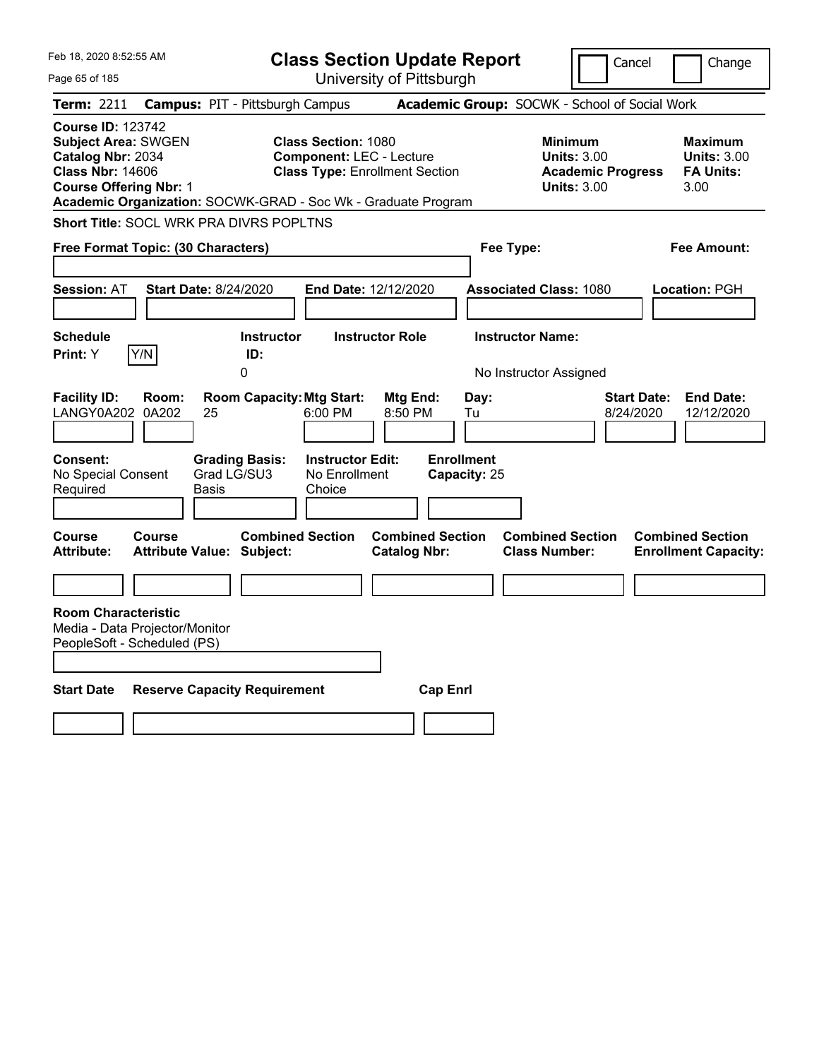Feb 18, 2020 8:52:55 AM

# Class Section Update Report

University of Pittsburgh

Cancel | Change

**Term:** 2211 **Campus:** PIT - Pittsburgh Campus **Academic Group:** SOCWK - School of Social Work

**Course ID:** 123742
**Subject Area:** SWGEN
**Catalog Nbr:** 2034
**Class Nbr:** 14606
**Course Offering Nbr:** 1

**Class Section:** 1080
**Component:** LEC - Lecture
**Class Type:** Enrollment Section

**Minimum Units:** 3.00
**Academic Progress Units:** 3.00

**Maximum Units:** 3.00
**FA Units:** 3.00

**Academic Organization:** SOCWK-GRAD - Soc Wk - Graduate Program

**Short Title:** SOCL WRK PRA DIVRS POPLTNS

**Free Format Topic: (30 Characters)**

**Fee Type:**

**Fee Amount:**

**Session:** AT **Start Date:** 8/24/2020 **End Date:** 12/12/2020 **Associated Class:** 1080 **Location:** PGH

| Schedule Print: | Instructor ID: | Instructor Role | Instructor Name: |
|---|---|---|---|
| Y | 0 | | No Instructor Assigned |

| Facility ID: | Room: | Room Capacity: | Mtg Start: | Mtg End: | Day: | Start Date: | End Date: |
|---|---|---|---|---|---|---|---|
| LANGY0A202 | 0A202 | 25 | 6:00 PM | 8:50 PM | Tu | 8/24/2020 | 12/12/2020 |

| Consent: | Grading Basis: | Instructor Edit: | Enrollment Capacity: |
|---|---|---|---|
| No Special Consent Required | Grad LG/SU3 Basis | No Enrollment Choice | 25 |

| Course Attribute: | Course Attribute Value: | Combined Section Subject: | Combined Section Catalog Nbr: | Combined Section Class Number: | Combined Section Enrollment Capacity: |
|---|---|---|---|---|---|
| | | | | | |

**Room Characteristic**
Media - Data Projector/Monitor
PeopleSoft - Scheduled (PS)

| Start Date | Reserve Capacity Requirement | Cap Enrl |
|---|---|---|
| | | |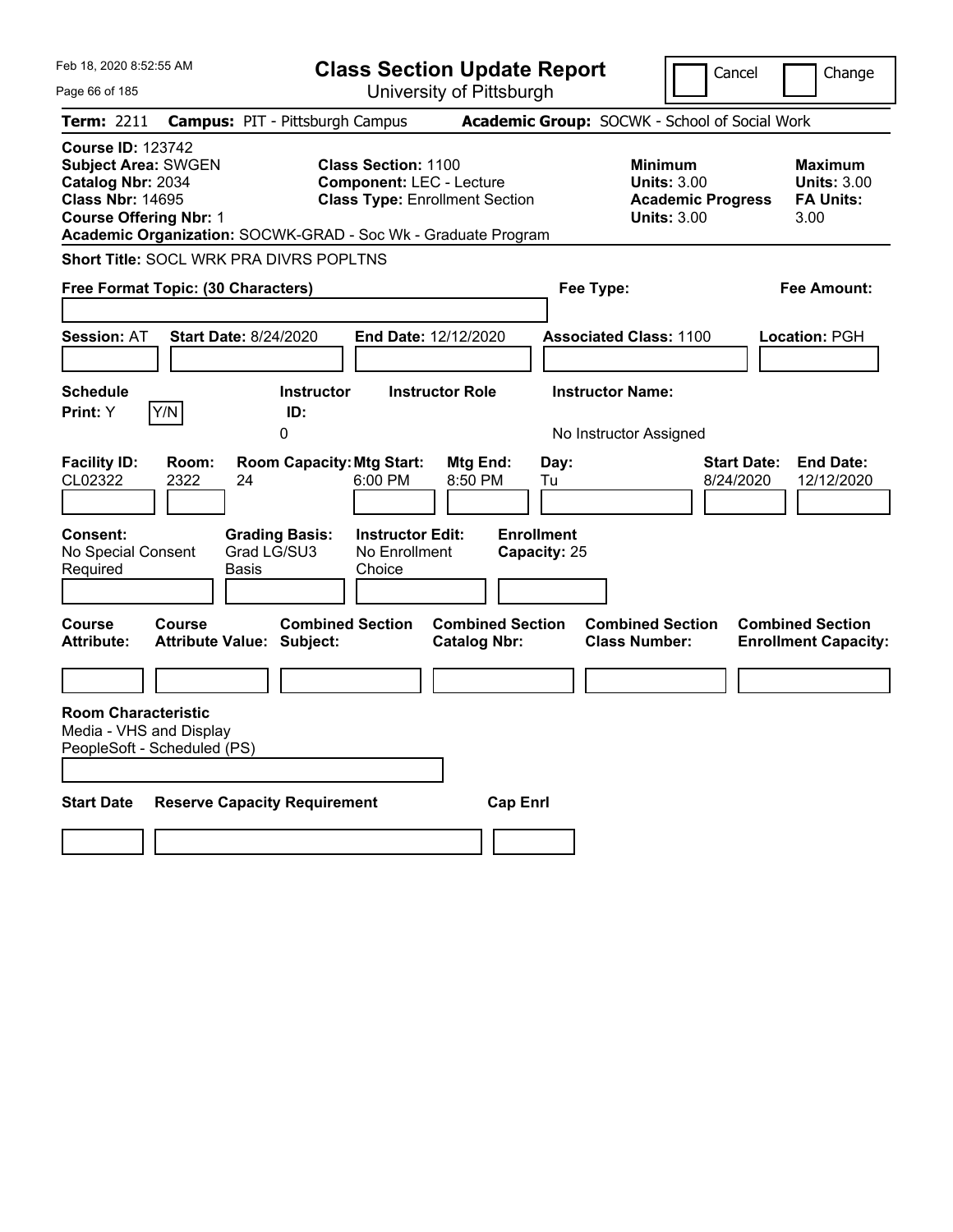Feb 18, 2020 8:52:55 AM

# Class Section Update Report

University of Pittsburgh

Cancel | Change

**Term:** 2211 **Campus:** PIT - Pittsburgh Campus **Academic Group:** SOCWK - School of Social Work

**Course ID:** 123742
**Subject Area:** SWGEN
**Catalog Nbr:** 2034
**Class Nbr:** 14695
**Course Offering Nbr:** 1
**Academic Organization:** SOCWK-GRAD - Soc Wk - Graduate Program

**Class Section:** 1100
**Component:** LEC - Lecture
**Class Type:** Enrollment Section

**Minimum Units:** 3.00
**Academic Progress Units:** 3.00

**Maximum Units:** 3.00
**FA Units:** 3.00

**Short Title:** SOCL WRK PRA DIVRS POPLTNS

**Free Format Topic: (30 Characters)**

**Fee Type:**

**Fee Amount:**

**Session:** AT **Start Date:** 8/24/2020 **End Date:** 12/12/2020 **Associated Class:** 1100 **Location:** PGH

| Schedule Print: | Instructor ID: | Instructor Role | Instructor Name: |
|---|---|---|---|
| Y (Y/N) | 0 | | No Instructor Assigned |

| Facility ID: | Room: | Room Capacity: | Mtg Start: | Mtg End: | Day: | Start Date: | End Date: |
|---|---|---|---|---|---|---|---|
| CL02322 | 2322 | 24 | 6:00 PM | 8:50 PM | Tu | 8/24/2020 | 12/12/2020 |

| Consent: | Grading Basis: | Instructor Edit: | Enrollment Capacity: |
|---|---|---|---|
| No Special Consent Required | Grad LG/SU3 Basis | No Enrollment Choice | 25 |

| Course Attribute: | Course Attribute Value: | Combined Section Subject: | Combined Section Catalog Nbr: | Combined Section Class Number: | Combined Section Enrollment Capacity: |
|---|---|---|---|---|---|
| | | | | | |

**Room Characteristic**
Media - VHS and Display
PeopleSoft - Scheduled (PS)

| Start Date | Reserve Capacity Requirement | Cap Enrl |
|---|---|---|
| | | |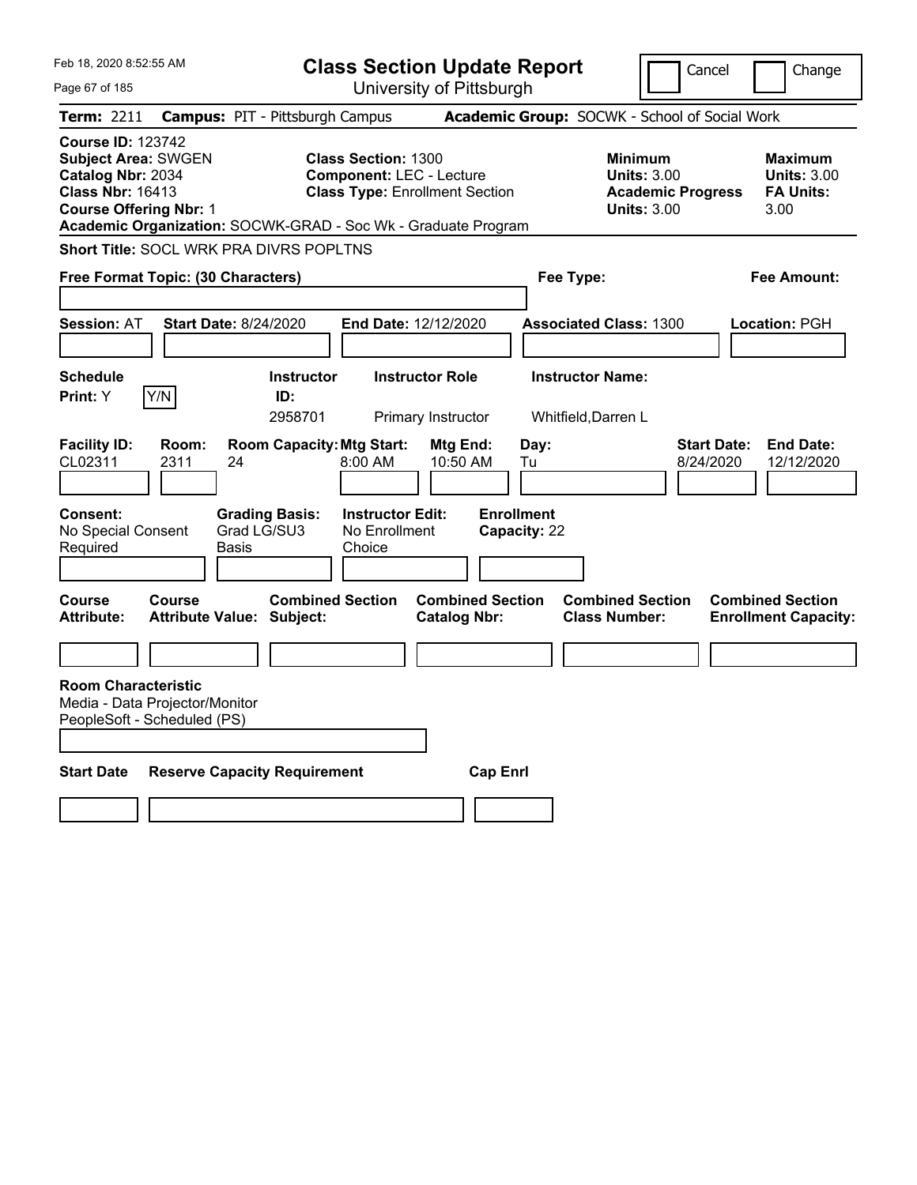Feb 18, 2020 8:52:55 AM

# Class Section Update Report

University of Pittsburgh

Cancel Change

**Term:** 2211 **Campus:** PIT - Pittsburgh Campus **Academic Group:** SOCWK - School of Social Work

**Course ID:** 123742
**Subject Area:** SWGEN
**Catalog Nbr:** 2034
**Class Nbr:** 16413
**Course Offering Nbr:** 1

**Class Section:** 1300
**Component:** LEC - Lecture
**Class Type:** Enrollment Section

**Minimum Units:** 3.00
**Academic Progress Units:** 3.00

**Maximum Units:** 3.00
**FA Units:** 3.00

**Academic Organization:** SOCWK-GRAD - Soc Wk - Graduate Program

**Short Title:** SOCL WRK PRA DIVRS POPLTNS

**Free Format Topic: (30 Characters)**

**Fee Type:**

**Fee Amount:**

**Session:** AT **Start Date:** 8/24/2020 **End Date:** 12/12/2020 **Associated Class:** 1300 **Location:** PGH

| Schedule Print: | Instructor ID: | Instructor Role | Instructor Name: |
|---|---|---|---|
| Y Y/N | 2958701 | Primary Instructor | Whitfield,Darren L |

| Facility ID: | Room: | Room Capacity: | Mtg Start: | Mtg End: | Day: | Start Date: | End Date: |
|---|---|---|---|---|---|---|---|
| CL02311 | 2311 | 24 | 8:00 AM | 10:50 AM | Tu | 8/24/2020 | 12/12/2020 |

| Consent: | Grading Basis: | Instructor Edit: | Enrollment Capacity: |
|---|---|---|---|
| No Special Consent Required | Grad LG/SU3 Basis | No Enrollment Choice | 22 |

| Course Attribute: | Course Attribute Value: | Combined Section Subject: | Combined Section Catalog Nbr: | Combined Section Class Number: | Combined Section Enrollment Capacity: |
|---|---|---|---|---|---|
| | | | | | |

**Room Characteristic**
Media - Data Projector/Monitor
PeopleSoft - Scheduled (PS)

| Start Date | Reserve Capacity Requirement | Cap Enrl |
|---|---|---|
| | | |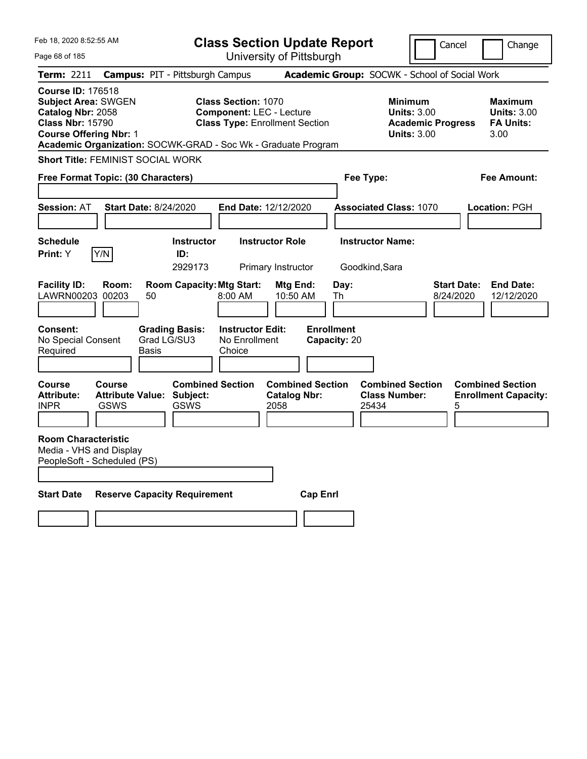Feb 18, 2020 8:52:55 AM

# Class Section Update Report

University of Pittsburgh

Cancel | Change

**Term:** 2211 **Campus:** PIT - Pittsburgh Campus **Academic Group:** SOCWK - School of Social Work

**Course ID:** 176518
**Subject Area:** SWGEN
**Catalog Nbr:** 2058
**Class Nbr:** 15790
**Course Offering Nbr:** 1
**Academic Organization:** SOCWK-GRAD - Soc Wk - Graduate Program

**Class Section:** 1070
**Component:** LEC - Lecture
**Class Type:** Enrollment Section

**Minimum Units:** 3.00
**Academic Progress Units:** 3.00

**Maximum Units:** 3.00
**FA Units:** 3.00

**Short Title:** FEMINIST SOCIAL WORK

**Free Format Topic: (30 Characters)**

**Fee Type:**

**Fee Amount:**

**Session:** AT **Start Date:** 8/24/2020 **End Date:** 12/12/2020 **Associated Class:** 1070 **Location:** PGH

| Schedule Print: | Instructor ID: | Instructor Role | Instructor Name: |
|---|---|---|---|
| Y Y/N | 2929173 | Primary Instructor | Goodkind,Sara |

| Facility ID: | Room: | Room Capacity: | Mtg Start: | Mtg End: | Day: | Start Date: | End Date: |
|---|---|---|---|---|---|---|---|
| LAWRN00203 | 00203 | 50 | 8:00 AM | 10:50 AM | Th | 8/24/2020 | 12/12/2020 |

| Consent: | Grading Basis: | Instructor Edit: | Enrollment Capacity: |
|---|---|---|---|
| No Special Consent Required | Grad LG/SU3 Basis | No Enrollment Choice | 20 |

| Course Attribute: | Course Attribute Value: | Combined Section Subject: | Combined Section Catalog Nbr: | Combined Section Class Number: | Combined Section Enrollment Capacity: |
|---|---|---|---|---|---|
| INPR | GSWS | GSWS | 2058 | 25434 | 5 |

**Room Characteristic**
Media - VHS and Display
PeopleSoft - Scheduled (PS)

**Start Date** **Reserve Capacity Requirement** **Cap Enrl**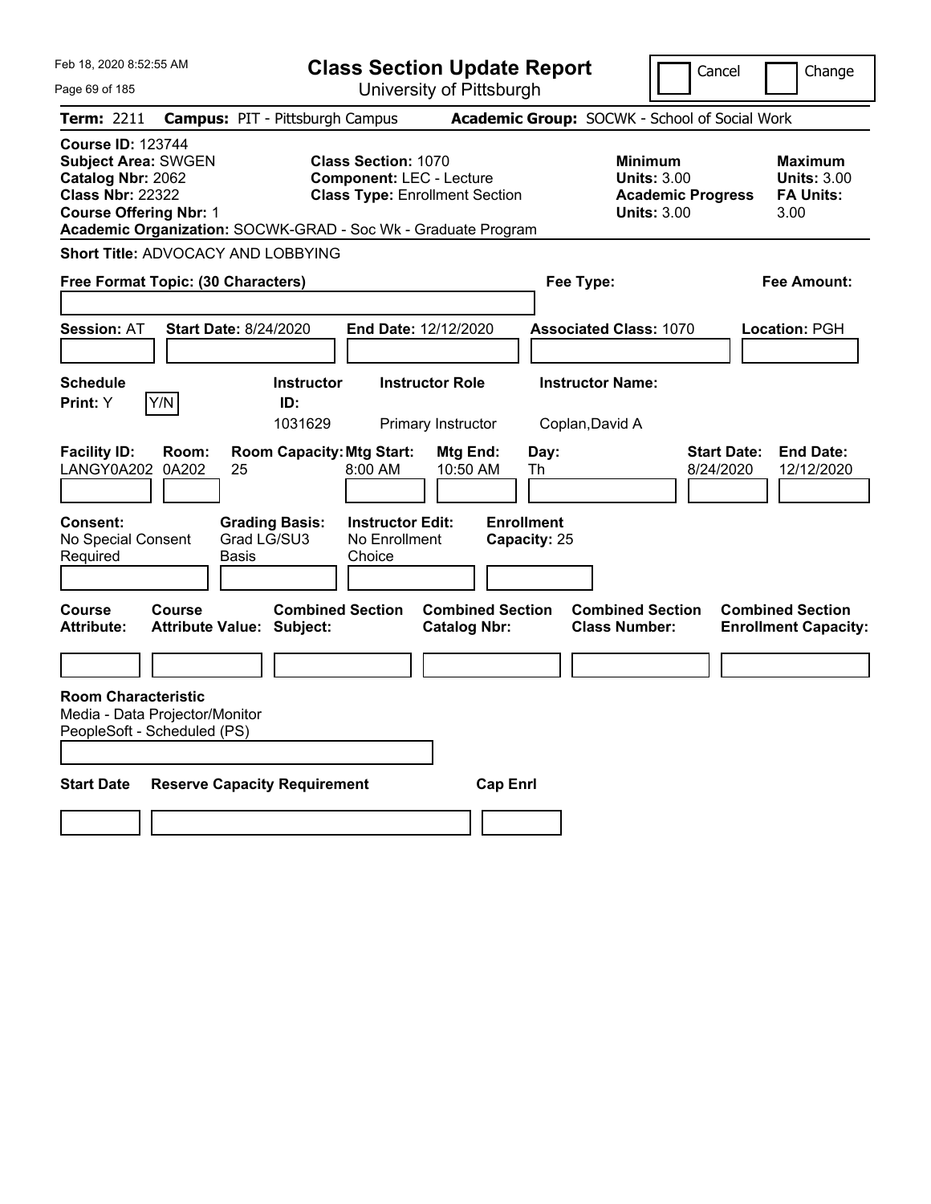Feb 18, 2020 8:52:55 AM

# Class Section Update Report

University of Pittsburgh

Cancel | Change

**Term:** 2211 **Campus:** PIT - Pittsburgh Campus **Academic Group:** SOCWK - School of Social Work

**Course ID:** 123744
**Subject Area:** SWGEN
**Catalog Nbr:** 2062
**Class Nbr:** 22322
**Course Offering Nbr:** 1

**Class Section:** 1070
**Component:** LEC - Lecture
**Class Type:** Enrollment Section

**Minimum Units:** 3.00
**Academic Progress Units:** 3.00

**Maximum Units:** 3.00
**FA Units:** 3.00

**Academic Organization:** SOCWK-GRAD - Soc Wk - Graduate Program

**Short Title:** ADVOCACY AND LOBBYING

**Free Format Topic: (30 Characters)**

**Fee Type:**

**Fee Amount:**

**Session:** AT **Start Date:** 8/24/2020 **End Date:** 12/12/2020 **Associated Class:** 1070 **Location:** PGH

| Schedule Print: | Instructor ID: | Instructor Role | Instructor Name: |
|---|---|---|---|
| Y (Y/N) | 1031629 | Primary Instructor | Coplan,David A |

| Facility ID: | Room: | Room Capacity: | Mtg Start: | Mtg End: | Day: | Start Date: | End Date: |
|---|---|---|---|---|---|---|---|
| LANGY0A202 | 0A202 | 25 | 8:00 AM | 10:50 AM | Th | 8/24/2020 | 12/12/2020 |

| Consent: | Grading Basis: | Instructor Edit: | Enrollment Capacity: |
|---|---|---|---|
| No Special Consent Required | Grad LG/SU3 Basis | No Enrollment Choice | 25 |

| Course Attribute: | Course Attribute Value: | Combined Section Subject: | Combined Section Catalog Nbr: | Combined Section Class Number: | Combined Section Enrollment Capacity: |
|---|---|---|---|---|---|
| | | | | | |

**Room Characteristic**
Media - Data Projector/Monitor
PeopleSoft - Scheduled (PS)

| Start Date | Reserve Capacity Requirement | Cap Enrl |
|---|---|---|
| | | |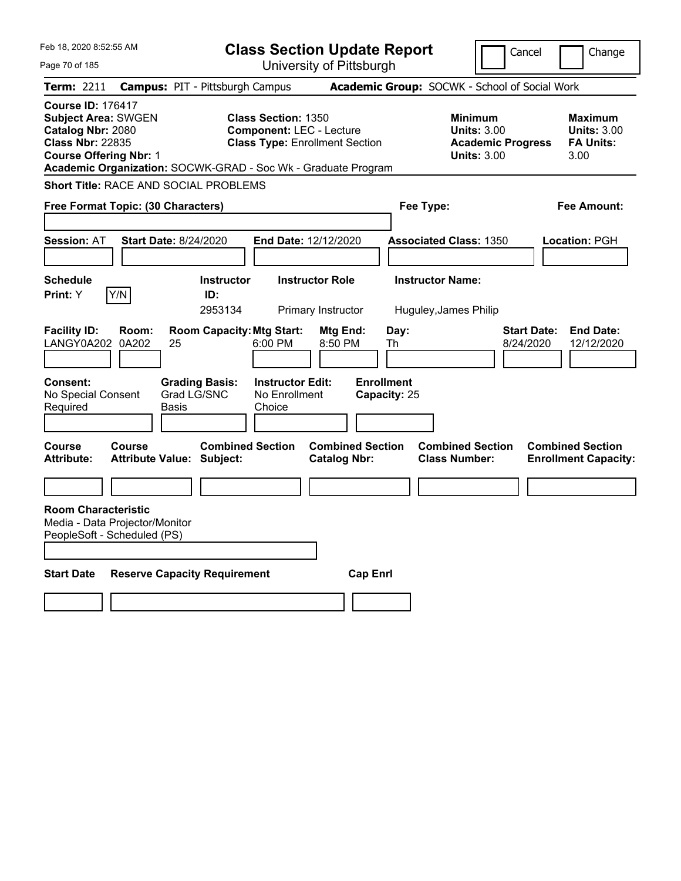# Class Section Update Report

University of Pittsburgh

Feb 18, 2020 8:52:55 AM

Cancel | Change

**Term:** 2211 **Campus:** PIT - Pittsburgh Campus **Academic Group:** SOCWK - School of Social Work

**Course ID:** 176417
**Subject Area:** SWGEN
**Catalog Nbr:** 2080
**Class Nbr:** 22835
**Course Offering Nbr:** 1

**Class Section:** 1350
**Component:** LEC - Lecture
**Class Type:** Enrollment Section

**Minimum Units:** 3.00
**Academic Progress Units:** 3.00

**Maximum Units:** 3.00
**FA Units:** 3.00

**Academic Organization:** SOCWK-GRAD - Soc Wk - Graduate Program

**Short Title:** RACE AND SOCIAL PROBLEMS

**Free Format Topic: (30 Characters)**

**Fee Type:**

**Fee Amount:**

**Session:** AT **Start Date:** 8/24/2020 **End Date:** 12/12/2020 **Associated Class:** 1350 **Location:** PGH

| Schedule Print | Instructor ID | Instructor Role | Instructor Name |
|---|---|---|---|
| Y (Y/N) | 2953134 | Primary Instructor | Huguley,James Philip |

| Facility ID | Room | Room Capacity | Mtg Start | Mtg End | Day | Start Date | End Date |
|---|---|---|---|---|---|---|---|
| LANGY0A202 | 0A202 | 25 | 6:00 PM | 8:50 PM | Th | 8/24/2020 | 12/12/2020 |

| Consent | Grading Basis | Instructor Edit | Enrollment Capacity |
|---|---|---|---|
| No Special Consent Required | Grad LG/SNC Basis | No Enrollment Choice | 25 |

| Course Attribute | Course Attribute Value | Combined Section Subject | Combined Section Catalog Nbr | Combined Section Class Number | Combined Section Enrollment Capacity |
|---|---|---|---|---|---|
| | | | | | |

**Room Characteristic**
Media - Data Projector/Monitor
PeopleSoft - Scheduled (PS)

| Start Date | Reserve Capacity Requirement | Cap Enrl |
|---|---|---|
| | | |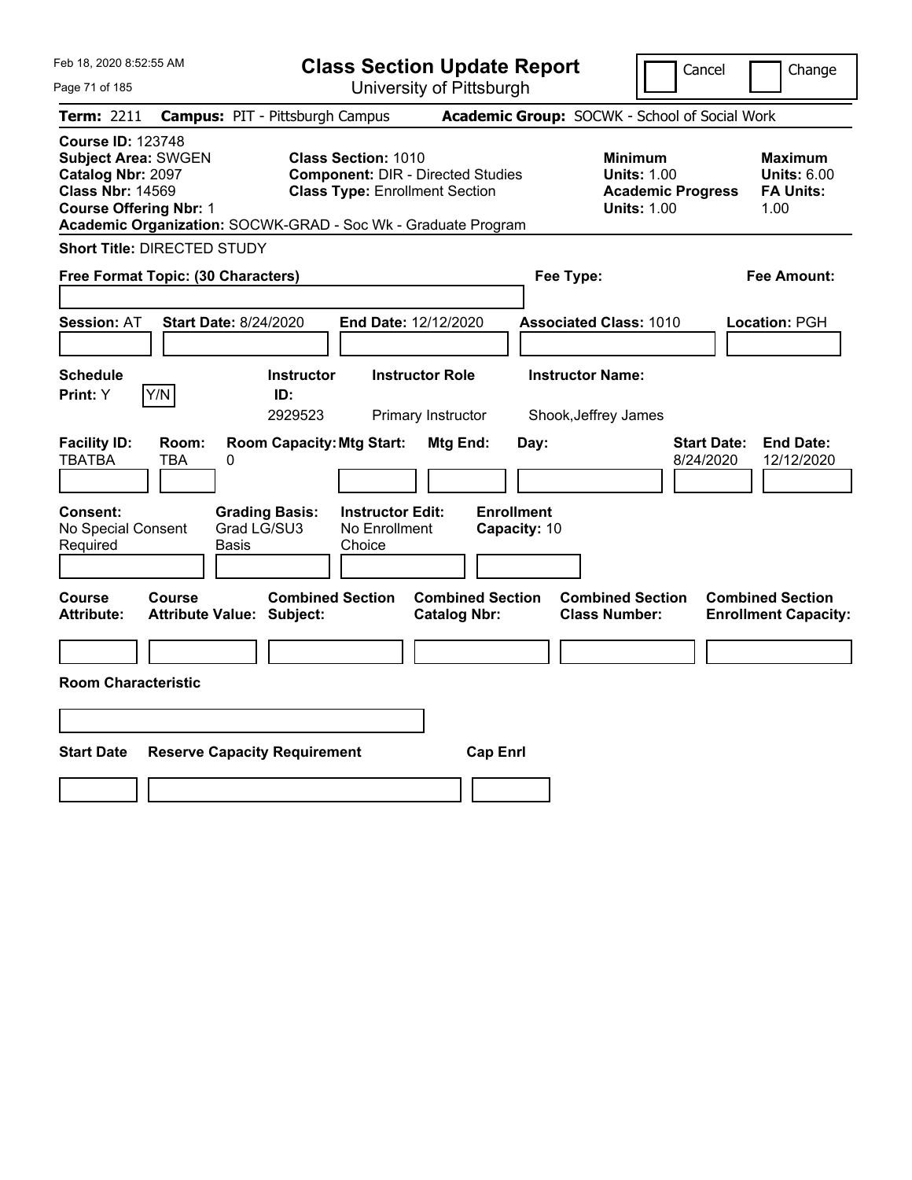Feb 18, 2020 8:52:55 AM

# Class Section Update Report

University of Pittsburgh

Cancel  Change

**Term:** 2211 **Campus:** PIT - Pittsburgh Campus **Academic Group:** SOCWK - School of Social Work

**Course ID:** 123748
**Subject Area:** SWGEN
**Catalog Nbr:** 2097
**Class Nbr:** 14569
**Course Offering Nbr:** 1
**Academic Organization:** SOCWK-GRAD - Soc Wk - Graduate Program

**Class Section:** 1010
**Component:** DIR - Directed Studies
**Class Type:** Enrollment Section

**Minimum Units:** 1.00
**Academic Progress Units:** 1.00

**Maximum Units:** 6.00
**FA Units:** 1.00

**Short Title:** DIRECTED STUDY

**Free Format Topic: (30 Characters)**

**Fee Type:**

**Fee Amount:**

**Session:** AT **Start Date:** 8/24/2020 **End Date:** 12/12/2020 **Associated Class:** 1010 **Location:** PGH

| Schedule Print: | Instructor ID: | Instructor Role | Instructor Name: |
|---|---|---|---|
| Y (Y/N) | 2929523 | Primary Instructor | Shook,Jeffrey James |

| Facility ID: | Room: | Room Capacity: | Mtg Start: | Mtg End: | Day: | Start Date: | End Date: |
|---|---|---|---|---|---|---|---|
| TBATBA | TBA | 0 | | | | 8/24/2020 | 12/12/2020 |

| Consent: | Grading Basis: | Instructor Edit: | Enrollment Capacity: |
|---|---|---|---|
| No Special Consent Required | Grad LG/SU3 Basis | No Enrollment Choice | 10 |

| Course Attribute: | Course Attribute Value: | Combined Section Subject: | Combined Section Catalog Nbr: | Combined Section Class Number: | Combined Section Enrollment Capacity: |
|---|---|---|---|---|---|
| | | | | | |

**Room Characteristic**

| Start Date | Reserve Capacity Requirement | Cap Enrl |
|---|---|---|
| | | |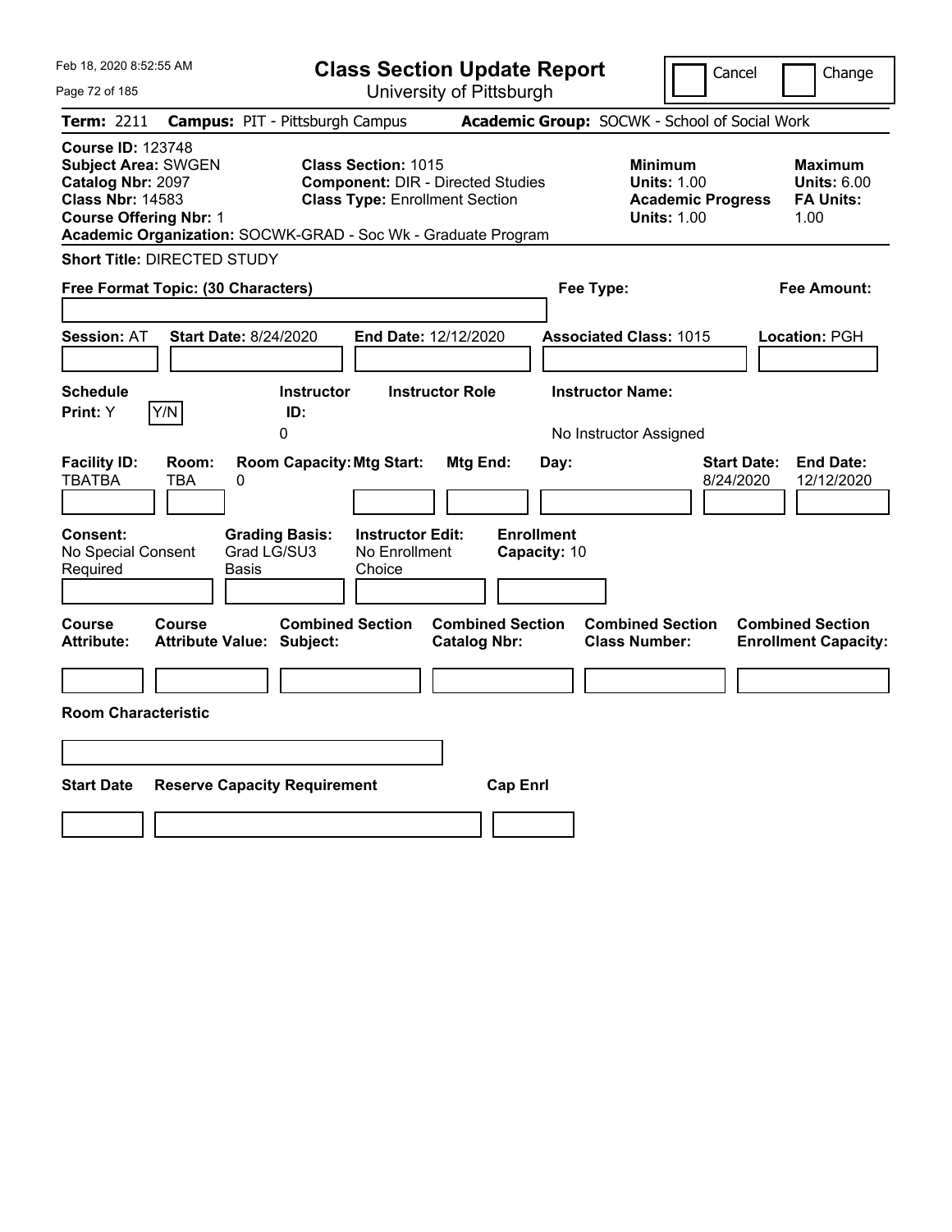Feb 18, 2020 8:52:55 AM

# Class Section Update Report

University of Pittsburgh

Cancel | Change

**Term:** 2211 **Campus:** PIT - Pittsburgh Campus **Academic Group:** SOCWK - School of Social Work

**Course ID:** 123748
**Subject Area:** SWGEN
**Catalog Nbr:** 2097
**Class Nbr:** 14583
**Course Offering Nbr:** 1
**Academic Organization:** SOCWK-GRAD - Soc Wk - Graduate Program

**Class Section:** 1015
**Component:** DIR - Directed Studies
**Class Type:** Enrollment Section

**Minimum Units:** 1.00
**Academic Progress Units:** 1.00

**Maximum Units:** 6.00
**FA Units:** 1.00

**Short Title:** DIRECTED STUDY

**Free Format Topic: (30 Characters)** **Fee Type:** **Fee Amount:**

**Session:** AT **Start Date:** 8/24/2020 **End Date:** 12/12/2020 **Associated Class:** 1015 **Location:** PGH

**Schedule Print:** Y [Y/N]

**Instructor ID:** 0
**Instructor Role:**
**Instructor Name:** No Instructor Assigned

| Facility ID: | Room: | Room Capacity: | Mtg Start: | Mtg End: | Day: | Start Date: | End Date: |
|---|---|---|---|---|---|---|---|
| TBATBA | TBA | 0 | | | | 8/24/2020 | 12/12/2020 |

| Consent: | Grading Basis: | Instructor Edit: | Enrollment Capacity: |
|---|---|---|---|
| No Special Consent Required | Grad LG/SU3 Basis | No Enrollment Choice | 10 |

| Course Attribute: | Course Attribute Value: | Combined Section Subject: | Combined Section Catalog Nbr: | Combined Section Class Number: | Combined Section Enrollment Capacity: |
|---|---|---|---|---|---|
| | | | | | |

**Room Characteristic**

| Start Date | Reserve Capacity Requirement | Cap Enrl |
|---|---|---|
| | | |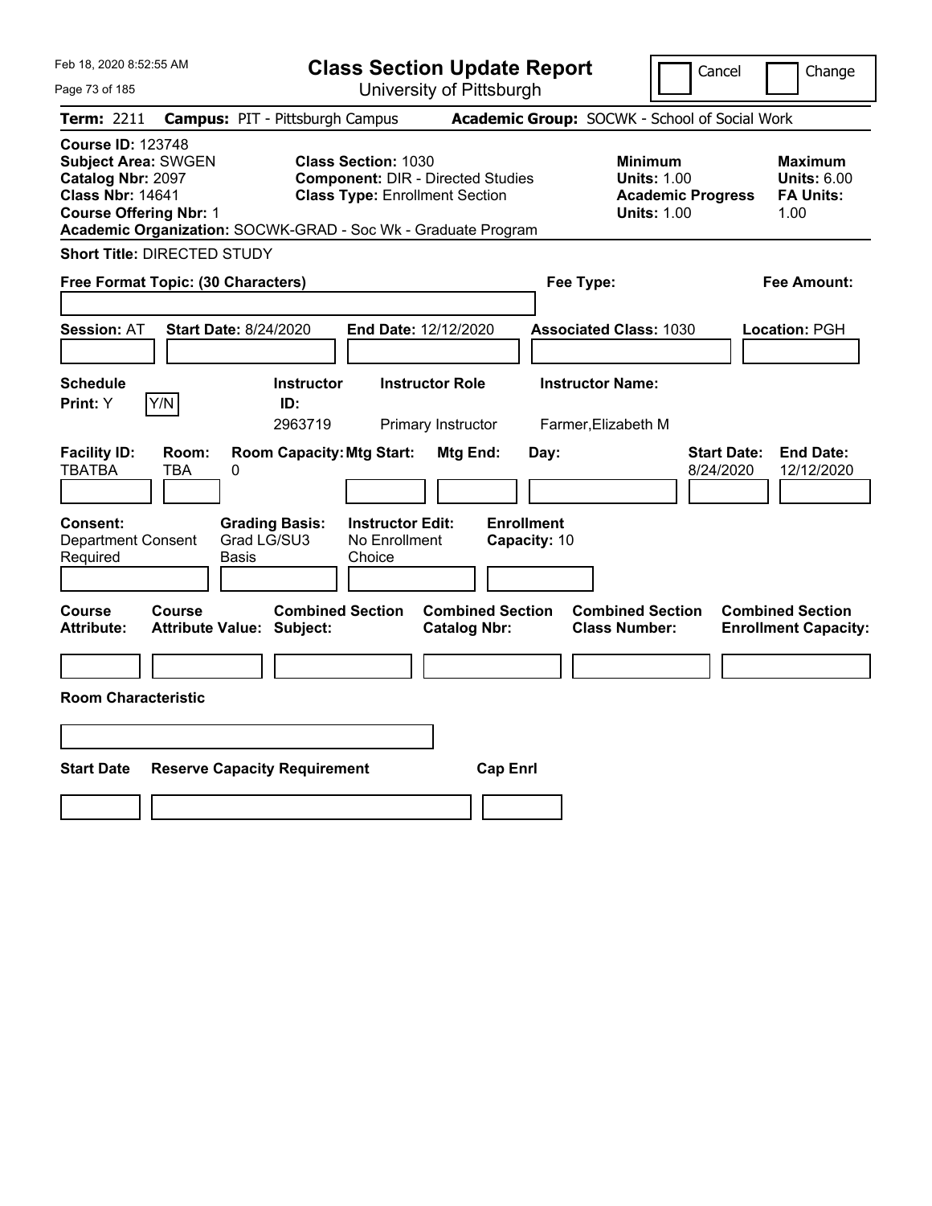# Class Section Update Report

University of Pittsburgh

Cancel | Change

**Term:** 2211 **Campus:** PIT - Pittsburgh Campus **Academic Group:** SOCWK - School of Social Work

**Course ID:** 123748
**Subject Area:** SWGEN
**Catalog Nbr:** 2097
**Class Nbr:** 14641
**Course Offering Nbr:** 1

**Class Section:** 1030
**Component:** DIR - Directed Studies
**Class Type:** Enrollment Section

**Minimum Units:** 1.00
**Academic Progress Units:** 1.00

**Maximum Units:** 6.00
**FA Units:** 1.00

**Academic Organization:** SOCWK-GRAD - Soc Wk - Graduate Program

**Short Title:** DIRECTED STUDY

**Free Format Topic: (30 Characters)**

**Fee Type:**

**Fee Amount:**

**Session:** AT **Start Date:** 8/24/2020 **End Date:** 12/12/2020 **Associated Class:** 1030 **Location:** PGH

| Schedule Print: | Y/N | Instructor ID: | Instructor Role | Instructor Name: |
|---|---|---|---|---|
| Y | | 2963719 | Primary Instructor | Farmer,Elizabeth M |

| Facility ID: | Room: | Room Capacity: | Mtg Start: | Mtg End: | Day: | Start Date: | End Date: |
|---|---|---|---|---|---|---|---|
| TBATBA | TBA | 0 | | | | 8/24/2020 | 12/12/2020 |

**Consent:** Department Consent Required
**Grading Basis:** Grad LG/SU3 Basis
**Instructor Edit:** No Enrollment Choice
**Enrollment Capacity:** 10

| Course Attribute: | Course Attribute Value: | Combined Section Subject: | Combined Section Catalog Nbr: | Combined Section Class Number: | Combined Section Enrollment Capacity: |
|---|---|---|---|---|---|
| | | | | | |

**Room Characteristic**

| Start Date | Reserve Capacity Requirement | Cap Enrl |
|---|---|---|
| | | |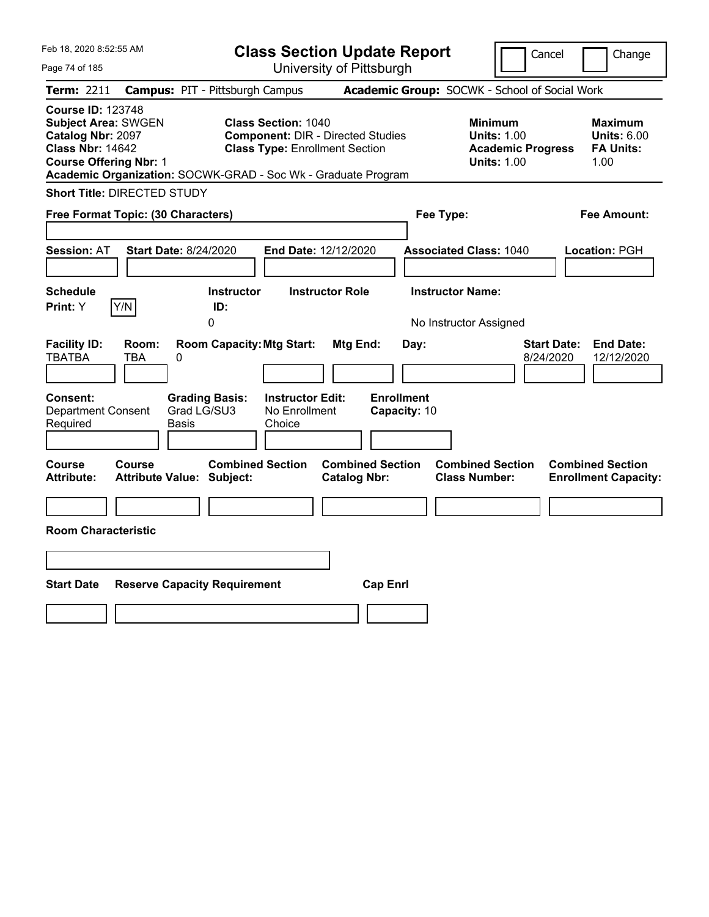Feb 18, 2020 8:52:55 AM

# Class Section Update Report

University of Pittsburgh

Cancel | Change

**Term:** 2211 **Campus:** PIT - Pittsburgh Campus **Academic Group:** SOCWK - School of Social Work

**Course ID:** 123748
**Subject Area:** SWGEN
**Catalog Nbr:** 2097
**Class Nbr:** 14642
**Course Offering Nbr:** 1

**Class Section:** 1040
**Component:** DIR - Directed Studies
**Class Type:** Enrollment Section

**Minimum Units:** 1.00
**Academic Progress Units:** 1.00

**Maximum Units:** 6.00
**FA Units:** 1.00

**Academic Organization:** SOCWK-GRAD - Soc Wk - Graduate Program

**Short Title:** DIRECTED STUDY

**Free Format Topic: (30 Characters)**

**Fee Type:**

**Fee Amount:**

**Session:** AT **Start Date:** 8/24/2020 **End Date:** 12/12/2020 **Associated Class:** 1040 **Location:** PGH

| Schedule Print: | Instructor ID: | Instructor Role | Instructor Name: |
|---|---|---|---|
| Y (Y/N) | 0 | | No Instructor Assigned |

| Facility ID: | Room: | Room Capacity: | Mtg Start: | Mtg End: | Day: | Start Date: | End Date: |
|---|---|---|---|---|---|---|---|
| TBATBA | TBA | 0 | | | | 8/24/2020 | 12/12/2020 |

| Consent: | Grading Basis: | Instructor Edit: | Enrollment Capacity: |
|---|---|---|---|
| Department Consent Required | Grad LG/SU3 Basis | No Enrollment Choice | 10 |

| Course Attribute: | Course Attribute Value: | Combined Section Subject: | Combined Section Catalog Nbr: | Combined Section Class Number: | Combined Section Enrollment Capacity: |
|---|---|---|---|---|---|
| | | | | | |

**Room Characteristic**

| Start Date | Reserve Capacity Requirement | Cap Enrl |
|---|---|---|
| | | |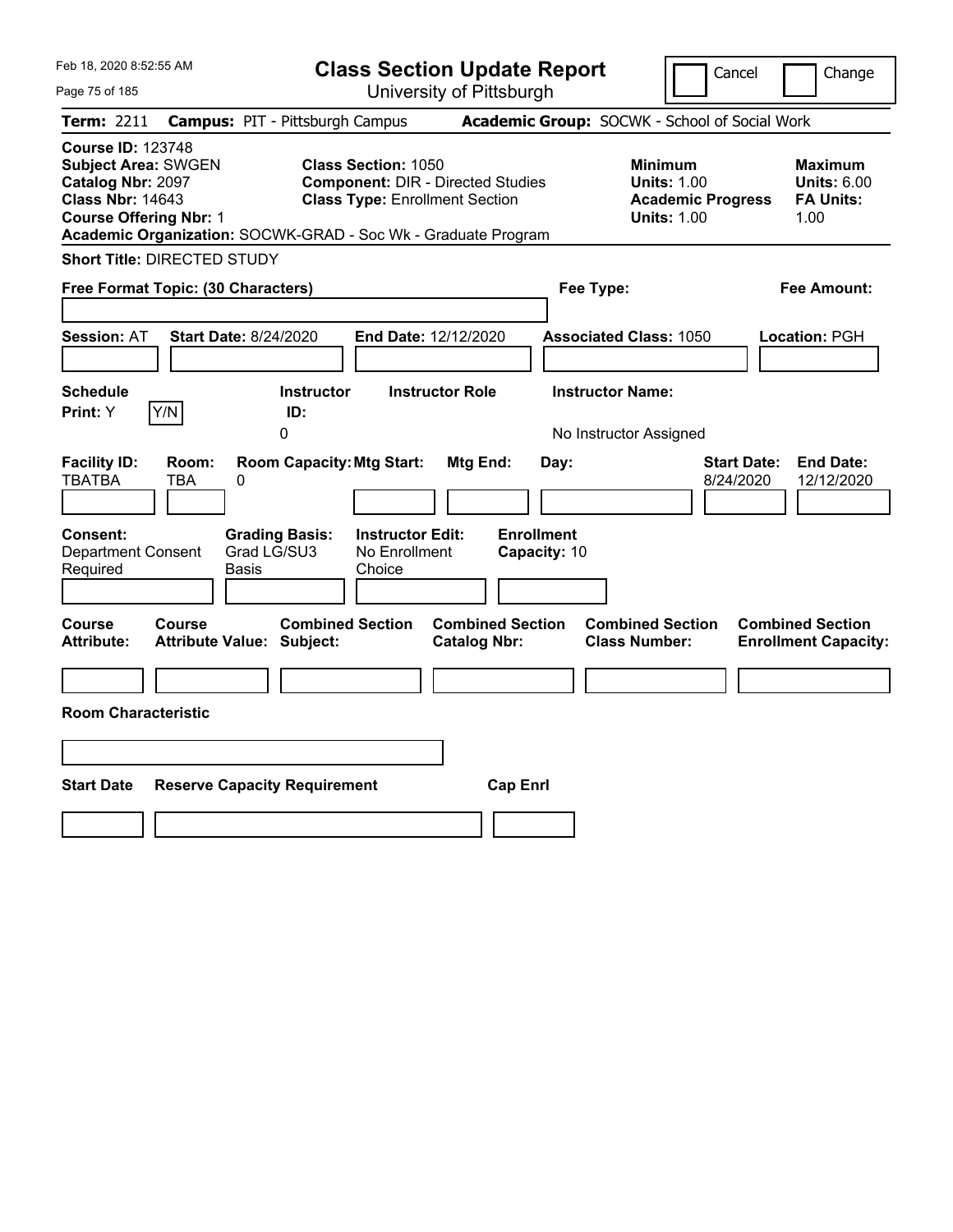Feb 18, 2020 8:52:55 AM

# Class Section Update Report

University of Pittsburgh

Cancel | Change

**Term:** 2211 **Campus:** PIT - Pittsburgh Campus **Academic Group:** SOCWK - School of Social Work

**Course ID:** 123748
**Subject Area:** SWGEN
**Catalog Nbr:** 2097
**Class Nbr:** 14643
**Course Offering Nbr:** 1
**Academic Organization:** SOCWK-GRAD - Soc Wk - Graduate Program

**Class Section:** 1050
**Component:** DIR - Directed Studies
**Class Type:** Enrollment Section

**Minimum Units:** 1.00
**Academic Progress Units:** 1.00

**Maximum Units:** 6.00
**FA Units:** 1.00

**Short Title:** DIRECTED STUDY

**Free Format Topic: (30 Characters)**

**Fee Type:**

**Fee Amount:**

**Session:** AT **Start Date:** 8/24/2020 **End Date:** 12/12/2020 **Associated Class:** 1050 **Location:** PGH

**Schedule Print:** Y Y/N

**Instructor ID:** 0

**Instructor Role**

**Instructor Name:** No Instructor Assigned

| Facility ID: | Room: | Room Capacity: | Mtg Start: | Mtg End: | Day: | Start Date: | End Date: |
|---|---|---|---|---|---|---|---|
| TBATBA | TBA | 0 | | | | 8/24/2020 | 12/12/2020 |

| Consent: | Grading Basis: | Instructor Edit: | Enrollment Capacity: |
|---|---|---|---|
| Department Consent Required | Grad LG/SU3 Basis | No Enrollment Choice | 10 |

| Course Attribute: | Course Attribute Value: | Combined Section Subject: | Combined Section Catalog Nbr: | Combined Section Class Number: | Combined Section Enrollment Capacity: |
|---|---|---|---|---|---|
| | | | | | |

**Room Characteristic**

| Start Date | Reserve Capacity Requirement | Cap Enrl |
|---|---|---|
| | | |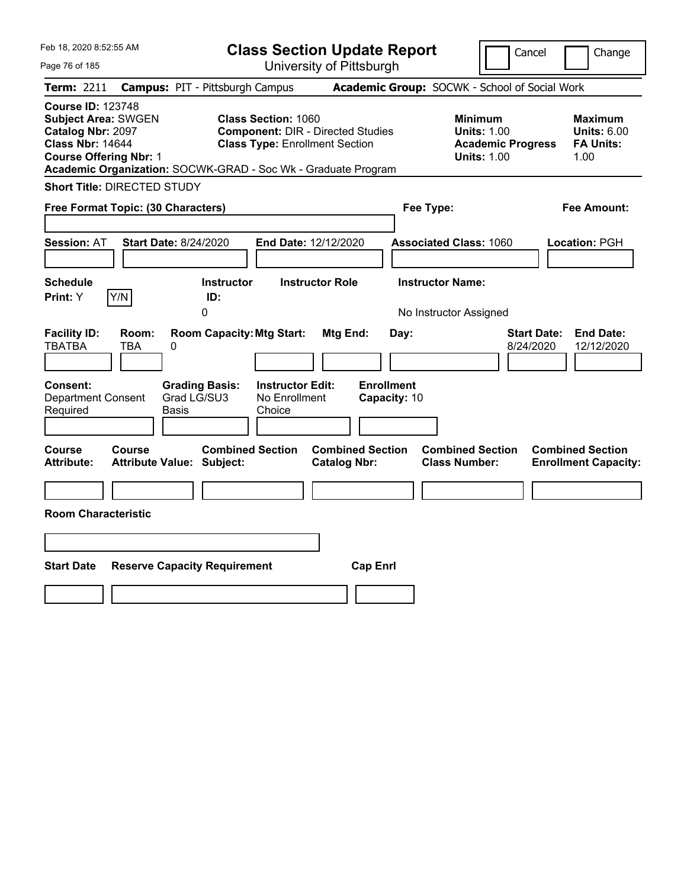Feb 18, 2020 8:52:55 AM

# Class Section Update Report

University of Pittsburgh

Cancel / Change

**Term:** 2211 **Campus:** PIT - Pittsburgh Campus **Academic Group:** SOCWK - School of Social Work

**Course ID:** 123748
**Subject Area:** SWGEN
**Catalog Nbr:** 2097
**Class Nbr:** 14644
**Course Offering Nbr:** 1
**Academic Organization:** SOCWK-GRAD - Soc Wk - Graduate Program

**Class Section:** 1060
**Component:** DIR - Directed Studies
**Class Type:** Enrollment Section

**Minimum Units:** 1.00
**Academic Progress Units:** 1.00

**Maximum Units:** 6.00
**FA Units:** 1.00

**Short Title:** DIRECTED STUDY

**Free Format Topic: (30 Characters)**

**Fee Type:**

**Fee Amount:**

**Session:** AT **Start Date:** 8/24/2020 **End Date:** 12/12/2020 **Associated Class:** 1060 **Location:** PGH

| Schedule Print | Instructor ID | Instructor Role | Instructor Name |
|---|---|---|---|
| Y | 0 | | No Instructor Assigned |

| Facility ID | Room | Room Capacity | Mtg Start | Mtg End | Day | Start Date | End Date |
|---|---|---|---|---|---|---|---|
| TBATBA | TBA | 0 | | | | 8/24/2020 | 12/12/2020 |

| Consent | Grading Basis | Instructor Edit | Enrollment Capacity |
|---|---|---|---|
| Department Consent Required | Grad LG/SU3 Basis | No Enrollment Choice | 10 |

| Course Attribute | Course Attribute Value | Combined Section Subject | Combined Section Catalog Nbr | Combined Section Class Number | Combined Section Enrollment Capacity |
|---|---|---|---|---|---|
| | | | | | |

**Room Characteristic**

| Start Date | Reserve Capacity Requirement | Cap Enrl |
|---|---|---|
| | | |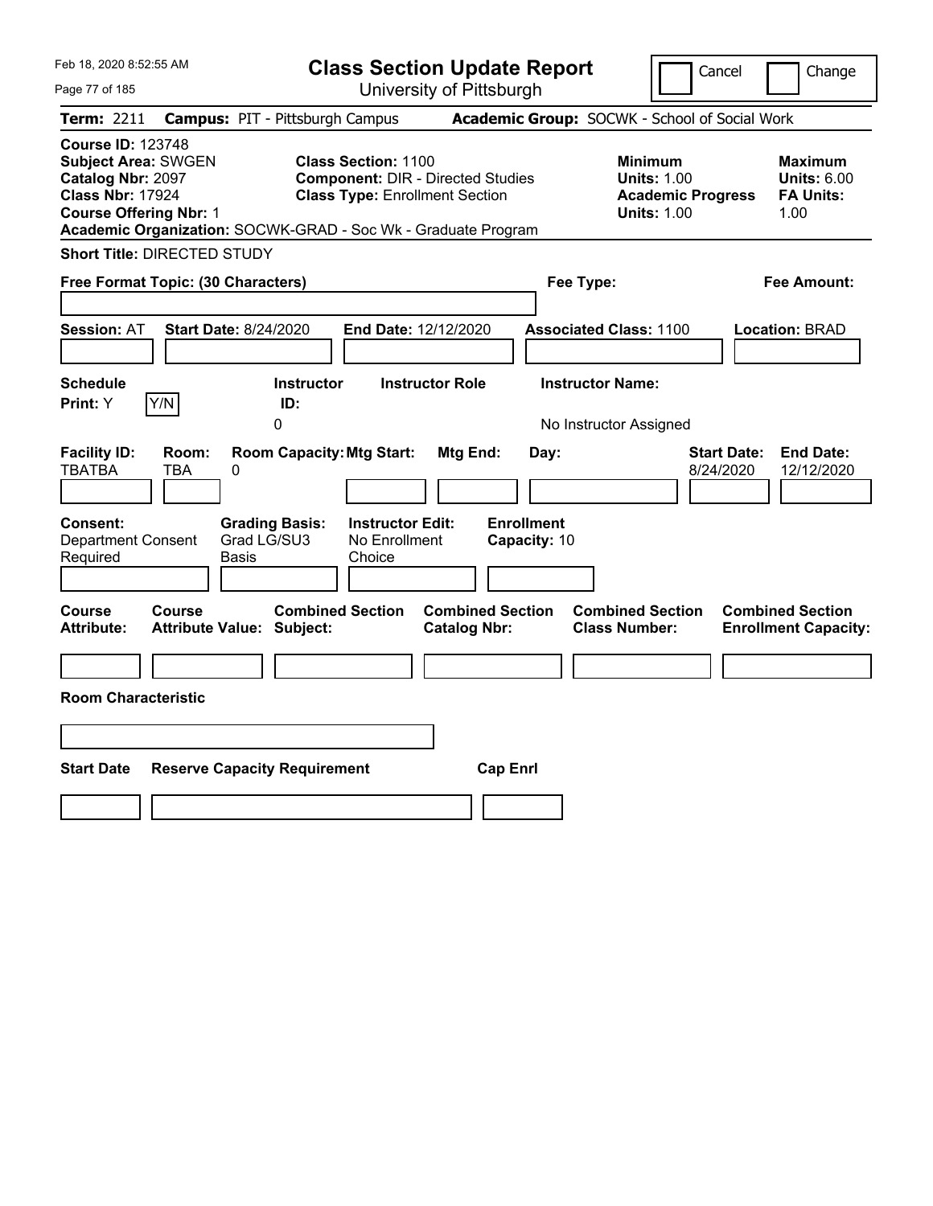Feb 18, 2020 8:52:55 AM

# Class Section Update Report

University of Pittsburgh

Cancel | Change

**Term:** 2211 **Campus:** PIT - Pittsburgh Campus **Academic Group:** SOCWK - School of Social Work

**Course ID:** 123748
**Subject Area:** SWGEN
**Catalog Nbr:** 2097
**Class Nbr:** 17924
**Course Offering Nbr:** 1

**Class Section:** 1100
**Component:** DIR - Directed Studies
**Class Type:** Enrollment Section

**Minimum Units:** 1.00
**Academic Progress Units:** 1.00

**Maximum Units:** 6.00
**FA Units:** 1.00

**Academic Organization:** SOCWK-GRAD - Soc Wk - Graduate Program

**Short Title:** DIRECTED STUDY

**Free Format Topic: (30 Characters)**

**Fee Type:**

**Fee Amount:**

**Session:** AT **Start Date:** 8/24/2020 **End Date:** 12/12/2020 **Associated Class:** 1100 **Location:** BRAD

| Schedule Print: | Instructor ID: | Instructor Role | Instructor Name: |
|---|---|---|---|
| Y Y/N | 0 | | No Instructor Assigned |

| Facility ID: | Room: | Room Capacity: | Mtg Start: | Mtg End: | Day: | Start Date: | End Date: |
|---|---|---|---|---|---|---|---|
| TBATBA | TBA | 0 | | | | 8/24/2020 | 12/12/2020 |

| Consent: | Grading Basis: | Instructor Edit: | Enrollment Capacity: |
|---|---|---|---|
| Department Consent Required | Grad LG/SU3 Basis | No Enrollment Choice | 10 |

| Course Attribute: | Course Attribute Value: | Combined Section Subject: | Combined Section Catalog Nbr: | Combined Section Class Number: | Combined Section Enrollment Capacity: |
|---|---|---|---|---|---|
| | | | | | |

**Room Characteristic**

| Start Date | Reserve Capacity Requirement | Cap Enrl |
|---|---|---|
| | | |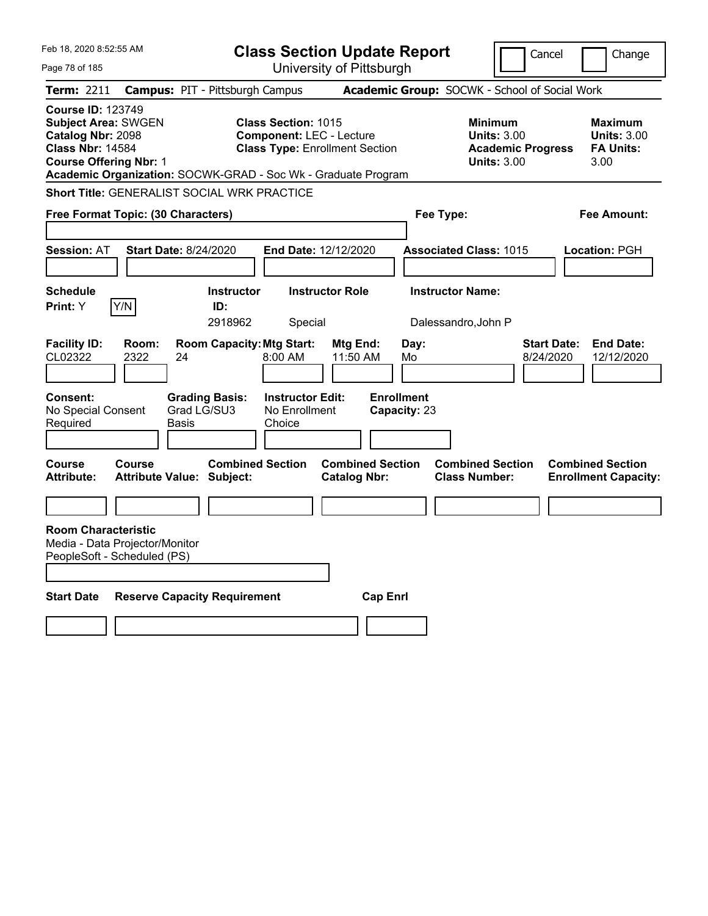Feb 18, 2020 8:52:55 AM

# Class Section Update Report

University of Pittsburgh

Cancel | Change

**Term:** 2211 **Campus:** PIT - Pittsburgh Campus **Academic Group:** SOCWK - School of Social Work

**Course ID:** 123749
**Subject Area:** SWGEN
**Catalog Nbr:** 2098
**Class Nbr:** 14584
**Course Offering Nbr:** 1

**Class Section:** 1015
**Component:** LEC - Lecture
**Class Type:** Enrollment Section

**Minimum Units:** 3.00
**Academic Progress Units:** 3.00

**Maximum Units:** 3.00
**FA Units:** 3.00

**Academic Organization:** SOCWK-GRAD - Soc Wk - Graduate Program

**Short Title:** GENERALIST SOCIAL WRK PRACTICE

**Free Format Topic: (30 Characters)**

**Fee Type:**

**Fee Amount:**

**Session:** AT **Start Date:** 8/24/2020 **End Date:** 12/12/2020 **Associated Class:** 1015 **Location:** PGH

| Schedule Print | Instructor ID | Instructor Role | Instructor Name |
|---|---|---|---|
| Y | 2918962 | Special | Dalessandro,John P |

| Facility ID | Room | Room Capacity | Mtg Start | Mtg End | Day | Start Date | End Date |
|---|---|---|---|---|---|---|---|
| CL02322 | 2322 | 24 | 8:00 AM | 11:50 AM | Mo | 8/24/2020 | 12/12/2020 |

**Consent:** No Special Consent Required
**Grading Basis:** Grad LG/SU3 Basis
**Instructor Edit:** No Enrollment Choice
**Enrollment Capacity:** 23

| Course Attribute | Course Attribute Value | Combined Section Subject | Combined Section Catalog Nbr | Combined Section Class Number | Combined Section Enrollment Capacity |
|---|---|---|---|---|---|
| | | | | | |

**Room Characteristic**
Media - Data Projector/Monitor
PeopleSoft - Scheduled (PS)

| Start Date | Reserve Capacity Requirement | Cap Enrl |
|---|---|---|
| | | |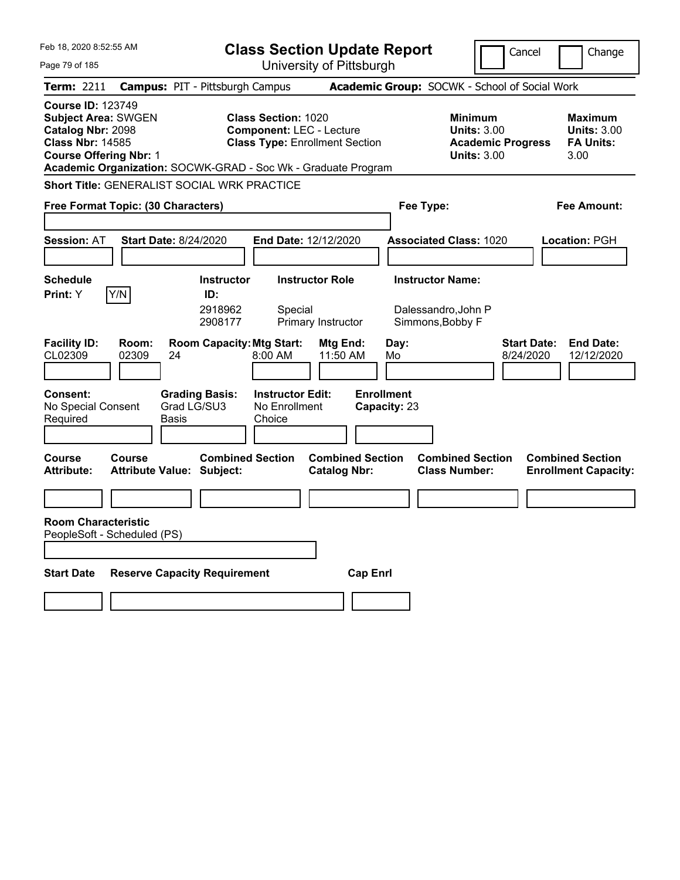Feb 18, 2020 8:52:55 AM

# Class Section Update Report

University of Pittsburgh

Cancel | Change

**Term:** 2211 **Campus:** PIT - Pittsburgh Campus **Academic Group:** SOCWK - School of Social Work

**Course ID:** 123749
**Subject Area:** SWGEN
**Catalog Nbr:** 2098
**Class Nbr:** 14585
**Course Offering Nbr:** 1

**Class Section:** 1020
**Component:** LEC - Lecture
**Class Type:** Enrollment Section

**Minimum Units:** 3.00
**Academic Progress Units:** 3.00

**Maximum Units:** 3.00
**FA Units:** 3.00

**Academic Organization:** SOCWK-GRAD - Soc Wk - Graduate Program

**Short Title:** GENERALIST SOCIAL WRK PRACTICE

**Free Format Topic: (30 Characters)**

**Fee Type:**

**Fee Amount:**

**Session:** AT **Start Date:** 8/24/2020 **End Date:** 12/12/2020 **Associated Class:** 1020 **Location:** PGH

**Schedule Print:** Y  Y/N

| Instructor ID | Instructor Role | Instructor Name |
|---|---|---|
| 2918962 | Special | Dalessandro,John P |
| 2908177 | Primary Instructor | Simmons,Bobby F |

| Facility ID | Room | Room Capacity | Mtg Start | Mtg End | Day | Start Date | End Date |
|---|---|---|---|---|---|---|---|
| CL02309 | 02309 | 24 | 8:00 AM | 11:50 AM | Mo | 8/24/2020 | 12/12/2020 |

**Consent:** No Special Consent Required
**Grading Basis:** Grad LG/SU3 Basis
**Instructor Edit:** No Enrollment Choice
**Enrollment Capacity:** 23

| Course Attribute | Course Attribute Value | Combined Section Subject | Combined Section Catalog Nbr | Combined Section Class Number | Combined Section Enrollment Capacity |
|---|---|---|---|---|---|
| | | | | | |

**Room Characteristic**
PeopleSoft - Scheduled (PS)

| Start Date | Reserve Capacity Requirement | Cap Enrl |
|---|---|---|
| | | |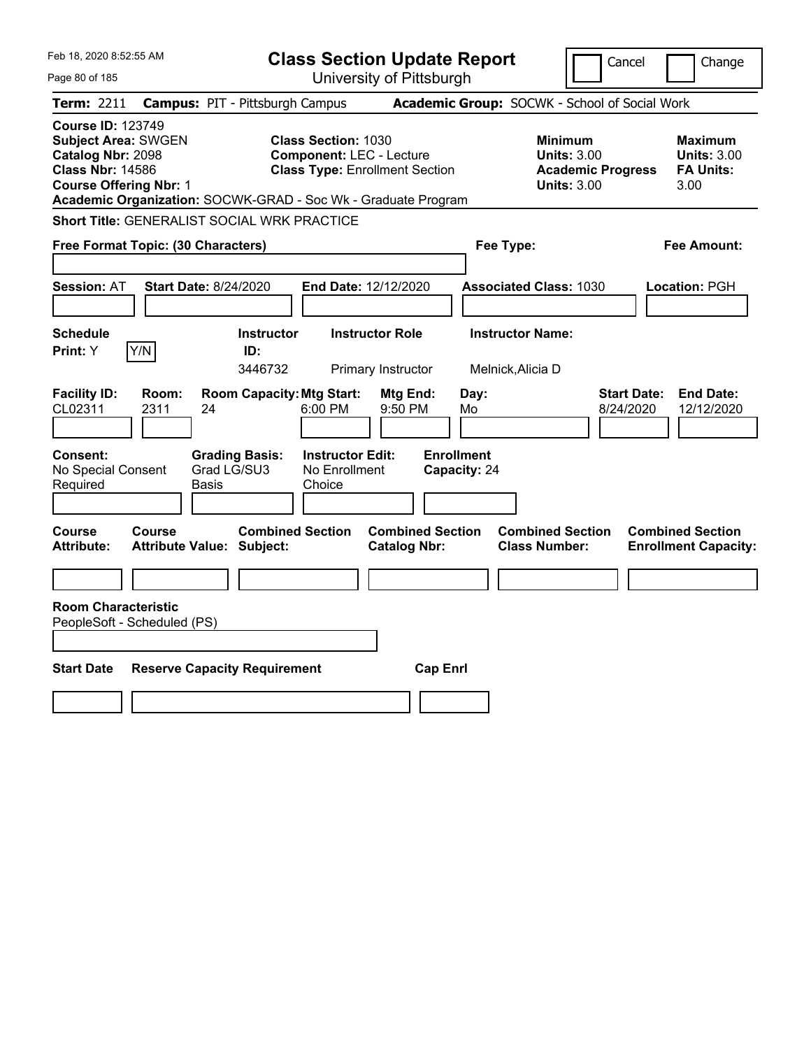Feb 18, 2020 8:52:55 AM

# Class Section Update Report

University of Pittsburgh

Cancel | Change

**Term:** 2211 **Campus:** PIT - Pittsburgh Campus **Academic Group:** SOCWK - School of Social Work

**Course ID:** 123749
**Subject Area:** SWGEN
**Catalog Nbr:** 2098
**Class Nbr:** 14586
**Course Offering Nbr:** 1

**Class Section:** 1030
**Component:** LEC - Lecture
**Class Type:** Enrollment Section

**Minimum Units:** 3.00
**Academic Progress Units:** 3.00

**Maximum Units:** 3.00
**FA Units:** 3.00

**Academic Organization:** SOCWK-GRAD - Soc Wk - Graduate Program

**Short Title:** GENERALIST SOCIAL WRK PRACTICE

**Free Format Topic: (30 Characters)**

**Fee Type:**

**Fee Amount:**

**Session:** AT **Start Date:** 8/24/2020 **End Date:** 12/12/2020 **Associated Class:** 1030 **Location:** PGH

| Schedule Print | Y/N | Instructor ID | Instructor Role | Instructor Name |
|---|---|---|---|---|
| Y | | 3446732 | Primary Instructor | Melnick,Alicia D |

| Facility ID | Room | Room Capacity | Mtg Start | Mtg End | Day | Start Date | End Date |
|---|---|---|---|---|---|---|---|
| CL02311 | 2311 | 24 | 6:00 PM | 9:50 PM | Mo | 8/24/2020 | 12/12/2020 |

| Consent | Grading Basis | Instructor Edit | Enrollment Capacity |
|---|---|---|---|
| No Special Consent Required | Grad LG/SU3 Basis | No Enrollment Choice | 24 |

| Course Attribute | Course Attribute Value | Combined Section Subject | Combined Section Catalog Nbr | Combined Section Class Number | Combined Section Enrollment Capacity |
|---|---|---|---|---|---|
| | | | | | |

**Room Characteristic**
PeopleSoft - Scheduled (PS)

| Start Date | Reserve Capacity Requirement | Cap Enrl |
|---|---|---|
| | | |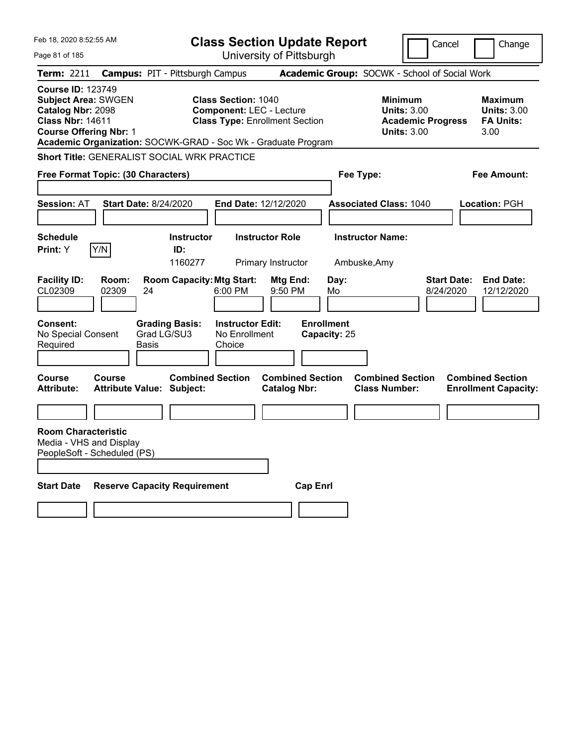Feb 18, 2020 8:52:55 AM

# Class Section Update Report

University of Pittsburgh

Cancel | Change

**Term:** 2211 **Campus:** PIT - Pittsburgh Campus **Academic Group:** SOCWK - School of Social Work

**Course ID:** 123749
**Subject Area:** SWGEN
**Catalog Nbr:** 2098
**Class Nbr:** 14611
**Course Offering Nbr:** 1
**Academic Organization:** SOCWK-GRAD - Soc Wk - Graduate Program

**Class Section:** 1040
**Component:** LEC - Lecture
**Class Type:** Enrollment Section

**Minimum Units:** 3.00
**Academic Progress Units:** 3.00

**Maximum Units:** 3.00
**FA Units:** 3.00

**Short Title:** GENERALIST SOCIAL WRK PRACTICE

**Free Format Topic: (30 Characters)**

**Fee Type:**

**Fee Amount:**

**Session:** AT **Start Date:** 8/24/2020 **End Date:** 12/12/2020 **Associated Class:** 1040 **Location:** PGH

| Schedule Print | Y/N | Instructor ID | Instructor Role | Instructor Name |
|---|---|---|---|---|
| Y | | 1160277 | Primary Instructor | Ambuske,Amy |

| Facility ID | Room | Room Capacity | Mtg Start | Mtg End | Day | Start Date | End Date |
|---|---|---|---|---|---|---|---|
| CL02309 | 02309 | 24 | 6:00 PM | 9:50 PM | Mo | 8/24/2020 | 12/12/2020 |

| Consent | Grading Basis | Instructor Edit | Enrollment Capacity |
|---|---|---|---|
| No Special Consent Required | Grad LG/SU3 Basis | No Enrollment Choice | 25 |

| Course Attribute | Course Attribute Value | Combined Section Subject | Combined Section Catalog Nbr | Combined Section Class Number | Combined Section Enrollment Capacity |
|---|---|---|---|---|---|
| | | | | | |

**Room Characteristic**
Media - VHS and Display
PeopleSoft - Scheduled (PS)

| Start Date | Reserve Capacity Requirement | Cap Enrl |
|---|---|---|
| | | |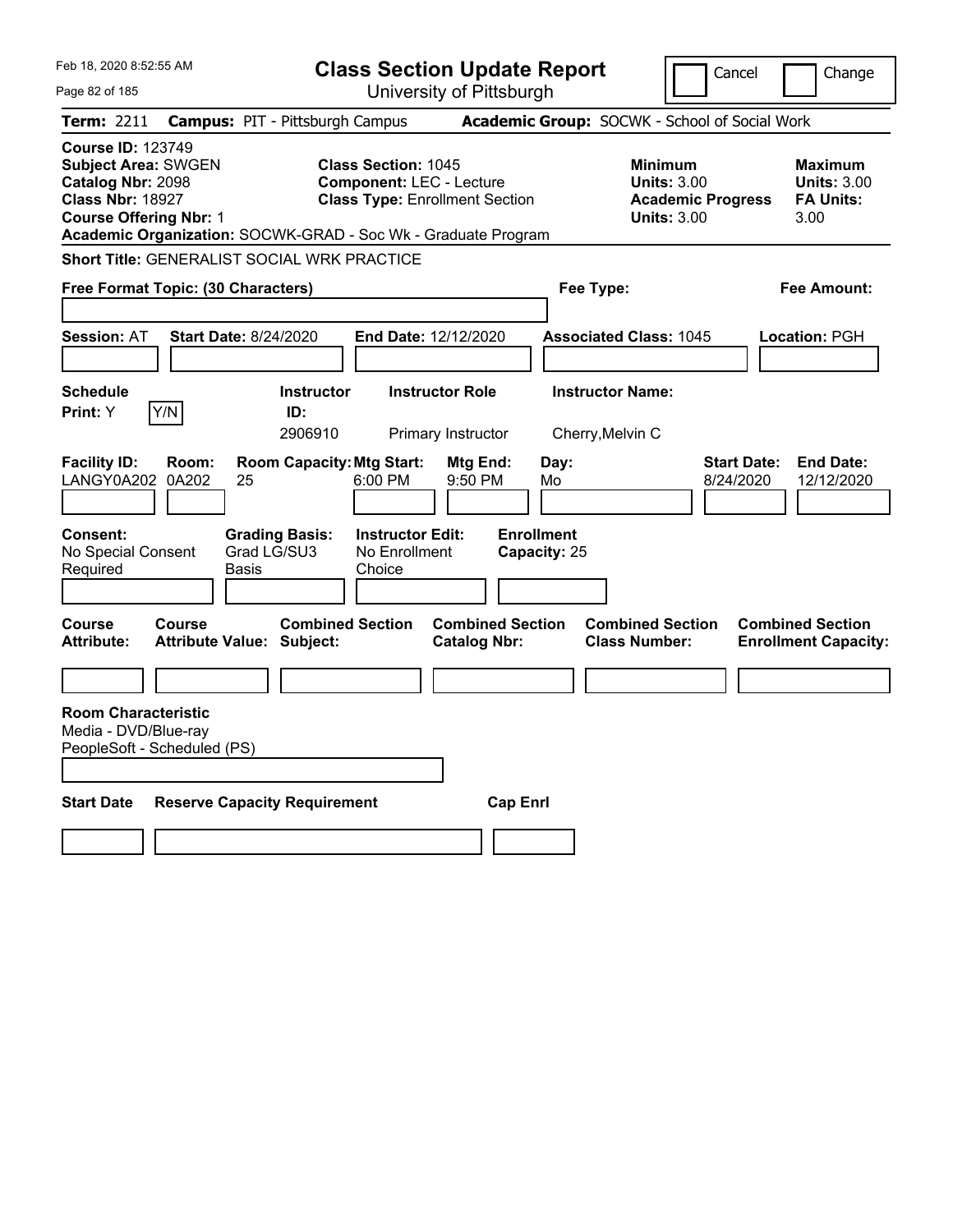# Class Section Update Report

University of Pittsburgh

Cancel | Change

**Term:** 2211 **Campus:** PIT - Pittsburgh Campus **Academic Group:** SOCWK - School of Social Work

**Course ID:** 123749
**Subject Area:** SWGEN
**Catalog Nbr:** 2098
**Class Nbr:** 18927
**Course Offering Nbr:** 1

**Class Section:** 1045
**Component:** LEC - Lecture
**Class Type:** Enrollment Section

**Minimum Units:** 3.00
**Academic Progress Units:** 3.00

**Maximum Units:** 3.00
**FA Units:** 3.00

**Academic Organization:** SOCWK-GRAD - Soc Wk - Graduate Program

**Short Title:** GENERALIST SOCIAL WRK PRACTICE

**Free Format Topic: (30 Characters)**

**Fee Type:**

**Fee Amount:**

**Session:** AT **Start Date:** 8/24/2020 **End Date:** 12/12/2020 **Associated Class:** 1045 **Location:** PGH

| Schedule Print: | Y/N | Instructor ID: | Instructor Role | Instructor Name: |
|---|---|---|---|---|
| Y | | 2906910 | Primary Instructor | Cherry,Melvin C |

| Facility ID: | Room: | Room Capacity: | Mtg Start: | Mtg End: | Day: | Start Date: | End Date: |
|---|---|---|---|---|---|---|---|
| LANGY0A202 | 0A202 | 25 | 6:00 PM | 9:50 PM | Mo | 8/24/2020 | 12/12/2020 |

| Consent: | Grading Basis: | Instructor Edit: | Enrollment Capacity: |
|---|---|---|---|
| No Special Consent Required | Grad LG/SU3 Basis | No Enrollment Choice | 25 |

| Course Attribute: | Course Attribute Value: | Combined Section Subject: | Combined Section Catalog Nbr: | Combined Section Class Number: | Combined Section Enrollment Capacity: |
|---|---|---|---|---|---|
| | | | | | |

**Room Characteristic**
Media - DVD/Blue-ray
PeopleSoft - Scheduled (PS)

| Start Date | Reserve Capacity Requirement | Cap Enrl |
|---|---|---|
| | | |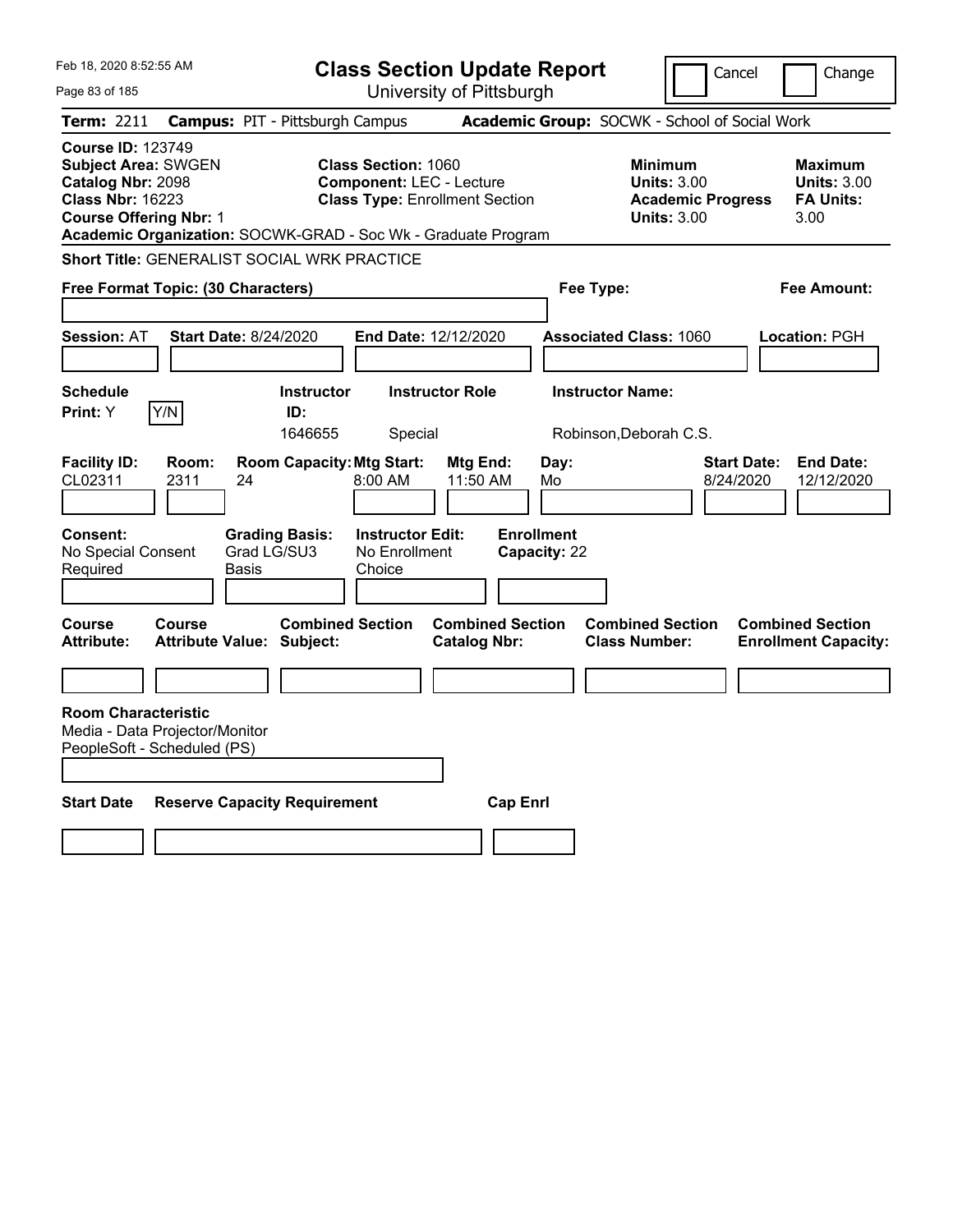Feb 18, 2020 8:52:55 AM

# Class Section Update Report

University of Pittsburgh

Cancel | Change

**Term:** 2211 **Campus:** PIT - Pittsburgh Campus **Academic Group:** SOCWK - School of Social Work

**Course ID:** 123749
**Subject Area:** SWGEN
**Catalog Nbr:** 2098
**Class Nbr:** 16223
**Course Offering Nbr:** 1
**Academic Organization:** SOCWK-GRAD - Soc Wk - Graduate Program

**Class Section:** 1060
**Component:** LEC - Lecture
**Class Type:** Enrollment Section

**Minimum Units:** 3.00
**Academic Progress Units:** 3.00

**Maximum Units:** 3.00
**FA Units:** 3.00

**Short Title:** GENERALIST SOCIAL WRK PRACTICE

**Free Format Topic: (30 Characters)**

**Fee Type:**

**Fee Amount:**

**Session:** AT **Start Date:** 8/24/2020 **End Date:** 12/12/2020 **Associated Class:** 1060 **Location:** PGH

| Schedule Print | | Instructor ID | Instructor Role | Instructor Name |
|---|---|---|---|---|
| Y | Y/N | 1646655 | Special | Robinson,Deborah C.S. |

| Facility ID | Room | Room Capacity | Mtg Start | Mtg End | Day | Start Date | End Date |
|---|---|---|---|---|---|---|---|
| CL02311 | 2311 | 24 | 8:00 AM | 11:50 AM | Mo | 8/24/2020 | 12/12/2020 |

| Consent | Grading Basis | Instructor Edit | Enrollment Capacity |
|---|---|---|---|
| No Special Consent Required | Grad LG/SU3 Basis | No Enrollment Choice | 22 |

| Course Attribute | Course Attribute Value | Combined Section Subject | Combined Section Catalog Nbr | Combined Section Class Number | Combined Section Enrollment Capacity |
|---|---|---|---|---|---|
| | | | | | |

**Room Characteristic**
Media - Data Projector/Monitor
PeopleSoft - Scheduled (PS)

| Start Date | Reserve Capacity Requirement | Cap Enrl |
|---|---|---|
| | | |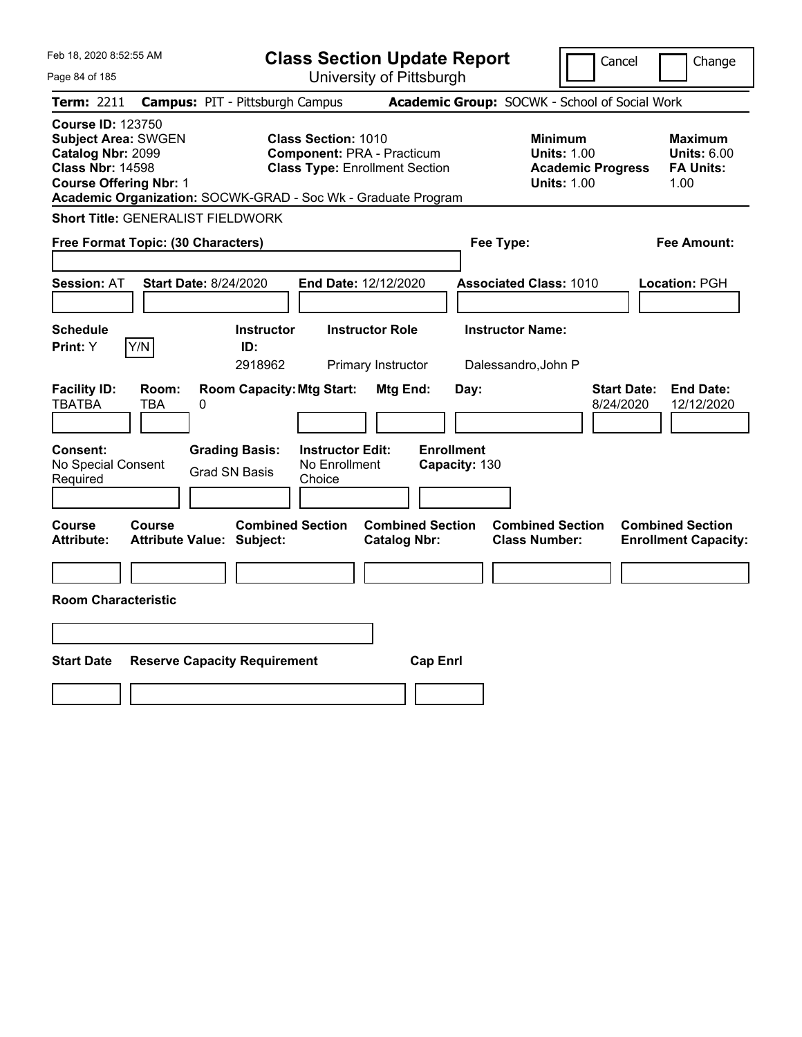# Class Section Update Report

University of Pittsburgh

Cancel | Change

Feb 18, 2020 8:52:55 AM

**Term:** 2211 **Campus:** PIT - Pittsburgh Campus **Academic Group:** SOCWK - School of Social Work

**Course ID:** 123750
**Subject Area:** SWGEN
**Catalog Nbr:** 2099
**Class Nbr:** 14598
**Course Offering Nbr:** 1

**Class Section:** 1010
**Component:** PRA - Practicum
**Class Type:** Enrollment Section

**Minimum Units:** 1.00
**Academic Progress Units:** 1.00

**Maximum Units:** 6.00
**FA Units:** 1.00

**Academic Organization:** SOCWK-GRAD - Soc Wk - Graduate Program

**Short Title:** GENERALIST FIELDWORK

**Free Format Topic: (30 Characters)**

**Fee Type:**

**Fee Amount:**

**Session:** AT **Start Date:** 8/24/2020 **End Date:** 12/12/2020 **Associated Class:** 1010 **Location:** PGH

| Schedule Print | Instructor ID | Instructor Role | Instructor Name |
|---|---|---|---|
| Y (Y/N) | 2918962 | Primary Instructor | Dalessandro,John P |

| Facility ID | Room | Room Capacity | Mtg Start | Mtg End | Day | Start Date | End Date |
|---|---|---|---|---|---|---|---|
| TBATBA | TBA | 0 | | | | 8/24/2020 | 12/12/2020 |

| Consent | Grading Basis | Instructor Edit | Enrollment Capacity |
|---|---|---|---|
| No Special Consent Required | Grad SN Basis | No Enrollment Choice | 130 |

| Course Attribute | Course Attribute Value | Combined Section Subject | Combined Section Catalog Nbr | Combined Section Class Number | Combined Section Enrollment Capacity |
|---|---|---|---|---|---|
| | | | | | |

**Room Characteristic**

| Start Date | Reserve Capacity Requirement | Cap Enrl |
|---|---|---|
| | | |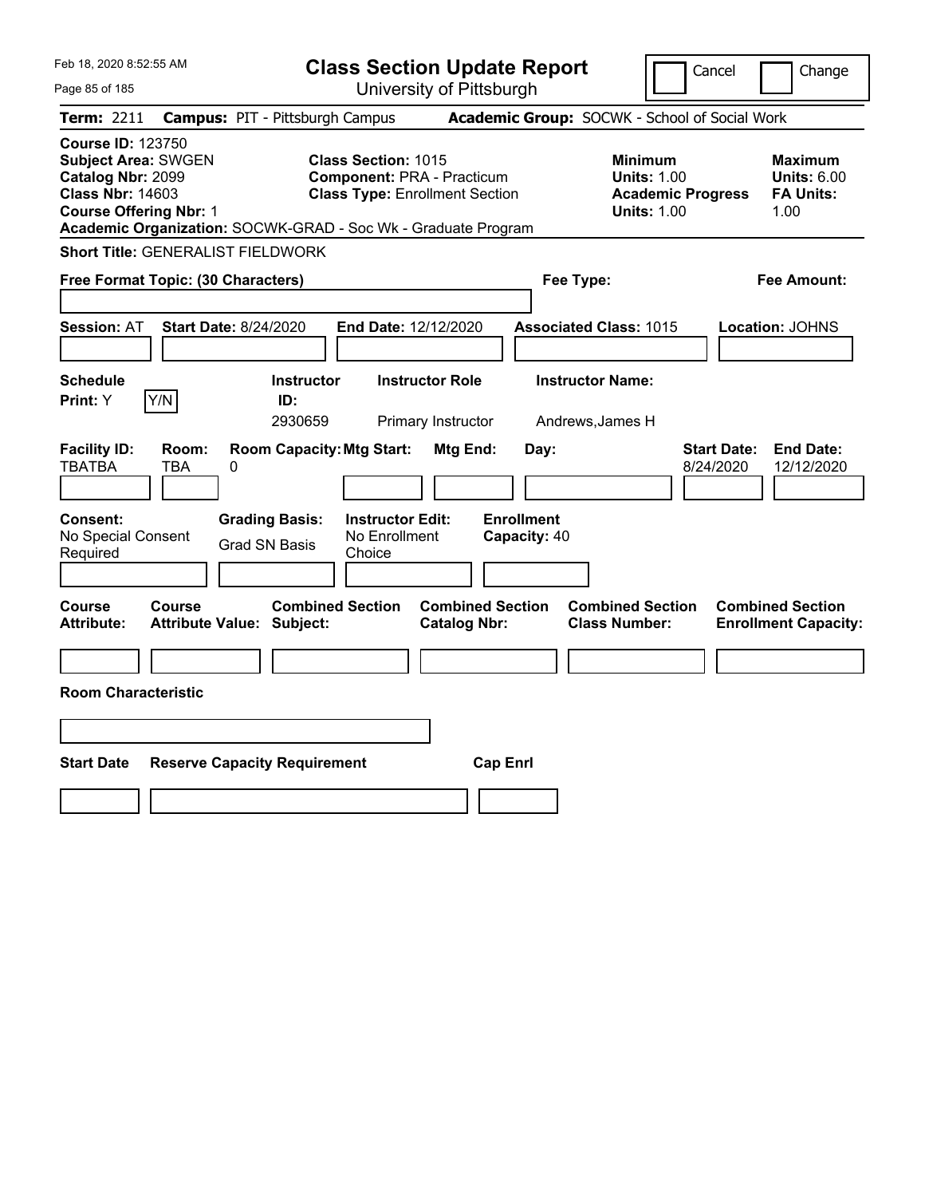Feb 18, 2020 8:52:55 AM

# Class Section Update Report

University of Pittsburgh

Cancel | Change

**Term:** 2211 **Campus:** PIT - Pittsburgh Campus **Academic Group:** SOCWK - School of Social Work

**Course ID:** 123750
**Subject Area:** SWGEN
**Catalog Nbr:** 2099
**Class Nbr:** 14603
**Course Offering Nbr:** 1

**Class Section:** 1015
**Component:** PRA - Practicum
**Class Type:** Enrollment Section

**Minimum Units:** 1.00
**Academic Progress Units:** 1.00

**Maximum Units:** 6.00
**FA Units:** 1.00

**Academic Organization:** SOCWK-GRAD - Soc Wk - Graduate Program

**Short Title:** GENERALIST FIELDWORK

**Free Format Topic: (30 Characters)** **Fee Type:** **Fee Amount:**

**Session:** AT **Start Date:** 8/24/2020 **End Date:** 12/12/2020 **Associated Class:** 1015 **Location:** JOHNS

| Schedule Print: | Instructor ID: | Instructor Role | Instructor Name: |
|---|---|---|---|
| Y | 2930659 | Primary Instructor | Andrews,James H |

| Facility ID: | Room: | Room Capacity: | Mtg Start: | Mtg End: | Day: | Start Date: | End Date: |
|---|---|---|---|---|---|---|---|
| TBATBA | TBA | 0 | | | | 8/24/2020 | 12/12/2020 |

| Consent: | Grading Basis: | Instructor Edit: | Enrollment Capacity: |
|---|---|---|---|
| No Special Consent Required | Grad SN Basis | No Enrollment Choice | 40 |

| Course Attribute: | Course Attribute Value: | Combined Section Subject: | Combined Section Catalog Nbr: | Combined Section Class Number: | Combined Section Enrollment Capacity: |
|---|---|---|---|---|---|
| | | | | | |

**Room Characteristic**

| Start Date | Reserve Capacity Requirement | Cap Enrl |
|---|---|---|
| | | |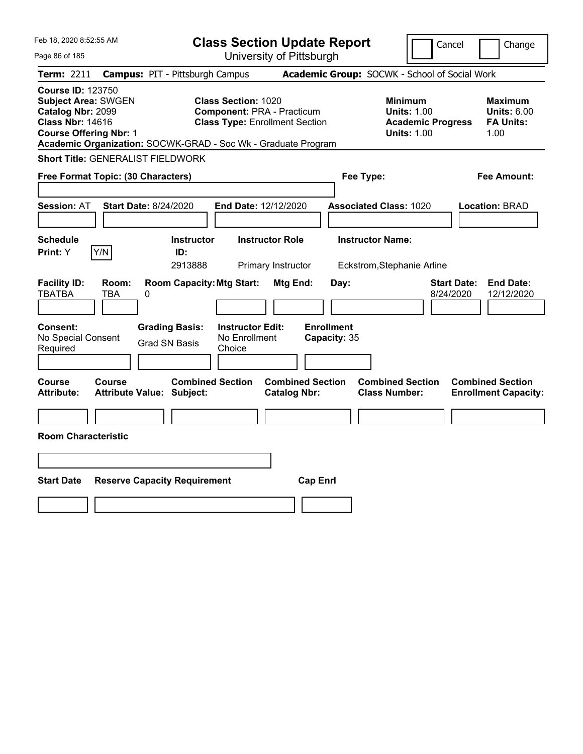Feb 18, 2020 8:52:55 AM

# Class Section Update Report

University of Pittsburgh

Cancel  Change

**Term:** 2211 **Campus:** PIT - Pittsburgh Campus **Academic Group:** SOCWK - School of Social Work

**Course ID:** 123750
**Subject Area:** SWGEN
**Catalog Nbr:** 2099
**Class Nbr:** 14616
**Course Offering Nbr:** 1

**Class Section:** 1020
**Component:** PRA - Practicum
**Class Type:** Enrollment Section

**Minimum Units:** 1.00
**Academic Progress Units:** 1.00

**Maximum Units:** 6.00
**FA Units:** 1.00

**Academic Organization:** SOCWK-GRAD - Soc Wk - Graduate Program

**Short Title:** GENERALIST FIELDWORK

**Free Format Topic: (30 Characters)**

**Fee Type:**

**Fee Amount:**

**Session:** AT **Start Date:** 8/24/2020 **End Date:** 12/12/2020 **Associated Class:** 1020 **Location:** BRAD

| Schedule Print: | | Instructor ID: | Instructor Role | Instructor Name: |
|---|---|---|---|---|
| Y | Y/N | 2913888 | Primary Instructor | Eckstrom,Stephanie Arline |

| Facility ID: | Room: | Room Capacity: | Mtg Start: | Mtg End: | Day: | Start Date: | End Date: |
|---|---|---|---|---|---|---|---|
| TBATBA | TBA | 0 | | | | 8/24/2020 | 12/12/2020 |

| Consent: | Grading Basis: | Instructor Edit: | Enrollment Capacity: |
|---|---|---|---|
| No Special Consent Required | Grad SN Basis | No Enrollment Choice | 35 |

| Course Attribute: | Course Attribute Value: | Combined Section Subject: | Combined Section Catalog Nbr: | Combined Section Class Number: | Combined Section Enrollment Capacity: |
|---|---|---|---|---|---|
| | | | | | |

**Room Characteristic**

| Start Date | Reserve Capacity Requirement | Cap Enrl |
|---|---|---|
| | | |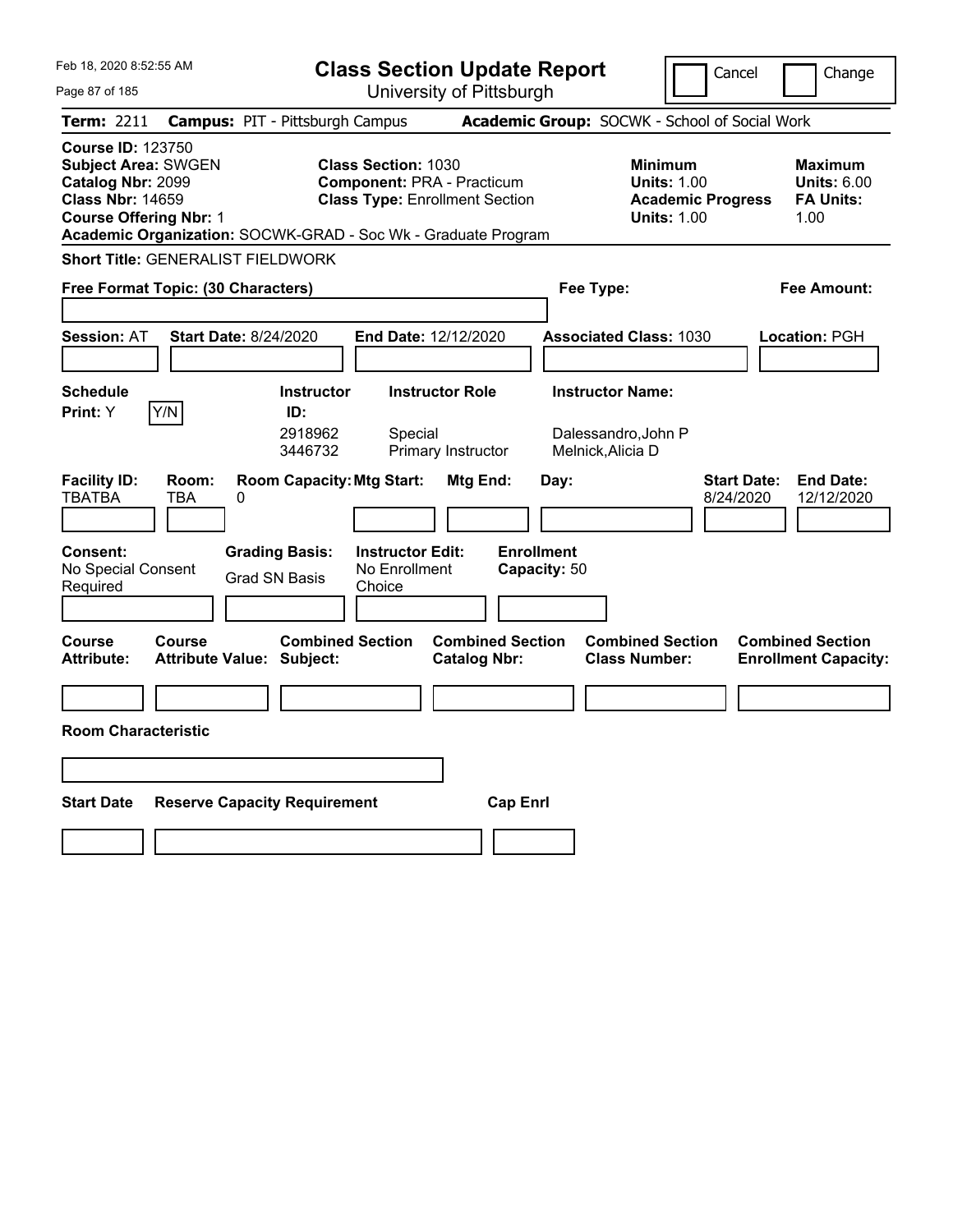Feb 18, 2020 8:52:55 AM

# Class Section Update Report

University of Pittsburgh

Cancel | Change

**Term:** 2211 **Campus:** PIT - Pittsburgh Campus **Academic Group:** SOCWK - School of Social Work

**Course ID:** 123750
**Subject Area:** SWGEN
**Catalog Nbr:** 2099
**Class Nbr:** 14659
**Course Offering Nbr:** 1
**Academic Organization:** SOCWK-GRAD - Soc Wk - Graduate Program

**Class Section:** 1030
**Component:** PRA - Practicum
**Class Type:** Enrollment Section

**Minimum Units:** 1.00
**Academic Progress Units:** 1.00

**Maximum Units:** 6.00
**FA Units:** 1.00

**Short Title:** GENERALIST FIELDWORK

**Free Format Topic: (30 Characters)**

**Fee Type:**

**Fee Amount:**

**Session:** AT **Start Date:** 8/24/2020 **End Date:** 12/12/2020 **Associated Class:** 1030 **Location:** PGH

**Schedule Print:** Y Y/N

| Instructor ID: | Instructor Role | Instructor Name: |
|---|---|---|
| 2918962 | Special | Dalessandro,John P |
| 3446732 | Primary Instructor | Melnick,Alicia D |

| Facility ID: | Room: | Room Capacity: | Mtg Start: | Mtg End: | Day: | Start Date: | End Date: |
|---|---|---|---|---|---|---|---|
| TBATBA | TBA | 0 | | | | 8/24/2020 | 12/12/2020 |

**Consent:** No Special Consent Required
**Grading Basis:** Grad SN Basis
**Instructor Edit:** No Enrollment Choice
**Enrollment Capacity:** 50

| Course Attribute: | Course Attribute Value: | Combined Section Subject: | Combined Section Catalog Nbr: | Combined Section Class Number: | Combined Section Enrollment Capacity: |
|---|---|---|---|---|---|
| | | | | | |

**Room Characteristic**

| Start Date | Reserve Capacity Requirement | Cap Enrl |
|---|---|---|
| | | |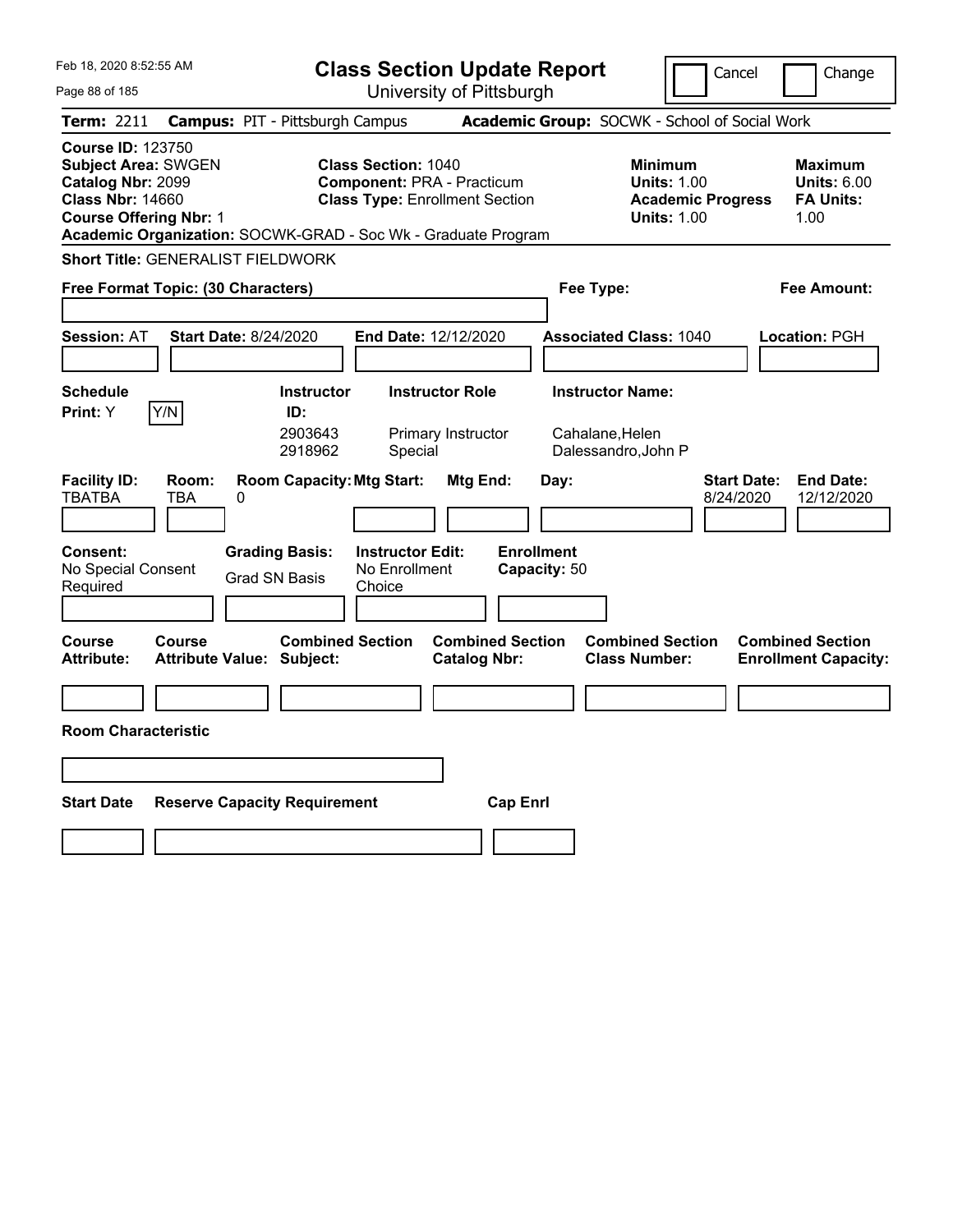Feb 18, 2020 8:52:55 AM

# Class Section Update Report

University of Pittsburgh

Cancel | Change

**Term:** 2211 **Campus:** PIT - Pittsburgh Campus **Academic Group:** SOCWK - School of Social Work

**Course ID:** 123750
**Subject Area:** SWGEN
**Catalog Nbr:** 2099
**Class Nbr:** 14660
**Course Offering Nbr:** 1
**Academic Organization:** SOCWK-GRAD - Soc Wk - Graduate Program

**Class Section:** 1040
**Component:** PRA - Practicum
**Class Type:** Enrollment Section

**Minimum Units:** 1.00
**Academic Progress Units:** 1.00

**Maximum Units:** 6.00
**FA Units:** 1.00

**Short Title:** GENERALIST FIELDWORK

**Free Format Topic: (30 Characters)**

**Fee Type:**

**Fee Amount:**

**Session:** AT **Start Date:** 8/24/2020 **End Date:** 12/12/2020 **Associated Class:** 1040 **Location:** PGH

**Schedule Print:** Y Y/N

| Instructor ID: | Instructor Role | Instructor Name: |
|---|---|---|
| 2903643 | Primary Instructor | Cahalane,Helen |
| 2918962 | Special | Dalessandro,John P |

| Facility ID: | Room: | Room Capacity: | Mtg Start: | Mtg End: | Day: | Start Date: | End Date: |
|---|---|---|---|---|---|---|---|
| TBATBA | TBA | 0 | | | | 8/24/2020 | 12/12/2020 |

**Consent:** No Special Consent Required
**Grading Basis:** Grad SN Basis
**Instructor Edit:** No Enrollment Choice
**Enrollment Capacity:** 50

| Course Attribute: | Course Attribute Value: | Combined Section Subject: | Combined Section Catalog Nbr: | Combined Section Class Number: | Combined Section Enrollment Capacity: |
|---|---|---|---|---|---|
| | | | | | |

**Room Characteristic**

| Start Date | Reserve Capacity Requirement | Cap Enrl |
|---|---|---|
| | | |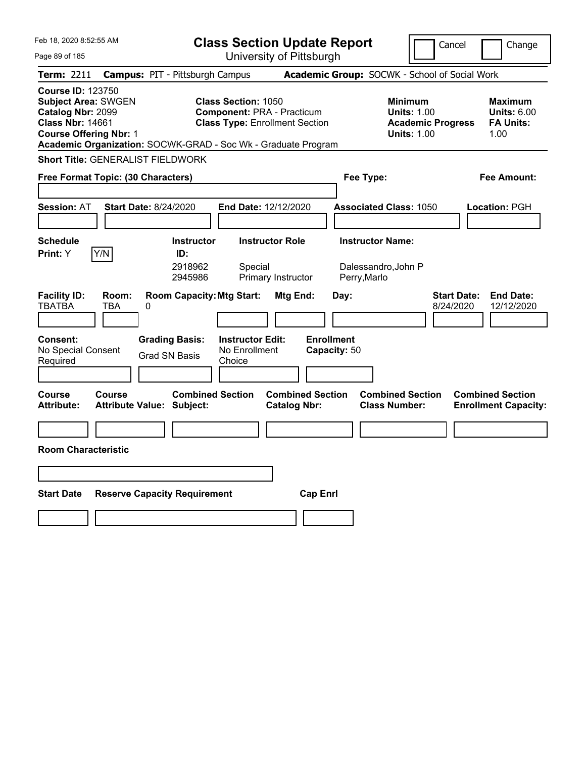Feb 18, 2020 8:52:55 AM

# Class Section Update Report

University of Pittsburgh

Cancel | Change

**Term:** 2211 **Campus:** PIT - Pittsburgh Campus **Academic Group:** SOCWK - School of Social Work

**Course ID:** 123750
**Subject Area:** SWGEN
**Catalog Nbr:** 2099
**Class Nbr:** 14661
**Course Offering Nbr:** 1
**Academic Organization:** SOCWK-GRAD - Soc Wk - Graduate Program

**Class Section:** 1050
**Component:** PRA - Practicum
**Class Type:** Enrollment Section

**Minimum Units:** 1.00
**Academic Progress Units:** 1.00

**Maximum Units:** 6.00
**FA Units:** 1.00

**Short Title:** GENERALIST FIELDWORK

**Free Format Topic: (30 Characters)**

**Fee Type:**

**Fee Amount:**

**Session:** AT **Start Date:** 8/24/2020 **End Date:** 12/12/2020 **Associated Class:** 1050 **Location:** PGH

**Schedule Print:** Y Y/N

| Instructor ID: | Instructor Role | Instructor Name: |
|---|---|---|
| 2918962 | Special | Dalessandro,John P |
| 2945986 | Primary Instructor | Perry,Marlo |

| Facility ID: | Room: | Room Capacity: | Mtg Start: | Mtg End: | Day: | Start Date: | End Date: |
|---|---|---|---|---|---|---|---|
| TBATBA | TBA | 0 | | | | 8/24/2020 | 12/12/2020 |

**Consent:** No Special Consent Required

**Grading Basis:** Grad SN Basis

**Instructor Edit:** No Enrollment Choice

**Enrollment Capacity:** 50

| Course Attribute: | Course Attribute Value: | Combined Section Subject: | Combined Section Catalog Nbr: | Combined Section Class Number: | Combined Section Enrollment Capacity: |
|---|---|---|---|---|---|
| | | | | | |

**Room Characteristic**

| Start Date | Reserve Capacity Requirement | Cap Enrl |
|---|---|---|
| | | |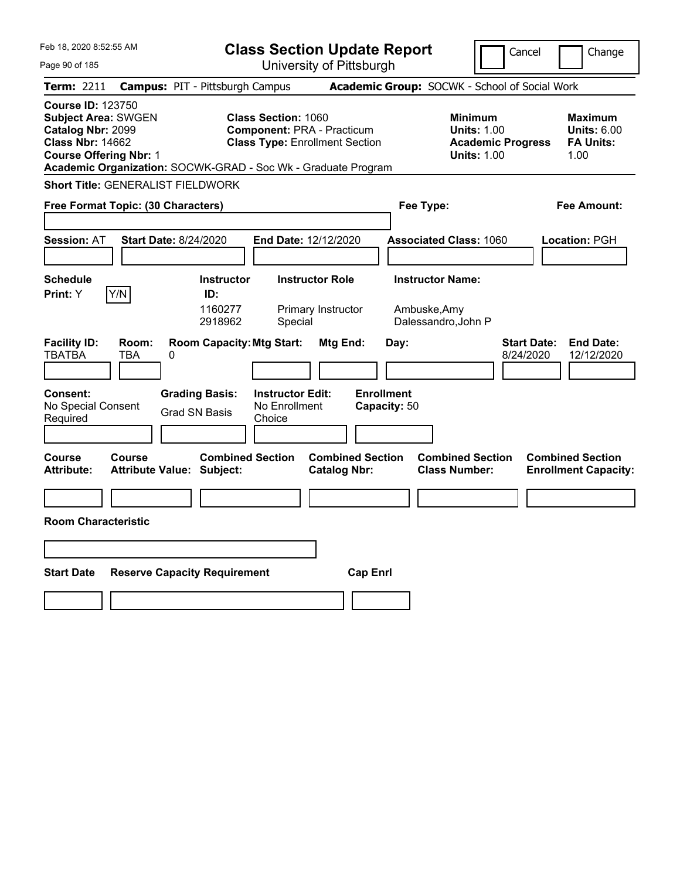Feb 18, 2020 8:52:55 AM

# Class Section Update Report

University of Pittsburgh

Cancel | Change

**Term:** 2211 **Campus:** PIT - Pittsburgh Campus **Academic Group:** SOCWK - School of Social Work

**Course ID:** 123750
**Subject Area:** SWGEN
**Catalog Nbr:** 2099
**Class Nbr:** 14662
**Course Offering Nbr:** 1
**Academic Organization:** SOCWK-GRAD - Soc Wk - Graduate Program

**Class Section:** 1060
**Component:** PRA - Practicum
**Class Type:** Enrollment Section

**Minimum Units:** 1.00
**Academic Progress Units:** 1.00

**Maximum Units:** 6.00
**FA Units:** 1.00

**Short Title:** GENERALIST FIELDWORK

**Free Format Topic: (30 Characters)**

**Fee Type:**

**Fee Amount:**

**Session:** AT **Start Date:** 8/24/2020 **End Date:** 12/12/2020 **Associated Class:** 1060 **Location:** PGH

| Schedule Print: | Instructor ID: | Instructor Role | Instructor Name: |
|---|---|---|---|
| Y Y/N | 1160277 | Primary Instructor | Ambuske,Amy |
| | 2918962 | Special | Dalessandro,John P |

| Facility ID: | Room: | Room Capacity: | Mtg Start: | Mtg End: | Day: | Start Date: | End Date: |
|---|---|---|---|---|---|---|---|
| TBATBA | TBA | 0 | | | | 8/24/2020 | 12/12/2020 |

**Consent:** No Special Consent Required
**Grading Basis:** Grad SN Basis
**Instructor Edit:** No Enrollment Choice
**Enrollment Capacity:** 50

| Course Attribute: | Course Attribute Value: | Combined Section Subject: | Combined Section Catalog Nbr: | Combined Section Class Number: | Combined Section Enrollment Capacity: |
|---|---|---|---|---|---|
| | | | | | |

**Room Characteristic**

| Start Date | Reserve Capacity Requirement | Cap Enrl |
|---|---|---|
| | | |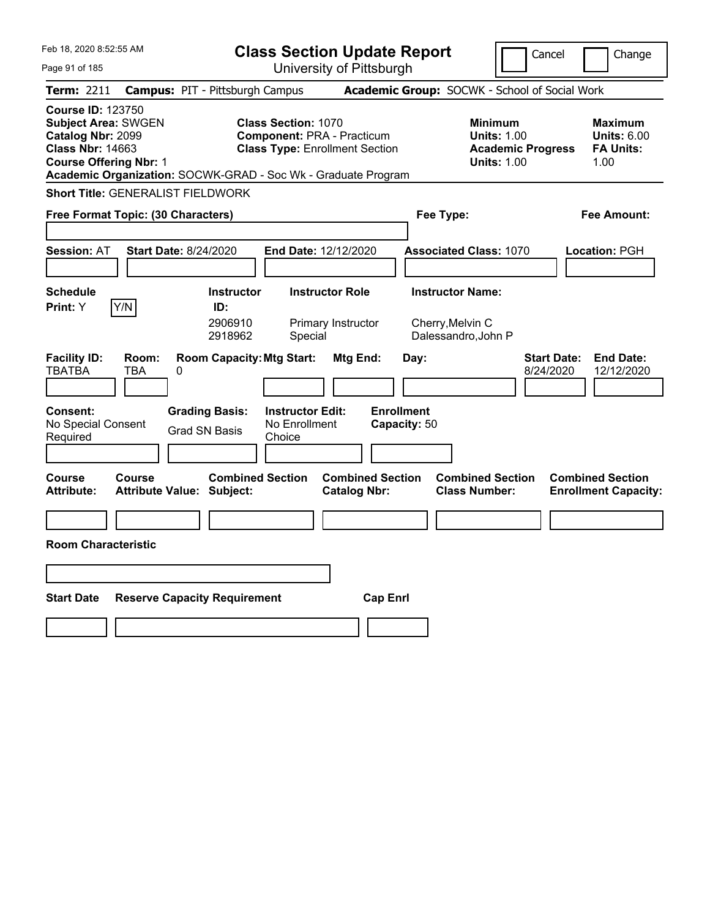Feb 18, 2020 8:52:55 AM

# Class Section Update Report

University of Pittsburgh

Cancel | Change

**Term:** 2211 **Campus:** PIT - Pittsburgh Campus **Academic Group:** SOCWK - School of Social Work

**Course ID:** 123750
**Subject Area:** SWGEN
**Catalog Nbr:** 2099
**Class Nbr:** 14663
**Course Offering Nbr:** 1

**Class Section:** 1070
**Component:** PRA - Practicum
**Class Type:** Enrollment Section

**Minimum Units:** 1.00
**Academic Progress Units:** 1.00

**Maximum Units:** 6.00
**FA Units:** 1.00

**Academic Organization:** SOCWK-GRAD - Soc Wk - Graduate Program

**Short Title:** GENERALIST FIELDWORK

**Free Format Topic: (30 Characters)**

**Fee Type:**

**Fee Amount:**

**Session:** AT **Start Date:** 8/24/2020 **End Date:** 12/12/2020 **Associated Class:** 1070 **Location:** PGH

**Schedule Print:** Y Y/N

| Instructor ID: | Instructor Role | Instructor Name: |
|---|---|---|
| 2906910 | Primary Instructor | Cherry,Melvin C |
| 2918962 | Special | Dalessandro,John P |

| Facility ID: | Room: | Room Capacity: | Mtg Start: | Mtg End: | Day: | Start Date: | End Date: |
|---|---|---|---|---|---|---|---|
| TBATBA | TBA | 0 | | | | 8/24/2020 | 12/12/2020 |

**Consent:** No Special Consent Required

**Grading Basis:** Grad SN Basis

**Instructor Edit:** No Enrollment Choice

**Enrollment Capacity:** 50

| Course Attribute: | Course Attribute Value: | Combined Section Subject: | Combined Section Catalog Nbr: | Combined Section Class Number: | Combined Section Enrollment Capacity: |
|---|---|---|---|---|---|
| | | | | | |

**Room Characteristic**

| Start Date | Reserve Capacity Requirement | Cap Enrl |
|---|---|---|
| | | |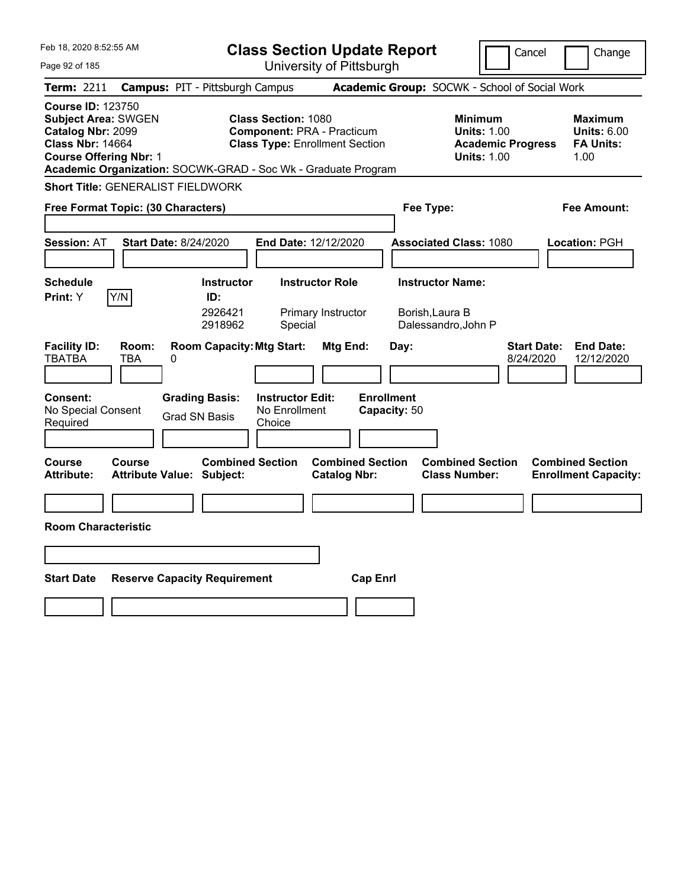# Class Section Update Report

University of Pittsburgh

Feb 18, 2020 8:52:55 AM

Cancel | Change

**Term:** 2211 **Campus:** PIT - Pittsburgh Campus **Academic Group:** SOCWK - School of Social Work

**Course ID:** 123750
**Subject Area:** SWGEN
**Catalog Nbr:** 2099
**Class Nbr:** 14664
**Course Offering Nbr:** 1
**Academic Organization:** SOCWK-GRAD - Soc Wk - Graduate Program

**Class Section:** 1080
**Component:** PRA - Practicum
**Class Type:** Enrollment Section

**Minimum Units:** 1.00
**Academic Progress Units:** 1.00

**Maximum Units:** 6.00
**FA Units:** 1.00

**Short Title:** GENERALIST FIELDWORK

**Free Format Topic: (30 Characters)**

**Fee Type:**

**Fee Amount:**

**Session:** AT **Start Date:** 8/24/2020 **End Date:** 12/12/2020 **Associated Class:** 1080 **Location:** PGH

| Schedule Print | Instructor ID | Instructor Role | Instructor Name |
|---|---|---|---|
| Y (Y/N) | 2926421 | Primary Instructor | Borish,Laura B |
| | 2918962 | Special | Dalessandro,John P |

| Facility ID | Room | Room Capacity | Mtg Start | Mtg End | Day | Start Date | End Date |
|---|---|---|---|---|---|---|---|
| TBATBA | TBA | 0 | | | | 8/24/2020 | 12/12/2020 |

**Consent:** No Special Consent Required
**Grading Basis:** Grad SN Basis
**Instructor Edit:** No Enrollment Choice
**Enrollment Capacity:** 50

| Course Attribute | Course Attribute Value | Combined Section Subject | Combined Section Catalog Nbr | Combined Section Class Number | Combined Section Enrollment Capacity |
|---|---|---|---|---|---|
| | | | | | |

**Room Characteristic**

| Start Date | Reserve Capacity Requirement | Cap Enrl |
|---|---|---|
| | | |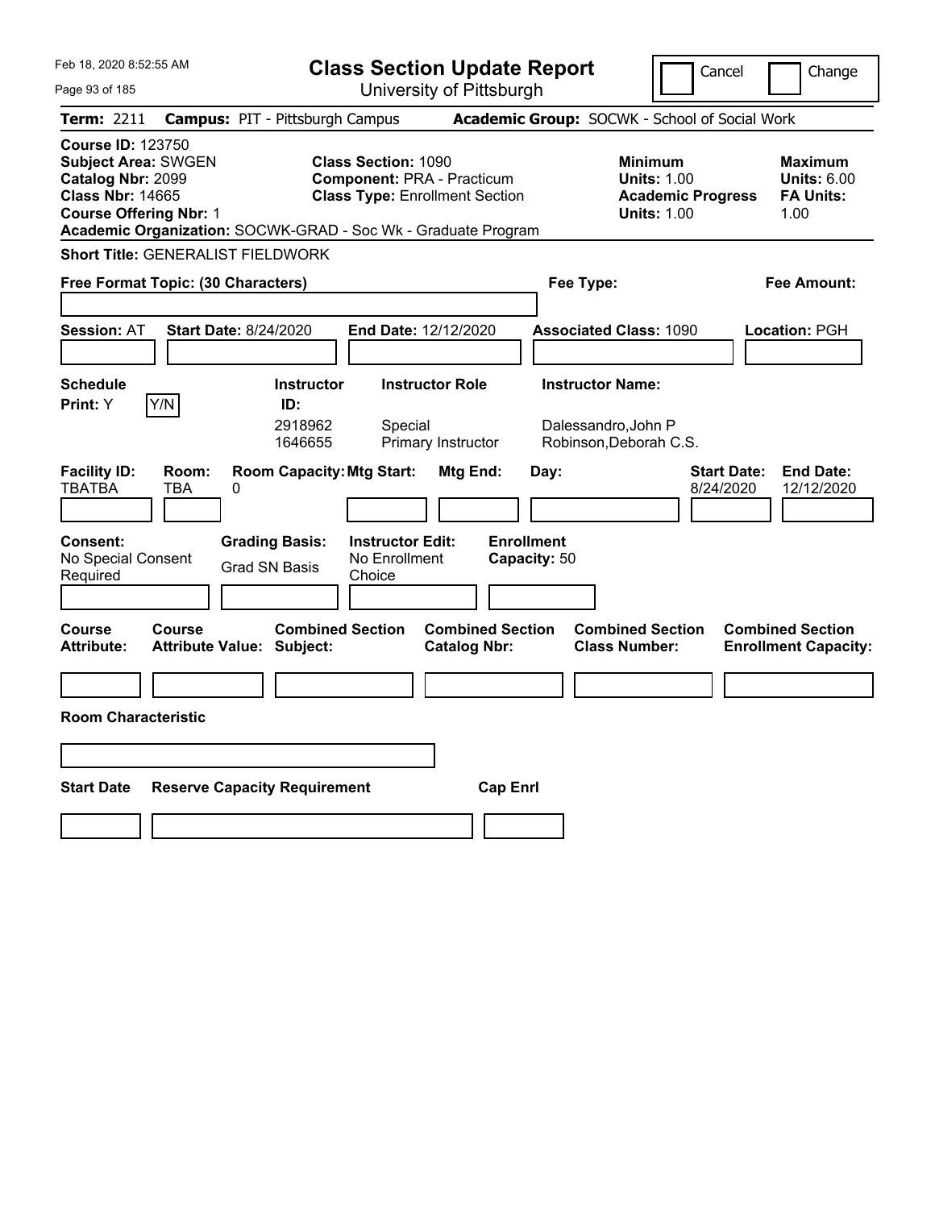Feb 18, 2020 8:52:55 AM

# Class Section Update Report

University of Pittsburgh

Cancel / Change

**Term:** 2211 **Campus:** PIT - Pittsburgh Campus **Academic Group:** SOCWK - School of Social Work

**Course ID:** 123750
**Subject Area:** SWGEN
**Catalog Nbr:** 2099
**Class Nbr:** 14665
**Course Offering Nbr:** 1
**Academic Organization:** SOCWK-GRAD - Soc Wk - Graduate Program

**Class Section:** 1090
**Component:** PRA - Practicum
**Class Type:** Enrollment Section

**Minimum Units:** 1.00
**Academic Progress Units:** 1.00

**Maximum Units:** 6.00
**FA Units:** 1.00

**Short Title:** GENERALIST FIELDWORK

**Free Format Topic: (30 Characters)**

**Fee Type:**

**Fee Amount:**

**Session:** AT **Start Date:** 8/24/2020 **End Date:** 12/12/2020 **Associated Class:** 1090 **Location:** PGH

**Schedule Print:** Y Y/N

| Instructor ID | Instructor Role | Instructor Name |
|---|---|---|
| 2918962 | Special | Dalessandro,John P |
| 1646655 | Primary Instructor | Robinson,Deborah C.S. |

| Facility ID | Room | Room Capacity | Mtg Start | Mtg End | Day | Start Date | End Date |
|---|---|---|---|---|---|---|---|
| TBATBA | TBA | 0 | | | | 8/24/2020 | 12/12/2020 |

**Consent:** No Special Consent Required
**Grading Basis:** Grad SN Basis
**Instructor Edit:** No Enrollment Choice
**Enrollment Capacity:** 50

| Course Attribute | Course Attribute Value | Combined Section Subject | Combined Section Catalog Nbr | Combined Section Class Number | Combined Section Enrollment Capacity |
|---|---|---|---|---|---|
| | | | | | |

**Room Characteristic**

| Start Date | Reserve Capacity Requirement | Cap Enrl |
|---|---|---|
| | | |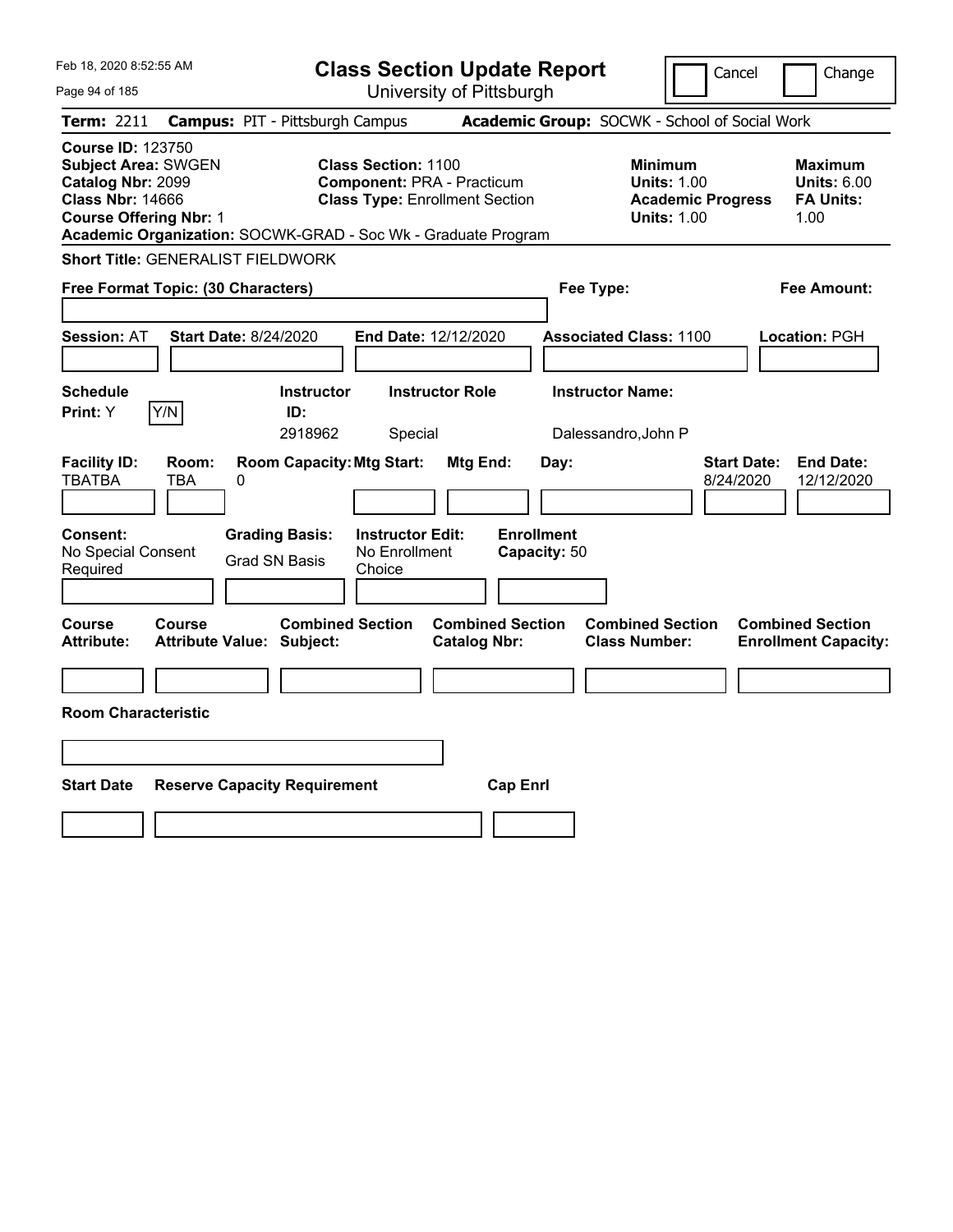Feb 18, 2020 8:52:55 AM

# Class Section Update Report

University of Pittsburgh

Cancel | Change

**Term:** 2211 **Campus:** PIT - Pittsburgh Campus **Academic Group:** SOCWK - School of Social Work

**Course ID:** 123750
**Subject Area:** SWGEN
**Catalog Nbr:** 2099
**Class Nbr:** 14666
**Course Offering Nbr:** 1
**Academic Organization:** SOCWK-GRAD - Soc Wk - Graduate Program

**Class Section:** 1100
**Component:** PRA - Practicum
**Class Type:** Enrollment Section

**Minimum Units:** 1.00
**Academic Progress Units:** 1.00

**Maximum Units:** 6.00
**FA Units:** 1.00

**Short Title:** GENERALIST FIELDWORK

**Free Format Topic: (30 Characters)**

**Fee Type:**

**Fee Amount:**

**Session:** AT **Start Date:** 8/24/2020 **End Date:** 12/12/2020 **Associated Class:** 1100 **Location:** PGH

| Schedule Print: | Instructor ID: | Instructor Role | Instructor Name: |
|---|---|---|---|
| Y [Y/N] | 2918962 | Special | Dalessandro,John P |

| Facility ID: | Room: | Room Capacity: | Mtg Start: | Mtg End: | Day: | Start Date: | End Date: |
|---|---|---|---|---|---|---|---|
| TBATBA | TBA | 0 | | | | 8/24/2020 | 12/12/2020 |

| Consent: | Grading Basis: | Instructor Edit: | Enrollment Capacity: |
|---|---|---|---|
| No Special Consent Required | Grad SN Basis | No Enrollment Choice | 50 |

| Course Attribute: | Course Attribute Value: | Combined Section Subject: | Combined Section Catalog Nbr: | Combined Section Class Number: | Combined Section Enrollment Capacity: |
|---|---|---|---|---|---|
| | | | | | |

**Room Characteristic**

| Start Date | Reserve Capacity Requirement | Cap Enrl |
|---|---|---|
| | | |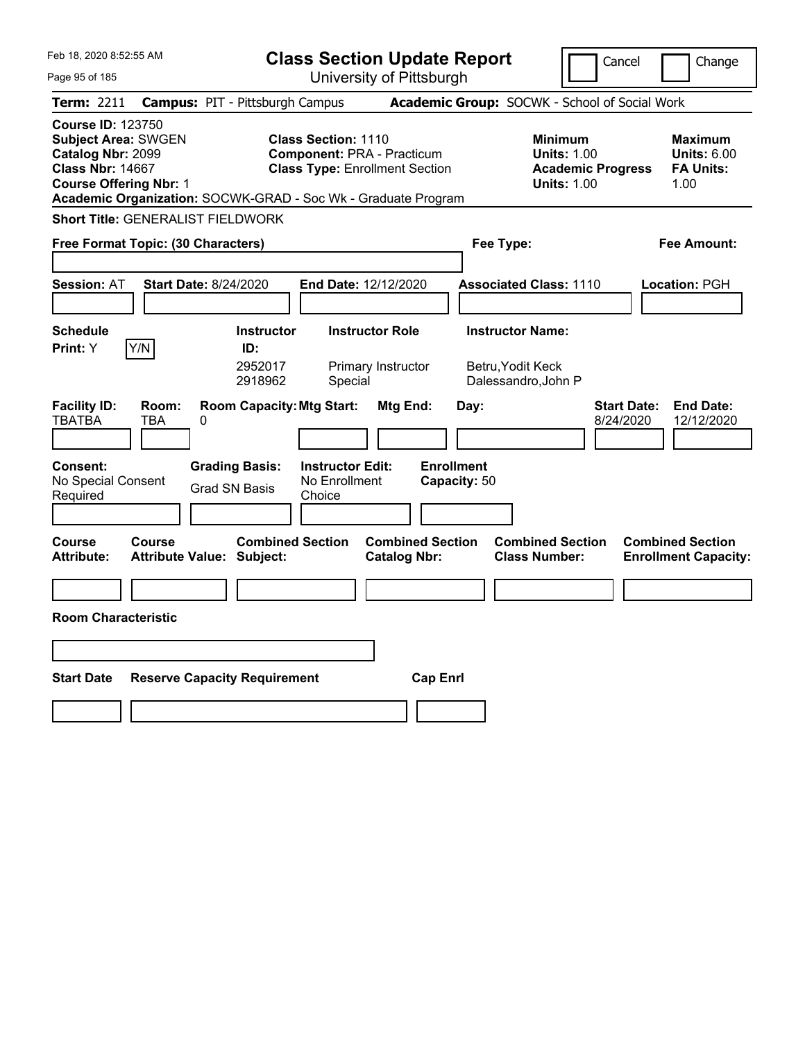# Class Section Update Report

University of Pittsburgh

Feb 18, 2020 8:52:55 AM

Cancel | Change

**Term:** 2211 **Campus:** PIT - Pittsburgh Campus **Academic Group:** SOCWK - School of Social Work

**Course ID:** 123750
**Subject Area:** SWGEN
**Catalog Nbr:** 2099
**Class Nbr:** 14667
**Course Offering Nbr:** 1

**Class Section:** 1110
**Component:** PRA - Practicum
**Class Type:** Enrollment Section

**Minimum Units:** 1.00
**Academic Progress Units:** 1.00

**Maximum Units:** 6.00
**FA Units:** 1.00

**Academic Organization:** SOCWK-GRAD - Soc Wk - Graduate Program

**Short Title:** GENERALIST FIELDWORK

**Free Format Topic: (30 Characters)**

**Fee Type:**

**Fee Amount:**

**Session:** AT **Start Date:** 8/24/2020 **End Date:** 12/12/2020 **Associated Class:** 1110 **Location:** PGH

**Schedule Print:** Y Y/N

| Instructor ID | Instructor Role | Instructor Name |
|---|---|---|
| 2952017 | Primary Instructor | Betru,Yodit Keck |
| 2918962 | Special | Dalessandro,John P |

| Facility ID | Room | Room Capacity | Mtg Start | Mtg End | Day | Start Date | End Date |
|---|---|---|---|---|---|---|---|
| TBATBA | TBA | 0 | | | | 8/24/2020 | 12/12/2020 |

**Consent:** No Special Consent Required
**Grading Basis:** Grad SN Basis
**Instructor Edit:** No Enrollment Choice
**Enrollment Capacity:** 50

| Course Attribute | Course Attribute Value | Combined Section Subject | Combined Section Catalog Nbr | Combined Section Class Number | Combined Section Enrollment Capacity |
|---|---|---|---|---|---|
| | | | | | |

**Room Characteristic**

| Start Date | Reserve Capacity Requirement | Cap Enrl |
|---|---|---|
| | | |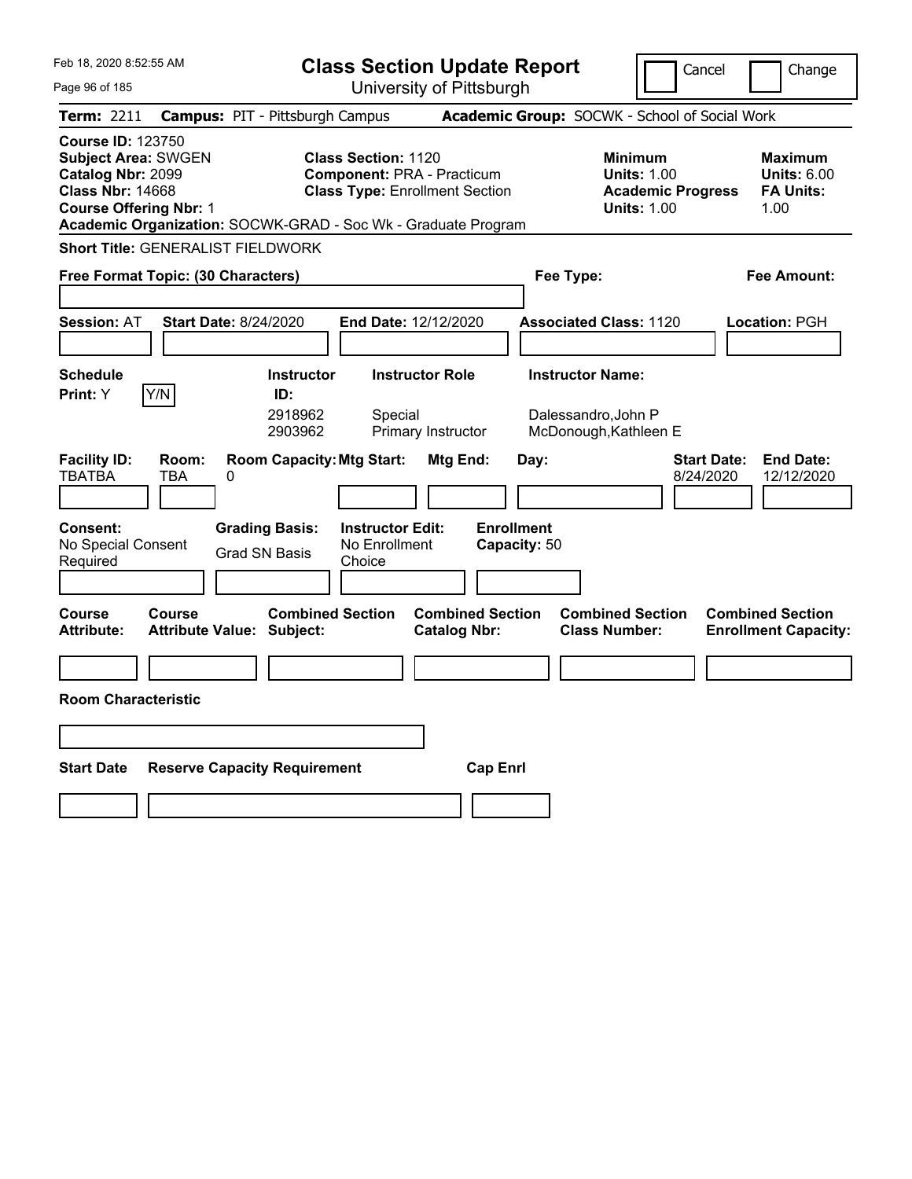Feb 18, 2020 8:52:55 AM

# Class Section Update Report

University of Pittsburgh

Cancel | Change

**Term:** 2211 **Campus:** PIT - Pittsburgh Campus **Academic Group:** SOCWK - School of Social Work

**Course ID:** 123750
**Subject Area:** SWGEN
**Catalog Nbr:** 2099
**Class Nbr:** 14668
**Course Offering Nbr:** 1
**Academic Organization:** SOCWK-GRAD - Soc Wk - Graduate Program

**Class Section:** 1120
**Component:** PRA - Practicum
**Class Type:** Enrollment Section

**Minimum Units:** 1.00
**Academic Progress Units:** 1.00

**Maximum Units:** 6.00
**FA Units:** 1.00

**Short Title:** GENERALIST FIELDWORK

**Free Format Topic: (30 Characters)**

**Fee Type:**

**Fee Amount:**

**Session:** AT **Start Date:** 8/24/2020 **End Date:** 12/12/2020 **Associated Class:** 1120 **Location:** PGH

**Schedule Print:** Y Y/N

| Instructor ID: | Instructor Role | Instructor Name: |
|---|---|---|
| 2918962 | Special | Dalessandro,John P |
| 2903962 | Primary Instructor | McDonough,Kathleen E |

| Facility ID: | Room: | Room Capacity: | Mtg Start: | Mtg End: | Day: | Start Date: | End Date: |
|---|---|---|---|---|---|---|---|
| TBATBA | TBA | 0 | | | | 8/24/2020 | 12/12/2020 |

**Consent:** No Special Consent Required
**Grading Basis:** Grad SN Basis
**Instructor Edit:** No Enrollment Choice
**Enrollment Capacity:** 50

| Course Attribute: | Course Attribute Value: | Combined Section Subject: | Combined Section Catalog Nbr: | Combined Section Class Number: | Combined Section Enrollment Capacity: |
|---|---|---|---|---|---|
| | | | | | |

**Room Characteristic**

| Start Date | Reserve Capacity Requirement | Cap Enrl |
|---|---|---|
| | | |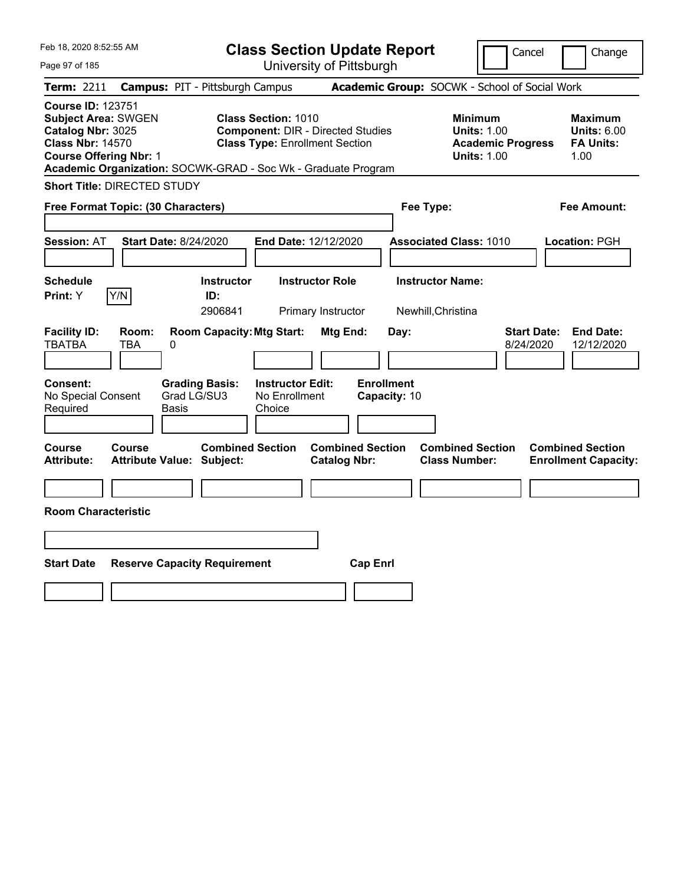Feb 18, 2020 8:52:55 AM

# Class Section Update Report

University of Pittsburgh

Cancel | Change

**Term:** 2211 **Campus:** PIT - Pittsburgh Campus **Academic Group:** SOCWK - School of Social Work

**Course ID:** 123751
**Subject Area:** SWGEN
**Catalog Nbr:** 3025
**Class Nbr:** 14570
**Course Offering Nbr:** 1
**Academic Organization:** SOCWK-GRAD - Soc Wk - Graduate Program

**Class Section:** 1010
**Component:** DIR - Directed Studies
**Class Type:** Enrollment Section

**Minimum Units:** 1.00
**Academic Progress Units:** 1.00

**Maximum Units:** 6.00
**FA Units:** 1.00

**Short Title:** DIRECTED STUDY

**Free Format Topic: (30 Characters)**

**Fee Type:**

**Fee Amount:**

**Session:** AT **Start Date:** 8/24/2020 **End Date:** 12/12/2020 **Associated Class:** 1010 **Location:** PGH

| Schedule Print: | Instructor ID: | Instructor Role | Instructor Name: |
|---|---|---|---|
| Y [Y/N] | 2906841 | Primary Instructor | Newhill,Christina |

| Facility ID: | Room: | Room Capacity: | Mtg Start: | Mtg End: | Day: | Start Date: | End Date: |
|---|---|---|---|---|---|---|---|
| TBATBA | TBA | 0 | | | | 8/24/2020 | 12/12/2020 |

| Consent: | Grading Basis: | Instructor Edit: | Enrollment Capacity: |
|---|---|---|---|
| No Special Consent Required | Grad LG/SU3 Basis | No Enrollment Choice | 10 |

| Course Attribute: | Course Attribute Value: | Combined Section Subject: | Combined Section Catalog Nbr: | Combined Section Class Number: | Combined Section Enrollment Capacity: |
|---|---|---|---|---|---|
| | | | | | |

**Room Characteristic**

| Start Date | Reserve Capacity Requirement | Cap Enrl |
|---|---|---|
| | | |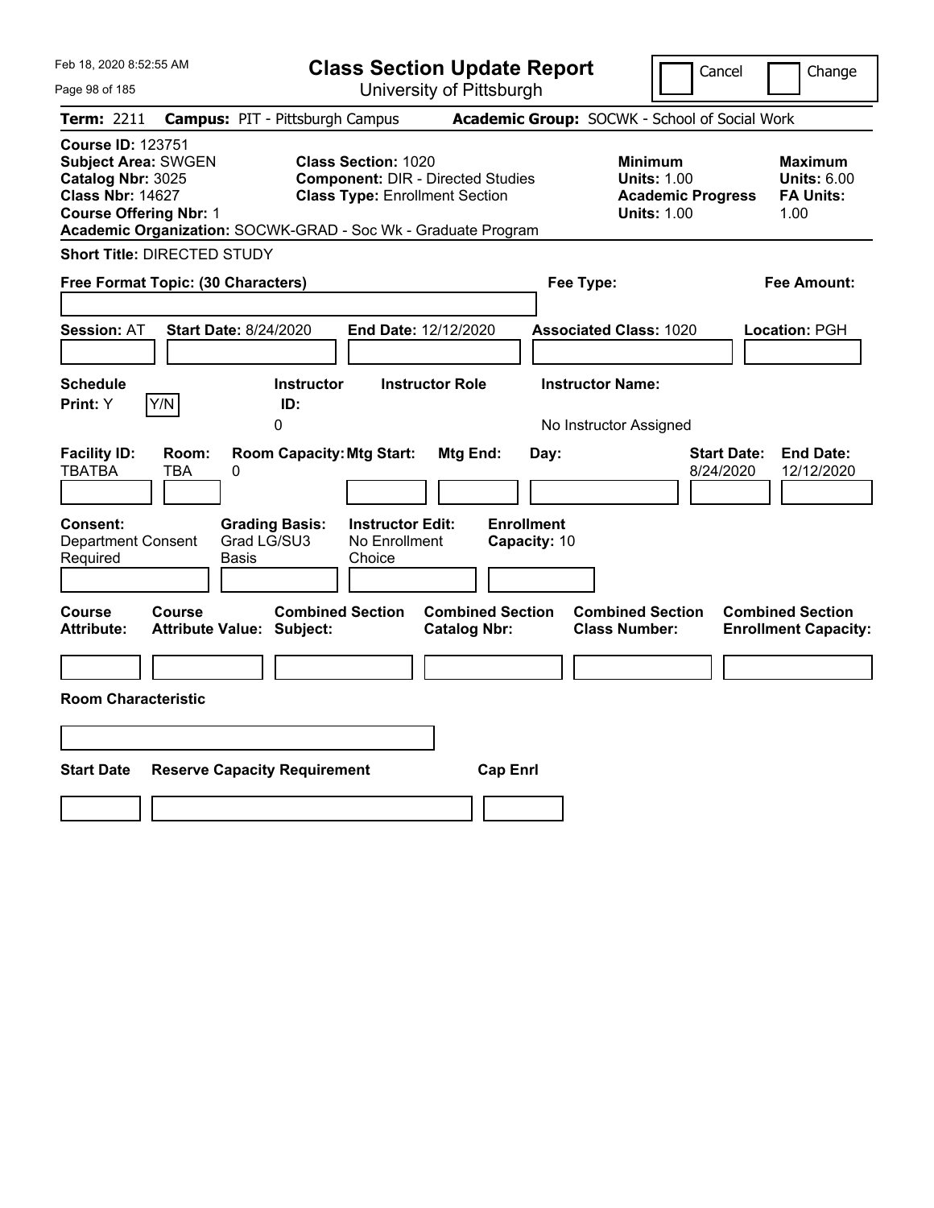Feb 18, 2020 8:52:55 AM

# Class Section Update Report

University of Pittsburgh

Cancel | Change

**Term:** 2211 **Campus:** PIT - Pittsburgh Campus **Academic Group:** SOCWK - School of Social Work

**Course ID:** 123751
**Subject Area:** SWGEN
**Catalog Nbr:** 3025
**Class Nbr:** 14627
**Course Offering Nbr:** 1

**Class Section:** 1020
**Component:** DIR - Directed Studies
**Class Type:** Enrollment Section

**Minimum Units:** 1.00
**Academic Progress Units:** 1.00

**Maximum Units:** 6.00
**FA Units:** 1.00

**Academic Organization:** SOCWK-GRAD - Soc Wk - Graduate Program

**Short Title:** DIRECTED STUDY

**Free Format Topic: (30 Characters)**

**Fee Type:**

**Fee Amount:**

**Session:** AT **Start Date:** 8/24/2020 **End Date:** 12/12/2020 **Associated Class:** 1020 **Location:** PGH

| Schedule Print: | Instructor ID: | Instructor Role | Instructor Name: |
|---|---|---|---|
| Y | 0 | | No Instructor Assigned |

| Facility ID: | Room: | Room Capacity: | Mtg Start: | Mtg End: | Day: | Start Date: | End Date: |
|---|---|---|---|---|---|---|---|
| TBATBA | TBA | 0 | | | | 8/24/2020 | 12/12/2020 |

| Consent: | Grading Basis: | Instructor Edit: | Enrollment Capacity: |
|---|---|---|---|
| Department Consent Required | Grad LG/SU3 Basis | No Enrollment Choice | 10 |

| Course Attribute: | Course Attribute Value: | Combined Section Subject: | Combined Section Catalog Nbr: | Combined Section Class Number: | Combined Section Enrollment Capacity: |
|---|---|---|---|---|---|
| | | | | | |

**Room Characteristic**

| Start Date | Reserve Capacity Requirement | Cap Enrl |
|---|---|---|
| | | |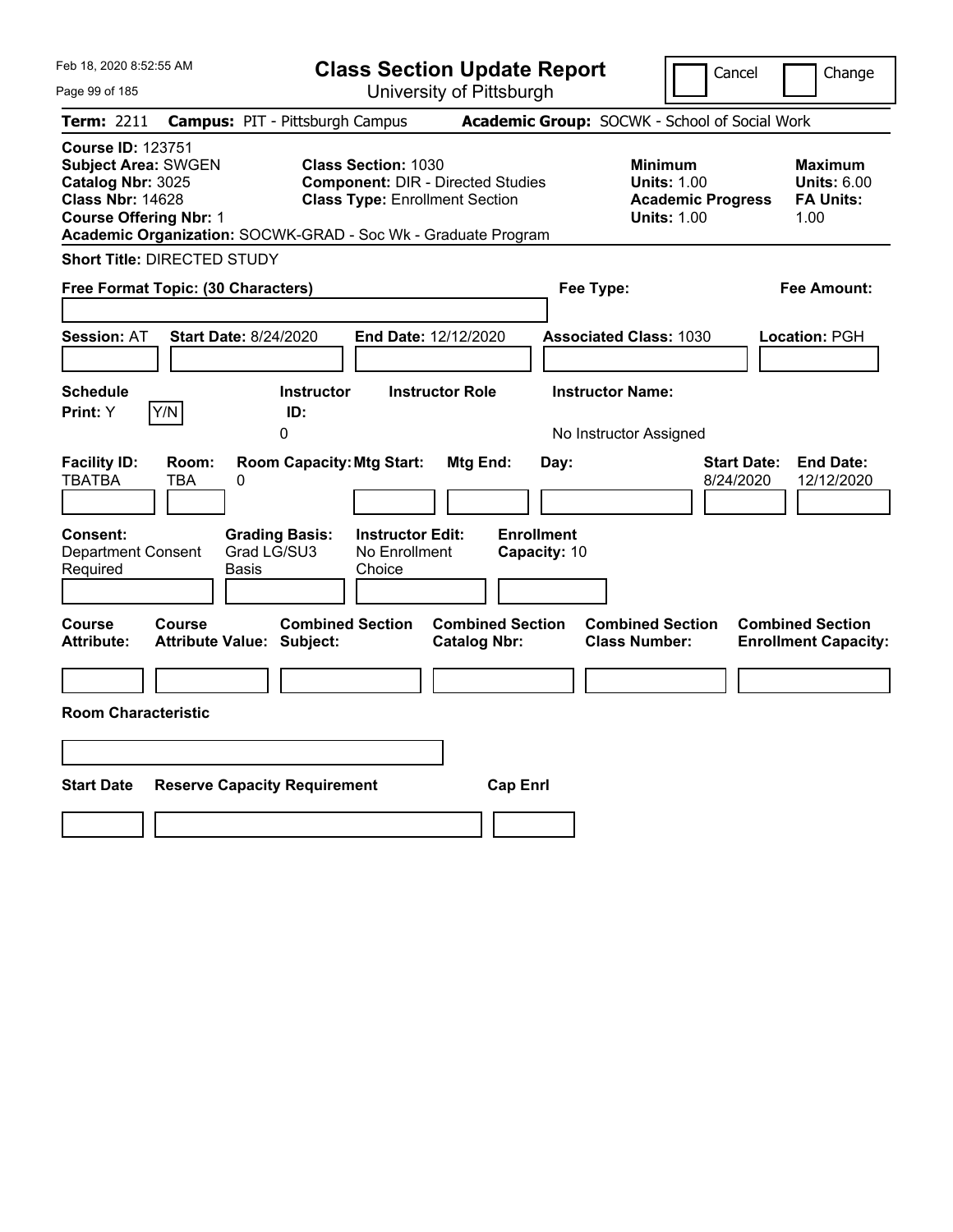Feb 18, 2020 8:52:55 AM

# Class Section Update Report

University of Pittsburgh

Cancel | Change

**Term:** 2211 **Campus:** PIT - Pittsburgh Campus **Academic Group:** SOCWK - School of Social Work

**Course ID:** 123751
**Subject Area:** SWGEN
**Catalog Nbr:** 3025
**Class Nbr:** 14628
**Course Offering Nbr:** 1

**Class Section:** 1030
**Component:** DIR - Directed Studies
**Class Type:** Enrollment Section

**Minimum Units:** 1.00
**Academic Progress Units:** 1.00

**Maximum Units:** 6.00
**FA Units:** 1.00

**Academic Organization:** SOCWK-GRAD - Soc Wk - Graduate Program

**Short Title:** DIRECTED STUDY

**Free Format Topic: (30 Characters)**

**Fee Type:**

**Fee Amount:**

**Session:** AT **Start Date:** 8/24/2020 **End Date:** 12/12/2020 **Associated Class:** 1030 **Location:** PGH

**Schedule Print:** Y [Y/N]

**Instructor ID:** 0

**Instructor Role:**

**Instructor Name:** No Instructor Assigned

| Facility ID: | Room: | Room Capacity: | Mtg Start: | Mtg End: | Day: | Start Date: | End Date: |
|---|---|---|---|---|---|---|---|
| TBATBA | TBA | 0 | | | | 8/24/2020 | 12/12/2020 |

**Consent:** Department Consent Required

**Grading Basis:** Grad LG/SU3 Basis

**Instructor Edit:** No Enrollment Choice

**Enrollment Capacity:** 10

| Course Attribute: | Course Attribute Value: | Combined Section Subject: | Combined Section Catalog Nbr: | Combined Section Class Number: | Combined Section Enrollment Capacity: |
|---|---|---|---|---|---|
| | | | | | |

**Room Characteristic**

| Start Date | Reserve Capacity Requirement | Cap Enrl |
|---|---|---|
| | | |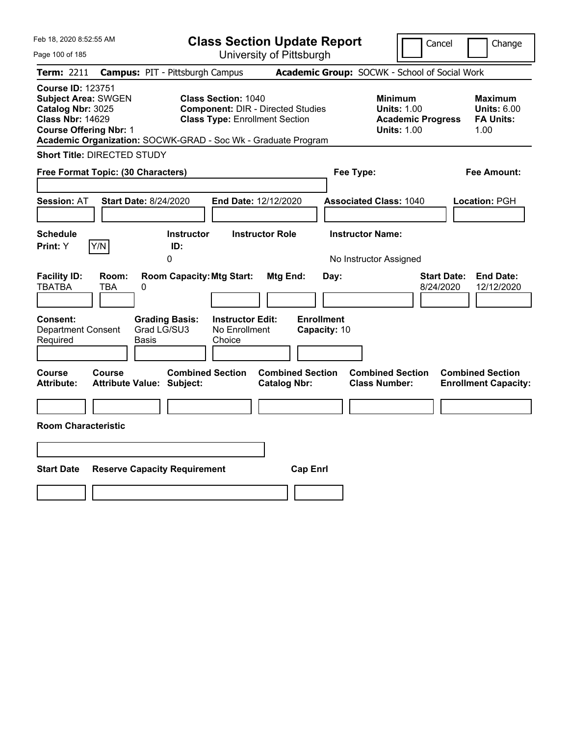# Class Section Update Report

University of Pittsburgh

Cancel | Change

**Term:** 2211 **Campus:** PIT - Pittsburgh Campus **Academic Group:** SOCWK - School of Social Work

**Course ID:** 123751
**Subject Area:** SWGEN
**Catalog Nbr:** 3025
**Class Nbr:** 14629
**Course Offering Nbr:** 1

**Class Section:** 1040
**Component:** DIR - Directed Studies
**Class Type:** Enrollment Section

**Minimum Units:** 1.00
**Academic Progress Units:** 1.00

**Maximum Units:** 6.00
**FA Units:** 1.00

**Academic Organization:** SOCWK-GRAD - Soc Wk - Graduate Program

**Short Title:** DIRECTED STUDY

**Free Format Topic: (30 Characters)**

**Fee Type:**

**Fee Amount:**

**Session:** AT **Start Date:** 8/24/2020 **End Date:** 12/12/2020 **Associated Class:** 1040 **Location:** PGH

| Schedule Print: | | Instructor ID: | Instructor Role | Instructor Name: |
|---|---|---|---|---|
| Y | Y/N | 0 | | No Instructor Assigned |

| Facility ID: | Room: | Room Capacity: | Mtg Start: | Mtg End: | Day: | Start Date: | End Date: |
|---|---|---|---|---|---|---|---|
| TBATBA | TBA | 0 | | | | 8/24/2020 | 12/12/2020 |

| Consent: | Grading Basis: | Instructor Edit: | Enrollment Capacity: |
|---|---|---|---|
| Department Consent Required | Grad LG/SU3 Basis | No Enrollment Choice | 10 |

| Course Attribute: | Course Attribute Value: | Combined Section Subject: | Combined Section Catalog Nbr: | Combined Section Class Number: | Combined Section Enrollment Capacity: |
|---|---|---|---|---|---|
| | | | | | |

**Room Characteristic**

| Start Date | Reserve Capacity Requirement | Cap Enrl |
|---|---|---|
| | | |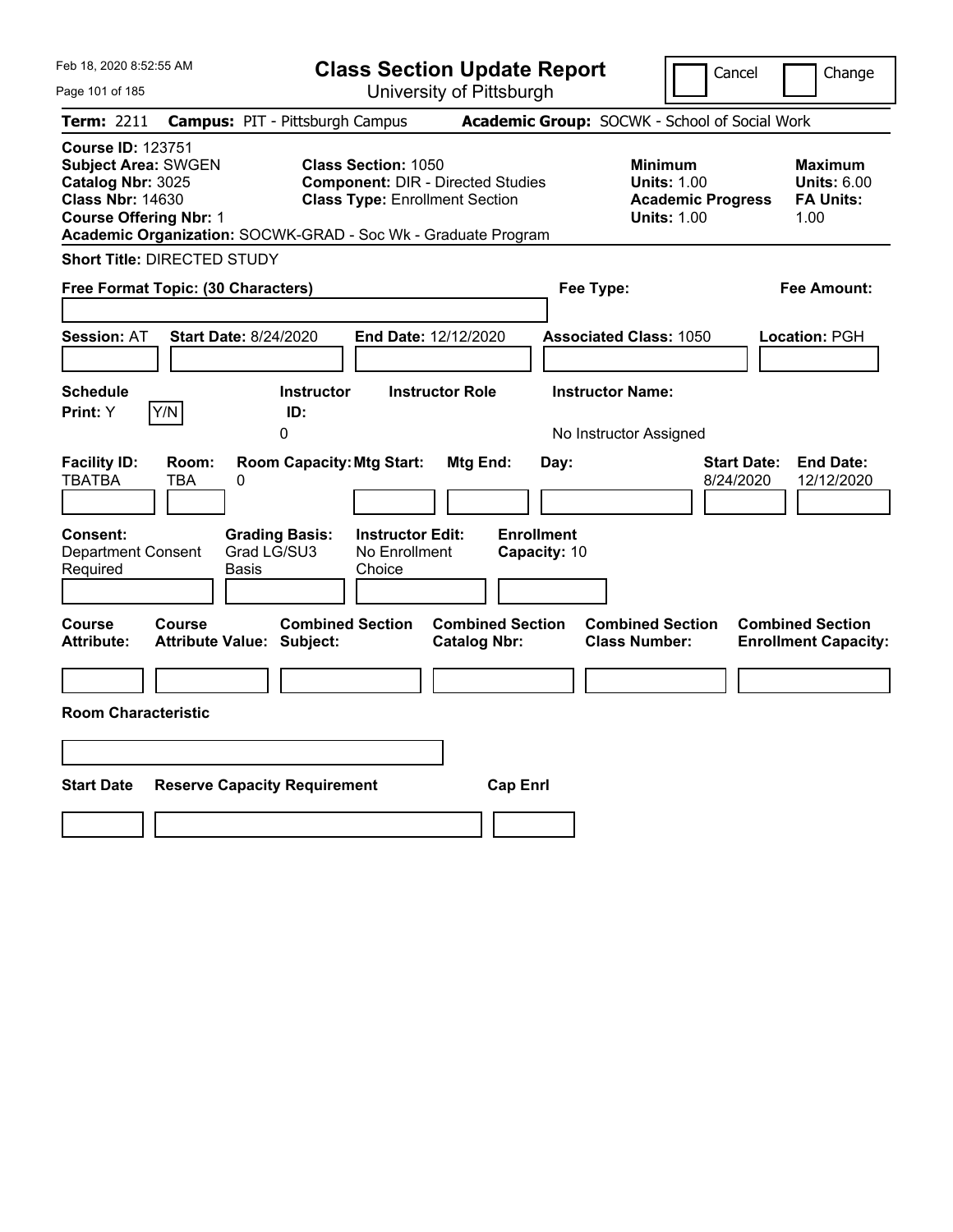Feb 18, 2020 8:52:55 AM

# Class Section Update Report

University of Pittsburgh

Cancel | Change

**Term:** 2211 **Campus:** PIT - Pittsburgh Campus **Academic Group:** SOCWK - School of Social Work

**Course ID:** 123751
**Subject Area:** SWGEN
**Catalog Nbr:** 3025
**Class Nbr:** 14630
**Course Offering Nbr:** 1
**Academic Organization:** SOCWK-GRAD - Soc Wk - Graduate Program

**Class Section:** 1050
**Component:** DIR - Directed Studies
**Class Type:** Enrollment Section

**Minimum Units:** 1.00
**Academic Progress Units:** 1.00

**Maximum Units:** 6.00
**FA Units:** 1.00

**Short Title:** DIRECTED STUDY

**Free Format Topic: (30 Characters)**

**Fee Type:**

**Fee Amount:**

**Session:** AT **Start Date:** 8/24/2020 **End Date:** 12/12/2020 **Associated Class:** 1050 **Location:** PGH

| Schedule Print: | Instructor ID: | Instructor Role | Instructor Name: |
|---|---|---|---|
| Y | 0 | | No Instructor Assigned |

| Facility ID: | Room: | Room Capacity: | Mtg Start: | Mtg End: | Day: | Start Date: | End Date: |
|---|---|---|---|---|---|---|---|
| TBATBA | TBA | 0 | | | | 8/24/2020 | 12/12/2020 |

| Consent: | Grading Basis: | Instructor Edit: | Enrollment Capacity: |
|---|---|---|---|
| Department Consent Required | Grad LG/SU3 Basis | No Enrollment Choice | 10 |

| Course Attribute: | Course Attribute Value: | Combined Section Subject: | Combined Section Catalog Nbr: | Combined Section Class Number: | Combined Section Enrollment Capacity: |
|---|---|---|---|---|---|
| | | | | | |

**Room Characteristic**

| Start Date | Reserve Capacity Requirement | Cap Enrl |
|---|---|---|
| | | |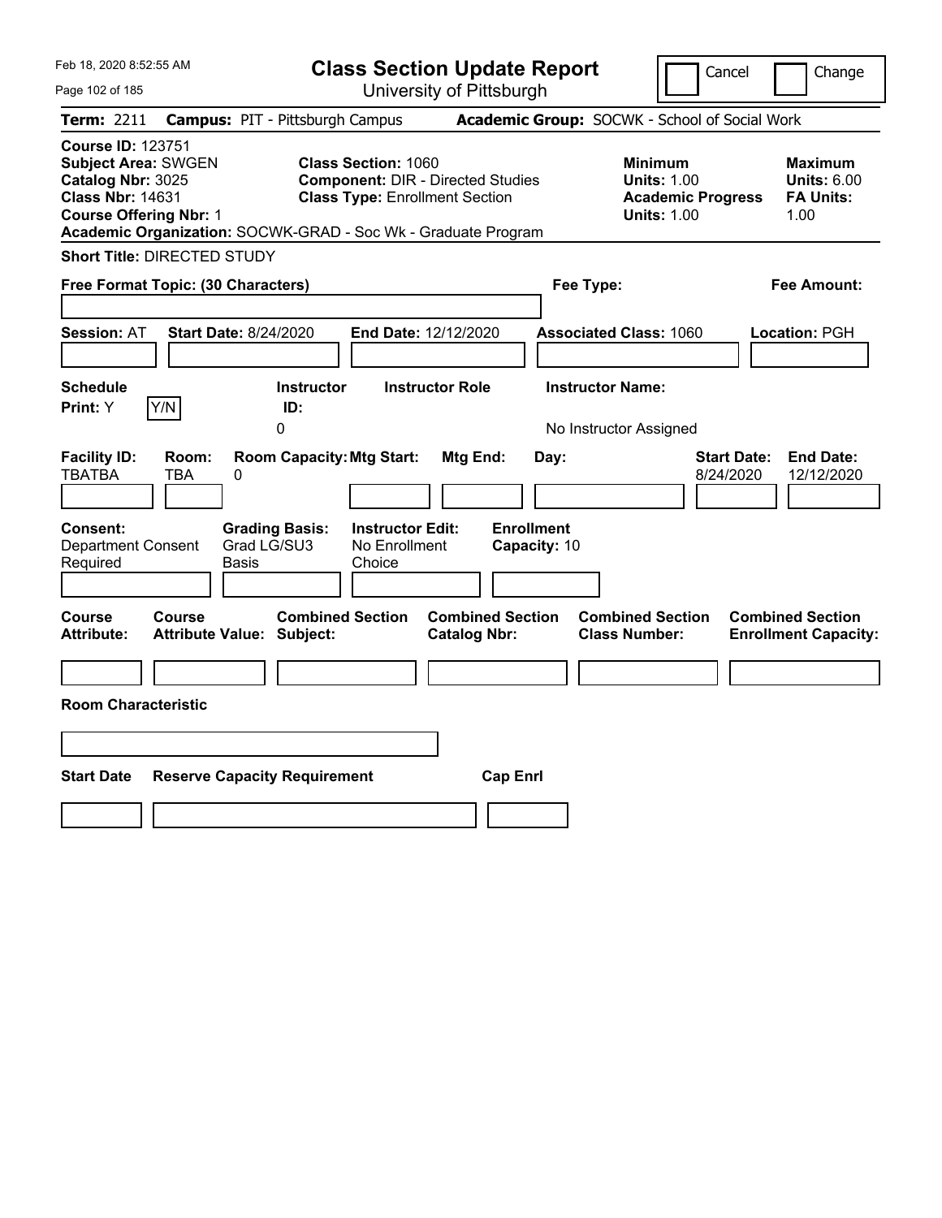# Class Section Update Report

University of Pittsburgh

Cancel | Change

Feb 18, 2020 8:52:55 AM

**Term:** 2211 **Campus:** PIT - Pittsburgh Campus **Academic Group:** SOCWK - School of Social Work

**Course ID:** 123751
**Subject Area:** SWGEN
**Catalog Nbr:** 3025
**Class Nbr:** 14631
**Course Offering Nbr:** 1

**Class Section:** 1060
**Component:** DIR - Directed Studies
**Class Type:** Enrollment Section

**Minimum Units:** 1.00
**Academic Progress Units:** 1.00

**Maximum Units:** 6.00
**FA Units:** 1.00

**Academic Organization:** SOCWK-GRAD - Soc Wk - Graduate Program

**Short Title:** DIRECTED STUDY

**Free Format Topic: (30 Characters)**

**Fee Type:**

**Fee Amount:**

**Session:** AT **Start Date:** 8/24/2020 **End Date:** 12/12/2020 **Associated Class:** 1060 **Location:** PGH

| Schedule Print: | Instructor ID: | Instructor Role | Instructor Name: |
|---|---|---|---|
| Y | 0 | | No Instructor Assigned |

| Facility ID: | Room: | Room Capacity: | Mtg Start: | Mtg End: | Day: | Start Date: | End Date: |
|---|---|---|---|---|---|---|---|
| TBATBA | TBA | 0 | | | | 8/24/2020 | 12/12/2020 |

| Consent: | Grading Basis: | Instructor Edit: | Enrollment Capacity: |
|---|---|---|---|
| Department Consent Required | Grad LG/SU3 Basis | No Enrollment Choice | 10 |

| Course Attribute: | Course Attribute Value: | Combined Section Subject: | Combined Section Catalog Nbr: | Combined Section Class Number: | Combined Section Enrollment Capacity: |
|---|---|---|---|---|---|
| | | | | | |

**Room Characteristic**

| Start Date | Reserve Capacity Requirement | Cap Enrl |
|---|---|---|
| | | |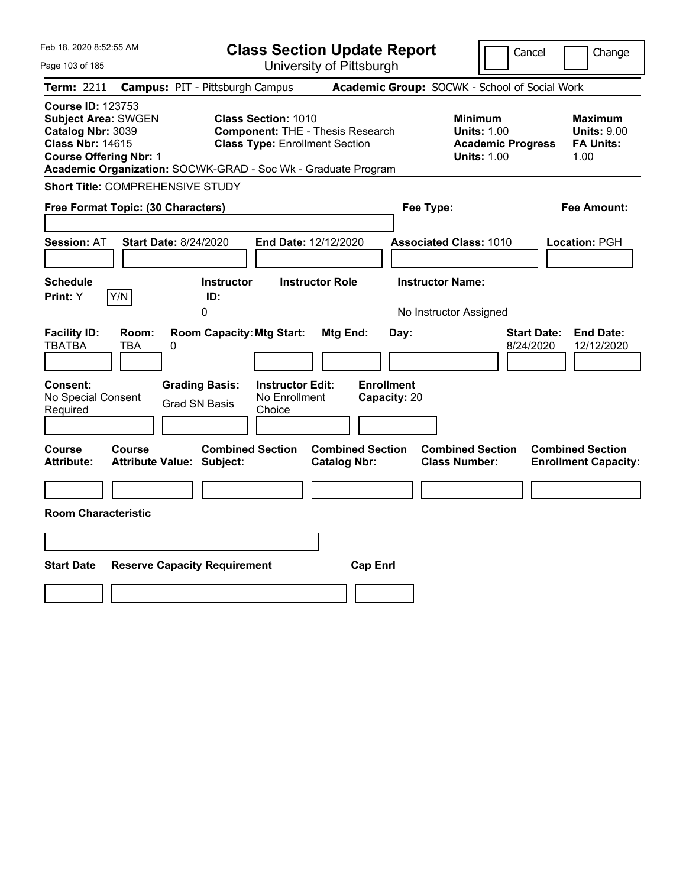# Class Section Update Report

University of Pittsburgh

Cancel | Change

**Term:** 2211 **Campus:** PIT - Pittsburgh Campus **Academic Group:** SOCWK - School of Social Work

**Course ID:** 123753
**Subject Area:** SWGEN
**Catalog Nbr:** 3039
**Class Nbr:** 14615
**Course Offering Nbr:** 1

**Class Section:** 1010
**Component:** THE - Thesis Research
**Class Type:** Enrollment Section

**Minimum Units:** 1.00
**Academic Progress Units:** 1.00

**Maximum Units:** 9.00
**FA Units:** 1.00

**Academic Organization:** SOCWK-GRAD - Soc Wk - Graduate Program

**Short Title:** COMPREHENSIVE STUDY

**Free Format Topic: (30 Characters)**

**Fee Type:**

**Fee Amount:**

**Session:** AT **Start Date:** 8/24/2020 **End Date:** 12/12/2020 **Associated Class:** 1010 **Location:** PGH

| Schedule Print: | | Instructor ID: | Instructor Role | Instructor Name: |
|---|---|---|---|---|
| Y | Y/N | 0 | | No Instructor Assigned |

| Facility ID: | Room: | Room Capacity: | Mtg Start: | Mtg End: | Day: | Start Date: | End Date: |
|---|---|---|---|---|---|---|---|
| TBATBA | TBA | 0 | | | | 8/24/2020 | 12/12/2020 |

| Consent: | Grading Basis: | Instructor Edit: | Enrollment Capacity: |
|---|---|---|---|
| No Special Consent Required | Grad SN Basis | No Enrollment Choice | 20 |

| Course Attribute: | Course Attribute Value: | Combined Section Subject: | Combined Section Catalog Nbr: | Combined Section Class Number: | Combined Section Enrollment Capacity: |
|---|---|---|---|---|---|
| | | | | | |

**Room Characteristic**

| Start Date | Reserve Capacity Requirement | Cap Enrl |
|---|---|---|
| | | |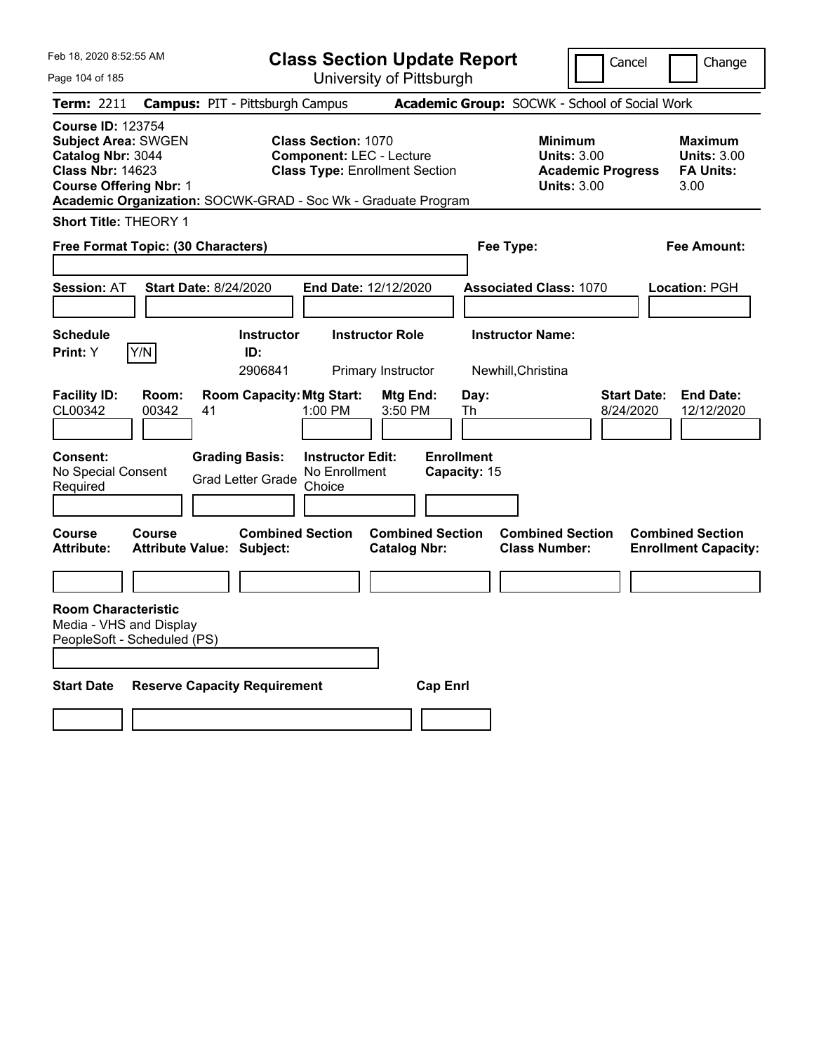# Class Section Update Report

University of Pittsburgh

Feb 18, 2020 8:52:55 AM

Cancel | Change

**Term:** 2211 **Campus:** PIT - Pittsburgh Campus **Academic Group:** SOCWK - School of Social Work

**Course ID:** 123754
**Subject Area:** SWGEN
**Catalog Nbr:** 3044
**Class Nbr:** 14623
**Course Offering Nbr:** 1

**Class Section:** 1070
**Component:** LEC - Lecture
**Class Type:** Enrollment Section

**Minimum Units:** 3.00
**Academic Progress Units:** 3.00

**Maximum Units:** 3.00
**FA Units:** 3.00

**Academic Organization:** SOCWK-GRAD - Soc Wk - Graduate Program

**Short Title:** THEORY 1

**Free Format Topic: (30 Characters)**

**Fee Type:**

**Fee Amount:**

**Session:** AT **Start Date:** 8/24/2020 **End Date:** 12/12/2020 **Associated Class:** 1070 **Location:** PGH

| Schedule Print | | Instructor ID | Instructor Role | Instructor Name |
|---|---|---|---|---|
| Y | Y/N | 2906841 | Primary Instructor | Newhill,Christina |

| Facility ID | Room | Room Capacity | Mtg Start | Mtg End | Day | Start Date | End Date |
|---|---|---|---|---|---|---|---|
| CL00342 | 00342 | 41 | 1:00 PM | 3:50 PM | Th | 8/24/2020 | 12/12/2020 |

| Consent | Grading Basis | Instructor Edit | Enrollment Capacity |
|---|---|---|---|
| No Special Consent Required | Grad Letter Grade | No Enrollment Choice | 15 |

| Course Attribute | Course Attribute Value | Combined Section Subject | Combined Section Catalog Nbr | Combined Section Class Number | Combined Section Enrollment Capacity |
|---|---|---|---|---|---|
| | | | | | |

**Room Characteristic**
Media - VHS and Display
PeopleSoft - Scheduled (PS)

| Start Date | Reserve Capacity Requirement | Cap Enrl |
|---|---|---|
| | | |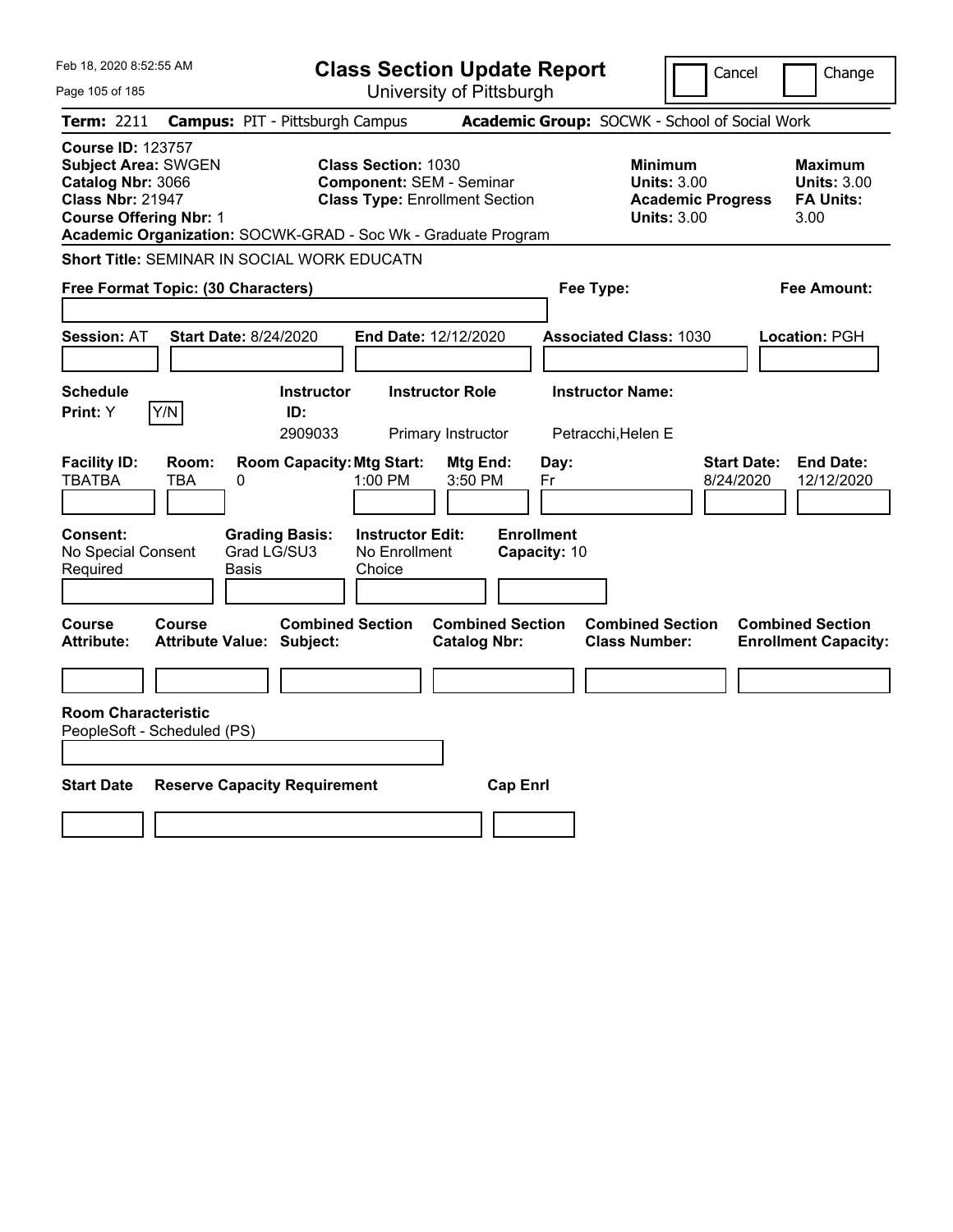Feb 18, 2020 8:52:55 AM

# Class Section Update Report

University of Pittsburgh

Cancel | Change

**Term:** 2211 **Campus:** PIT - Pittsburgh Campus **Academic Group:** SOCWK - School of Social Work

**Course ID:** 123757
**Subject Area:** SWGEN
**Catalog Nbr:** 3066
**Class Nbr:** 21947
**Course Offering Nbr:** 1

**Class Section:** 1030
**Component:** SEM - Seminar
**Class Type:** Enrollment Section

**Minimum Units:** 3.00
**Academic Progress Units:** 3.00

**Maximum Units:** 3.00
**FA Units:** 3.00

**Academic Organization:** SOCWK-GRAD - Soc Wk - Graduate Program

**Short Title:** SEMINAR IN SOCIAL WORK EDUCATN

**Free Format Topic: (30 Characters)**

**Fee Type:**

**Fee Amount:**

**Session:** AT **Start Date:** 8/24/2020 **End Date:** 12/12/2020 **Associated Class:** 1030 **Location:** PGH

| Schedule Print | Instructor ID | Instructor Role | Instructor Name |
|---|---|---|---|
| Y (Y/N) | 2909033 | Primary Instructor | Petracchi,Helen E |

| Facility ID | Room | Room Capacity | Mtg Start | Mtg End | Day | Start Date | End Date |
|---|---|---|---|---|---|---|---|
| TBATBA | TBA | 0 | 1:00 PM | 3:50 PM | Fr | 8/24/2020 | 12/12/2020 |

**Consent:** No Special Consent Required
**Grading Basis:** Grad LG/SU3 Basis
**Instructor Edit:** No Enrollment Choice
**Enrollment Capacity:** 10

| Course Attribute | Course Attribute Value | Combined Section Subject | Combined Section Catalog Nbr | Combined Section Class Number | Combined Section Enrollment Capacity |
|---|---|---|---|---|---|
| | | | | | |

**Room Characteristic**
PeopleSoft - Scheduled (PS)

| Start Date | Reserve Capacity Requirement | Cap Enrl |
|---|---|---|
| | | |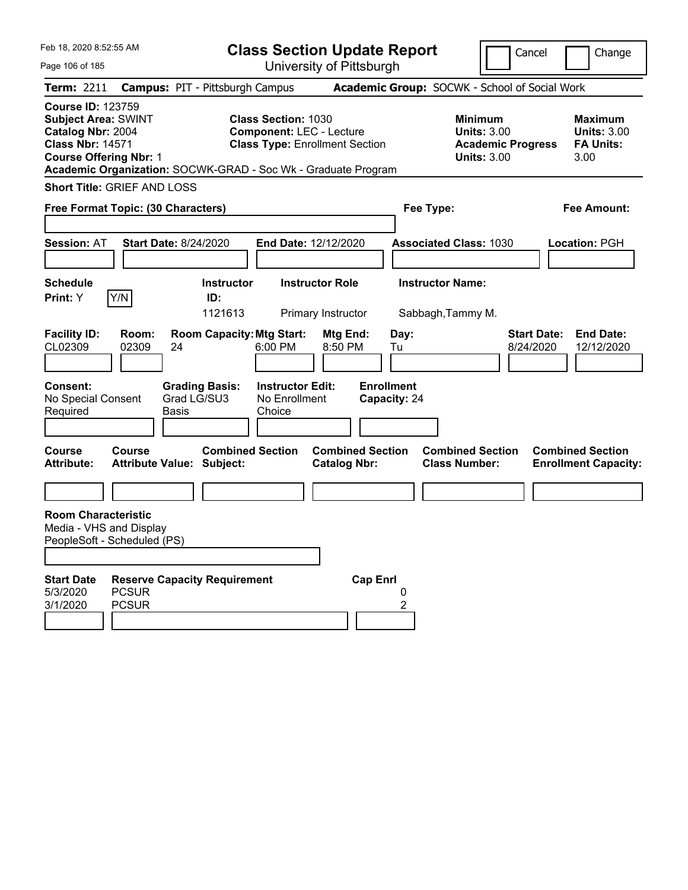# Class Section Update Report

University of Pittsburgh

Cancel | Change

**Term:** 2211 **Campus:** PIT - Pittsburgh Campus **Academic Group:** SOCWK - School of Social Work

**Course ID:** 123759
**Subject Area:** SWINT
**Catalog Nbr:** 2004
**Class Nbr:** 14571
**Course Offering Nbr:** 1

**Class Section:** 1030
**Component:** LEC - Lecture
**Class Type:** Enrollment Section

**Minimum Units:** 3.00
**Academic Progress Units:** 3.00

**Maximum Units:** 3.00
**FA Units:** 3.00

**Academic Organization:** SOCWK-GRAD - Soc Wk - Graduate Program

**Short Title:** GRIEF AND LOSS

**Free Format Topic: (30 Characters)**

**Fee Type:**

**Fee Amount:**

**Session:** AT **Start Date:** 8/24/2020 **End Date:** 12/12/2020 **Associated Class:** 1030 **Location:** PGH

| Schedule Print | | Instructor ID | Instructor Role | Instructor Name |
|---|---|---|---|---|
| Y | Y/N | 1121613 | Primary Instructor | Sabbagh,Tammy M. |

| Facility ID | Room | Room Capacity | Mtg Start | Mtg End | Day | Start Date | End Date |
|---|---|---|---|---|---|---|---|
| CL02309 | 02309 | 24 | 6:00 PM | 8:50 PM | Tu | 8/24/2020 | 12/12/2020 |

**Consent:** No Special Consent Required
**Grading Basis:** Grad LG/SU3 Basis
**Instructor Edit:** No Enrollment Choice
**Enrollment Capacity:** 24

| Course Attribute | Course Attribute Value | Combined Section Subject | Combined Section Catalog Nbr | Combined Section Class Number | Combined Section Enrollment Capacity |
|---|---|---|---|---|---|
| | | | | | |

**Room Characteristic**
Media - VHS and Display
PeopleSoft - Scheduled (PS)

| Start Date | Reserve Capacity Requirement | Cap Enrl |
|---|---|---|
| 5/3/2020 | PCSUR | 0 |
| 3/1/2020 | PCSUR | 2 |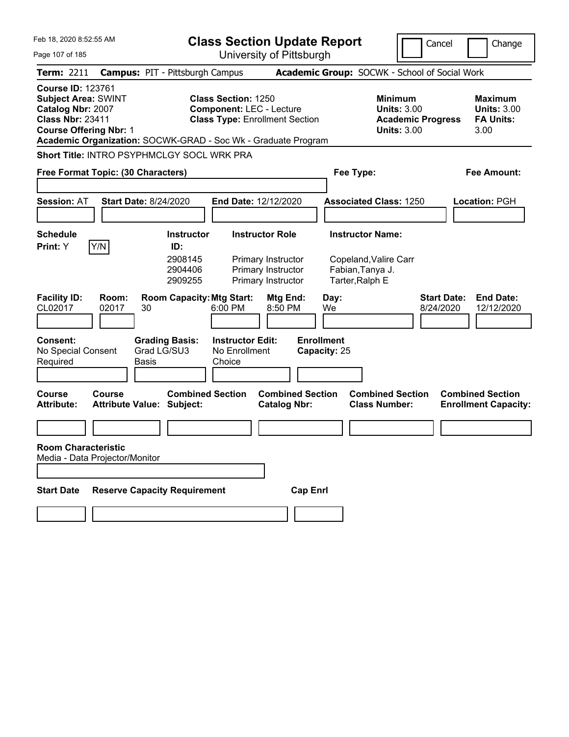# Class Section Update Report

University of Pittsburgh

Cancel | Change

**Term:** 2211 **Campus:** PIT - Pittsburgh Campus **Academic Group:** SOCWK - School of Social Work

**Course ID:** 123761
**Subject Area:** SWINT
**Catalog Nbr:** 2007
**Class Nbr:** 23411
**Course Offering Nbr:** 1

**Class Section:** 1250
**Component:** LEC - Lecture
**Class Type:** Enrollment Section

**Minimum Units:** 3.00
**Academic Progress Units:** 3.00

**Maximum Units:** 3.00
**FA Units:** 3.00

**Academic Organization:** SOCWK-GRAD - Soc Wk - Graduate Program

**Short Title:** INTRO PSYPHMCLGY SOCL WRK PRA

**Free Format Topic: (30 Characters)**

**Fee Type:**

**Fee Amount:**

**Session:** AT **Start Date:** 8/24/2020 **End Date:** 12/12/2020 **Associated Class:** 1250 **Location:** PGH

**Schedule Print:** Y Y/N

| Instructor ID | Instructor Role | Instructor Name |
|---|---|---|
| 2908145 | Primary Instructor | Copeland,Valire Carr |
| 2904406 | Primary Instructor | Fabian,Tanya J. |
| 2909255 | Primary Instructor | Tarter,Ralph E |

| Facility ID | Room | Room Capacity | Mtg Start | Mtg End | Day | Start Date | End Date |
|---|---|---|---|---|---|---|---|
| CL02017 | 02017 | 30 | 6:00 PM | 8:50 PM | We | 8/24/2020 | 12/12/2020 |

**Consent:** No Special Consent Required
**Grading Basis:** Grad LG/SU3 Basis
**Instructor Edit:** No Enrollment Choice
**Enrollment Capacity:** 25

| Course Attribute | Course Attribute Value | Combined Section Subject | Combined Section Catalog Nbr | Combined Section Class Number | Combined Section Enrollment Capacity |
|---|---|---|---|---|---|
| | | | | | |

**Room Characteristic**
Media - Data Projector/Monitor

| Start Date | Reserve Capacity Requirement | Cap Enrl |
|---|---|---|
| | | |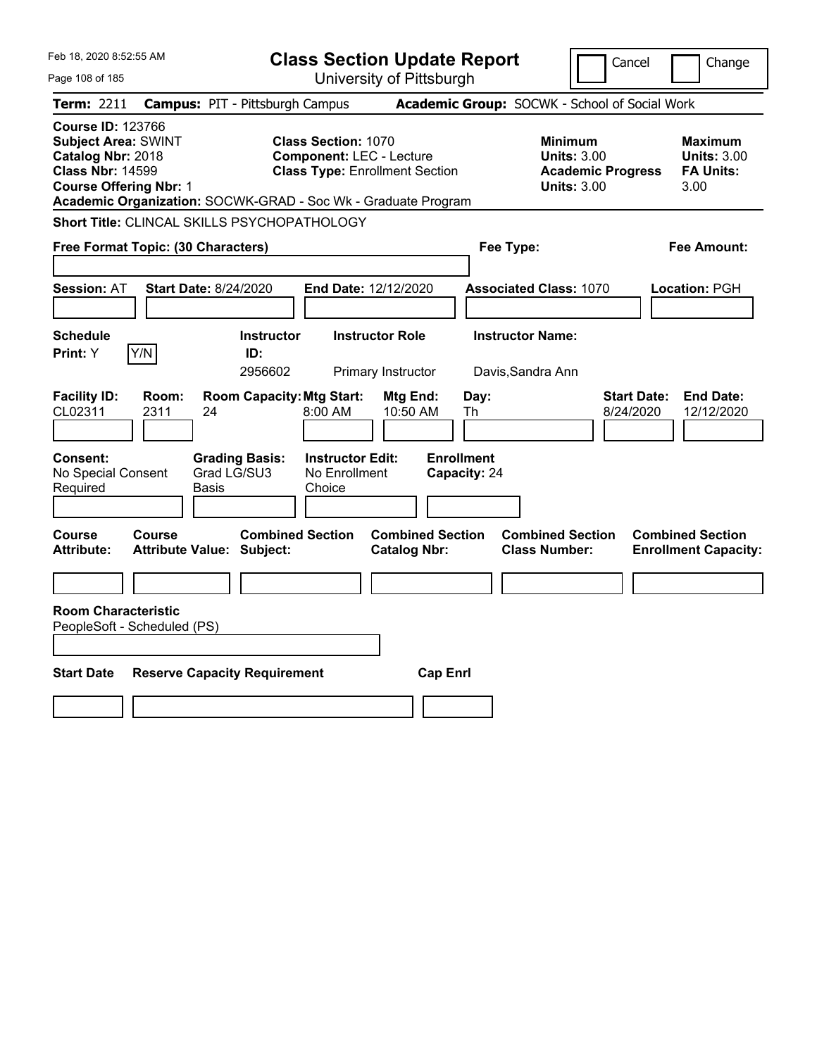Feb 18, 2020 8:52:55 AM

# Class Section Update Report

University of Pittsburgh

Cancel | Change

**Term:** 2211 **Campus:** PIT - Pittsburgh Campus **Academic Group:** SOCWK - School of Social Work

**Course ID:** 123766
**Subject Area:** SWINT
**Catalog Nbr:** 2018
**Class Nbr:** 14599
**Course Offering Nbr:** 1

**Class Section:** 1070
**Component:** LEC - Lecture
**Class Type:** Enrollment Section

**Minimum Units:** 3.00
**Academic Progress Units:** 3.00

**Maximum Units:** 3.00
**FA Units:** 3.00

**Academic Organization:** SOCWK-GRAD - Soc Wk - Graduate Program

**Short Title:** CLINCAL SKILLS PSYCHOPATHOLOGY

**Free Format Topic: (30 Characters)**

**Fee Type:**

**Fee Amount:**

**Session:** AT **Start Date:** 8/24/2020 **End Date:** 12/12/2020 **Associated Class:** 1070 **Location:** PGH

| Schedule Print: | Instructor ID: | Instructor Role | Instructor Name: |
|---|---|---|---|
| Y [Y/N] | 2956602 | Primary Instructor | Davis,Sandra Ann |

| Facility ID: | Room: | Room Capacity: | Mtg Start: | Mtg End: | Day: | Start Date: | End Date: |
|---|---|---|---|---|---|---|---|
| CL02311 | 2311 | 24 | 8:00 AM | 10:50 AM | Th | 8/24/2020 | 12/12/2020 |

| Consent: | Grading Basis: | Instructor Edit: | Enrollment Capacity: |
|---|---|---|---|
| No Special Consent Required | Grad LG/SU3 Basis | No Enrollment Choice | 24 |

| Course Attribute: | Course Attribute Value: | Combined Section Subject: | Combined Section Catalog Nbr: | Combined Section Class Number: | Combined Section Enrollment Capacity: |
|---|---|---|---|---|---|
| | | | | | |

**Room Characteristic**
PeopleSoft - Scheduled (PS)

| Start Date | Reserve Capacity Requirement | Cap Enrl |
|---|---|---|
| | | |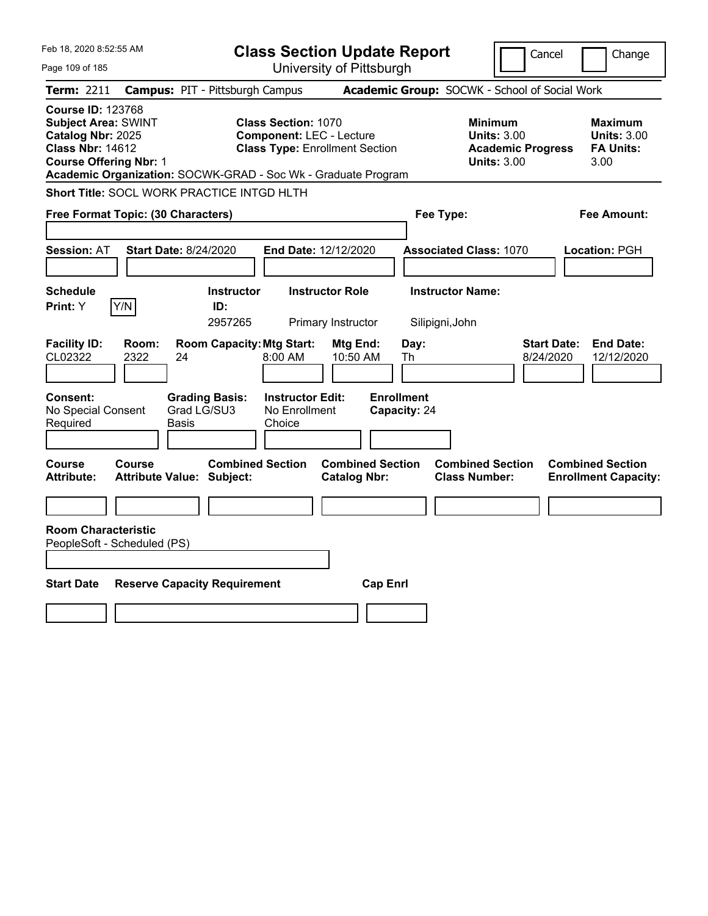Feb 18, 2020 8:52:55 AM

# Class Section Update Report

University of Pittsburgh

Cancel | Change

**Term:** 2211 **Campus:** PIT - Pittsburgh Campus **Academic Group:** SOCWK - School of Social Work

**Course ID:** 123768
**Subject Area:** SWINT
**Catalog Nbr:** 2025
**Class Nbr:** 14612
**Course Offering Nbr:** 1

**Class Section:** 1070
**Component:** LEC - Lecture
**Class Type:** Enrollment Section

**Minimum Units:** 3.00
**Academic Progress Units:** 3.00

**Maximum Units:** 3.00
**FA Units:** 3.00

**Academic Organization:** SOCWK-GRAD - Soc Wk - Graduate Program

**Short Title:** SOCL WORK PRACTICE INTGD HLTH

**Free Format Topic: (30 Characters)**

**Fee Type:**

**Fee Amount:**

**Session:** AT **Start Date:** 8/24/2020 **End Date:** 12/12/2020 **Associated Class:** 1070 **Location:** PGH

| Schedule Print | Instructor ID | Instructor Role | Instructor Name |
|---|---|---|---|
| Y Y/N | 2957265 | Primary Instructor | Silipigni,John |

| Facility ID | Room | Room Capacity | Mtg Start | Mtg End | Day | Start Date | End Date |
|---|---|---|---|---|---|---|---|
| CL02322 | 2322 | 24 | 8:00 AM | 10:50 AM | Th | 8/24/2020 | 12/12/2020 |

| Consent | Grading Basis | Instructor Edit | Enrollment Capacity |
|---|---|---|---|
| No Special Consent Required | Grad LG/SU3 Basis | No Enrollment Choice | 24 |

| Course Attribute | Course Attribute Value | Combined Section Subject | Combined Section Catalog Nbr | Combined Section Class Number | Combined Section Enrollment Capacity |
|---|---|---|---|---|---|
| | | | | | |

**Room Characteristic**
PeopleSoft - Scheduled (PS)

| Start Date | Reserve Capacity Requirement | Cap Enrl |
|---|---|---|
| | | |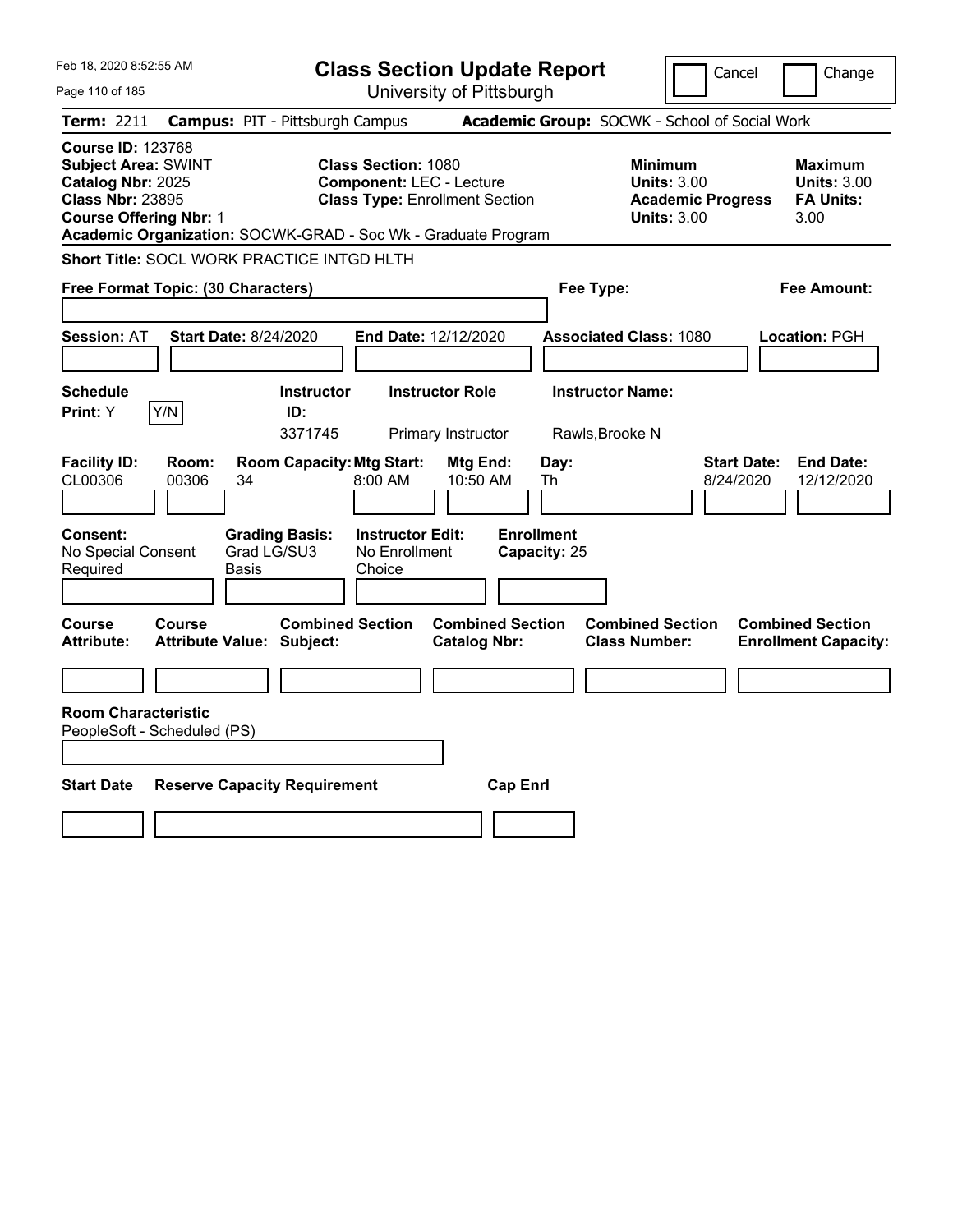# Class Section Update Report

University of Pittsburgh

Feb 18, 2020 8:52:55 AM

Cancel | Change

**Term:** 2211 **Campus:** PIT - Pittsburgh Campus **Academic Group:** SOCWK - School of Social Work

**Course ID:** 123768
**Subject Area:** SWINT
**Catalog Nbr:** 2025
**Class Nbr:** 23895
**Course Offering Nbr:** 1

**Class Section:** 1080
**Component:** LEC - Lecture
**Class Type:** Enrollment Section

**Minimum Units:** 3.00
**Academic Progress Units:** 3.00

**Maximum Units:** 3.00
**FA Units:** 3.00

**Academic Organization:** SOCWK-GRAD - Soc Wk - Graduate Program

**Short Title:** SOCL WORK PRACTICE INTGD HLTH

**Free Format Topic: (30 Characters)**

**Fee Type:**

**Fee Amount:**

**Session:** AT **Start Date:** 8/24/2020 **End Date:** 12/12/2020 **Associated Class:** 1080 **Location:** PGH

| Schedule Print | Instructor ID | Instructor Role | Instructor Name |
|---|---|---|---|
| Y (Y/N) | 3371745 | Primary Instructor | Rawls,Brooke N |

| Facility ID | Room | Room Capacity | Mtg Start | Mtg End | Day | Start Date | End Date |
|---|---|---|---|---|---|---|---|
| CL00306 | 00306 | 34 | 8:00 AM | 10:50 AM | Th | 8/24/2020 | 12/12/2020 |

| Consent | Grading Basis | Instructor Edit | Enrollment Capacity |
|---|---|---|---|
| No Special Consent Required | Grad LG/SU3 Basis | No Enrollment Choice | 25 |

| Course Attribute | Course Attribute Value | Combined Section Subject | Combined Section Catalog Nbr | Combined Section Class Number | Combined Section Enrollment Capacity |
|---|---|---|---|---|---|
| | | | | | |

**Room Characteristic**
PeopleSoft - Scheduled (PS)

| Start Date | Reserve Capacity Requirement | Cap Enrl |
|---|---|---|
| | | |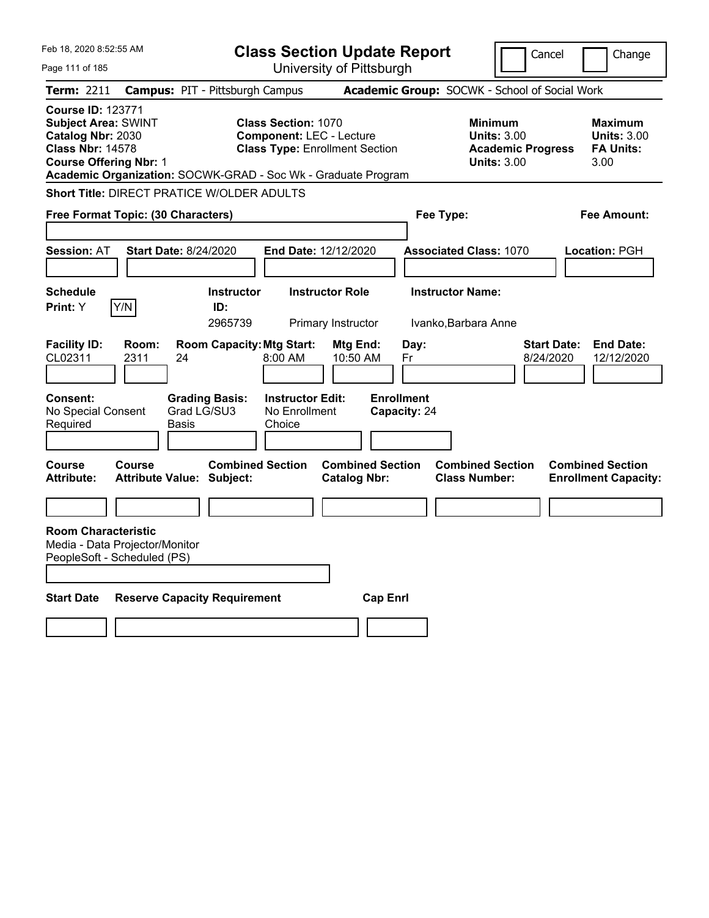Feb 18, 2020 8:52:55 AM

# Class Section Update Report

University of Pittsburgh

Cancel | Change

**Term:** 2211 **Campus:** PIT - Pittsburgh Campus **Academic Group:** SOCWK - School of Social Work

**Course ID:** 123771
**Subject Area:** SWINT
**Catalog Nbr:** 2030
**Class Nbr:** 14578
**Course Offering Nbr:** 1

**Class Section:** 1070
**Component:** LEC - Lecture
**Class Type:** Enrollment Section

**Minimum Units:** 3.00
**Academic Progress Units:** 3.00

**Maximum Units:** 3.00
**FA Units:** 3.00

**Academic Organization:** SOCWK-GRAD - Soc Wk - Graduate Program

**Short Title:** DIRECT PRATICE W/OLDER ADULTS

**Free Format Topic: (30 Characters)**

**Fee Type:**

**Fee Amount:**

**Session:** AT **Start Date:** 8/24/2020 **End Date:** 12/12/2020 **Associated Class:** 1070 **Location:** PGH

| Schedule Print | | Instructor ID | Instructor Role | Instructor Name |
|---|---|---|---|---|
| Y | Y/N | 2965739 | Primary Instructor | Ivanko,Barbara Anne |

| Facility ID | Room | Room Capacity | Mtg Start | Mtg End | Day | Start Date | End Date |
|---|---|---|---|---|---|---|---|
| CL02311 | 2311 | 24 | 8:00 AM | 10:50 AM | Fr | 8/24/2020 | 12/12/2020 |

| Consent | Grading Basis | Instructor Edit | Enrollment Capacity |
|---|---|---|---|
| No Special Consent Required | Grad LG/SU3 Basis | No Enrollment Choice | 24 |

| Course Attribute | Course Attribute Value | Combined Section Subject | Combined Section Catalog Nbr | Combined Section Class Number | Combined Section Enrollment Capacity |
|---|---|---|---|---|---|
| | | | | | |

**Room Characteristic**
Media - Data Projector/Monitor
PeopleSoft - Scheduled (PS)

| Start Date | Reserve Capacity Requirement | Cap Enrl |
|---|---|---|
| | | |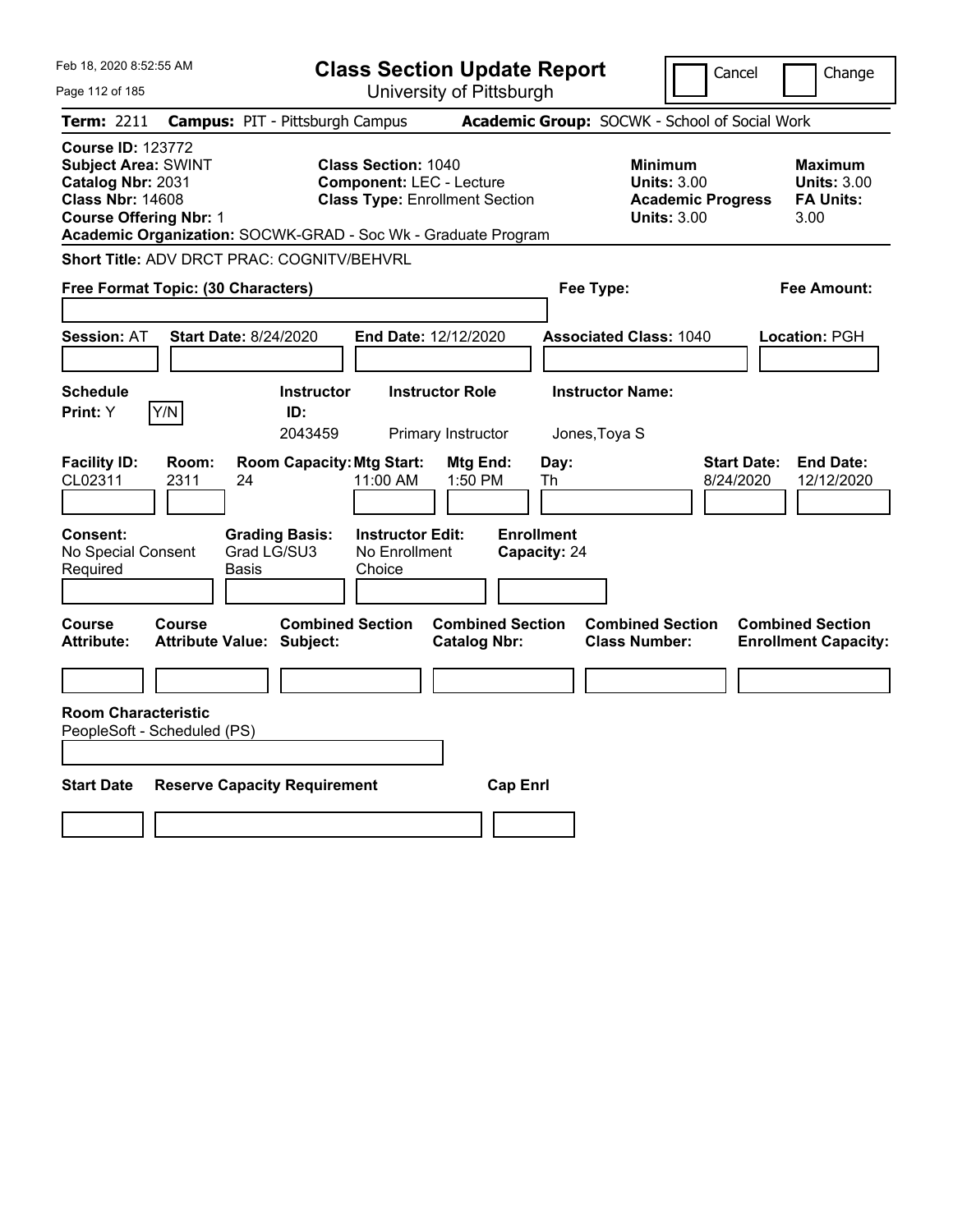# Class Section Update Report

University of Pittsburgh

Feb 18, 2020 8:52:55 AM

Cancel | Change

**Term:** 2211 **Campus:** PIT - Pittsburgh Campus **Academic Group:** SOCWK - School of Social Work

**Course ID:** 123772
**Subject Area:** SWINT
**Catalog Nbr:** 2031
**Class Nbr:** 14608
**Course Offering Nbr:** 1

**Class Section:** 1040
**Component:** LEC - Lecture
**Class Type:** Enrollment Section

**Minimum Units:** 3.00
**Academic Progress Units:** 3.00

**Maximum Units:** 3.00
**FA Units:** 3.00

**Academic Organization:** SOCWK-GRAD - Soc Wk - Graduate Program

**Short Title:** ADV DRCT PRAC: COGNITV/BEHVRL

**Free Format Topic: (30 Characters)**

**Fee Type:**

**Fee Amount:**

**Session:** AT **Start Date:** 8/24/2020 **End Date:** 12/12/2020 **Associated Class:** 1040 **Location:** PGH

| Schedule Print | Y/N | Instructor ID | Instructor Role | Instructor Name |
|---|---|---|---|---|
| Y | | 2043459 | Primary Instructor | Jones,Toya S |

| Facility ID | Room | Room Capacity | Mtg Start | Mtg End | Day | Start Date | End Date |
|---|---|---|---|---|---|---|---|
| CL02311 | 2311 | 24 | 11:00 AM | 1:50 PM | Th | 8/24/2020 | 12/12/2020 |

| Consent | Grading Basis | Instructor Edit | Enrollment Capacity |
|---|---|---|---|
| No Special Consent Required | Grad LG/SU3 Basis | No Enrollment Choice | 24 |

| Course Attribute | Course Attribute Value | Combined Section Subject | Combined Section Catalog Nbr | Combined Section Class Number | Combined Section Enrollment Capacity |
|---|---|---|---|---|---|
| | | | | | |

**Room Characteristic**
PeopleSoft - Scheduled (PS)

| Start Date | Reserve Capacity Requirement | Cap Enrl |
|---|---|---|
| | | |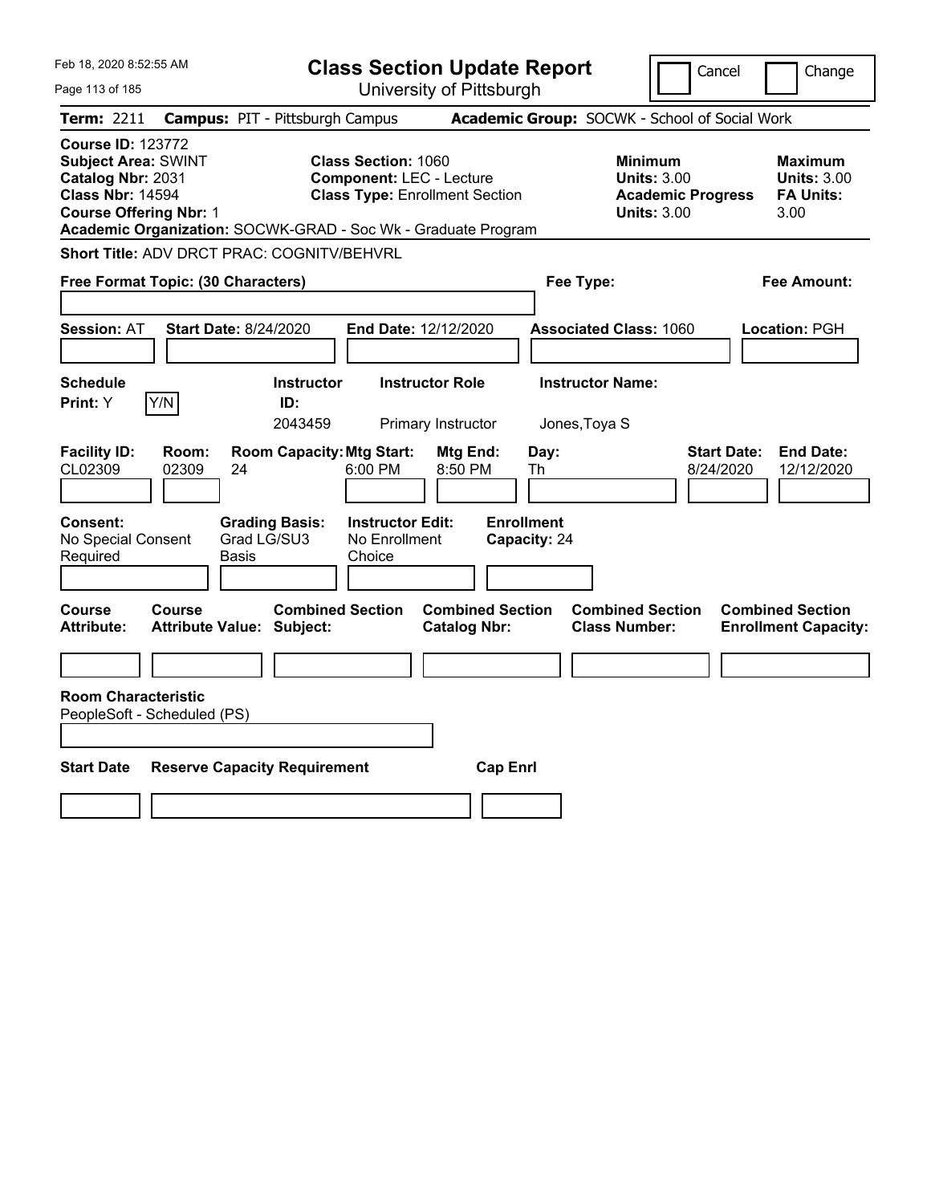Feb 18, 2020 8:52:55 AM

# Class Section Update Report

University of Pittsburgh

Cancel | Change

**Term:** 2211 **Campus:** PIT - Pittsburgh Campus **Academic Group:** SOCWK - School of Social Work

**Course ID:** 123772
**Subject Area:** SWINT
**Catalog Nbr:** 2031
**Class Nbr:** 14594
**Course Offering Nbr:** 1

**Class Section:** 1060
**Component:** LEC - Lecture
**Class Type:** Enrollment Section

**Minimum Units:** 3.00
**Academic Progress Units:** 3.00

**Maximum Units:** 3.00
**FA Units:** 3.00

**Academic Organization:** SOCWK-GRAD - Soc Wk - Graduate Program

**Short Title:** ADV DRCT PRAC: COGNITV/BEHVRL

**Free Format Topic: (30 Characters)**

**Fee Type:**

**Fee Amount:**

**Session:** AT **Start Date:** 8/24/2020 **End Date:** 12/12/2020 **Associated Class:** 1060 **Location:** PGH

| Schedule Print: | Instructor ID: | Instructor Role | Instructor Name: |
|---|---|---|---|
| Y [Y/N] | 2043459 | Primary Instructor | Jones,Toya S |

| Facility ID: | Room: | Room Capacity: | Mtg Start: | Mtg End: | Day: | Start Date: | End Date: |
|---|---|---|---|---|---|---|---|
| CL02309 | 02309 | 24 | 6:00 PM | 8:50 PM | Th | 8/24/2020 | 12/12/2020 |

| Consent: | Grading Basis: | Instructor Edit: | Enrollment Capacity: |
|---|---|---|---|
| No Special Consent Required | Grad LG/SU3 Basis | No Enrollment Choice | 24 |

| Course Attribute: | Course Attribute Value: | Combined Section Subject: | Combined Section Catalog Nbr: | Combined Section Class Number: | Combined Section Enrollment Capacity: |
|---|---|---|---|---|---|
| | | | | | |

**Room Characteristic**
PeopleSoft - Scheduled (PS)

| Start Date | Reserve Capacity Requirement | Cap Enrl |
|---|---|---|
| | | |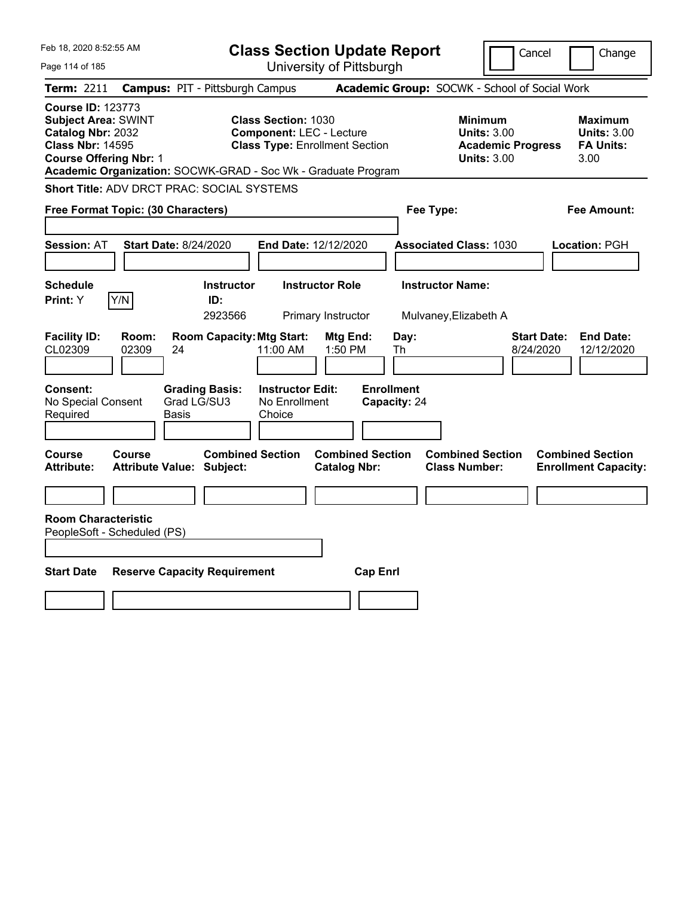Feb 18, 2020 8:52:55 AM

# Class Section Update Report

University of Pittsburgh

Cancel | Change

**Term:** 2211 **Campus:** PIT - Pittsburgh Campus **Academic Group:** SOCWK - School of Social Work

**Course ID:** 123773
**Subject Area:** SWINT
**Catalog Nbr:** 2032
**Class Nbr:** 14595
**Course Offering Nbr:** 1

**Class Section:** 1030
**Component:** LEC - Lecture
**Class Type:** Enrollment Section

**Minimum Units:** 3.00
**Academic Progress Units:** 3.00

**Maximum Units:** 3.00
**FA Units:** 3.00

**Academic Organization:** SOCWK-GRAD - Soc Wk - Graduate Program

**Short Title:** ADV DRCT PRAC: SOCIAL SYSTEMS

**Free Format Topic: (30 Characters)** | **Fee Type:** | **Fee Amount:**

**Session:** AT **Start Date:** 8/24/2020 **End Date:** 12/12/2020 **Associated Class:** 1030 **Location:** PGH

| Schedule Print | Instructor ID | Instructor Role | Instructor Name |
|---|---|---|---|
| Y (Y/N) | 2923566 | Primary Instructor | Mulvaney,Elizabeth A |

| Facility ID | Room | Room Capacity | Mtg Start | Mtg End | Day | Start Date | End Date |
|---|---|---|---|---|---|---|---|
| CL02309 | 02309 | 24 | 11:00 AM | 1:50 PM | Th | 8/24/2020 | 12/12/2020 |

| Consent | Grading Basis | Instructor Edit | Enrollment Capacity |
|---|---|---|---|
| No Special Consent Required | Grad LG/SU3 Basis | No Enrollment Choice | 24 |

| Course Attribute | Course Attribute Value | Combined Section Subject | Combined Section Catalog Nbr | Combined Section Class Number | Combined Section Enrollment Capacity |
|---|---|---|---|---|---|
| | | | | | |

**Room Characteristic**
PeopleSoft - Scheduled (PS)

| Start Date | Reserve Capacity Requirement | Cap Enrl |
|---|---|---|
| | | |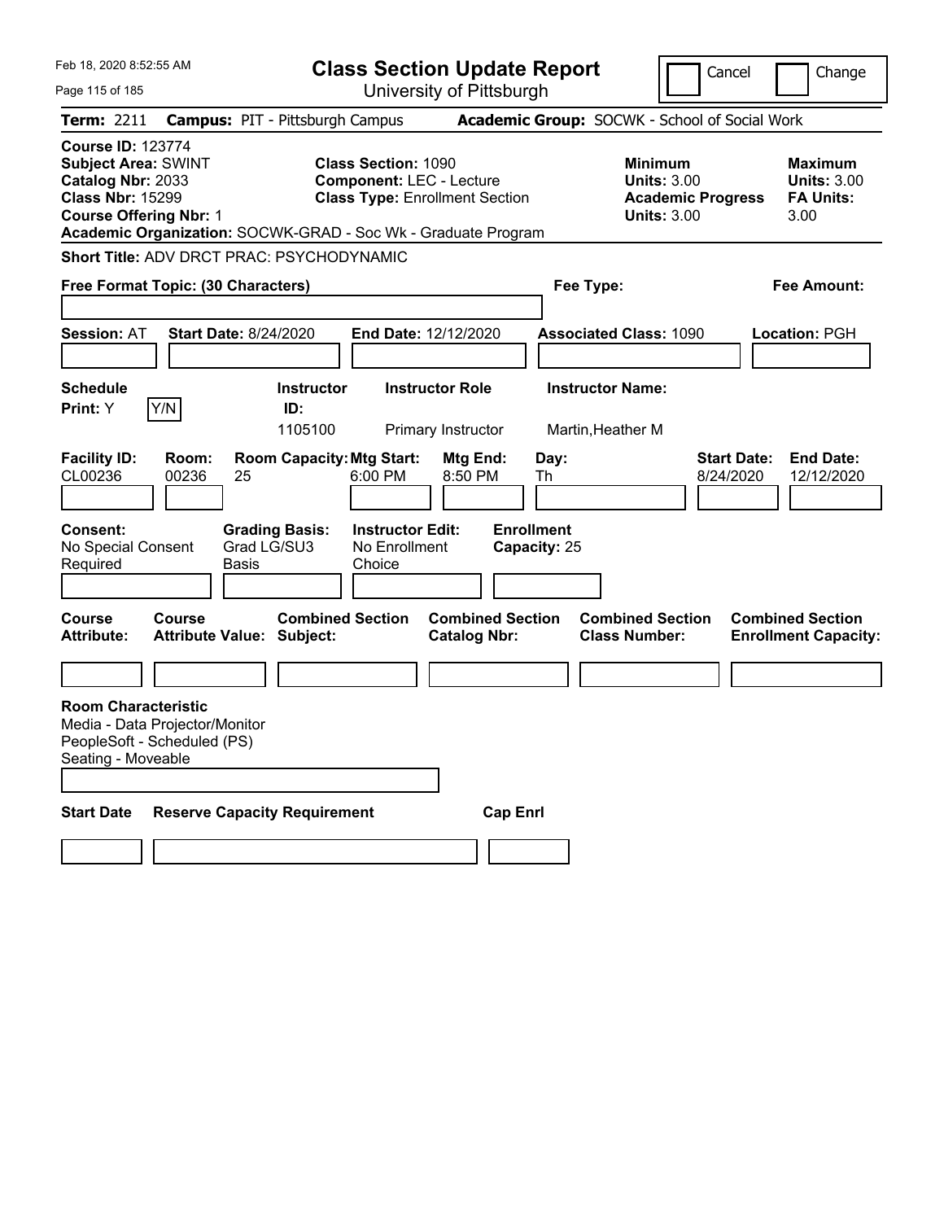Feb 18, 2020 8:52:55 AM

# Class Section Update Report

University of Pittsburgh

Cancel | Change

**Term:** 2211 **Campus:** PIT - Pittsburgh Campus **Academic Group:** SOCWK - School of Social Work

**Course ID:** 123774
**Subject Area:** SWINT
**Catalog Nbr:** 2033
**Class Nbr:** 15299
**Course Offering Nbr:** 1

**Class Section:** 1090
**Component:** LEC - Lecture
**Class Type:** Enrollment Section

**Minimum Units:** 3.00
**Academic Progress Units:** 3.00

**Maximum Units:** 3.00
**FA Units:** 3.00

**Academic Organization:** SOCWK-GRAD - Soc Wk - Graduate Program

**Short Title:** ADV DRCT PRAC: PSYCHODYNAMIC

**Free Format Topic: (30 Characters)**

**Fee Type:**

**Fee Amount:**

**Session:** AT **Start Date:** 8/24/2020 **End Date:** 12/12/2020 **Associated Class:** 1090 **Location:** PGH

| Schedule Print: | | Instructor ID: | Instructor Role | Instructor Name: |
|---|---|---|---|---|
| Y | Y/N | 1105100 | Primary Instructor | Martin,Heather M |

| Facility ID: | Room: | Room Capacity: | Mtg Start: | Mtg End: | Day: | Start Date: | End Date: |
|---|---|---|---|---|---|---|---|
| CL00236 | 00236 | 25 | 6:00 PM | 8:50 PM | Th | 8/24/2020 | 12/12/2020 |

| Consent: | Grading Basis: | Instructor Edit: | Enrollment Capacity: |
|---|---|---|---|
| No Special Consent Required | Grad LG/SU3 Basis | No Enrollment Choice | 25 |

| Course Attribute: | Course Attribute Value: | Combined Section Subject: | Combined Section Catalog Nbr: | Combined Section Class Number: | Combined Section Enrollment Capacity: |
|---|---|---|---|---|---|
| | | | | | |

**Room Characteristic**
Media - Data Projector/Monitor
PeopleSoft - Scheduled (PS)
Seating - Moveable

| Start Date | Reserve Capacity Requirement | Cap Enrl |
|---|---|---|
| | | |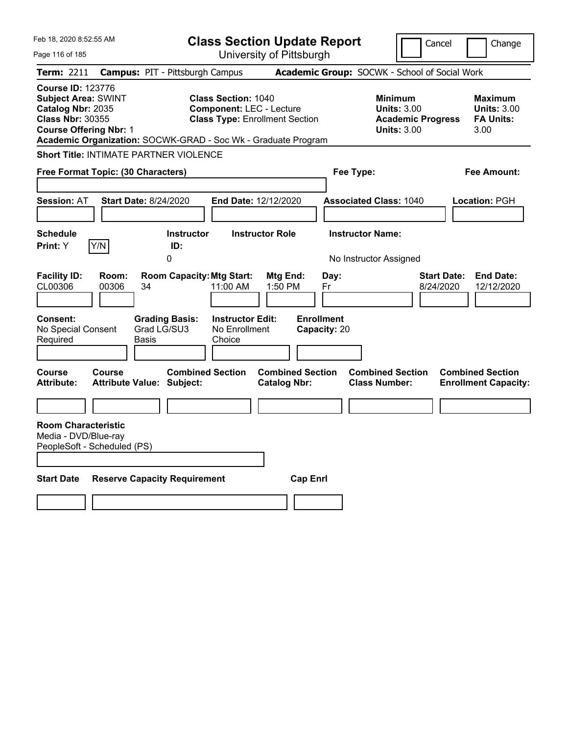Feb 18, 2020 8:52:55 AM

# Class Section Update Report

University of Pittsburgh

Cancel | Change

**Term:** 2211 **Campus:** PIT - Pittsburgh Campus **Academic Group:** SOCWK - School of Social Work

**Course ID:** 123776
**Subject Area:** SWINT
**Catalog Nbr:** 2035
**Class Nbr:** 30355
**Course Offering Nbr:** 1

**Class Section:** 1040
**Component:** LEC - Lecture
**Class Type:** Enrollment Section

**Minimum Units:** 3.00
**Academic Progress Units:** 3.00

**Maximum Units:** 3.00
**FA Units:** 3.00

**Academic Organization:** SOCWK-GRAD - Soc Wk - Graduate Program

**Short Title:** INTIMATE PARTNER VIOLENCE

**Free Format Topic: (30 Characters)**

**Fee Type:**

**Fee Amount:**

**Session:** AT **Start Date:** 8/24/2020 **End Date:** 12/12/2020 **Associated Class:** 1040 **Location:** PGH

| Schedule Print: | | Instructor ID: | Instructor Role | Instructor Name: |
|---|---|---|---|---|
| Y | Y/N | 0 | | No Instructor Assigned |

| Facility ID: | Room: | Room Capacity: | Mtg Start: | Mtg End: | Day: | Start Date: | End Date: |
|---|---|---|---|---|---|---|---|
| CL00306 | 00306 | 34 | 11:00 AM | 1:50 PM | Fr | 8/24/2020 | 12/12/2020 |

| Consent: | Grading Basis: | Instructor Edit: | Enrollment Capacity: |
|---|---|---|---|
| No Special Consent Required | Grad LG/SU3 Basis | No Enrollment Choice | 20 |

| Course Attribute: | Course Attribute Value: | Combined Section Subject: | Combined Section Catalog Nbr: | Combined Section Class Number: | Combined Section Enrollment Capacity: |
|---|---|---|---|---|---|
| | | | | | |

**Room Characteristic**
Media - DVD/Blue-ray
PeopleSoft - Scheduled (PS)

| Start Date | Reserve Capacity Requirement | Cap Enrl |
|---|---|---|
| | | |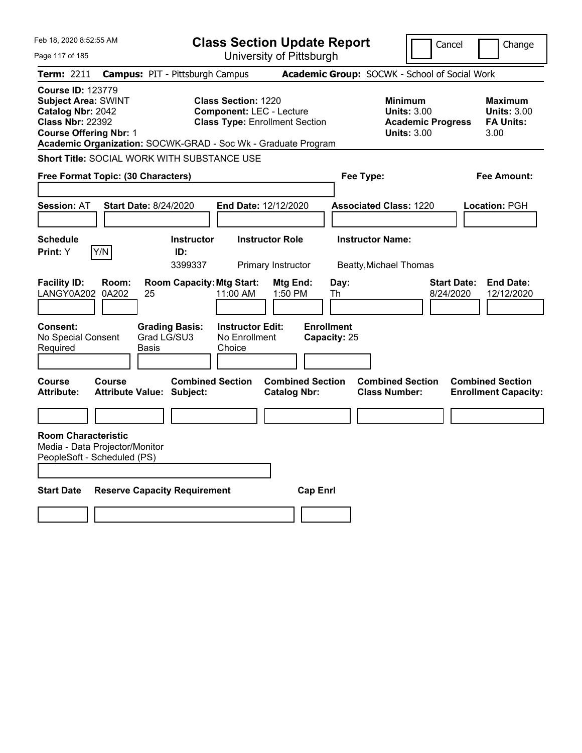Feb 18, 2020 8:52:55 AM

# Class Section Update Report

University of Pittsburgh

Cancel | Change

**Term:** 2211 **Campus:** PIT - Pittsburgh Campus **Academic Group:** SOCWK - School of Social Work

**Course ID:** 123779
**Subject Area:** SWINT
**Catalog Nbr:** 2042
**Class Nbr:** 22392
**Course Offering Nbr:** 1

**Class Section:** 1220
**Component:** LEC - Lecture
**Class Type:** Enrollment Section

**Minimum Units:** 3.00
**Academic Progress Units:** 3.00

**Maximum Units:** 3.00
**FA Units:** 3.00

**Academic Organization:** SOCWK-GRAD - Soc Wk - Graduate Program

**Short Title:** SOCIAL WORK WITH SUBSTANCE USE

**Free Format Topic: (30 Characters)**

**Fee Type:**

**Fee Amount:**

**Session:** AT **Start Date:** 8/24/2020 **End Date:** 12/12/2020 **Associated Class:** 1220 **Location:** PGH

| Schedule Print | Y/N | Instructor ID | Instructor Role | Instructor Name |
|---|---|---|---|---|
| Y | | 3399337 | Primary Instructor | Beatty,Michael Thomas |

| Facility ID | Room | Room Capacity | Mtg Start | Mtg End | Day | Start Date | End Date |
|---|---|---|---|---|---|---|---|
| LANGY0A202 | 0A202 | 25 | 11:00 AM | 1:50 PM | Th | 8/24/2020 | 12/12/2020 |

| Consent | Grading Basis | Instructor Edit | Enrollment Capacity |
|---|---|---|---|
| No Special Consent Required | Grad LG/SU3 Basis | No Enrollment Choice | 25 |

| Course Attribute | Course Attribute Value | Combined Section Subject | Combined Section Catalog Nbr | Combined Section Class Number | Combined Section Enrollment Capacity |
|---|---|---|---|---|---|
| | | | | | |

**Room Characteristic**
Media - Data Projector/Monitor
PeopleSoft - Scheduled (PS)

| Start Date | Reserve Capacity Requirement | Cap Enrl |
|---|---|---|
| | | |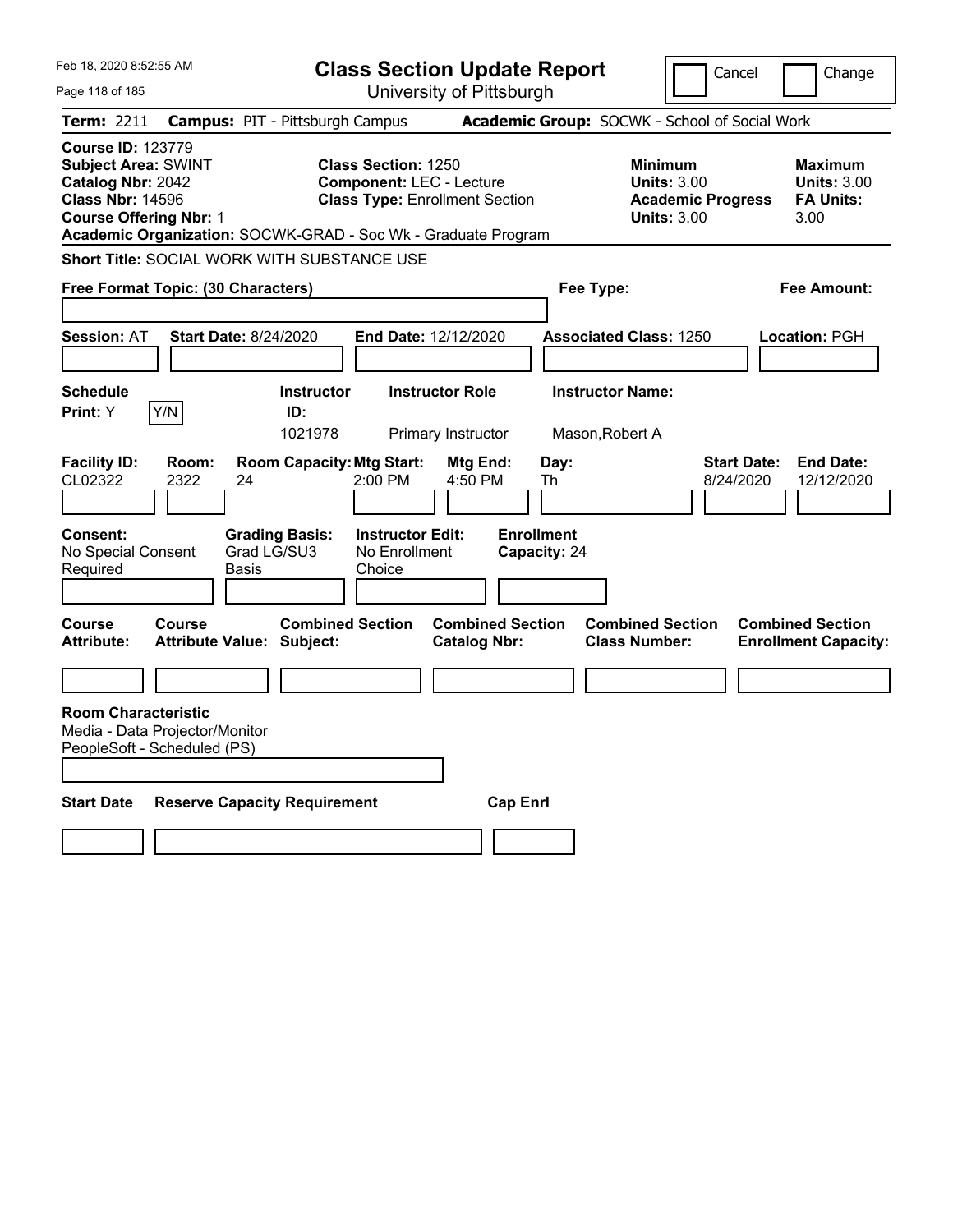Feb 18, 2020 8:52:55 AM

# Class Section Update Report

University of Pittsburgh

Cancel | Change

**Term:** 2211 **Campus:** PIT - Pittsburgh Campus **Academic Group:** SOCWK - School of Social Work

**Course ID:** 123779
**Subject Area:** SWINT
**Catalog Nbr:** 2042
**Class Nbr:** 14596
**Course Offering Nbr:** 1

**Class Section:** 1250
**Component:** LEC - Lecture
**Class Type:** Enrollment Section

**Minimum Units:** 3.00
**Academic Progress Units:** 3.00

**Maximum Units:** 3.00
**FA Units:** 3.00

**Academic Organization:** SOCWK-GRAD - Soc Wk - Graduate Program

**Short Title:** SOCIAL WORK WITH SUBSTANCE USE

**Free Format Topic: (30 Characters)** | **Fee Type:** | **Fee Amount:**

**Session:** AT **Start Date:** 8/24/2020 **End Date:** 12/12/2020 **Associated Class:** 1250 **Location:** PGH

| Schedule Print | Instructor ID | Instructor Role | Instructor Name |
|---|---|---|---|
| Y (Y/N) | 1021978 | Primary Instructor | Mason,Robert A |

| Facility ID | Room | Room Capacity | Mtg Start | Mtg End | Day | Start Date | End Date |
|---|---|---|---|---|---|---|---|
| CL02322 | 2322 | 24 | 2:00 PM | 4:50 PM | Th | 8/24/2020 | 12/12/2020 |

| Consent | Grading Basis | Instructor Edit | Enrollment Capacity |
|---|---|---|---|
| No Special Consent Required | Grad LG/SU3 Basis | No Enrollment Choice | 24 |

| Course Attribute | Course Attribute Value | Combined Section Subject | Combined Section Catalog Nbr | Combined Section Class Number | Combined Section Enrollment Capacity |
|---|---|---|---|---|---|
| | | | | | |

**Room Characteristic**
Media - Data Projector/Monitor
PeopleSoft - Scheduled (PS)

| Start Date | Reserve Capacity Requirement | Cap Enrl |
|---|---|---|
| | | |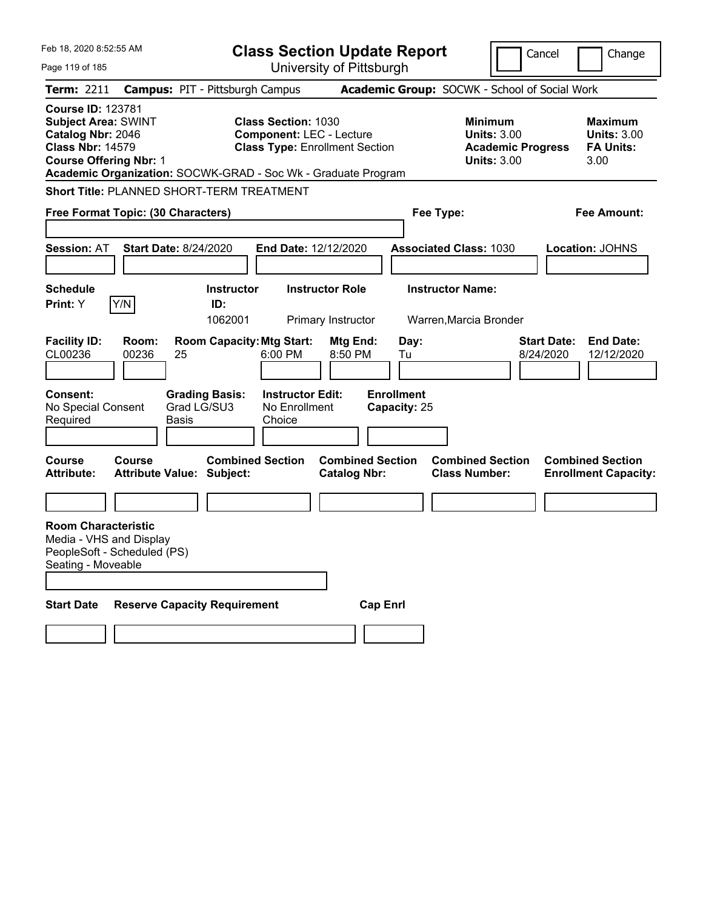Feb 18, 2020 8:52:55 AM

# Class Section Update Report

University of Pittsburgh

Cancel | Change

**Term:** 2211 **Campus:** PIT - Pittsburgh Campus **Academic Group:** SOCWK - School of Social Work

**Course ID:** 123781
**Subject Area:** SWINT
**Catalog Nbr:** 2046
**Class Nbr:** 14579
**Course Offering Nbr:** 1

**Class Section:** 1030
**Component:** LEC - Lecture
**Class Type:** Enrollment Section

**Minimum Units:** 3.00
**Academic Progress Units:** 3.00

**Maximum Units:** 3.00
**FA Units:** 3.00

**Academic Organization:** SOCWK-GRAD - Soc Wk - Graduate Program

**Short Title:** PLANNED SHORT-TERM TREATMENT

**Free Format Topic: (30 Characters)** **Fee Type:** **Fee Amount:**

**Session:** AT **Start Date:** 8/24/2020 **End Date:** 12/12/2020 **Associated Class:** 1030 **Location:** JOHNS

| Schedule Print: | Instructor ID: | Instructor Role | Instructor Name: |
|---|---|---|---|
| Y | 1062001 | Primary Instructor | Warren,Marcia Bronder |

| Facility ID: | Room: | Room Capacity: | Mtg Start: | Mtg End: | Day: | Start Date: | End Date: |
|---|---|---|---|---|---|---|---|
| CL00236 | 00236 | 25 | 6:00 PM | 8:50 PM | Tu | 8/24/2020 | 12/12/2020 |

| Consent: | Grading Basis: | Instructor Edit: | Enrollment Capacity: |
|---|---|---|---|
| No Special Consent Required | Grad LG/SU3 Basis | No Enrollment Choice | 25 |

| Course Attribute: | Course Attribute Value: | Combined Section Subject: | Combined Section Catalog Nbr: | Combined Section Class Number: | Combined Section Enrollment Capacity: |
|---|---|---|---|---|---|
| | | | | | |

**Room Characteristic**
Media - VHS and Display
PeopleSoft - Scheduled (PS)
Seating - Moveable

| Start Date | Reserve Capacity Requirement | Cap Enrl |
|---|---|---|
| | | |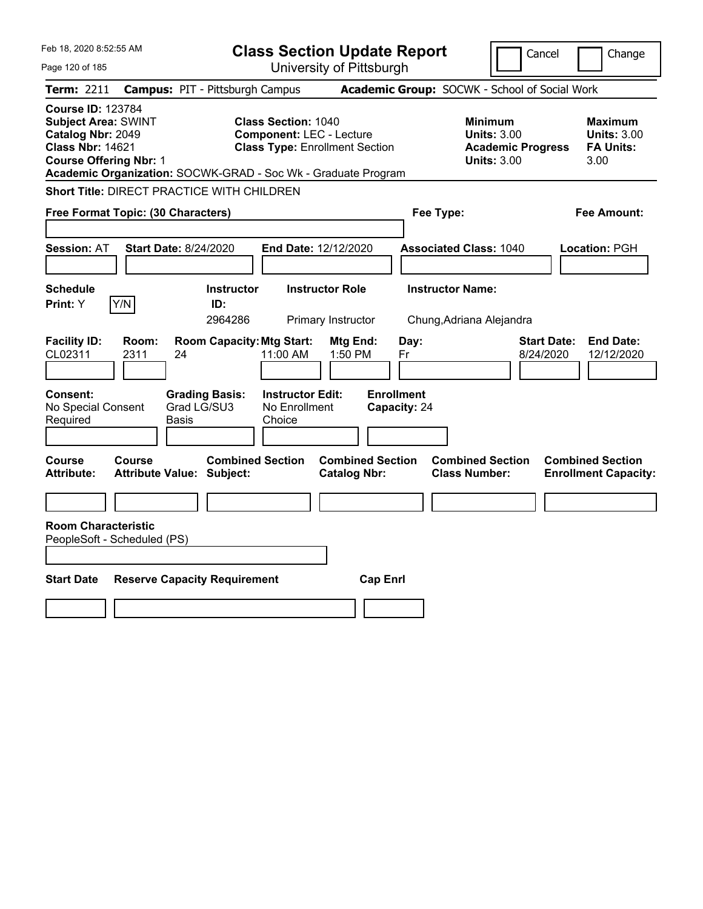Feb 18, 2020 8:52:55 AM

# Class Section Update Report

University of Pittsburgh

Cancel | Change

**Term:** 2211 **Campus:** PIT - Pittsburgh Campus **Academic Group:** SOCWK - School of Social Work

**Course ID:** 123784
**Subject Area:** SWINT
**Catalog Nbr:** 2049
**Class Nbr:** 14621
**Course Offering Nbr:** 1

**Class Section:** 1040
**Component:** LEC - Lecture
**Class Type:** Enrollment Section

**Minimum Units:** 3.00
**Academic Progress Units:** 3.00

**Maximum Units:** 3.00
**FA Units:** 3.00

**Academic Organization:** SOCWK-GRAD - Soc Wk - Graduate Program

**Short Title:** DIRECT PRACTICE WITH CHILDREN

**Free Format Topic: (30 Characters)**

**Fee Type:**

**Fee Amount:**

**Session:** AT **Start Date:** 8/24/2020 **End Date:** 12/12/2020 **Associated Class:** 1040 **Location:** PGH

| Schedule Print: | Instructor ID: | Instructor Role | Instructor Name: |
|---|---|---|---|
| Y | 2964286 | Primary Instructor | Chung,Adriana Alejandra |

| Facility ID: | Room: | Room Capacity: | Mtg Start: | Mtg End: | Day: | Start Date: | End Date: |
|---|---|---|---|---|---|---|---|
| CL02311 | 2311 | 24 | 11:00 AM | 1:50 PM | Fr | 8/24/2020 | 12/12/2020 |

| Consent: | Grading Basis: | Instructor Edit: | Enrollment Capacity: |
|---|---|---|---|
| No Special Consent Required | Grad LG/SU3 Basis | No Enrollment Choice | 24 |

| Course Attribute: | Course Attribute Value: | Combined Section Subject: | Combined Section Catalog Nbr: | Combined Section Class Number: | Combined Section Enrollment Capacity: |
|---|---|---|---|---|---|
| | | | | | |

**Room Characteristic**
PeopleSoft - Scheduled (PS)

| Start Date | Reserve Capacity Requirement | Cap Enrl |
|---|---|---|
| | | |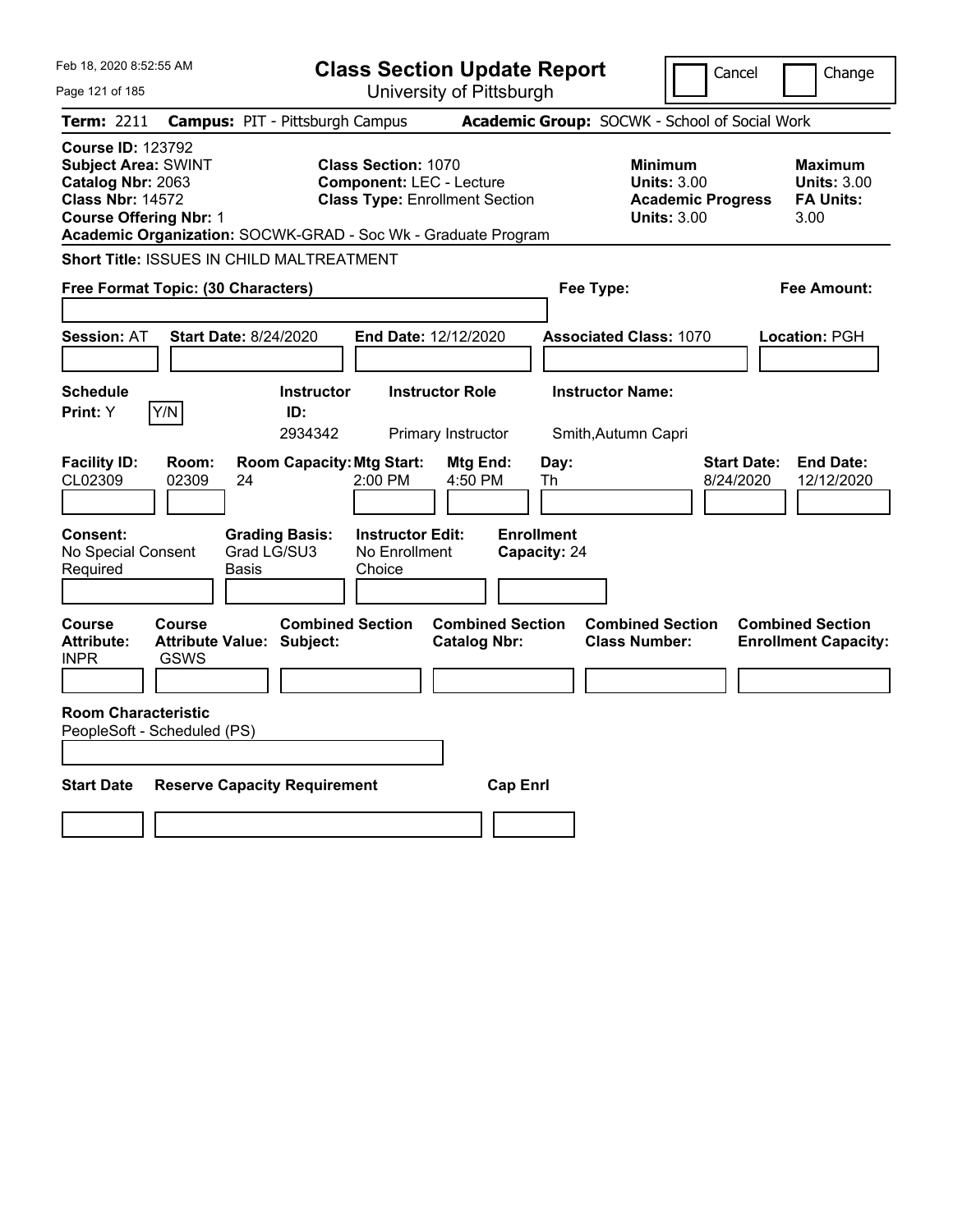Feb 18, 2020 8:52:55 AM

# Class Section Update Report

University of Pittsburgh

Cancel | Change

**Term:** 2211 **Campus:** PIT - Pittsburgh Campus **Academic Group:** SOCWK - School of Social Work

**Course ID:** 123792
**Subject Area:** SWINT
**Catalog Nbr:** 2063
**Class Nbr:** 14572
**Course Offering Nbr:** 1

**Class Section:** 1070
**Component:** LEC - Lecture
**Class Type:** Enrollment Section

**Minimum Units:** 3.00
**Academic Progress Units:** 3.00

**Maximum Units:** 3.00
**FA Units:** 3.00

**Academic Organization:** SOCWK-GRAD - Soc Wk - Graduate Program

**Short Title:** ISSUES IN CHILD MALTREATMENT

**Free Format Topic: (30 Characters)**

**Fee Type:**

**Fee Amount:**

**Session:** AT **Start Date:** 8/24/2020 **End Date:** 12/12/2020 **Associated Class:** 1070 **Location:** PGH

| Schedule Print | | Instructor ID | Instructor Role | Instructor Name |
|---|---|---|---|---|
| Y | Y/N | 2934342 | Primary Instructor | Smith,Autumn Capri |

| Facility ID | Room | Room Capacity | Mtg Start | Mtg End | Day | Start Date | End Date |
|---|---|---|---|---|---|---|---|
| CL02309 | 02309 | 24 | 2:00 PM | 4:50 PM | Th | 8/24/2020 | 12/12/2020 |

| Consent | Grading Basis | Instructor Edit | Enrollment Capacity |
|---|---|---|---|
| No Special Consent Required | Grad LG/SU3 Basis | No Enrollment Choice | 24 |

| Course Attribute | Course Attribute Value | Combined Section Subject | Combined Section Catalog Nbr | Combined Section Class Number | Combined Section Enrollment Capacity |
|---|---|---|---|---|---|
| INPR | GSWS | | | | |

**Room Characteristic**
PeopleSoft - Scheduled (PS)

| Start Date | Reserve Capacity Requirement | Cap Enrl |
|---|---|---|
| | | |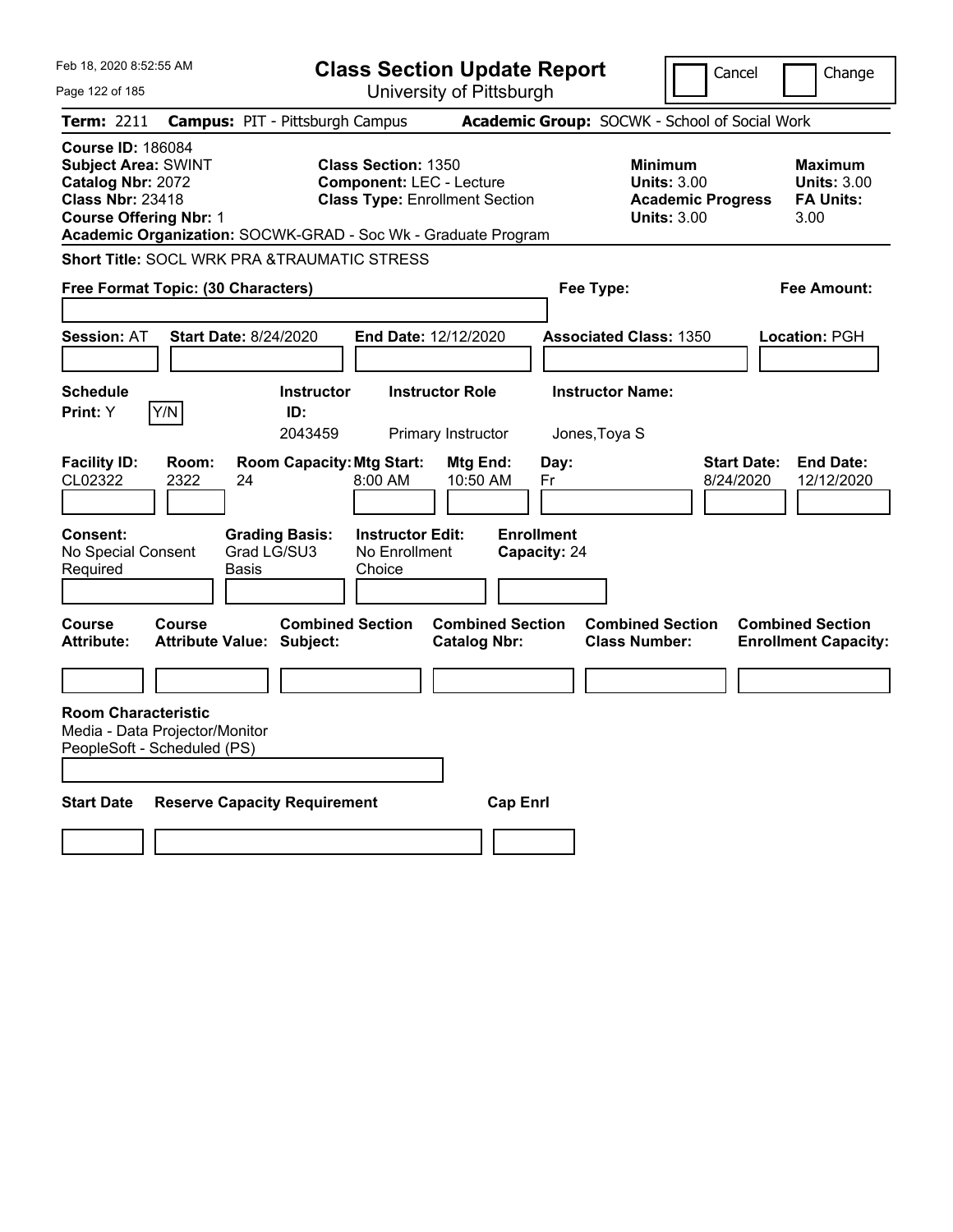Feb 18, 2020 8:52:55 AM

# Class Section Update Report

University of Pittsburgh

Cancel | Change

**Term:** 2211 **Campus:** PIT - Pittsburgh Campus **Academic Group:** SOCWK - School of Social Work

**Course ID:** 186084
**Subject Area:** SWINT
**Catalog Nbr:** 2072
**Class Nbr:** 23418
**Course Offering Nbr:** 1
**Academic Organization:** SOCWK-GRAD - Soc Wk - Graduate Program

**Class Section:** 1350
**Component:** LEC - Lecture
**Class Type:** Enrollment Section

**Minimum Units:** 3.00
**Academic Progress Units:** 3.00

**Maximum Units:** 3.00
**FA Units:** 3.00

**Short Title:** SOCL WRK PRA &TRAUMATIC STRESS

**Free Format Topic: (30 Characters)**

**Fee Type:**

**Fee Amount:**

**Session:** AT **Start Date:** 8/24/2020 **End Date:** 12/12/2020 **Associated Class:** 1350 **Location:** PGH

| Schedule Print: | | Instructor ID: | Instructor Role | Instructor Name: |
|---|---|---|---|---|
| Y | Y/N | 2043459 | Primary Instructor | Jones,Toya S |

| Facility ID: | Room: | Room Capacity: | Mtg Start: | Mtg End: | Day: | Start Date: | End Date: |
|---|---|---|---|---|---|---|---|
| CL02322 | 2322 | 24 | 8:00 AM | 10:50 AM | Fr | 8/24/2020 | 12/12/2020 |

| Consent: | Grading Basis: | Instructor Edit: | Enrollment Capacity: |
|---|---|---|---|
| No Special Consent Required | Grad LG/SU3 Basis | No Enrollment Choice | 24 |

| Course Attribute: | Course Attribute Value: | Combined Section Subject: | Combined Section Catalog Nbr: | Combined Section Class Number: | Combined Section Enrollment Capacity: |
|---|---|---|---|---|---|
| | | | | | |

**Room Characteristic**
Media - Data Projector/Monitor
PeopleSoft - Scheduled (PS)

| Start Date | Reserve Capacity Requirement | Cap Enrl |
|---|---|---|
| | | |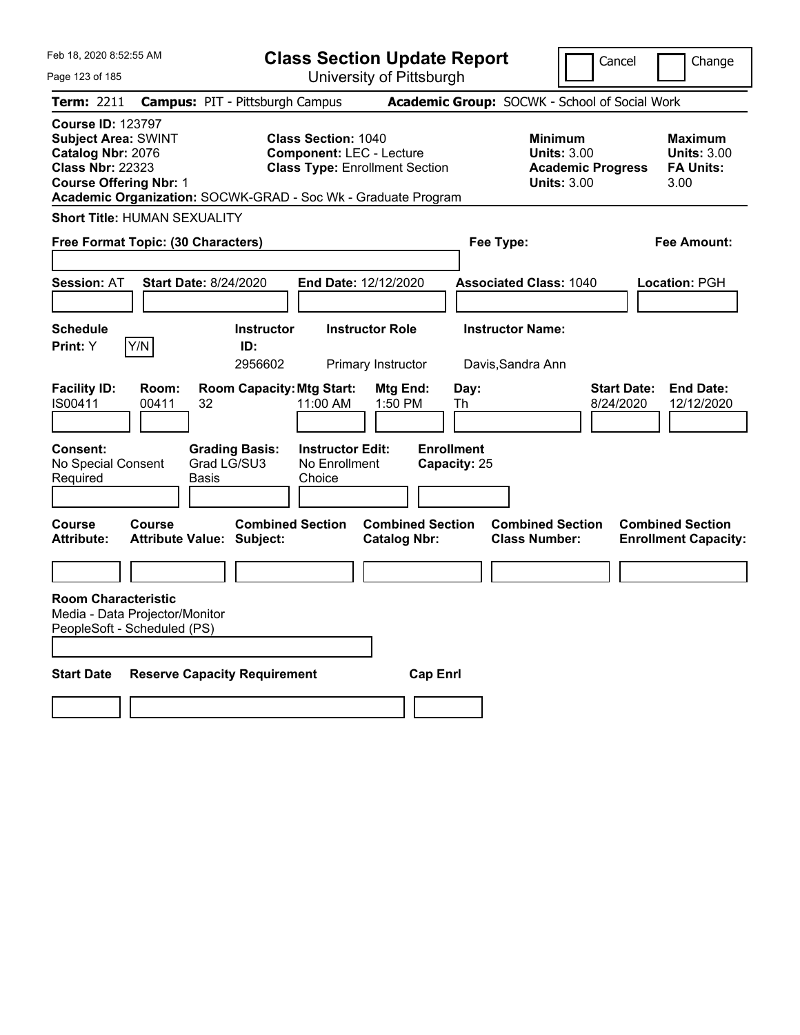Feb 18, 2020 8:52:55 AM

# Class Section Update Report

University of Pittsburgh

Cancel | Change

**Term:** 2211 **Campus:** PIT - Pittsburgh Campus **Academic Group:** SOCWK - School of Social Work

**Course ID:** 123797
**Subject Area:** SWINT
**Catalog Nbr:** 2076
**Class Nbr:** 22323
**Course Offering Nbr:** 1

**Class Section:** 1040
**Component:** LEC - Lecture
**Class Type:** Enrollment Section

**Minimum Units:** 3.00
**Academic Progress Units:** 3.00

**Maximum Units:** 3.00
**FA Units:** 3.00

**Academic Organization:** SOCWK-GRAD - Soc Wk - Graduate Program

**Short Title:** HUMAN SEXUALITY

**Free Format Topic: (30 Characters)**

**Fee Type:**

**Fee Amount:**

**Session:** AT **Start Date:** 8/24/2020 **End Date:** 12/12/2020 **Associated Class:** 1040 **Location:** PGH

| Schedule Print | Y/N | Instructor ID | Instructor Role | Instructor Name |
|---|---|---|---|---|
| Y | | 2956602 | Primary Instructor | Davis,Sandra Ann |

| Facility ID | Room | Room Capacity | Mtg Start | Mtg End | Day | Start Date | End Date |
|---|---|---|---|---|---|---|---|
| IS00411 | 00411 | 32 | 11:00 AM | 1:50 PM | Th | 8/24/2020 | 12/12/2020 |

| Consent | Grading Basis | Instructor Edit | Enrollment Capacity |
|---|---|---|---|
| No Special Consent Required | Grad LG/SU3 Basis | No Enrollment Choice | 25 |

| Course Attribute | Course Attribute Value | Combined Section Subject | Combined Section Catalog Nbr | Combined Section Class Number | Combined Section Enrollment Capacity |
|---|---|---|---|---|---|
| | | | | | |

**Room Characteristic**
Media - Data Projector/Monitor
PeopleSoft - Scheduled (PS)

| Start Date | Reserve Capacity Requirement | Cap Enrl |
|---|---|---|
| | | |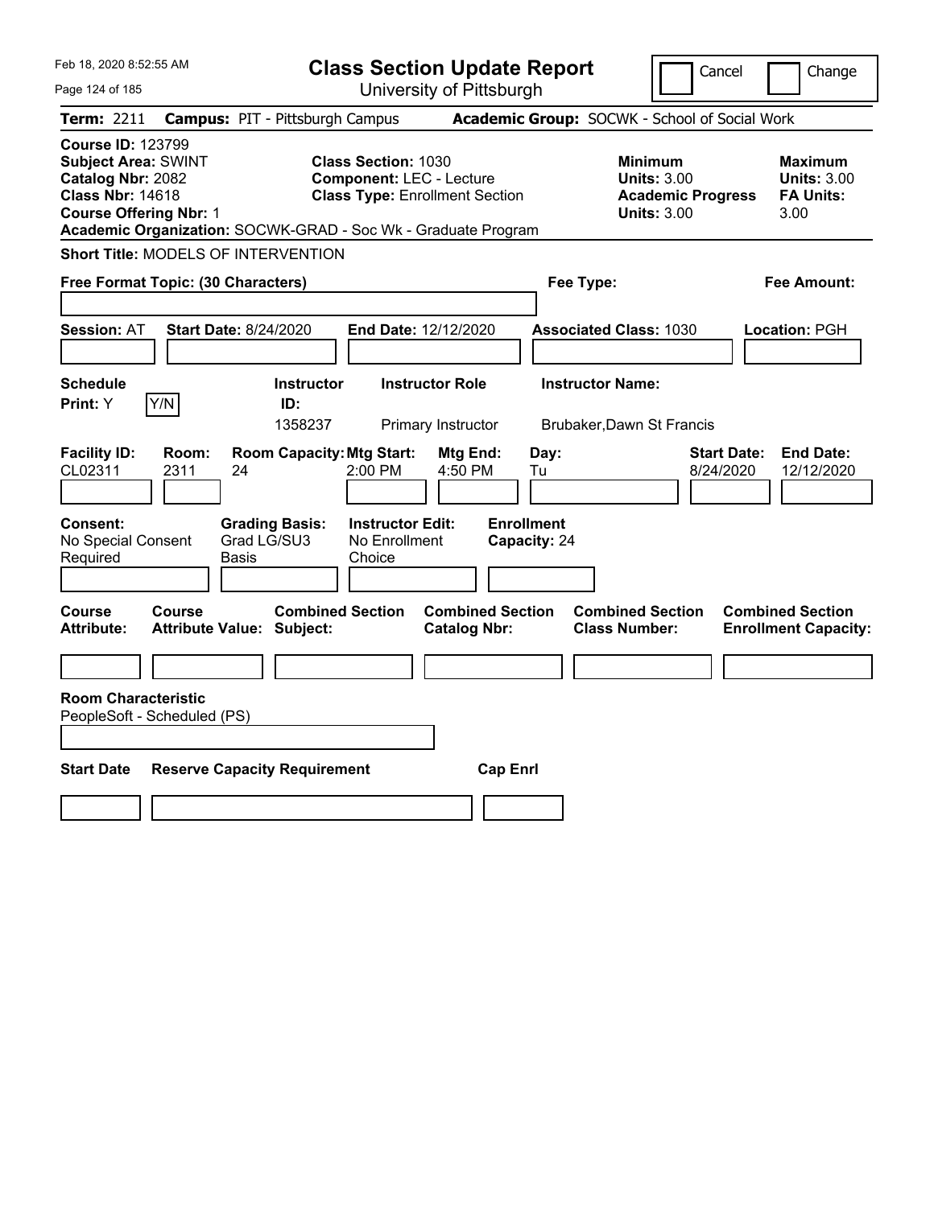Feb 18, 2020 8:52:55 AM

# Class Section Update Report

University of Pittsburgh

Cancel | Change

**Term:** 2211 **Campus:** PIT - Pittsburgh Campus **Academic Group:** SOCWK - School of Social Work

**Course ID:** 123799
**Subject Area:** SWINT
**Catalog Nbr:** 2082
**Class Nbr:** 14618
**Course Offering Nbr:** 1
**Academic Organization:** SOCWK-GRAD - Soc Wk - Graduate Program

**Class Section:** 1030
**Component:** LEC - Lecture
**Class Type:** Enrollment Section

**Minimum Units:** 3.00
**Academic Progress Units:** 3.00

**Maximum Units:** 3.00
**FA Units:** 3.00

**Short Title:** MODELS OF INTERVENTION

**Free Format Topic: (30 Characters)**

**Fee Type:**

**Fee Amount:**

**Session:** AT **Start Date:** 8/24/2020 **End Date:** 12/12/2020 **Associated Class:** 1030 **Location:** PGH

| Schedule Print: | Instructor ID: | Instructor Role | Instructor Name: |
|---|---|---|---|
| Y (Y/N) | 1358237 | Primary Instructor | Brubaker,Dawn St Francis |

| Facility ID: | Room: | Room Capacity: | Mtg Start: | Mtg End: | Day: | Start Date: | End Date: |
|---|---|---|---|---|---|---|---|
| CL02311 | 2311 | 24 | 2:00 PM | 4:50 PM | Tu | 8/24/2020 | 12/12/2020 |

| Consent: | Grading Basis: | Instructor Edit: | Enrollment Capacity: |
|---|---|---|---|
| No Special Consent Required | Grad LG/SU3 Basis | No Enrollment Choice | 24 |

| Course Attribute: | Course Attribute Value: | Combined Section Subject: | Combined Section Catalog Nbr: | Combined Section Class Number: | Combined Section Enrollment Capacity: |
|---|---|---|---|---|---|
| | | | | | |

**Room Characteristic**
PeopleSoft - Scheduled (PS)

| Start Date | Reserve Capacity Requirement | Cap Enrl |
|---|---|---|
| | | |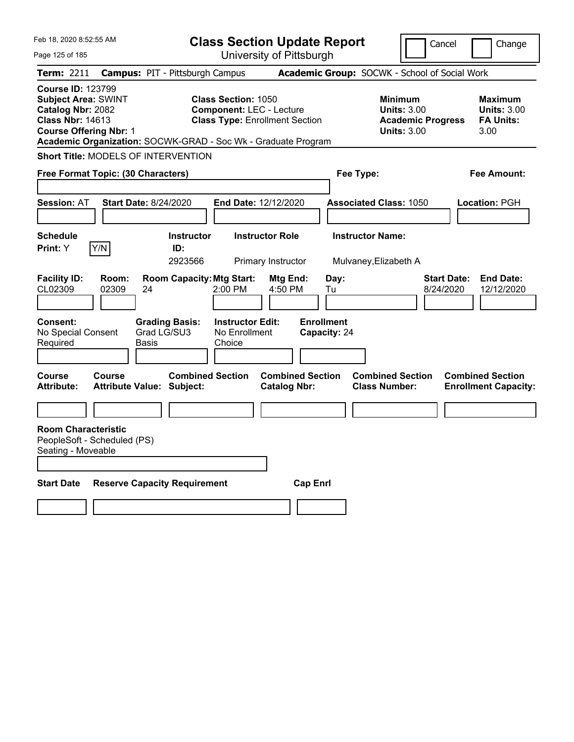Feb 18, 2020 8:52:55 AM

# Class Section Update Report

University of Pittsburgh

Cancel | Change

**Term:** 2211 **Campus:** PIT - Pittsburgh Campus **Academic Group:** SOCWK - School of Social Work

**Course ID:** 123799
**Subject Area:** SWINT
**Catalog Nbr:** 2082
**Class Nbr:** 14613
**Course Offering Nbr:** 1

**Class Section:** 1050
**Component:** LEC - Lecture
**Class Type:** Enrollment Section

**Minimum Units:** 3.00
**Academic Progress Units:** 3.00

**Maximum Units:** 3.00
**FA Units:** 3.00

**Academic Organization:** SOCWK-GRAD - Soc Wk - Graduate Program

**Short Title:** MODELS OF INTERVENTION

**Free Format Topic: (30 Characters)**

**Fee Type:**

**Fee Amount:**

**Session:** AT **Start Date:** 8/24/2020 **End Date:** 12/12/2020 **Associated Class:** 1050 **Location:** PGH

| Schedule Print: | | Instructor ID: | Instructor Role | Instructor Name: |
|---|---|---|---|---|
| Y | Y/N | 2923566 | Primary Instructor | Mulvaney,Elizabeth A |

| Facility ID: | Room: | Room Capacity: | Mtg Start: | Mtg End: | Day: | Start Date: | End Date: |
|---|---|---|---|---|---|---|---|
| CL02309 | 02309 | 24 | 2:00 PM | 4:50 PM | Tu | 8/24/2020 | 12/12/2020 |

| Consent: | Grading Basis: | Instructor Edit: | Enrollment Capacity: |
|---|---|---|---|
| No Special Consent Required | Grad LG/SU3 Basis | No Enrollment Choice | 24 |

| Course Attribute: | Course Attribute Value: | Combined Section Subject: | Combined Section Catalog Nbr: | Combined Section Class Number: | Combined Section Enrollment Capacity: |
|---|---|---|---|---|---|
| | | | | | |

**Room Characteristic**
PeopleSoft - Scheduled (PS)
Seating - Moveable

| Start Date | Reserve Capacity Requirement | Cap Enrl |
|---|---|---|
| | | |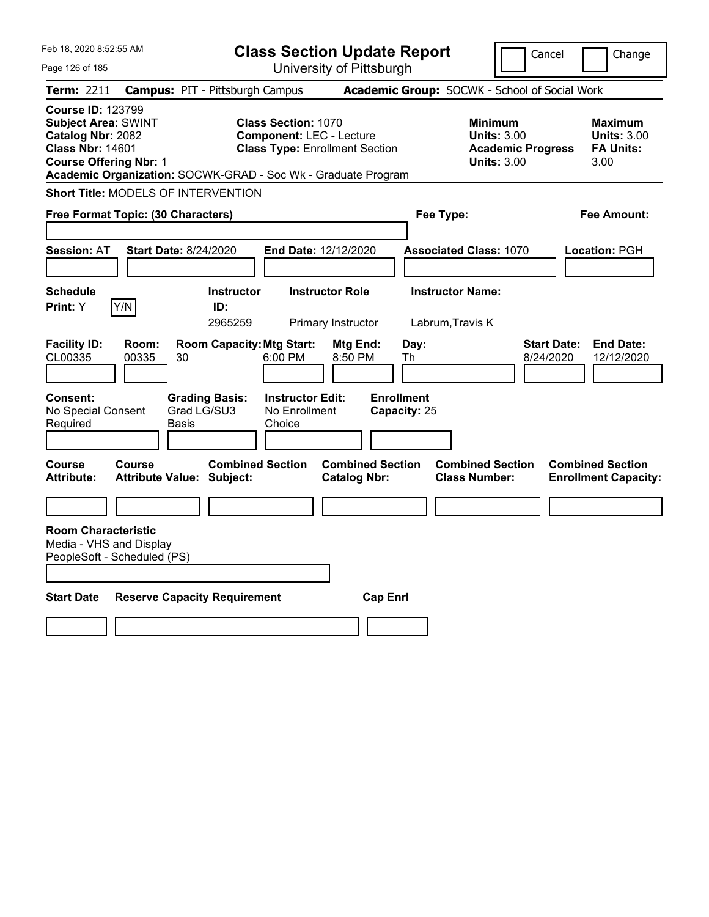Feb 18, 2020 8:52:55 AM

# Class Section Update Report

University of Pittsburgh

Cancel | Change

**Term:** 2211 **Campus:** PIT - Pittsburgh Campus **Academic Group:** SOCWK - School of Social Work

**Course ID:** 123799
**Subject Area:** SWINT
**Catalog Nbr:** 2082
**Class Nbr:** 14601
**Course Offering Nbr:** 1

**Class Section:** 1070
**Component:** LEC - Lecture
**Class Type:** Enrollment Section

**Minimum Units:** 3.00
**Academic Progress Units:** 3.00

**Maximum Units:** 3.00
**FA Units:** 3.00

**Academic Organization:** SOCWK-GRAD - Soc Wk - Graduate Program

**Short Title:** MODELS OF INTERVENTION

**Free Format Topic: (30 Characters)**

**Fee Type:**

**Fee Amount:**

**Session:** AT **Start Date:** 8/24/2020 **End Date:** 12/12/2020 **Associated Class:** 1070 **Location:** PGH

| Schedule Print | Y/N | Instructor ID | Instructor Role | Instructor Name |
|---|---|---|---|---|
| Y | | 2965259 | Primary Instructor | Labrum,Travis K |

| Facility ID | Room | Room Capacity | Mtg Start | Mtg End | Day | Start Date | End Date |
|---|---|---|---|---|---|---|---|
| CL00335 | 00335 | 30 | 6:00 PM | 8:50 PM | Th | 8/24/2020 | 12/12/2020 |

| Consent | Grading Basis | Instructor Edit | Enrollment Capacity |
|---|---|---|---|
| No Special Consent Required | Grad LG/SU3 Basis | No Enrollment Choice | 25 |

| Course Attribute | Course Attribute Value | Combined Section Subject | Combined Section Catalog Nbr | Combined Section Class Number | Combined Section Enrollment Capacity |
|---|---|---|---|---|---|
| | | | | | |

**Room Characteristic**

Media - VHS and Display
PeopleSoft - Scheduled (PS)

| Start Date | Reserve Capacity Requirement | Cap Enrl |
|---|---|---|
| | | |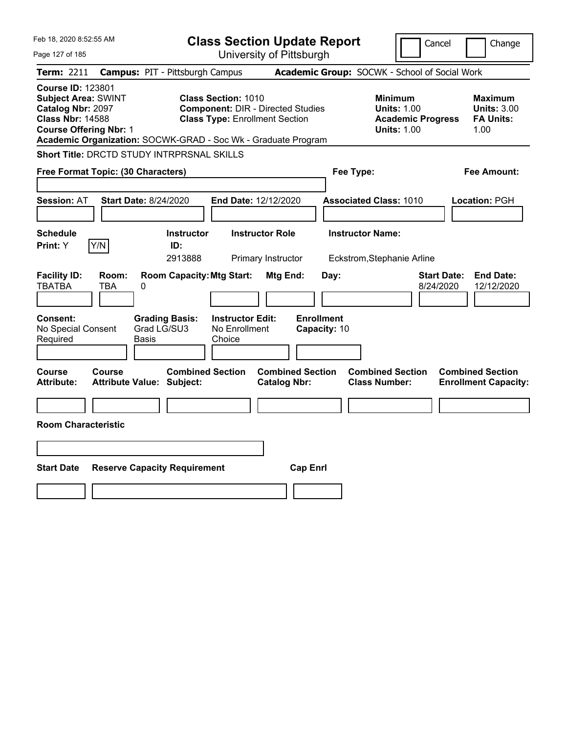Feb 18, 2020 8:52:55 AM

# Class Section Update Report

University of Pittsburgh

Cancel | Change

**Term:** 2211 **Campus:** PIT - Pittsburgh Campus **Academic Group:** SOCWK - School of Social Work

**Course ID:** 123801
**Subject Area:** SWINT
**Catalog Nbr:** 2097
**Class Nbr:** 14588
**Course Offering Nbr:** 1

**Class Section:** 1010
**Component:** DIR - Directed Studies
**Class Type:** Enrollment Section

**Minimum Units:** 1.00
**Academic Progress Units:** 1.00

**Maximum Units:** 3.00
**FA Units:** 1.00

**Academic Organization:** SOCWK-GRAD - Soc Wk - Graduate Program

**Short Title:** DRCTD STUDY INTRPRSNAL SKILLS

**Free Format Topic: (30 Characters)**

**Fee Type:**

**Fee Amount:**

**Session:** AT **Start Date:** 8/24/2020 **End Date:** 12/12/2020 **Associated Class:** 1010 **Location:** PGH

| Schedule Print | Instructor ID | Instructor Role | Instructor Name |
|---|---|---|---|
| Y | 2913888 | Primary Instructor | Eckstrom,Stephanie Arline |

| Facility ID | Room | Room Capacity | Mtg Start | Mtg End | Day | Start Date | End Date |
|---|---|---|---|---|---|---|---|
| TBATBA | TBA | 0 | | | | 8/24/2020 | 12/12/2020 |

| Consent | Grading Basis | Instructor Edit | Enrollment Capacity |
|---|---|---|---|
| No Special Consent Required | Grad LG/SU3 Basis | No Enrollment Choice | 10 |

| Course Attribute | Course Attribute Value | Combined Section Subject | Combined Section Catalog Nbr | Combined Section Class Number | Combined Section Enrollment Capacity |
|---|---|---|---|---|---|
| | | | | | |

**Room Characteristic**

| Start Date | Reserve Capacity Requirement | Cap Enrl |
|---|---|---|
| | | |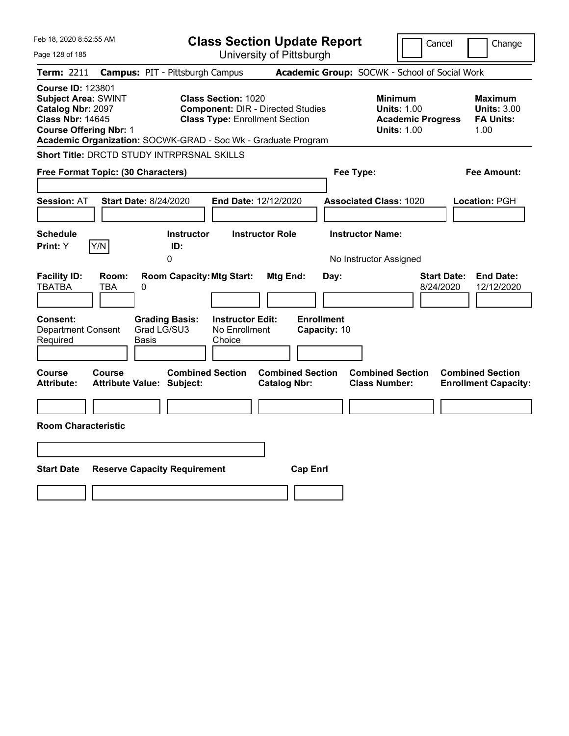Feb 18, 2020 8:52:55 AM

# Class Section Update Report

University of Pittsburgh

Cancel | Change

**Term:** 2211 **Campus:** PIT - Pittsburgh Campus **Academic Group:** SOCWK - School of Social Work

**Course ID:** 123801
**Subject Area:** SWINT
**Catalog Nbr:** 2097
**Class Nbr:** 14645
**Course Offering Nbr:** 1

**Class Section:** 1020
**Component:** DIR - Directed Studies
**Class Type:** Enrollment Section

**Minimum Units:** 1.00
**Academic Progress Units:** 1.00

**Maximum Units:** 3.00
**FA Units:** 1.00

**Academic Organization:** SOCWK-GRAD - Soc Wk - Graduate Program

**Short Title:** DRCTD STUDY INTRPRSNAL SKILLS

**Free Format Topic: (30 Characters)**

**Fee Type:**

**Fee Amount:**

**Session:** AT **Start Date:** 8/24/2020 **End Date:** 12/12/2020 **Associated Class:** 1020 **Location:** PGH

| Schedule Print: | Instructor ID: | Instructor Role | Instructor Name: |
|---|---|---|---|
| Y | 0 | | No Instructor Assigned |

| Facility ID: | Room: | Room Capacity: | Mtg Start: | Mtg End: | Day: | Start Date: | End Date: |
|---|---|---|---|---|---|---|---|
| TBATBA | TBA | 0 | | | | 8/24/2020 | 12/12/2020 |

| Consent: | Grading Basis: | Instructor Edit: | Enrollment Capacity: |
|---|---|---|---|
| Department Consent Required | Grad LG/SU3 Basis | No Enrollment Choice | 10 |

| Course Attribute: | Course Attribute Value: | Combined Section Subject: | Combined Section Catalog Nbr: | Combined Section Class Number: | Combined Section Enrollment Capacity: |
|---|---|---|---|---|---|
| | | | | | |

**Room Characteristic**

| Start Date | Reserve Capacity Requirement | Cap Enrl |
|---|---|---|
| | | |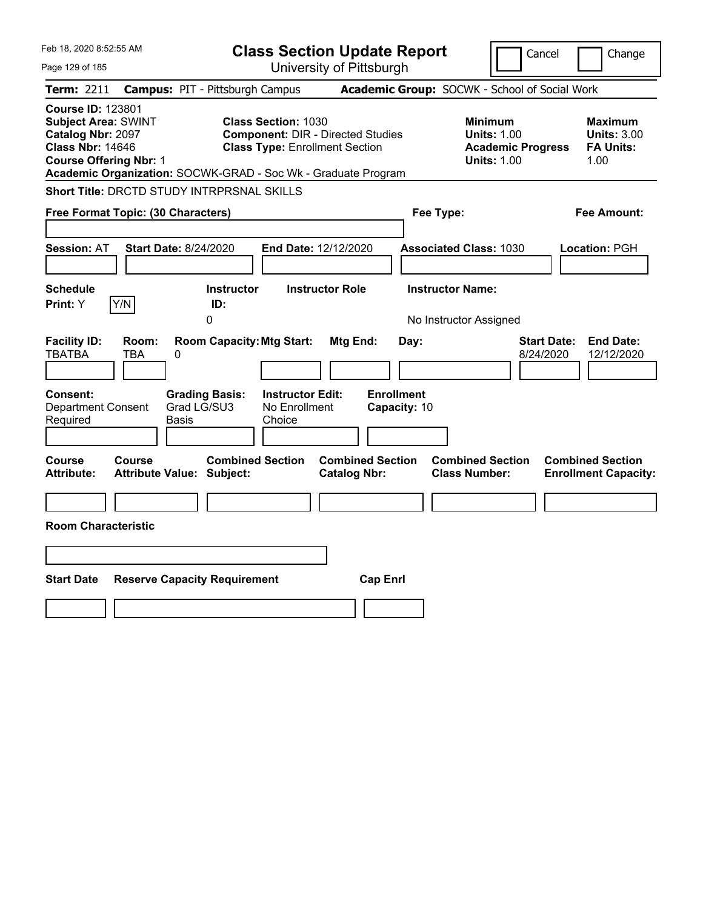Feb 18, 2020 8:52:55 AM

# Class Section Update Report

University of Pittsburgh

Cancel | Change

**Term:** 2211 **Campus:** PIT - Pittsburgh Campus **Academic Group:** SOCWK - School of Social Work

**Course ID:** 123801
**Subject Area:** SWINT
**Catalog Nbr:** 2097
**Class Nbr:** 14646
**Course Offering Nbr:** 1

**Class Section:** 1030
**Component:** DIR - Directed Studies
**Class Type:** Enrollment Section

**Minimum Units:** 1.00
**Academic Progress Units:** 1.00

**Maximum Units:** 3.00
**FA Units:** 1.00

**Academic Organization:** SOCWK-GRAD - Soc Wk - Graduate Program

**Short Title:** DRCTD STUDY INTRPRSNAL SKILLS

**Free Format Topic: (30 Characters)**

**Fee Type:**

**Fee Amount:**

**Session:** AT **Start Date:** 8/24/2020 **End Date:** 12/12/2020 **Associated Class:** 1030 **Location:** PGH

| Schedule Print: | Instructor ID: | Instructor Role | Instructor Name: |
|---|---|---|---|
| Y | 0 | | No Instructor Assigned |

| Facility ID: | Room: | Room Capacity: | Mtg Start: | Mtg End: | Day: | Start Date: | End Date: |
|---|---|---|---|---|---|---|---|
| TBATBA | TBA | 0 | | | | 8/24/2020 | 12/12/2020 |

| Consent: | Grading Basis: | Instructor Edit: | Enrollment Capacity: |
|---|---|---|---|
| Department Consent Required | Grad LG/SU3 Basis | No Enrollment Choice | 10 |

| Course Attribute: | Course Attribute Value: | Combined Section Subject: | Combined Section Catalog Nbr: | Combined Section Class Number: | Combined Section Enrollment Capacity: |
|---|---|---|---|---|---|
| | | | | | |

**Room Characteristic**

| Start Date | Reserve Capacity Requirement | Cap Enrl |
|---|---|---|
| | | |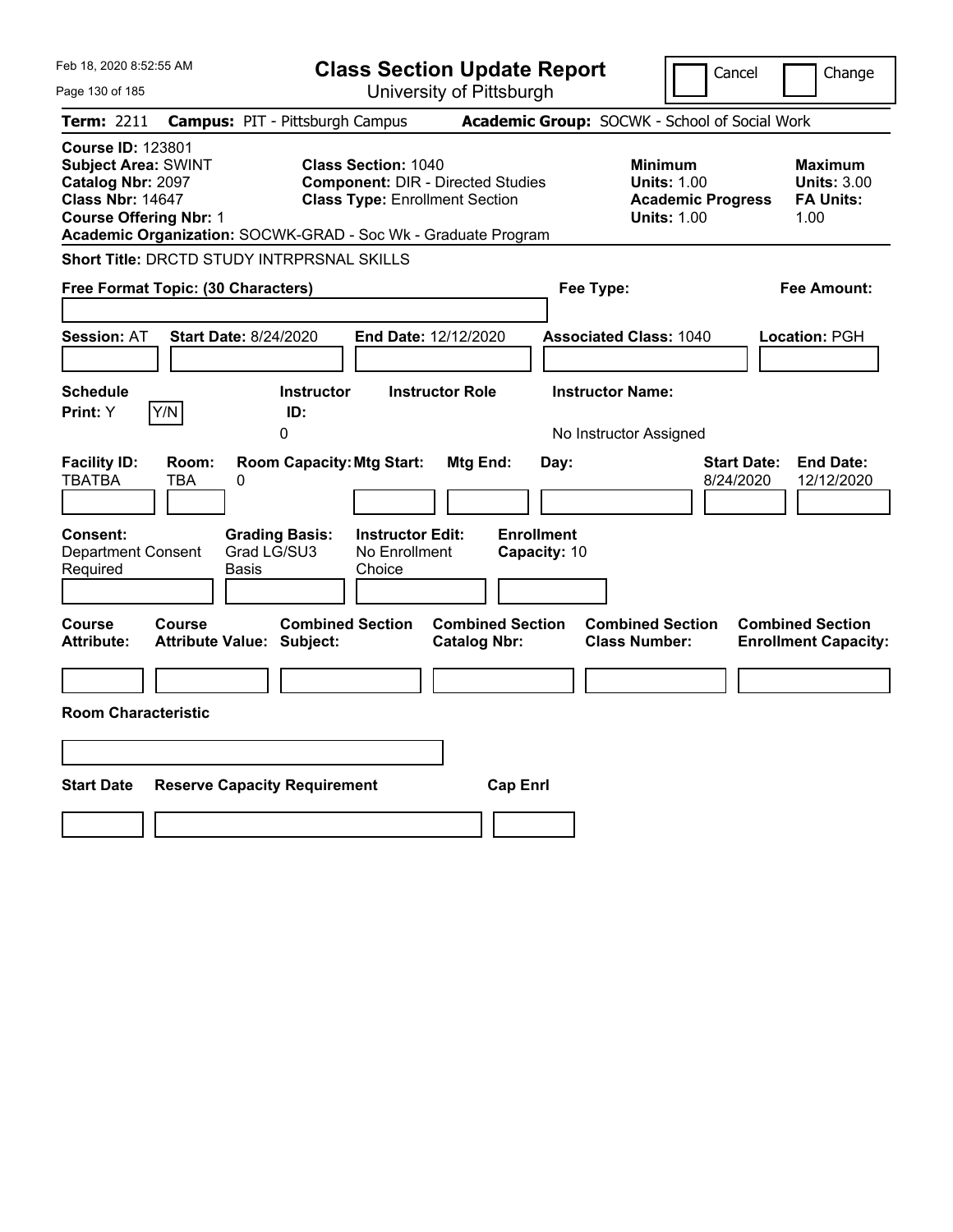Feb 18, 2020 8:52:55 AM

# Class Section Update Report

University of Pittsburgh

Cancel | Change

**Term:** 2211 **Campus:** PIT - Pittsburgh Campus **Academic Group:** SOCWK - School of Social Work

**Course ID:** 123801
**Subject Area:** SWINT
**Catalog Nbr:** 2097
**Class Nbr:** 14647
**Course Offering Nbr:** 1

**Class Section:** 1040
**Component:** DIR - Directed Studies
**Class Type:** Enrollment Section

**Minimum Units:** 1.00
**Academic Progress Units:** 1.00

**Maximum Units:** 3.00
**FA Units:** 1.00

**Academic Organization:** SOCWK-GRAD - Soc Wk - Graduate Program

**Short Title:** DRCTD STUDY INTRPRSNAL SKILLS

**Free Format Topic: (30 Characters)**

**Fee Type:**

**Fee Amount:**

**Session:** AT **Start Date:** 8/24/2020 **End Date:** 12/12/2020 **Associated Class:** 1040 **Location:** PGH

| Schedule Print: | Instructor ID: | Instructor Role | Instructor Name: |
|---|---|---|---|
| Y | 0 | | No Instructor Assigned |

| Facility ID: | Room: | Room Capacity: | Mtg Start: | Mtg End: | Day: | Start Date: | End Date: |
|---|---|---|---|---|---|---|---|
| TBATBA | TBA | 0 | | | | 8/24/2020 | 12/12/2020 |

| Consent: | Grading Basis: | Instructor Edit: | Enrollment Capacity: |
|---|---|---|---|
| Department Consent Required | Grad LG/SU3 Basis | No Enrollment Choice | 10 |

| Course Attribute: | Course Attribute Value: | Combined Section Subject: | Combined Section Catalog Nbr: | Combined Section Class Number: | Combined Section Enrollment Capacity: |
|---|---|---|---|---|---|
| | | | | | |

**Room Characteristic**

| Start Date | Reserve Capacity Requirement | Cap Enrl |
|---|---|---|
| | | |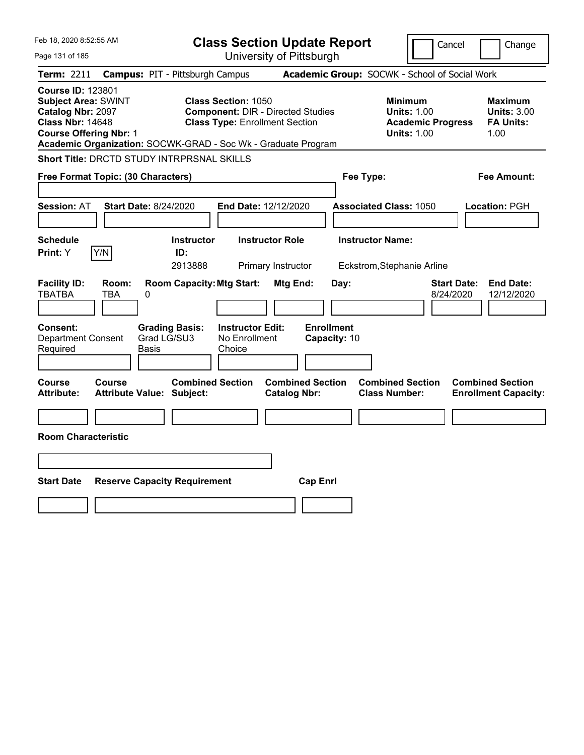# Class Section Update Report

University of Pittsburgh

Feb 18, 2020 8:52:55 AM

Cancel / Change

**Term:** 2211 **Campus:** PIT - Pittsburgh Campus **Academic Group:** SOCWK - School of Social Work

**Course ID:** 123801
**Subject Area:** SWINT
**Catalog Nbr:** 2097
**Class Nbr:** 14648
**Course Offering Nbr:** 1

**Class Section:** 1050
**Component:** DIR - Directed Studies
**Class Type:** Enrollment Section

**Minimum Units:** 1.00
**Academic Progress Units:** 1.00

**Maximum Units:** 3.00
**FA Units:** 1.00

**Academic Organization:** SOCWK-GRAD - Soc Wk - Graduate Program

**Short Title:** DRCTD STUDY INTRPRSNAL SKILLS

**Free Format Topic: (30 Characters)**

**Fee Type:**

**Fee Amount:**

**Session:** AT **Start Date:** 8/24/2020 **End Date:** 12/12/2020 **Associated Class:** 1050 **Location:** PGH

| Schedule Print | Y/N | Instructor ID | Instructor Role | Instructor Name |
|---|---|---|---|---|
| Y | | 2913888 | Primary Instructor | Eckstrom,Stephanie Arline |

| Facility ID | Room | Room Capacity | Mtg Start | Mtg End | Day | Start Date | End Date |
|---|---|---|---|---|---|---|---|
| TBATBA | TBA | 0 | | | | 8/24/2020 | 12/12/2020 |

| Consent | Grading Basis | Instructor Edit | Enrollment Capacity |
|---|---|---|---|
| Department Consent Required | Grad LG/SU3 Basis | No Enrollment Choice | 10 |

| Course Attribute | Course Attribute Value | Combined Section Subject | Combined Section Catalog Nbr | Combined Section Class Number | Combined Section Enrollment Capacity |
|---|---|---|---|---|---|
| | | | | | |

**Room Characteristic**

| Start Date | Reserve Capacity Requirement | Cap Enrl |
|---|---|---|
| | | |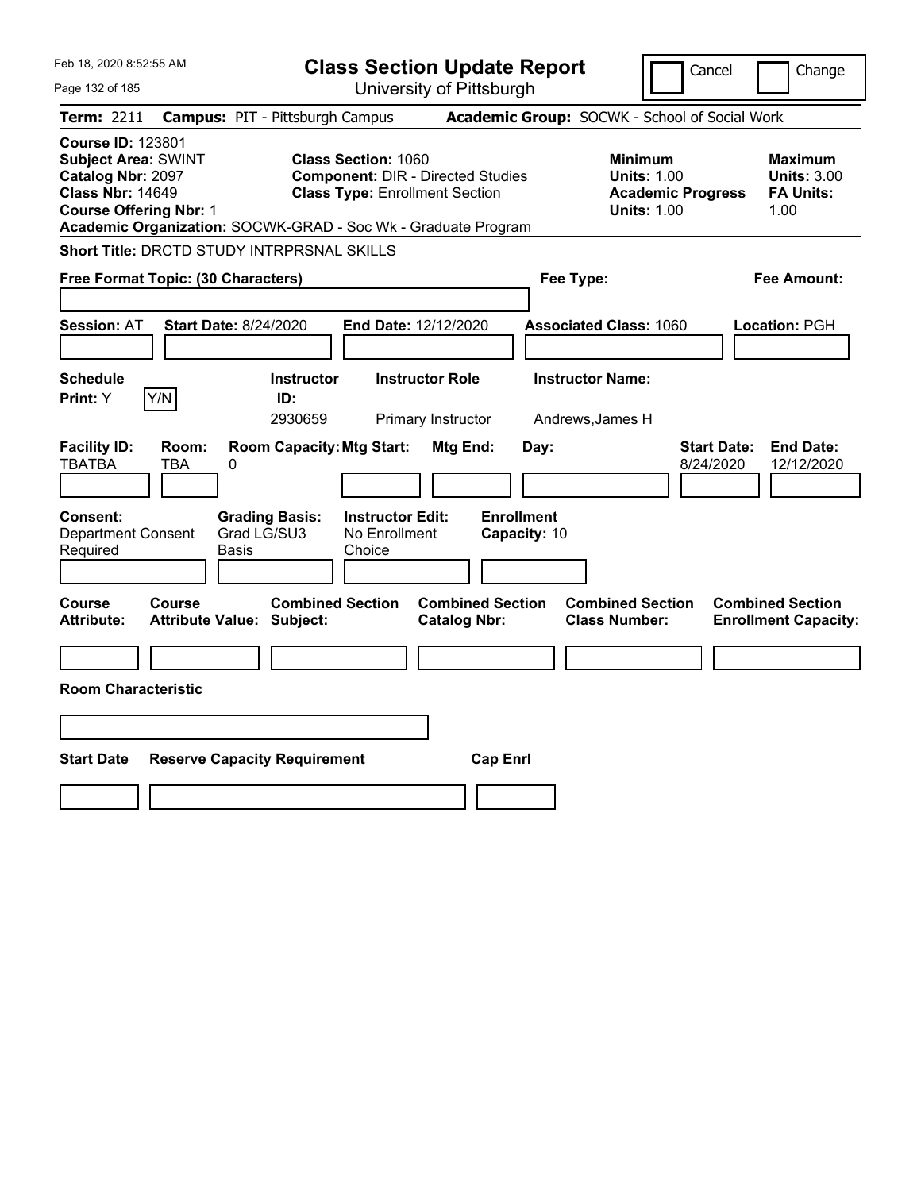Feb 18, 2020 8:52:55 AM

# Class Section Update Report

University of Pittsburgh

Cancel | Change

**Term:** 2211 **Campus:** PIT - Pittsburgh Campus **Academic Group:** SOCWK - School of Social Work

**Course ID:** 123801
**Subject Area:** SWINT
**Catalog Nbr:** 2097
**Class Nbr:** 14649
**Course Offering Nbr:** 1

**Class Section:** 1060
**Component:** DIR - Directed Studies
**Class Type:** Enrollment Section

**Minimum Units:** 1.00
**Academic Progress Units:** 1.00

**Maximum Units:** 3.00
**FA Units:** 1.00

**Academic Organization:** SOCWK-GRAD - Soc Wk - Graduate Program

**Short Title:** DRCTD STUDY INTRPRSNAL SKILLS

**Free Format Topic: (30 Characters)**

**Fee Type:**

**Fee Amount:**

**Session:** AT **Start Date:** 8/24/2020 **End Date:** 12/12/2020 **Associated Class:** 1060 **Location:** PGH

| Schedule Print | Instructor ID | Instructor Role | Instructor Name |
|---|---|---|---|
| Y (Y/N) | 2930659 | Primary Instructor | Andrews,James H |

| Facility ID | Room | Room Capacity | Mtg Start | Mtg End | Day | Start Date | End Date |
|---|---|---|---|---|---|---|---|
| TBATBA | TBA | 0 | | | | 8/24/2020 | 12/12/2020 |

**Consent:** Department Consent Required
**Grading Basis:** Grad LG/SU3 Basis
**Instructor Edit:** No Enrollment Choice
**Enrollment Capacity:** 10

| Course Attribute | Course Attribute Value | Combined Section Subject | Combined Section Catalog Nbr | Combined Section Class Number | Combined Section Enrollment Capacity |
|---|---|---|---|---|---|
| | | | | | |

**Room Characteristic**

| Start Date | Reserve Capacity Requirement | Cap Enrl |
|---|---|---|
| | | |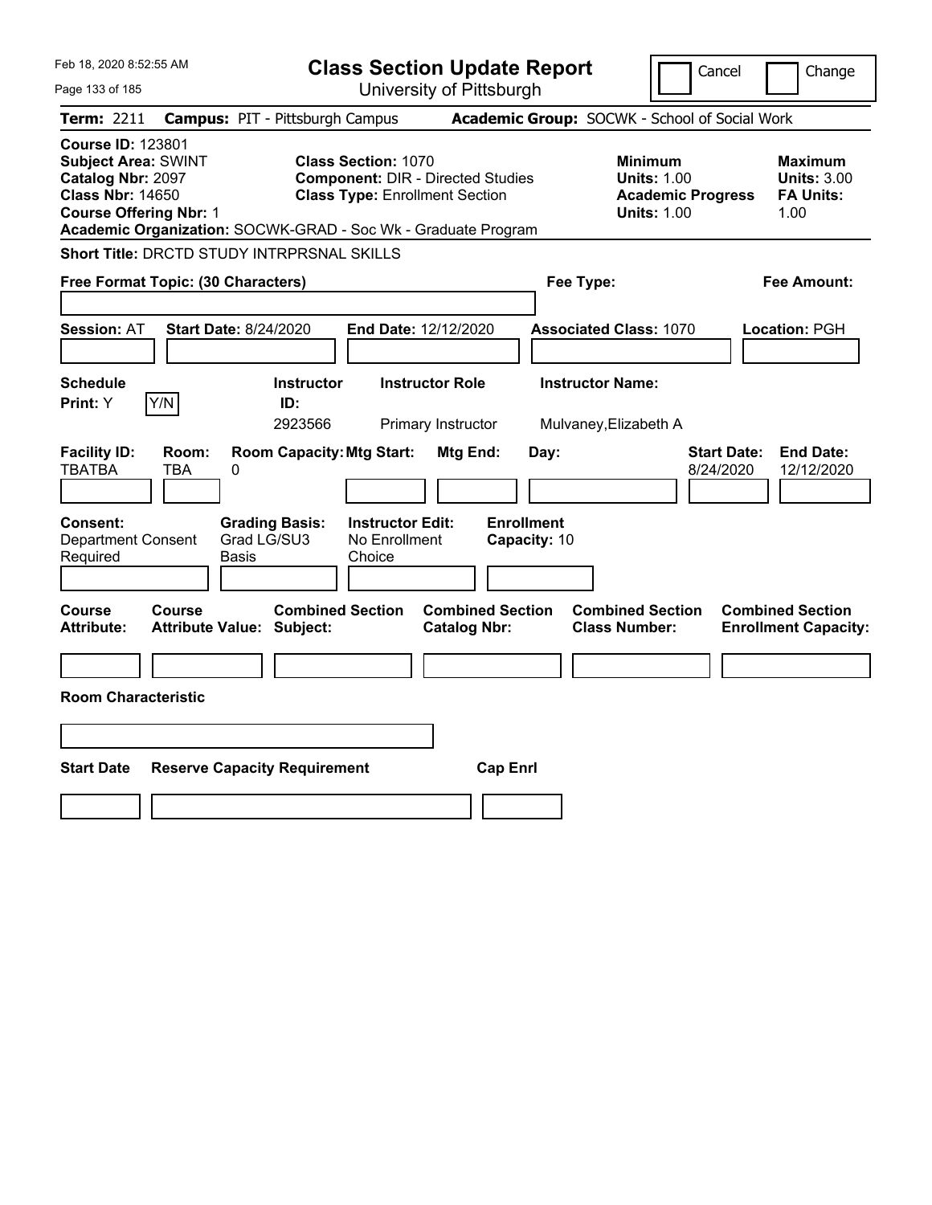Feb 18, 2020 8:52:55 AM

# Class Section Update Report

University of Pittsburgh

Cancel | Change

**Term:** 2211 **Campus:** PIT - Pittsburgh Campus **Academic Group:** SOCWK - School of Social Work

**Course ID:** 123801
**Subject Area:** SWINT
**Catalog Nbr:** 2097
**Class Nbr:** 14650
**Course Offering Nbr:** 1

**Class Section:** 1070
**Component:** DIR - Directed Studies
**Class Type:** Enrollment Section

**Minimum Units:** 1.00
**Academic Progress Units:** 1.00

**Maximum Units:** 3.00
**FA Units:** 1.00

**Academic Organization:** SOCWK-GRAD - Soc Wk - Graduate Program

**Short Title:** DRCTD STUDY INTRPRSNAL SKILLS

**Free Format Topic: (30 Characters)**

**Fee Type:**

**Fee Amount:**

**Session:** AT **Start Date:** 8/24/2020 **End Date:** 12/12/2020 **Associated Class:** 1070 **Location:** PGH

| Schedule Print: | Instructor ID: | Instructor Role | Instructor Name: |
|---|---|---|---|
| Y [Y/N] | 2923566 | Primary Instructor | Mulvaney,Elizabeth A |

| Facility ID: | Room: | Room Capacity: | Mtg Start: | Mtg End: | Day: | Start Date: | End Date: |
|---|---|---|---|---|---|---|---|
| TBATBA | TBA | 0 | | | | 8/24/2020 | 12/12/2020 |

| Consent: | Grading Basis: | Instructor Edit: | Enrollment Capacity: |
|---|---|---|---|
| Department Consent Required | Grad LG/SU3 Basis | No Enrollment Choice | 10 |

| Course Attribute: | Course Attribute Value: | Combined Section Subject: | Combined Section Catalog Nbr: | Combined Section Class Number: | Combined Section Enrollment Capacity: |
|---|---|---|---|---|---|
| | | | | | |

**Room Characteristic**

| Start Date | Reserve Capacity Requirement | Cap Enrl |
|---|---|---|
| | | |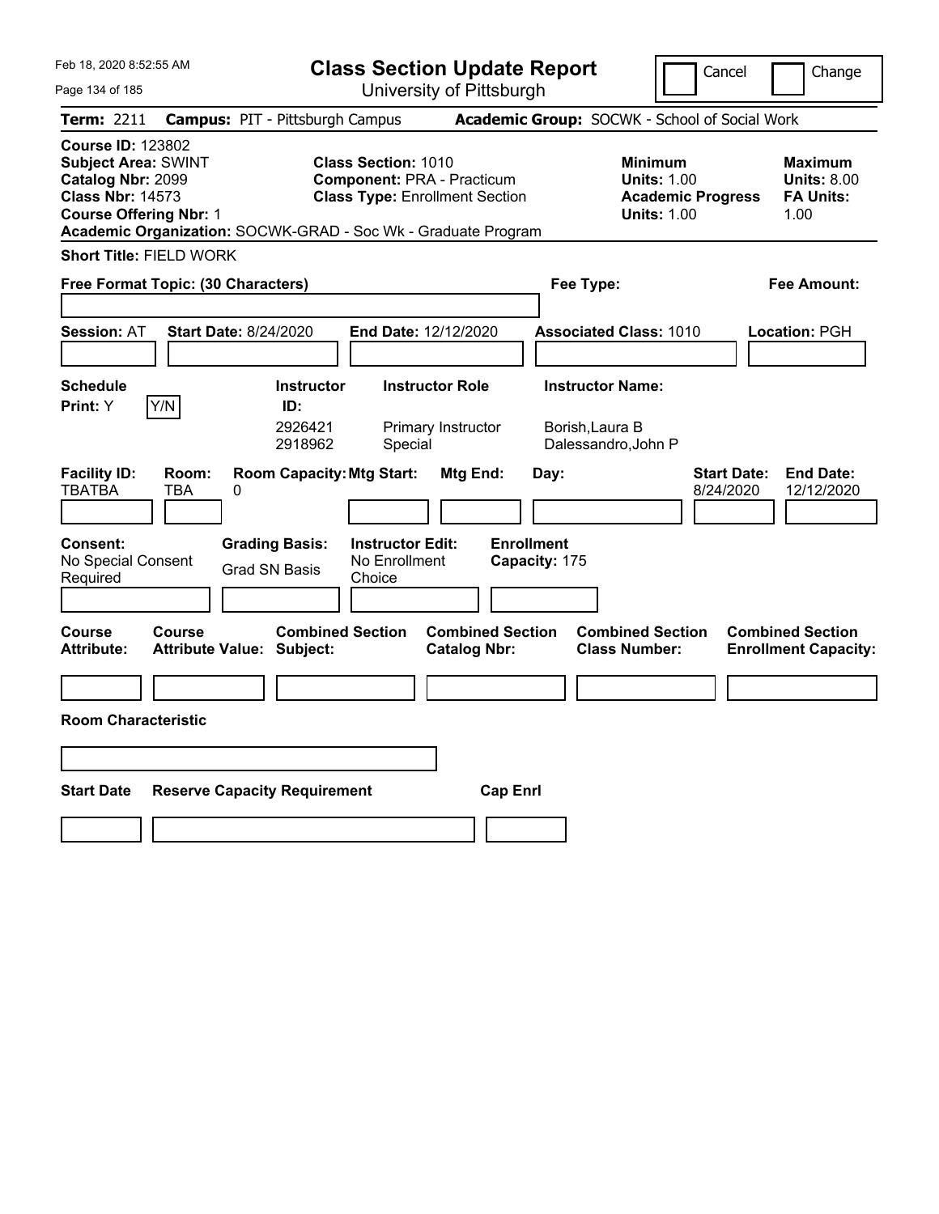# Class Section Update Report

University of Pittsburgh

Feb 18, 2020 8:52:55 AM

Cancel ☐ Change ☐

**Term:** 2211 **Campus:** PIT - Pittsburgh Campus **Academic Group:** SOCWK - School of Social Work

**Course ID:** 123802
**Subject Area:** SWINT
**Catalog Nbr:** 2099
**Class Nbr:** 14573
**Course Offering Nbr:** 1

**Class Section:** 1010
**Component:** PRA - Practicum
**Class Type:** Enrollment Section

**Minimum Units:** 1.00
**Academic Progress Units:** 1.00

**Maximum Units:** 8.00
**FA Units:** 1.00

**Academic Organization:** SOCWK-GRAD - Soc Wk - Graduate Program

**Short Title:** FIELD WORK

**Free Format Topic: (30 Characters)**

**Fee Type:**

**Fee Amount:**

**Session:** AT **Start Date:** 8/24/2020 **End Date:** 12/12/2020 **Associated Class:** 1010 **Location:** PGH

**Schedule Print:** Y [Y/N]

| Instructor ID | Instructor Role | Instructor Name |
|---|---|---|
| 2926421 | Primary Instructor | Borish,Laura B |
| 2918962 | Special | Dalessandro,John P |

| Facility ID | Room | Room Capacity | Mtg Start | Mtg End | Day | Start Date | End Date |
|---|---|---|---|---|---|---|---|
| TBATBA | TBA | 0 | | | | 8/24/2020 | 12/12/2020 |

**Consent:** No Special Consent Required
**Grading Basis:** Grad SN Basis
**Instructor Edit:** No Enrollment Choice
**Enrollment Capacity:** 175

| Course Attribute | Course Attribute Value | Combined Section Subject | Combined Section Catalog Nbr | Combined Section Class Number | Combined Section Enrollment Capacity |
|---|---|---|---|---|---|
| | | | | | |

**Room Characteristic**

| Start Date | Reserve Capacity Requirement | Cap Enrl |
|---|---|---|
| | | |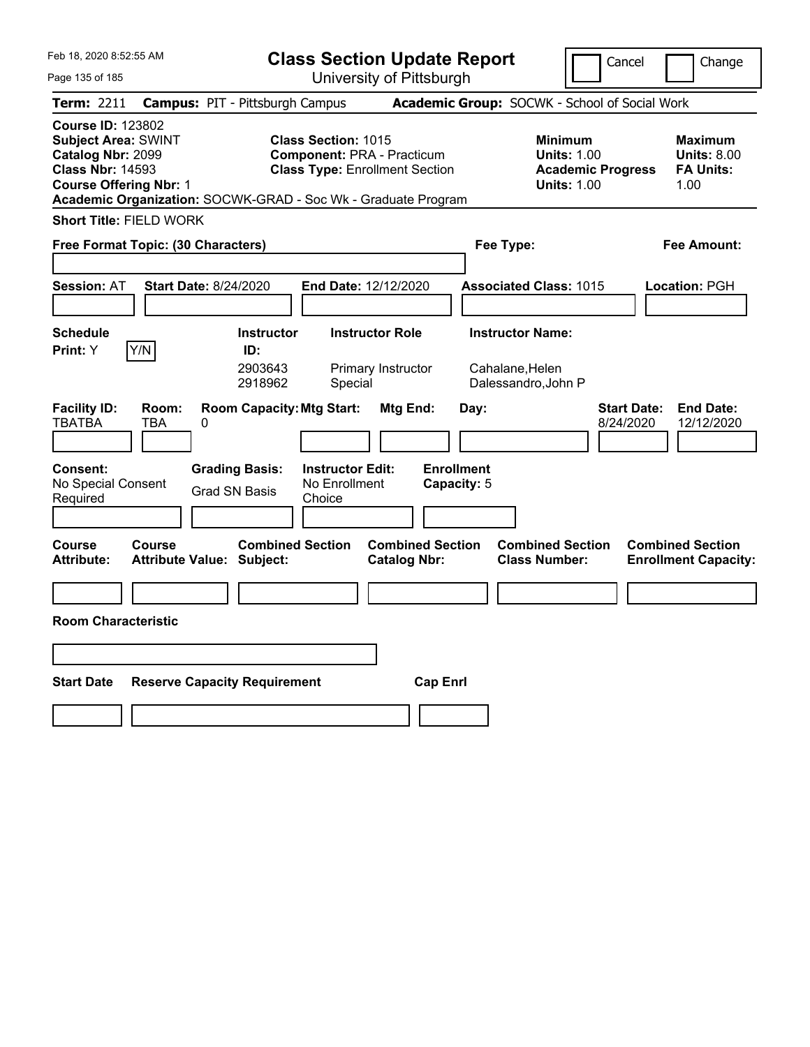# Class Section Update Report

University of Pittsburgh

Cancel | Change

**Term:** 2211 **Campus:** PIT - Pittsburgh Campus **Academic Group:** SOCWK - School of Social Work

**Course ID:** 123802
**Subject Area:** SWINT
**Catalog Nbr:** 2099
**Class Nbr:** 14593
**Course Offering Nbr:** 1
**Academic Organization:** SOCWK-GRAD - Soc Wk - Graduate Program

**Class Section:** 1015
**Component:** PRA - Practicum
**Class Type:** Enrollment Section

**Minimum Units:** 1.00
**Academic Progress Units:** 1.00

**Maximum Units:** 8.00
**FA Units:** 1.00

**Short Title:** FIELD WORK

**Free Format Topic: (30 Characters)**

**Fee Type:**

**Fee Amount:**

**Session:** AT **Start Date:** 8/24/2020 **End Date:** 12/12/2020 **Associated Class:** 1015 **Location:** PGH

| Schedule Print | Instructor ID | Instructor Role | Instructor Name |
|---|---|---|---|
| Y | 2903643 | Primary Instructor | Cahalane,Helen |
| | 2918962 | Special | Dalessandro,John P |

| Facility ID: | Room: | Room Capacity: | Mtg Start: | Mtg End: | Day: | Start Date: | End Date: |
|---|---|---|---|---|---|---|---|
| TBATBA | TBA | 0 | | | | 8/24/2020 | 12/12/2020 |

**Consent:** No Special Consent Required
**Grading Basis:** Grad SN Basis
**Instructor Edit:** No Enrollment Choice
**Enrollment Capacity:** 5

| Course Attribute: | Course Attribute Value: | Combined Section Subject: | Combined Section Catalog Nbr: | Combined Section Class Number: | Combined Section Enrollment Capacity: |
|---|---|---|---|---|---|
| | | | | | |

**Room Characteristic**

| Start Date | Reserve Capacity Requirement | Cap Enrl |
|---|---|---|
| | | |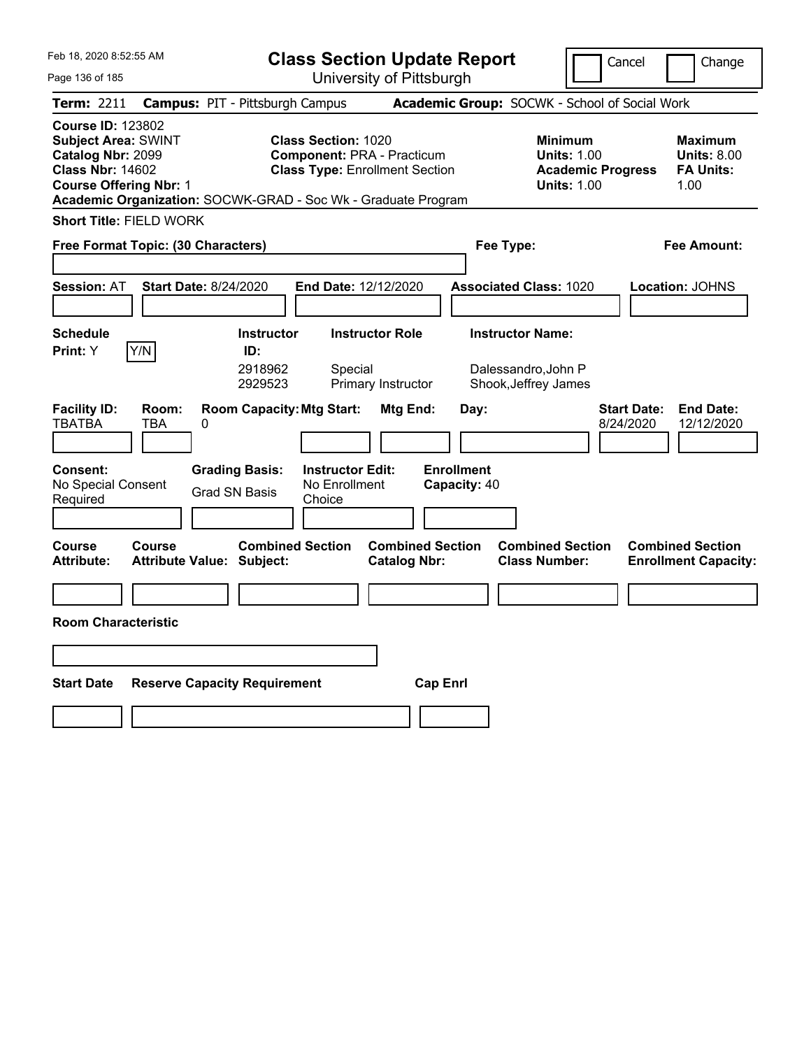Feb 18, 2020 8:52:55 AM

# Class Section Update Report

University of Pittsburgh

Cancel | Change

**Term:** 2211 **Campus:** PIT - Pittsburgh Campus **Academic Group:** SOCWK - School of Social Work

**Course ID:** 123802
**Subject Area:** SWINT
**Catalog Nbr:** 2099
**Class Nbr:** 14602
**Course Offering Nbr:** 1
**Academic Organization:** SOCWK-GRAD - Soc Wk - Graduate Program

**Class Section:** 1020
**Component:** PRA - Practicum
**Class Type:** Enrollment Section

**Minimum Units:** 1.00
**Academic Progress Units:** 1.00

**Maximum Units:** 8.00
**FA Units:** 1.00

**Short Title:** FIELD WORK

**Free Format Topic: (30 Characters)**

**Fee Type:**

**Fee Amount:**

**Session:** AT **Start Date:** 8/24/2020 **End Date:** 12/12/2020 **Associated Class:** 1020 **Location:** JOHNS

**Schedule Print:** Y [Y/N]

| Instructor ID | Instructor Role | Instructor Name |
|---|---|---|
| 2918962 | Special | Dalessandro,John P |
| 2929523 | Primary Instructor | Shook,Jeffrey James |

| Facility ID | Room | Room Capacity | Mtg Start | Mtg End | Day | Start Date | End Date |
|---|---|---|---|---|---|---|---|
| TBATBA | TBA | 0 | | | | 8/24/2020 | 12/12/2020 |

**Consent:** No Special Consent Required
**Grading Basis:** Grad SN Basis
**Instructor Edit:** No Enrollment Choice
**Enrollment Capacity:** 40

| Course Attribute | Course Attribute Value | Combined Section Subject | Combined Section Catalog Nbr | Combined Section Class Number | Combined Section Enrollment Capacity |
|---|---|---|---|---|---|
| | | | | | |

**Room Characteristic**

| Start Date | Reserve Capacity Requirement | Cap Enrl |
|---|---|---|
| | | |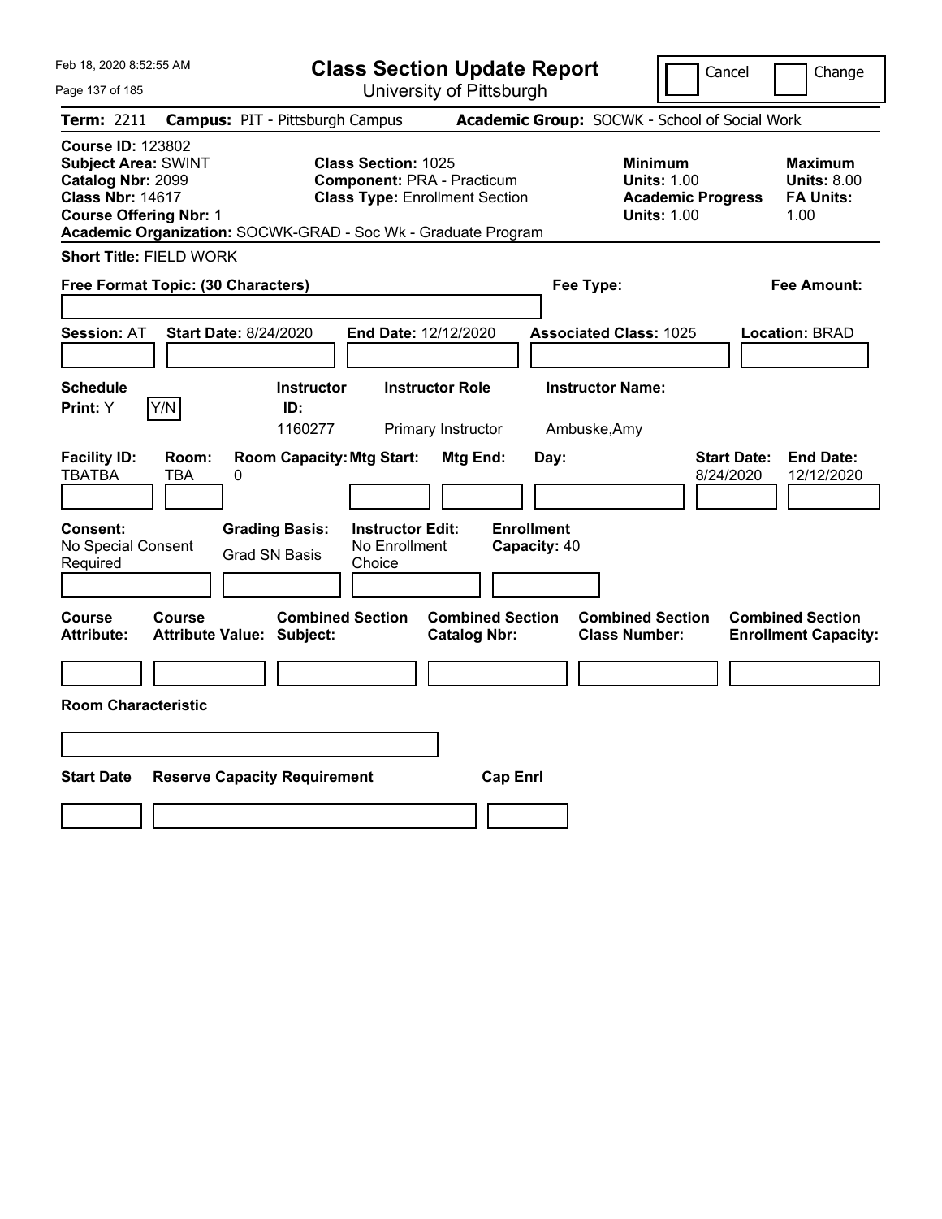Feb 18, 2020 8:52:55 AM

# Class Section Update Report

University of Pittsburgh

Cancel | Change

**Term:** 2211 **Campus:** PIT - Pittsburgh Campus **Academic Group:** SOCWK - School of Social Work

**Course ID:** 123802
**Subject Area:** SWINT
**Catalog Nbr:** 2099
**Class Nbr:** 14617
**Course Offering Nbr:** 1

**Class Section:** 1025
**Component:** PRA - Practicum
**Class Type:** Enrollment Section

**Minimum Units:** 1.00
**Academic Progress Units:** 1.00

**Maximum Units:** 8.00
**FA Units:** 1.00

**Academic Organization:** SOCWK-GRAD - Soc Wk - Graduate Program

**Short Title:** FIELD WORK

**Free Format Topic: (30 Characters)**

**Fee Type:**

**Fee Amount:**

**Session:** AT **Start Date:** 8/24/2020 **End Date:** 12/12/2020 **Associated Class:** 1025 **Location:** BRAD

| Schedule Print: | Instructor ID: | Instructor Role | Instructor Name: |
|---|---|---|---|
| Y (Y/N) | 1160277 | Primary Instructor | Ambuske,Amy |

| Facility ID: | Room: | Room Capacity: | Mtg Start: | Mtg End: | Day: | Start Date: | End Date: |
|---|---|---|---|---|---|---|---|
| TBATBA | TBA | 0 | | | | 8/24/2020 | 12/12/2020 |

| Consent: | Grading Basis: | Instructor Edit: | Enrollment Capacity: |
|---|---|---|---|
| No Special Consent Required | Grad SN Basis | No Enrollment Choice | 40 |

| Course Attribute: | Course Attribute Value: | Combined Section Subject: | Combined Section Catalog Nbr: | Combined Section Class Number: | Combined Section Enrollment Capacity: |
|---|---|---|---|---|---|
| | | | | | |

**Room Characteristic**

| Start Date | Reserve Capacity Requirement | Cap Enrl |
|---|---|---|
| | | |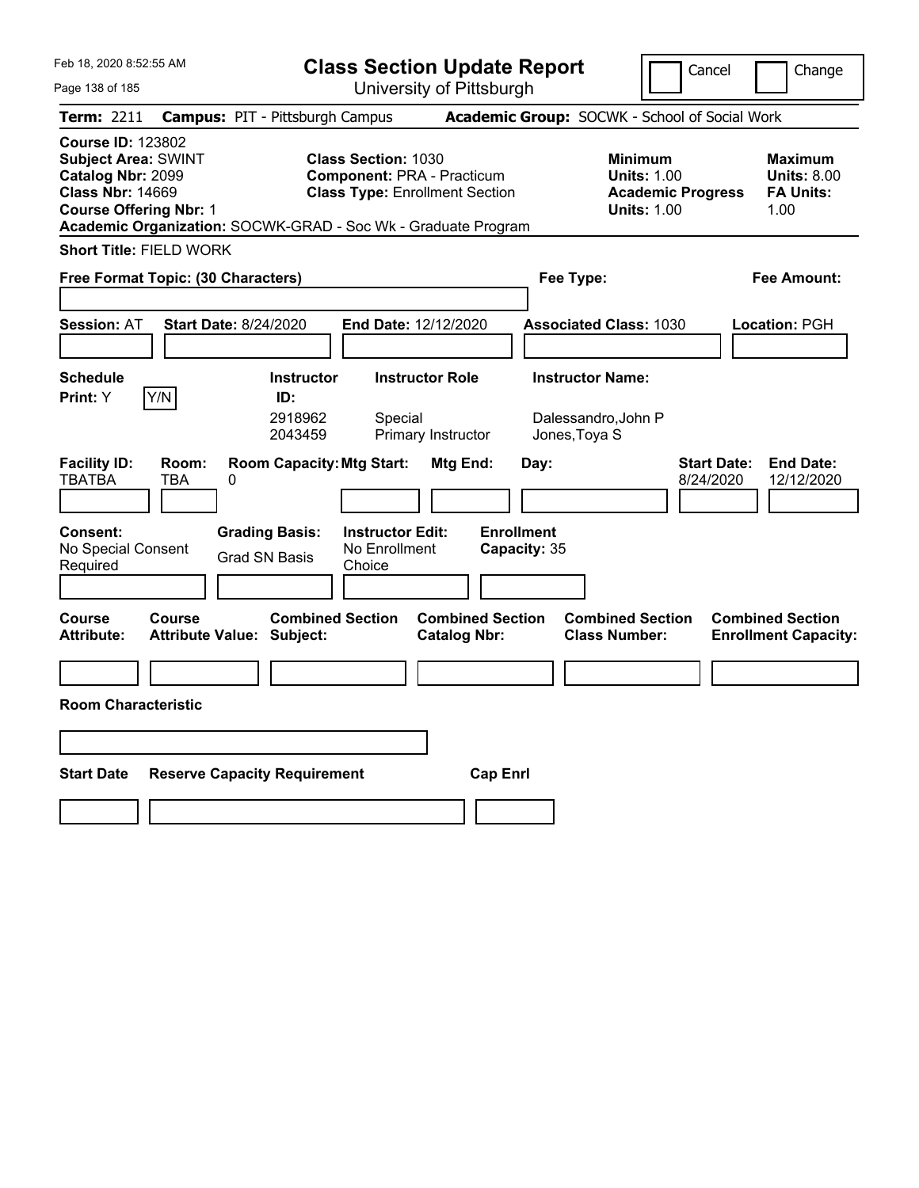Feb 18, 2020 8:52:55 AM

# Class Section Update Report

University of Pittsburgh

Cancel | Change

**Term:** 2211 **Campus:** PIT - Pittsburgh Campus **Academic Group:** SOCWK - School of Social Work

**Course ID:** 123802
**Subject Area:** SWINT
**Catalog Nbr:** 2099
**Class Nbr:** 14669
**Course Offering Nbr:** 1

**Class Section:** 1030
**Component:** PRA - Practicum
**Class Type:** Enrollment Section

**Minimum Units:** 1.00
**Academic Progress Units:** 1.00

**Maximum Units:** 8.00
**FA Units:** 1.00

**Academic Organization:** SOCWK-GRAD - Soc Wk - Graduate Program

**Short Title:** FIELD WORK

**Free Format Topic: (30 Characters)**

**Fee Type:**

**Fee Amount:**

**Session:** AT **Start Date:** 8/24/2020 **End Date:** 12/12/2020 **Associated Class:** 1030 **Location:** PGH

**Schedule Print:** Y [Y/N]

| Instructor ID: | Instructor Role | Instructor Name: |
|---|---|---|
| 2918962 | Special | Dalessandro,John P |
| 2043459 | Primary Instructor | Jones,Toya S |

| Facility ID: | Room: | Room Capacity: | Mtg Start: | Mtg End: | Day: | Start Date: | End Date: |
|---|---|---|---|---|---|---|---|
| TBATBA | TBA | 0 | | | | 8/24/2020 | 12/12/2020 |

**Consent:** No Special Consent Required
**Grading Basis:** Grad SN Basis
**Instructor Edit:** No Enrollment Choice
**Enrollment Capacity:** 35

| Course Attribute: | Course Attribute Value: | Combined Section Subject: | Combined Section Catalog Nbr: | Combined Section Class Number: | Combined Section Enrollment Capacity: |
|---|---|---|---|---|---|
| | | | | | |

**Room Characteristic**

| Start Date | Reserve Capacity Requirement | Cap Enrl |
|---|---|---|
| | | |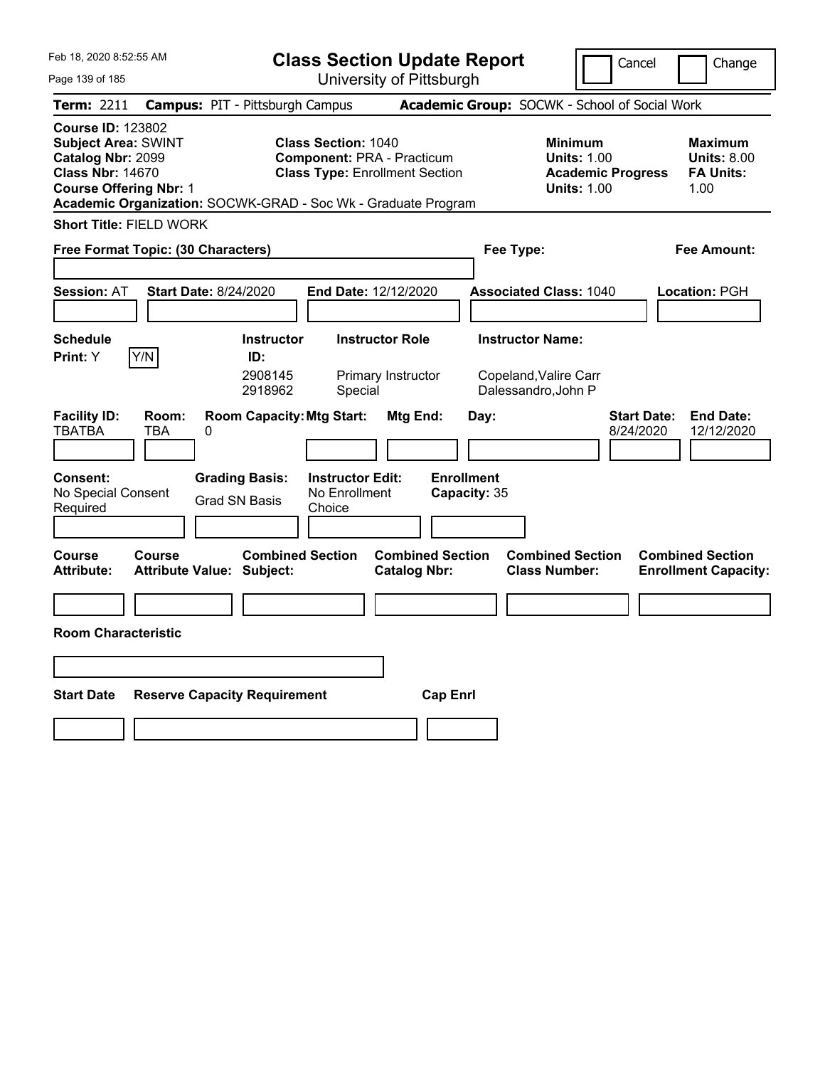Feb 18, 2020 8:52:55 AM

# Class Section Update Report

University of Pittsburgh

Cancel | Change

**Term:** 2211 **Campus:** PIT - Pittsburgh Campus **Academic Group:** SOCWK - School of Social Work

**Course ID:** 123802
**Subject Area:** SWINT
**Catalog Nbr:** 2099
**Class Nbr:** 14670
**Course Offering Nbr:** 1

**Class Section:** 1040
**Component:** PRA - Practicum
**Class Type:** Enrollment Section

**Minimum Units:** 1.00
**Academic Progress Units:** 1.00

**Maximum Units:** 8.00
**FA Units:** 1.00

**Academic Organization:** SOCWK-GRAD - Soc Wk - Graduate Program

**Short Title:** FIELD WORK

**Free Format Topic: (30 Characters)**

**Fee Type:**

**Fee Amount:**

**Session:** AT **Start Date:** 8/24/2020 **End Date:** 12/12/2020 **Associated Class:** 1040 **Location:** PGH

**Schedule Print:** Y Y/N

| Instructor ID: | Instructor Role | Instructor Name: |
|---|---|---|
| 2908145 | Primary Instructor | Copeland,Valire Carr |
| 2918962 | Special | Dalessandro,John P |

| Facility ID: | Room: | Room Capacity: | Mtg Start: | Mtg End: | Day: | Start Date: | End Date: |
|---|---|---|---|---|---|---|---|
| TBATBA | TBA | 0 | | | | 8/24/2020 | 12/12/2020 |

**Consent:** No Special Consent Required
**Grading Basis:** Grad SN Basis
**Instructor Edit:** No Enrollment Choice
**Enrollment Capacity:** 35

| Course Attribute: | Course Attribute Value: | Combined Section Subject: | Combined Section Catalog Nbr: | Combined Section Class Number: | Combined Section Enrollment Capacity: |
|---|---|---|---|---|---|
| | | | | | |

**Room Characteristic**

| Start Date | Reserve Capacity Requirement | Cap Enrl |
|---|---|---|
| | | |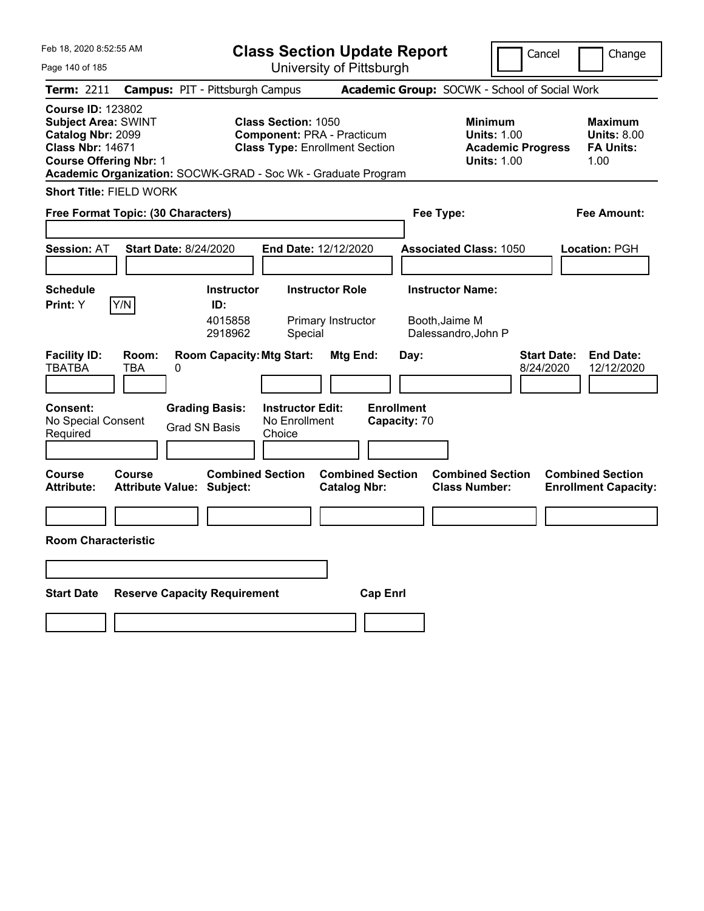Feb 18, 2020 8:52:55 AM

# Class Section Update Report

University of Pittsburgh

Cancel | Change

**Term:** 2211 **Campus:** PIT - Pittsburgh Campus **Academic Group:** SOCWK - School of Social Work

**Course ID:** 123802
**Subject Area:** SWINT
**Catalog Nbr:** 2099
**Class Nbr:** 14671
**Course Offering Nbr:** 1

**Class Section:** 1050
**Component:** PRA - Practicum
**Class Type:** Enrollment Section

**Minimum Units:** 1.00
**Academic Progress Units:** 1.00

**Maximum Units:** 8.00
**FA Units:** 1.00

**Academic Organization:** SOCWK-GRAD - Soc Wk - Graduate Program

**Short Title:** FIELD WORK

**Free Format Topic: (30 Characters)**

**Fee Type:**

**Fee Amount:**

**Session:** AT **Start Date:** 8/24/2020 **End Date:** 12/12/2020 **Associated Class:** 1050 **Location:** PGH

| Schedule Print: | Instructor ID: | Instructor Role | Instructor Name: |
|---|---|---|---|
| Y (Y/N) | 4015858 | Primary Instructor | Booth,Jaime M |
| | 2918962 | Special | Dalessandro,John P |

| Facility ID: | Room: | Room Capacity: | Mtg Start: | Mtg End: | Day: | Start Date: | End Date: |
|---|---|---|---|---|---|---|---|
| TBATBA | TBA | 0 | | | | 8/24/2020 | 12/12/2020 |

| Consent: | Grading Basis: | Instructor Edit: | Enrollment Capacity: |
|---|---|---|---|
| No Special Consent Required | Grad SN Basis | No Enrollment Choice | 70 |

| Course Attribute: | Course Attribute Value: | Combined Section Subject: | Combined Section Catalog Nbr: | Combined Section Class Number: | Combined Section Enrollment Capacity: |
|---|---|---|---|---|---|
| | | | | | |

**Room Characteristic**

| Start Date | Reserve Capacity Requirement | Cap Enrl |
|---|---|---|
| | | |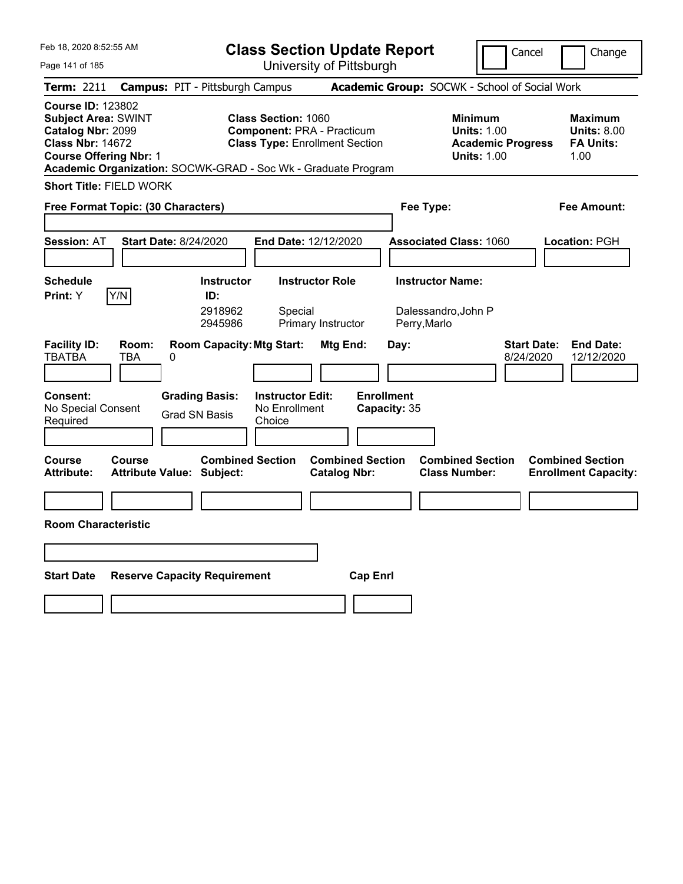Feb 18, 2020 8:52:55 AM

# Class Section Update Report

University of Pittsburgh

Cancel / Change

**Term:** 2211 **Campus:** PIT - Pittsburgh Campus **Academic Group:** SOCWK - School of Social Work

**Course ID:** 123802
**Subject Area:** SWINT
**Catalog Nbr:** 2099
**Class Nbr:** 14672
**Course Offering Nbr:** 1
**Academic Organization:** SOCWK-GRAD - Soc Wk - Graduate Program

**Class Section:** 1060
**Component:** PRA - Practicum
**Class Type:** Enrollment Section

**Minimum Units:** 1.00
**Academic Progress Units:** 1.00

**Maximum Units:** 8.00
**FA Units:** 1.00

**Short Title:** FIELD WORK

**Free Format Topic: (30 Characters)**

**Fee Type:**

**Fee Amount:**

**Session:** AT **Start Date:** 8/24/2020 **End Date:** 12/12/2020 **Associated Class:** 1060 **Location:** PGH

**Schedule Print:** Y Y/N

| Instructor ID: | Instructor Role | Instructor Name: |
|---|---|---|
| 2918962 | Special | Dalessandro,John P |
| 2945986 | Primary Instructor | Perry,Marlo |

| Facility ID: | Room: | Room Capacity: | Mtg Start: | Mtg End: | Day: | Start Date: | End Date: |
|---|---|---|---|---|---|---|---|
| TBATBA | TBA | 0 | | | | 8/24/2020 | 12/12/2020 |

**Consent:** No Special Consent Required
**Grading Basis:** Grad SN Basis
**Instructor Edit:** No Enrollment Choice
**Enrollment Capacity:** 35

| Course Attribute: | Course Attribute Value: | Combined Section Subject: | Combined Section Catalog Nbr: | Combined Section Class Number: | Combined Section Enrollment Capacity: |
|---|---|---|---|---|---|
| | | | | | |

**Room Characteristic**

| Start Date | Reserve Capacity Requirement | Cap Enrl |
|---|---|---|
| | | |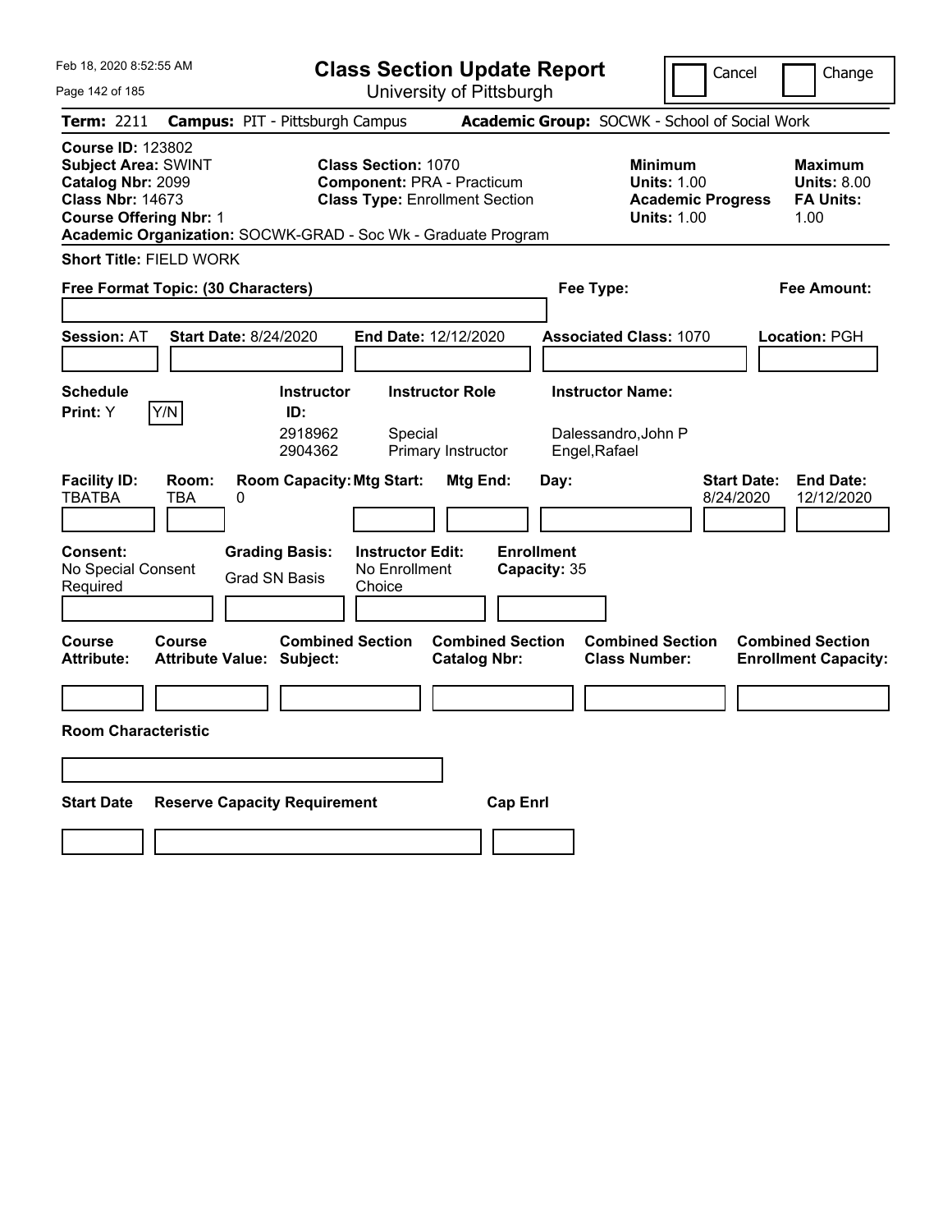Feb 18, 2020 8:52:55 AM

# Class Section Update Report

University of Pittsburgh

Cancel | Change

**Term:** 2211 **Campus:** PIT - Pittsburgh Campus **Academic Group:** SOCWK - School of Social Work

**Course ID:** 123802
**Subject Area:** SWINT
**Catalog Nbr:** 2099
**Class Nbr:** 14673
**Course Offering Nbr:** 1

**Class Section:** 1070
**Component:** PRA - Practicum
**Class Type:** Enrollment Section

**Minimum Units:** 1.00
**Academic Progress Units:** 1.00

**Maximum Units:** 8.00
**FA Units:** 1.00

**Academic Organization:** SOCWK-GRAD - Soc Wk - Graduate Program

**Short Title:** FIELD WORK

**Free Format Topic: (30 Characters)**

**Fee Type:**

**Fee Amount:**

**Session:** AT **Start Date:** 8/24/2020 **End Date:** 12/12/2020 **Associated Class:** 1070 **Location:** PGH

**Schedule Print:** Y Y/N

| Instructor ID: | Instructor Role | Instructor Name: |
|---|---|---|
| 2918962 | Special | Dalessandro,John P |
| 2904362 | Primary Instructor | Engel,Rafael |

| Facility ID: | Room: | Room Capacity: | Mtg Start: | Mtg End: | Day: | Start Date: | End Date: |
|---|---|---|---|---|---|---|---|
| TBATBA | TBA | 0 | | | | 8/24/2020 | 12/12/2020 |

**Consent:** No Special Consent Required

**Grading Basis:** Grad SN Basis

**Instructor Edit:** No Enrollment Choice

**Enrollment Capacity:** 35

| Course Attribute: | Course Attribute Value: | Combined Section Subject: | Combined Section Catalog Nbr: | Combined Section Class Number: | Combined Section Enrollment Capacity: |
|---|---|---|---|---|---|
| | | | | | |

**Room Characteristic**

| Start Date | Reserve Capacity Requirement | Cap Enrl |
|---|---|---|
| | | |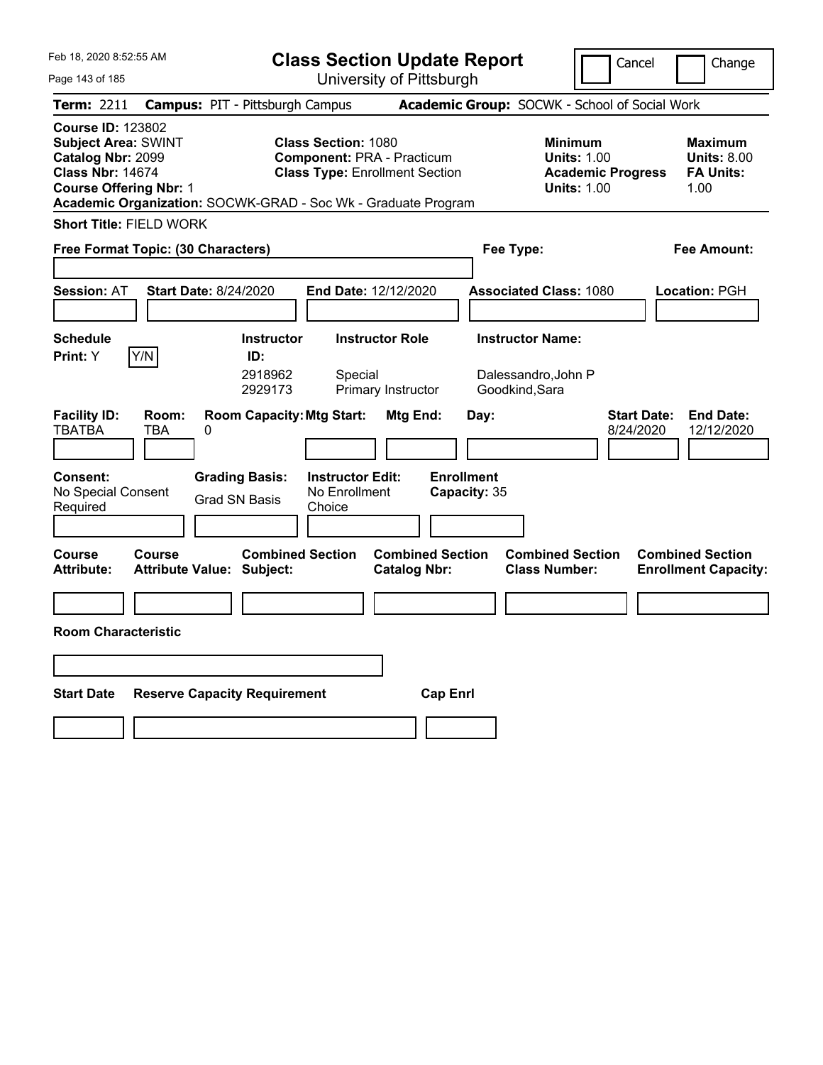Feb 18, 2020 8:52:55 AM

# Class Section Update Report

University of Pittsburgh

Cancel / Change

**Term:** 2211 **Campus:** PIT - Pittsburgh Campus **Academic Group:** SOCWK - School of Social Work

**Course ID:** 123802
**Subject Area:** SWINT
**Catalog Nbr:** 2099
**Class Nbr:** 14674
**Course Offering Nbr:** 1

**Class Section:** 1080
**Component:** PRA - Practicum
**Class Type:** Enrollment Section

**Minimum Units:** 1.00
**Academic Progress Units:** 1.00

**Maximum Units:** 8.00
**FA Units:** 1.00

**Academic Organization:** SOCWK-GRAD - Soc Wk - Graduate Program

**Short Title:** FIELD WORK

**Free Format Topic: (30 Characters)**

**Fee Type:**

**Fee Amount:**

**Session:** AT **Start Date:** 8/24/2020 **End Date:** 12/12/2020 **Associated Class:** 1080 **Location:** PGH

**Schedule Print:** Y Y/N

| Instructor ID | Instructor Role | Instructor Name |
|---|---|---|
| 2918962 | Special | Dalessandro,John P |
| 2929173 | Primary Instructor | Goodkind,Sara |

| Facility ID | Room | Room Capacity | Mtg Start | Mtg End | Day | Start Date | End Date |
|---|---|---|---|---|---|---|---|
| TBATBA | TBA | 0 | | | | 8/24/2020 | 12/12/2020 |

**Consent:** No Special Consent Required
**Grading Basis:** Grad SN Basis
**Instructor Edit:** No Enrollment Choice
**Enrollment Capacity:** 35

| Course Attribute | Course Attribute Value | Combined Section Subject | Combined Section Catalog Nbr | Combined Section Class Number | Combined Section Enrollment Capacity |
|---|---|---|---|---|---|
| | | | | | |

**Room Characteristic**

| Start Date | Reserve Capacity Requirement | Cap Enrl |
|---|---|---|
| | | |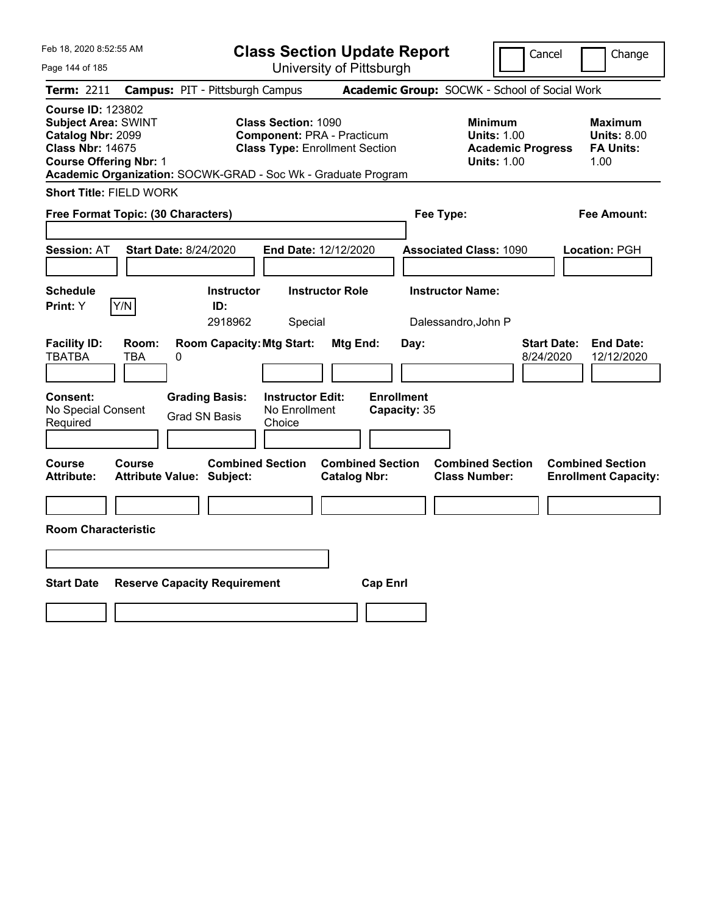Feb 18, 2020 8:52:55 AM

# Class Section Update Report

University of Pittsburgh

Cancel | Change

**Term:** 2211 **Campus:** PIT - Pittsburgh Campus **Academic Group:** SOCWK - School of Social Work

**Course ID:** 123802
**Subject Area:** SWINT
**Catalog Nbr:** 2099
**Class Nbr:** 14675
**Course Offering Nbr:** 1

**Class Section:** 1090
**Component:** PRA - Practicum
**Class Type:** Enrollment Section

**Minimum Units:** 1.00
**Academic Progress Units:** 1.00

**Maximum Units:** 8.00
**FA Units:** 1.00

**Academic Organization:** SOCWK-GRAD - Soc Wk - Graduate Program

**Short Title:** FIELD WORK

**Free Format Topic: (30 Characters)**

**Fee Type:**

**Fee Amount:**

**Session:** AT **Start Date:** 8/24/2020 **End Date:** 12/12/2020 **Associated Class:** 1090 **Location:** PGH

| Schedule Print: | Instructor ID: | Instructor Role | Instructor Name: |
|---|---|---|---|
| Y (Y/N) | 2918962 | Special | Dalessandro,John P |

| Facility ID: | Room: | Room Capacity: | Mtg Start: | Mtg End: | Day: | Start Date: | End Date: |
|---|---|---|---|---|---|---|---|
| TBATBA | TBA | 0 | | | | 8/24/2020 | 12/12/2020 |

| Consent: | Grading Basis: | Instructor Edit: | Enrollment Capacity: |
|---|---|---|---|
| No Special Consent Required | Grad SN Basis | No Enrollment Choice | 35 |

| Course Attribute: | Course Attribute Value: | Combined Section Subject: | Combined Section Catalog Nbr: | Combined Section Class Number: | Combined Section Enrollment Capacity: |
|---|---|---|---|---|---|
| | | | | | |

**Room Characteristic**

| Start Date | Reserve Capacity Requirement | Cap Enrl |
|---|---|---|
| | | |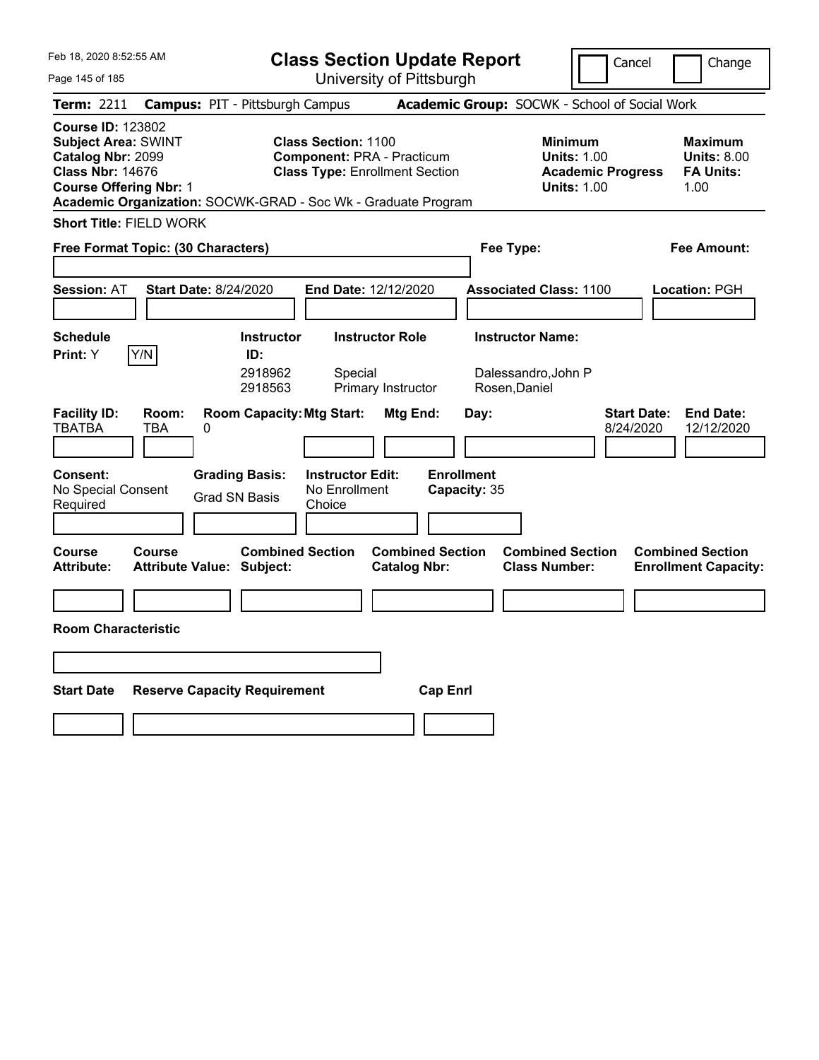# Class Section Update Report

University of Pittsburgh

Feb 18, 2020 8:52:55 AM

Cancel | Change

**Term:** 2211 **Campus:** PIT - Pittsburgh Campus **Academic Group:** SOCWK - School of Social Work

**Course ID:** 123802
**Subject Area:** SWINT
**Catalog Nbr:** 2099
**Class Nbr:** 14676
**Course Offering Nbr:** 1
**Academic Organization:** SOCWK-GRAD - Soc Wk - Graduate Program

**Class Section:** 1100
**Component:** PRA - Practicum
**Class Type:** Enrollment Section

**Minimum Units:** 1.00
**Academic Progress Units:** 1.00

**Maximum Units:** 8.00
**FA Units:** 1.00

**Short Title:** FIELD WORK

**Free Format Topic: (30 Characters)**

**Fee Type:**

**Fee Amount:**

**Session:** AT **Start Date:** 8/24/2020 **End Date:** 12/12/2020 **Associated Class:** 1100 **Location:** PGH

| Schedule Print: | Instructor ID: | Instructor Role | Instructor Name: |
|---|---|---|---|
| Y | 2918962 | Special | Dalessandro,John P |
| Y/N | 2918563 | Primary Instructor | Rosen,Daniel |

| Facility ID: | Room: | Room Capacity: | Mtg Start: | Mtg End: | Day: | Start Date: | End Date: |
|---|---|---|---|---|---|---|---|
| TBATBA | TBA | 0 | | | | 8/24/2020 | 12/12/2020 |

| Consent: | Grading Basis: | Instructor Edit: | Enrollment Capacity: |
|---|---|---|---|
| No Special Consent Required | Grad SN Basis | No Enrollment Choice | 35 |

| Course Attribute: | Course Attribute Value: | Combined Section Subject: | Combined Section Catalog Nbr: | Combined Section Class Number: | Combined Section Enrollment Capacity: |
|---|---|---|---|---|---|
| | | | | | |

**Room Characteristic**

| Start Date | Reserve Capacity Requirement | Cap Enrl |
|---|---|---|
| | | |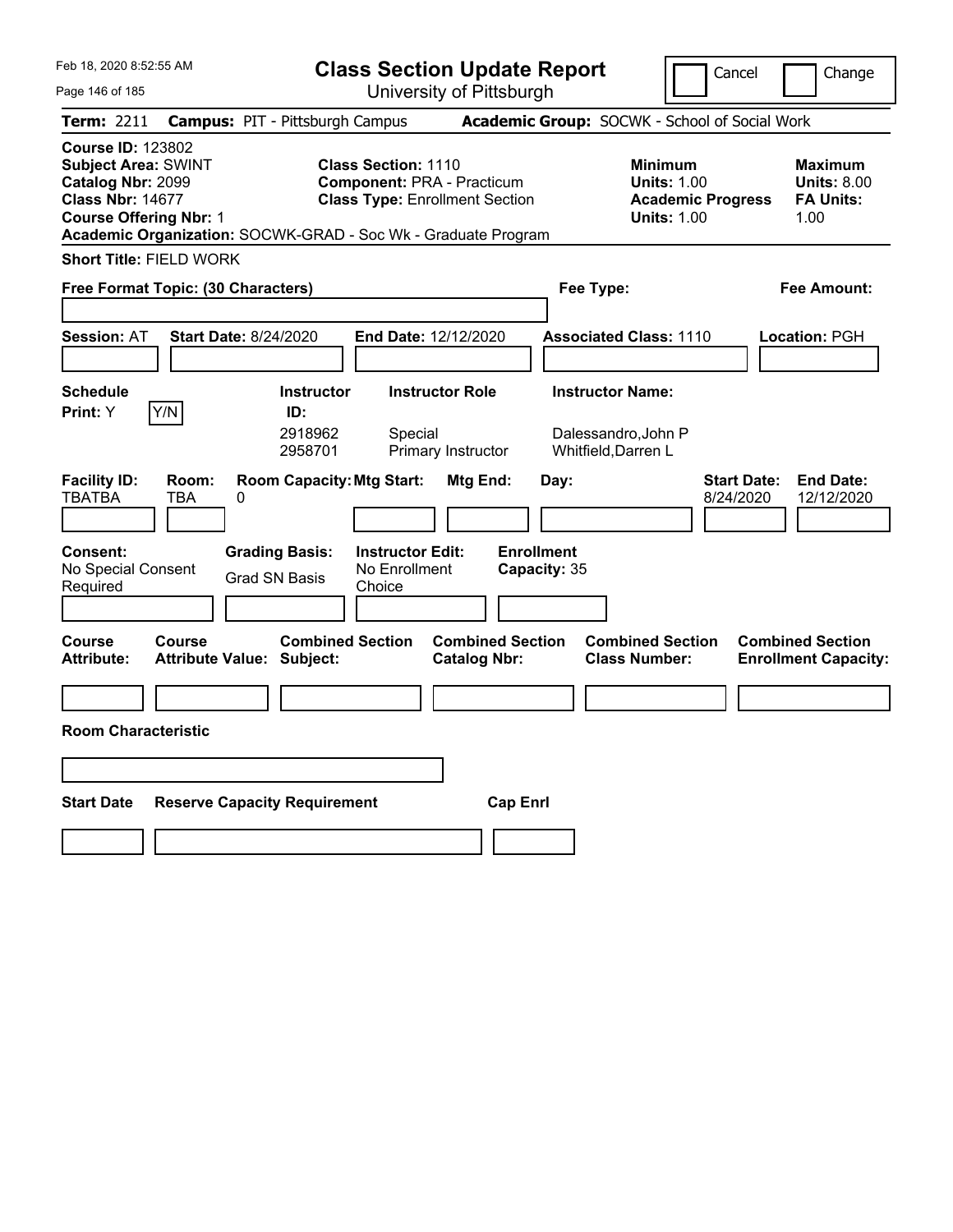Feb 18, 2020 8:52:55 AM

# Class Section Update Report

University of Pittsburgh

Cancel | Change

**Term:** 2211 **Campus:** PIT - Pittsburgh Campus **Academic Group:** SOCWK - School of Social Work

**Course ID:** 123802
**Subject Area:** SWINT
**Catalog Nbr:** 2099
**Class Nbr:** 14677
**Course Offering Nbr:** 1

**Class Section:** 1110
**Component:** PRA - Practicum
**Class Type:** Enrollment Section

**Minimum Units:** 1.00
**Academic Progress Units:** 1.00

**Maximum Units:** 8.00
**FA Units:** 1.00

**Academic Organization:** SOCWK-GRAD - Soc Wk - Graduate Program

**Short Title:** FIELD WORK

**Free Format Topic: (30 Characters)**

**Fee Type:**

**Fee Amount:**

**Session:** AT **Start Date:** 8/24/2020 **End Date:** 12/12/2020 **Associated Class:** 1110 **Location:** PGH

**Schedule Print:** Y Y/N

| Instructor ID | Instructor Role | Instructor Name |
|---|---|---|
| 2918962 | Special | Dalessandro,John P |
| 2958701 | Primary Instructor | Whitfield,Darren L |

| Facility ID | Room | Room Capacity | Mtg Start | Mtg End | Day | Start Date | End Date |
|---|---|---|---|---|---|---|---|
| TBATBA | TBA | 0 | | | | 8/24/2020 | 12/12/2020 |

**Consent:** No Special Consent Required
**Grading Basis:** Grad SN Basis
**Instructor Edit:** No Enrollment Choice
**Enrollment Capacity:** 35

| Course Attribute | Course Attribute Value | Combined Section Subject | Combined Section Catalog Nbr | Combined Section Class Number | Combined Section Enrollment Capacity |
|---|---|---|---|---|---|
| | | | | | |

**Room Characteristic**

| Start Date | Reserve Capacity Requirement | Cap Enrl |
|---|---|---|
| | | |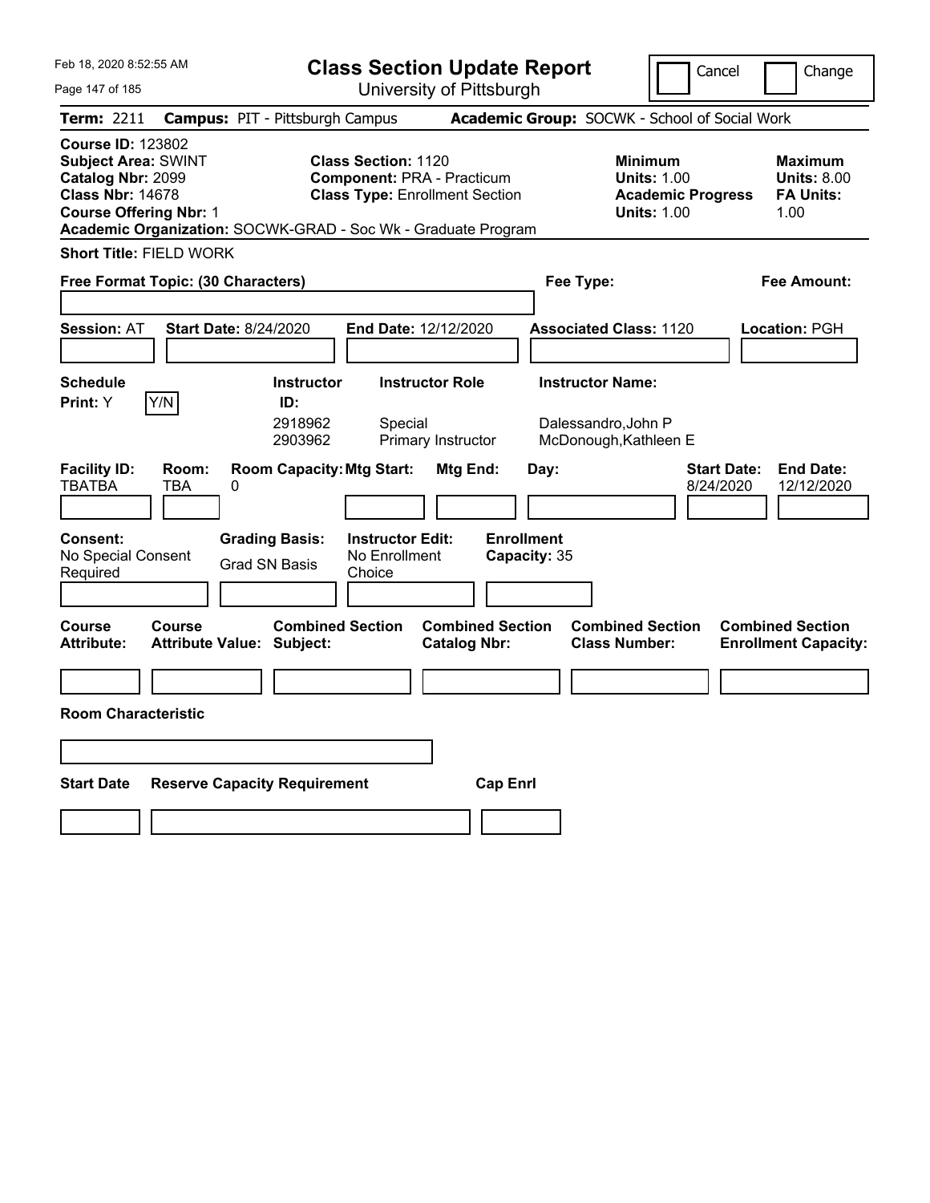# Class Section Update Report

University of Pittsburgh

Feb 18, 2020 8:52:55 AM

Cancel | Change

**Term:** 2211 **Campus:** PIT - Pittsburgh Campus **Academic Group:** SOCWK - School of Social Work

**Course ID:** 123802
**Subject Area:** SWINT
**Catalog Nbr:** 2099
**Class Nbr:** 14678
**Course Offering Nbr:** 1
**Academic Organization:** SOCWK-GRAD - Soc Wk - Graduate Program

**Class Section:** 1120
**Component:** PRA - Practicum
**Class Type:** Enrollment Section

**Minimum Units:** 1.00
**Academic Progress Units:** 1.00

**Maximum Units:** 8.00
**FA Units:** 1.00

**Short Title:** FIELD WORK

**Free Format Topic: (30 Characters)**

**Fee Type:**

**Fee Amount:**

**Session:** AT **Start Date:** 8/24/2020 **End Date:** 12/12/2020 **Associated Class:** 1120 **Location:** PGH

**Schedule Print:** Y Y/N

| Instructor ID | Instructor Role | Instructor Name |
|---|---|---|
| 2918962 | Special | Dalessandro,John P |
| 2903962 | Primary Instructor | McDonough,Kathleen E |

| Facility ID | Room | Room Capacity | Mtg Start | Mtg End | Day | Start Date | End Date |
|---|---|---|---|---|---|---|---|
| TBATBA | TBA | 0 | | | | 8/24/2020 | 12/12/2020 |

**Consent:** No Special Consent Required
**Grading Basis:** Grad SN Basis
**Instructor Edit:** No Enrollment Choice
**Enrollment Capacity:** 35

| Course Attribute | Course Attribute Value | Combined Section Subject | Combined Section Catalog Nbr | Combined Section Class Number | Combined Section Enrollment Capacity |
|---|---|---|---|---|---|
| | | | | | |

**Room Characteristic**

| Start Date | Reserve Capacity Requirement | Cap Enrl |
|---|---|---|
| | | |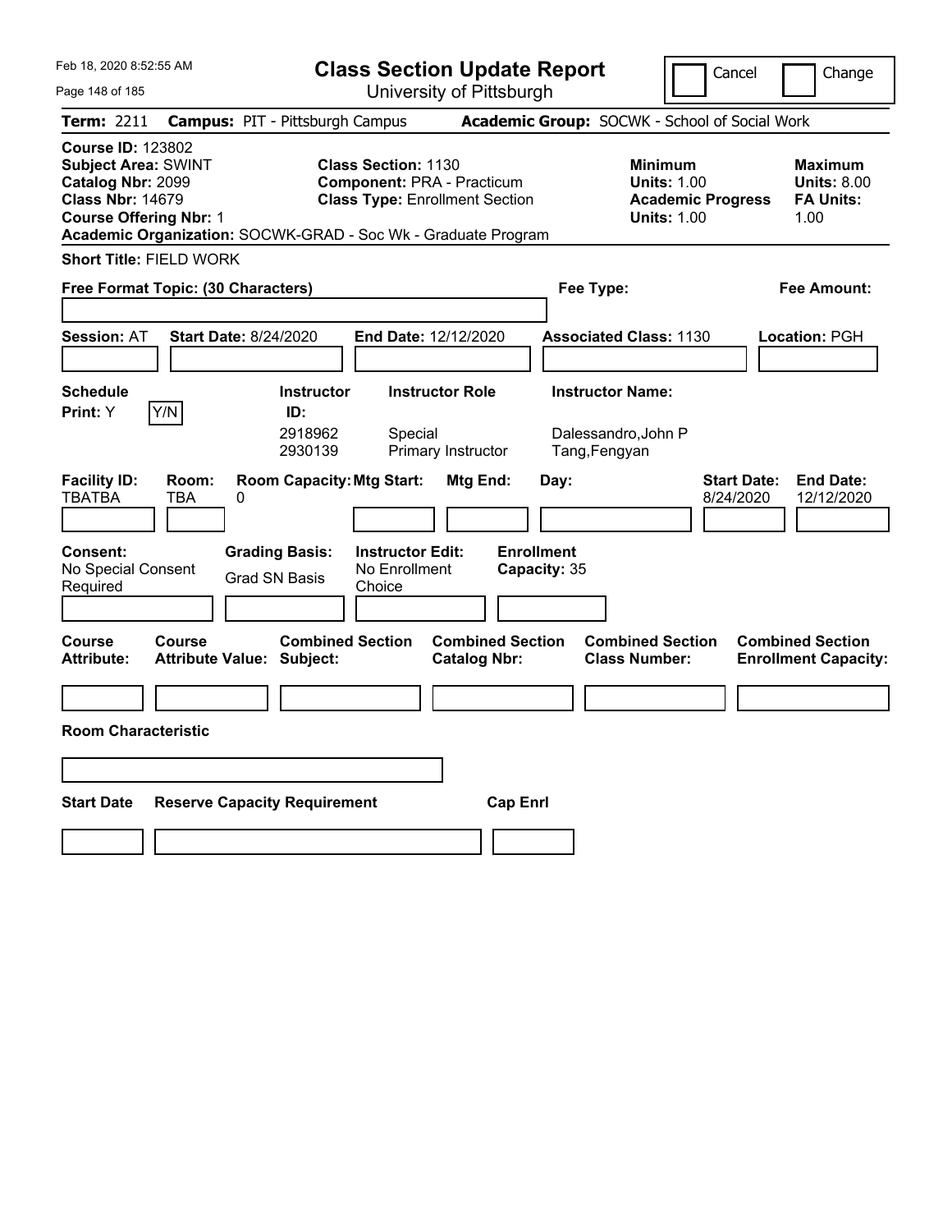Feb 18, 2020 8:52:55 AM

# Class Section Update Report

University of Pittsburgh

Cancel | Change

**Term:** 2211 **Campus:** PIT - Pittsburgh Campus **Academic Group:** SOCWK - School of Social Work

**Course ID:** 123802
**Subject Area:** SWINT
**Catalog Nbr:** 2099
**Class Nbr:** 14679
**Course Offering Nbr:** 1

**Class Section:** 1130
**Component:** PRA - Practicum
**Class Type:** Enrollment Section

**Minimum Units:** 1.00
**Academic Progress Units:** 1.00

**Maximum Units:** 8.00
**FA Units:** 1.00

**Academic Organization:** SOCWK-GRAD - Soc Wk - Graduate Program

**Short Title:** FIELD WORK

**Free Format Topic: (30 Characters)**

**Fee Type:**

**Fee Amount:**

**Session:** AT **Start Date:** 8/24/2020 **End Date:** 12/12/2020 **Associated Class:** 1130 **Location:** PGH

**Schedule Print:** Y Y/N

| Instructor ID: | Instructor Role | Instructor Name: |
|---|---|---|
| 2918962 | Special | Dalessandro,John P |
| 2930139 | Primary Instructor | Tang,Fengyan |

| Facility ID: | Room: | Room Capacity: | Mtg Start: | Mtg End: | Day: | Start Date: | End Date: |
|---|---|---|---|---|---|---|---|
| TBATBA | TBA | 0 | | | | 8/24/2020 | 12/12/2020 |

**Consent:** No Special Consent Required
**Grading Basis:** Grad SN Basis
**Instructor Edit:** No Enrollment Choice
**Enrollment Capacity:** 35

| Course Attribute: | Course Attribute Value: | Combined Section Subject: | Combined Section Catalog Nbr: | Combined Section Class Number: | Combined Section Enrollment Capacity: |
|---|---|---|---|---|---|
| | | | | | |

**Room Characteristic**

| Start Date | Reserve Capacity Requirement | Cap Enrl |
|---|---|---|
| | | |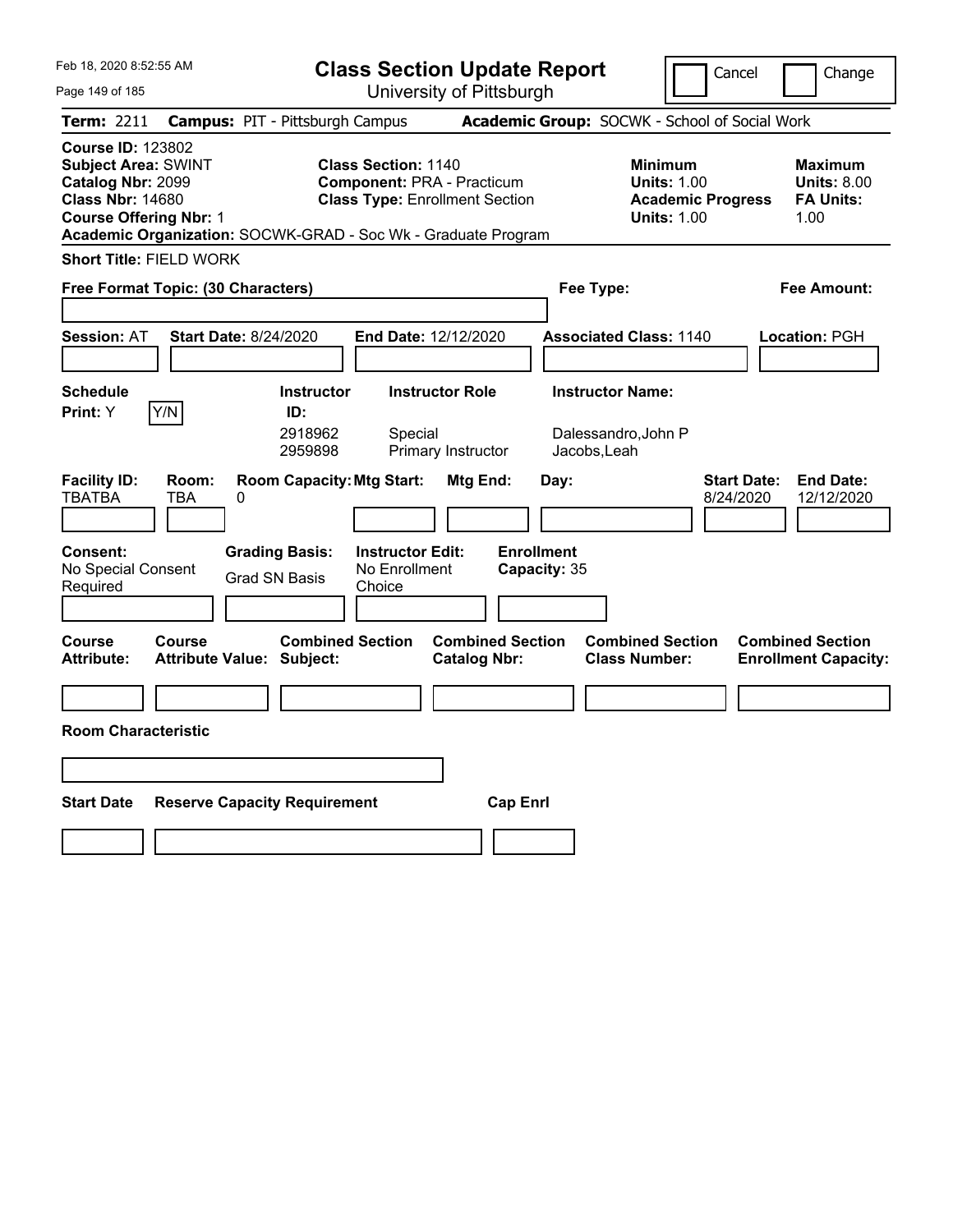Feb 18, 2020 8:52:55 AM

# Class Section Update Report

University of Pittsburgh

Cancel | Change

**Term:** 2211 **Campus:** PIT - Pittsburgh Campus **Academic Group:** SOCWK - School of Social Work

**Course ID:** 123802
**Subject Area:** SWINT
**Catalog Nbr:** 2099
**Class Nbr:** 14680
**Course Offering Nbr:** 1

**Class Section:** 1140
**Component:** PRA - Practicum
**Class Type:** Enrollment Section

**Minimum Units:** 1.00
**Academic Progress Units:** 1.00

**Maximum Units:** 8.00
**FA Units:** 1.00

**Academic Organization:** SOCWK-GRAD - Soc Wk - Graduate Program

**Short Title:** FIELD WORK

**Free Format Topic: (30 Characters)**

**Fee Type:**

**Fee Amount:**

**Session:** AT **Start Date:** 8/24/2020 **End Date:** 12/12/2020 **Associated Class:** 1140 **Location:** PGH

| Schedule Print | Instructor ID | Instructor Role | Instructor Name |
|---|---|---|---|
| Y (Y/N) | 2918962 | Special | Dalessandro,John P |
| | 2959898 | Primary Instructor | Jacobs,Leah |

| Facility ID | Room | Room Capacity | Mtg Start | Mtg End | Day | Start Date | End Date |
|---|---|---|---|---|---|---|---|
| TBATBA | TBA | 0 | | | | 8/24/2020 | 12/12/2020 |

| Consent | Grading Basis | Instructor Edit | Enrollment Capacity |
|---|---|---|---|
| No Special Consent Required | Grad SN Basis | No Enrollment Choice | 35 |

| Course Attribute | Course Attribute Value | Combined Section Subject | Combined Section Catalog Nbr | Combined Section Class Number | Combined Section Enrollment Capacity |
|---|---|---|---|---|---|
| | | | | | |

**Room Characteristic**

| Start Date | Reserve Capacity Requirement | Cap Enrl |
|---|---|---|
| | | |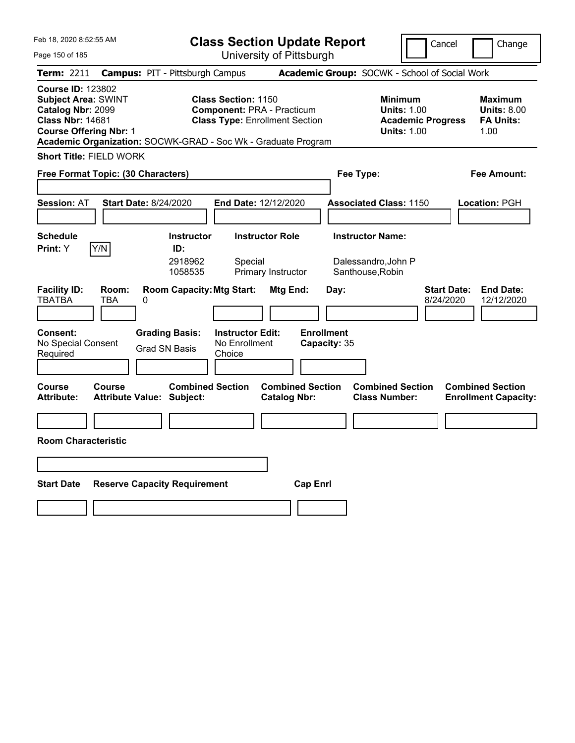Feb 18, 2020 8:52:55 AM

# Class Section Update Report

University of Pittsburgh

Cancel | Change

**Term:** 2211 **Campus:** PIT - Pittsburgh Campus **Academic Group:** SOCWK - School of Social Work

**Course ID:** 123802
**Subject Area:** SWINT
**Catalog Nbr:** 2099
**Class Nbr:** 14681
**Course Offering Nbr:** 1

**Class Section:** 1150
**Component:** PRA - Practicum
**Class Type:** Enrollment Section

**Minimum Units:** 1.00
**Academic Progress Units:** 1.00

**Maximum Units:** 8.00
**FA Units:** 1.00

**Academic Organization:** SOCWK-GRAD - Soc Wk - Graduate Program

**Short Title:** FIELD WORK

**Free Format Topic: (30 Characters)**

**Fee Type:**

**Fee Amount:**

**Session:** AT **Start Date:** 8/24/2020 **End Date:** 12/12/2020 **Associated Class:** 1150 **Location:** PGH

| Schedule Print | Instructor ID | Instructor Role | Instructor Name |
|---|---|---|---|
| Y (Y/N) | 2918962 | Special | Dalessandro,John P |
| | 1058535 | Primary Instructor | Santhouse,Robin |

| Facility ID | Room | Room Capacity | Mtg Start | Mtg End | Day | Start Date | End Date |
|---|---|---|---|---|---|---|---|
| TBATBA | TBA | 0 | | | | 8/24/2020 | 12/12/2020 |

**Consent:** No Special Consent Required
**Grading Basis:** Grad SN Basis
**Instructor Edit:** No Enrollment Choice
**Enrollment Capacity:** 35

| Course Attribute | Course Attribute Value | Combined Section Subject | Combined Section Catalog Nbr | Combined Section Class Number | Combined Section Enrollment Capacity |
|---|---|---|---|---|---|
| | | | | | |

**Room Characteristic**

| Start Date | Reserve Capacity Requirement | Cap Enrl |
|---|---|---|
| | | |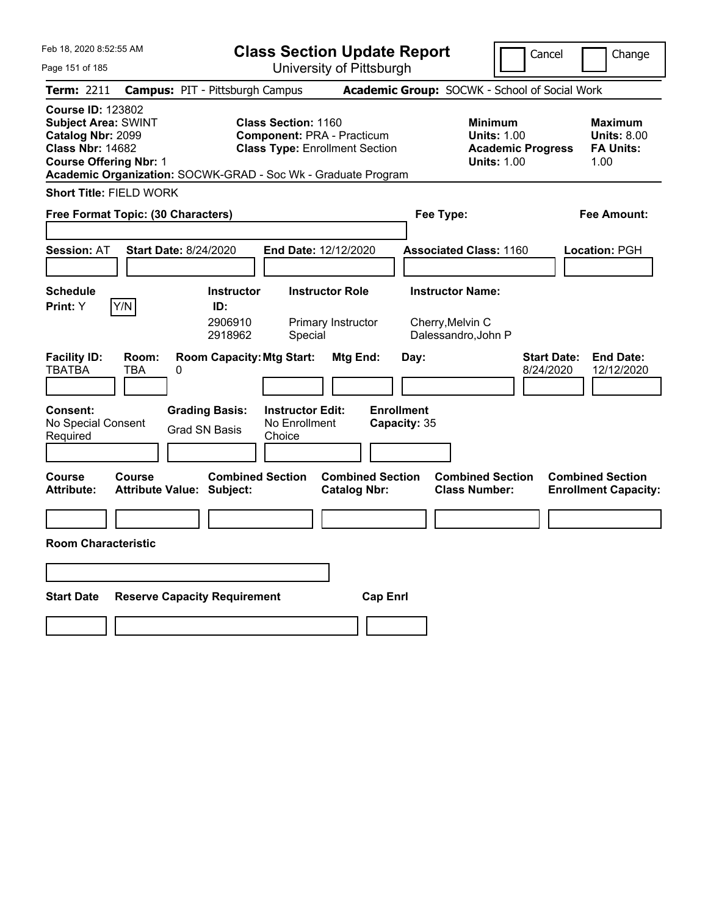# Class Section Update Report

University of Pittsburgh

Cancel | Change

**Term:** 2211 **Campus:** PIT - Pittsburgh Campus **Academic Group:** SOCWK - School of Social Work

**Course ID:** 123802
**Subject Area:** SWINT
**Catalog Nbr:** 2099
**Class Nbr:** 14682
**Course Offering Nbr:** 1
**Academic Organization:** SOCWK-GRAD - Soc Wk - Graduate Program

**Class Section:** 1160
**Component:** PRA - Practicum
**Class Type:** Enrollment Section

**Minimum Units:** 1.00
**Academic Progress Units:** 1.00

**Maximum Units:** 8.00
**FA Units:** 1.00

**Short Title:** FIELD WORK

**Free Format Topic: (30 Characters)**

**Fee Type:**

**Fee Amount:**

**Session:** AT **Start Date:** 8/24/2020 **End Date:** 12/12/2020 **Associated Class:** 1160 **Location:** PGH

**Schedule Print:** Y [Y/N]

| Instructor ID | Instructor Role | Instructor Name |
|---|---|---|
| 2906910 | Primary Instructor | Cherry,Melvin C |
| 2918962 | Special | Dalessandro,John P |

| Facility ID | Room | Room Capacity | Mtg Start | Mtg End | Day | Start Date | End Date |
|---|---|---|---|---|---|---|---|
| TBATBA | TBA | 0 | | | | 8/24/2020 | 12/12/2020 |

**Consent:** No Special Consent Required
**Grading Basis:** Grad SN Basis
**Instructor Edit:** No Enrollment Choice
**Enrollment Capacity:** 35

| Course Attribute | Course Attribute Value | Combined Section Subject | Combined Section Catalog Nbr | Combined Section Class Number | Combined Section Enrollment Capacity |
|---|---|---|---|---|---|
| | | | | | |

**Room Characteristic**

| Start Date | Reserve Capacity Requirement | Cap Enrl |
|---|---|---|
| | | |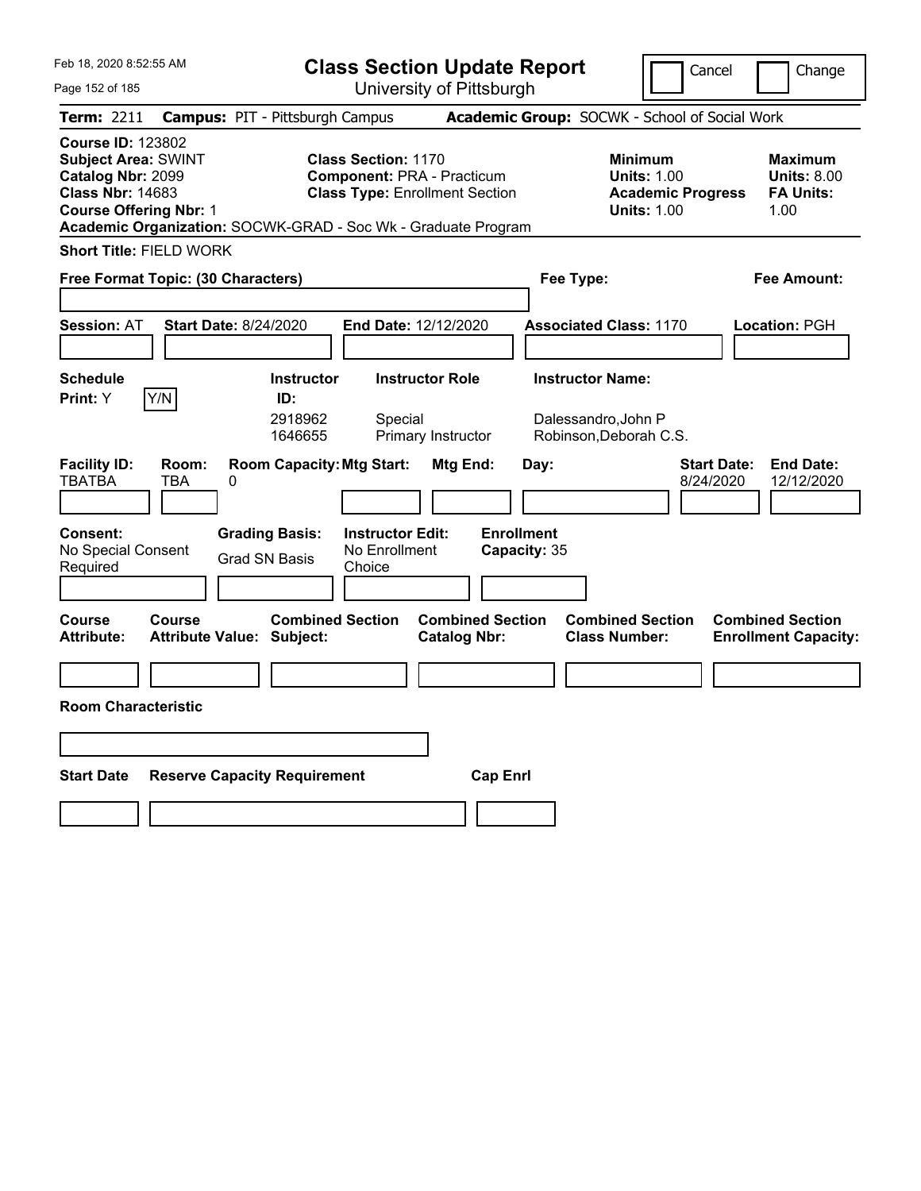Feb 18, 2020 8:52:55 AM

# Class Section Update Report

University of Pittsburgh

Cancel | Change

**Term:** 2211 **Campus:** PIT - Pittsburgh Campus **Academic Group:** SOCWK - School of Social Work

**Course ID:** 123802
**Subject Area:** SWINT
**Catalog Nbr:** 2099
**Class Nbr:** 14683
**Course Offering Nbr:** 1

**Class Section:** 1170
**Component:** PRA - Practicum
**Class Type:** Enrollment Section

**Minimum Units:** 1.00
**Academic Progress Units:** 1.00

**Maximum Units:** 8.00
**FA Units:** 1.00

**Academic Organization:** SOCWK-GRAD - Soc Wk - Graduate Program

**Short Title:** FIELD WORK

**Free Format Topic: (30 Characters)**

**Fee Type:**

**Fee Amount:**

**Session:** AT **Start Date:** 8/24/2020 **End Date:** 12/12/2020 **Associated Class:** 1170 **Location:** PGH

| Schedule Print | Instructor ID | Instructor Role | Instructor Name |
|---|---|---|---|
| Y (Y/N) | 2918962 | Special | Dalessandro,John P |
| | 1646655 | Primary Instructor | Robinson,Deborah C.S. |

| Facility ID | Room | Room Capacity | Mtg Start | Mtg End | Day | Start Date | End Date |
|---|---|---|---|---|---|---|---|
| TBATBA | TBA | 0 | | | | 8/24/2020 | 12/12/2020 |

**Consent:** No Special Consent Required
**Grading Basis:** Grad SN Basis
**Instructor Edit:** No Enrollment Choice
**Enrollment Capacity:** 35

| Course Attribute | Course Attribute Value | Combined Section Subject | Combined Section Catalog Nbr | Combined Section Class Number | Combined Section Enrollment Capacity |
|---|---|---|---|---|---|
| | | | | | |

**Room Characteristic**

| Start Date | Reserve Capacity Requirement | Cap Enrl |
|---|---|---|
| | | |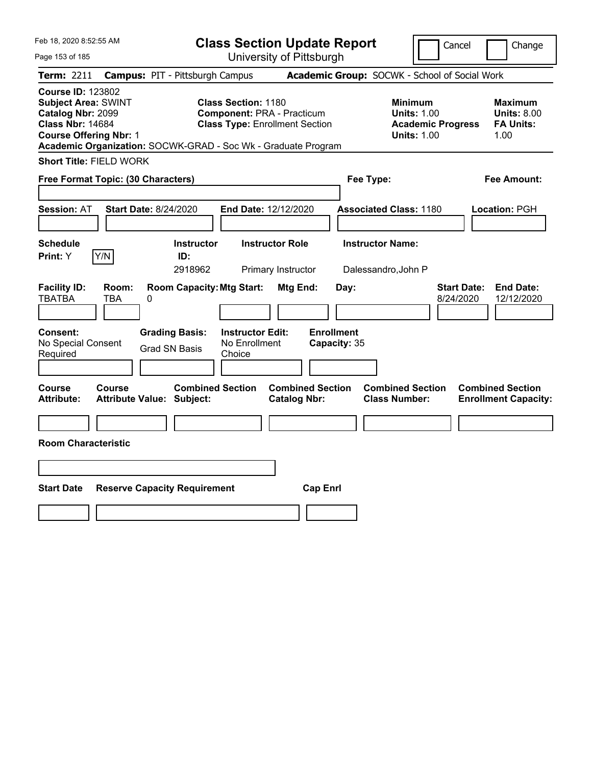Feb 18, 2020 8:52:55 AM

# Class Section Update Report

University of Pittsburgh

Cancel | Change

**Term:** 2211 **Campus:** PIT - Pittsburgh Campus **Academic Group:** SOCWK - School of Social Work

**Course ID:** 123802
**Subject Area:** SWINT
**Catalog Nbr:** 2099
**Class Nbr:** 14684
**Course Offering Nbr:** 1

**Class Section:** 1180
**Component:** PRA - Practicum
**Class Type:** Enrollment Section

**Minimum Units:** 1.00
**Academic Progress Units:** 1.00

**Maximum Units:** 8.00
**FA Units:** 1.00

**Academic Organization:** SOCWK-GRAD - Soc Wk - Graduate Program

**Short Title:** FIELD WORK

**Free Format Topic: (30 Characters)**

**Fee Type:**

**Fee Amount:**

**Session:** AT **Start Date:** 8/24/2020 **End Date:** 12/12/2020 **Associated Class:** 1180 **Location:** PGH

| Schedule Print: | Instructor ID: | Instructor Role | Instructor Name: |
|---|---|---|---|
| Y (Y/N) | 2918962 | Primary Instructor | Dalessandro,John P |

| Facility ID: | Room: | Room Capacity: | Mtg Start: | Mtg End: | Day: | Start Date: | End Date: |
|---|---|---|---|---|---|---|---|
| TBATBA | TBA | 0 | | | | 8/24/2020 | 12/12/2020 |

| Consent: | Grading Basis: | Instructor Edit: | Enrollment Capacity: |
|---|---|---|---|
| No Special Consent Required | Grad SN Basis | No Enrollment Choice | 35 |

| Course Attribute: | Course Attribute Value: | Combined Section Subject: | Combined Section Catalog Nbr: | Combined Section Class Number: | Combined Section Enrollment Capacity: |
|---|---|---|---|---|---|
| | | | | | |

**Room Characteristic**

| Start Date | Reserve Capacity Requirement | Cap Enrl |
|---|---|---|
| | | |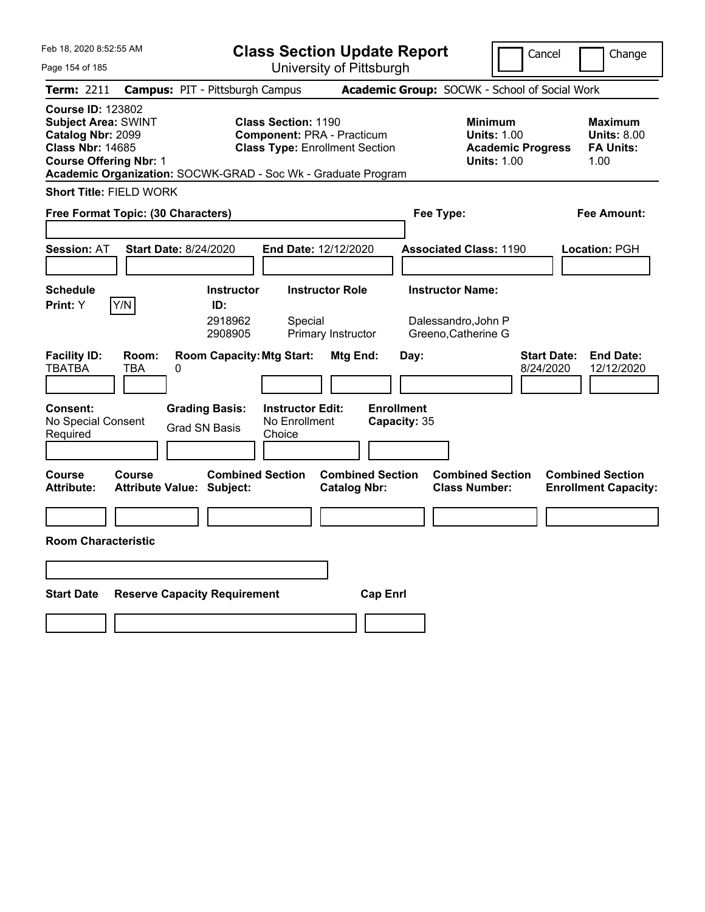Feb 18, 2020 8:52:55 AM

# Class Section Update Report

University of Pittsburgh

Cancel | Change

**Term:** 2211 **Campus:** PIT - Pittsburgh Campus **Academic Group:** SOCWK - School of Social Work

**Course ID:** 123802
**Subject Area:** SWINT
**Catalog Nbr:** 2099
**Class Nbr:** 14685
**Course Offering Nbr:** 1

**Class Section:** 1190
**Component:** PRA - Practicum
**Class Type:** Enrollment Section

**Minimum Units:** 1.00
**Academic Progress Units:** 1.00

**Maximum Units:** 8.00
**FA Units:** 1.00

**Academic Organization:** SOCWK-GRAD - Soc Wk - Graduate Program

**Short Title:** FIELD WORK

**Free Format Topic: (30 Characters)**

**Fee Type:**

**Fee Amount:**

**Session:** AT **Start Date:** 8/24/2020 **End Date:** 12/12/2020 **Associated Class:** 1190 **Location:** PGH

**Schedule Print:** Y Y/N

| Instructor ID: | Instructor Role | Instructor Name: |
|---|---|---|
| 2918962 | Special | Dalessandro,John P |
| 2908905 | Primary Instructor | Greeno,Catherine G |

| Facility ID: | Room: | Room Capacity: | Mtg Start: | Mtg End: | Day: | Start Date: | End Date: |
|---|---|---|---|---|---|---|---|
| TBATBA | TBA | 0 | | | | 8/24/2020 | 12/12/2020 |

**Consent:** No Special Consent Required

**Grading Basis:** Grad SN Basis

**Instructor Edit:** No Enrollment Choice

**Enrollment Capacity:** 35

| Course Attribute: | Course Attribute Value: | Combined Section Subject: | Combined Section Catalog Nbr: | Combined Section Class Number: | Combined Section Enrollment Capacity: |
|---|---|---|---|---|---|
| | | | | | |

**Room Characteristic**

| Start Date | Reserve Capacity Requirement | Cap Enrl |
|---|---|---|
| | | |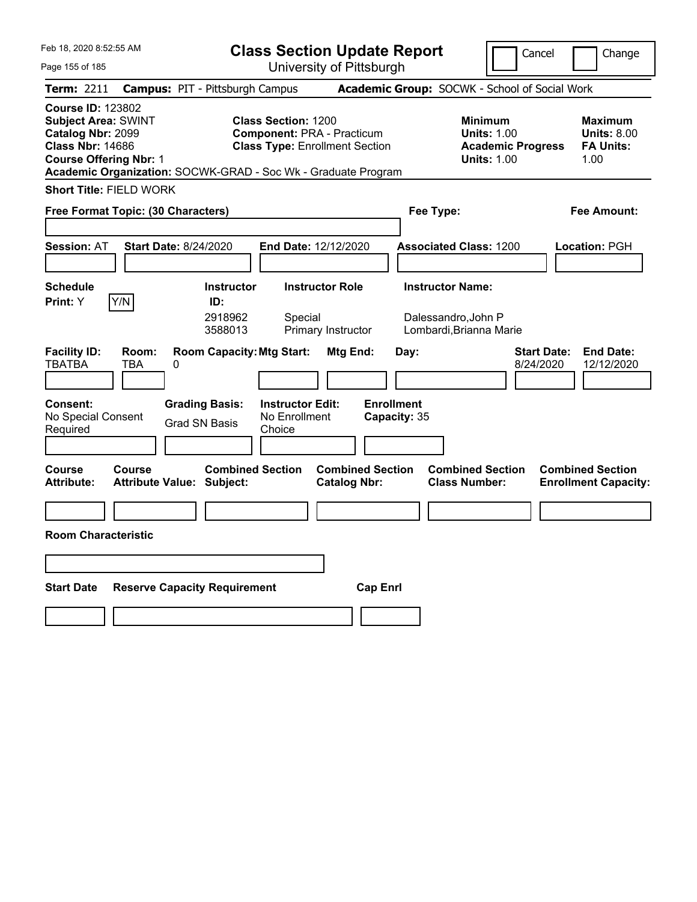Feb 18, 2020 8:52:55 AM

# Class Section Update Report

University of Pittsburgh

Cancel | Change

**Term:** 2211 **Campus:** PIT - Pittsburgh Campus **Academic Group:** SOCWK - School of Social Work

**Course ID:** 123802
**Subject Area:** SWINT
**Catalog Nbr:** 2099
**Class Nbr:** 14686
**Course Offering Nbr:** 1
**Academic Organization:** SOCWK-GRAD - Soc Wk - Graduate Program

**Class Section:** 1200
**Component:** PRA - Practicum
**Class Type:** Enrollment Section

**Minimum Units:** 1.00
**Academic Progress Units:** 1.00

**Maximum Units:** 8.00
**FA Units:** 1.00

**Short Title:** FIELD WORK

**Free Format Topic: (30 Characters)**

**Fee Type:**

**Fee Amount:**

**Session:** AT **Start Date:** 8/24/2020 **End Date:** 12/12/2020 **Associated Class:** 1200 **Location:** PGH

**Schedule Print:** Y [Y/N]

| Instructor ID: | Instructor Role | Instructor Name: |
|---|---|---|
| 2918962 | Special | Dalessandro,John P |
| 3588013 | Primary Instructor | Lombardi,Brianna Marie |

| Facility ID: | Room: | Room Capacity: | Mtg Start: | Mtg End: | Day: | Start Date: | End Date: |
|---|---|---|---|---|---|---|---|
| TBATBA | TBA | 0 | | | | 8/24/2020 | 12/12/2020 |

**Consent:** No Special Consent Required
**Grading Basis:** Grad SN Basis
**Instructor Edit:** No Enrollment Choice
**Enrollment Capacity:** 35

| Course Attribute: | Course Attribute Value: | Combined Section Subject: | Combined Section Catalog Nbr: | Combined Section Class Number: | Combined Section Enrollment Capacity: |
|---|---|---|---|---|---|
| | | | | | |

**Room Characteristic**

| Start Date | Reserve Capacity Requirement | Cap Enrl |
|---|---|---|
| | | |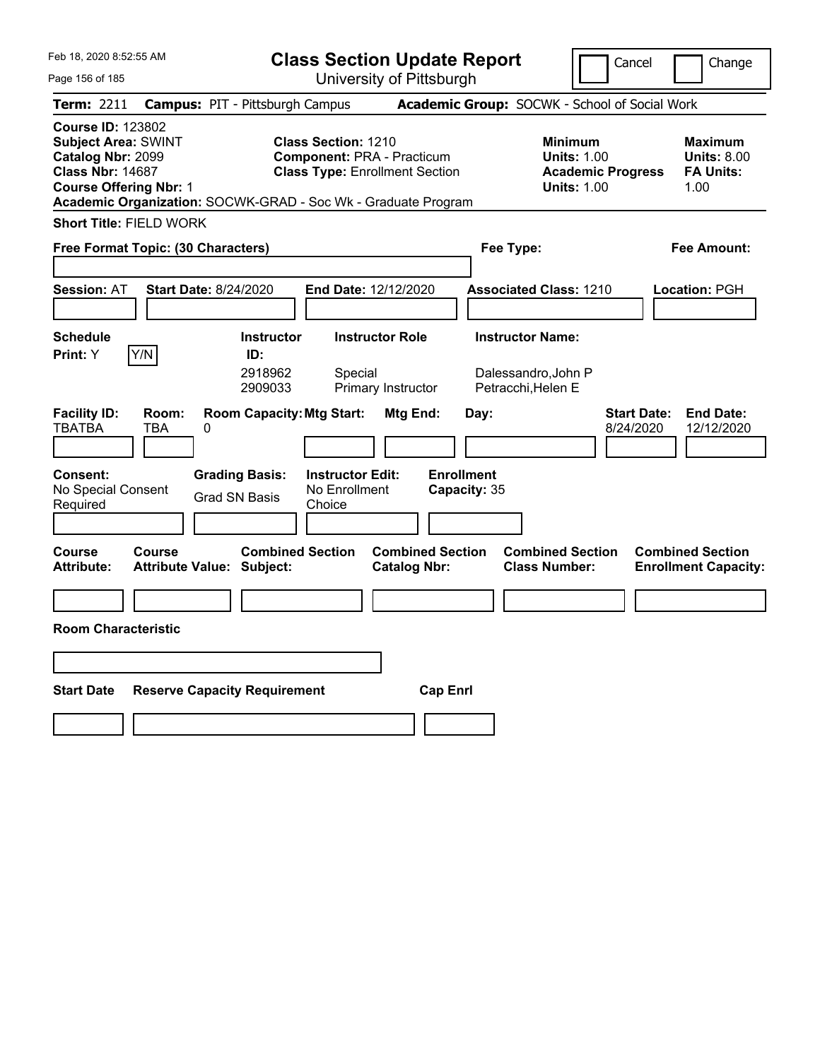Feb 18, 2020 8:52:55 AM

# Class Section Update Report

University of Pittsburgh

Cancel | Change

**Term:** 2211 **Campus:** PIT - Pittsburgh Campus **Academic Group:** SOCWK - School of Social Work

**Course ID:** 123802
**Subject Area:** SWINT
**Catalog Nbr:** 2099
**Class Nbr:** 14687
**Course Offering Nbr:** 1
**Academic Organization:** SOCWK-GRAD - Soc Wk - Graduate Program

**Class Section:** 1210
**Component:** PRA - Practicum
**Class Type:** Enrollment Section

**Minimum Units:** 1.00
**Academic Progress Units:** 1.00

**Maximum Units:** 8.00
**FA Units:** 1.00

**Short Title:** FIELD WORK

**Free Format Topic: (30 Characters)**

**Fee Type:**

**Fee Amount:**

**Session:** AT **Start Date:** 8/24/2020 **End Date:** 12/12/2020 **Associated Class:** 1210 **Location:** PGH

**Schedule Print:** Y Y/N

| Instructor ID: | Instructor Role | Instructor Name: |
|---|---|---|
| 2918962 | Special | Dalessandro,John P |
| 2909033 | Primary Instructor | Petracchi,Helen E |

| Facility ID: | Room: | Room Capacity: | Mtg Start: | Mtg End: | Day: | Start Date: | End Date: |
|---|---|---|---|---|---|---|---|
| TBATBA | TBA | 0 | | | | 8/24/2020 | 12/12/2020 |

**Consent:** No Special Consent Required
**Grading Basis:** Grad SN Basis
**Instructor Edit:** No Enrollment Choice
**Enrollment Capacity:** 35

| Course Attribute: | Course Attribute Value: | Combined Section Subject: | Combined Section Catalog Nbr: | Combined Section Class Number: | Combined Section Enrollment Capacity: |
|---|---|---|---|---|---|
| | | | | | |

**Room Characteristic**

| Start Date | Reserve Capacity Requirement | Cap Enrl |
|---|---|---|
| | | |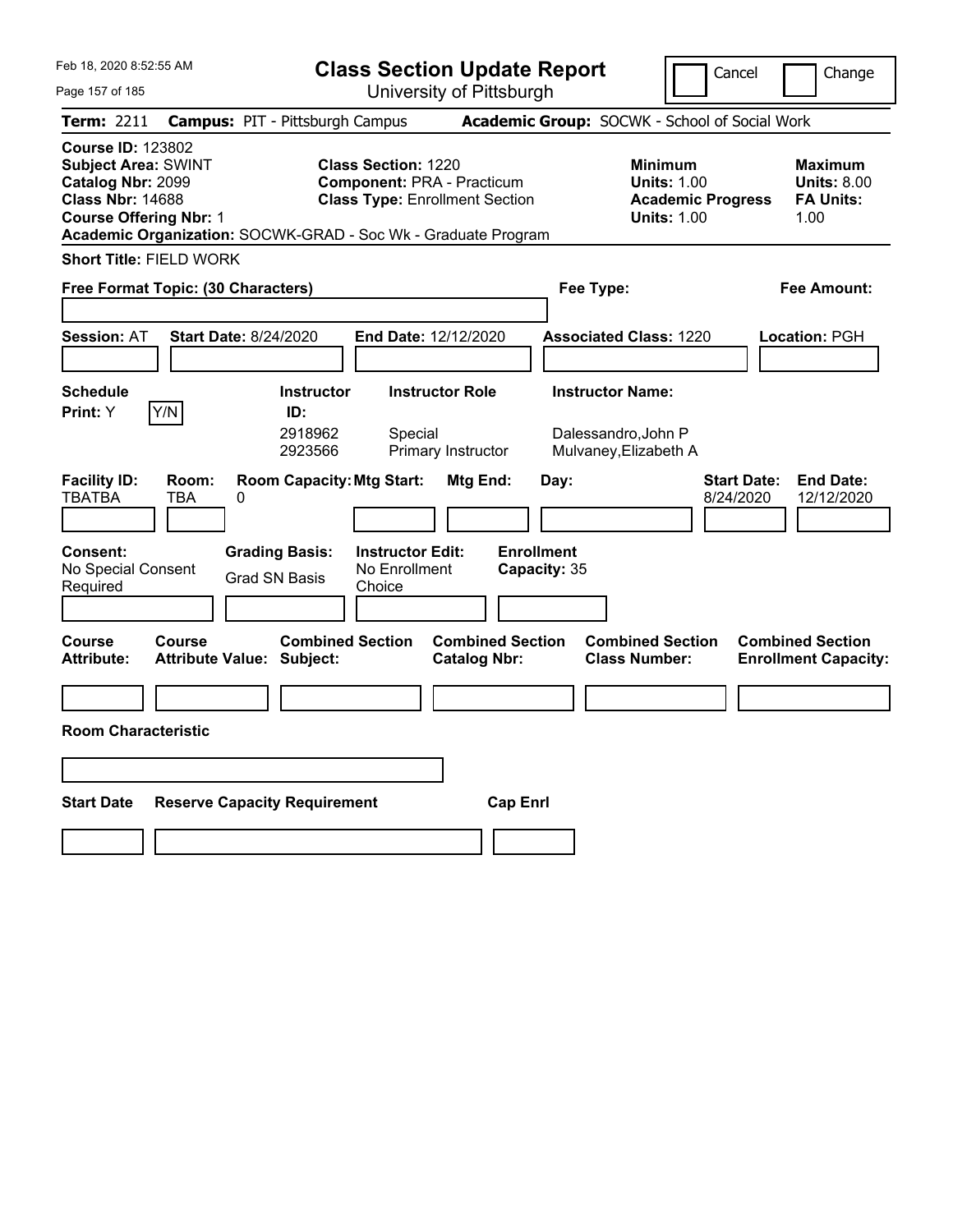Feb 18, 2020 8:52:55 AM

# Class Section Update Report

University of Pittsburgh

Cancel | Change

**Term:** 2211 **Campus:** PIT - Pittsburgh Campus **Academic Group:** SOCWK - School of Social Work

**Course ID:** 123802
**Subject Area:** SWINT
**Catalog Nbr:** 2099
**Class Nbr:** 14688
**Course Offering Nbr:** 1

**Class Section:** 1220
**Component:** PRA - Practicum
**Class Type:** Enrollment Section

**Minimum Units:** 1.00
**Academic Progress Units:** 1.00

**Maximum Units:** 8.00
**FA Units:** 1.00

**Academic Organization:** SOCWK-GRAD - Soc Wk - Graduate Program

**Short Title:** FIELD WORK

**Free Format Topic: (30 Characters)**

**Fee Type:**

**Fee Amount:**

**Session:** AT **Start Date:** 8/24/2020 **End Date:** 12/12/2020 **Associated Class:** 1220 **Location:** PGH

**Schedule Print:** Y Y/N

| Instructor ID: | Instructor Role | Instructor Name: |
|---|---|---|
| 2918962 | Special | Dalessandro,John P |
| 2923566 | Primary Instructor | Mulvaney,Elizabeth A |

| Facility ID: | Room: | Room Capacity: | Mtg Start: | Mtg End: | Day: | Start Date: | End Date: |
|---|---|---|---|---|---|---|---|
| TBATBA | TBA | 0 | | | | 8/24/2020 | 12/12/2020 |

**Consent:** No Special Consent Required

**Grading Basis:** Grad SN Basis

**Instructor Edit:** No Enrollment Choice

**Enrollment Capacity:** 35

| Course Attribute: | Course Attribute Value: | Combined Section Subject: | Combined Section Catalog Nbr: | Combined Section Class Number: | Combined Section Enrollment Capacity: |
|---|---|---|---|---|---|
| | | | | | |

**Room Characteristic**

| Start Date | Reserve Capacity Requirement | Cap Enrl |
|---|---|---|
| | | |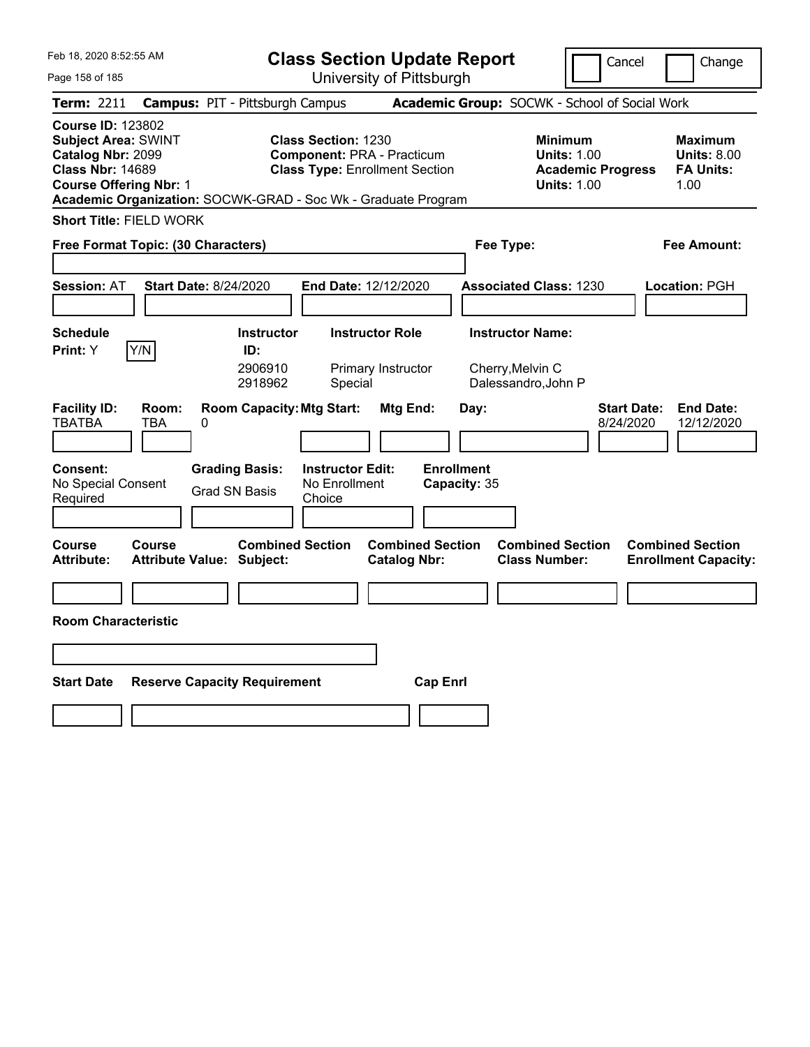# Class Section Update Report

University of Pittsburgh

Feb 18, 2020 8:52:55 AM

Cancel | Change

**Term:** 2211 **Campus:** PIT - Pittsburgh Campus **Academic Group:** SOCWK - School of Social Work

**Course ID:** 123802
**Subject Area:** SWINT
**Catalog Nbr:** 2099
**Class Nbr:** 14689
**Course Offering Nbr:** 1

**Class Section:** 1230
**Component:** PRA - Practicum
**Class Type:** Enrollment Section

**Minimum Units:** 1.00
**Academic Progress Units:** 1.00

**Maximum Units:** 8.00
**FA Units:** 1.00

**Academic Organization:** SOCWK-GRAD - Soc Wk - Graduate Program

**Short Title:** FIELD WORK

**Free Format Topic: (30 Characters)**

**Fee Type:**

**Fee Amount:**

**Session:** AT **Start Date:** 8/24/2020 **End Date:** 12/12/2020 **Associated Class:** 1230 **Location:** PGH

**Schedule Print:** Y [Y/N]

| Instructor ID: | Instructor Role | Instructor Name: |
|---|---|---|
| 2906910 | Primary Instructor | Cherry,Melvin C |
| 2918962 | Special | Dalessandro,John P |

| Facility ID: | Room: | Room Capacity: | Mtg Start: | Mtg End: | Day: | Start Date: | End Date: |
|---|---|---|---|---|---|---|---|
| TBATBA | TBA | 0 | | | | 8/24/2020 | 12/12/2020 |

**Consent:** No Special Consent Required

**Grading Basis:** Grad SN Basis

**Instructor Edit:** No Enrollment Choice

**Enrollment Capacity:** 35

| Course Attribute: | Course Attribute Value: | Combined Section Subject: | Combined Section Catalog Nbr: | Combined Section Class Number: | Combined Section Enrollment Capacity: |
|---|---|---|---|---|---|
| | | | | | |

**Room Characteristic**

| Start Date | Reserve Capacity Requirement | Cap Enrl |
|---|---|---|
| | | |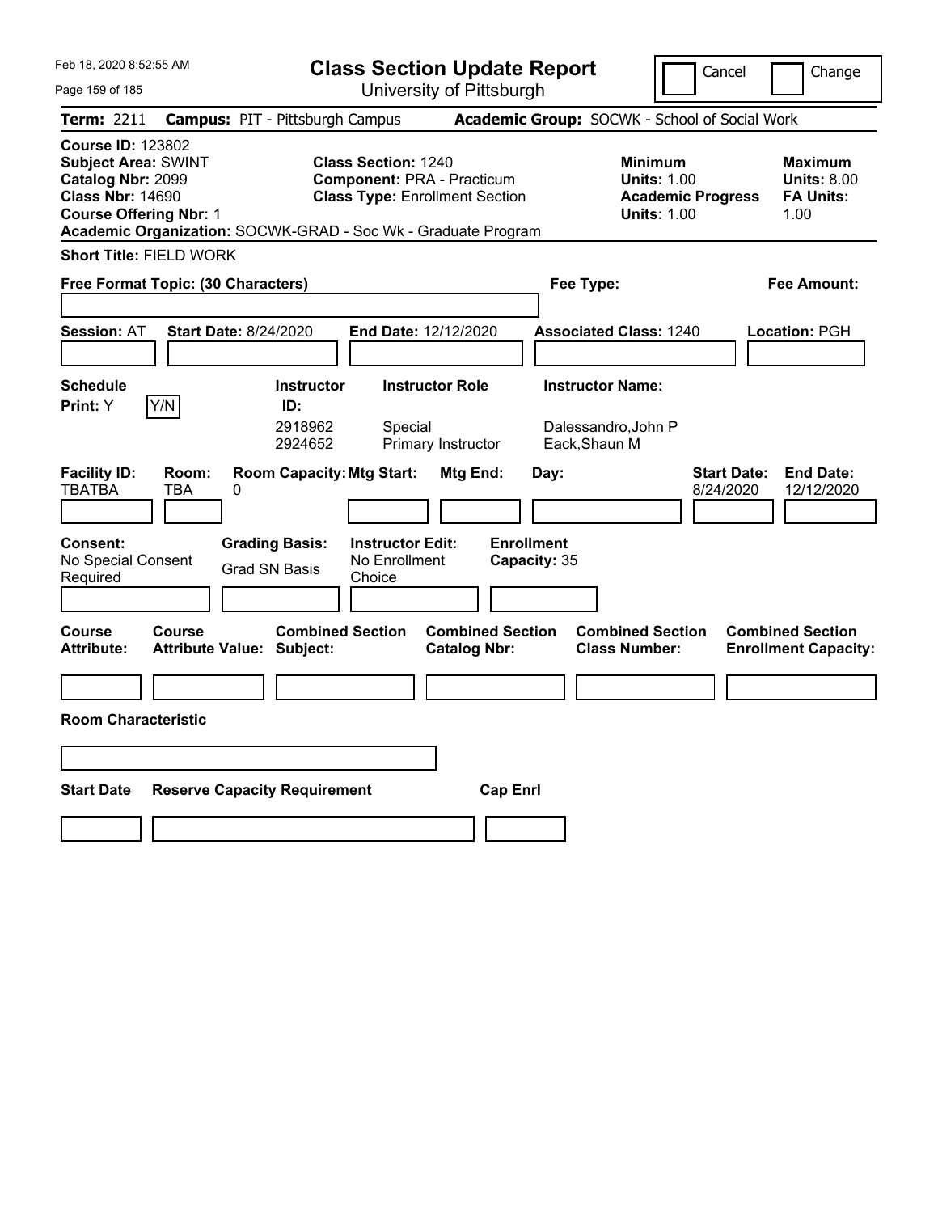Feb 18, 2020 8:52:55 AM

# Class Section Update Report

University of Pittsburgh

Cancel ☐ Change ☐

**Term:** 2211 **Campus:** PIT - Pittsburgh Campus **Academic Group:** SOCWK - School of Social Work

**Course ID:** 123802
**Subject Area:** SWINT
**Catalog Nbr:** 2099
**Class Nbr:** 14690
**Course Offering Nbr:** 1
**Academic Organization:** SOCWK-GRAD - Soc Wk - Graduate Program

**Class Section:** 1240
**Component:** PRA - Practicum
**Class Type:** Enrollment Section

**Minimum Units:** 1.00
**Academic Progress Units:** 1.00

**Maximum Units:** 8.00
**FA Units:** 1.00

**Short Title:** FIELD WORK

**Free Format Topic: (30 Characters)**

**Fee Type:**

**Fee Amount:**

**Session:** AT **Start Date:** 8/24/2020 **End Date:** 12/12/2020 **Associated Class:** 1240 **Location:** PGH

| Schedule Print | Instructor ID | Instructor Role | Instructor Name |
|---|---|---|---|
| Y (Y/N) | 2918962 | Special | Dalessandro,John P |
| | 2924652 | Primary Instructor | Eack,Shaun M |

| Facility ID | Room | Room Capacity | Mtg Start | Mtg End | Day | Start Date | End Date |
|---|---|---|---|---|---|---|---|
| TBATBA | TBA | 0 | | | | 8/24/2020 | 12/12/2020 |

**Consent:** No Special Consent Required
**Grading Basis:** Grad SN Basis
**Instructor Edit:** No Enrollment Choice
**Enrollment Capacity:** 35

| Course Attribute | Course Attribute Value | Combined Section Subject | Combined Section Catalog Nbr | Combined Section Class Number | Combined Section Enrollment Capacity |
|---|---|---|---|---|---|
| | | | | | |

**Room Characteristic**

| Start Date | Reserve Capacity Requirement | Cap Enrl |
|---|---|---|
| | | |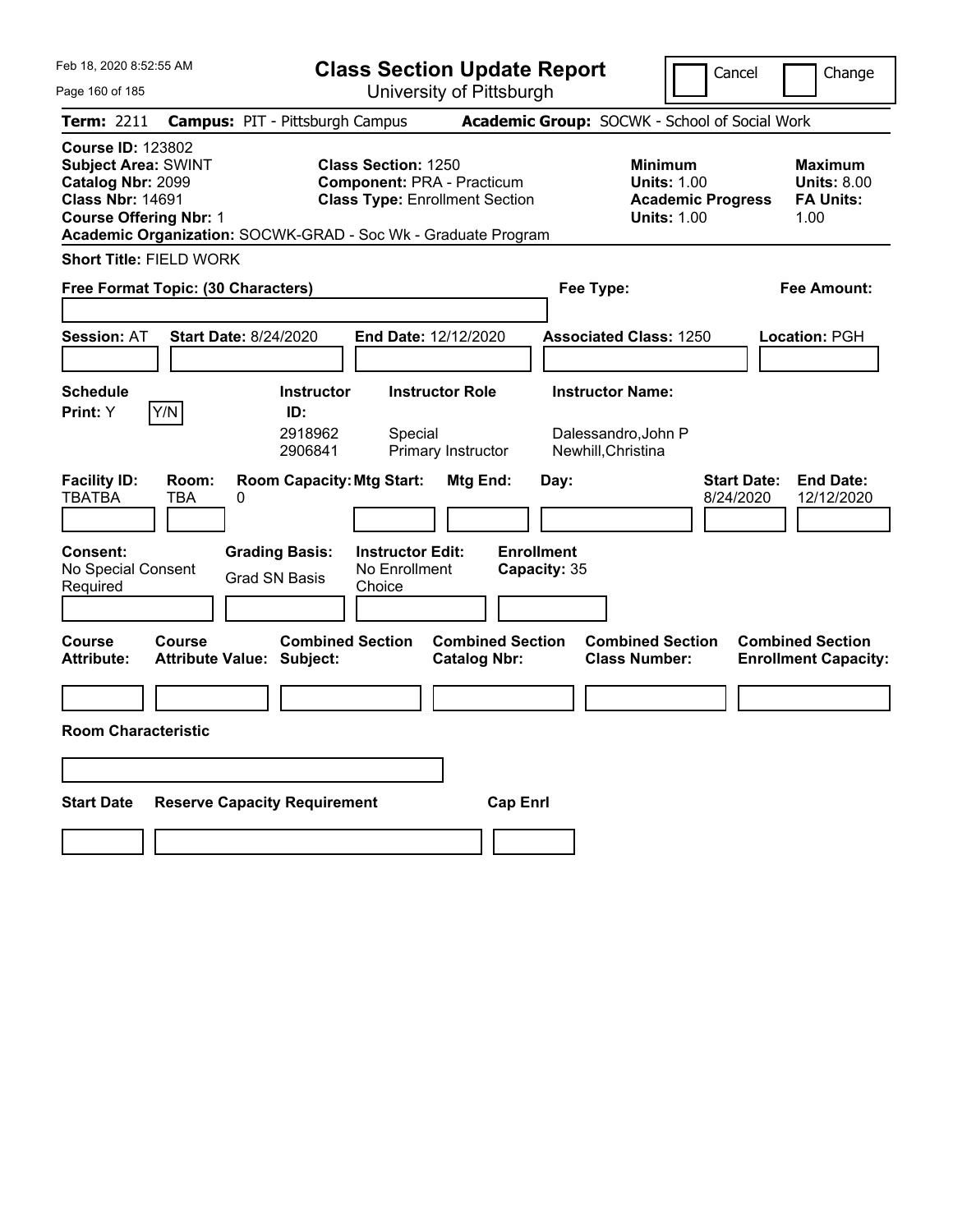Feb 18, 2020 8:52:55 AM

# Class Section Update Report

University of Pittsburgh

Cancel | Change

**Term:** 2211 **Campus:** PIT - Pittsburgh Campus **Academic Group:** SOCWK - School of Social Work

**Course ID:** 123802
**Subject Area:** SWINT
**Catalog Nbr:** 2099
**Class Nbr:** 14691
**Course Offering Nbr:** 1

**Class Section:** 1250
**Component:** PRA - Practicum
**Class Type:** Enrollment Section

**Minimum Units:** 1.00
**Academic Progress Units:** 1.00

**Maximum Units:** 8.00
**FA Units:** 1.00

**Academic Organization:** SOCWK-GRAD - Soc Wk - Graduate Program

**Short Title:** FIELD WORK

**Free Format Topic: (30 Characters)**

**Fee Type:**

**Fee Amount:**

**Session:** AT **Start Date:** 8/24/2020 **End Date:** 12/12/2020 **Associated Class:** 1250 **Location:** PGH

| Schedule Print | Instructor ID | Instructor Role | Instructor Name |
|---|---|---|---|
| Y (Y/N) | 2918962 | Special | Dalessandro,John P |
| | 2906841 | Primary Instructor | Newhill,Christina |

| Facility ID | Room | Room Capacity | Mtg Start | Mtg End | Day | Start Date | End Date |
|---|---|---|---|---|---|---|---|
| TBATBA | TBA | 0 | | | | 8/24/2020 | 12/12/2020 |

**Consent:** No Special Consent Required
**Grading Basis:** Grad SN Basis
**Instructor Edit:** No Enrollment Choice
**Enrollment Capacity:** 35

| Course Attribute | Course Attribute Value | Combined Section Subject | Combined Section Catalog Nbr | Combined Section Class Number | Combined Section Enrollment Capacity |
|---|---|---|---|---|---|
| | | | | | |

**Room Characteristic**

| Start Date | Reserve Capacity Requirement | Cap Enrl |
|---|---|---|
| | | |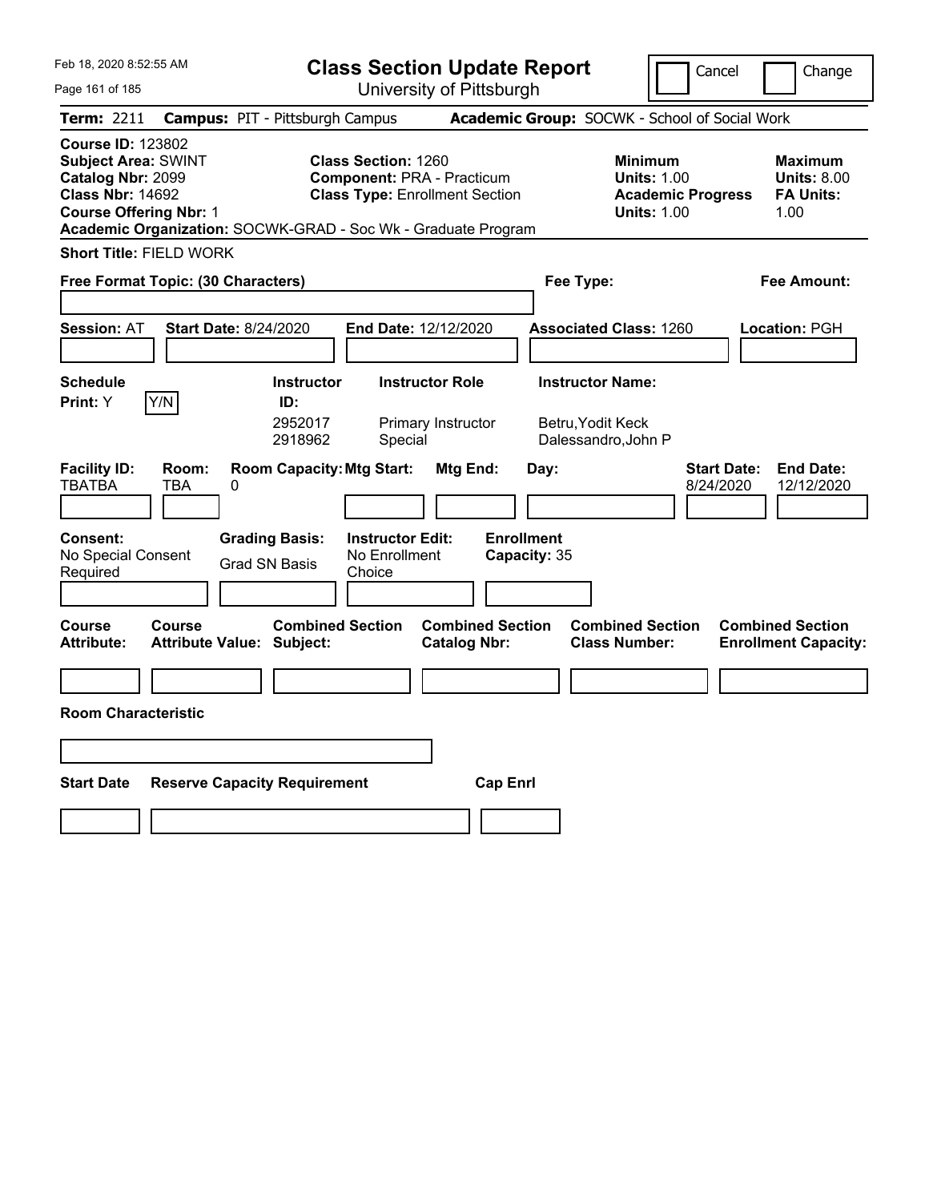Feb 18, 2020 8:52:55 AM

# Class Section Update Report

University of Pittsburgh

Cancel | Change

**Term:** 2211 **Campus:** PIT - Pittsburgh Campus **Academic Group:** SOCWK - School of Social Work

**Course ID:** 123802
**Subject Area:** SWINT
**Catalog Nbr:** 2099
**Class Nbr:** 14692
**Course Offering Nbr:** 1
**Academic Organization:** SOCWK-GRAD - Soc Wk - Graduate Program

**Class Section:** 1260
**Component:** PRA - Practicum
**Class Type:** Enrollment Section

**Minimum Units:** 1.00
**Academic Progress Units:** 1.00

**Maximum Units:** 8.00
**FA Units:** 1.00

**Short Title:** FIELD WORK

**Free Format Topic: (30 Characters)**

**Fee Type:**

**Fee Amount:**

**Session:** AT **Start Date:** 8/24/2020 **End Date:** 12/12/2020 **Associated Class:** 1260 **Location:** PGH

| Schedule Print | Instructor ID | Instructor Role | Instructor Name |
|---|---|---|---|
| Y (Y/N) | 2952017 | Primary Instructor | Betru,Yodit Keck |
| | 2918962 | Special | Dalessandro,John P |

| Facility ID | Room | Room Capacity | Mtg Start | Mtg End | Day | Start Date | End Date |
|---|---|---|---|---|---|---|---|
| TBATBA | TBA | 0 | | | | 8/24/2020 | 12/12/2020 |

**Consent:** No Special Consent Required
**Grading Basis:** Grad SN Basis
**Instructor Edit:** No Enrollment Choice
**Enrollment Capacity:** 35

| Course Attribute | Course Attribute Value | Combined Section Subject | Combined Section Catalog Nbr | Combined Section Class Number | Combined Section Enrollment Capacity |
|---|---|---|---|---|---|
| | | | | | |

**Room Characteristic**

| Start Date | Reserve Capacity Requirement | Cap Enrl |
|---|---|---|
| | | |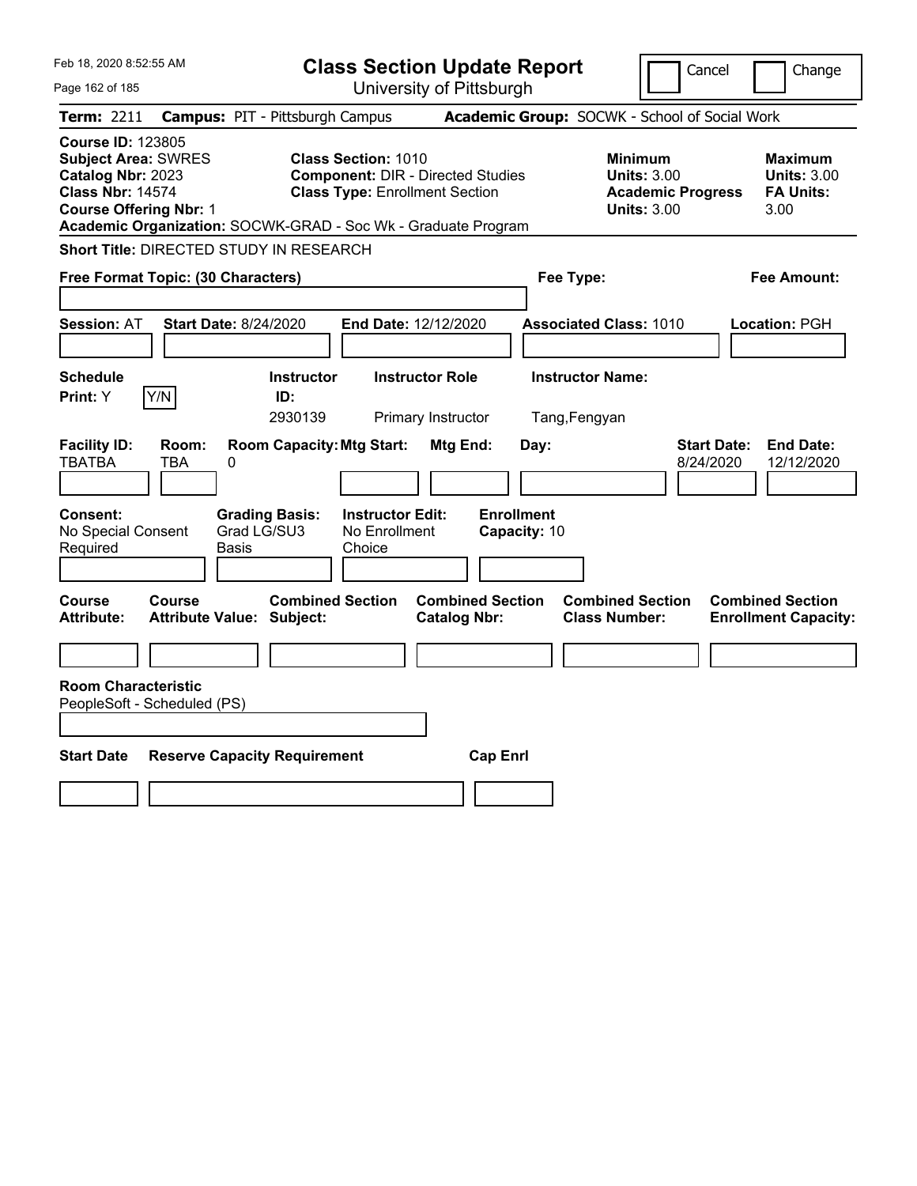Feb 18, 2020 8:52:55 AM

# Class Section Update Report

University of Pittsburgh

Cancel | Change

**Term:** 2211 **Campus:** PIT - Pittsburgh Campus **Academic Group:** SOCWK - School of Social Work

**Course ID:** 123805
**Subject Area:** SWRES
**Catalog Nbr:** 2023
**Class Nbr:** 14574
**Course Offering Nbr:** 1

**Class Section:** 1010
**Component:** DIR - Directed Studies
**Class Type:** Enrollment Section

**Minimum Units:** 3.00
**Academic Progress Units:** 3.00

**Maximum Units:** 3.00
**FA Units:** 3.00

**Academic Organization:** SOCWK-GRAD - Soc Wk - Graduate Program

**Short Title:** DIRECTED STUDY IN RESEARCH

**Free Format Topic: (30 Characters)**

**Fee Type:**

**Fee Amount:**

**Session:** AT **Start Date:** 8/24/2020 **End Date:** 12/12/2020 **Associated Class:** 1010 **Location:** PGH

| Schedule Print: | Y/N | Instructor ID: | Instructor Role | Instructor Name: |
|---|---|---|---|---|
| Y | | 2930139 | Primary Instructor | Tang,Fengyan |

| Facility ID: | Room: | Room Capacity: | Mtg Start: | Mtg End: | Day: | Start Date: | End Date: |
|---|---|---|---|---|---|---|---|
| TBATBA | TBA | 0 | | | | 8/24/2020 | 12/12/2020 |

| Consent: | Grading Basis: | Instructor Edit: | Enrollment Capacity: |
|---|---|---|---|
| No Special Consent Required | Grad LG/SU3 Basis | No Enrollment Choice | 10 |

| Course Attribute: | Course Attribute Value: | Combined Section Subject: | Combined Section Catalog Nbr: | Combined Section Class Number: | Combined Section Enrollment Capacity: |
|---|---|---|---|---|---|
| | | | | | |

**Room Characteristic**
PeopleSoft - Scheduled (PS)

| Start Date | Reserve Capacity Requirement | Cap Enrl |
|---|---|---|
| | | |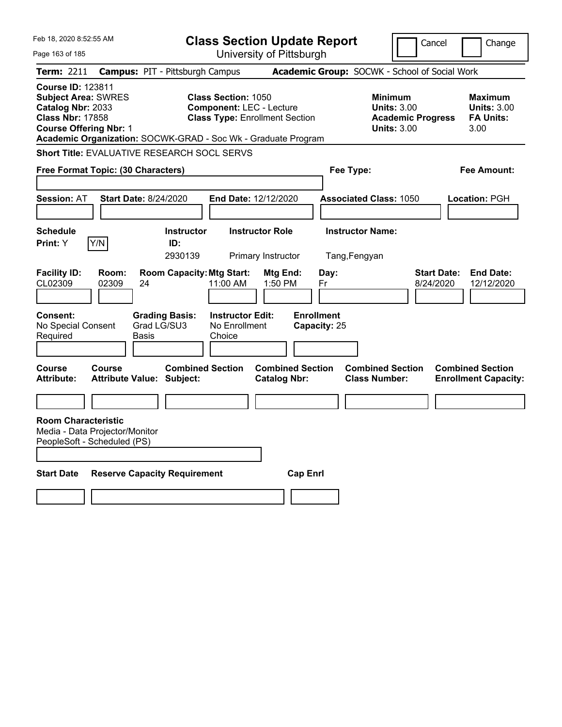Feb 18, 2020 8:52:55 AM

# Class Section Update Report

University of Pittsburgh

Cancel | Change

**Term:** 2211 **Campus:** PIT - Pittsburgh Campus **Academic Group:** SOCWK - School of Social Work

**Course ID:** 123811
**Subject Area:** SWRES
**Catalog Nbr:** 2033
**Class Nbr:** 17858
**Course Offering Nbr:** 1

**Class Section:** 1050
**Component:** LEC - Lecture
**Class Type:** Enrollment Section

**Minimum Units:** 3.00
**Academic Progress Units:** 3.00

**Maximum Units:** 3.00
**FA Units:** 3.00

**Academic Organization:** SOCWK-GRAD - Soc Wk - Graduate Program

**Short Title:** EVALUATIVE RESEARCH SOCL SERVS

**Free Format Topic: (30 Characters)**

**Fee Type:**

**Fee Amount:**

**Session:** AT **Start Date:** 8/24/2020 **End Date:** 12/12/2020 **Associated Class:** 1050 **Location:** PGH

| Schedule Print: | Instructor ID: | Instructor Role | Instructor Name: |
|---|---|---|---|
| Y Y/N | 2930139 | Primary Instructor | Tang,Fengyan |

| Facility ID: | Room: | Room Capacity: | Mtg Start: | Mtg End: | Day: | Start Date: | End Date: |
|---|---|---|---|---|---|---|---|
| CL02309 | 02309 | 24 | 11:00 AM | 1:50 PM | Fr | 8/24/2020 | 12/12/2020 |

| Consent: | Grading Basis: | Instructor Edit: | Enrollment Capacity: |
|---|---|---|---|
| No Special Consent Required | Grad LG/SU3 Basis | No Enrollment Choice | 25 |

| Course Attribute: | Course Attribute Value: | Combined Section Subject: | Combined Section Catalog Nbr: | Combined Section Class Number: | Combined Section Enrollment Capacity: |
|---|---|---|---|---|---|
| | | | | | |

**Room Characteristic**
Media - Data Projector/Monitor
PeopleSoft - Scheduled (PS)

| Start Date | Reserve Capacity Requirement | Cap Enrl |
|---|---|---|
| | | |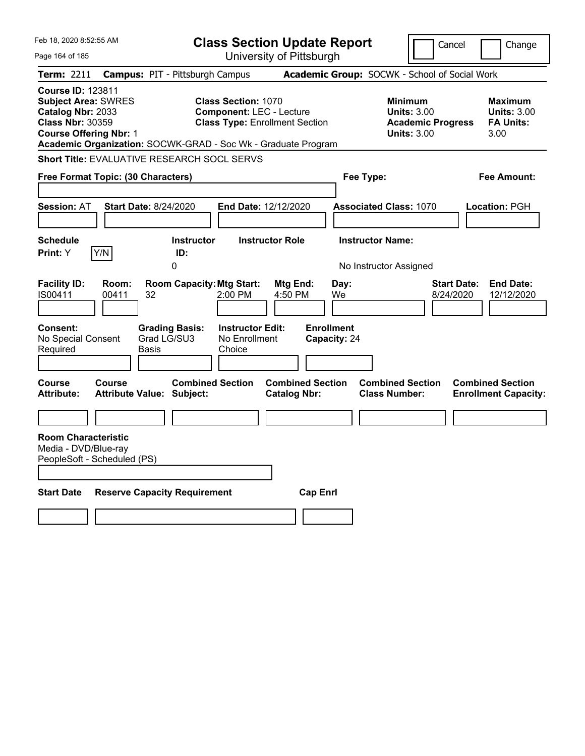# Class Section Update Report

University of Pittsburgh

Feb 18, 2020 8:52:55 AM

Cancel | Change

**Term:** 2211 **Campus:** PIT - Pittsburgh Campus **Academic Group:** SOCWK - School of Social Work

**Course ID:** 123811
**Subject Area:** SWRES
**Catalog Nbr:** 2033
**Class Nbr:** 30359
**Course Offering Nbr:** 1

**Class Section:** 1070
**Component:** LEC - Lecture
**Class Type:** Enrollment Section

**Minimum Units:** 3.00
**Academic Progress Units:** 3.00

**Maximum Units:** 3.00
**FA Units:** 3.00

**Academic Organization:** SOCWK-GRAD - Soc Wk - Graduate Program

**Short Title:** EVALUATIVE RESEARCH SOCL SERVS

**Free Format Topic: (30 Characters)**

**Fee Type:**

**Fee Amount:**

**Session:** AT **Start Date:** 8/24/2020 **End Date:** 12/12/2020 **Associated Class:** 1070 **Location:** PGH

| Schedule Print: | Instructor ID: | Instructor Role | Instructor Name: |
|---|---|---|---|
| Y | 0 | | No Instructor Assigned |

| Facility ID: | Room: | Room Capacity: | Mtg Start: | Mtg End: | Day: | Start Date: | End Date: |
|---|---|---|---|---|---|---|---|
| IS00411 | 00411 | 32 | 2:00 PM | 4:50 PM | We | 8/24/2020 | 12/12/2020 |

| Consent: | Grading Basis: | Instructor Edit: | Enrollment Capacity: |
|---|---|---|---|
| No Special Consent Required | Grad LG/SU3 Basis | No Enrollment Choice | 24 |

| Course Attribute: | Course Attribute Value: | Combined Section Subject: | Combined Section Catalog Nbr: | Combined Section Class Number: | Combined Section Enrollment Capacity: |
|---|---|---|---|---|---|
| | | | | | |

**Room Characteristic**
Media - DVD/Blue-ray
PeopleSoft - Scheduled (PS)

| Start Date | Reserve Capacity Requirement | Cap Enrl |
|---|---|---|
| | | |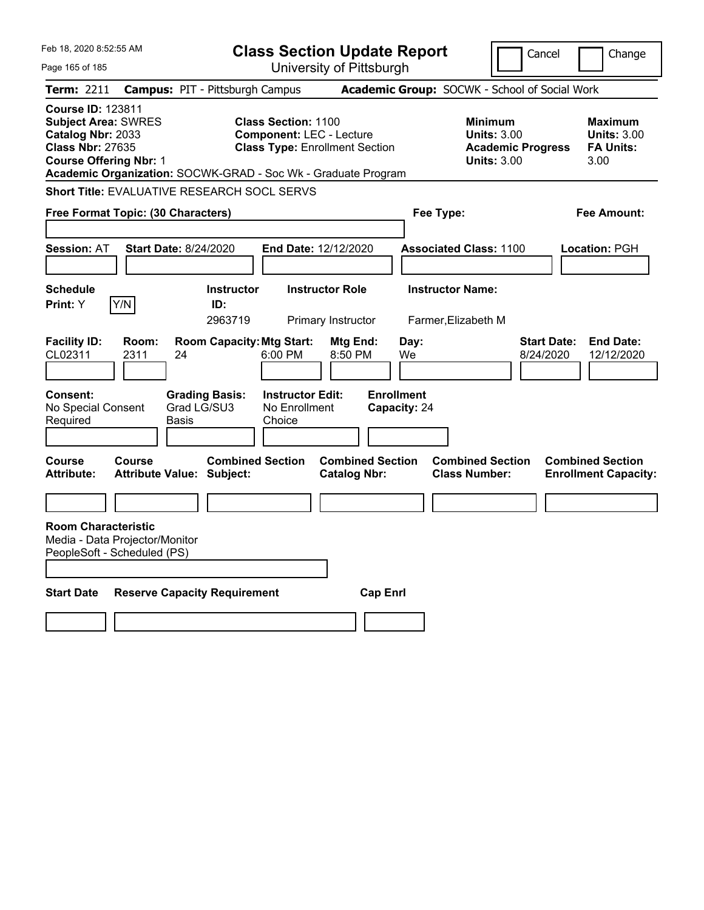Feb 18, 2020 8:52:55 AM

# Class Section Update Report

University of Pittsburgh

Cancel | Change

**Term:** 2211 **Campus:** PIT - Pittsburgh Campus **Academic Group:** SOCWK - School of Social Work

**Course ID:** 123811
**Subject Area:** SWRES
**Catalog Nbr:** 2033
**Class Nbr:** 27635
**Course Offering Nbr:** 1

**Class Section:** 1100
**Component:** LEC - Lecture
**Class Type:** Enrollment Section

**Minimum Units:** 3.00
**Academic Progress Units:** 3.00

**Maximum Units:** 3.00
**FA Units:** 3.00

**Academic Organization:** SOCWK-GRAD - Soc Wk - Graduate Program

**Short Title:** EVALUATIVE RESEARCH SOCL SERVS

**Free Format Topic: (30 Characters)**

**Fee Type:**

**Fee Amount:**

**Session:** AT **Start Date:** 8/24/2020 **End Date:** 12/12/2020 **Associated Class:** 1100 **Location:** PGH

| Schedule Print: | Y/N | Instructor ID: | Instructor Role | Instructor Name: |
|---|---|---|---|---|
| Y | | 2963719 | Primary Instructor | Farmer,Elizabeth M |

| Facility ID: | Room: | Room Capacity: | Mtg Start: | Mtg End: | Day: | Start Date: | End Date: |
|---|---|---|---|---|---|---|---|
| CL02311 | 2311 | 24 | 6:00 PM | 8:50 PM | We | 8/24/2020 | 12/12/2020 |

| Consent: | Grading Basis: | Instructor Edit: | Enrollment Capacity: |
|---|---|---|---|
| No Special Consent Required | Grad LG/SU3 Basis | No Enrollment Choice | 24 |

| Course Attribute: | Course Attribute Value: | Combined Section Subject: | Combined Section Catalog Nbr: | Combined Section Class Number: | Combined Section Enrollment Capacity: |
|---|---|---|---|---|---|
| | | | | | |

**Room Characteristic**
Media - Data Projector/Monitor
PeopleSoft - Scheduled (PS)

| Start Date | Reserve Capacity Requirement | Cap Enrl |
|---|---|---|
| | | |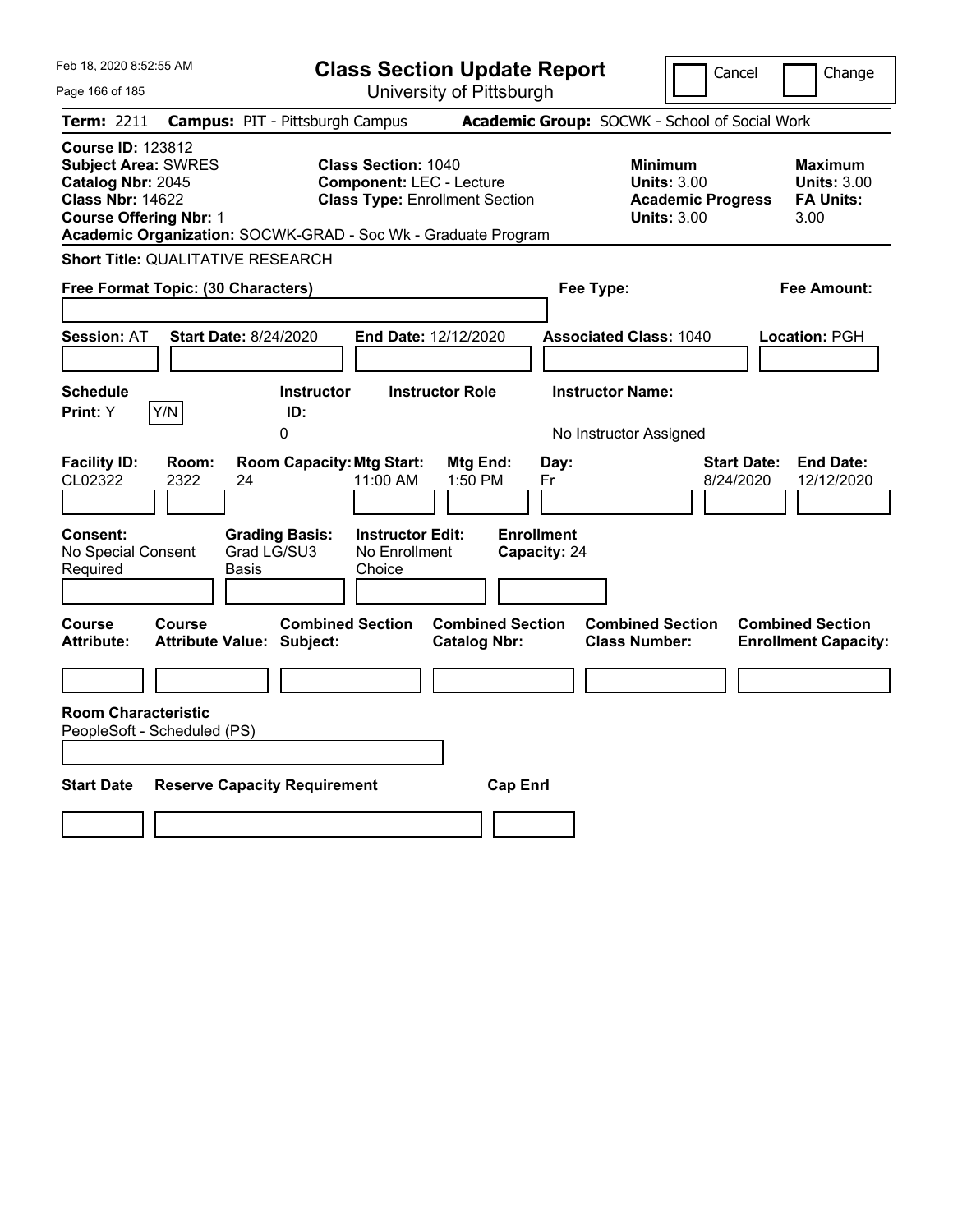Feb 18, 2020 8:52:55 AM

# Class Section Update Report

University of Pittsburgh

Cancel | Change

**Term:** 2211 **Campus:** PIT - Pittsburgh Campus **Academic Group:** SOCWK - School of Social Work

**Course ID:** 123812
**Subject Area:** SWRES
**Catalog Nbr:** 2045
**Class Nbr:** 14622
**Course Offering Nbr:** 1

**Class Section:** 1040
**Component:** LEC - Lecture
**Class Type:** Enrollment Section

**Minimum Units:** 3.00
**Academic Progress Units:** 3.00

**Maximum Units:** 3.00
**FA Units:** 3.00

**Academic Organization:** SOCWK-GRAD - Soc Wk - Graduate Program

**Short Title:** QUALITATIVE RESEARCH

**Free Format Topic: (30 Characters)**

**Fee Type:**

**Fee Amount:**

**Session:** AT **Start Date:** 8/24/2020 **End Date:** 12/12/2020 **Associated Class:** 1040 **Location:** PGH

| Schedule Print: | | Instructor ID: | Instructor Role | Instructor Name: |
|---|---|---|---|---|
| Y | Y/N | 0 | | No Instructor Assigned |

| Facility ID: | Room: | Room Capacity: | Mtg Start: | Mtg End: | Day: | Start Date: | End Date: |
|---|---|---|---|---|---|---|---|
| CL02322 | 2322 | 24 | 11:00 AM | 1:50 PM | Fr | 8/24/2020 | 12/12/2020 |

| Consent: | Grading Basis: | Instructor Edit: | Enrollment Capacity: |
|---|---|---|---|
| No Special Consent Required | Grad LG/SU3 Basis | No Enrollment Choice | 24 |

| Course Attribute: | Course Attribute Value: | Combined Section Subject: | Combined Section Catalog Nbr: | Combined Section Class Number: | Combined Section Enrollment Capacity: |
|---|---|---|---|---|---|
| | | | | | |

**Room Characteristic**
PeopleSoft - Scheduled (PS)

| Start Date | Reserve Capacity Requirement | Cap Enrl |
|---|---|---|
| | | |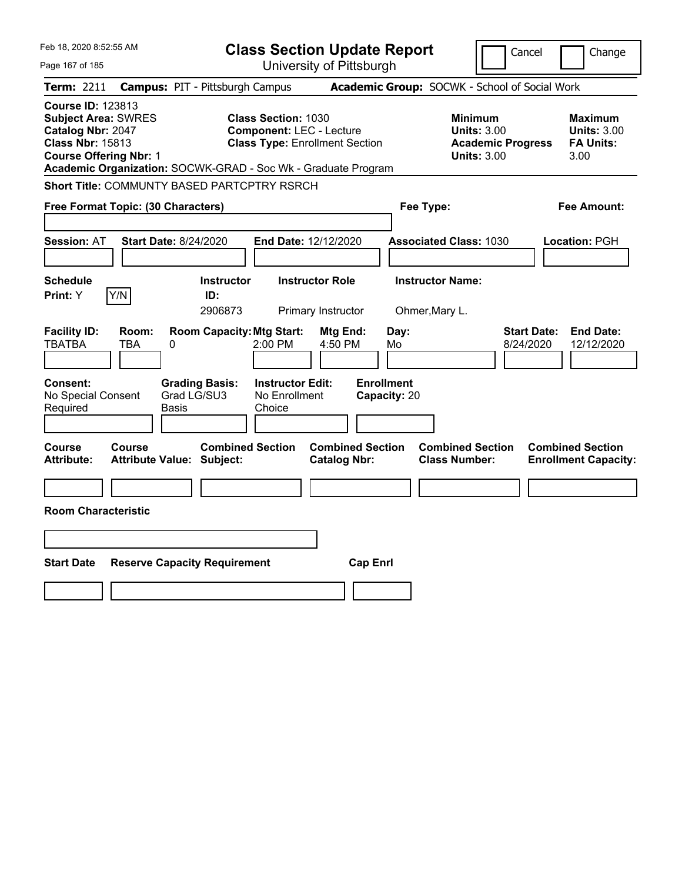Feb 18, 2020 8:52:55 AM

# Class Section Update Report

University of Pittsburgh

Cancel | Change

**Term:** 2211 **Campus:** PIT - Pittsburgh Campus **Academic Group:** SOCWK - School of Social Work

**Course ID:** 123813
**Subject Area:** SWRES
**Catalog Nbr:** 2047
**Class Nbr:** 15813
**Course Offering Nbr:** 1

**Class Section:** 1030
**Component:** LEC - Lecture
**Class Type:** Enrollment Section

**Minimum Units:** 3.00
**Academic Progress Units:** 3.00

**Maximum Units:** 3.00
**FA Units:** 3.00

**Academic Organization:** SOCWK-GRAD - Soc Wk - Graduate Program

**Short Title:** COMMUNTY BASED PARTCPTRY RSRCH

**Free Format Topic: (30 Characters)**

**Fee Type:**

**Fee Amount:**

**Session:** AT **Start Date:** 8/24/2020 **End Date:** 12/12/2020 **Associated Class:** 1030 **Location:** PGH

| Schedule Print | | Instructor ID | Instructor Role | Instructor Name |
|---|---|---|---|---|
| Y | Y/N | 2906873 | Primary Instructor | Ohmer,Mary L. |

| Facility ID | Room | Room Capacity | Mtg Start | Mtg End | Day | Start Date | End Date |
|---|---|---|---|---|---|---|---|
| TBATBA | TBA | 0 | 2:00 PM | 4:50 PM | Mo | 8/24/2020 | 12/12/2020 |

| Consent | Grading Basis | Instructor Edit | Enrollment Capacity |
|---|---|---|---|
| No Special Consent Required | Grad LG/SU3 Basis | No Enrollment Choice | 20 |

| Course Attribute | Course Attribute Value | Combined Section Subject | Combined Section Catalog Nbr | Combined Section Class Number | Combined Section Enrollment Capacity |
|---|---|---|---|---|---|
| | | | | | |

**Room Characteristic**

| Start Date | Reserve Capacity Requirement | Cap Enrl |
|---|---|---|
| | | |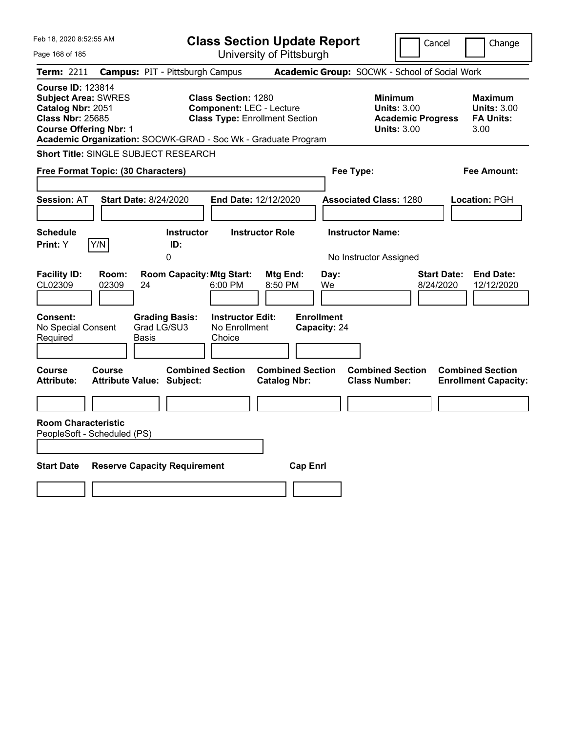Feb 18, 2020 8:52:55 AM

# Class Section Update Report

University of Pittsburgh

Cancel | Change

**Term:** 2211 **Campus:** PIT - Pittsburgh Campus **Academic Group:** SOCWK - School of Social Work

**Course ID:** 123814
**Subject Area:** SWRES
**Catalog Nbr:** 2051
**Class Nbr:** 25685
**Course Offering Nbr:** 1

**Class Section:** 1280
**Component:** LEC - Lecture
**Class Type:** Enrollment Section

**Minimum Units:** 3.00
**Academic Progress Units:** 3.00

**Maximum Units:** 3.00
**FA Units:** 3.00

**Academic Organization:** SOCWK-GRAD - Soc Wk - Graduate Program

**Short Title:** SINGLE SUBJECT RESEARCH

**Free Format Topic: (30 Characters)**

**Fee Type:**

**Fee Amount:**

**Session:** AT **Start Date:** 8/24/2020 **End Date:** 12/12/2020 **Associated Class:** 1280 **Location:** PGH

| Schedule Print | Instructor ID | Instructor Role | Instructor Name |
|---|---|---|---|
| Y | 0 | | No Instructor Assigned |

| Facility ID | Room | Room Capacity | Mtg Start | Mtg End | Day | Start Date | End Date |
|---|---|---|---|---|---|---|---|
| CL02309 | 02309 | 24 | 6:00 PM | 8:50 PM | We | 8/24/2020 | 12/12/2020 |

| Consent | Grading Basis | Instructor Edit | Enrollment Capacity |
|---|---|---|---|
| No Special Consent Required | Grad LG/SU3 Basis | No Enrollment Choice | 24 |

| Course Attribute | Course Attribute Value | Combined Section Subject | Combined Section Catalog Nbr | Combined Section Class Number | Combined Section Enrollment Capacity |
|---|---|---|---|---|---|
| | | | | | |

**Room Characteristic**
PeopleSoft - Scheduled (PS)

| Start Date | Reserve Capacity Requirement | Cap Enrl |
|---|---|---|
| | | |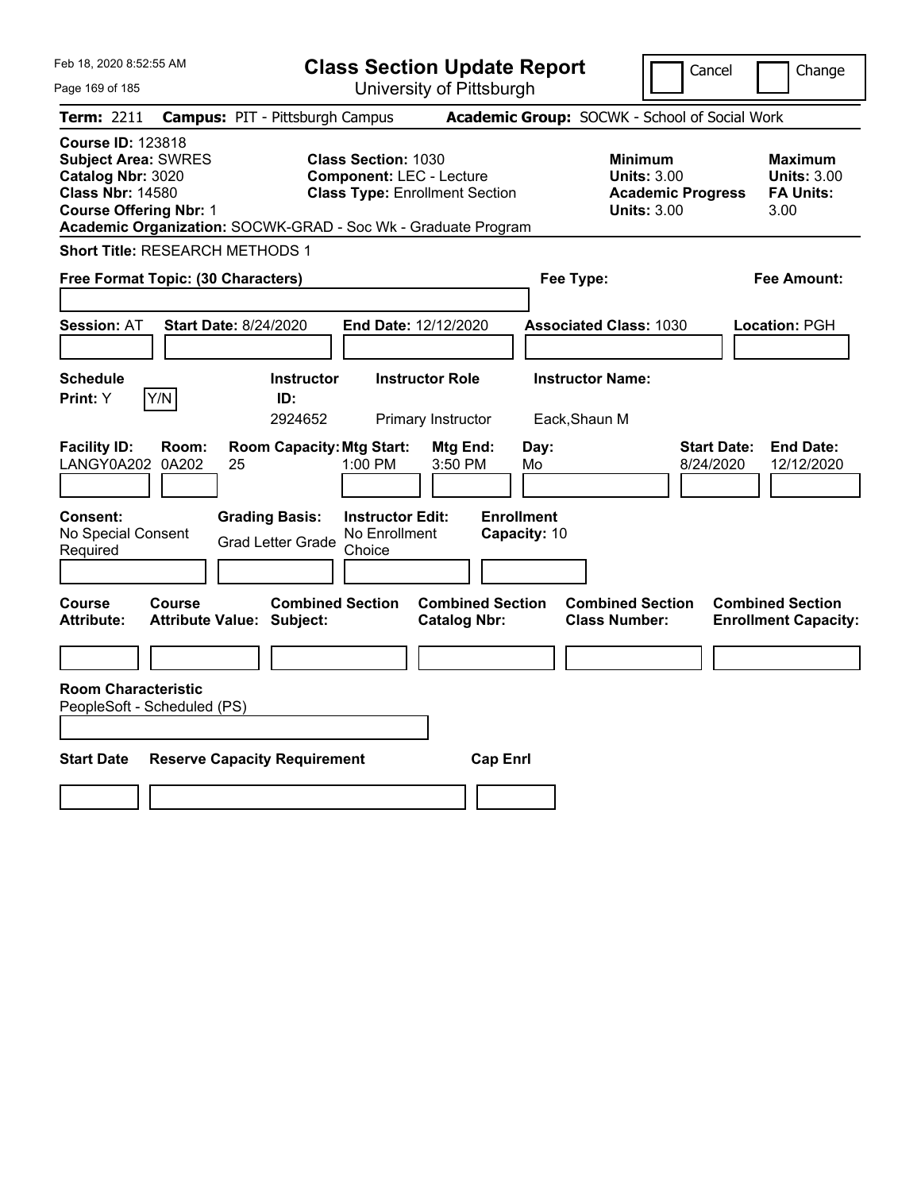Feb 18, 2020 8:52:55 AM

# Class Section Update Report

University of Pittsburgh

Cancel | Change

**Term:** 2211 **Campus:** PIT - Pittsburgh Campus **Academic Group:** SOCWK - School of Social Work

**Course ID:** 123818
**Subject Area:** SWRES
**Catalog Nbr:** 3020
**Class Nbr:** 14580
**Course Offering Nbr:** 1

**Class Section:** 1030
**Component:** LEC - Lecture
**Class Type:** Enrollment Section

**Minimum Units:** 3.00
**Academic Progress Units:** 3.00

**Maximum Units:** 3.00
**FA Units:** 3.00

**Academic Organization:** SOCWK-GRAD - Soc Wk - Graduate Program

**Short Title:** RESEARCH METHODS 1

**Free Format Topic: (30 Characters)**

**Fee Type:**

**Fee Amount:**

**Session:** AT **Start Date:** 8/24/2020 **End Date:** 12/12/2020 **Associated Class:** 1030 **Location:** PGH

| Schedule Print: | Instructor ID: | Instructor Role | Instructor Name: |
|---|---|---|---|
| Y (Y/N) | 2924652 | Primary Instructor | Eack,Shaun M |

| Facility ID: | Room: | Room Capacity: | Mtg Start: | Mtg End: | Day: | Start Date: | End Date: |
|---|---|---|---|---|---|---|---|
| LANGY0A202 | 0A202 | 25 | 1:00 PM | 3:50 PM | Mo | 8/24/2020 | 12/12/2020 |

| Consent: | Grading Basis: | Instructor Edit: | Enrollment Capacity: |
|---|---|---|---|
| No Special Consent Required | Grad Letter Grade | No Enrollment Choice | 10 |

| Course Attribute: | Course Attribute Value: | Combined Section Subject: | Combined Section Catalog Nbr: | Combined Section Class Number: | Combined Section Enrollment Capacity: |
|---|---|---|---|---|---|
| | | | | | |

**Room Characteristic**
PeopleSoft - Scheduled (PS)

| Start Date | Reserve Capacity Requirement | Cap Enrl |
|---|---|---|
| | | |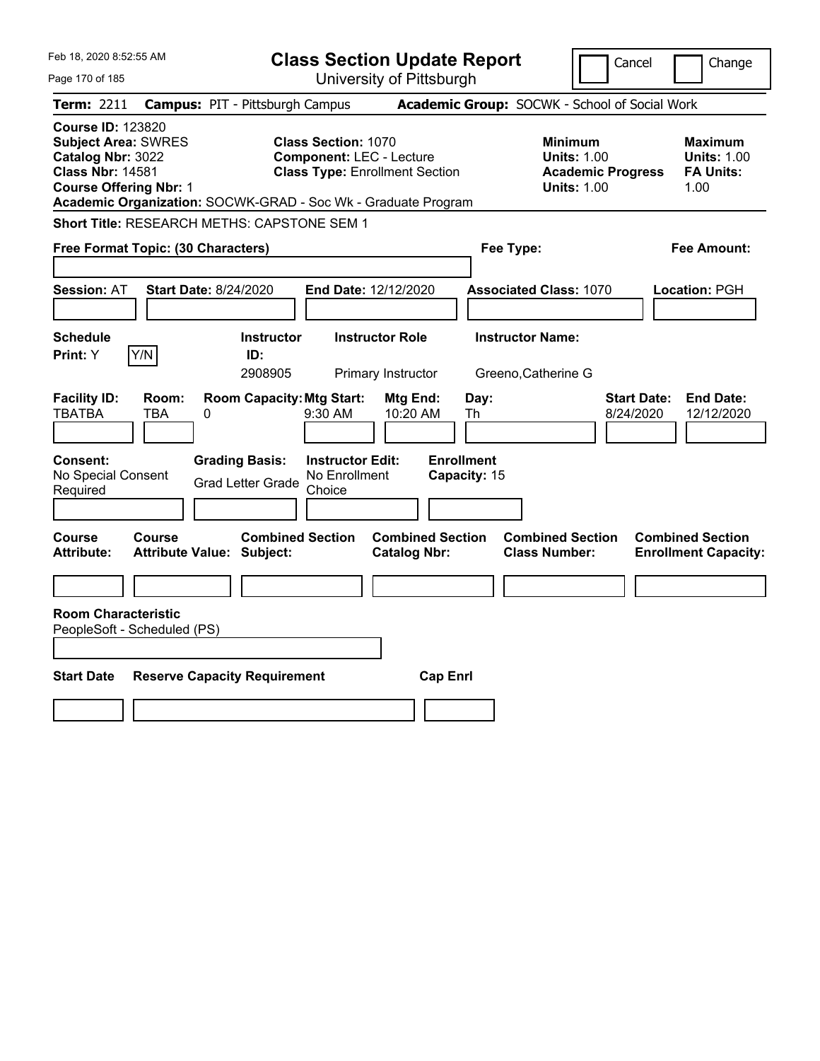Feb 18, 2020 8:52:55 AM

# Class Section Update Report

University of Pittsburgh

Cancel | Change

**Term:** 2211 **Campus:** PIT - Pittsburgh Campus **Academic Group:** SOCWK - School of Social Work

**Course ID:** 123820
**Subject Area:** SWRES
**Catalog Nbr:** 3022
**Class Nbr:** 14581
**Course Offering Nbr:** 1

**Class Section:** 1070
**Component:** LEC - Lecture
**Class Type:** Enrollment Section

**Minimum Units:** 1.00
**Academic Progress Units:** 1.00

**Maximum Units:** 1.00
**FA Units:** 1.00

**Academic Organization:** SOCWK-GRAD - Soc Wk - Graduate Program

**Short Title:** RESEARCH METHS: CAPSTONE SEM 1

**Free Format Topic: (30 Characters)**

**Fee Type:**

**Fee Amount:**

**Session:** AT **Start Date:** 8/24/2020 **End Date:** 12/12/2020 **Associated Class:** 1070 **Location:** PGH

| Schedule Print | Instructor ID | Instructor Role | Instructor Name |
|---|---|---|---|
| Y (Y/N) | 2908905 | Primary Instructor | Greeno,Catherine G |

| Facility ID | Room | Room Capacity | Mtg Start | Mtg End | Day | Start Date | End Date |
|---|---|---|---|---|---|---|---|
| TBATBA | TBA | 0 | 9:30 AM | 10:20 AM | Th | 8/24/2020 | 12/12/2020 |

**Consent:** No Special Consent Required
**Grading Basis:** Grad Letter Grade
**Instructor Edit:** No Enrollment Choice
**Enrollment Capacity:** 15

| Course Attribute | Course Attribute Value | Combined Section Subject | Combined Section Catalog Nbr | Combined Section Class Number | Combined Section Enrollment Capacity |
|---|---|---|---|---|---|
| | | | | | |

**Room Characteristic**
PeopleSoft - Scheduled (PS)

| Start Date | Reserve Capacity Requirement | Cap Enrl |
|---|---|---|
| | | |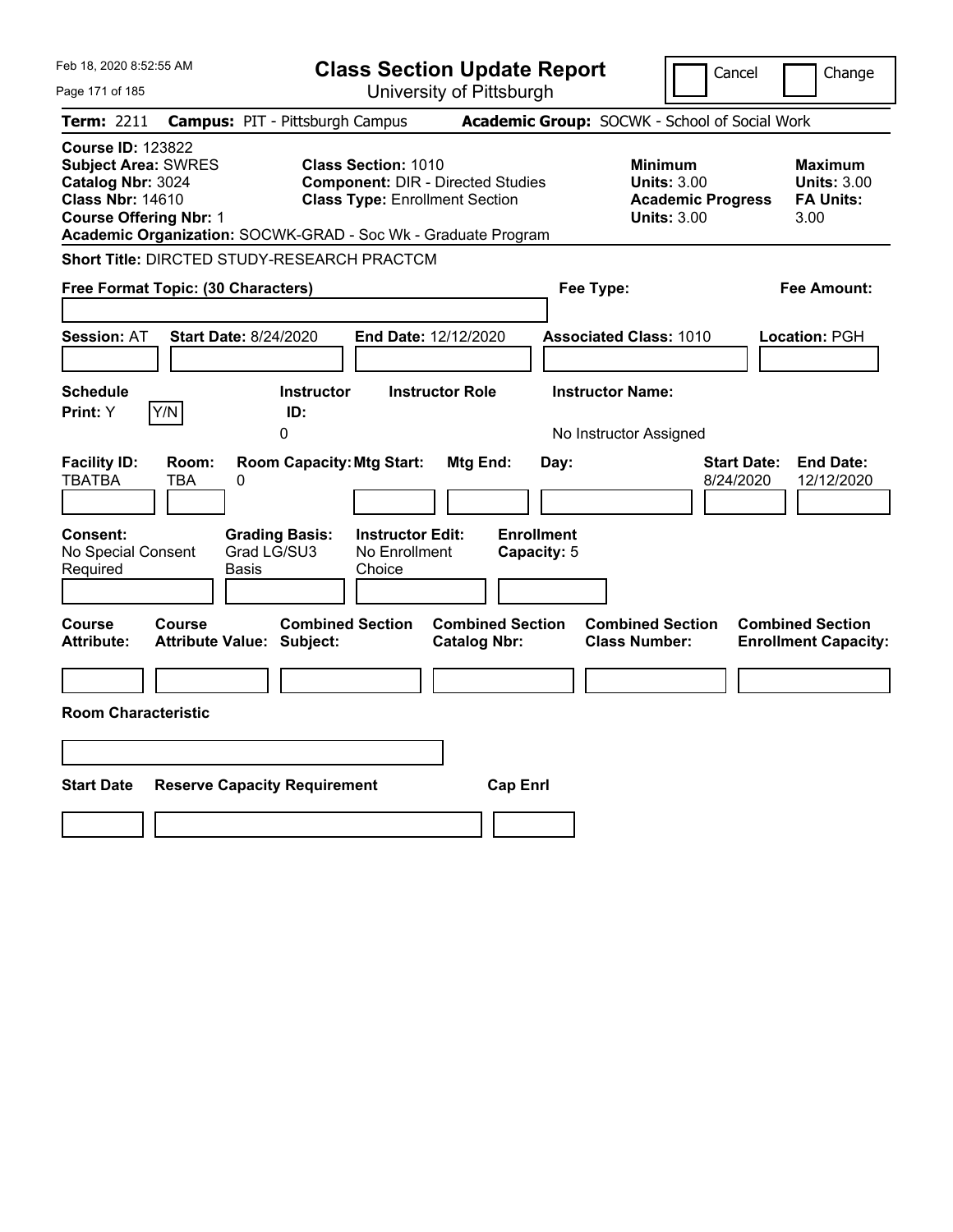Feb 18, 2020 8:52:55 AM

# Class Section Update Report

University of Pittsburgh

Cancel | Change

**Term:** 2211 **Campus:** PIT - Pittsburgh Campus **Academic Group:** SOCWK - School of Social Work

**Course ID:** 123822
**Subject Area:** SWRES
**Catalog Nbr:** 3024
**Class Nbr:** 14610
**Course Offering Nbr:** 1
**Academic Organization:** SOCWK-GRAD - Soc Wk - Graduate Program

**Class Section:** 1010
**Component:** DIR - Directed Studies
**Class Type:** Enrollment Section

**Minimum Units:** 3.00
**Academic Progress Units:** 3.00

**Maximum Units:** 3.00
**FA Units:** 3.00

**Short Title:** DIRCTED STUDY-RESEARCH PRACTCM

**Free Format Topic: (30 Characters)** | **Fee Type:** | **Fee Amount:**

**Session:** AT **Start Date:** 8/24/2020 **End Date:** 12/12/2020 **Associated Class:** 1010 **Location:** PGH

| Schedule Print: | Instructor ID: | Instructor Role | Instructor Name: |
|---|---|---|---|
| Y | 0 | | No Instructor Assigned |

| Facility ID: | Room: | Room Capacity: | Mtg Start: | Mtg End: | Day: | Start Date: | End Date: |
|---|---|---|---|---|---|---|---|
| TBATBA | TBA | 0 | | | | 8/24/2020 | 12/12/2020 |

| Consent: | Grading Basis: | Instructor Edit: | Enrollment Capacity: |
|---|---|---|---|
| No Special Consent Required | Grad LG/SU3 Basis | No Enrollment Choice | 5 |

| Course Attribute: | Course Attribute Value: | Combined Section Subject: | Combined Section Catalog Nbr: | Combined Section Class Number: | Combined Section Enrollment Capacity: |
|---|---|---|---|---|---|
| | | | | | |

**Room Characteristic**

| Start Date | Reserve Capacity Requirement | Cap Enrl |
|---|---|---|
| | | |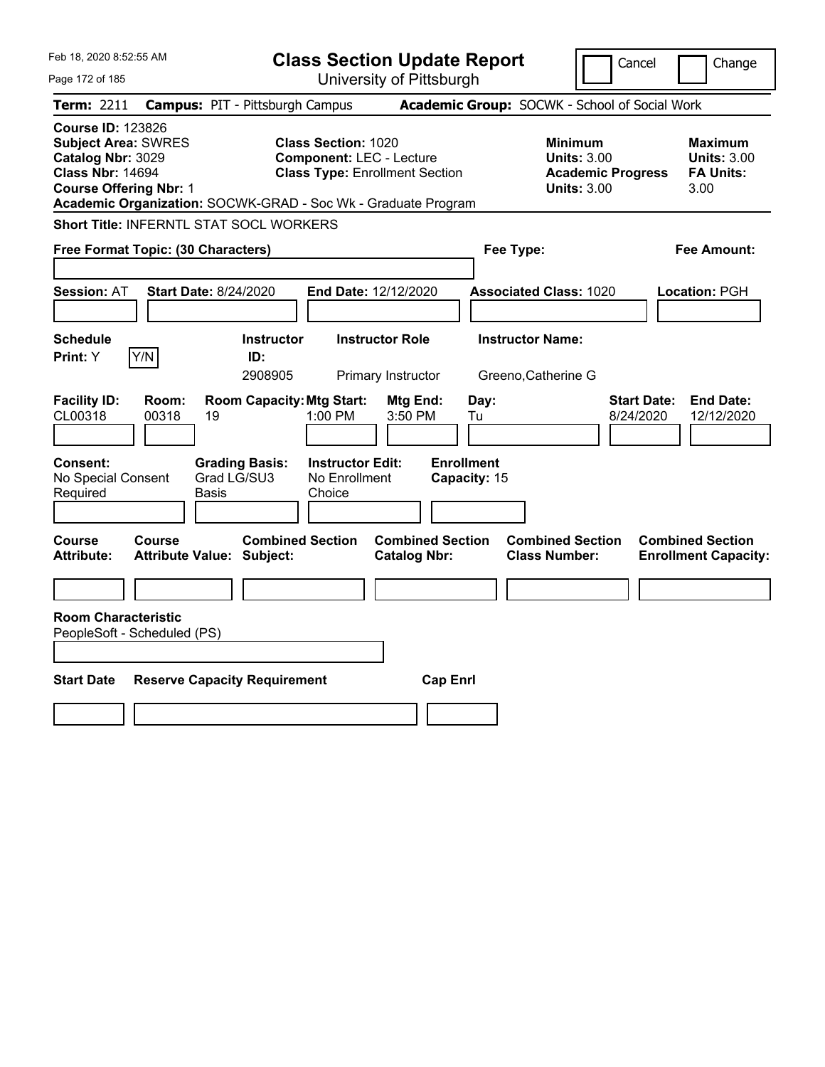Feb 18, 2020 8:52:55 AM

# Class Section Update Report

University of Pittsburgh

Cancel | Change

**Term:** 2211 **Campus:** PIT - Pittsburgh Campus **Academic Group:** SOCWK - School of Social Work

**Course ID:** 123826
**Subject Area:** SWRES
**Catalog Nbr:** 3029
**Class Nbr:** 14694
**Course Offering Nbr:** 1

**Class Section:** 1020
**Component:** LEC - Lecture
**Class Type:** Enrollment Section

**Minimum Units:** 3.00
**Academic Progress Units:** 3.00

**Maximum Units:** 3.00
**FA Units:** 3.00

**Academic Organization:** SOCWK-GRAD - Soc Wk - Graduate Program

**Short Title:** INFERNTL STAT SOCL WORKERS

**Free Format Topic: (30 Characters)**

**Fee Type:**

**Fee Amount:**

**Session:** AT **Start Date:** 8/24/2020 **End Date:** 12/12/2020 **Associated Class:** 1020 **Location:** PGH

| Schedule Print: | Instructor ID: | Instructor Role | Instructor Name: |
|---|---|---|---|
| Y | 2908905 | Primary Instructor | Greeno,Catherine G |

| Facility ID: | Room: | Room Capacity: | Mtg Start: | Mtg End: | Day: | Start Date: | End Date: |
|---|---|---|---|---|---|---|---|
| CL00318 | 00318 | 19 | 1:00 PM | 3:50 PM | Tu | 8/24/2020 | 12/12/2020 |

| Consent: | Grading Basis: | Instructor Edit: | Enrollment Capacity: |
|---|---|---|---|
| No Special Consent Required | Grad LG/SU3 Basis | No Enrollment Choice | 15 |

| Course Attribute: | Course Attribute Value: | Combined Section Subject: | Combined Section Catalog Nbr: | Combined Section Class Number: | Combined Section Enrollment Capacity: |
|---|---|---|---|---|---|
| | | | | | |

**Room Characteristic**
PeopleSoft - Scheduled (PS)

| Start Date | Reserve Capacity Requirement | Cap Enrl |
|---|---|---|
| | | |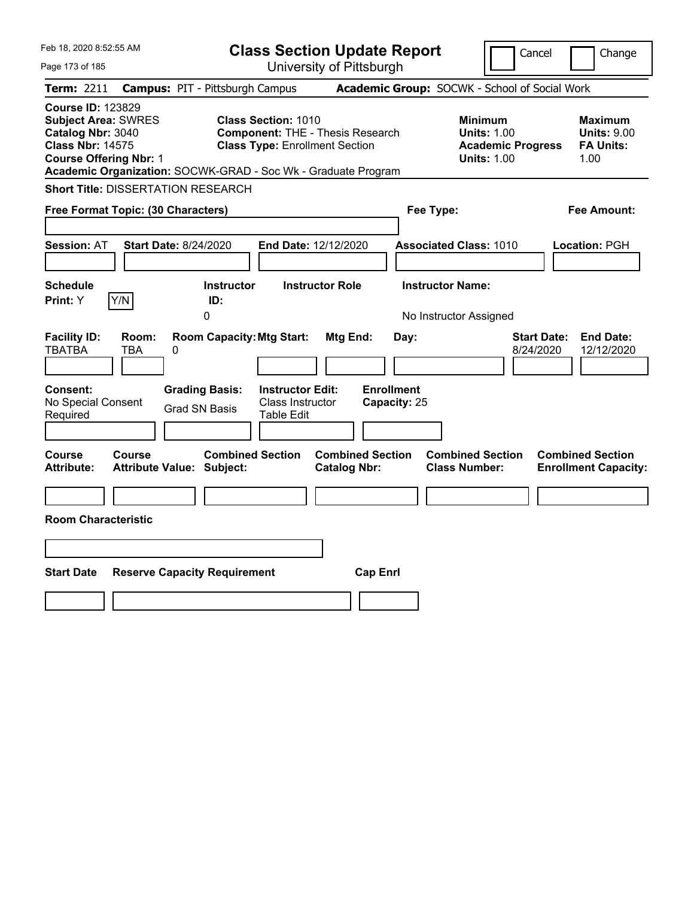Feb 18, 2020 8:52:55 AM

# Class Section Update Report

University of Pittsburgh

Cancel | Change

**Term:** 2211 **Campus:** PIT - Pittsburgh Campus **Academic Group:** SOCWK - School of Social Work

**Course ID:** 123829
**Subject Area:** SWRES
**Catalog Nbr:** 3040
**Class Nbr:** 14575
**Course Offering Nbr:** 1
**Academic Organization:** SOCWK-GRAD - Soc Wk - Graduate Program

**Class Section:** 1010
**Component:** THE - Thesis Research
**Class Type:** Enrollment Section

**Minimum Units:** 1.00
**Academic Progress Units:** 1.00

**Maximum Units:** 9.00
**FA Units:** 1.00

**Short Title:** DISSERTATION RESEARCH

**Free Format Topic: (30 Characters)**

**Fee Type:**

**Fee Amount:**

**Session:** AT **Start Date:** 8/24/2020 **End Date:** 12/12/2020 **Associated Class:** 1010 **Location:** PGH

| Schedule Print: | | Instructor ID: | Instructor Role | Instructor Name: |
|---|---|---|---|---|
| Y | Y/N | 0 | | No Instructor Assigned |

| Facility ID: | Room: | Room Capacity: | Mtg Start: | Mtg End: | Day: | Start Date: | End Date: |
|---|---|---|---|---|---|---|---|
| TBATBA | TBA | 0 | | | | 8/24/2020 | 12/12/2020 |

| Consent: | Grading Basis: | Instructor Edit: | Enrollment Capacity: |
|---|---|---|---|
| No Special Consent Required | Grad SN Basis | Class Instructor Table Edit | 25 |

| Course Attribute: | Course Attribute Value: | Combined Section Subject: | Combined Section Catalog Nbr: | Combined Section Class Number: | Combined Section Enrollment Capacity: |
|---|---|---|---|---|---|
| | | | | | |

**Room Characteristic**

| Start Date | Reserve Capacity Requirement | Cap Enrl |
|---|---|---|
| | | |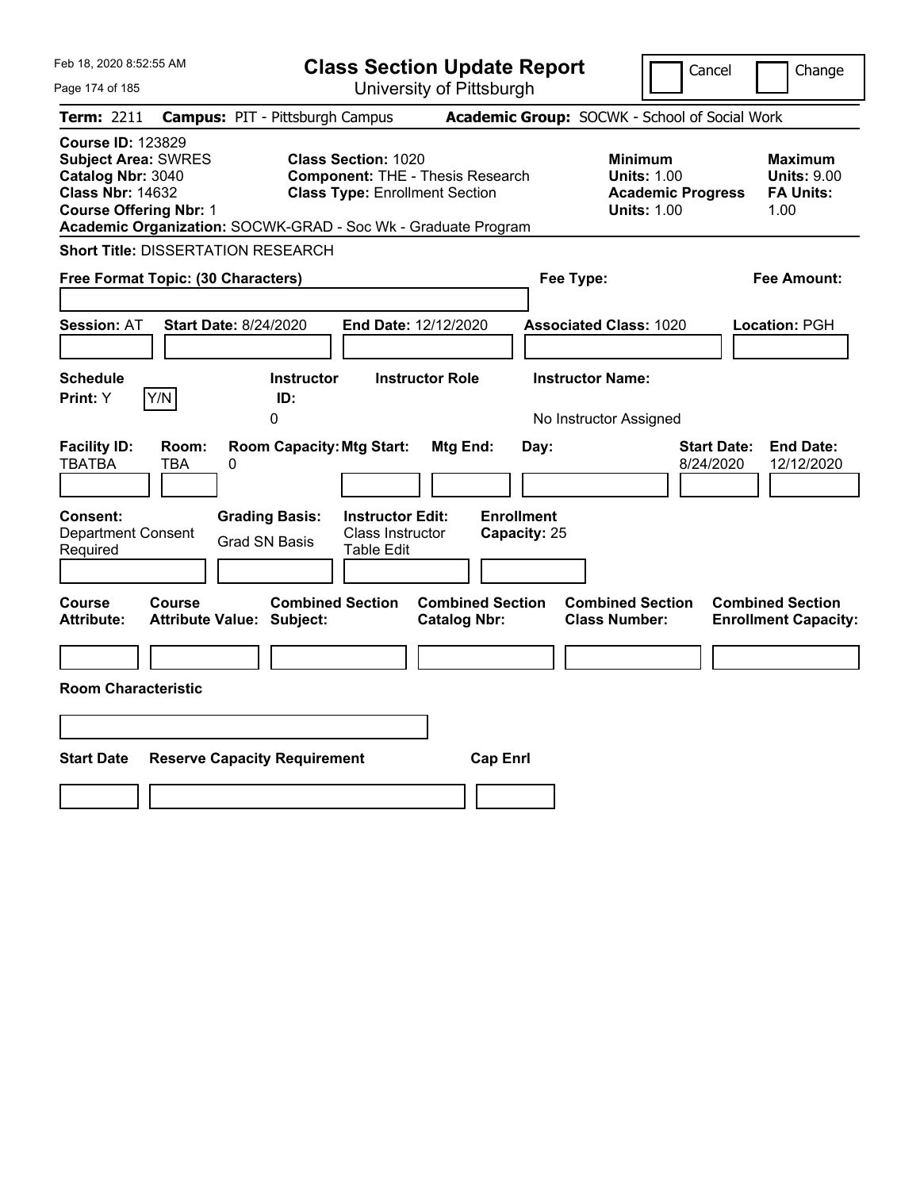# Class Section Update Report

University of Pittsburgh

Feb 18, 2020 8:52:55 AM

Cancel | Change

**Term:** 2211 **Campus:** PIT - Pittsburgh Campus **Academic Group:** SOCWK - School of Social Work

**Course ID:** 123829
**Subject Area:** SWRES
**Catalog Nbr:** 3040
**Class Nbr:** 14632
**Course Offering Nbr:** 1

**Class Section:** 1020
**Component:** THE - Thesis Research
**Class Type:** Enrollment Section

**Minimum Units:** 1.00
**Academic Progress Units:** 1.00

**Maximum Units:** 9.00
**FA Units:** 1.00

**Academic Organization:** SOCWK-GRAD - Soc Wk - Graduate Program

**Short Title:** DISSERTATION RESEARCH

**Free Format Topic: (30 Characters)**

**Fee Type:**

**Fee Amount:**

**Session:** AT **Start Date:** 8/24/2020 **End Date:** 12/12/2020 **Associated Class:** 1020 **Location:** PGH

| Schedule Print | Instructor ID | Instructor Role | Instructor Name |
|---|---|---|---|
| Y (Y/N) | 0 | | No Instructor Assigned |

| Facility ID | Room | Room Capacity | Mtg Start | Mtg End | Day | Start Date | End Date |
|---|---|---|---|---|---|---|---|
| TBATBA | TBA | 0 | | | | 8/24/2020 | 12/12/2020 |

**Consent:** Department Consent Required
**Grading Basis:** Grad SN Basis
**Instructor Edit:** Class Instructor Table Edit
**Enrollment Capacity:** 25

| Course Attribute | Course Attribute Value | Combined Section Subject | Combined Section Catalog Nbr | Combined Section Class Number | Combined Section Enrollment Capacity |
|---|---|---|---|---|---|
| | | | | | |

**Room Characteristic**

| Start Date | Reserve Capacity Requirement | Cap Enrl |
|---|---|---|
| | | |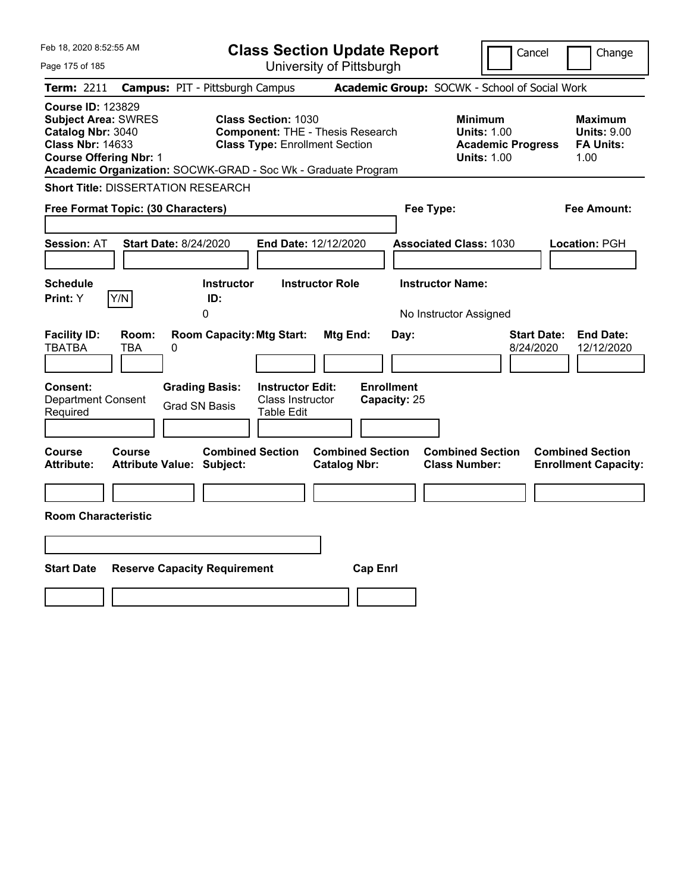# Class Section Update Report

University of Pittsburgh

Cancel | Change

**Term:** 2211 **Campus:** PIT - Pittsburgh Campus **Academic Group:** SOCWK - School of Social Work

**Course ID:** 123829
**Subject Area:** SWRES
**Catalog Nbr:** 3040
**Class Nbr:** 14633
**Course Offering Nbr:** 1

**Class Section:** 1030
**Component:** THE - Thesis Research
**Class Type:** Enrollment Section

**Minimum Units:** 1.00
**Academic Progress Units:** 1.00

**Maximum Units:** 9.00
**FA Units:** 1.00

**Academic Organization:** SOCWK-GRAD - Soc Wk - Graduate Program

**Short Title:** DISSERTATION RESEARCH

**Free Format Topic: (30 Characters)**

**Fee Type:**

**Fee Amount:**

**Session:** AT **Start Date:** 8/24/2020 **End Date:** 12/12/2020 **Associated Class:** 1030 **Location:** PGH

| Schedule Print: | Instructor ID: | Instructor Role | Instructor Name: |
|---|---|---|---|
| Y | 0 | | No Instructor Assigned |

| Facility ID: | Room: | Room Capacity: | Mtg Start: | Mtg End: | Day: | Start Date: | End Date: |
|---|---|---|---|---|---|---|---|
| TBATBA | TBA | 0 | | | | 8/24/2020 | 12/12/2020 |

| Consent: | Grading Basis: | Instructor Edit: | Enrollment Capacity: |
|---|---|---|---|
| Department Consent Required | Grad SN Basis | Class Instructor Table Edit | 25 |

| Course Attribute: | Course Attribute Value: | Combined Section Subject: | Combined Section Catalog Nbr: | Combined Section Class Number: | Combined Section Enrollment Capacity: |
|---|---|---|---|---|---|
| | | | | | |

**Room Characteristic**

| Start Date | Reserve Capacity Requirement | Cap Enrl |
|---|---|---|
| | | |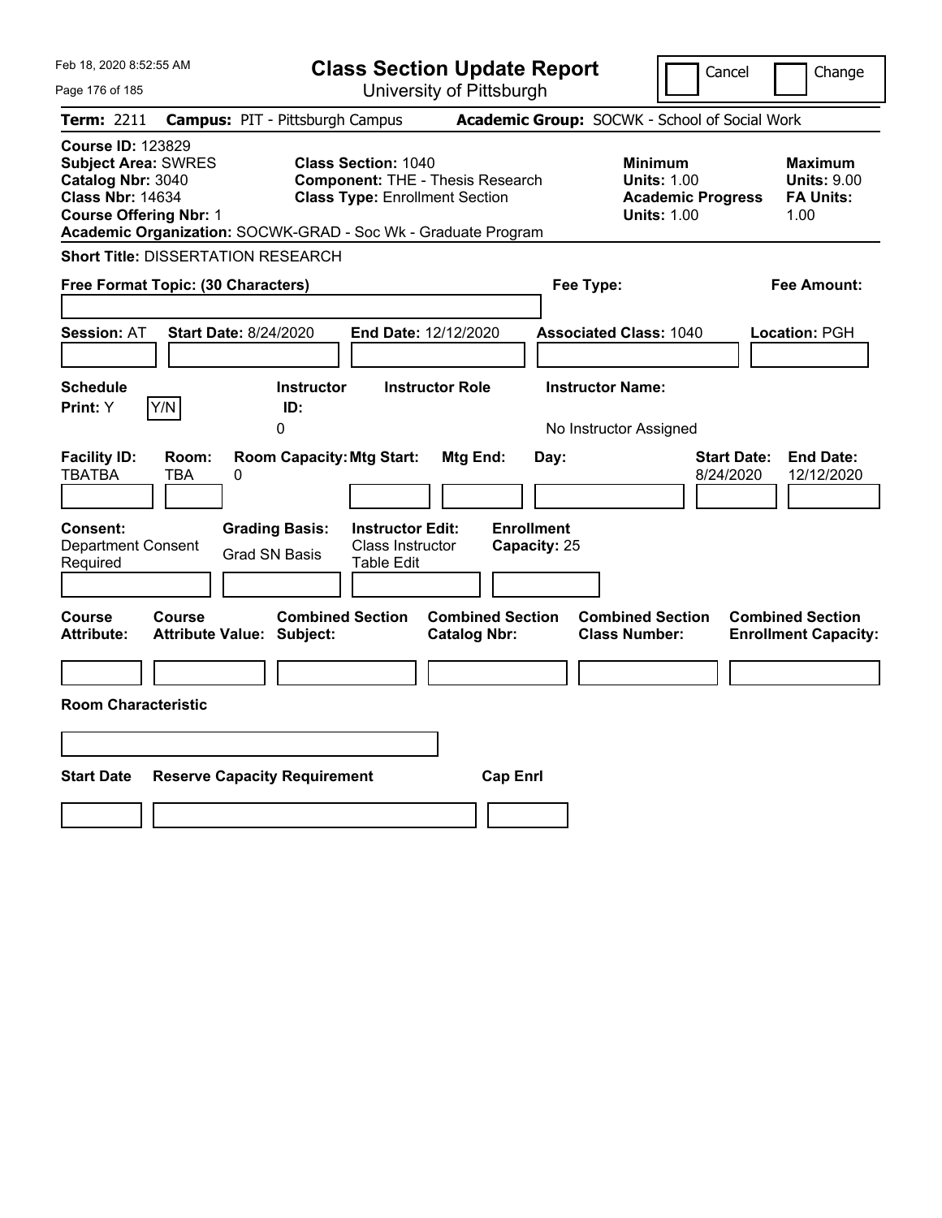# Class Section Update Report

University of Pittsburgh

Feb 18, 2020 8:52:55 AM

Cancel | Change

**Term:** 2211 **Campus:** PIT - Pittsburgh Campus **Academic Group:** SOCWK - School of Social Work

**Course ID:** 123829
**Subject Area:** SWRES
**Catalog Nbr:** 3040
**Class Nbr:** 14634
**Course Offering Nbr:** 1
**Academic Organization:** SOCWK-GRAD - Soc Wk - Graduate Program

**Class Section:** 1040
**Component:** THE - Thesis Research
**Class Type:** Enrollment Section

**Minimum Units:** 1.00
**Academic Progress Units:** 1.00

**Maximum Units:** 9.00
**FA Units:** 1.00

**Short Title:** DISSERTATION RESEARCH

**Free Format Topic: (30 Characters)**

**Fee Type:**

**Fee Amount:**

**Session:** AT **Start Date:** 8/24/2020 **End Date:** 12/12/2020 **Associated Class:** 1040 **Location:** PGH

| Schedule Print: | Instructor ID: | Instructor Role | Instructor Name: |
|---|---|---|---|
| Y | 0 | | No Instructor Assigned |

| Facility ID: | Room: | Room Capacity: | Mtg Start: | Mtg End: | Day: | Start Date: | End Date: |
|---|---|---|---|---|---|---|---|
| TBATBA | TBA | 0 | | | | 8/24/2020 | 12/12/2020 |

| Consent: | Grading Basis: | Instructor Edit: | Enrollment Capacity: |
|---|---|---|---|
| Department Consent Required | Grad SN Basis | Class Instructor Table Edit | 25 |

| Course Attribute: | Course Attribute Value: | Combined Section Subject: | Combined Section Catalog Nbr: | Combined Section Class Number: | Combined Section Enrollment Capacity: |
|---|---|---|---|---|---|
| | | | | | |

**Room Characteristic**

| Start Date | Reserve Capacity Requirement | Cap Enrl |
|---|---|---|
| | | |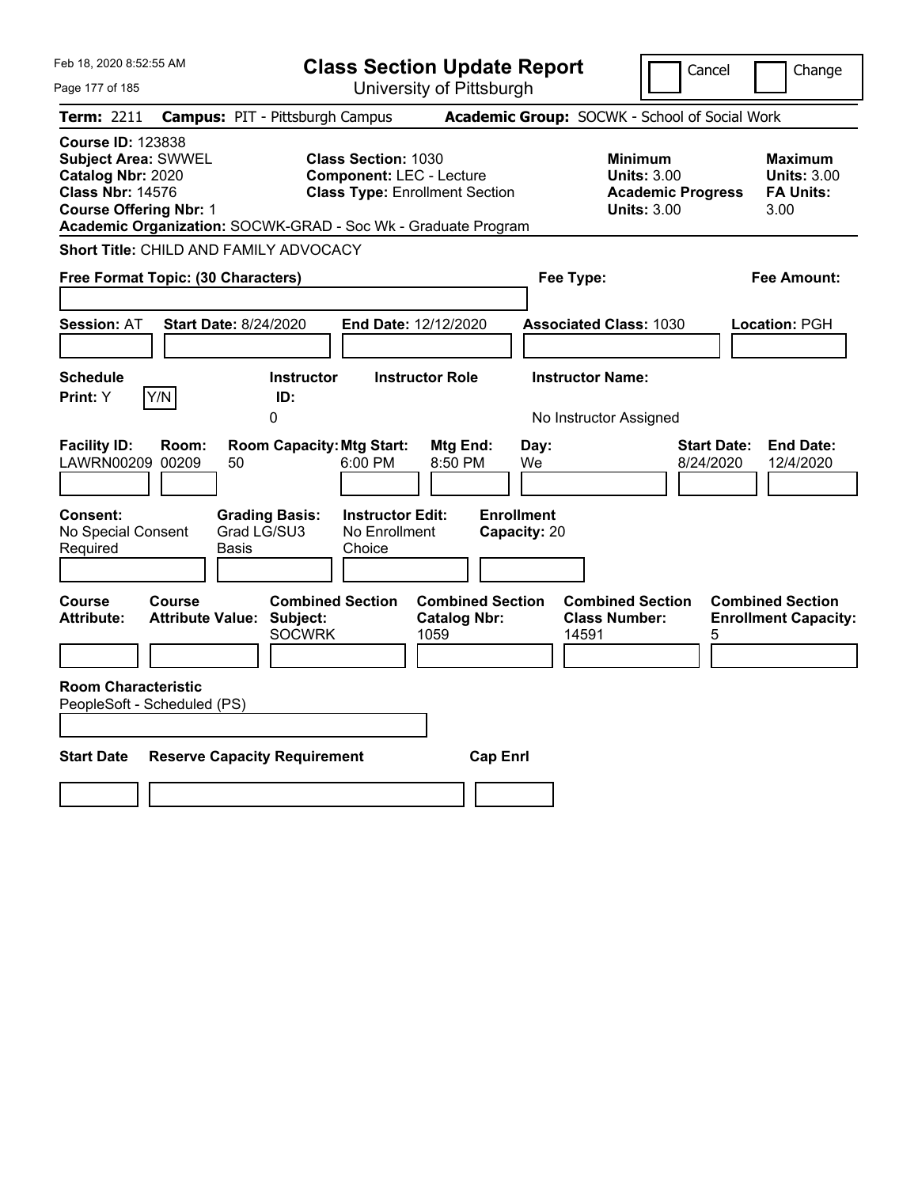# Class Section Update Report

University of Pittsburgh

Feb 18, 2020 8:52:55 AM

Cancel | Change

**Term:** 2211 **Campus:** PIT - Pittsburgh Campus **Academic Group:** SOCWK - School of Social Work

**Course ID:** 123838
**Subject Area:** SWWEL
**Catalog Nbr:** 2020
**Class Nbr:** 14576
**Course Offering Nbr:** 1

**Class Section:** 1030
**Component:** LEC - Lecture
**Class Type:** Enrollment Section

**Minimum Units:** 3.00
**Academic Progress Units:** 3.00

**Maximum Units:** 3.00
**FA Units:** 3.00

**Academic Organization:** SOCWK-GRAD - Soc Wk - Graduate Program

**Short Title:** CHILD AND FAMILY ADVOCACY

**Free Format Topic: (30 Characters)**

**Fee Type:**

**Fee Amount:**

**Session:** AT **Start Date:** 8/24/2020 **End Date:** 12/12/2020 **Associated Class:** 1030 **Location:** PGH

| Schedule Print | Instructor ID | Instructor Role | Instructor Name |
|---|---|---|---|
| Y (Y/N) | 0 | | No Instructor Assigned |

| Facility ID | Room | Room Capacity | Mtg Start | Mtg End | Day | Start Date | End Date |
|---|---|---|---|---|---|---|---|
| LAWRN00209 | 00209 | 50 | 6:00 PM | 8:50 PM | We | 8/24/2020 | 12/4/2020 |

| Consent | Grading Basis | Instructor Edit | Enrollment Capacity |
|---|---|---|---|
| No Special Consent Required | Grad LG/SU3 Basis | No Enrollment Choice | 20 |

| Course Attribute | Course Attribute Value | Combined Section Subject | Combined Section Catalog Nbr | Combined Section Class Number | Combined Section Enrollment Capacity |
|---|---|---|---|---|---|
| | | SOCWRK | 1059 | 14591 | 5 |

**Room Characteristic**
PeopleSoft - Scheduled (PS)

| Start Date | Reserve Capacity Requirement | Cap Enrl |
|---|---|---|
| | | |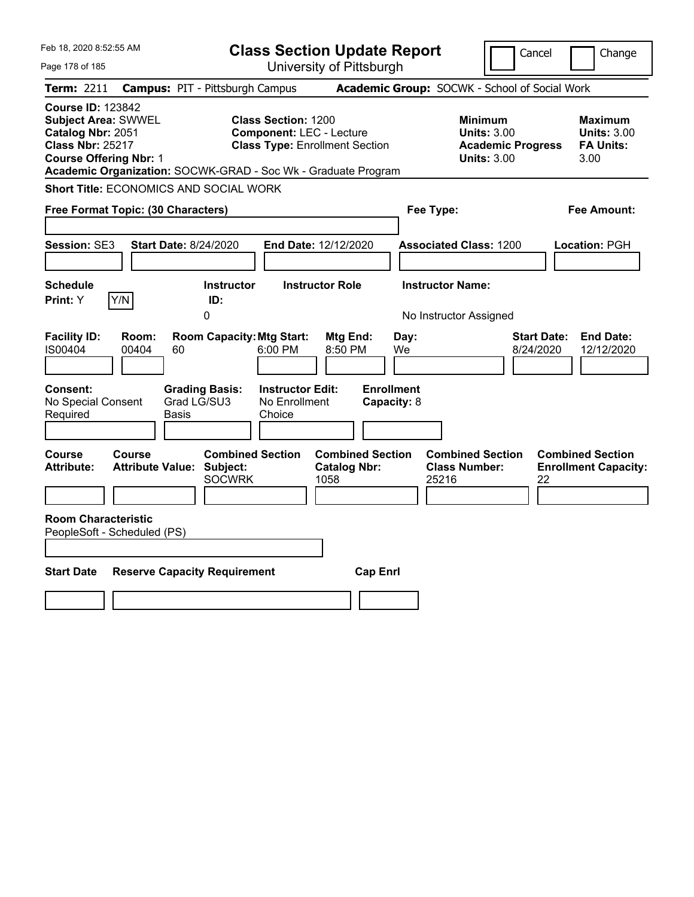# Class Section Update Report

University of Pittsburgh

Cancel | Change

**Term:** 2211 **Campus:** PIT - Pittsburgh Campus **Academic Group:** SOCWK - School of Social Work

**Course ID:** 123842
**Subject Area:** SWWEL
**Catalog Nbr:** 2051
**Class Nbr:** 25217
**Course Offering Nbr:** 1

**Class Section:** 1200
**Component:** LEC - Lecture
**Class Type:** Enrollment Section

**Minimum Units:** 3.00
**Academic Progress Units:** 3.00

**Maximum Units:** 3.00
**FA Units:** 3.00

**Academic Organization:** SOCWK-GRAD - Soc Wk - Graduate Program

**Short Title:** ECONOMICS AND SOCIAL WORK

**Free Format Topic: (30 Characters)**

**Fee Type:**

**Fee Amount:**

**Session:** SE3 **Start Date:** 8/24/2020 **End Date:** 12/12/2020 **Associated Class:** 1200 **Location:** PGH

| Schedule Print | Instructor ID | Instructor Role | Instructor Name |
| --- | --- | --- | --- |
| Y | 0 | | No Instructor Assigned |

| Facility ID | Room | Room Capacity | Mtg Start | Mtg End | Day | Start Date | End Date |
| --- | --- | --- | --- | --- | --- | --- | --- |
| IS00404 | 00404 | 60 | 6:00 PM | 8:50 PM | We | 8/24/2020 | 12/12/2020 |

| Consent | Grading Basis | Instructor Edit | Enrollment Capacity |
| --- | --- | --- | --- |
| No Special Consent Required | Grad LG/SU3 Basis | No Enrollment Choice | 8 |

| Course Attribute | Course Attribute Value | Combined Section Subject | Combined Section Catalog Nbr | Combined Section Class Number | Combined Section Enrollment Capacity |
| --- | --- | --- | --- | --- | --- |
| | | SOCWRK | 1058 | 25216 | 22 |

**Room Characteristic**
PeopleSoft - Scheduled (PS)

| Start Date | Reserve Capacity Requirement | Cap Enrl |
| --- | --- | --- |
| | | |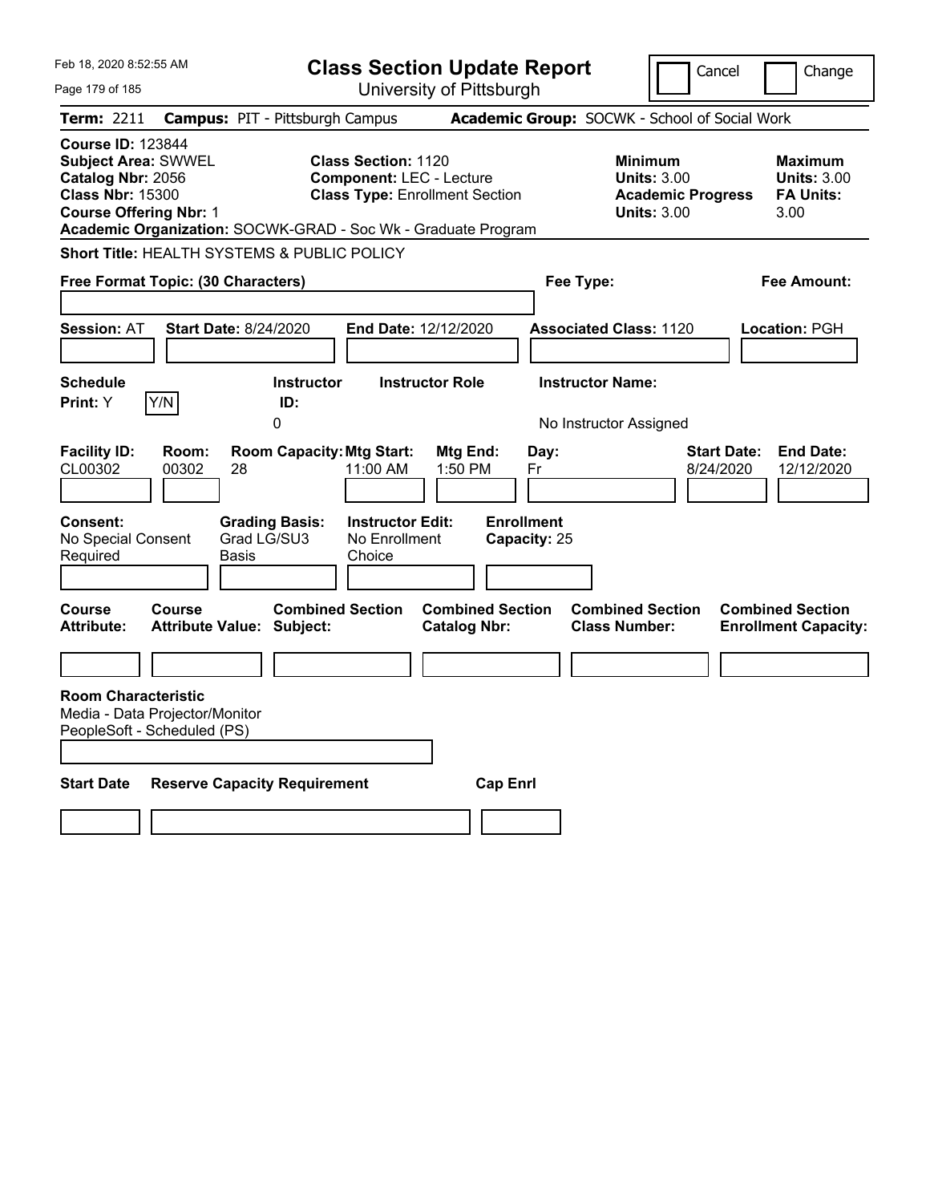Feb 18, 2020 8:52:55 AM

# Class Section Update Report

University of Pittsburgh

Cancel | Change

**Term:** 2211 **Campus:** PIT - Pittsburgh Campus **Academic Group:** SOCWK - School of Social Work

**Course ID:** 123844
**Subject Area:** SWWEL
**Catalog Nbr:** 2056
**Class Nbr:** 15300
**Course Offering Nbr:** 1
**Academic Organization:** SOCWK-GRAD - Soc Wk - Graduate Program

**Class Section:** 1120
**Component:** LEC - Lecture
**Class Type:** Enrollment Section

**Minimum Units:** 3.00
**Academic Progress Units:** 3.00

**Maximum Units:** 3.00
**FA Units:** 3.00

**Short Title:** HEALTH SYSTEMS & PUBLIC POLICY

**Free Format Topic: (30 Characters)**

**Fee Type:**

**Fee Amount:**

**Session:** AT **Start Date:** 8/24/2020 **End Date:** 12/12/2020 **Associated Class:** 1120 **Location:** PGH

| Schedule Print | Instructor ID | Instructor Role | Instructor Name |
|---|---|---|---|
| Y | 0 | | No Instructor Assigned |

| Facility ID | Room | Room Capacity | Mtg Start | Mtg End | Day | Start Date | End Date |
|---|---|---|---|---|---|---|---|
| CL00302 | 00302 | 28 | 11:00 AM | 1:50 PM | Fr | 8/24/2020 | 12/12/2020 |

| Consent | Grading Basis | Instructor Edit | Enrollment Capacity |
|---|---|---|---|
| No Special Consent Required | Grad LG/SU3 Basis | No Enrollment Choice | 25 |

| Course Attribute | Course Attribute Value | Combined Section Subject | Combined Section Catalog Nbr | Combined Section Class Number | Combined Section Enrollment Capacity |
|---|---|---|---|---|---|
| | | | | | |

**Room Characteristic**
Media - Data Projector/Monitor
PeopleSoft - Scheduled (PS)

| Start Date | Reserve Capacity Requirement | Cap Enrl |
|---|---|---|
| | | |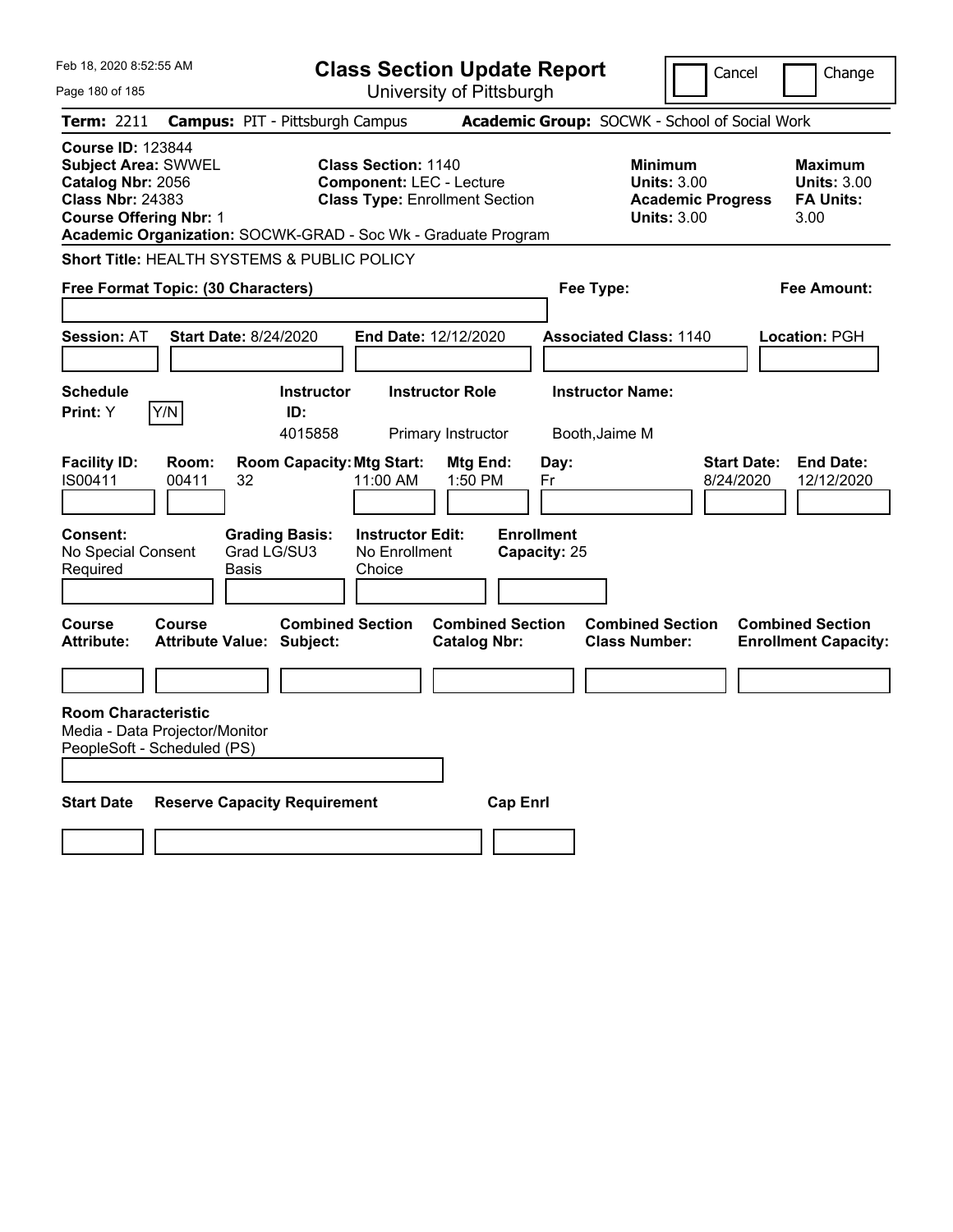Feb 18, 2020 8:52:55 AM

# Class Section Update Report

University of Pittsburgh

Cancel | Change

**Term:** 2211 **Campus:** PIT - Pittsburgh Campus **Academic Group:** SOCWK - School of Social Work

**Course ID:** 123844
**Subject Area:** SWWEL
**Catalog Nbr:** 2056
**Class Nbr:** 24383
**Course Offering Nbr:** 1

**Class Section:** 1140
**Component:** LEC - Lecture
**Class Type:** Enrollment Section

**Minimum Units:** 3.00
**Academic Progress Units:** 3.00

**Maximum Units:** 3.00
**FA Units:** 3.00

**Academic Organization:** SOCWK-GRAD - Soc Wk - Graduate Program

**Short Title:** HEALTH SYSTEMS & PUBLIC POLICY

**Free Format Topic: (30 Characters)** **Fee Type:** **Fee Amount:**

**Session:** AT **Start Date:** 8/24/2020 **End Date:** 12/12/2020 **Associated Class:** 1140 **Location:** PGH

| Schedule Print | Y/N | Instructor ID | Instructor Role | Instructor Name |
|---|---|---|---|---|
| Y | | 4015858 | Primary Instructor | Booth,Jaime M |

| Facility ID | Room | Room Capacity | Mtg Start | Mtg End | Day | Start Date | End Date |
|---|---|---|---|---|---|---|---|
| IS00411 | 00411 | 32 | 11:00 AM | 1:50 PM | Fr | 8/24/2020 | 12/12/2020 |

| Consent | Grading Basis | Instructor Edit | Enrollment Capacity |
|---|---|---|---|
| No Special Consent Required | Grad LG/SU3 Basis | No Enrollment Choice | 25 |

| Course Attribute | Course Attribute Value | Combined Section Subject | Combined Section Catalog Nbr | Combined Section Class Number | Combined Section Enrollment Capacity |
|---|---|---|---|---|---|
| | | | | | |

**Room Characteristic**
Media - Data Projector/Monitor
PeopleSoft - Scheduled (PS)

| Start Date | Reserve Capacity Requirement | Cap Enrl |
|---|---|---|
| | | |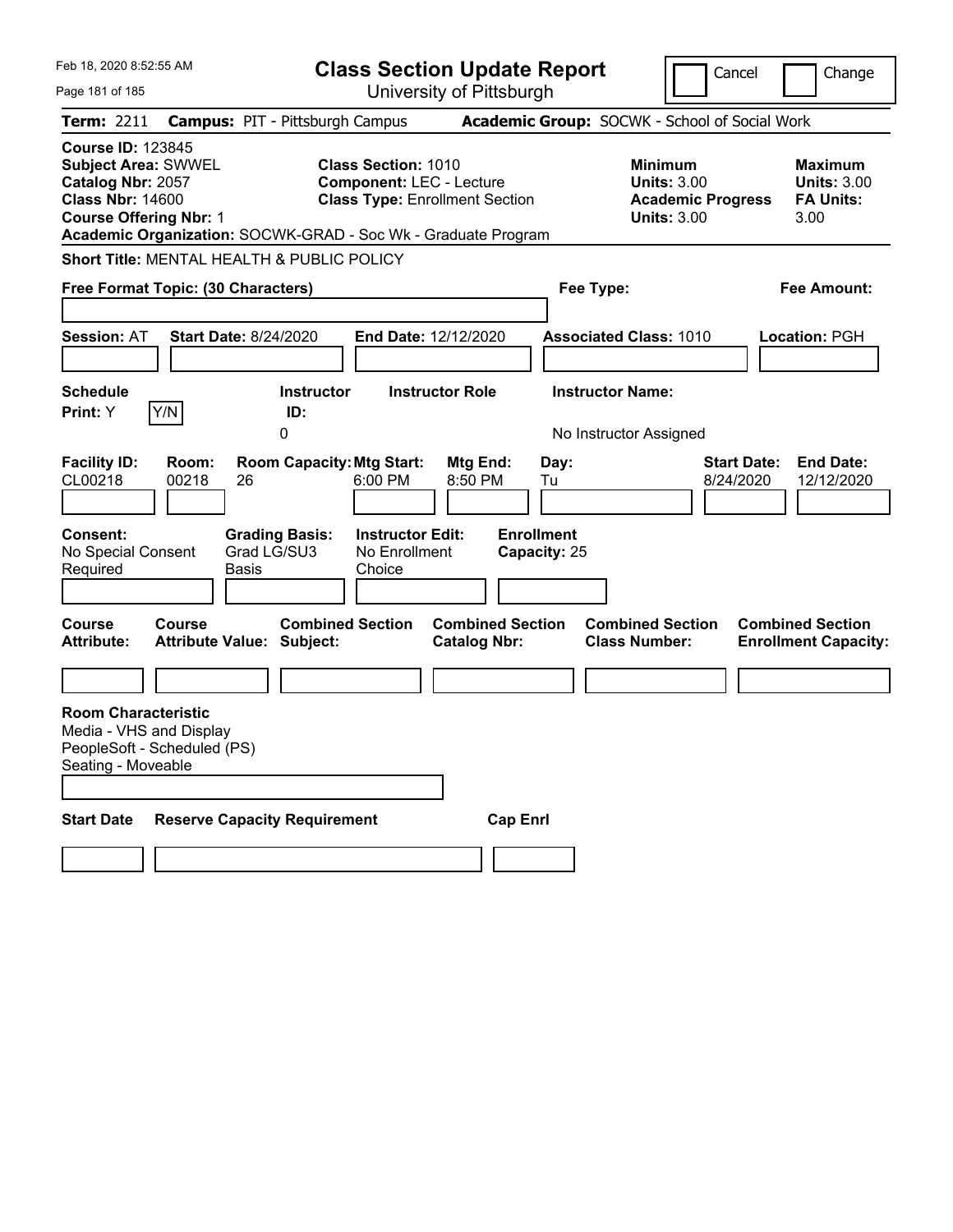Feb 18, 2020 8:52:55 AM

# Class Section Update Report

University of Pittsburgh

Cancel | Change

**Term:** 2211 **Campus:** PIT - Pittsburgh Campus **Academic Group:** SOCWK - School of Social Work

**Course ID:** 123845
**Subject Area:** SWWEL
**Catalog Nbr:** 2057
**Class Nbr:** 14600
**Course Offering Nbr:** 1
**Academic Organization:** SOCWK-GRAD - Soc Wk - Graduate Program

**Class Section:** 1010
**Component:** LEC - Lecture
**Class Type:** Enrollment Section

**Minimum Units:** 3.00
**Academic Progress Units:** 3.00

**Maximum Units:** 3.00
**FA Units:** 3.00

**Short Title:** MENTAL HEALTH & PUBLIC POLICY

**Free Format Topic: (30 Characters)**

**Fee Type:**

**Fee Amount:**

**Session:** AT **Start Date:** 8/24/2020 **End Date:** 12/12/2020 **Associated Class:** 1010 **Location:** PGH

| Schedule Print: | Instructor ID: | Instructor Role | Instructor Name: |
|---|---|---|---|
| Y Y/N | 0 | | No Instructor Assigned |

| Facility ID: | Room: | Room Capacity: | Mtg Start: | Mtg End: | Day: | Start Date: | End Date: |
|---|---|---|---|---|---|---|---|
| CL00218 | 00218 | 26 | 6:00 PM | 8:50 PM | Tu | 8/24/2020 | 12/12/2020 |

| Consent: | Grading Basis: | Instructor Edit: | Enrollment Capacity: |
|---|---|---|---|
| No Special Consent Required | Grad LG/SU3 Basis | No Enrollment Choice | 25 |

| Course Attribute: | Course Attribute Value: | Combined Section Subject: | Combined Section Catalog Nbr: | Combined Section Class Number: | Combined Section Enrollment Capacity: |
|---|---|---|---|---|---|
| | | | | | |

**Room Characteristic**
Media - VHS and Display
PeopleSoft - Scheduled (PS)
Seating - Moveable

| Start Date | Reserve Capacity Requirement | Cap Enrl |
|---|---|---|
| | | |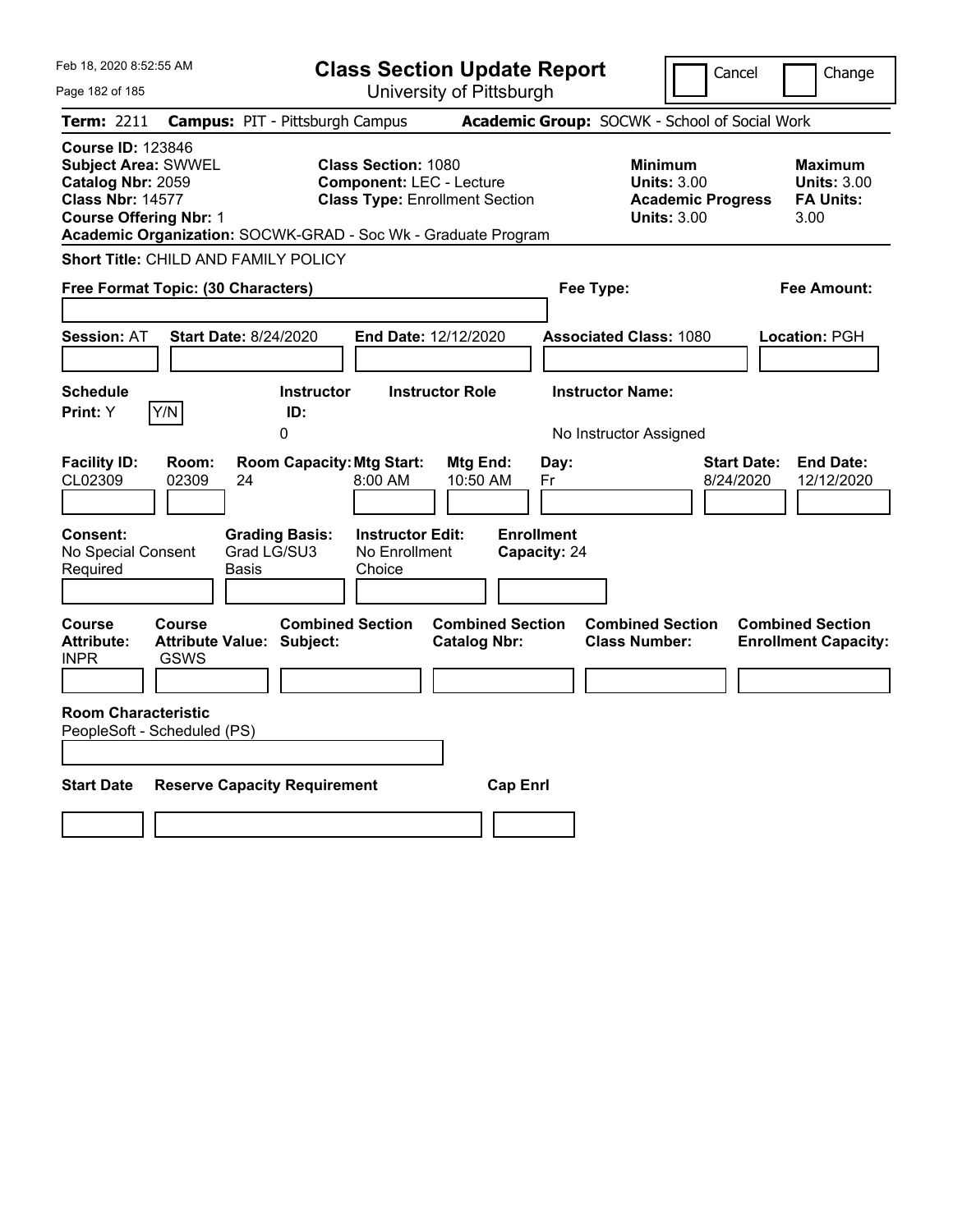Feb 18, 2020 8:52:55 AM

# Class Section Update Report

University of Pittsburgh

Cancel | Change

**Term:** 2211 **Campus:** PIT - Pittsburgh Campus **Academic Group:** SOCWK - School of Social Work

**Course ID:** 123846
**Subject Area:** SWWEL
**Catalog Nbr:** 2059
**Class Nbr:** 14577
**Course Offering Nbr:** 1

**Class Section:** 1080
**Component:** LEC - Lecture
**Class Type:** Enrollment Section

**Minimum Units:** 3.00
**Academic Progress Units:** 3.00

**Maximum Units:** 3.00
**FA Units:** 3.00

**Academic Organization:** SOCWK-GRAD - Soc Wk - Graduate Program

**Short Title:** CHILD AND FAMILY POLICY

**Free Format Topic: (30 Characters)** **Fee Type:** **Fee Amount:**

**Session:** AT **Start Date:** 8/24/2020 **End Date:** 12/12/2020 **Associated Class:** 1080 **Location:** PGH

| Schedule Print | Instructor ID | Instructor Role | Instructor Name |
|---|---|---|---|
| Y (Y/N) | 0 | | No Instructor Assigned |

| Facility ID | Room | Room Capacity | Mtg Start | Mtg End | Day | Start Date | End Date |
|---|---|---|---|---|---|---|---|
| CL02309 | 02309 | 24 | 8:00 AM | 10:50 AM | Fr | 8/24/2020 | 12/12/2020 |

| Consent | Grading Basis | Instructor Edit | Enrollment Capacity |
|---|---|---|---|
| No Special Consent Required | Grad LG/SU3 Basis | No Enrollment Choice | 24 |

| Course Attribute | Course Attribute Value | Combined Section Subject | Combined Section Catalog Nbr | Combined Section Class Number | Combined Section Enrollment Capacity |
|---|---|---|---|---|---|
| INPR | GSWS | | | | |

**Room Characteristic**
PeopleSoft - Scheduled (PS)

| Start Date | Reserve Capacity Requirement | Cap Enrl |
|---|---|---|
| | | |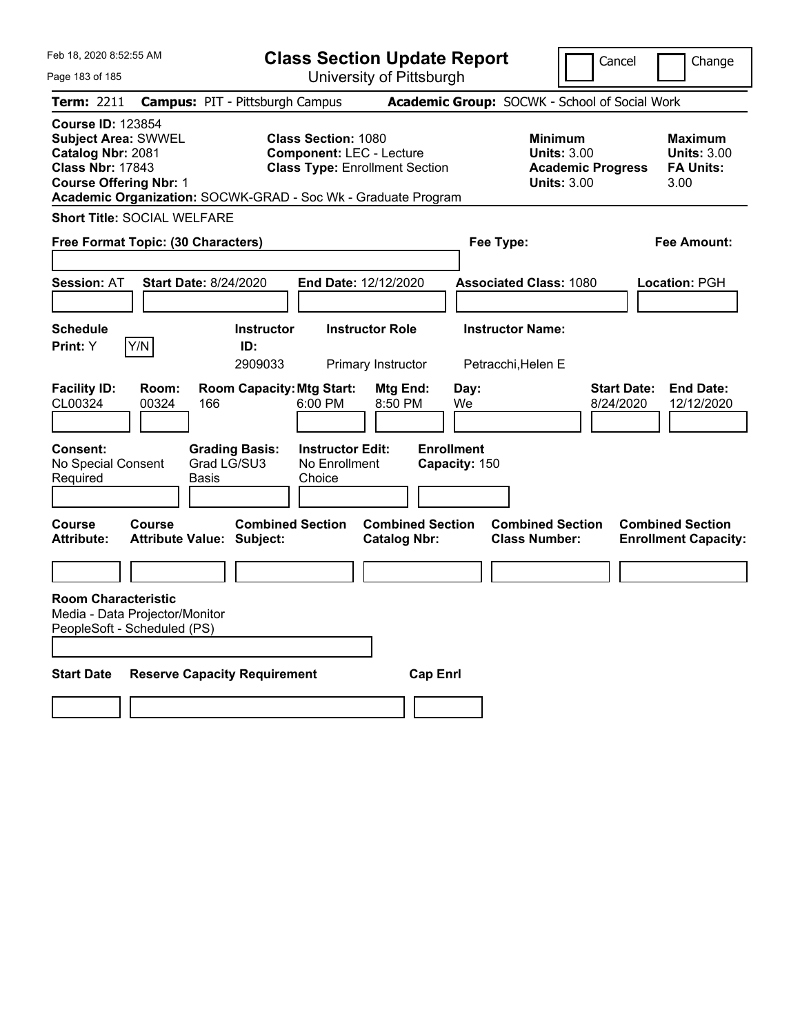Feb 18, 2020 8:52:55 AM

# Class Section Update Report

University of Pittsburgh

Cancel | Change

**Term:** 2211 **Campus:** PIT - Pittsburgh Campus **Academic Group:** SOCWK - School of Social Work

**Course ID:** 123854
**Subject Area:** SWWEL
**Catalog Nbr:** 2081
**Class Nbr:** 17843
**Course Offering Nbr:** 1

**Class Section:** 1080
**Component:** LEC - Lecture
**Class Type:** Enrollment Section

**Minimum Units:** 3.00
**Academic Progress Units:** 3.00

**Maximum Units:** 3.00
**FA Units:** 3.00

**Academic Organization:** SOCWK-GRAD - Soc Wk - Graduate Program

**Short Title:** SOCIAL WELFARE

**Free Format Topic: (30 Characters)**

**Fee Type:**

**Fee Amount:**

**Session:** AT **Start Date:** 8/24/2020 **End Date:** 12/12/2020 **Associated Class:** 1080 **Location:** PGH

| Schedule Print: | Instructor ID: | Instructor Role | Instructor Name: |
|---|---|---|---|
| Y Y/N | 2909033 | Primary Instructor | Petracchi,Helen E |

| Facility ID: | Room: | Room Capacity: | Mtg Start: | Mtg End: | Day: | Start Date: | End Date: |
|---|---|---|---|---|---|---|---|
| CL00324 | 00324 | 166 | 6:00 PM | 8:50 PM | We | 8/24/2020 | 12/12/2020 |

| Consent: | Grading Basis: | Instructor Edit: | Enrollment Capacity: |
|---|---|---|---|
| No Special Consent Required | Grad LG/SU3 Basis | No Enrollment Choice | 150 |

| Course Attribute: | Course Attribute Value: | Combined Section Subject: | Combined Section Catalog Nbr: | Combined Section Class Number: | Combined Section Enrollment Capacity: |
|---|---|---|---|---|---|
| | | | | | |

**Room Characteristic**
Media - Data Projector/Monitor
PeopleSoft - Scheduled (PS)

| Start Date | Reserve Capacity Requirement | Cap Enrl |
|---|---|---|
| | | |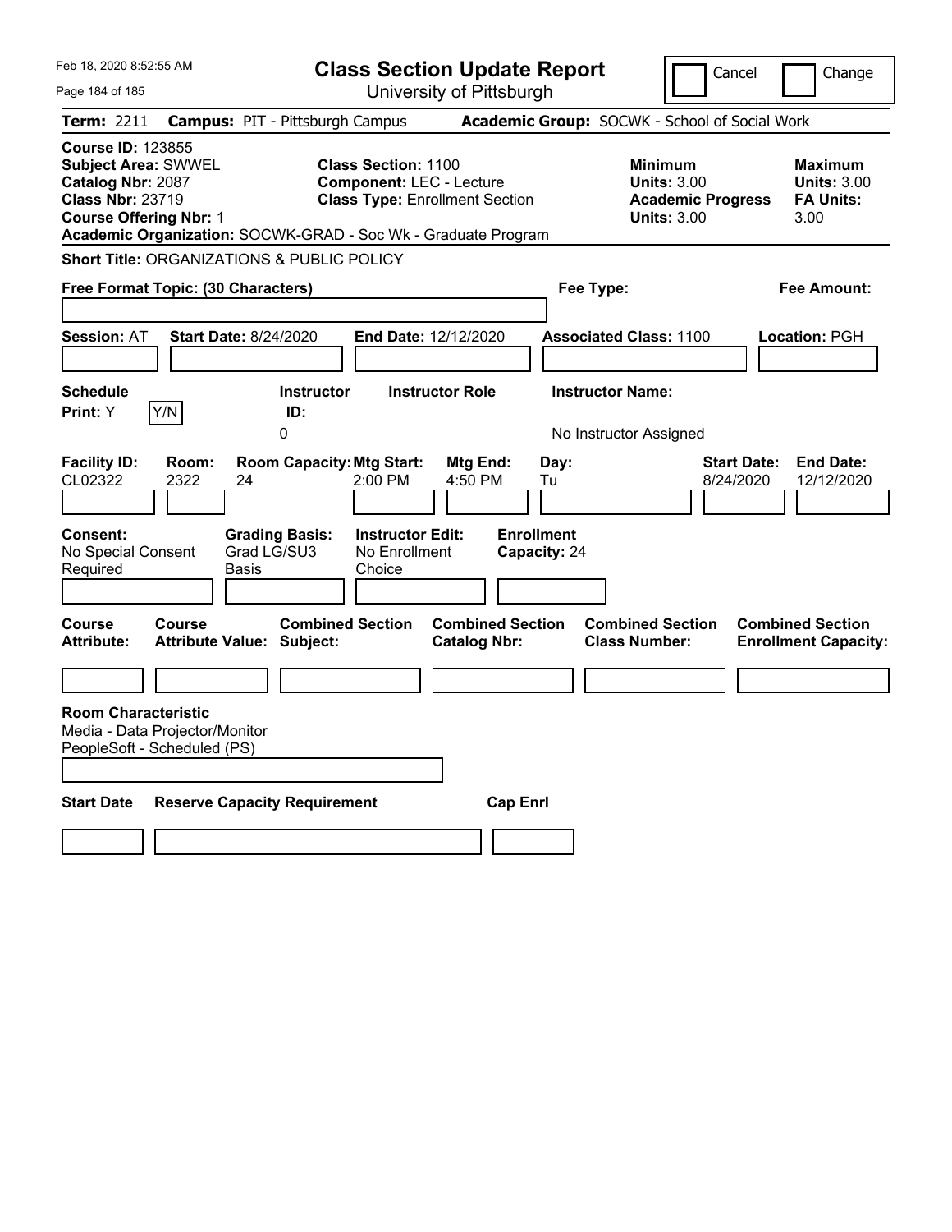Feb 18, 2020 8:52:55 AM

# Class Section Update Report

University of Pittsburgh

Cancel | Change

**Term:** 2211 **Campus:** PIT - Pittsburgh Campus **Academic Group:** SOCWK - School of Social Work

**Course ID:** 123855
**Subject Area:** SWWEL
**Catalog Nbr:** 2087
**Class Nbr:** 23719
**Course Offering Nbr:** 1

**Class Section:** 1100
**Component:** LEC - Lecture
**Class Type:** Enrollment Section

**Minimum Units:** 3.00
**Academic Progress Units:** 3.00

**Maximum Units:** 3.00
**FA Units:** 3.00

**Academic Organization:** SOCWK-GRAD - Soc Wk - Graduate Program

**Short Title:** ORGANIZATIONS & PUBLIC POLICY

**Free Format Topic: (30 Characters)**

**Fee Type:**

**Fee Amount:**

**Session:** AT **Start Date:** 8/24/2020 **End Date:** 12/12/2020 **Associated Class:** 1100 **Location:** PGH

| Schedule Print: | | Instructor ID: | Instructor Role | Instructor Name: |
|---|---|---|---|---|
| Y | Y/N | 0 | | No Instructor Assigned |

| Facility ID: | Room: | Room Capacity: | Mtg Start: | Mtg End: | Day: | Start Date: | End Date: |
|---|---|---|---|---|---|---|---|
| CL02322 | 2322 | 24 | 2:00 PM | 4:50 PM | Tu | 8/24/2020 | 12/12/2020 |

| Consent: | Grading Basis: | Instructor Edit: | Enrollment Capacity: |
|---|---|---|---|
| No Special Consent Required | Grad LG/SU3 Basis | No Enrollment Choice | 24 |

| Course Attribute: | Course Attribute Value: | Combined Section Subject: | Combined Section Catalog Nbr: | Combined Section Class Number: | Combined Section Enrollment Capacity: |
|---|---|---|---|---|---|
| | | | | | |

**Room Characteristic**
Media - Data Projector/Monitor
PeopleSoft - Scheduled (PS)

| Start Date | Reserve Capacity Requirement | Cap Enrl |
|---|---|---|
| | | |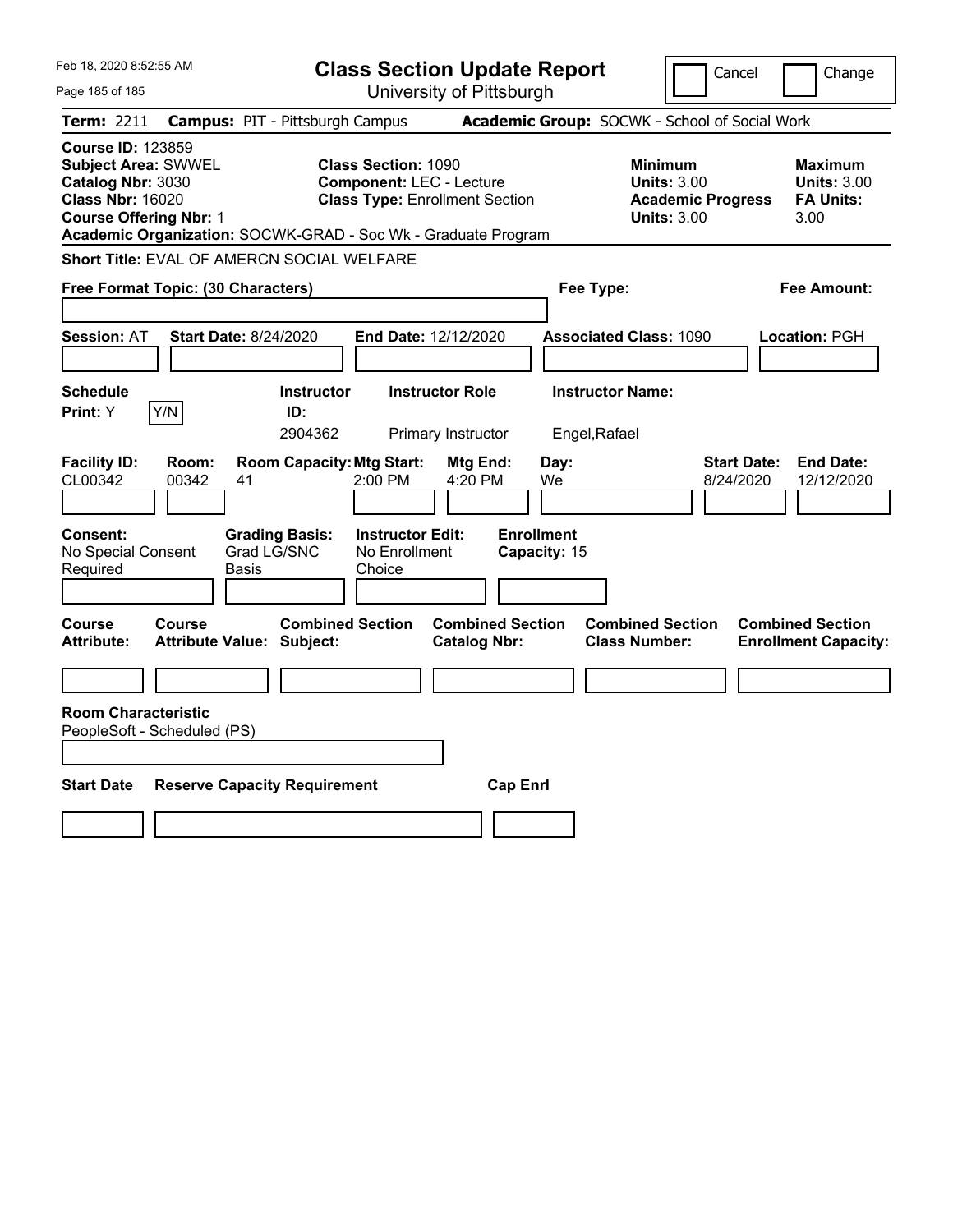# Class Section Update Report

University of Pittsburgh

Feb 18, 2020 8:52:55 AM

Cancel | Change

**Term:** 2211 **Campus:** PIT - Pittsburgh Campus **Academic Group:** SOCWK - School of Social Work

**Course ID:** 123859
**Subject Area:** SWWEL
**Catalog Nbr:** 3030
**Class Nbr:** 16020
**Course Offering Nbr:** 1

**Class Section:** 1090
**Component:** LEC - Lecture
**Class Type:** Enrollment Section

**Minimum Units:** 3.00
**Academic Progress Units:** 3.00

**Maximum Units:** 3.00
**FA Units:** 3.00

**Academic Organization:** SOCWK-GRAD - Soc Wk - Graduate Program

**Short Title:** EVAL OF AMERCN SOCIAL WELFARE

**Free Format Topic: (30 Characters)**

**Fee Type:**

**Fee Amount:**

**Session:** AT **Start Date:** 8/24/2020 **End Date:** 12/12/2020 **Associated Class:** 1090 **Location:** PGH

| Schedule Print | Instructor ID | Instructor Role | Instructor Name |
|---|---|---|---|
| Y | 2904362 | Primary Instructor | Engel,Rafael |

| Facility ID | Room | Room Capacity | Mtg Start | Mtg End | Day | Start Date | End Date |
|---|---|---|---|---|---|---|---|
| CL00342 | 00342 | 41 | 2:00 PM | 4:20 PM | We | 8/24/2020 | 12/12/2020 |

| Consent | Grading Basis | Instructor Edit | Enrollment Capacity |
|---|---|---|---|
| No Special Consent Required | Grad LG/SNC Basis | No Enrollment Choice | 15 |

| Course Attribute | Course Attribute Value | Combined Section Subject | Combined Section Catalog Nbr | Combined Section Class Number | Combined Section Enrollment Capacity |
|---|---|---|---|---|---|
| | | | | | |

**Room Characteristic**
PeopleSoft - Scheduled (PS)

| Start Date | Reserve Capacity Requirement | Cap Enrl |
|---|---|---|
| | | |